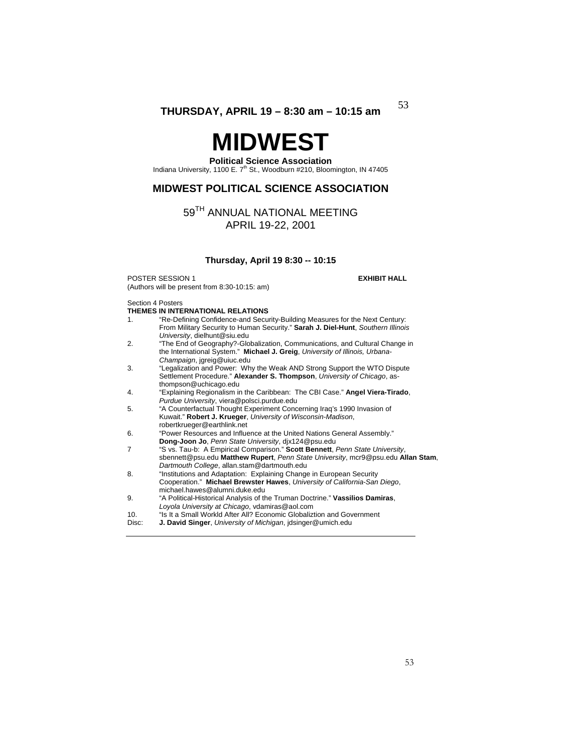**THURSDAY, APRIL 19 – 8:30 am – 10:15 am**

# MIDWEST

**Political Science Association**
Indiana University, 1100 E. 7th St., Woodburn #210, Bloomington, IN 47405

## MIDWEST POLITICAL SCIENCE ASSOCIATION

59TH ANNUAL NATIONAL MEETING
APRIL 19-22, 2001

### Thursday, April 19 8:30 -- 10:15

POSTER SESSION 1 **EXHIBIT HALL**
(Authors will be present from 8:30-10:15: am)

Section 4 Posters
**THEMES IN INTERNATIONAL RELATIONS**

1. "Re-Defining Confidence-and Security-Building Measures for the Next Century: From Military Security to Human Security." **Sarah J. Diel-Hunt**, *Southern Illinois University*, dielhunt@siu.edu
2. "The End of Geography?-Globalization, Communications, and Cultural Change in the International System." **Michael J. Greig**, *University of Illinois, Urbana-Champaign*, jgreig@uiuc.edu
3. "Legalization and Power: Why the Weak AND Strong Support the WTO Dispute Settlement Procedure." **Alexander S. Thompson**, *University of Chicago*, as-thompson@uchicago.edu
4. "Explaining Regionalism in the Caribbean: The CBI Case." **Angel Viera-Tirado**, *Purdue University*, viera@polsci.purdue.edu
5. "A Counterfactual Thought Experiment Concerning Iraq's 1990 Invasion of Kuwait." **Robert J. Krueger**, *University of Wisconsin-Madison*, robertkrueger@earthlink.net
6. "Power Resources and Influence at the United Nations General Assembly." **Dong-Joon Jo**, *Penn State University*, djx124@psu.edu
7. "S vs. Tau-b: A Empirical Comparison." **Scott Bennett**, *Penn State University*, sbennett@psu.edu **Matthew Rupert**, *Penn State University*, mcr9@psu.edu **Allan Stam**, *Dartmouth College*, allan.stam@dartmouth.edu
8. "Institutions and Adaptation: Explaining Change in European Security Cooperation." **Michael Brewster Hawes**, *University of California-San Diego*, michael.hawes@alumni.duke.edu
9. "A Political-Historical Analysis of the Truman Doctrine." **Vassilios Damiras**, *Loyola University at Chicago*, vdamiras@aol.com
10. "Is It a Small Workld After All? Economic Globaliztion and Government

Disc: **J. David Singer**, *University of Michigan*, jdsinger@umich.edu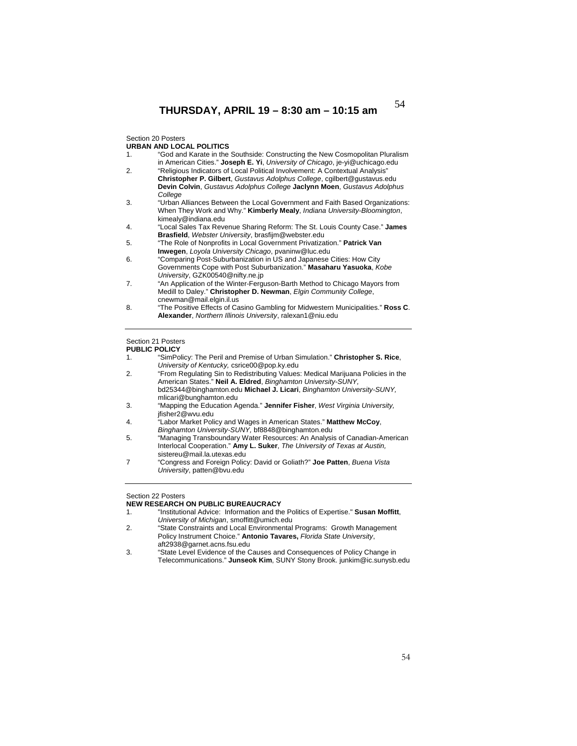## THURSDAY, APRIL 19 – 8:30 am – 10:15 am

Section 20 Posters
**URBAN AND LOCAL POLITICS**

1. "God and Karate in the Southside: Constructing the New Cosmopolitan Pluralism in American Cities." **Joseph E. Yi**, *University of Chicago*, je-yi@uchicago.edu
2. "Religious Indicators of Local Political Involvement: A Contextual Analysis" **Christopher P. Gilbert**, *Gustavus Adolphus College*, cgilbert@gustavus.edu **Devin Colvin**, *Gustavus Adolphus College* **Jaclynn Moen**, *Gustavus Adolphus College*
3. "Urban Alliances Between the Local Government and Faith Based Organizations: When They Work and Why." **Kimberly Mealy**, *Indiana University-Bloomington*, kimealy@indiana.edu
4. "Local Sales Tax Revenue Sharing Reform: The St. Louis County Case." **James Brasfield**, *Webster University*, brasfijm@webster.edu
5. "The Role of Nonprofits in Local Government Privatization." **Patrick Van Inwegen**, *Loyola University Chicago*, pvaninw@luc.edu
6. "Comparing Post-Suburbanization in US and Japanese Cities: How City Governments Cope with Post Suburbanization." **Masaharu Yasuoka**, *Kobe University*, GZK00540@nifty.ne.jp
7. "An Application of the Winter-Ferguson-Barth Method to Chicago Mayors from Medill to Daley." **Christopher D. Newman**, *Elgin Community College*, cnewman@mail.elgin.il.us
8. "The Positive Effects of Casino Gambling for Midwestern Municipalities." **Ross C. Alexander**, *Northern Illinois University*, ralexan1@niu.edu

---

Section 21 Posters
**PUBLIC POLICY**

1. "SimPolicy: The Peril and Premise of Urban Simulation." **Christopher S. Rice**, *University of Kentucky,* csrice00@pop.ky.edu
2. "From Regulating Sin to Redistributing Values: Medical Marijuana Policies in the American States." **Neil A. Eldred**, *Binghamton University-SUNY,* bd25344@binghamton.edu **Michael J. Licari**, *Binghamton University-SUNY,* mlicari@bunghamton.edu
3. "Mapping the Education Agenda." **Jennifer Fisher**, *West Virginia University,* jfisher2@wvu.edu
4. "Labor Market Policy and Wages in American States." **Matthew McCoy**, *Binghamton University-SUNY,* bf8848@binghamton.edu
5. "Managing Transboundary Water Resources: An Analysis of Canadian-American Interlocal Cooperation." **Amy L. Suker**, *The University of Texas at Austin,* sistereu@mail.la.utexas.edu

7 "Congress and Foreign Policy: David or Goliath?" **Joe Patten**, *Buena Vista University*, patten@bvu.edu

---

Section 22 Posters
**NEW RESEARCH ON PUBLIC BUREAUCRACY**

1. "Institutional Advice: Information and the Politics of Expertise." **Susan Moffitt**, *University of Michigan*, smoffitt@umich.edu
2. "State Constraints and Local Environmental Programs: Growth Management Policy Instrument Choice." **Antonio Tavares,** *Florida State University*, aft2938@garnet.acns.fsu.edu
3. "State Level Evidence of the Causes and Consequences of Policy Change in Telecommunications." **Junseok Kim**, SUNY Stony Brook. junkim@ic.sunysb.edu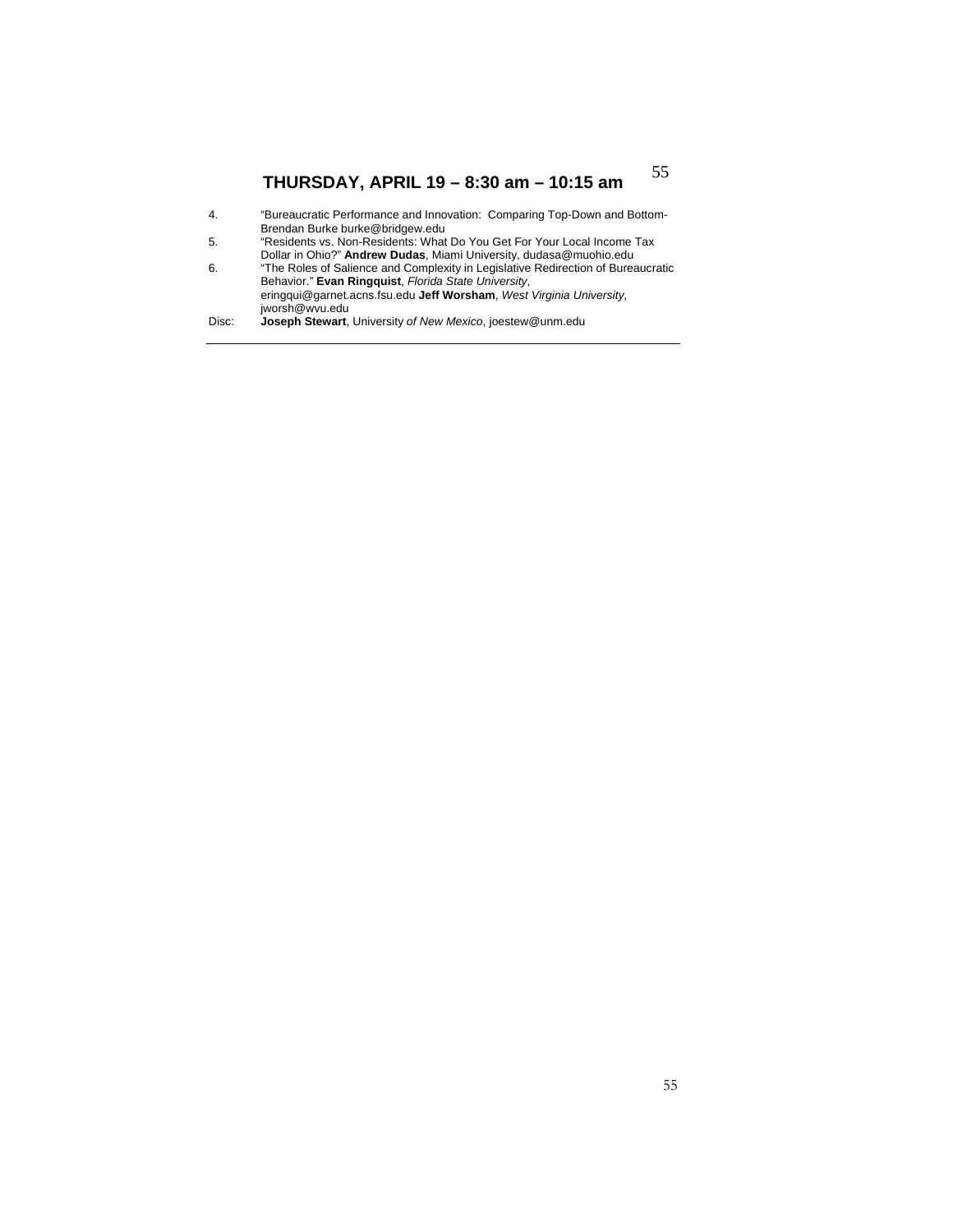## THURSDAY, APRIL 19 – 8:30 am – 10:15 am

4. "Bureaucratic Performance and Innovation: Comparing Top-Down and Bottom-Brendan Burke burke@bridgew.edu
5. "Residents vs. Non-Residents: What Do You Get For Your Local Income Tax Dollar in Ohio?" **Andrew Dudas**, Miami University, dudasa@muohio.edu
6. "The Roles of Salience and Complexity in Legislative Redirection of Bureaucratic Behavior." **Evan Ringquist**, *Florida State University*, eringqui@garnet.acns.fsu.edu **Jeff Worsham**, *West Virginia University*, jworsh@wvu.edu

Disc: **Joseph Stewart**, University *of New Mexico*, joestew@unm.edu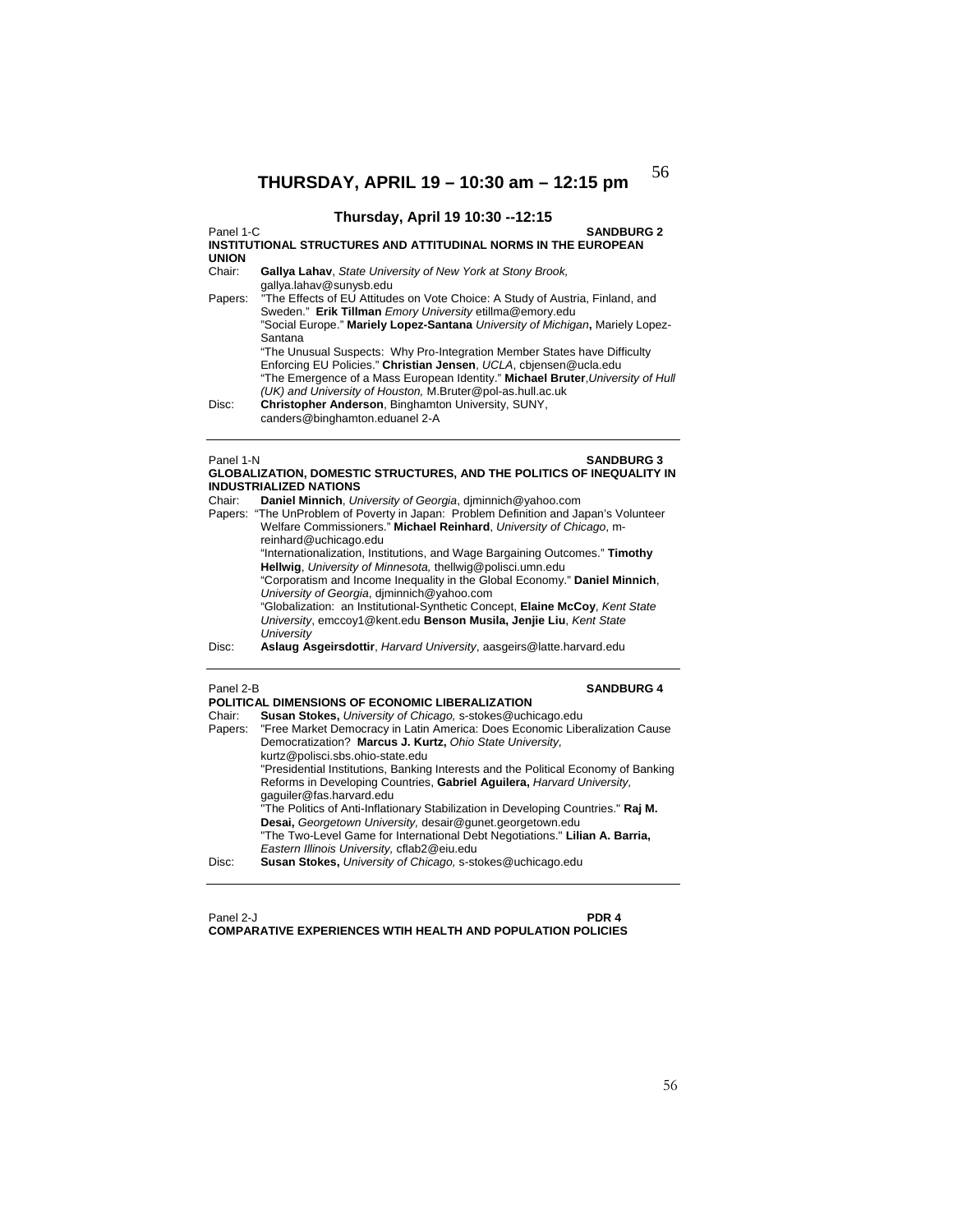# THURSDAY, APRIL 19 – 10:30 am – 12:15 pm

## Thursday, April 19 10:30 --12:15

Panel 1-C **SANDBURG 2**

**INSTITUTIONAL STRUCTURES AND ATTITUDINAL NORMS IN THE EUROPEAN UNION**

Chair: **Gallya Lahav**, *State University of New York at Stony Brook,* gallya.lahav@sunysb.edu

Papers: "The Effects of EU Attitudes on Vote Choice: A Study of Austria, Finland, and Sweden." **Erik Tillman** *Emory University* etillma@emory.edu

"Social Europe." **Mariely Lopez-Santana** *University of Michigan***,** Mariely Lopez-Santana

"The Unusual Suspects: Why Pro-Integration Member States have Difficulty Enforcing EU Policies." **Christian Jensen**, *UCLA*, cbjensen@ucla.edu

"The Emergence of a Mass European Identity." **Michael Bruter**,*University of Hull (UK) and University of Houston,* M.Bruter@pol-as.hull.ac.uk

Disc: **Christopher Anderson**, Binghamton University, SUNY, canders@binghamton.eduanel 2-A

---

Panel 1-N **SANDBURG 3**

**GLOBALIZATION, DOMESTIC STRUCTURES, AND THE POLITICS OF INEQUALITY IN INDUSTRIALIZED NATIONS**

Chair: **Daniel Minnich**, *University of Georgia*, djminnich@yahoo.com

Papers: "The UnProblem of Poverty in Japan: Problem Definition and Japan's Volunteer Welfare Commissioners." **Michael Reinhard**, *University of Chicago*, m-reinhard@uchicago.edu

"Internationalization, Institutions, and Wage Bargaining Outcomes." **Timothy Hellwig**, *University of Minnesota,* thellwig@polisci.umn.edu

"Corporatism and Income Inequality in the Global Economy." **Daniel Minnich**, *University of Georgia*, djminnich@yahoo.com

"Globalization: an Institutional-Synthetic Concept, **Elaine McCoy**, *Kent State University*, emccoy1@kent.edu **Benson Musila, Jenjie Liu**, *Kent State University*

Disc: **Aslaug Asgeirsdottir**, *Harvard University*, aasgeirs@latte.harvard.edu

---

Panel 2-B **SANDBURG 4**

**POLITICAL DIMENSIONS OF ECONOMIC LIBERALIZATION**

Chair: **Susan Stokes,** *University of Chicago,* s-stokes@uchicago.edu

Papers: "Free Market Democracy in Latin America: Does Economic Liberalization Cause Democratization? **Marcus J. Kurtz,** *Ohio State University,* kurtz@polisci.sbs.ohio-state.edu

"Presidential Institutions, Banking Interests and the Political Economy of Banking Reforms in Developing Countries, **Gabriel Aguilera,** *Harvard University,* gaguiler@fas.harvard.edu

"The Politics of Anti-Inflationary Stabilization in Developing Countries." **Raj M. Desai,** *Georgetown University,* desair@gunet.georgetown.edu

"The Two-Level Game for International Debt Negotiations." **Lilian A. Barria,** *Eastern Illinois University,* cflab2@eiu.edu

Disc: **Susan Stokes,** *University of Chicago,* s-stokes@uchicago.edu

---

Panel 2-J **PDR 4**

**COMPARATIVE EXPERIENCES WTIH HEALTH AND POPULATION POLICIES**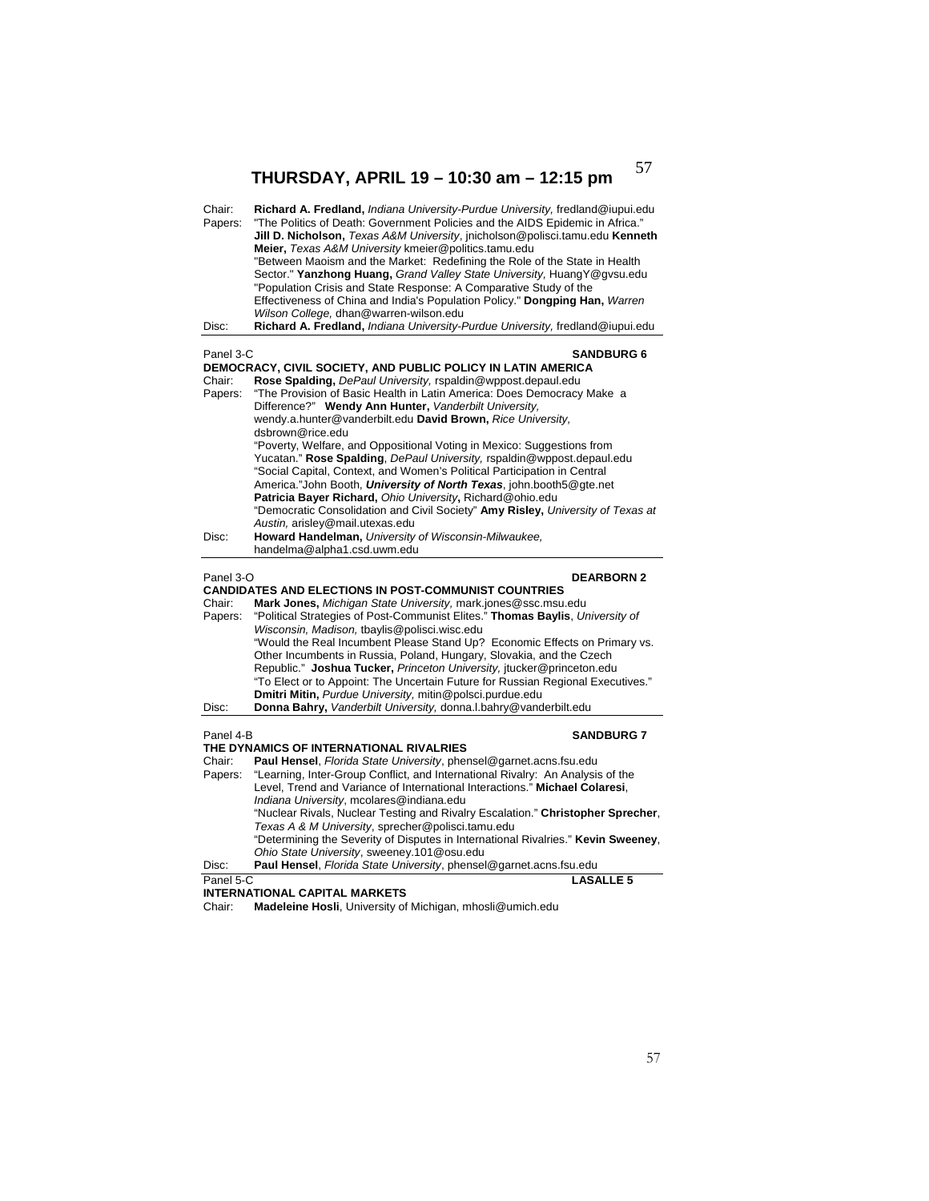# THURSDAY, APRIL 19 – 10:30 am – 12:15 pm

Chair: **Richard A. Fredland,** *Indiana University-Purdue University,* fredland@iupui.edu
Papers: "The Politics of Death: Government Policies and the AIDS Epidemic in Africa." **Jill D. Nicholson,** *Texas A&M University*, jnicholson@polisci.tamu.edu **Kenneth Meier,** *Texas A&M University* kmeier@politics.tamu.edu
"Between Maoism and the Market: Redefining the Role of the State in Health Sector." **Yanzhong Huang,** *Grand Valley State University,* HuangY@gvsu.edu
"Population Crisis and State Response: A Comparative Study of the Effectiveness of China and India's Population Policy." **Dongping Han,** *Warren Wilson College,* dhan@warren-wilson.edu
Disc: **Richard A. Fredland,** *Indiana University-Purdue University,* fredland@iupui.edu

---

Panel 3-C **SANDBURG 6**

**DEMOCRACY, CIVIL SOCIETY, AND PUBLIC POLICY IN LATIN AMERICA**

Chair: **Rose Spalding,** *DePaul University,* rspaldin@wppost.depaul.edu
Papers: "The Provision of Basic Health in Latin America: Does Democracy Make a Difference?" **Wendy Ann Hunter,** *Vanderbilt University,* wendy.a.hunter@vanderbilt.edu **David Brown,** *Rice University,* dsbrown@rice.edu
"Poverty, Welfare, and Oppositional Voting in Mexico: Suggestions from Yucatan." **Rose Spalding**, *DePaul University,* rspaldin@wppost.depaul.edu
"Social Capital, Context, and Women's Political Participation in Central America."John Booth, ***University of North Texas***, john.booth5@gte.net **Patricia Bayer Richard,** *Ohio University***,** Richard@ohio.edu
"Democratic Consolidation and Civil Society" **Amy Risley,** *University of Texas at Austin,* arisley@mail.utexas.edu
Disc: **Howard Handelman,** *University of Wisconsin-Milwaukee,* handelma@alpha1.csd.uwm.edu

---

Panel 3-O **DEARBORN 2**

**CANDIDATES AND ELECTIONS IN POST-COMMUNIST COUNTRIES**

Chair: **Mark Jones,** *Michigan State University,* mark.jones@ssc.msu.edu
Papers: "Political Strategies of Post-Communist Elites." **Thomas Baylis**, *University of Wisconsin, Madison,* tbaylis@polisci.wisc.edu
"Would the Real Incumbent Please Stand Up? Economic Effects on Primary vs. Other Incumbents in Russia, Poland, Hungary, Slovakia, and the Czech Republic." **Joshua Tucker,** *Princeton University,* jtucker@princeton.edu
"To Elect or to Appoint: The Uncertain Future for Russian Regional Executives." **Dmitri Mitin,** *Purdue University,* mitin@polsci.purdue.edu
Disc: **Donna Bahry,** *Vanderbilt University,* donna.l.bahry@vanderbilt.edu

---

Panel 4-B **SANDBURG 7**

**THE DYNAMICS OF INTERNATIONAL RIVALRIES**

Chair: **Paul Hensel**, *Florida State University*, phensel@garnet.acns.fsu.edu
Papers: "Learning, Inter-Group Conflict, and International Rivalry: An Analysis of the Level, Trend and Variance of International Interactions." **Michael Colaresi**, *Indiana University*, mcolares@indiana.edu
"Nuclear Rivals, Nuclear Testing and Rivalry Escalation." **Christopher Sprecher**, *Texas A & M University*, sprecher@polisci.tamu.edu
"Determining the Severity of Disputes in International Rivalries." **Kevin Sweeney**, *Ohio State University*, sweeney.101@osu.edu
Disc: **Paul Hensel**, *Florida State University*, phensel@garnet.acns.fsu.edu

---

Panel 5-C **LASALLE 5**

**INTERNATIONAL CAPITAL MARKETS**

Chair: **Madeleine Hosli**, University of Michigan, mhosli@umich.edu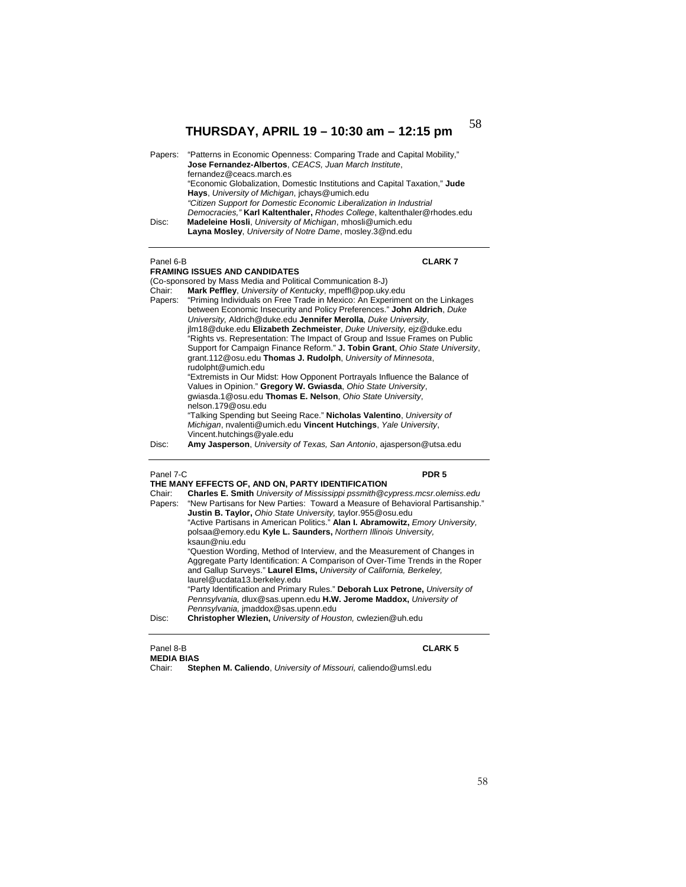# THURSDAY, APRIL 19 – 10:30 am – 12:15 pm

Papers: "Patterns in Economic Openness: Comparing Trade and Capital Mobility," **Jose Fernandez-Albertos**, *CEACS, Juan March Institute*, fernandez@ceacs.march.es
"Economic Globalization, Domestic Institutions and Capital Taxation," **Jude Hays**, *University of Michigan*, jchays@umich.edu
*"Citizen Support for Domestic Economic Liberalization in Industrial Democracies,"* **Karl Kaltenthaler,** *Rhodes College*, kaltenthaler@rhodes.edu

Disc: **Madeleine Hosli**, *University of Michigan*, mhosli@umich.edu
**Layna Mosley**, *University of Notre Dame*, mosley.3@nd.edu

---

Panel 6-B **CLARK 7**

**FRAMING ISSUES AND CANDIDATES**

(Co-sponsored by Mass Media and Political Communication 8-J)

Chair: **Mark Peffley**, *University of Kentucky*, mpeffl@pop.uky.edu

Papers: "Priming Individuals on Free Trade in Mexico: An Experiment on the Linkages between Economic Insecurity and Policy Preferences." **John Aldrich**, *Duke University,* Aldrich@duke.edu **Jennifer Merolla**, *Duke University*, jlm18@duke.edu **Elizabeth Zechmeister**, *Duke University,* ejz@duke.edu
"Rights vs. Representation: The Impact of Group and Issue Frames on Public Support for Campaign Finance Reform." **J. Tobin Grant**, *Ohio State University*, grant.112@osu.edu **Thomas J. Rudolph**, *University of Minnesota*, rudolpht@umich.edu
"Extremists in Our Midst: How Opponent Portrayals Influence the Balance of Values in Opinion." **Gregory W. Gwiasda**, *Ohio State University*, gwiasda.1@osu.edu **Thomas E. Nelson**, *Ohio State University*, nelson.179@osu.edu
"Talking Spending but Seeing Race." **Nicholas Valentino**, *University of Michigan*, nvalenti@umich.edu **Vincent Hutchings**, *Yale University*, Vincent.hutchings@yale.edu

Disc: **Amy Jasperson**, *University of Texas, San Antonio*, ajasperson@utsa.edu

---

Panel 7-C **PDR 5**

**THE MANY EFFECTS OF, AND ON, PARTY IDENTIFICATION**

Chair: **Charles E. Smith** *University of Mississippi pssmith@cypress.mcsr.olemiss.edu*

Papers: "New Partisans for New Parties: Toward a Measure of Behavioral Partisanship." **Justin B. Taylor,** *Ohio State University,* taylor.955@osu.edu
"Active Partisans in American Politics." **Alan I. Abramowitz,** *Emory University,* polsaa@emory.edu **Kyle L. Saunders,** *Northern Illinois University,* ksaun@niu.edu
"Question Wording, Method of Interview, and the Measurement of Changes in Aggregate Party Identification: A Comparison of Over-Time Trends in the Roper and Gallup Surveys." **Laurel Elms,** *University of California, Berkeley,* laurel@ucdata13.berkeley.edu
"Party Identification and Primary Rules." **Deborah Lux Petrone,** *University of Pennsylvania,* dlux@sas.upenn.edu **H.W. Jerome Maddox,** *University of Pennsylvania,* jmaddox@sas.upenn.edu

Disc: **Christopher Wlezien,** *University of Houston,* cwlezien@uh.edu

---

Panel 8-B **CLARK 5**

**MEDIA BIAS**

Chair: **Stephen M. Caliendo**, *University of Missouri,* caliendo@umsl.edu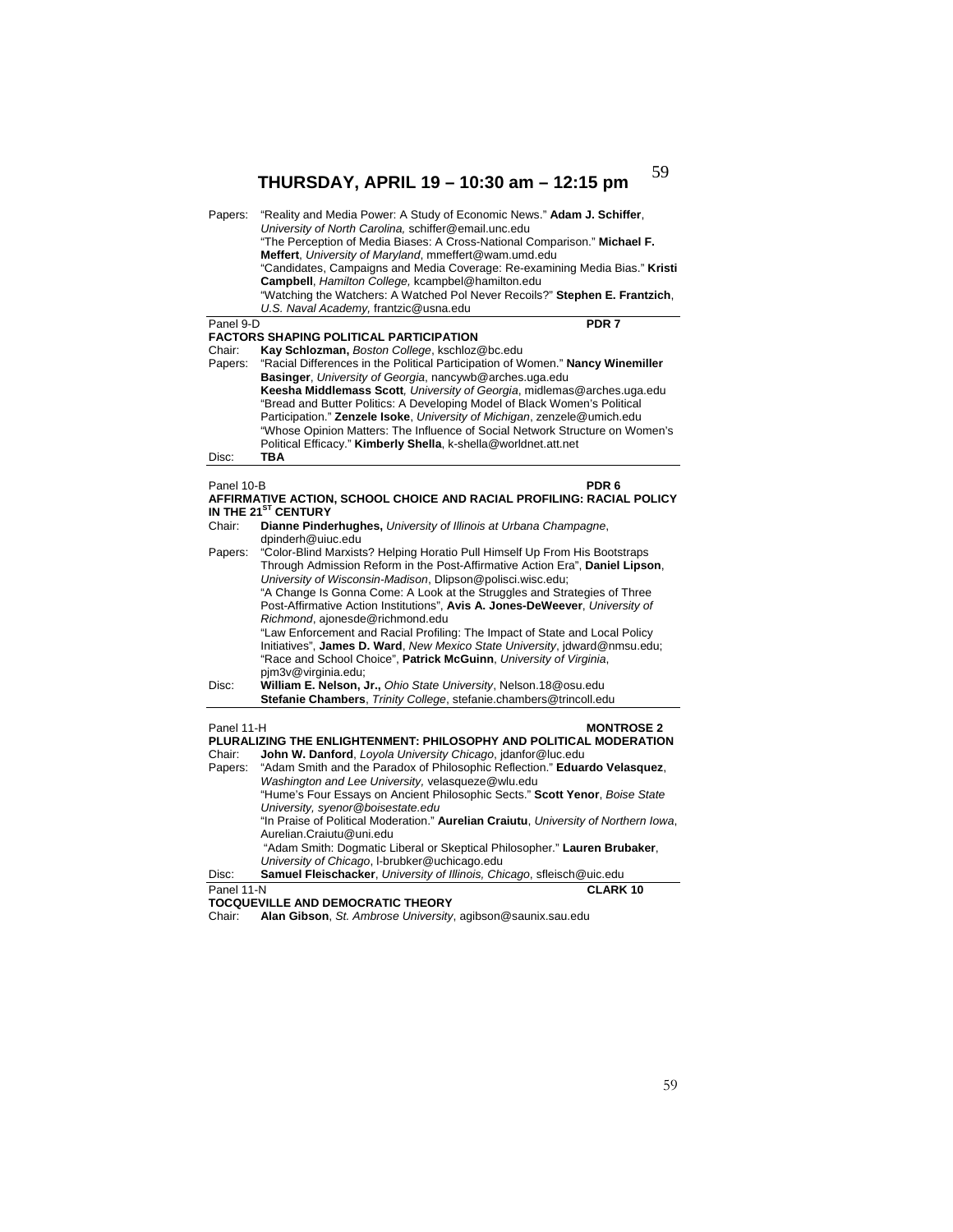## THURSDAY, APRIL 19 – 10:30 am – 12:15 pm

Papers: "Reality and Media Power: A Study of Economic News." **Adam J. Schiffer**, *University of North Carolina,* schiffer@email.unc.edu
"The Perception of Media Biases: A Cross-National Comparison." **Michael F. Meffert**, *University of Maryland*, mmeffert@wam.umd.edu
"Candidates, Campaigns and Media Coverage: Re-examining Media Bias." **Kristi Campbell**, *Hamilton College,* kcampbel@hamilton.edu
"Watching the Watchers: A Watched Pol Never Recoils?" **Stephen E. Frantzich**, *U.S. Naval Academy,* frantzic@usna.edu

---

Panel 9-D **PDR 7**

**FACTORS SHAPING POLITICAL PARTICIPATION**

Chair: **Kay Schlozman,** *Boston College*, kschloz@bc.edu

Papers: "Racial Differences in the Political Participation of Women." **Nancy Winemiller Basinger**, *University of Georgia*, nancywb@arches.uga.edu
**Keesha Middlemass Scott***, University of Georgia*, midlemas@arches.uga.edu
"Bread and Butter Politics: A Developing Model of Black Women's Political Participation." **Zenzele Isoke**, *University of Michigan*, zenzele@umich.edu
"Whose Opinion Matters: The Influence of Social Network Structure on Women's Political Efficacy." **Kimberly Shella**, k-shella@worldnet.att.net

Disc: **TBA**

---

Panel 10-B **PDR 6**

**AFFIRMATIVE ACTION, SCHOOL CHOICE AND RACIAL PROFILING: RACIAL POLICY IN THE 21ST CENTURY**

Chair: **Dianne Pinderhughes,** *University of Illinois at Urbana Champagne*, dpinderh@uiuc.edu

Papers: "Color-Blind Marxists? Helping Horatio Pull Himself Up From His Bootstraps Through Admission Reform in the Post-Affirmative Action Era", **Daniel Lipson**, *University of Wisconsin-Madison*, Dlipson@polisci.wisc.edu;
"A Change Is Gonna Come: A Look at the Struggles and Strategies of Three Post-Affirmative Action Institutions", **Avis A. Jones-DeWeever**, *University of Richmond*, ajonesde@richmond.edu
"Law Enforcement and Racial Profiling: The Impact of State and Local Policy Initiatives", **James D. Ward**, *New Mexico State University*, jdward@nmsu.edu;
"Race and School Choice", **Patrick McGuinn**, *University of Virginia*, pjm3v@virginia.edu;

Disc: **William E. Nelson, Jr.,** *Ohio State University*, Nelson.18@osu.edu
**Stefanie Chambers**, *Trinity College*, stefanie.chambers@trincoll.edu

---

Panel 11-H **MONTROSE 2**

**PLURALIZING THE ENLIGHTENMENT: PHILOSOPHY AND POLITICAL MODERATION**

Chair: **John W. Danford**, *Loyola University Chicago*, jdanfor@luc.edu

Papers: "Adam Smith and the Paradox of Philosophic Reflection." **Eduardo Velasquez**, *Washington and Lee University,* velasqueze@wlu.edu
"Hume's Four Essays on Ancient Philosophic Sects." **Scott Yenor**, *Boise State University, syenor@boisestate.edu*
"In Praise of Political Moderation." **Aurelian Craiutu**, *University of Northern Iowa*, Aurelian.Craiutu@uni.edu
"Adam Smith: Dogmatic Liberal or Skeptical Philosopher." **Lauren Brubaker**, *University of Chicago*, l-brubker@uchicago.edu

Disc: **Samuel Fleischacker**, *University of Illinois, Chicago*, sfleisch@uic.edu

---

Panel 11-N **CLARK 10**

**TOCQUEVILLE AND DEMOCRATIC THEORY**

Chair: **Alan Gibson**, *St. Ambrose University*, agibson@saunix.sau.edu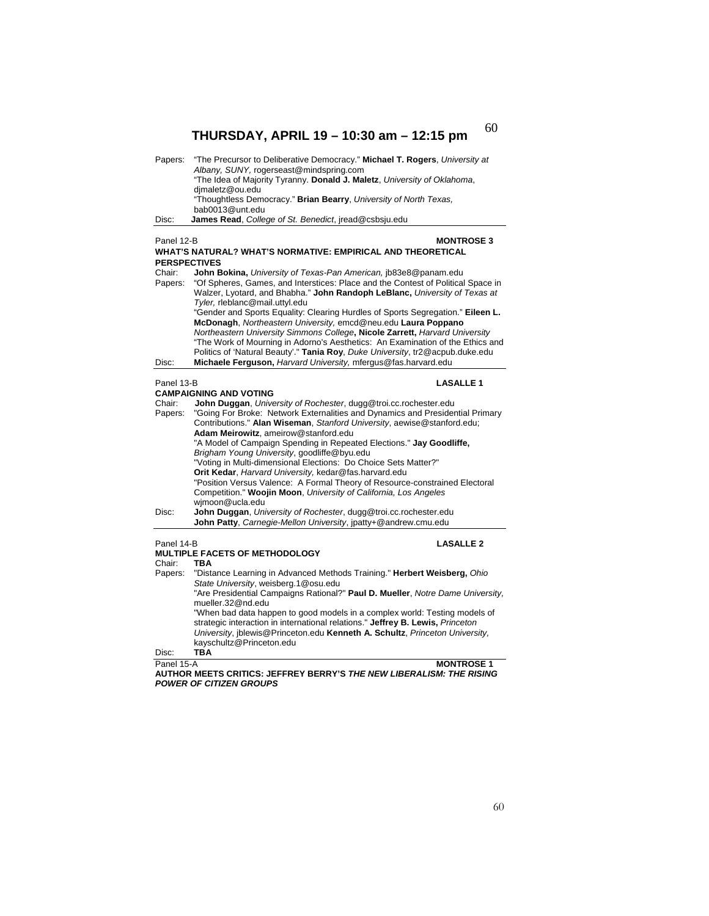# THURSDAY, APRIL 19 – 10:30 am – 12:15 pm

Papers: "The Precursor to Deliberative Democracy." **Michael T. Rogers**, *University at Albany, SUNY,* rogerseast@mindspring.com
"The Idea of Majority Tyranny. **Donald J. Maletz**, *University of Oklahoma*, djmaletz@ou.edu
"Thoughtless Democracy." **Brian Bearry**, *University of North Texas,* bab0013@unt.edu

Disc: **James Read**, *College of St. Benedict*, jread@csbsju.edu

---

Panel 12-B **MONTROSE 3**

**WHAT'S NATURAL? WHAT'S NORMATIVE: EMPIRICAL AND THEORETICAL PERSPECTIVES**

Chair: **John Bokina,** *University of Texas-Pan American,* jb83e8@panam.edu

Papers: "Of Spheres, Games, and Interstices: Place and the Contest of Political Space in Walzer, Lyotard, and Bhabha." **John Randoph LeBlanc,** *University of Texas at Tyler,* rleblanc@mail.uttyl.edu
"Gender and Sports Equality: Clearing Hurdles of Sports Segregation." **Eileen L. McDonagh**, *Northeastern University,* emcd@neu.edu **Laura Poppano** *Northeastern University Simmons College***, Nicole Zarrett,** *Harvard University*
"The Work of Mourning in Adorno's Aesthetics: An Examination of the Ethics and Politics of 'Natural Beauty'." **Tania Roy**, *Duke University*, tr2@acpub.duke.edu

Disc: **Michaele Ferguson,** *Harvard University,* mfergus@fas.harvard.edu

---

Panel 13-B **LASALLE 1**

**CAMPAIGNING AND VOTING**

Chair: **John Duggan**, *University of Rochester*, dugg@troi.cc.rochester.edu

Papers: "Going For Broke: Network Externalities and Dynamics and Presidential Primary Contributions." **Alan Wiseman**, *Stanford University*, aewise@stanford.edu; **Adam Meirowitz**, ameirow@stanford.edu
"A Model of Campaign Spending in Repeated Elections." **Jay Goodliffe,** *Brigham Young University*, goodliffe@byu.edu
"Voting in Multi-dimensional Elections: Do Choice Sets Matter?" **Orit Kedar**, *Harvard University,* kedar@fas.harvard.edu
"Position Versus Valence: A Formal Theory of Resource-constrained Electoral Competition." **Woojin Moon**, *University of California, Los Angeles* wjmoon@ucla.edu

Disc: **John Duggan**, *University of Rochester*, dugg@troi.cc.rochester.edu
**John Patty**, *Carnegie-Mellon University*, jpatty+@andrew.cmu.edu

---

Panel 14-B **LASALLE 2**

**MULTIPLE FACETS OF METHODOLOGY**

Chair: **TBA**

Papers: "Distance Learning in Advanced Methods Training." **Herbert Weisberg,** *Ohio State University*, weisberg.1@osu.edu
"Are Presidential Campaigns Rational?" **Paul D. Mueller**, *Notre Dame University,* mueller.32@nd.edu
"When bad data happen to good models in a complex world: Testing models of strategic interaction in international relations." **Jeffrey B. Lewis,** *Princeton University*, jblewis@Princeton.edu **Kenneth A. Schultz**, *Princeton University,* kayschultz@Princeton.edu

Disc: **TBA**

---

Panel 15-A **MONTROSE 1**

**AUTHOR MEETS CRITICS: JEFFREY BERRY'S *THE NEW LIBERALISM: THE RISING POWER OF CITIZEN GROUPS***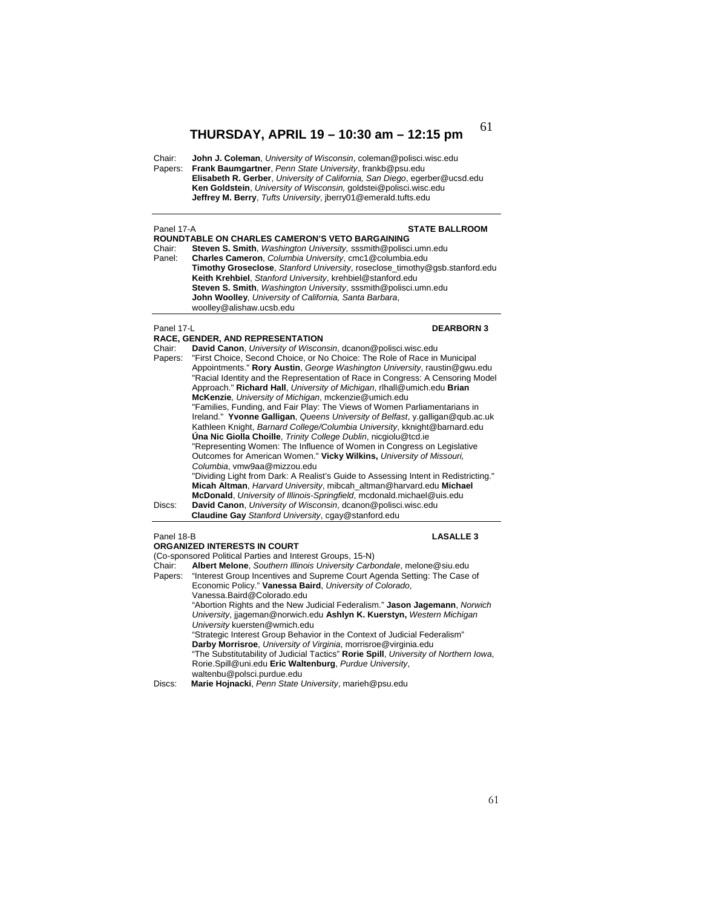## THURSDAY, APRIL 19 – 10:30 am – 12:15 pm

Chair: **John J. Coleman**, *University of Wisconsin*, coleman@polisci.wisc.edu
Papers: **Frank Baumgartner**, *Penn State University*, frankb@psu.edu
**Elisabeth R. Gerber**, *University of California, San Diego*, egerber@ucsd.edu
**Ken Goldstein**, *University of Wisconsin,* goldstei@polisci.wisc.edu
**Jeffrey M. Berry**, *Tufts University*, jberry01@emerald.tufts.edu

---

Panel 17-A **STATE BALLROOM**

**ROUNDTABLE ON CHARLES CAMERON'S VETO BARGAINING**

Chair: **Steven S. Smith**, *Washington University,* sssmith@polisci.umn.edu
Panel: **Charles Cameron**, *Columbia University*, cmc1@columbia.edu
**Timothy Groseclose**, *Stanford University*, roseclose_timothy@gsb.stanford.edu
**Keith Krehbiel**, *Stanford University*, krehbiel@stanford.edu
**Steven S. Smith**, *Washington University*, sssmith@polisci.umn.edu
**John Woolley**, *University of California, Santa Barbara*, woolley@alishaw.ucsb.edu

---

Panel 17-L **DEARBORN 3**

**RACE, GENDER, AND REPRESENTATION**

Chair: **David Canon**, *University of Wisconsin*, dcanon@polisci.wisc.edu
Papers: "First Choice, Second Choice, or No Choice: The Role of Race in Municipal Appointments." **Rory Austin**, *George Washington University*, raustin@gwu.edu
"Racial Identity and the Representation of Race in Congress: A Censoring Model Approach." **Richard Hall**, *University of Michigan*, rlhall@umich.edu **Brian McKenzie***, University of Michigan*, mckenzie@umich.edu
"Families, Funding, and Fair Play: The Views of Women Parliamentarians in Ireland." **Yvonne Galligan**, *Queens University of Belfast*, y.galligan@qub.ac.uk Kathleen Knight, *Barnard College/Columbia University*, kknight@barnard.edu **Úna Nic Giolla Choille**, *Trinity College Dublin*, nicgiolu@tcd.ie
"Representing Women: The Influence of Women in Congress on Legislative Outcomes for American Women." **Vicky Wilkins,** *University of Missouri, Columbia*, vmw9aa@mizzou.edu
"Dividing Light from Dark: A Realist's Guide to Assessing Intent in Redistricting." **Micah Altman**, *Harvard University*, mibcah_altman@harvard.edu **Michael McDonald**, *University of Illinois-Springfield*, mcdonald.michael@uis.edu
Discs: **David Canon**, *University of Wisconsin*, dcanon@polisci.wisc.edu
**Claudine Gay** *Stanford University*, cgay@stanford.edu

---

Panel 18-B **LASALLE 3**

**ORGANIZED INTERESTS IN COURT**

(Co-sponsored Political Parties and Interest Groups, 15-N)

Chair: **Albert Melone**, *Southern Illinois University Carbondale*, melone@siu.edu
Papers: "Interest Group Incentives and Supreme Court Agenda Setting: The Case of Economic Policy." **Vanessa Baird**, *University of Colorado*, Vanessa.Baird@Colorado.edu
"Abortion Rights and the New Judicial Federalism." **Jason Jagemann**, *Norwich University*, jjageman@norwich.edu **Ashlyn K. Kuerstyn,** *Western Michigan University* kuersten@wmich.edu
"Strategic Interest Group Behavior in the Context of Judicial Federalism" **Darby Morrisroe**, *University of Virginia*, morrisroe@virginia.edu
"The Substitutability of Judicial Tactics" **Rorie Spill**, *University of Northern Iowa*, Rorie.Spill@uni.edu **Eric Waltenburg**, *Purdue University*, waltenbu@polsci.purdue.edu
Discs: **Marie Hojnacki**, *Penn State University*, marieh@psu.edu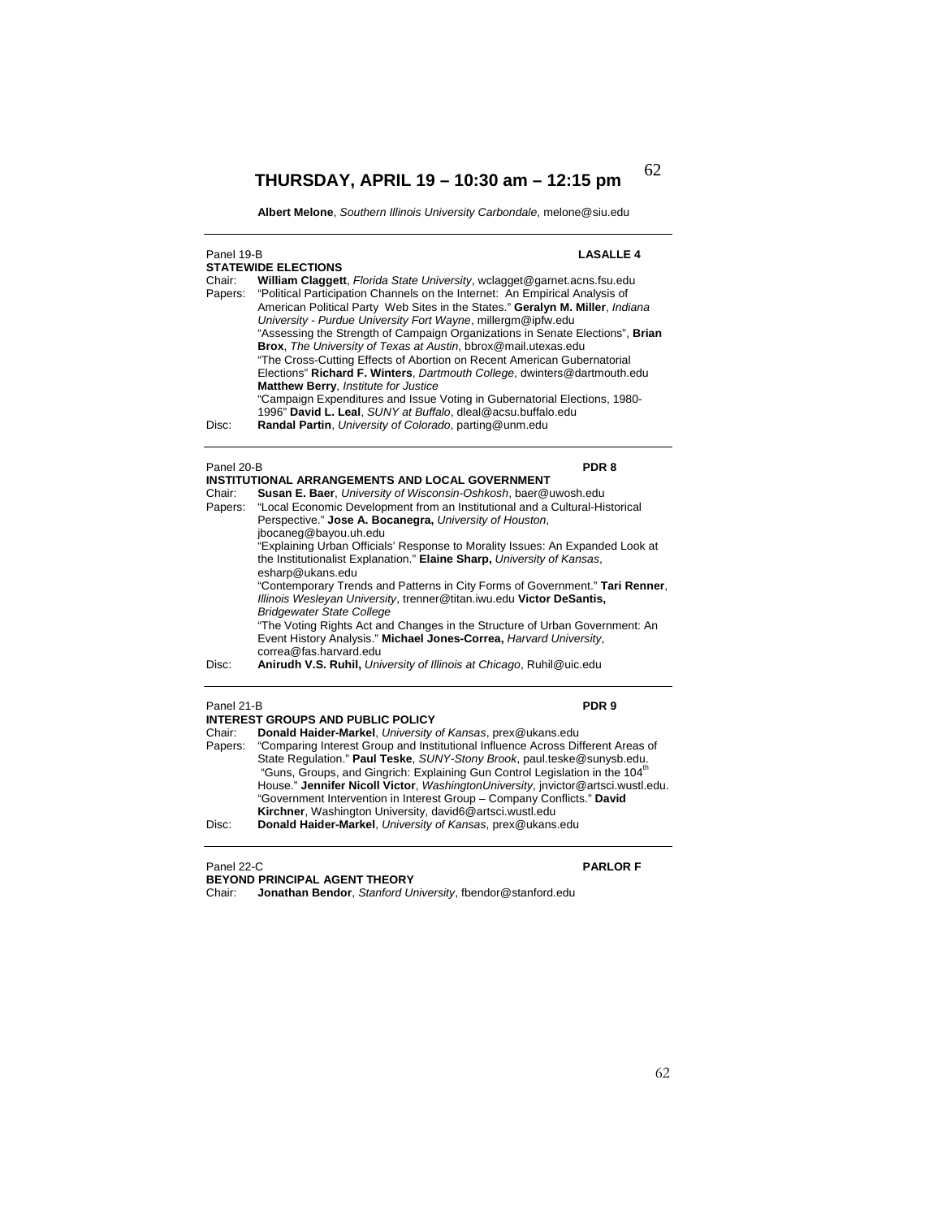# THURSDAY, APRIL 19 – 10:30 am – 12:15 pm

**Albert Melone**, *Southern Illinois University Carbondale*, melone@siu.edu

---

Panel 19-B **LASALLE 4**

**STATEWIDE ELECTIONS**

Chair: **William Claggett**, *Florida State University*, wclagget@garnet.acns.fsu.edu

Papers: "Political Participation Channels on the Internet: An Empirical Analysis of American Political Party Web Sites in the States." **Geralyn M. Miller**, *Indiana University - Purdue University Fort Wayne*, millergm@ipfw.edu

"Assessing the Strength of Campaign Organizations in Senate Elections", **Brian Brox**, *The University of Texas at Austin*, bbrox@mail.utexas.edu

"The Cross-Cutting Effects of Abortion on Recent American Gubernatorial Elections" **Richard F. Winters**, *Dartmouth College*, dwinters@dartmouth.edu **Matthew Berry**, *Institute for Justice*

"Campaign Expenditures and Issue Voting in Gubernatorial Elections, 1980-1996" **David L. Leal**, *SUNY at Buffalo*, dleal@acsu.buffalo.edu

Disc: **Randal Partin**, *University of Colorado*, parting@unm.edu

---

Panel 20-B **PDR 8**

**INSTITUTIONAL ARRANGEMENTS AND LOCAL GOVERNMENT**

Chair: **Susan E. Baer**, *University of Wisconsin-Oshkosh*, baer@uwosh.edu

Papers: "Local Economic Development from an Institutional and a Cultural-Historical Perspective." **Jose A. Bocanegra,** *University of Houston*, jbocaneg@bayou.uh.edu

"Explaining Urban Officials' Response to Morality Issues: An Expanded Look at the Institutionalist Explanation." **Elaine Sharp,** *University of Kansas*, esharp@ukans.edu

"Contemporary Trends and Patterns in City Forms of Government." **Tari Renner**, *Illinois Wesleyan University*, trenner@titan.iwu.edu **Victor DeSantis,** *Bridgewater State College*

"The Voting Rights Act and Changes in the Structure of Urban Government: An Event History Analysis." **Michael Jones-Correa,** *Harvard University*, correa@fas.harvard.edu

Disc: **Anirudh V.S. Ruhil,** *University of Illinois at Chicago*, Ruhil@uic.edu

---

Panel 21-B **PDR 9**

**INTEREST GROUPS AND PUBLIC POLICY**

Chair: **Donald Haider-Markel**, *University of Kansas*, prex@ukans.edu

Papers: "Comparing Interest Group and Institutional Influence Across Different Areas of State Regulation." **Paul Teske**, *SUNY-Stony Brook*, paul.teske@sunysb.edu.

"Guns, Groups, and Gingrich: Explaining Gun Control Legislation in the 104th House." **Jennifer Nicoll Victor**, *WashingtonUniversity*, jnvictor@artsci.wustl.edu.

"Government Intervention in Interest Group – Company Conflicts." **David Kirchner**, Washington University, david6@artsci.wustl.edu

Disc: **Donald Haider-Markel**, *University of Kansas*, prex@ukans.edu

---

Panel 22-C **PARLOR F**

**BEYOND PRINCIPAL AGENT THEORY**

Chair: **Jonathan Bendor**, *Stanford University*, fbendor@stanford.edu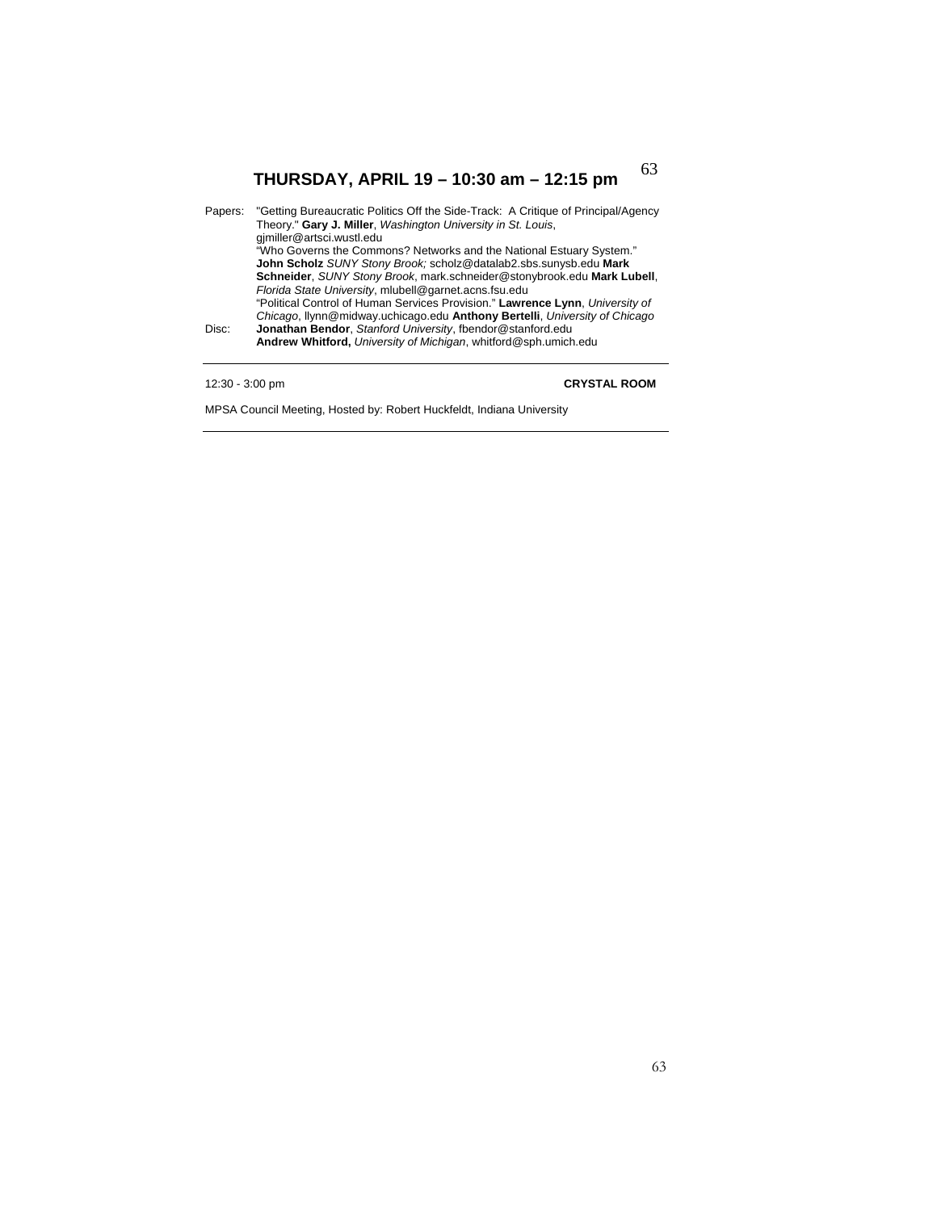## THURSDAY, APRIL 19 – 10:30 am – 12:15 pm

Papers: "Getting Bureaucratic Politics Off the Side-Track: A Critique of Principal/Agency Theory." **Gary J. Miller**, *Washington University in St. Louis*, gjmiller@artsci.wustl.edu

"Who Governs the Commons? Networks and the National Estuary System." **John Scholz** *SUNY Stony Brook;* scholz@datalab2.sbs.sunysb.edu **Mark Schneider**, *SUNY Stony Brook*, mark.schneider@stonybrook.edu **Mark Lubell**, *Florida State University*, mlubell@garnet.acns.fsu.edu

"Political Control of Human Services Provision." **Lawrence Lynn**, *University of Chicago*, llynn@midway.uchicago.edu **Anthony Bertelli**, *University of Chicago*

Disc: **Jonathan Bendor**, *Stanford University*, fbendor@stanford.edu
**Andrew Whitford,** *University of Michigan*, whitford@sph.umich.edu

---

12:30 - 3:00 pm **CRYSTAL ROOM**

MPSA Council Meeting, Hosted by: Robert Huckfeldt, Indiana University

---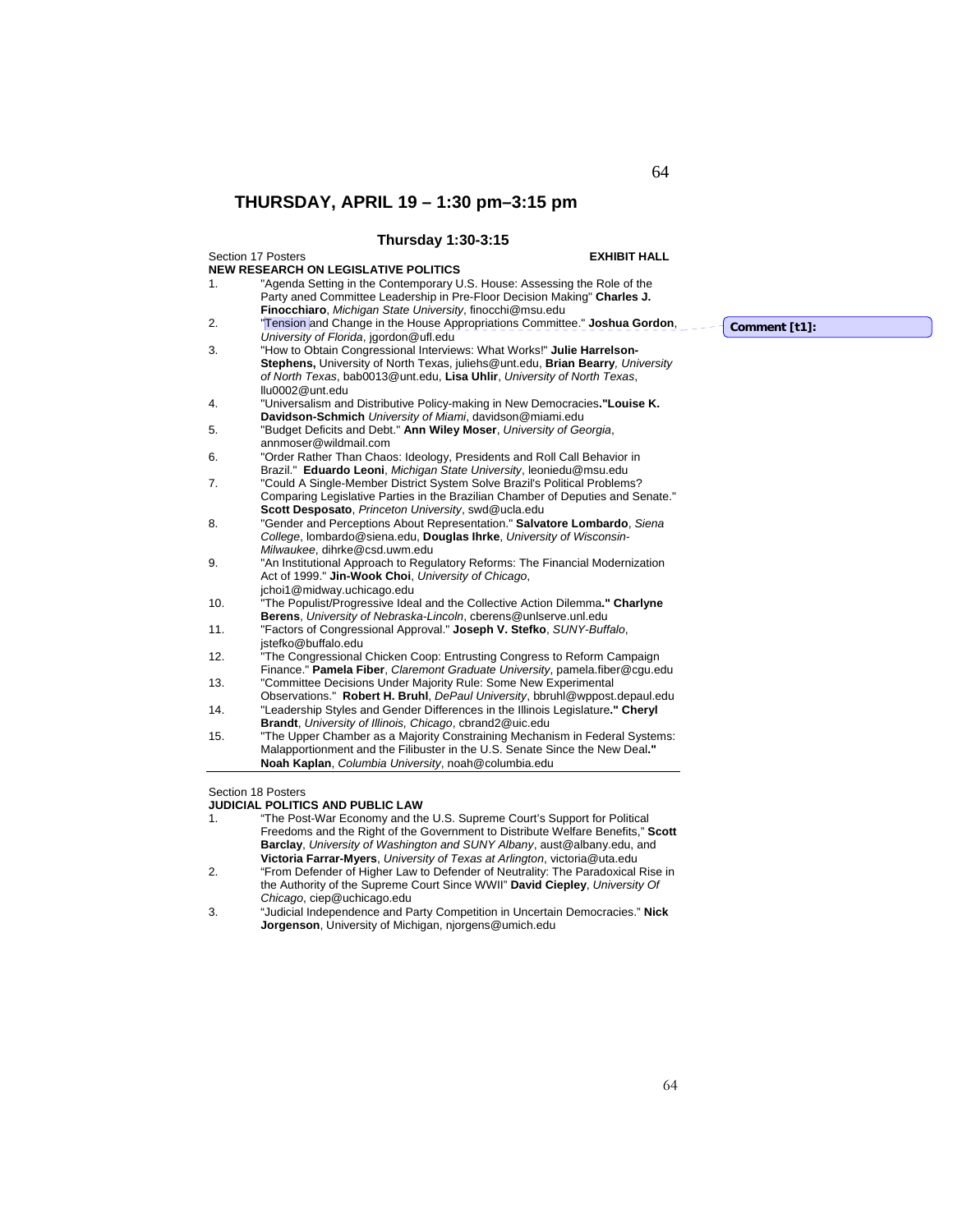# THURSDAY, APRIL 19 – 1:30 pm–3:15 pm

### Thursday 1:30-3:15

Section 17 Posters **EXHIBIT HALL**

**NEW RESEARCH ON LEGISLATIVE POLITICS**

1. "Agenda Setting in the Contemporary U.S. House: Assessing the Role of the Party aned Committee Leadership in Pre-Floor Decision Making" **Charles J. Finocchiaro**, *Michigan State University*, finocchi@msu.edu
2. "Tension and Change in the House Appropriations Committee." **Joshua Gordon**, *University of Florida*, jgordon@ufl.edu
3. "How to Obtain Congressional Interviews: What Works!" **Julie Harrelson-Stephens,** University of North Texas, juliehs@unt.edu, **Brian Bearry***, University of North Texas*, bab0013@unt.edu, **Lisa Uhlir**, *University of North Texas*, llu0002@unt.edu
4. "Universalism and Distributive Policy-making in New Democracies**."Louise K. Davidson-Schmich** *University of Miami*, davidson@miami.edu
5. "Budget Deficits and Debt." **Ann Wiley Moser**, *University of Georgia*, annmoser@wildmail.com
6. "Order Rather Than Chaos: Ideology, Presidents and Roll Call Behavior in Brazil." **Eduardo Leoni**, *Michigan State University*, leoniedu@msu.edu
7. "Could A Single-Member District System Solve Brazil's Political Problems? Comparing Legislative Parties in the Brazilian Chamber of Deputies and Senate." **Scott Desposato**, *Princeton University*, swd@ucla.edu
8. "Gender and Perceptions About Representation." **Salvatore Lombardo**, *Siena College*, lombardo@siena.edu, **Douglas Ihrke**, *University of Wisconsin-Milwaukee*, dihrke@csd.uwm.edu
9. "An Institutional Approach to Regulatory Reforms: The Financial Modernization Act of 1999." **Jin-Wook Choi**, *University of Chicago*, jchoi1@midway.uchicago.edu
10. "The Populist/Progressive Ideal and the Collective Action Dilemma**." Charlyne Berens**, *University of Nebraska-Lincoln*, cberens@unlserve.unl.edu
11. "Factors of Congressional Approval." **Joseph V. Stefko**, *SUNY-Buffalo*, jstefko@buffalo.edu
12. "The Congressional Chicken Coop: Entrusting Congress to Reform Campaign Finance." **Pamela Fiber**, *Claremont Graduate University*, pamela.fiber@cgu.edu
13. "Committee Decisions Under Majority Rule: Some New Experimental Observations." **Robert H. Bruhl**, *DePaul University*, bbruhl@wppost.depaul.edu
14. "Leadership Styles and Gender Differences in the Illinois Legislature**." Cheryl Brandt**, *University of Illinois, Chicago*, cbrand2@uic.edu
15. "The Upper Chamber as a Majority Constraining Mechanism in Federal Systems: Malapportionment and the Filibuster in the U.S. Senate Since the New Deal**." Noah Kaplan**, *Columbia University*, noah@columbia.edu

---

Section 18 Posters

**JUDICIAL POLITICS AND PUBLIC LAW**

1. "The Post-War Economy and the U.S. Supreme Court's Support for Political Freedoms and the Right of the Government to Distribute Welfare Benefits," **Scott Barclay**, *University of Washington and SUNY Albany*, aust@albany.edu, and **Victoria Farrar-Myers**, *University of Texas at Arlington*, victoria@uta.edu
2. "From Defender of Higher Law to Defender of Neutrality: The Paradoxical Rise in the Authority of the Supreme Court Since WWII" **David Ciepley**, *University Of Chicago*, ciep@uchicago.edu
3. "Judicial Independence and Party Competition in Uncertain Democracies." **Nick Jorgenson**, University of Michigan, njorgens@umich.edu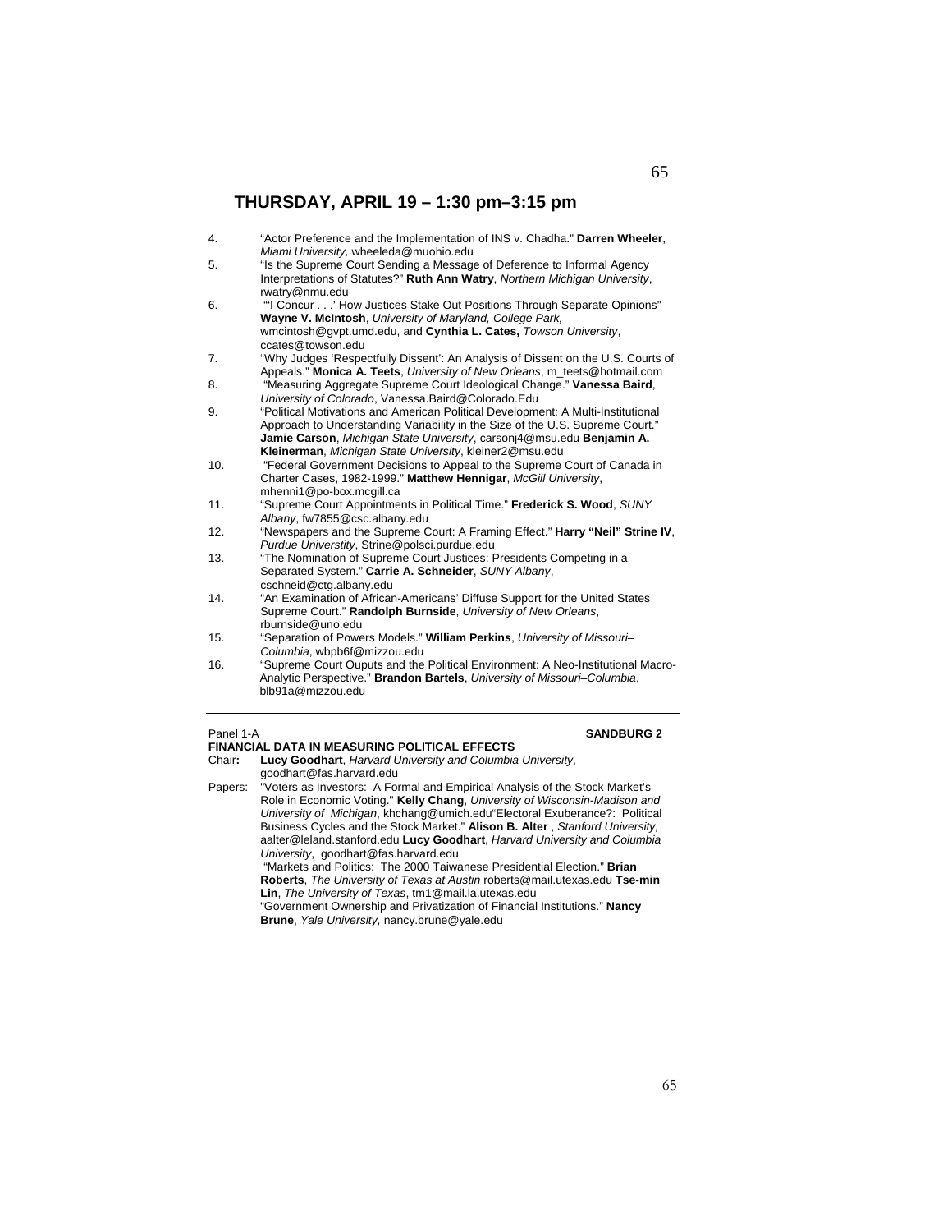## THURSDAY, APRIL 19 – 1:30 pm–3:15 pm

4. "Actor Preference and the Implementation of INS v. Chadha." **Darren Wheeler**, *Miami University,* wheeleda@muohio.edu
5. "Is the Supreme Court Sending a Message of Deference to Informal Agency Interpretations of Statutes?" **Ruth Ann Watry**, *Northern Michigan University*, rwatry@nmu.edu
6. "'I Concur . . .' How Justices Stake Out Positions Through Separate Opinions" **Wayne V. McIntosh**, *University of Maryland, College Park,* wmcintosh@gvpt.umd.edu, and **Cynthia L. Cates,** *Towson University*, ccates@towson.edu
7. "Why Judges 'Respectfully Dissent': An Analysis of Dissent on the U.S. Courts of Appeals." **Monica A. Teets**, *University of New Orleans*, m_teets@hotmail.com
8. "Measuring Aggregate Supreme Court Ideological Change." **Vanessa Baird**, *University of Colorado*, Vanessa.Baird@Colorado.Edu
9. "Political Motivations and American Political Development: A Multi-Institutional Approach to Understanding Variability in the Size of the U.S. Supreme Court." **Jamie Carson**, *Michigan State University*, carsonj4@msu.edu **Benjamin A. Kleinerman**, *Michigan State University*, kleiner2@msu.edu
10. "Federal Government Decisions to Appeal to the Supreme Court of Canada in Charter Cases, 1982-1999." **Matthew Hennigar**, *McGill University*, mhenni1@po-box.mcgill.ca
11. "Supreme Court Appointments in Political Time." **Frederick S. Wood**, *SUNY Albany*, fw7855@csc.albany.edu
12. "Newspapers and the Supreme Court: A Framing Effect." **Harry "Neil" Strine IV**, *Purdue Universtity*, Strine@polsci.purdue.edu
13. "The Nomination of Supreme Court Justices: Presidents Competing in a Separated System." **Carrie A. Schneider**, *SUNY Albany*, cschneid@ctg.albany.edu
14. "An Examination of African-Americans' Diffuse Support for the United States Supreme Court." **Randolph Burnside**, *University of New Orleans*, rburnside@uno.edu
15. "Separation of Powers Models." **William Perkins**, *University of Missouri–Columbia*, wbpb6f@mizzou.edu
16. "Supreme Court Ouputs and the Political Environment: A Neo-Institutional Macro-Analytic Perspective." **Brandon Bartels**, *University of Missouri–Columbia*, blb91a@mizzou.edu

---

Panel 1-A **SANDBURG 2**

**FINANCIAL DATA IN MEASURING POLITICAL EFFECTS**

Chair**:** **Lucy Goodhart**, *Harvard University and Columbia University*, goodhart@fas.harvard.edu

Papers: "Voters as Investors: A Formal and Empirical Analysis of the Stock Market's Role in Economic Voting." **Kelly Chang**, *University of Wisconsin-Madison and University of Michigan*, khchang@umich.edu"Electoral Exuberance?: Political Business Cycles and the Stock Market." **Alison B. Alter** , *Stanford University,* aalter@leland.stanford.edu **Lucy Goodhart**, *Harvard University and Columbia University*, goodhart@fas.harvard.edu

"Markets and Politics: The 2000 Taiwanese Presidential Election." **Brian Roberts**, *The University of Texas at Austin* roberts@mail.utexas.edu **Tse-min Lin**, *The University of Texas*, tm1@mail.la.utexas.edu

"Government Ownership and Privatization of Financial Institutions." **Nancy Brune**, *Yale University,* nancy.brune@yale.edu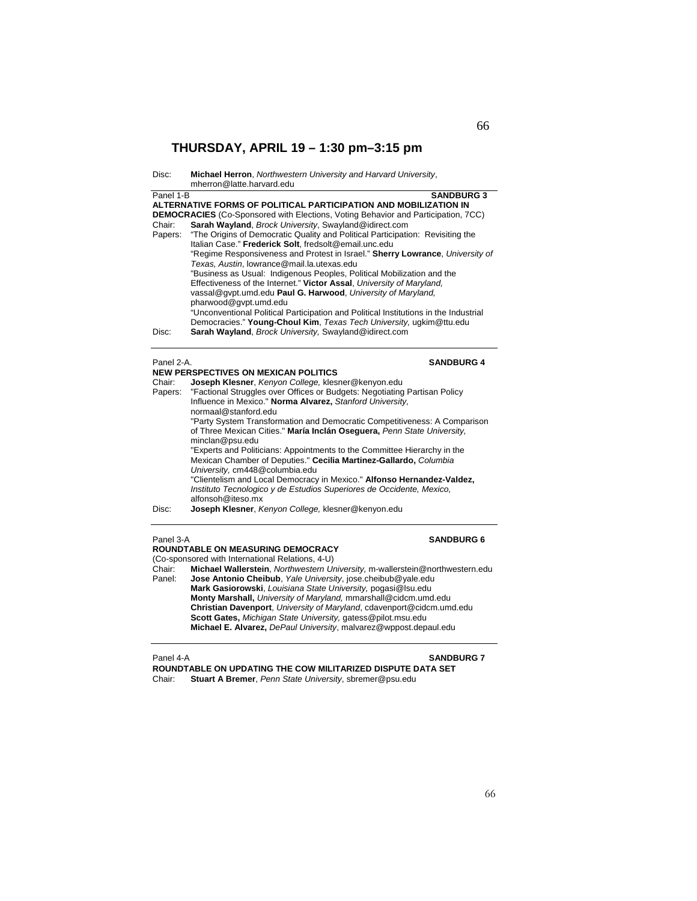## THURSDAY, APRIL 19 – 1:30 pm–3:15 pm

Disc: **Michael Herron**, *Northwestern University and Harvard University*, mherron@latte.harvard.edu

Panel 1-B **SANDBURG 3**

**ALTERNATIVE FORMS OF POLITICAL PARTICIPATION AND MOBILIZATION IN DEMOCRACIES** (Co-Sponsored with Elections, Voting Behavior and Participation, 7CC)

Chair: **Sarah Wayland**, *Brock University*, Swayland@idirect.com

Papers: "The Origins of Democratic Quality and Political Participation: Revisiting the Italian Case." **Frederick Solt**, fredsolt@email.unc.edu

"Regime Responsiveness and Protest in Israel." **Sherry Lowrance**, *University of Texas, Austin*, lowrance@mail.la.utexas.edu

"Business as Usual: Indigenous Peoples, Political Mobilization and the Effectiveness of the Internet." **Victor Assal**, *University of Maryland,* vassal@gvpt.umd.edu **Paul G. Harwood**, *University of Maryland,* pharwood@gvpt.umd.edu

"Unconventional Political Participation and Political Institutions in the Industrial Democracies." **Young-Choul Kim**, *Texas Tech University,* ugkim@ttu.edu

Disc: **Sarah Wayland**, *Brock University,* Swayland@idirect.com

---

Panel 2-A. **SANDBURG 4**

**NEW PERSPECTIVES ON MEXICAN POLITICS**

Chair: **Joseph Klesner**, *Kenyon College,* klesner@kenyon.edu

Papers: "Factional Struggles over Offices or Budgets: Negotiating Partisan Policy Influence in Mexico." **Norma Alvarez,** *Stanford University,* normaal@stanford.edu

"Party System Transformation and Democratic Competitiveness: A Comparison of Three Mexican Cities." **María Inclán Oseguera,** *Penn State University,* minclan@psu.edu

"Experts and Politicians: Appointments to the Committee Hierarchy in the Mexican Chamber of Deputies." **Cecilia Martinez-Gallardo,** *Columbia University,* cm448@columbia.edu

"Clientelism and Local Democracy in Mexico." **Alfonso Hernandez-Valdez,** *Instituto Tecnologico y de Estudios Superiores de Occidente, Mexico,* alfonsoh@iteso.mx

Disc: **Joseph Klesner**, *Kenyon College,* klesner@kenyon.edu

---

Panel 3-A **SANDBURG 6**

**ROUNDTABLE ON MEASURING DEMOCRACY**

(Co-sponsored with International Relations, 4-U)

Chair: **Michael Wallerstein**, *Northwestern University,* m-wallerstein@northwestern.edu

Panel: **Jose Antonio Cheibub**, *Yale University*, jose.cheibub@yale.edu
**Mark Gasiorowski**, *Louisiana State University,* pogasi@lsu.edu
**Monty Marshall,** *University of Maryland,* mmarshall@cidcm.umd.edu
**Christian Davenport**, *University of Maryland*, cdavenport@cidcm.umd.edu
**Scott Gates,** *Michigan State University,* gatess@pilot.msu.edu
**Michael E. Alvarez,** *DePaul University*, malvarez@wppost.depaul.edu

---

Panel 4-A **SANDBURG 7**

**ROUNDTABLE ON UPDATING THE COW MILITARIZED DISPUTE DATA SET**

Chair: **Stuart A Bremer**, *Penn State University*, sbremer@psu.edu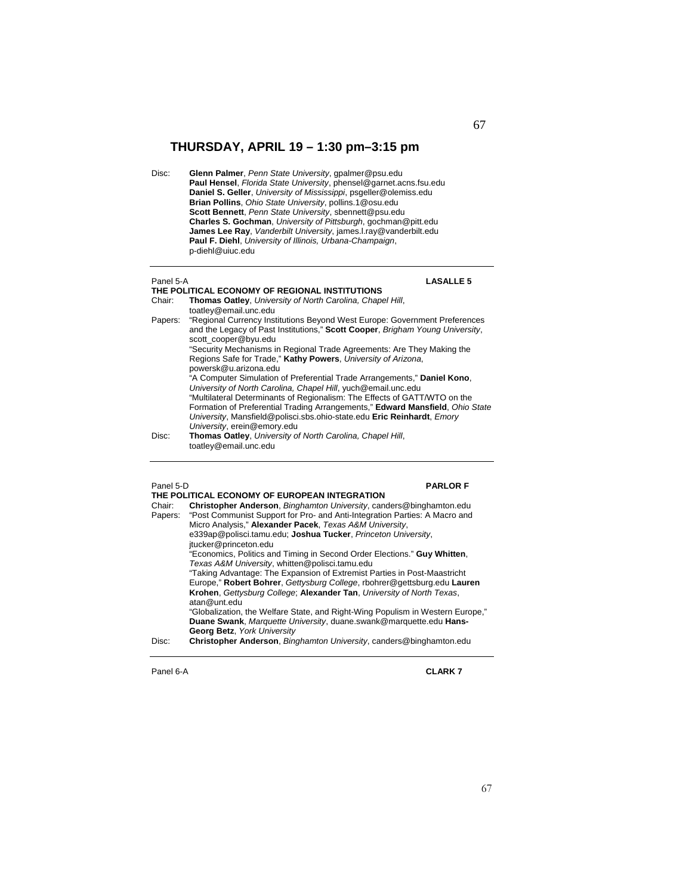## THURSDAY, APRIL 19 – 1:30 pm–3:15 pm

Disc: **Glenn Palmer**, *Penn State University*, gpalmer@psu.edu
**Paul Hensel**, *Florida State University*, phensel@garnet.acns.fsu.edu
**Daniel S. Geller**, *University of Mississippi*, psgeller@olemiss.edu
**Brian Pollins**, *Ohio State University*, pollins.1@osu.edu
**Scott Bennett**, *Penn State University*, sbennett@psu.edu
**Charles S. Gochman**, *University of Pittsburgh*, gochman@pitt.edu
**James Lee Ray**, *Vanderbilt University*, james.l.ray@vanderbilt.edu
**Paul F. Diehl**, *University of Illinois, Urbana-Champaign*, p-diehl@uiuc.edu

---

Panel 5-A **LASALLE 5**

**THE POLITICAL ECONOMY OF REGIONAL INSTITUTIONS**

Chair: **Thomas Oatley**, *University of North Carolina, Chapel Hill*, toatley@email.unc.edu

Papers: "Regional Currency Institutions Beyond West Europe: Government Preferences and the Legacy of Past Institutions," **Scott Cooper**, *Brigham Young University*, scott_cooper@byu.edu

"Security Mechanisms in Regional Trade Agreements: Are They Making the Regions Safe for Trade," **Kathy Powers**, *University of Arizona*, powersk@u.arizona.edu

"A Computer Simulation of Preferential Trade Arrangements," **Daniel Kono**, *University of North Carolina, Chapel Hill*, yuch@email.unc.edu

"Multilateral Determinants of Regionalism: The Effects of GATT/WTO on the Formation of Preferential Trading Arrangements," **Edward Mansfield**, *Ohio State University*, Mansfield@polisci.sbs.ohio-state.edu **Eric Reinhardt**, *Emory University*, erein@emory.edu

Disc: **Thomas Oatley**, *University of North Carolina, Chapel Hill*, toatley@email.unc.edu

---

Panel 5-D **PARLOR F**

**THE POLITICAL ECONOMY OF EUROPEAN INTEGRATION**

Chair: **Christopher Anderson**, *Binghamton University*, canders@binghamton.edu

Papers: "Post Communist Support for Pro- and Anti-Integration Parties: A Macro and Micro Analysis," **Alexander Pacek**, *Texas A&M University*, e339ap@polisci.tamu.edu; **Joshua Tucker**, *Princeton University*, jtucker@princeton.edu

"Economics, Politics and Timing in Second Order Elections." **Guy Whitten**, *Texas A&M University*, whitten@polisci.tamu.edu

"Taking Advantage: The Expansion of Extremist Parties in Post-Maastricht Europe," **Robert Bohrer**, *Gettysburg College*, rbohrer@gettsburg.edu **Lauren Krohen**, *Gettysburg College*; **Alexander Tan**, *University of North Texas*, atan@unt.edu

"Globalization, the Welfare State, and Right-Wing Populism in Western Europe," **Duane Swank**, *Marquette University*, duane.swank@marquette.edu **Hans-Georg Betz**, *York University*

Disc: **Christopher Anderson**, *Binghamton University*, canders@binghamton.edu

---

Panel 6-A **CLARK 7**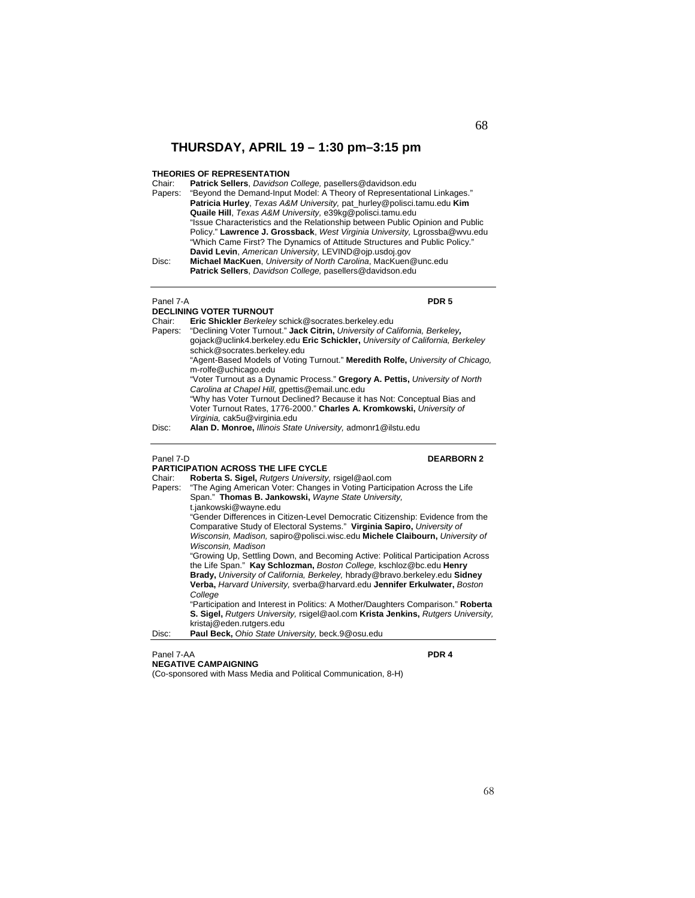## THURSDAY, APRIL 19 – 1:30 pm–3:15 pm

**THEORIES OF REPRESENTATION**

Chair: **Patrick Sellers**, *Davidson College,* pasellers@davidson.edu

Papers: "Beyond the Demand-Input Model: A Theory of Representational Linkages." **Patricia Hurley**, *Texas A&M University,* pat_hurley@polisci.tamu.edu **Kim Quaile Hill**, *Texas A&M University,* e39kg@polisci.tamu.edu

"Issue Characteristics and the Relationship between Public Opinion and Public Policy." **Lawrence J. Grossback**, *West Virginia University,* Lgrossba@wvu.edu

"Which Came First? The Dynamics of Attitude Structures and Public Policy." **David Levin**, *American University,* LEVIND@ojp.usdoj.gov

Disc: **Michael MacKuen**, *University of North Carolina*, MacKuen@unc.edu **Patrick Sellers**, *Davidson College,* pasellers@davidson.edu

---

Panel 7-A **PDR 5**

**DECLINING VOTER TURNOUT**

Chair: **Eric Shickler** *Berkeley* schick@socrates.berkeley.edu

Papers: "Declining Voter Turnout." **Jack Citrin,** *University of California, Berkeley,* gojack@uclink4.berkeley.edu **Eric Schickler,** *University of California, Berkeley* schick@socrates.berkeley.edu

"Agent-Based Models of Voting Turnout." **Meredith Rolfe,** *University of Chicago,* m-rolfe@uchicago.edu

"Voter Turnout as a Dynamic Process." **Gregory A. Pettis,** *University of North Carolina at Chapel Hill,* gpettis@email.unc.edu

"Why has Voter Turnout Declined? Because it has Not: Conceptual Bias and Voter Turnout Rates, 1776-2000." **Charles A. Kromkowski,** *University of Virginia,* cak5u@virginia.edu

Disc: **Alan D. Monroe,** *Illinois State University,* admonr1@ilstu.edu

---

Panel 7-D **DEARBORN 2**

**PARTICIPATION ACROSS THE LIFE CYCLE**

Chair: **Roberta S. Sigel,** *Rutgers University,* rsigel@aol.com

Papers: "The Aging American Voter: Changes in Voting Participation Across the Life Span." **Thomas B. Jankowski,** *Wayne State University,* t.jankowski@wayne.edu

"Gender Differences in Citizen-Level Democratic Citizenship: Evidence from the Comparative Study of Electoral Systems." **Virginia Sapiro,** *University of Wisconsin, Madison,* sapiro@polisci.wisc.edu **Michele Claibourn,** *University of Wisconsin, Madison*

"Growing Up, Settling Down, and Becoming Active: Political Participation Across the Life Span." **Kay Schlozman,** *Boston College,* kschloz@bc.edu **Henry Brady,** *University of California, Berkeley,* hbrady@bravo.berkeley.edu **Sidney Verba,** *Harvard University,* sverba@harvard.edu **Jennifer Erkulwater,** *Boston College*

"Participation and Interest in Politics: A Mother/Daughters Comparison." **Roberta S. Sigel,** *Rutgers University,* rsigel@aol.com **Krista Jenkins,** *Rutgers University,* kristaj@eden.rutgers.edu

Disc: **Paul Beck,** *Ohio State University,* beck.9@osu.edu

---

Panel 7-AA **PDR 4**

**NEGATIVE CAMPAIGNING**

(Co-sponsored with Mass Media and Political Communication, 8-H)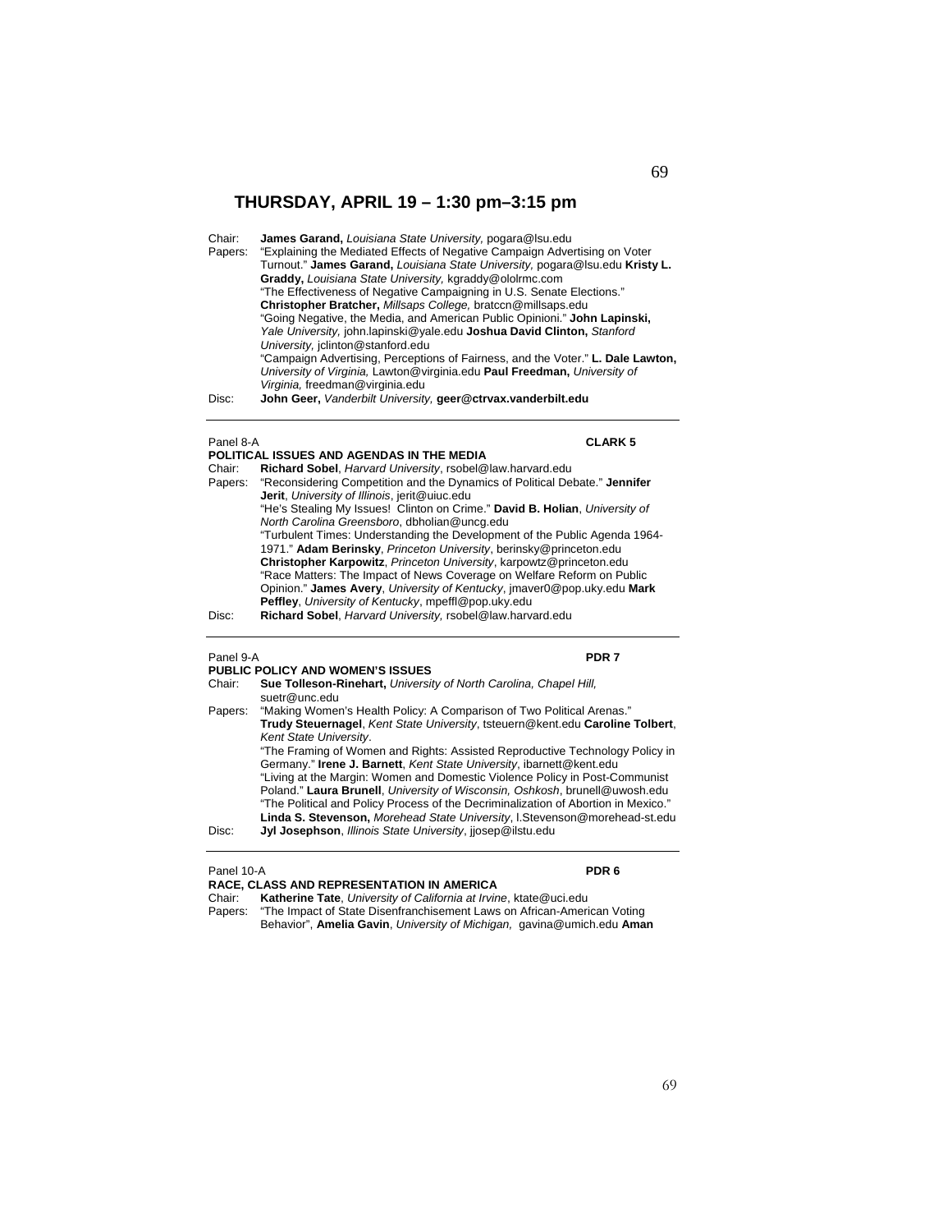## THURSDAY, APRIL 19 – 1:30 pm–3:15 pm

Chair: **James Garand,** *Louisiana State University,* pogara@lsu.edu

Papers: "Explaining the Mediated Effects of Negative Campaign Advertising on Voter Turnout." **James Garand,** *Louisiana State University,* pogara@lsu.edu **Kristy L. Graddy,** *Louisiana State University,* kgraddy@ololrmc.com

"The Effectiveness of Negative Campaigning in U.S. Senate Elections." **Christopher Bratcher,** *Millsaps College,* bratccn@millsaps.edu

"Going Negative, the Media, and American Public Opinioni." **John Lapinski,** *Yale University,* john.lapinski@yale.edu **Joshua David Clinton,** *Stanford University,* jclinton@stanford.edu

"Campaign Advertising, Perceptions of Fairness, and the Voter." **L. Dale Lawton,** *University of Virginia,* Lawton@virginia.edu **Paul Freedman,** *University of Virginia,* freedman@virginia.edu

Disc: **John Geer,** *Vanderbilt University,* **geer@ctrvax.vanderbilt.edu**

---

Panel 8-A **CLARK 5**

### POLITICAL ISSUES AND AGENDAS IN THE MEDIA

Chair: **Richard Sobel**, *Harvard University*, rsobel@law.harvard.edu

Papers: "Reconsidering Competition and the Dynamics of Political Debate." **Jennifer Jerit**, *University of Illinois*, jerit@uiuc.edu

"He's Stealing My Issues! Clinton on Crime." **David B. Holian**, *University of North Carolina Greensboro*, dbholian@uncg.edu

"Turbulent Times: Understanding the Development of the Public Agenda 1964-1971." **Adam Berinsky**, *Princeton University*, berinsky@princeton.edu **Christopher Karpowitz**, *Princeton University*, karpowtz@princeton.edu

"Race Matters: The Impact of News Coverage on Welfare Reform on Public Opinion." **James Avery**, *University of Kentucky*, jmaver0@pop.uky.edu **Mark Peffley**, *University of Kentucky*, mpeffl@pop.uky.edu

Disc: **Richard Sobel**, *Harvard University,* rsobel@law.harvard.edu

---

Panel 9-A **PDR 7**

### PUBLIC POLICY AND WOMEN'S ISSUES

Chair: **Sue Tolleson-Rinehart,** *University of North Carolina, Chapel Hill,* suetr@unc.edu

Papers: "Making Women's Health Policy: A Comparison of Two Political Arenas." **Trudy Steuernagel**, *Kent State University*, tsteuern@kent.edu **Caroline Tolbert**, *Kent State University*.

"The Framing of Women and Rights: Assisted Reproductive Technology Policy in Germany." **Irene J. Barnett**, *Kent State University*, ibarnett@kent.edu

"Living at the Margin: Women and Domestic Violence Policy in Post-Communist Poland." **Laura Brunell**, *University of Wisconsin, Oshkosh*, brunell@uwosh.edu

"The Political and Policy Process of the Decriminalization of Abortion in Mexico." **Linda S. Stevenson,** *Morehead State University*, l.Stevenson@morehead-st.edu

Disc: **Jyl Josephson**, *Illinois State University*, jjosep@ilstu.edu

---

Panel 10-A **PDR 6**

### RACE, CLASS AND REPRESENTATION IN AMERICA

Chair: **Katherine Tate**, *University of California at Irvine*, ktate@uci.edu

Papers: "The Impact of State Disenfranchisement Laws on African-American Voting Behavior", **Amelia Gavin**, *University of Michigan,* gavina@umich.edu **Aman**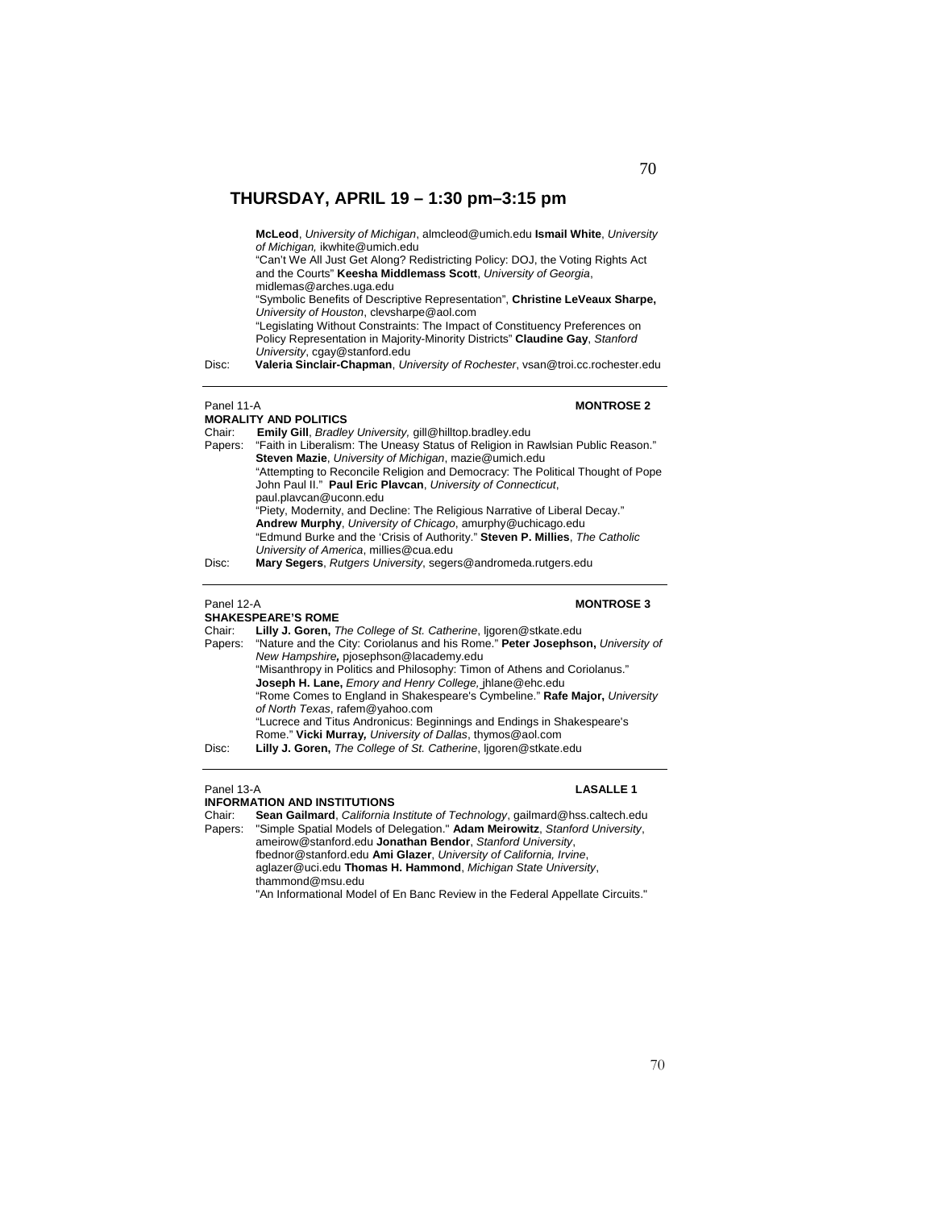## THURSDAY, APRIL 19 – 1:30 pm–3:15 pm

**McLeod**, *University of Michigan*, almcleod@umich.edu **Ismail White**, *University of Michigan,* ikwhite@umich.edu
"Can't We All Just Get Along? Redistricting Policy: DOJ, the Voting Rights Act and the Courts" **Keesha Middlemass Scott**, *University of Georgia*, midlemas@arches.uga.edu
"Symbolic Benefits of Descriptive Representation", **Christine LeVeaux Sharpe,** *University of Houston*, clevsharpe@aol.com
"Legislating Without Constraints: The Impact of Constituency Preferences on Policy Representation in Majority-Minority Districts" **Claudine Gay**, *Stanford University*, cgay@stanford.edu

Disc: **Valeria Sinclair-Chapman**, *University of Rochester*, vsan@troi.cc.rochester.edu

---

Panel 11-A **MONTROSE 2**

**MORALITY AND POLITICS**

Chair: **Emily Gill**, *Bradley University,* gill@hilltop.bradley.edu

Papers: "Faith in Liberalism: The Uneasy Status of Religion in Rawlsian Public Reason." **Steven Mazie**, *University of Michigan*, mazie@umich.edu
"Attempting to Reconcile Religion and Democracy: The Political Thought of Pope John Paul II." **Paul Eric Plavcan**, *University of Connecticut*, paul.plavcan@uconn.edu
"Piety, Modernity, and Decline: The Religious Narrative of Liberal Decay." **Andrew Murphy**, *University of Chicago*, amurphy@uchicago.edu
"Edmund Burke and the 'Crisis of Authority." **Steven P. Millies**, *The Catholic University of America*, millies@cua.edu

Disc: **Mary Segers**, *Rutgers University*, segers@andromeda.rutgers.edu

---

Panel 12-A **MONTROSE 3**

**SHAKESPEARE'S ROME**

Chair: **Lilly J. Goren,** *The College of St. Catherine*, ljgoren@stkate.edu

Papers: "Nature and the City: Coriolanus and his Rome." **Peter Josephson,** *University of New Hampshire,* pjosephson@lacademy.edu
"Misanthropy in Politics and Philosophy: Timon of Athens and Coriolanus." **Joseph H. Lane,** *Emory and Henry College,* jhlane@ehc.edu
"Rome Comes to England in Shakespeare's Cymbeline." **Rafe Major,** *University of North Texas*, rafem@yahoo.com
"Lucrece and Titus Andronicus: Beginnings and Endings in Shakespeare's Rome." **Vicki Murray,** *University of Dallas*, thymos@aol.com

Disc: **Lilly J. Goren,** *The College of St. Catherine*, ljgoren@stkate.edu

---

Panel 13-A **LASALLE 1**

**INFORMATION AND INSTITUTIONS**

Chair: **Sean Gailmard**, *California Institute of Technology*, gailmard@hss.caltech.edu

Papers: "Simple Spatial Models of Delegation." **Adam Meirowitz**, *Stanford University*, ameirow@stanford.edu **Jonathan Bendor**, *Stanford University*, fbednor@stanford.edu **Ami Glazer**, *University of California, Irvine*, aglazer@uci.edu **Thomas H. Hammond**, *Michigan State University*, thammond@msu.edu
"An Informational Model of En Banc Review in the Federal Appellate Circuits."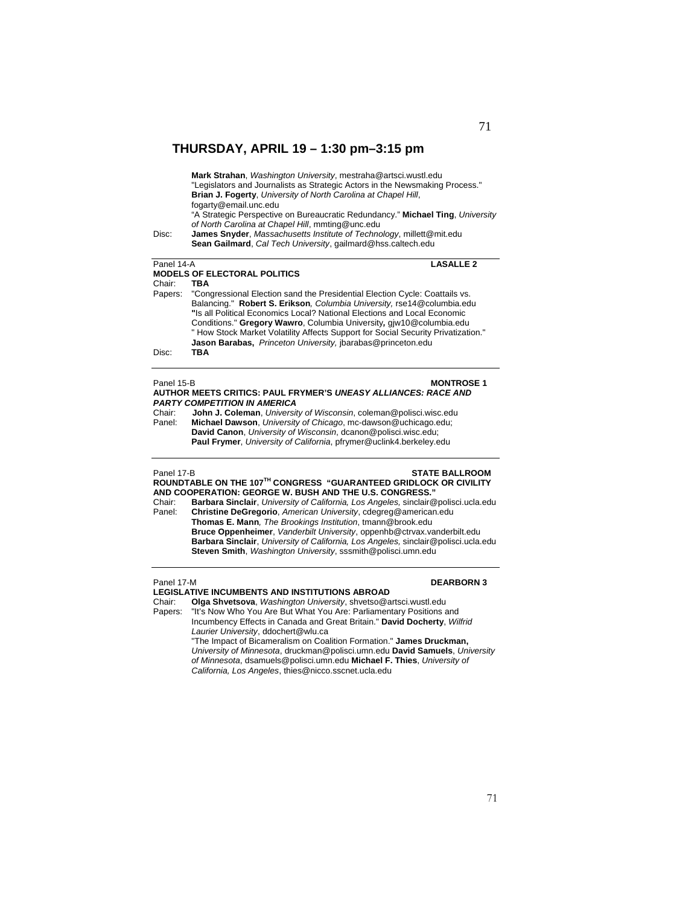## THURSDAY, APRIL 19 – 1:30 pm–3:15 pm

**Mark Strahan**, *Washington University*, mestraha@artsci.wustl.edu
"Legislators and Journalists as Strategic Actors in the Newsmaking Process." **Brian J. Fogerty**, *University of North Carolina at Chapel Hill*, fogarty@email.unc.edu
"A Strategic Perspective on Bureaucratic Redundancy." **Michael Ting**, *University of North Carolina at Chapel Hill*, mmting@unc.edu

Disc: **James Snyder**, *Massachusetts Institute of Technology*, millett@mit.edu
**Sean Gailmard**, *Cal Tech University*, gailmard@hss.caltech.edu

---

Panel 14-A **LASALLE 2**

**MODELS OF ELECTORAL POLITICS**

Chair: **TBA**

Papers: "Congressional Election sand the Presidential Election Cycle: Coattails vs. Balancing." **Robert S. Erikson**, *Columbia University,* rse14@columbia.edu
"Is all Political Economics Local? National Elections and Local Economic Conditions." **Gregory Wawro**, Columbia University**,** gjw10@columbia.edu
" How Stock Market Volatility Affects Support for Social Security Privatization." **Jason Barabas,** *Princeton University,* jbarabas@princeton.edu

Disc: **TBA**

---

Panel 15-B **MONTROSE 1**

**AUTHOR MEETS CRITICS: PAUL FRYMER'S *UNEASY ALLIANCES: RACE AND PARTY COMPETITION IN AMERICA***

Chair: **John J. Coleman**, *University of Wisconsin*, coleman@polisci.wisc.edu

Panel: **Michael Dawson**, *University of Chicago*, mc-dawson@uchicago.edu;
**David Canon**, *University of Wisconsin*, dcanon@polisci.wisc.edu;
**Paul Frymer**, *University of California*, pfrymer@uclink4.berkeley.edu

---

Panel 17-B **STATE BALLROOM**

**ROUNDTABLE ON THE 107TH CONGRESS "GUARANTEED GRIDLOCK OR CIVILITY AND COOPERATION: GEORGE W. BUSH AND THE U.S. CONGRESS."**

Chair: **Barbara Sinclair**, *University of California, Los Angeles,* sinclair@polisci.ucla.edu

Panel: **Christine DeGregorio**, *American University*, cdegreg@american.edu
**Thomas E. Mann**, *The Brookings Institution*, tmann@brook.edu
**Bruce Oppenheimer**, *Vanderbilt University*, oppenhb@ctrvax.vanderbilt.edu
**Barbara Sinclair**, *University of California, Los Angeles,* sinclair@polisci.ucla.edu
**Steven Smith**, *Washington University*, sssmith@polisci.umn.edu

---

Panel 17-M **DEARBORN 3**

**LEGISLATIVE INCUMBENTS AND INSTITUTIONS ABROAD**

Chair: **Olga Shvetsova**, *Washington University*, shvetso@artsci.wustl.edu

Papers: "It's Now Who You Are But What You Are: Parliamentary Positions and Incumbency Effects in Canada and Great Britain." **David Docherty**, *Wilfrid Laurier University*, ddochert@wlu.ca
"The Impact of Bicameralism on Coalition Formation." **James Druckman,** *University of Minnesota*, druckman@polisci.umn.edu **David Samuels**, *University of Minnesota*, dsamuels@polisci.umn.edu **Michael F. Thies**, *University of California, Los Angeles*, thies@nicco.sscnet.ucla.edu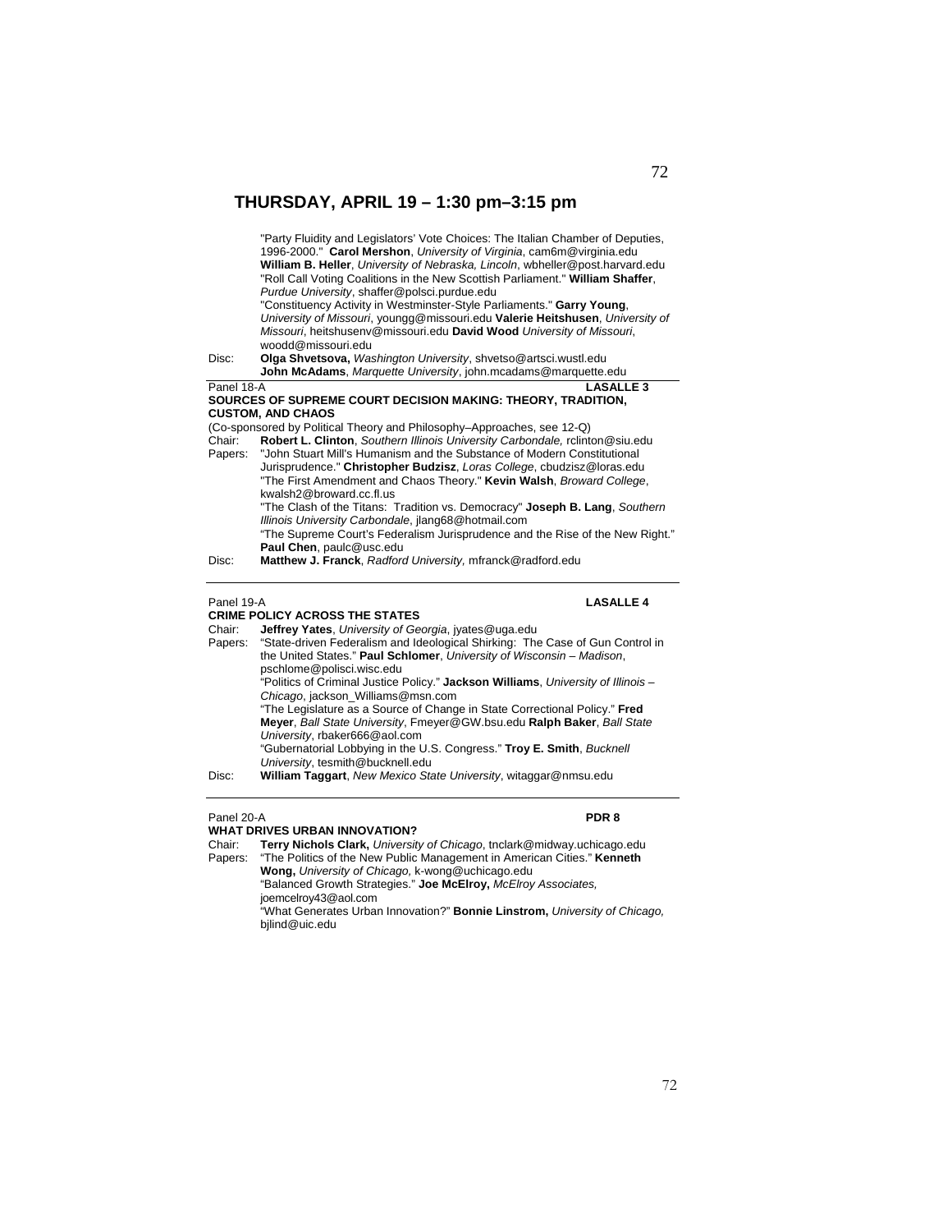## THURSDAY, APRIL 19 – 1:30 pm–3:15 pm

"Party Fluidity and Legislators' Vote Choices: The Italian Chamber of Deputies, 1996-2000." **Carol Mershon**, *University of Virginia*, cam6m@virginia.edu **William B. Heller**, *University of Nebraska, Lincoln*, wbheller@post.harvard.edu
"Roll Call Voting Coalitions in the New Scottish Parliament." **William Shaffer**, *Purdue University*, shaffer@polsci.purdue.edu
"Constituency Activity in Westminster-Style Parliaments." **Garry Young**, *University of Missouri*, youngg@missouri.edu **Valerie Heitshusen**, *University of Missouri*, heitshusenv@missouri.edu **David Wood** *University of Missouri*, woodd@missouri.edu

Disc: **Olga Shvetsova,** *Washington University*, shvetso@artsci.wustl.edu
**John McAdams**, *Marquette University*, john.mcadams@marquette.edu

---

Panel 18-A **LASALLE 3**

**SOURCES OF SUPREME COURT DECISION MAKING: THEORY, TRADITION, CUSTOM, AND CHAOS**

(Co-sponsored by Political Theory and Philosophy–Approaches, see 12-Q)

Chair: **Robert L. Clinton**, *Southern Illinois University Carbondale,* rclinton@siu.edu

Papers: "John Stuart Mill's Humanism and the Substance of Modern Constitutional Jurisprudence." **Christopher Budzisz**, *Loras College*, cbudzisz@loras.edu
"The First Amendment and Chaos Theory." **Kevin Walsh**, *Broward College*, kwalsh2@broward.cc.fl.us
"The Clash of the Titans: Tradition vs. Democracy" **Joseph B. Lang**, *Southern Illinois University Carbondale*, jlang68@hotmail.com
"The Supreme Court's Federalism Jurisprudence and the Rise of the New Right." **Paul Chen**, paulc@usc.edu

Disc: **Matthew J. Franck**, *Radford University,* mfranck@radford.edu

---

Panel 19-A **LASALLE 4**

**CRIME POLICY ACROSS THE STATES**

Chair: **Jeffrey Yates**, *University of Georgia*, jyates@uga.edu

Papers: "State-driven Federalism and Ideological Shirking: The Case of Gun Control in the United States." **Paul Schlomer**, *University of Wisconsin – Madison*, pschlome@polisci.wisc.edu
"Politics of Criminal Justice Policy." **Jackson Williams**, *University of Illinois – Chicago*, jackson_Williams@msn.com
"The Legislature as a Source of Change in State Correctional Policy." **Fred Meyer**, *Ball State University*, Fmeyer@GW.bsu.edu **Ralph Baker**, *Ball State University*, rbaker666@aol.com
"Gubernatorial Lobbying in the U.S. Congress." **Troy E. Smith**, *Bucknell University*, tesmith@bucknell.edu

Disc: **William Taggart**, *New Mexico State University*, witaggar@nmsu.edu

---

Panel 20-A **PDR 8**

**WHAT DRIVES URBAN INNOVATION?**

Chair: **Terry Nichols Clark,** *University of Chicago*, tnclark@midway.uchicago.edu

Papers: "The Politics of the New Public Management in American Cities." **Kenneth Wong,** *University of Chicago,* k-wong@uchicago.edu
"Balanced Growth Strategies." **Joe McElroy,** *McElroy Associates,* joemcelroy43@aol.com
"What Generates Urban Innovation?" **Bonnie Linstrom,** *University of Chicago,* bjlind@uic.edu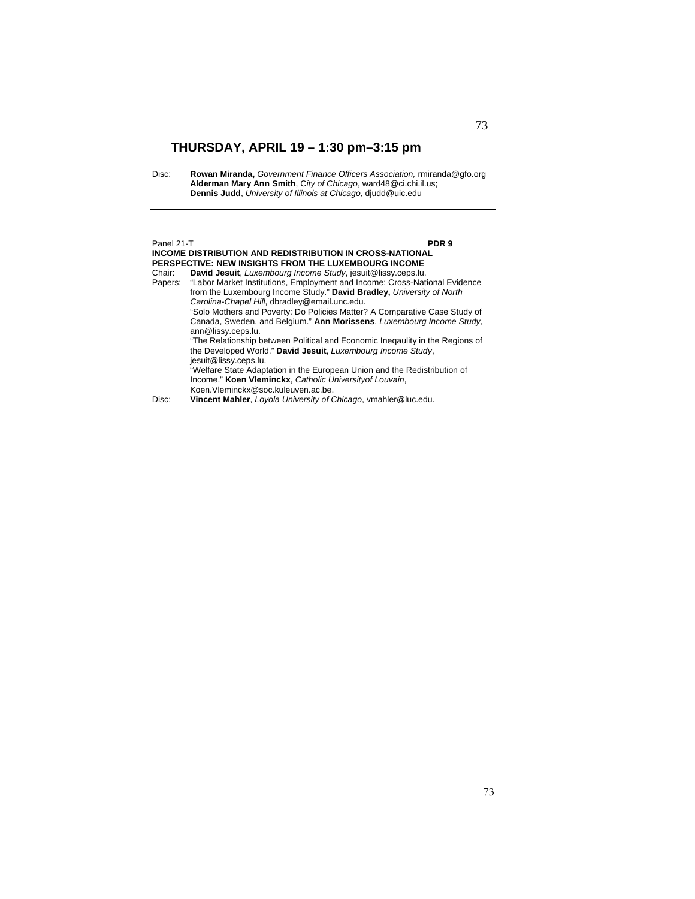## THURSDAY, APRIL 19 – 1:30 pm–3:15 pm

Disc: **Rowan Miranda,** *Government Finance Officers Association,* rmiranda@gfo.org
**Alderman Mary Ann Smith**, C*ity of Chicago*, ward48@ci.chi.il.us;
**Dennis Judd**, *University of Illinois at Chicago*, djudd@uic.edu

---

Panel 21-T **PDR 9**

**INCOME DISTRIBUTION AND REDISTRIBUTION IN CROSS-NATIONAL PERSPECTIVE: NEW INSIGHTS FROM THE LUXEMBOURG INCOME**

Chair: **David Jesuit**, *Luxembourg Income Study*, jesuit@lissy.ceps.lu.

Papers: "Labor Market Institutions, Employment and Income: Cross-National Evidence from the Luxembourg Income Study." **David Bradley,** *University of North Carolina-Chapel Hill*, dbradley@email.unc.edu.

"Solo Mothers and Poverty: Do Policies Matter? A Comparative Case Study of Canada, Sweden, and Belgium." **Ann Morissens**, *Luxembourg Income Study*, ann@lissy.ceps.lu.

"The Relationship between Political and Economic Ineqaulity in the Regions of the Developed World." **David Jesuit**, *Luxembourg Income Study*, jesuit@lissy.ceps.lu.

"Welfare State Adaptation in the European Union and the Redistribution of Income." **Koen Vleminckx**, *Catholic Universityof Louvain*, Koen.Vleminckx@soc.kuleuven.ac.be.

Disc: **Vincent Mahler**, *Loyola University of Chicago*, vmahler@luc.edu.

---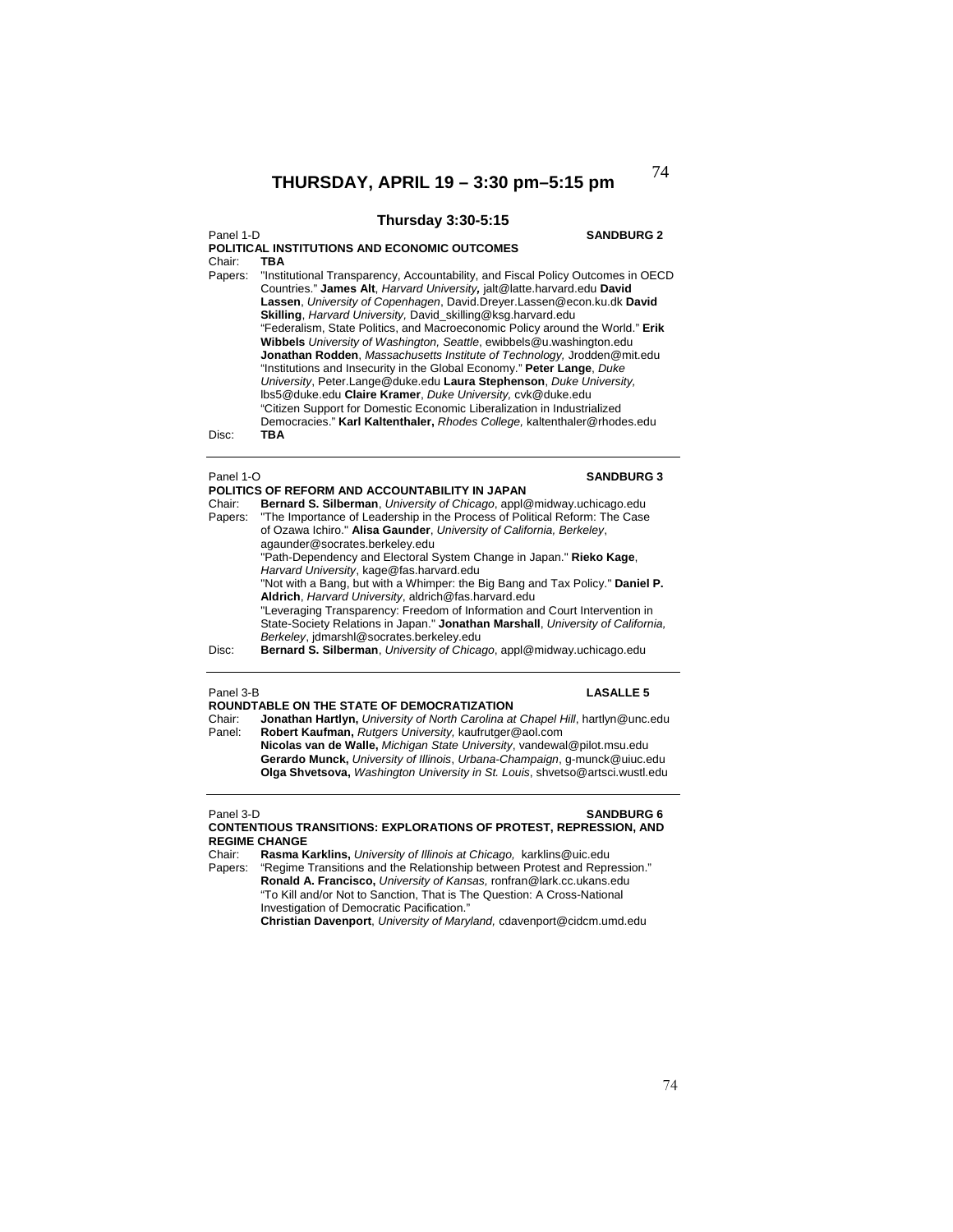# THURSDAY, APRIL 19 – 3:30 pm–5:15 pm

## Thursday 3:30-5:15

Panel 1-D **SANDBURG 2**

**POLITICAL INSTITUTIONS AND ECONOMIC OUTCOMES**

Chair: **TBA**

Papers: "Institutional Transparency, Accountability, and Fiscal Policy Outcomes in OECD Countries." **James Alt**, *Harvard University***,** jalt@latte.harvard.edu **David Lassen**, *University of Copenhagen*, David.Dreyer.Lassen@econ.ku.dk **David Skilling**, *Harvard University,* David_skilling@ksg.harvard.edu

"Federalism, State Politics, and Macroeconomic Policy around the World." **Erik Wibbels** *University of Washington, Seattle*, ewibbels@u.washington.edu **Jonathan Rodden**, *Massachusetts Institute of Technology,* Jrodden@mit.edu

"Institutions and Insecurity in the Global Economy." **Peter Lange**, *Duke University*, Peter.Lange@duke.edu **Laura Stephenson**, *Duke University,* lbs5@duke.edu **Claire Kramer**, *Duke University,* cvk@duke.edu

"Citizen Support for Domestic Economic Liberalization in Industrialized Democracies." **Karl Kaltenthaler,** *Rhodes College,* kaltenthaler@rhodes.edu

Disc: **TBA**

---

Panel 1-O **SANDBURG 3**

**POLITICS OF REFORM AND ACCOUNTABILITY IN JAPAN**

Chair: **Bernard S. Silberman**, *University of Chicago*, appl@midway.uchicago.edu

Papers: "The Importance of Leadership in the Process of Political Reform: The Case of Ozawa Ichiro." **Alisa Gaunder**, *University of California, Berkeley*, agaunder@socrates.berkeley.edu

"Path-Dependency and Electoral System Change in Japan." **Rieko Kage**, *Harvard University*, kage@fas.harvard.edu

"Not with a Bang, but with a Whimper: the Big Bang and Tax Policy." **Daniel P. Aldrich**, *Harvard University*, aldrich@fas.harvard.edu

"Leveraging Transparency: Freedom of Information and Court Intervention in State-Society Relations in Japan." **Jonathan Marshall**, *University of California, Berkeley*, jdmarshl@socrates.berkeley.edu

Disc: **Bernard S. Silberman**, *University of Chicago*, appl@midway.uchicago.edu

---

Panel 3-B **LASALLE 5**

**ROUNDTABLE ON THE STATE OF DEMOCRATIZATION**

Chair: **Jonathan Hartlyn,** *University of North Carolina at Chapel Hill*, hartlyn@unc.edu

Panel: **Robert Kaufman,** *Rutgers University,* kaufrutger@aol.com

**Nicolas van de Walle,** *Michigan State University*, vandewal@pilot.msu.edu

**Gerardo Munck,** *University of Illinois*, *Urbana-Champaign*, g-munck@uiuc.edu

**Olga Shvetsova,** *Washington University in St. Louis*, shvetso@artsci.wustl.edu

---

Panel 3-D **SANDBURG 6**

**CONTENTIOUS TRANSITIONS: EXPLORATIONS OF PROTEST, REPRESSION, AND REGIME CHANGE**

Chair: **Rasma Karklins,** *University of Illinois at Chicago,* karklins@uic.edu

Papers: "Regime Transitions and the Relationship between Protest and Repression." **Ronald A. Francisco,** *University of Kansas,* ronfran@lark.cc.ukans.edu

"To Kill and/or Not to Sanction, That is The Question: A Cross-National Investigation of Democratic Pacification."

**Christian Davenport**, *University of Maryland,* cdavenport@cidcm.umd.edu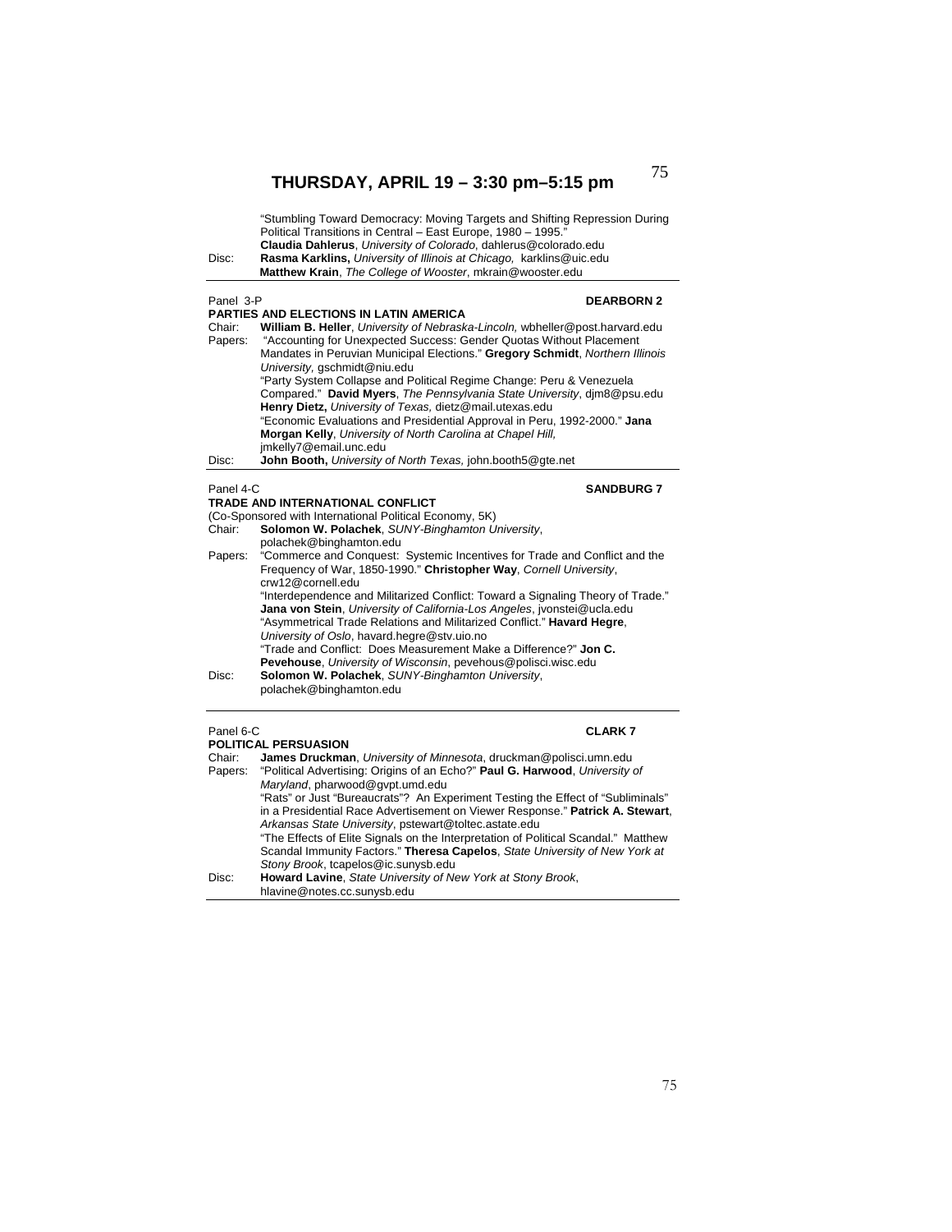## THURSDAY, APRIL 19 – 3:30 pm–5:15 pm

"Stumbling Toward Democracy: Moving Targets and Shifting Repression During Political Transitions in Central – East Europe, 1980 – 1995." **Claudia Dahlerus**, *University of Colorado*, dahlerus@colorado.edu

Disc: **Rasma Karklins,** *University of Illinois at Chicago,* karklins@uic.edu
**Matthew Krain**, *The College of Wooster*, mkrain@wooster.edu

---

Panel 3-P **DEARBORN 2**

**PARTIES AND ELECTIONS IN LATIN AMERICA**

Chair: **William B. Heller**, *University of Nebraska-Lincoln,* wbheller@post.harvard.edu

Papers: "Accounting for Unexpected Success: Gender Quotas Without Placement Mandates in Peruvian Municipal Elections." **Gregory Schmidt**, *Northern Illinois University,* gschmidt@niu.edu

"Party System Collapse and Political Regime Change: Peru & Venezuela Compared." **David Myers**, *The Pennsylvania State University*, djm8@psu.edu
**Henry Dietz,** *University of Texas,* dietz@mail.utexas.edu

"Economic Evaluations and Presidential Approval in Peru, 1992-2000." **Jana Morgan Kelly**, *University of North Carolina at Chapel Hill,* jmkelly7@email.unc.edu

Disc: **John Booth,** *University of North Texas,* john.booth5@gte.net

---

Panel 4-C **SANDBURG 7**

**TRADE AND INTERNATIONAL CONFLICT**

(Co-Sponsored with International Political Economy, 5K)

Chair: **Solomon W. Polachek**, *SUNY-Binghamton University*, polachek@binghamton.edu

Papers: "Commerce and Conquest: Systemic Incentives for Trade and Conflict and the Frequency of War, 1850-1990." **Christopher Way**, *Cornell University*, crw12@cornell.edu

"Interdependence and Militarized Conflict: Toward a Signaling Theory of Trade." **Jana von Stein**, *University of California-Los Angeles*, jvonstei@ucla.edu

"Asymmetrical Trade Relations and Militarized Conflict." **Havard Hegre**, *University of Oslo*, havard.hegre@stv.uio.no

"Trade and Conflict: Does Measurement Make a Difference?" **Jon C. Pevehouse**, *University of Wisconsin*, pevehous@polisci.wisc.edu

Disc: **Solomon W. Polachek**, *SUNY-Binghamton University*, polachek@binghamton.edu

---

Panel 6-C **CLARK 7**

**POLITICAL PERSUASION**

Chair: **James Druckman**, *University of Minnesota*, druckman@polisci.umn.edu

Papers: "Political Advertising: Origins of an Echo?" **Paul G. Harwood**, *University of Maryland*, pharwood@gvpt.umd.edu

"Rats" or Just "Bureaucrats"? An Experiment Testing the Effect of "Subliminals" in a Presidential Race Advertisement on Viewer Response." **Patrick A. Stewart**, *Arkansas State University*, pstewart@toltec.astate.edu

"The Effects of Elite Signals on the Interpretation of Political Scandal." Matthew Scandal Immunity Factors." **Theresa Capelos**, *State University of New York at Stony Brook*, tcapelos@ic.sunysb.edu

Disc: **Howard Lavine**, *State University of New York at Stony Brook*, hlavine@notes.cc.sunysb.edu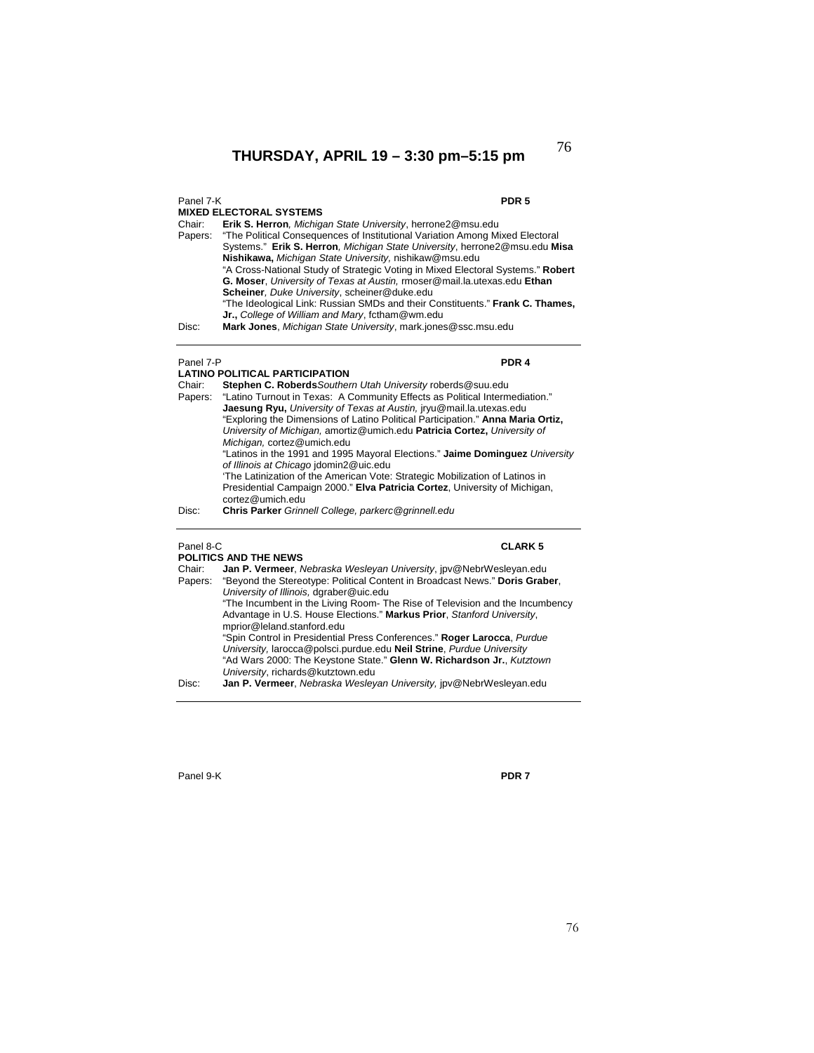# THURSDAY, APRIL 19 – 3:30 pm–5:15 pm

Panel 7-K **PDR 5**

**MIXED ELECTORAL SYSTEMS**

Chair: **Erik S. Herron**, *Michigan State University*, herrone2@msu.edu

Papers: "The Political Consequences of Institutional Variation Among Mixed Electoral Systems." **Erik S. Herron**, *Michigan State University*, herrone2@msu.edu **Misa Nishikawa,** *Michigan State University,* nishikaw@msu.edu

"A Cross-National Study of Strategic Voting in Mixed Electoral Systems." **Robert G. Moser**, *University of Texas at Austin,* rmoser@mail.la.utexas.edu **Ethan Scheiner**, *Duke University*, scheiner@duke.edu

"The Ideological Link: Russian SMDs and their Constituents." **Frank C. Thames, Jr.,** *College of William and Mary*, fctham@wm.edu

Disc: **Mark Jones**, *Michigan State University*, mark.jones@ssc.msu.edu

---

Panel 7-P **PDR 4**

**LATINO POLITICAL PARTICIPATION**

Chair: **Stephen C. Roberds** *Southern Utah University* roberds@suu.edu

Papers: "Latino Turnout in Texas: A Community Effects as Political Intermediation." **Jaesung Ryu,** *University of Texas at Austin,* jryu@mail.la.utexas.edu

"Exploring the Dimensions of Latino Political Participation." **Anna Maria Ortiz,** *University of Michigan,* amortiz@umich.edu **Patricia Cortez,** *University of Michigan,* cortez@umich.edu

"Latinos in the 1991 and 1995 Mayoral Elections." **Jaime Dominguez** *University of Illinois at Chicago* jdomin2@uic.edu

'The Latinization of the American Vote: Strategic Mobilization of Latinos in Presidential Campaign 2000." **Elva Patricia Cortez**, University of Michigan, cortez@umich.edu

Disc: **Chris Parker** *Grinnell College, parkerc@grinnell.edu*

---

Panel 8-C **CLARK 5**

**POLITICS AND THE NEWS**

Chair: **Jan P. Vermeer**, *Nebraska Wesleyan University*, jpv@NebrWesleyan.edu

Papers: "Beyond the Stereotype: Political Content in Broadcast News." **Doris Graber**, *University of Illinois,* dgraber@uic.edu

"The Incumbent in the Living Room- The Rise of Television and the Incumbency Advantage in U.S. House Elections." **Markus Prior**, *Stanford University*, mprior@leland.stanford.edu

"Spin Control in Presidential Press Conferences." **Roger Larocca**, *Purdue University,* larocca@polsci.purdue.edu **Neil Strine**, *Purdue University*

"Ad Wars 2000: The Keystone State." **Glenn W. Richardson Jr.**, *Kutztown University*, richards@kutztown.edu

Disc: **Jan P. Vermeer**, *Nebraska Wesleyan University,* jpv@NebrWesleyan.edu

---

Panel 9-K **PDR 7**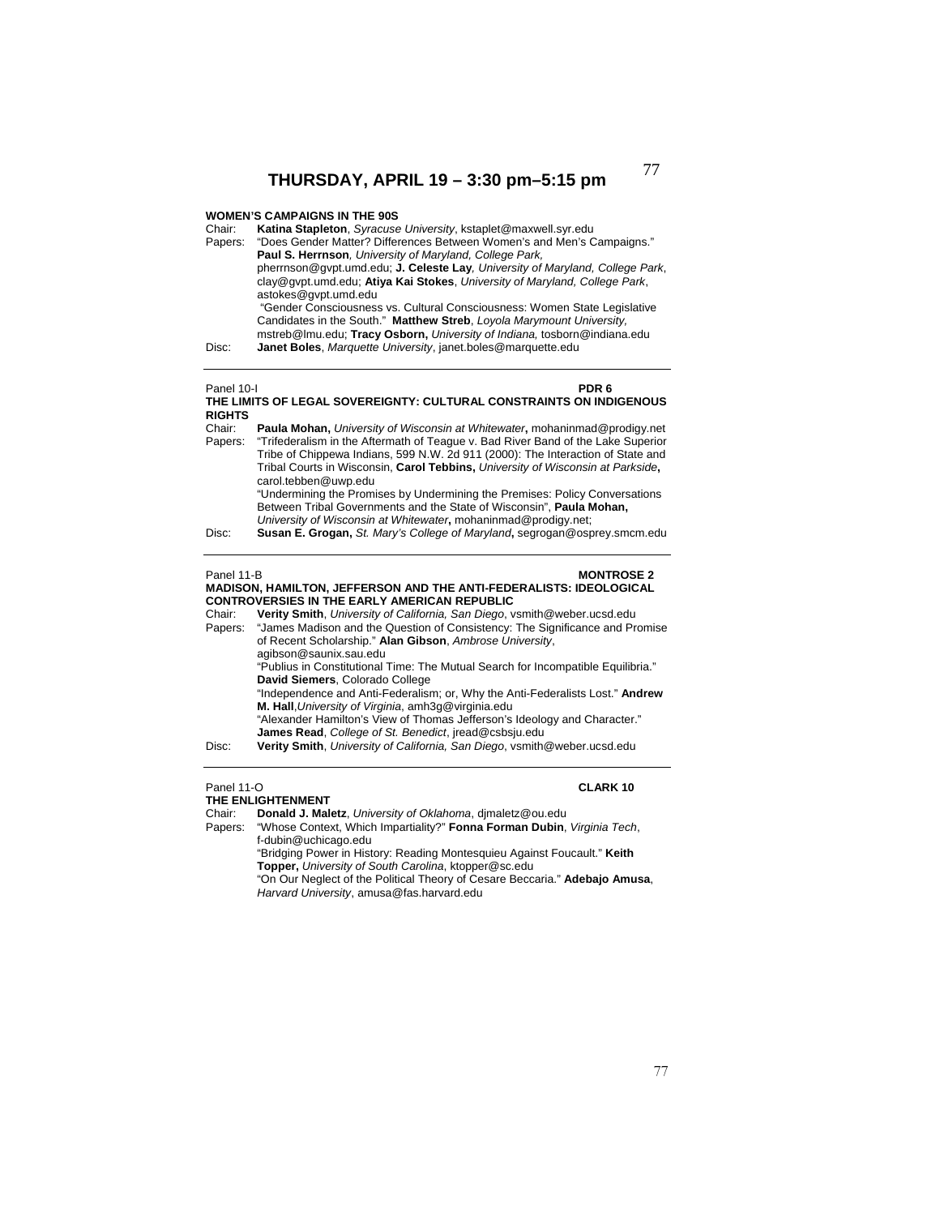# THURSDAY, APRIL 19 – 3:30 pm–5:15 pm

**WOMEN'S CAMPAIGNS IN THE 90S**

Chair: **Katina Stapleton**, *Syracuse University*, kstaplet@maxwell.syr.edu

Papers: "Does Gender Matter? Differences Between Women's and Men's Campaigns." **Paul S. Herrnson**, *University of Maryland, College Park,* pherrnson@gvpt.umd.edu; **J. Celeste Lay**, *University of Maryland, College Park*, clay@gvpt.umd.edu; **Atiya Kai Stokes**, *University of Maryland, College Park*, astokes@gvpt.umd.edu

"Gender Consciousness vs. Cultural Consciousness: Women State Legislative Candidates in the South." **Matthew Streb**, *Loyola Marymount University,* mstreb@lmu.edu; **Tracy Osborn,** *University of Indiana,* tosborn@indiana.edu

Disc: **Janet Boles**, *Marquette University*, janet.boles@marquette.edu

---

Panel 10-I **PDR 6**

**THE LIMITS OF LEGAL SOVEREIGNTY: CULTURAL CONSTRAINTS ON INDIGENOUS RIGHTS**

Chair: **Paula Mohan,** *University of Wisconsin at Whitewater***,** mohaninmad@prodigy.net

Papers: "Trifederalism in the Aftermath of Teague v. Bad River Band of the Lake Superior Tribe of Chippewa Indians, 599 N.W. 2d 911 (2000): The Interaction of State and Tribal Courts in Wisconsin, **Carol Tebbins,** *University of Wisconsin at Parkside***,** carol.tebben@uwp.edu

"Undermining the Promises by Undermining the Premises: Policy Conversations Between Tribal Governments and the State of Wisconsin", **Paula Mohan,** *University of Wisconsin at Whitewater***,** mohaninmad@prodigy.net;

Disc: **Susan E. Grogan,** *St. Mary's College of Maryland***,** segrogan@osprey.smcm.edu

---

Panel 11-B **MONTROSE 2**

**MADISON, HAMILTON, JEFFERSON AND THE ANTI-FEDERALISTS: IDEOLOGICAL CONTROVERSIES IN THE EARLY AMERICAN REPUBLIC**

Chair: **Verity Smith**, *University of California, San Diego*, vsmith@weber.ucsd.edu

Papers: "James Madison and the Question of Consistency: The Significance and Promise of Recent Scholarship." **Alan Gibson**, *Ambrose University*, agibson@saunix.sau.edu

"Publius in Constitutional Time: The Mutual Search for Incompatible Equilibria." **David Siemers**, Colorado College

"Independence and Anti-Federalism; or, Why the Anti-Federalists Lost." **Andrew M. Hall**, *University of Virginia*, amh3g@virginia.edu

"Alexander Hamilton's View of Thomas Jefferson's Ideology and Character." **James Read**, *College of St. Benedict*, jread@csbsju.edu

Disc: **Verity Smith**, *University of California, San Diego*, vsmith@weber.ucsd.edu

---

Panel 11-O **CLARK 10**

**THE ENLIGHTENMENT**

Chair: **Donald J. Maletz**, *University of Oklahoma*, djmaletz@ou.edu

Papers: "Whose Context, Which Impartiality?" **Fonna Forman Dubin**, *Virginia Tech*, f-dubin@uchicago.edu

"Bridging Power in History: Reading Montesquieu Against Foucault." **Keith Topper,** *University of South Carolina*, ktopper@sc.edu

"On Our Neglect of the Political Theory of Cesare Beccaria." **Adebajo Amusa**, *Harvard University*, amusa@fas.harvard.edu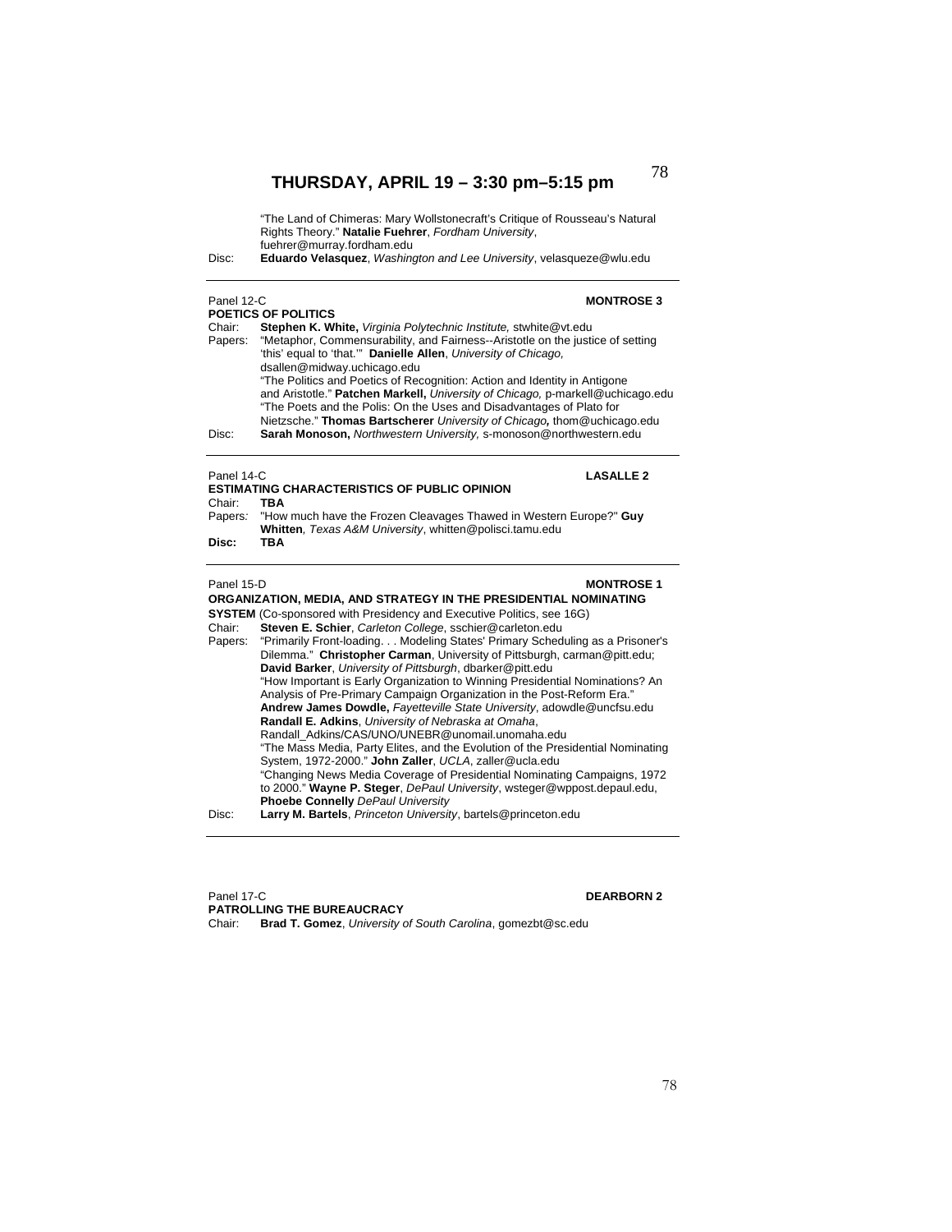# THURSDAY, APRIL 19 – 3:30 pm–5:15 pm

"The Land of Chimeras: Mary Wollstonecraft's Critique of Rousseau's Natural Rights Theory." **Natalie Fuehrer**, *Fordham University*, fuehrer@murray.fordham.edu

Disc: **Eduardo Velasquez**, *Washington and Lee University*, velasqueze@wlu.edu

---

Panel 12-C **MONTROSE 3**

**POETICS OF POLITICS**

Chair: **Stephen K. White,** *Virginia Polytechnic Institute,* stwhite@vt.edu

Papers: "Metaphor, Commensurability, and Fairness--Aristotle on the justice of setting 'this' equal to 'that.'" **Danielle Allen**, *University of Chicago,* dsallen@midway.uchicago.edu

"The Politics and Poetics of Recognition: Action and Identity in Antigone and Aristotle." **Patchen Markell,** *University of Chicago,* p-markell@uchicago.edu

"The Poets and the Polis: On the Uses and Disadvantages of Plato for Nietzsche." **Thomas Bartscherer** *University of Chicago,* thom@uchicago.edu

Disc: **Sarah Monoson,** *Northwestern University,* s-monoson@northwestern.edu

---

Panel 14-C **LASALLE 2**

**ESTIMATING CHARACTERISTICS OF PUBLIC OPINION**

Chair: **TBA**

Papers: "How much have the Frozen Cleavages Thawed in Western Europe?" **Guy Whitten**, *Texas A&M University*, whitten@polisci.tamu.edu

**Disc: TBA**

---

Panel 15-D **MONTROSE 1**

**ORGANIZATION, MEDIA, AND STRATEGY IN THE PRESIDENTIAL NOMINATING SYSTEM** (Co-sponsored with Presidency and Executive Politics, see 16G)

Chair: **Steven E. Schier**, *Carleton College*, sschier@carleton.edu

Papers: "Primarily Front-loading. . . Modeling States' Primary Scheduling as a Prisoner's Dilemma." **Christopher Carman**, University of Pittsburgh, carman@pitt.edu; **David Barker**, *University of Pittsburgh*, dbarker@pitt.edu

"How Important is Early Organization to Winning Presidential Nominations? An Analysis of Pre-Primary Campaign Organization in the Post-Reform Era." **Andrew James Dowdle,** *Fayetteville State University*, adowdle@uncfsu.edu **Randall E. Adkins**, *University of Nebraska at Omaha*, Randall_Adkins/CAS/UNO/UNEBR@unomail.unomaha.edu

"The Mass Media, Party Elites, and the Evolution of the Presidential Nominating System, 1972-2000." **John Zaller**, *UCLA*, zaller@ucla.edu

"Changing News Media Coverage of Presidential Nominating Campaigns, 1972 to 2000." **Wayne P. Steger**, *DePaul University*, wsteger@wppost.depaul.edu, **Phoebe Connelly** *DePaul University*

Disc: **Larry M. Bartels**, *Princeton University*, bartels@princeton.edu

---

Panel 17-C **DEARBORN 2**

**PATROLLING THE BUREAUCRACY**

Chair: **Brad T. Gomez**, *University of South Carolina*, gomezbt@sc.edu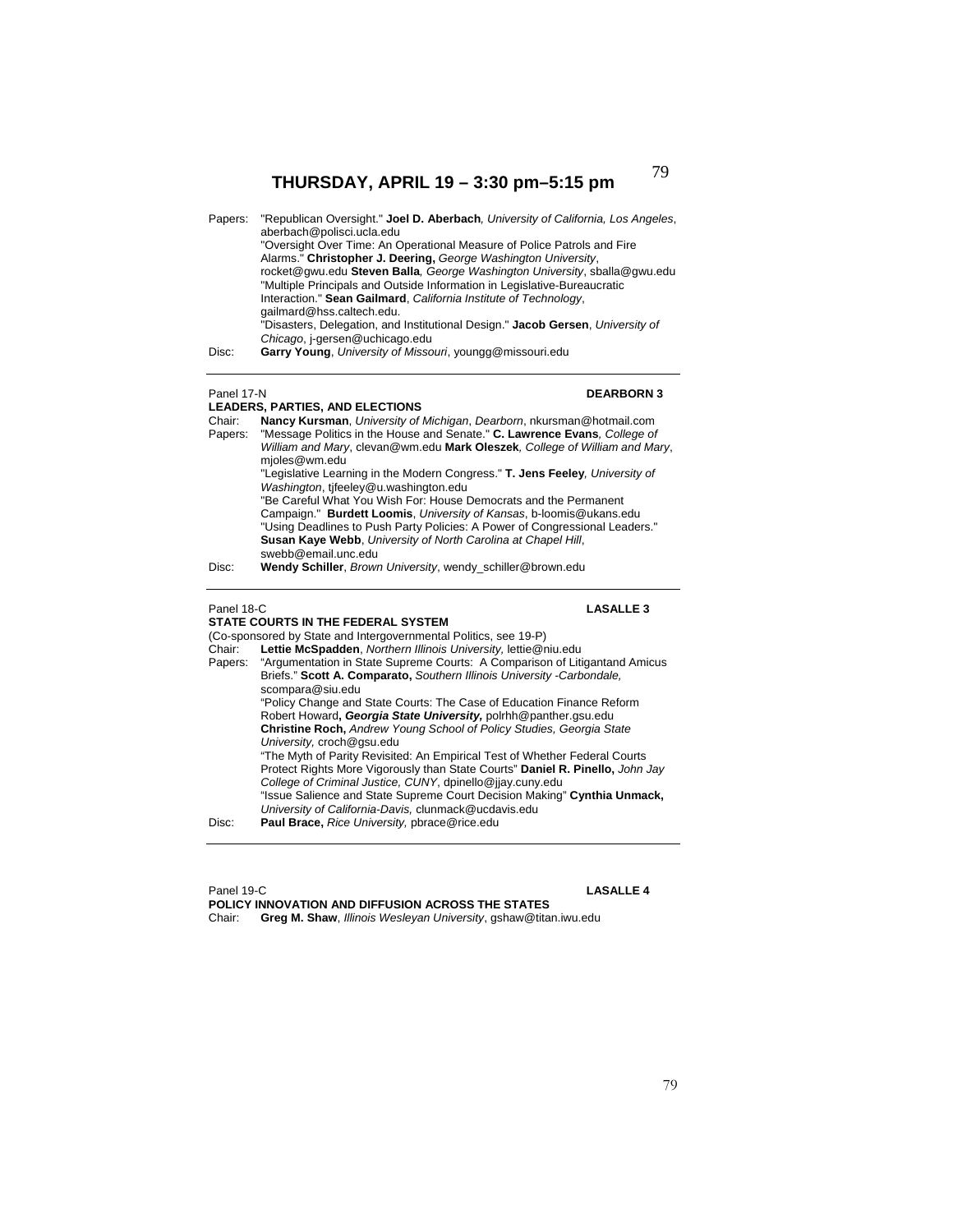# THURSDAY, APRIL 19 – 3:30 pm–5:15 pm

Papers: "Republican Oversight." **Joel D. Aberbach**, *University of California, Los Angeles*, aberbach@polisci.ucla.edu
"Oversight Over Time: An Operational Measure of Police Patrols and Fire Alarms." **Christopher J. Deering,** *George Washington University*, rocket@gwu.edu **Steven Balla**, *George Washington University*, sballa@gwu.edu
"Multiple Principals and Outside Information in Legislative-Bureaucratic Interaction." **Sean Gailmard**, *California Institute of Technology*, gailmard@hss.caltech.edu.
"Disasters, Delegation, and Institutional Design." **Jacob Gersen**, *University of Chicago*, j-gersen@uchicago.edu
Disc: **Garry Young**, *University of Missouri*, youngg@missouri.edu

---

Panel 17-N **DEARBORN 3**
**LEADERS, PARTIES, AND ELECTIONS**
Chair: **Nancy Kursman**, *University of Michigan, Dearborn*, nkursman@hotmail.com
Papers: "Message Politics in the House and Senate." **C. Lawrence Evans**, *College of William and Mary*, clevan@wm.edu **Mark Oleszek**, *College of William and Mary*, mjoles@wm.edu
"Legislative Learning in the Modern Congress." **T. Jens Feeley**, *University of Washington*, tjfeeley@u.washington.edu
"Be Careful What You Wish For: House Democrats and the Permanent Campaign." **Burdett Loomis**, *University of Kansas*, b-loomis@ukans.edu
"Using Deadlines to Push Party Policies: A Power of Congressional Leaders." **Susan Kaye Webb**, *University of North Carolina at Chapel Hill*, swebb@email.unc.edu
Disc: **Wendy Schiller**, *Brown University*, wendy_schiller@brown.edu

---

Panel 18-C **LASALLE 3**
**STATE COURTS IN THE FEDERAL SYSTEM**
(Co-sponsored by State and Intergovernmental Politics, see 19-P)
Chair: **Lettie McSpadden**, *Northern Illinois University*, lettie@niu.edu
Papers: "Argumentation in State Supreme Courts: A Comparison of Litigantand Amicus Briefs." **Scott A. Comparato,** *Southern Illinois University -Carbondale,* scompara@siu.edu
"Policy Change and State Courts: The Case of Education Finance Reform Robert Howard**, *Georgia State University,*** polrhh@panther.gsu.edu **Christine Roch,** *Andrew Young School of Policy Studies, Georgia State University,* croch@gsu.edu
"The Myth of Parity Revisited: An Empirical Test of Whether Federal Courts Protect Rights More Vigorously than State Courts" **Daniel R. Pinello,** *John Jay College of Criminal Justice, CUNY*, dpinello@jjay.cuny.edu
"Issue Salience and State Supreme Court Decision Making" **Cynthia Unmack,** *University of California-Davis,* clunmack@ucdavis.edu
Disc: **Paul Brace,** *Rice University,* pbrace@rice.edu

---

Panel 19-C **LASALLE 4**
**POLICY INNOVATION AND DIFFUSION ACROSS THE STATES**
Chair: **Greg M. Shaw**, *Illinois Wesleyan University*, gshaw@titan.iwu.edu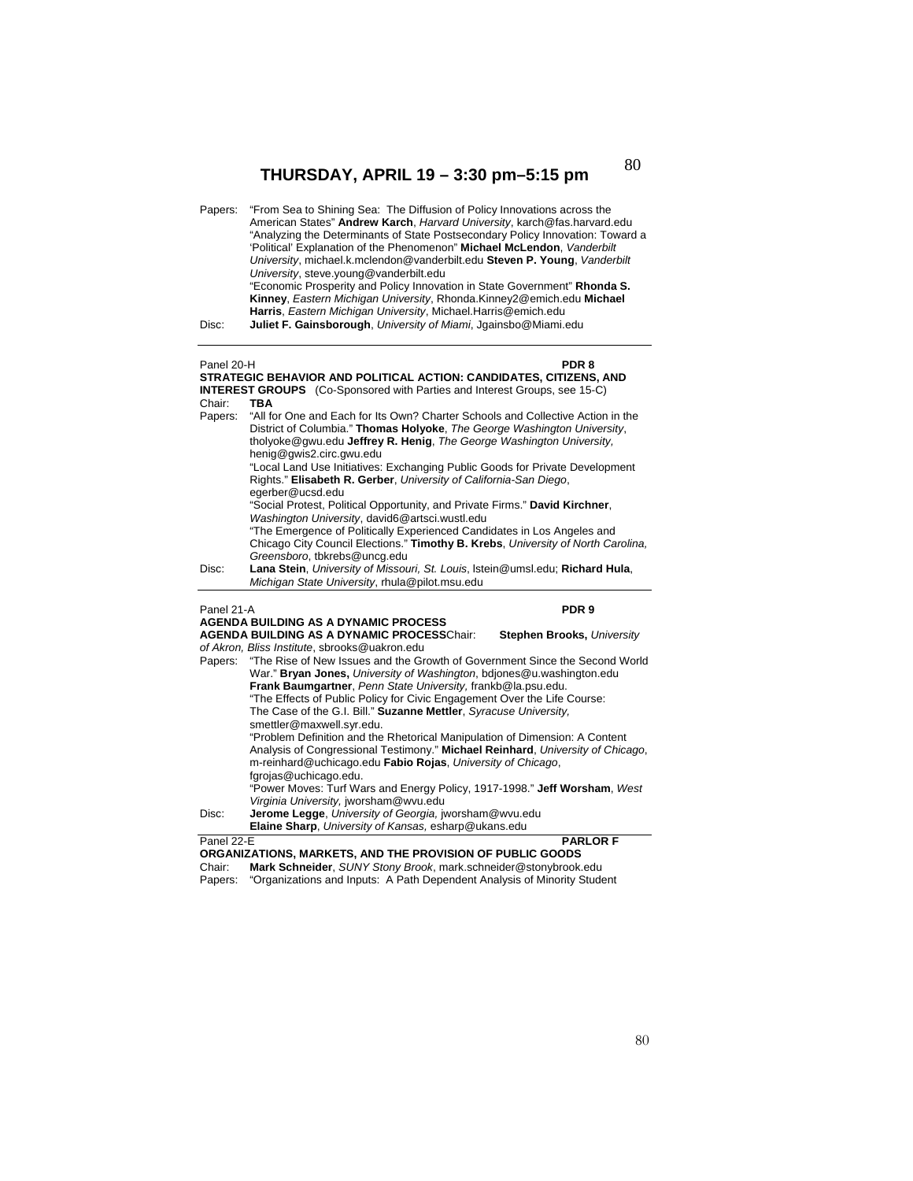## THURSDAY, APRIL 19 – 3:30 pm–5:15 pm

Papers: "From Sea to Shining Sea: The Diffusion of Policy Innovations across the American States" **Andrew Karch**, *Harvard University*, karch@fas.harvard.edu
"Analyzing the Determinants of State Postsecondary Policy Innovation: Toward a 'Political' Explanation of the Phenomenon" **Michael McLendon**, *Vanderbilt University*, michael.k.mclendon@vanderbilt.edu **Steven P. Young**, *Vanderbilt University*, steve.young@vanderbilt.edu
"Economic Prosperity and Policy Innovation in State Government" **Rhonda S. Kinney**, *Eastern Michigan University*, Rhonda.Kinney2@emich.edu **Michael Harris**, *Eastern Michigan University*, Michael.Harris@emich.edu

Disc: **Juliet F. Gainsborough**, *University of Miami*, Jgainsbo@Miami.edu

---

Panel 20-H **PDR 8**

**STRATEGIC BEHAVIOR AND POLITICAL ACTION: CANDIDATES, CITIZENS, AND INTEREST GROUPS** (Co-Sponsored with Parties and Interest Groups, see 15-C)

Chair: **TBA**

Papers: "All for One and Each for Its Own? Charter Schools and Collective Action in the District of Columbia." **Thomas Holyoke**, *The George Washington University*, tholyoke@gwu.edu **Jeffrey R. Henig**, *The George Washington University,* henig@gwis2.circ.gwu.edu
"Local Land Use Initiatives: Exchanging Public Goods for Private Development Rights." **Elisabeth R. Gerber**, *University of California-San Diego*, egerber@ucsd.edu
"Social Protest, Political Opportunity, and Private Firms." **David Kirchner**, *Washington University*, david6@artsci.wustl.edu
"The Emergence of Politically Experienced Candidates in Los Angeles and Chicago City Council Elections." **Timothy B. Krebs**, *University of North Carolina, Greensboro*, tbkrebs@uncg.edu

Disc: **Lana Stein**, *University of Missouri, St. Louis*, lstein@umsl.edu; **Richard Hula**, *Michigan State University*, rhula@pilot.msu.edu

---

Panel 21-A **PDR 9**

**AGENDA BUILDING AS A DYNAMIC PROCESS**

**AGENDA BUILDING AS A DYNAMIC PROCESS**Chair: **Stephen Brooks,** *University of Akron, Bliss Institute*, sbrooks@uakron.edu

Papers: "The Rise of New Issues and the Growth of Government Since the Second World War." **Bryan Jones,** *University of Washington*, bdjones@u.washington.edu **Frank Baumgartner**, *Penn State University,* frankb@la.psu.edu.
"The Effects of Public Policy for Civic Engagement Over the Life Course: The Case of the G.I. Bill." **Suzanne Mettler**, *Syracuse University,* smettler@maxwell.syr.edu.
"Problem Definition and the Rhetorical Manipulation of Dimension: A Content Analysis of Congressional Testimony." **Michael Reinhard**, *University of Chicago*, m-reinhard@uchicago.edu **Fabio Rojas**, *University of Chicago*, fgrojas@uchicago.edu.
"Power Moves: Turf Wars and Energy Policy, 1917-1998." **Jeff Worsham**, *West Virginia University,* jworsham@wvu.edu

Disc: **Jerome Legge**, *University of Georgia,* jworsham@wvu.edu
**Elaine Sharp**, *University of Kansas,* esharp@ukans.edu

---

Panel 22-E **PARLOR F**

**ORGANIZATIONS, MARKETS, AND THE PROVISION OF PUBLIC GOODS**

Chair: **Mark Schneider**, *SUNY Stony Brook*, mark.schneider@stonybrook.edu

Papers: "Organizations and Inputs: A Path Dependent Analysis of Minority Student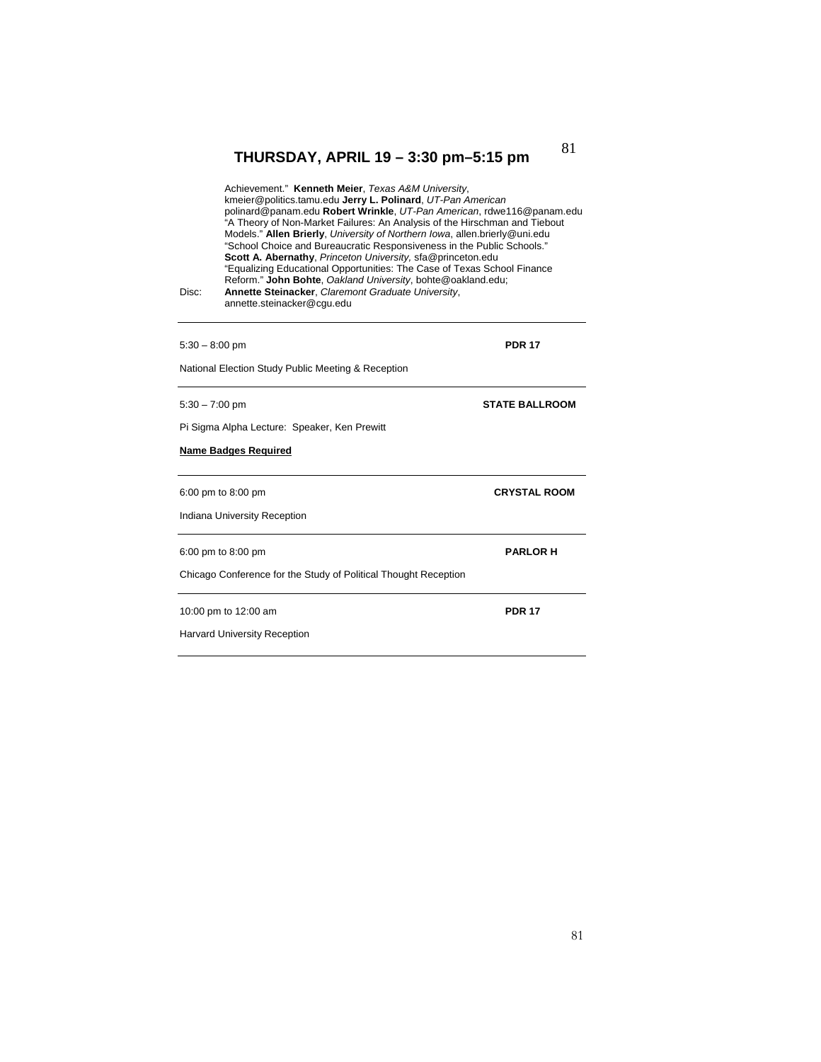## THURSDAY, APRIL 19 – 3:30 pm–5:15 pm

Achievement." **Kenneth Meier**, *Texas A&M University*, kmeier@politics.tamu.edu **Jerry L. Polinard**, *UT-Pan American* polinard@panam.edu **Robert Wrinkle**, *UT-Pan American*, rdwe116@panam.edu "A Theory of Non-Market Failures: An Analysis of the Hirschman and Tiebout Models." **Allen Brierly**, *University of Northern Iowa*, allen.brierly@uni.edu "School Choice and Bureaucratic Responsiveness in the Public Schools." **Scott A. Abernathy**, *Princeton University,* sfa@princeton.edu "Equalizing Educational Opportunities: The Case of Texas School Finance Reform." **John Bohte**, *Oakland University*, bohte@oakland.edu;

Disc: **Annette Steinacker**, *Claremont Graduate University*, annette.steinacker@cgu.edu

---

5:30 – 8:00 pm **PDR 17**

National Election Study Public Meeting & Reception

---

5:30 – 7:00 pm **STATE BALLROOM**

Pi Sigma Alpha Lecture: Speaker, Ken Prewitt

**Name Badges Required**

---

6:00 pm to 8:00 pm **CRYSTAL ROOM**

Indiana University Reception

---

6:00 pm to 8:00 pm **PARLOR H**

Chicago Conference for the Study of Political Thought Reception

---

10:00 pm to 12:00 am **PDR 17**

Harvard University Reception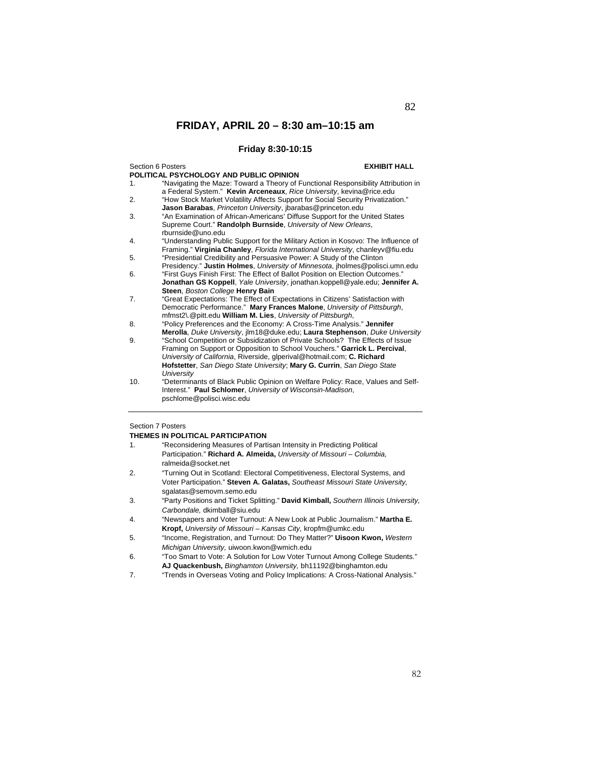# FRIDAY, APRIL 20 – 8:30 am–10:15 am

### Friday 8:30-10:15

Section 6 Posters **EXHIBIT HALL**

**POLITICAL PSYCHOLOGY AND PUBLIC OPINION**

1. "Navigating the Maze: Toward a Theory of Functional Responsibility Attribution in a Federal System." **Kevin Arceneaux**, *Rice University*, kevina@rice.edu
2. "How Stock Market Volatility Affects Support for Social Security Privatization." **Jason Barabas**, *Princeton University*, jbarabas@princeton.edu
3. "An Examination of African-Americans' Diffuse Support for the United States Supreme Court." **Randolph Burnside**, *University of New Orleans*, rburnside@uno.edu
4. "Understanding Public Support for the Military Action in Kosovo: The Influence of Framing." **Virginia Chanley**, *Florida International University*, chanleyv@fiu.edu
5. "Presidential Credibility and Persuasive Power: A Study of the Clinton Presidency." **Justin Holmes**, *University of Minnesota*, jholmes@polisci.umn.edu
6. "First Guys Finish First: The Effect of Ballot Position on Election Outcomes." **Jonathan GS Koppell**, *Yale University*, jonathan.koppell@yale.edu; **Jennifer A. Steen**, *Boston College* **Henry Bain**
7. "Great Expectations: The Effect of Expectations in Citizens' Satisfaction with Democratic Performance." **Mary Frances Malone**, *University of Pittsburgh*, mfmst2\.@pitt.edu **William M. Lies**, *University of Pittsburgh*,
8. "Policy Preferences and the Economy: A Cross-Time Analysis." **Jennifer Merolla**, *Duke University*, jlm18@duke.edu; **Laura Stephenson**, *Duke University*
9. "School Competition or Subsidization of Private Schools? The Effects of Issue Framing on Support or Opposition to School Vouchers." **Garrick L. Percival**, *University of California*, Riverside, glperival@hotmail.com; **C. Richard Hofstetter**, *San Diego State University*; **Mary G. Currin**, *San Diego State University*
10. "Determinants of Black Public Opinion on Welfare Policy: Race, Values and Self-Interest." **Paul Schlomer**, *University of Wisconsin-Madison*, pschlome@polisci.wisc.edu

---

Section 7 Posters

**THEMES IN POLITICAL PARTICIPATION**

1. "Reconsidering Measures of Partisan Intensity in Predicting Political Participation." **Richard A. Almeida,** *University of Missouri – Columbia,* ralmeida@socket.net
2. "Turning Out in Scotland: Electoral Competitiveness, Electoral Systems, and Voter Participation." **Steven A. Galatas,** *Southeast Missouri State University,* sgalatas@semovm.semo.edu
3. "Party Positions and Ticket Splitting." **David Kimball,** *Southern Illinois University, Carbondale,* dkimball@siu.edu
4. "Newspapers and Voter Turnout: A New Look at Public Journalism." **Martha E. Kropf,** *University of Missouri – Kansas City,* kropfm@umkc.edu
5. "Income, Registration, and Turnout: Do They Matter?" **Uisoon Kwon,** *Western Michigan University,* uiwoon.kwon@wmich.edu
6. "Too Smart to Vote: A Solution for Low Voter Turnout Among College Students." **AJ Quackenbush,** *Binghamton University,* bh11192@binghamton.edu
7. "Trends in Overseas Voting and Policy Implications: A Cross-National Analysis."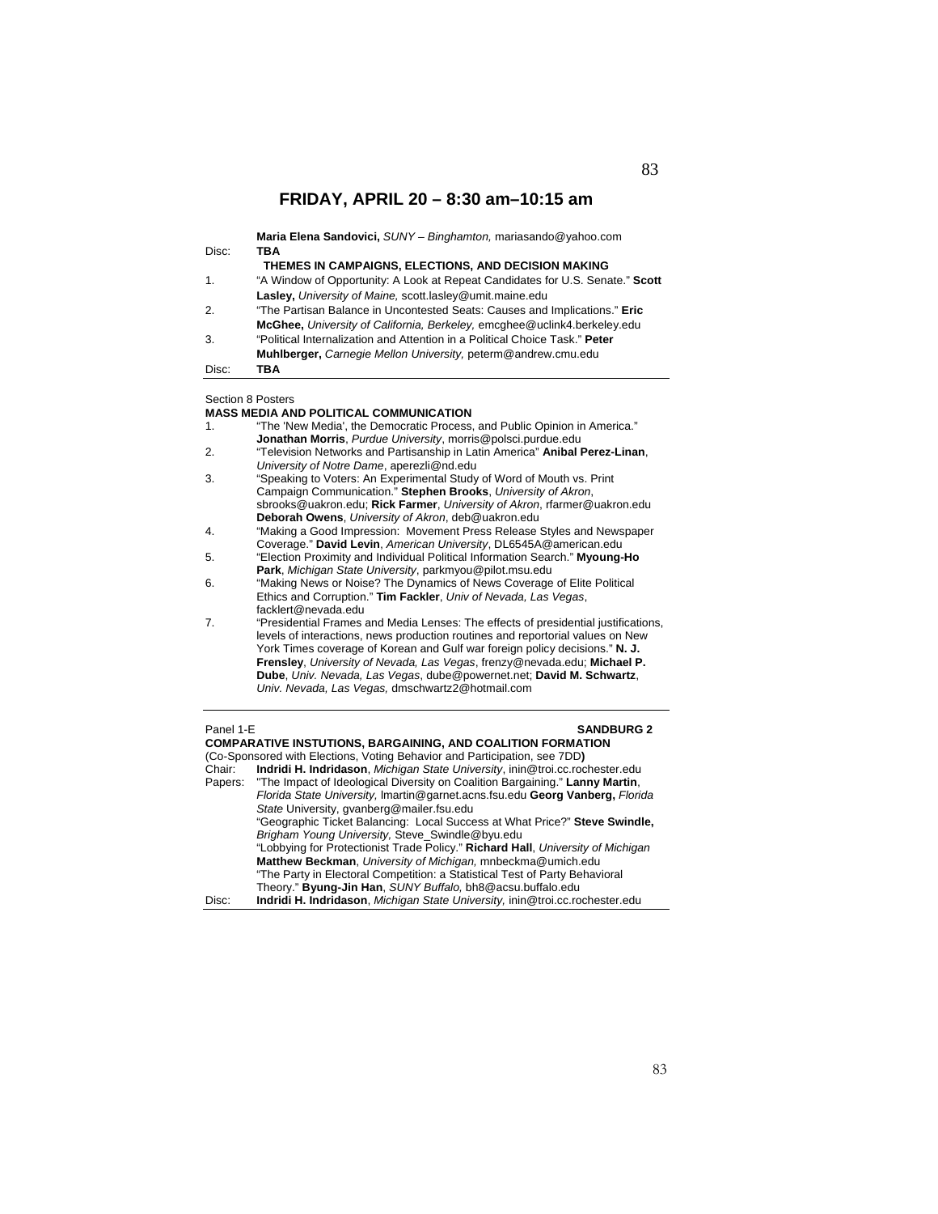## FRIDAY, APRIL 20 – 8:30 am–10:15 am

**Maria Elena Sandovici,** *SUNY – Binghamton,* mariasando@yahoo.com

Disc: **TBA**

**THEMES IN CAMPAIGNS, ELECTIONS, AND DECISION MAKING**

1. "A Window of Opportunity: A Look at Repeat Candidates for U.S. Senate." **Scott Lasley,** *University of Maine,* scott.lasley@umit.maine.edu
2. "The Partisan Balance in Uncontested Seats: Causes and Implications." **Eric McGhee,** *University of California, Berkeley,* emcghee@uclink4.berkeley.edu
3. "Political Internalization and Attention in a Political Choice Task." **Peter Muhlberger,** *Carnegie Mellon University,* peterm@andrew.cmu.edu

Disc: **TBA**

---

Section 8 Posters

**MASS MEDIA AND POLITICAL COMMUNICATION**

1. "The 'New Media', the Democratic Process, and Public Opinion in America." **Jonathan Morris**, *Purdue University*, morris@polsci.purdue.edu
2. "Television Networks and Partisanship in Latin America" **Anibal Perez-Linan**, *University of Notre Dame*, aperezli@nd.edu
3. "Speaking to Voters: An Experimental Study of Word of Mouth vs. Print Campaign Communication." **Stephen Brooks**, *University of Akron*, sbrooks@uakron.edu; **Rick Farmer**, *University of Akron*, rfarmer@uakron.edu **Deborah Owens**, *University of Akron*, deb@uakron.edu
4. "Making a Good Impression: Movement Press Release Styles and Newspaper Coverage." **David Levin**, *American University*, DL6545A@american.edu
5. "Election Proximity and Individual Political Information Search." **Myoung-Ho Park**, *Michigan State University*, parkmyou@pilot.msu.edu
6. "Making News or Noise? The Dynamics of News Coverage of Elite Political Ethics and Corruption." **Tim Fackler**, *Univ of Nevada, Las Vegas*, facklert@nevada.edu
7. "Presidential Frames and Media Lenses: The effects of presidential justifications, levels of interactions, news production routines and reportorial values on New York Times coverage of Korean and Gulf war foreign policy decisions." **N. J. Frensley**, *University of Nevada, Las Vegas*, frenzy@nevada.edu; **Michael P. Dube**, *Univ. Nevada, Las Vegas*, dube@powernet.net; **David M. Schwartz**, *Univ. Nevada, Las Vegas,* dmschwartz2@hotmail.com

---

Panel 1-E **SANDBURG 2**

**COMPARATIVE INSTUTIONS, BARGAINING, AND COALITION FORMATION**

(Co-Sponsored with Elections, Voting Behavior and Participation, see 7DD**)**

Chair: **Indridi H. Indridason**, *Michigan State University*, inin@troi.cc.rochester.edu

Papers: "The Impact of Ideological Diversity on Coalition Bargaining." **Lanny Martin**, *Florida State University,* lmartin@garnet.acns.fsu.edu **Georg Vanberg,** *Florida State* University, gvanberg@mailer.fsu.edu

"Geographic Ticket Balancing: Local Success at What Price?" **Steve Swindle,** *Brigham Young University,* Steve_Swindle@byu.edu

"Lobbying for Protectionist Trade Policy." **Richard Hall**, *University of Michigan* **Matthew Beckman**, *University of Michigan,* mnbeckma@umich.edu

"The Party in Electoral Competition: a Statistical Test of Party Behavioral Theory." **Byung-Jin Han**, *SUNY Buffalo,* bh8@acsu.buffalo.edu

Disc: **Indridi H. Indridason**, *Michigan State University,* inin@troi.cc.rochester.edu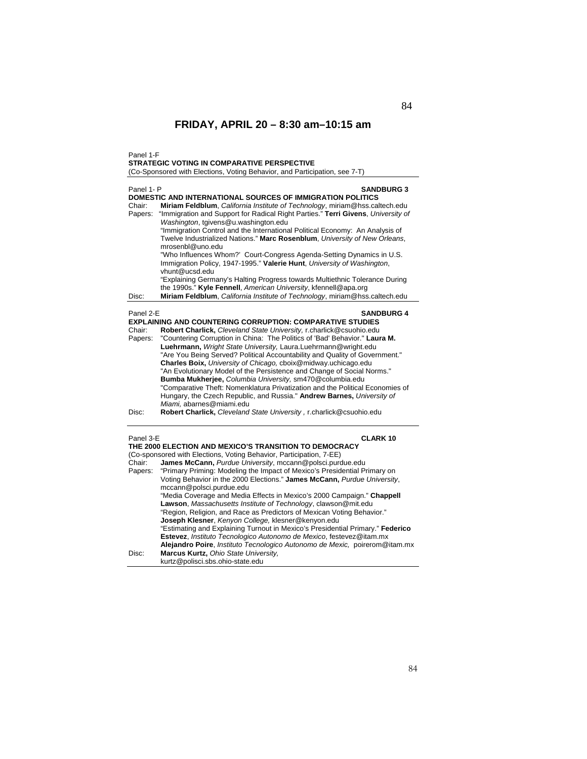# FRIDAY, APRIL 20 – 8:30 am–10:15 am

Panel 1-F
**STRATEGIC VOTING IN COMPARATIVE PERSPECTIVE**
(Co-Sponsored with Elections, Voting Behavior, and Participation, see 7-T)

---

Panel 1- P **SANDBURG 3**
**DOMESTIC AND INTERNATIONAL SOURCES OF IMMIGRATION POLITICS**

Chair: **Miriam Feldblum**, *California Institute of Technology*, miriam@hss.caltech.edu

Papers: "Immigration and Support for Radical Right Parties." **Terri Givens**, *University of Washington*, tgivens@u.washington.edu

"Immigration Control and the International Political Economy: An Analysis of Twelve Industrialized Nations." **Marc Rosenblum**, *University of New Orleans*, mrosenbl@uno.edu

"Who Influences Whom?' Court-Congress Agenda-Setting Dynamics in U.S. Immigration Policy, 1947-1995." **Valerie Hunt**, *University of Washington*, vhunt@ucsd.edu

"Explaining Germany's Halting Progress towards Multiethnic Tolerance During the 1990s." **Kyle Fennell**, *American University*, kfennell@apa.org

Disc: **Miriam Feldblum**, *California Institute of Technology*, miriam@hss.caltech.edu

---

Panel 2-E **SANDBURG 4**
**EXPLAINING AND COUNTERING CORRUPTION: COMPARATIVE STUDIES**

Chair: **Robert Charlick,** *Cleveland State University,* r.charlick@csuohio.edu

Papers: "Countering Corruption in China: The Politics of 'Bad' Behavior." **Laura M. Luehrmann,** *Wright State University,* Laura.Luehrmann@wright.edu

"Are You Being Served? Political Accountability and Quality of Government." **Charles Boix,** *University of Chicago,* cboix@midway.uchicago.edu

"An Evolutionary Model of the Persistence and Change of Social Norms." **Bumba Mukherjee,** *Columbia University,* sm470@columbia.edu

"Comparative Theft: Nomenklatura Privatization and the Political Economies of Hungary, the Czech Republic, and Russia." **Andrew Barnes,** *University of Miami,* abarnes@miami.edu

Disc: **Robert Charlick,** *Cleveland State University* , r.charlick@csuohio.edu

---

Panel 3-E **CLARK 10**
**THE 2000 ELECTION AND MEXICO'S TRANSITION TO DEMOCRACY**
(Co-sponsored with Elections, Voting Behavior, Participation, 7-EE)

Chair: **James McCann,** *Purdue University*, mccann@polsci.purdue.edu

Papers: "Primary Priming: Modeling the Impact of Mexico's Presidential Primary on Voting Behavior in the 2000 Elections." **James McCann,** *Purdue University*, mccann@polsci.purdue.edu

"Media Coverage and Media Effects in Mexico's 2000 Campaign." **Chappell Lawson**, *Massachusetts Institute of Technology*, clawson@mit.edu

"Region, Religion, and Race as Predictors of Mexican Voting Behavior." **Joseph Klesner**, *Kenyon College,* klesner@kenyon.edu

"Estimating and Explaining Turnout in Mexico's Presidential Primary." **Federico Estevez**, *Instituto Tecnologico Autonomo de Mexico*, festevez@itam.mx **Alejandro Poire**, *Instituto Tecnologico Autonomo de Mexic,* poirerom@itam.mx

Disc: **Marcus Kurtz,** *Ohio State University,* kurtz@polisci.sbs.ohio-state.edu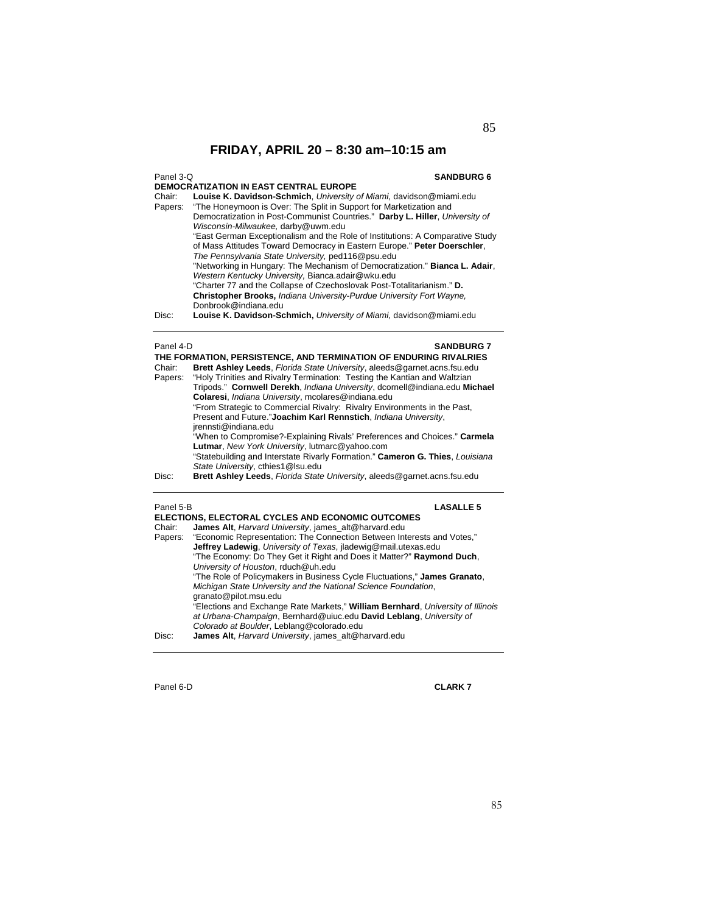## FRIDAY, APRIL 20 – 8:30 am–10:15 am

Panel 3-Q **SANDBURG 6**

**DEMOCRATIZATION IN EAST CENTRAL EUROPE**

Chair: **Louise K. Davidson-Schmich**, *University of Miami,* davidson@miami.edu

Papers: "The Honeymoon is Over: The Split in Support for Marketization and Democratization in Post-Communist Countries." **Darby L. Hiller**, *University of Wisconsin-Milwaukee,* darby@uwm.edu

"East German Exceptionalism and the Role of Institutions: A Comparative Study of Mass Attitudes Toward Democracy in Eastern Europe." **Peter Doerschler**, *The Pennsylvania State University,* ped116@psu.edu

"Networking in Hungary: The Mechanism of Democratization." **Bianca L. Adair**, *Western Kentucky University,* Bianca.adair@wku.edu

"Charter 77 and the Collapse of Czechoslovak Post-Totalitarianism." **D. Christopher Brooks,** *Indiana University-Purdue University Fort Wayne,* Donbrook@indiana.edu

Disc: **Louise K. Davidson-Schmich,** *University of Miami,* davidson@miami.edu

---

Panel 4-D **SANDBURG 7**

**THE FORMATION, PERSISTENCE, AND TERMINATION OF ENDURING RIVALRIES**

Chair: **Brett Ashley Leeds**, *Florida State University*, aleeds@garnet.acns.fsu.edu

Papers: "Holy Trinities and Rivalry Termination: Testing the Kantian and Waltzian Tripods." **Cornwell Derekh**, *Indiana University*, dcornell@indiana.edu **Michael Colaresi**, *Indiana University*, mcolares@indiana.edu

"From Strategic to Commercial Rivalry: Rivalry Environments in the Past, Present and Future."**Joachim Karl Rennstich**, *Indiana University*, jrennsti@indiana.edu

"When to Compromise?-Explaining Rivals' Preferences and Choices." **Carmela Lutmar**, *New York University*, lutmarc@yahoo.com

"Statebuilding and Interstate Rivarly Formation." **Cameron G. Thies**, *Louisiana State University*, cthies1@lsu.edu

Disc: **Brett Ashley Leeds**, *Florida State University*, aleeds@garnet.acns.fsu.edu

---

Panel 5-B **LASALLE 5**

**ELECTIONS, ELECTORAL CYCLES AND ECONOMIC OUTCOMES**

Chair: **James Alt**, *Harvard University*, james_alt@harvard.edu

Papers: "Economic Representation: The Connection Between Interests and Votes," **Jeffrey Ladewig**, *University of Texas*, jladewig@mail.utexas.edu

"The Economy: Do They Get it Right and Does it Matter?" **Raymond Duch**, *University of Houston*, rduch@uh.edu

"The Role of Policymakers in Business Cycle Fluctuations," **James Granato**, *Michigan State University and the National Science Foundation*, granato@pilot.msu.edu

"Elections and Exchange Rate Markets," **William Bernhard**, *University of Illinois at Urbana-Champaign*, Bernhard@uiuc.edu **David Leblang**, *University of Colorado at Boulder*, Leblang@colorado.edu

Disc: **James Alt**, *Harvard University*, james_alt@harvard.edu

---

Panel 6-D **CLARK 7**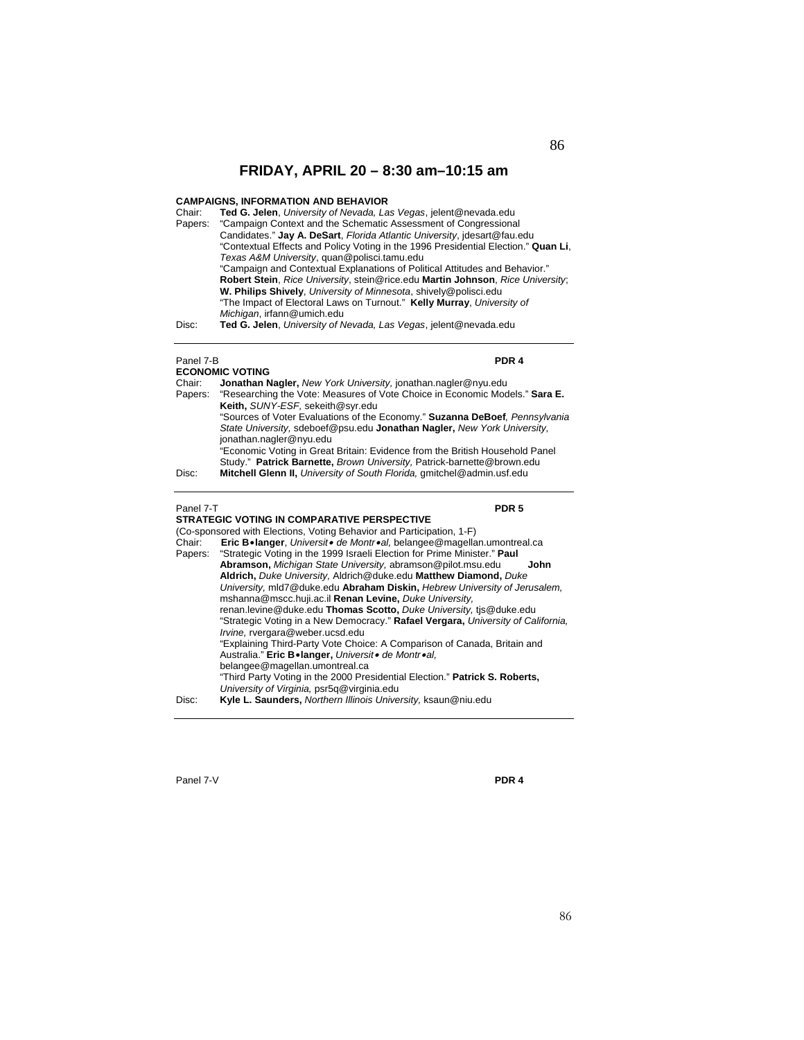# FRIDAY, APRIL 20 – 8:30 am–10:15 am

**CAMPAIGNS, INFORMATION AND BEHAVIOR**

Chair: **Ted G. Jelen**, *University of Nevada, Las Vegas*, jelent@nevada.edu

Papers: "Campaign Context and the Schematic Assessment of Congressional Candidates." **Jay A. DeSart**, *Florida Atlantic University*, jdesart@fau.edu
"Contextual Effects and Policy Voting in the 1996 Presidential Election." **Quan Li**, *Texas A&M University*, quan@polisci.tamu.edu
"Campaign and Contextual Explanations of Political Attitudes and Behavior." **Robert Stein**, *Rice University*, stein@rice.edu **Martin Johnson**, *Rice University*; **W. Philips Shively**, *University of Minnesota*, shively@polisci.edu
"The Impact of Electoral Laws on Turnout." **Kelly Murray**, *University of Michigan*, irfann@umich.edu

Disc: **Ted G. Jelen**, *University of Nevada, Las Vegas*, jelent@nevada.edu

---

Panel 7-B **PDR 4**

**ECONOMIC VOTING**

Chair: **Jonathan Nagler,** *New York University,* jonathan.nagler@nyu.edu

Papers: "Researching the Vote: Measures of Vote Choice in Economic Models." **Sara E. Keith,** *SUNY-ESF,* sekeith@syr.edu
"Sources of Voter Evaluations of the Economy." **Suzanna DeBoef***, Pennsylvania State University,* sdeboef@psu.edu **Jonathan Nagler,** *New York University,* jonathan.nagler@nyu.edu
"Economic Voting in Great Britain: Evidence from the British Household Panel Study." **Patrick Barnette,** *Brown University,* Patrick-barnette@brown.edu

Disc: **Mitchell Glenn II,** *University of South Florida,* gmitchel@admin.usf.edu

---

Panel 7-T **PDR 5**

**STRATEGIC VOTING IN COMPARATIVE PERSPECTIVE**

(Co-sponsored with Elections, Voting Behavior and Participation, 1-F)

Chair: **Eric B•langer**, *Universit• de Montr•al,* belangee@magellan.umontreal.ca

Papers: "Strategic Voting in the 1999 Israeli Election for Prime Minister." **Paul Abramson,** *Michigan State University,* abramson@pilot.msu.edu **John Aldrich,** *Duke University,* Aldrich@duke.edu **Matthew Diamond,** *Duke University,* mld7@duke.edu **Abraham Diskin,** *Hebrew University of Jerusalem,* mshanna@mscc.huji.ac.il **Renan Levine,** *Duke University,* renan.levine@duke.edu **Thomas Scotto,** *Duke University,* tjs@duke.edu
"Strategic Voting in a New Democracy." **Rafael Vergara,** *University of California, Irvine,* rvergara@weber.ucsd.edu
"Explaining Third-Party Vote Choice: A Comparison of Canada, Britain and Australia." **Eric B•langer,** *Universit• de Montr•al,* belangee@magellan.umontreal.ca
"Third Party Voting in the 2000 Presidential Election." **Patrick S. Roberts,** *University of Virginia,* psr5q@virginia.edu

Disc: **Kyle L. Saunders,** *Northern Illinois University,* ksaun@niu.edu

---

Panel 7-V **PDR 4**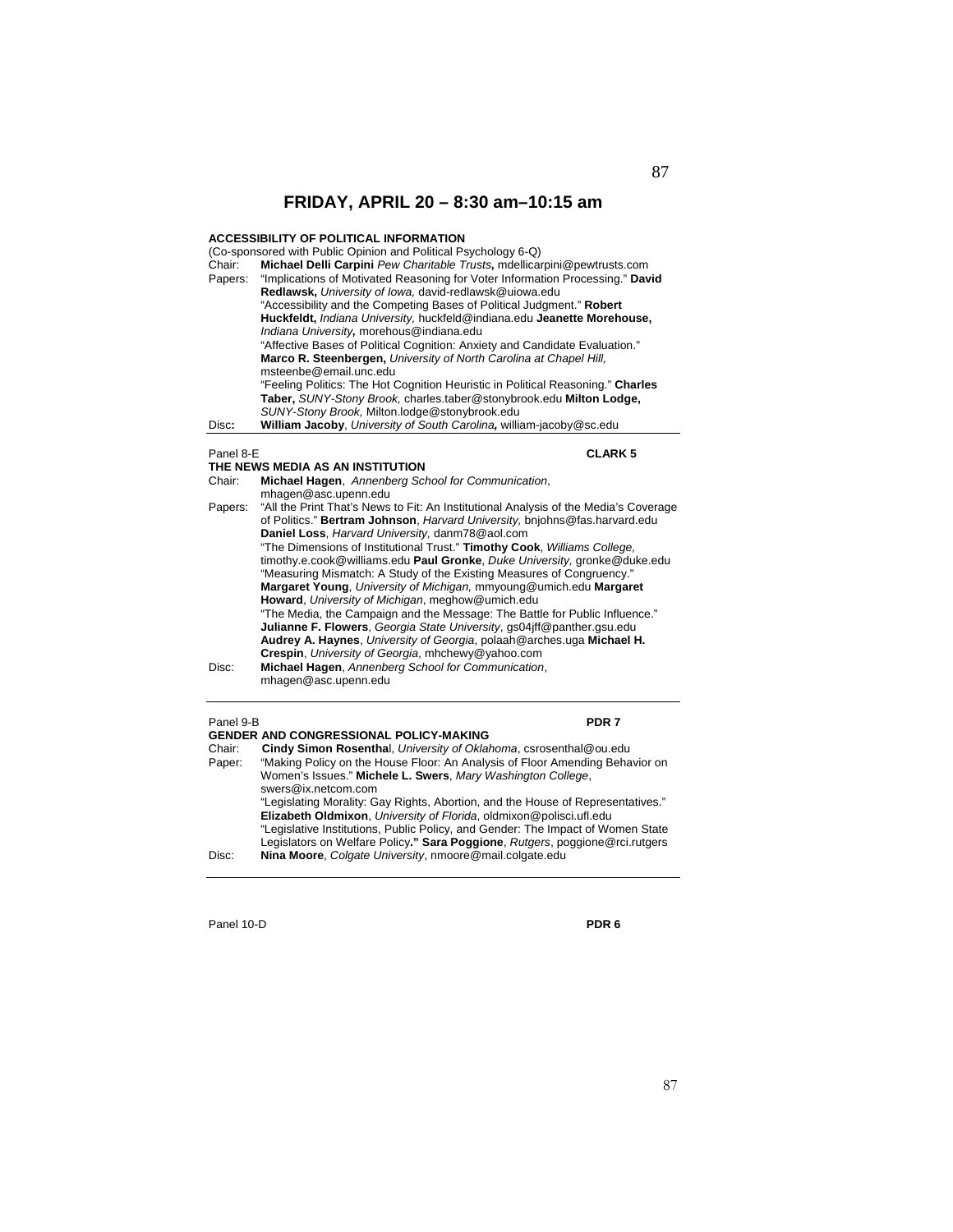## FRIDAY, APRIL 20 – 8:30 am–10:15 am

**ACCESSIBILITY OF POLITICAL INFORMATION**
(Co-sponsored with Public Opinion and Political Psychology 6-Q)

Chair: **Michael Delli Carpini** *Pew Charitable Trusts***,** mdellicarpini@pewtrusts.com

Papers: "Implications of Motivated Reasoning for Voter Information Processing." **David Redlawsk,** *University of Iowa,* david-redlawsk@uiowa.edu
"Accessibility and the Competing Bases of Political Judgment." **Robert Huckfeldt,** *Indiana University,* huckfeld@indiana.edu **Jeanette Morehouse,** *Indiana University***,** morehous@indiana.edu
"Affective Bases of Political Cognition: Anxiety and Candidate Evaluation." **Marco R. Steenbergen,** *University of North Carolina at Chapel Hill,* msteenbe@email.unc.edu
"Feeling Politics: The Hot Cognition Heuristic in Political Reasoning." **Charles Taber,** *SUNY-Stony Brook,* charles.taber@stonybrook.edu **Milton Lodge,** *SUNY-Stony Brook,* Milton.lodge@stonybrook.edu

Disc**:** **William Jacoby**, *University of South Carolina***,** william-jacoby@sc.edu

---

Panel 8-E **CLARK 5**

**THE NEWS MEDIA AS AN INSTITUTION**

Chair: **Michael Hagen**, *Annenberg School for Communication*, mhagen@asc.upenn.edu

Papers: "All the Print That's News to Fit: An Institutional Analysis of the Media's Coverage of Politics." **Bertram Johnson**, *Harvard University,* bnjohns@fas.harvard.edu **Daniel Loss**, *Harvard University,* danm78@aol.com
"The Dimensions of Institutional Trust." **Timothy Cook**, *Williams College,* timothy.e.cook@williams.edu **Paul Gronke**, *Duke University,* gronke@duke.edu
"Measuring Mismatch: A Study of the Existing Measures of Congruency." **Margaret Young**, *University of Michigan,* mmyoung@umich.edu **Margaret Howard**, *University of Michigan*, meghow@umich.edu
"The Media, the Campaign and the Message: The Battle for Public Influence." **Julianne F. Flowers**, *Georgia State University*, gs04jff@panther.gsu.edu **Audrey A. Haynes**, *University of Georgia*, polaah@arches.uga **Michael H. Crespin**, *University of Georgia*, mhchewy@yahoo.com

Disc: **Michael Hagen**, *Annenberg School for Communication*, mhagen@asc.upenn.edu

---

Panel 9-B **PDR 7**

**GENDER AND CONGRESSIONAL POLICY-MAKING**

Chair: **Cindy Simon Rosenthal**, *University of Oklahoma*, csrosenthal@ou.edu

Paper: "Making Policy on the House Floor: An Analysis of Floor Amending Behavior on Women's Issues." **Michele L. Swers**, *Mary Washington College*, swers@ix.netcom.com
"Legislating Morality: Gay Rights, Abortion, and the House of Representatives." **Elizabeth Oldmixon**, *University of Florida*, oldmixon@polisci.ufl.edu
"Legislative Institutions, Public Policy, and Gender: The Impact of Women State Legislators on Welfare Policy**." Sara Poggione**, *Rutgers*, poggione@rci.rutgers

Disc: **Nina Moore**, *Colgate University*, nmoore@mail.colgate.edu

---

Panel 10-D **PDR 6**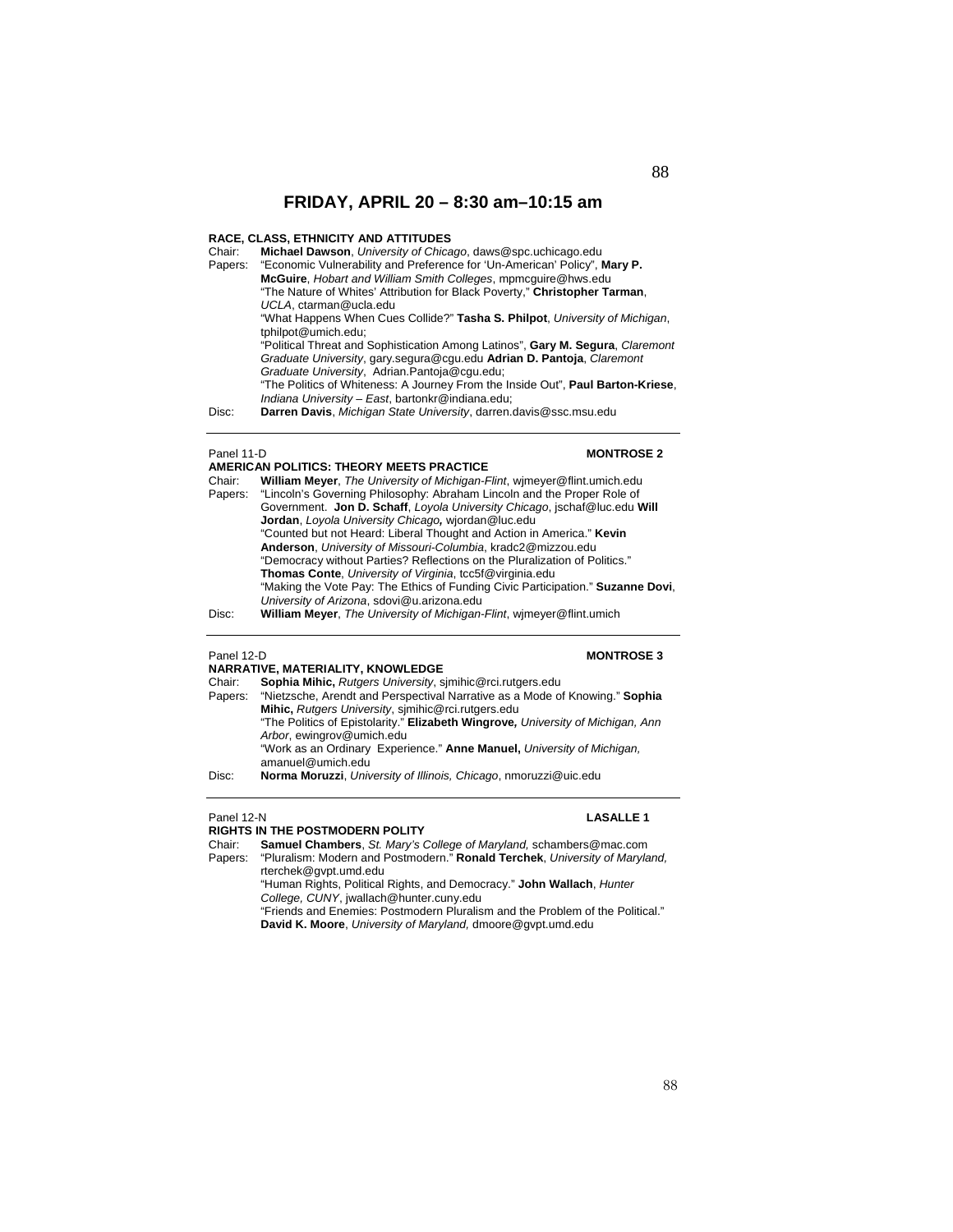## FRIDAY, APRIL 20 – 8:30 am–10:15 am

**RACE, CLASS, ETHNICITY AND ATTITUDES**

Chair: **Michael Dawson**, *University of Chicago*, daws@spc.uchicago.edu

Papers: "Economic Vulnerability and Preference for 'Un-American' Policy", **Mary P. McGuire**, *Hobart and William Smith Colleges*, mpmcguire@hws.edu

"The Nature of Whites' Attribution for Black Poverty," **Christopher Tarman**, *UCLA*, ctarman@ucla.edu

"What Happens When Cues Collide?" **Tasha S. Philpot**, *University of Michigan*, tphilpot@umich.edu;

"Political Threat and Sophistication Among Latinos", **Gary M. Segura**, *Claremont Graduate University*, gary.segura@cgu.edu **Adrian D. Pantoja**, *Claremont Graduate University*, Adrian.Pantoja@cgu.edu;

"The Politics of Whiteness: A Journey From the Inside Out", **Paul Barton-Kriese**, *Indiana University – East*, bartonkr@indiana.edu;

Disc: **Darren Davis**, *Michigan State University*, darren.davis@ssc.msu.edu

---

Panel 11-D **MONTROSE 2**

**AMERICAN POLITICS: THEORY MEETS PRACTICE**

Chair: **William Meyer**, *The University of Michigan-Flint*, wjmeyer@flint.umich.edu

Papers: "Lincoln's Governing Philosophy: Abraham Lincoln and the Proper Role of Government. **Jon D. Schaff**, *Loyola University Chicago*, jschaf@luc.edu **Will Jordan**, *Loyola University Chicago,* wjordan@luc.edu

"Counted but not Heard: Liberal Thought and Action in America." **Kevin Anderson**, *University of Missouri-Columbia*, kradc2@mizzou.edu

"Democracy without Parties? Reflections on the Pluralization of Politics." **Thomas Conte**, *University of Virginia*, tcc5f@virginia.edu

"Making the Vote Pay: The Ethics of Funding Civic Participation." **Suzanne Dovi**, *University of Arizona*, sdovi@u.arizona.edu

Disc: **William Meyer**, *The University of Michigan-Flint*, wjmeyer@flint.umich

---

Panel 12-D **MONTROSE 3**

**NARRATIVE, MATERIALITY, KNOWLEDGE**

Chair: **Sophia Mihic,** *Rutgers University*, sjmihic@rci.rutgers.edu

Papers: "Nietzsche, Arendt and Perspectival Narrative as a Mode of Knowing." **Sophia Mihic,** *Rutgers University*, sjmihic@rci.rutgers.edu

"The Politics of Epistolarity." **Elizabeth Wingrove***, University of Michigan, Ann Arbor*, ewingrov@umich.edu

"Work as an Ordinary Experience." **Anne Manuel,** *University of Michigan,* amanuel@umich.edu

Disc: **Norma Moruzzi**, *University of Illinois, Chicago*, nmoruzzi@uic.edu

---

Panel 12-N **LASALLE 1**

**RIGHTS IN THE POSTMODERN POLITY**

Chair: **Samuel Chambers**, *St. Mary's College of Maryland,* schambers@mac.com

Papers: "Pluralism: Modern and Postmodern." **Ronald Terchek**, *University of Maryland,* rterchek@gvpt.umd.edu

"Human Rights, Political Rights, and Democracy." **John Wallach**, *Hunter College, CUNY*, jwallach@hunter.cuny.edu

"Friends and Enemies: Postmodern Pluralism and the Problem of the Political." **David K. Moore**, *University of Maryland,* dmoore@gvpt.umd.edu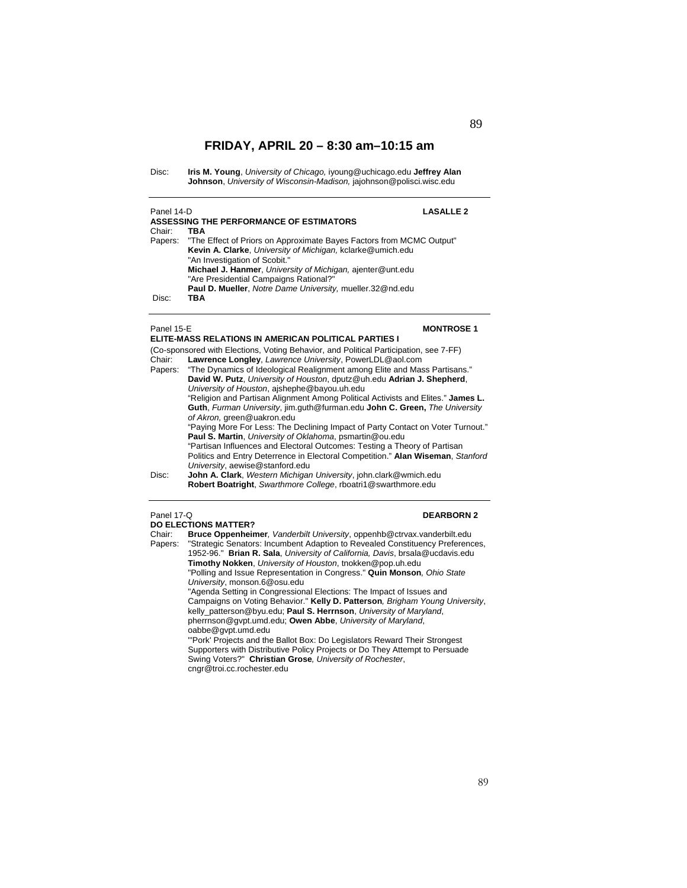## FRIDAY, APRIL 20 – 8:30 am–10:15 am

Disc: **Iris M. Young**, *University of Chicago,* iyoung@uchicago.edu **Jeffrey Alan Johnson**, *University of Wisconsin-Madison,* jajohnson@polisci.wisc.edu

---

Panel 14-D **LASALLE 2**

**ASSESSING THE PERFORMANCE OF ESTIMATORS**

Chair: **TBA**

Papers: "The Effect of Priors on Approximate Bayes Factors from MCMC Output"
**Kevin A. Clarke**, *University of Michigan,* kclarke@umich.edu
"An Investigation of Scobit."
**Michael J. Hanmer**, *University of Michigan,* ajenter@unt.edu
"Are Presidential Campaigns Rational?"
**Paul D. Mueller**, *Notre Dame University,* mueller.32@nd.edu

Disc: **TBA**

---

Panel 15-E **MONTROSE 1**

**ELITE-MASS RELATIONS IN AMERICAN POLITICAL PARTIES I**

(Co-sponsored with Elections, Voting Behavior, and Political Participation, see 7-FF)

Chair: **Lawrence Longley**, *Lawrence University*, PowerLDL@aol.com

Papers: "The Dynamics of Ideological Realignment among Elite and Mass Partisans." **David W. Putz**, *University of Houston*, dputz@uh.edu **Adrian J. Shepherd**, *University of Houston*, ajshephe@bayou.uh.edu
"Religion and Partisan Alignment Among Political Activists and Elites." **James L. Guth**, *Furman University*, jim.guth@furman.edu **John C. Green,** *The University of Akron,* green@uakron.edu
"Paying More For Less: The Declining Impact of Party Contact on Voter Turnout." **Paul S. Martin**, *University of Oklahoma*, psmartin@ou.edu
"Partisan Influences and Electoral Outcomes: Testing a Theory of Partisan Politics and Entry Deterrence in Electoral Competition." **Alan Wiseman**, *Stanford University*, aewise@stanford.edu

Disc: **John A. Clark**, *Western Michigan University*, john.clark@wmich.edu
**Robert Boatright**, *Swarthmore College*, rboatri1@swarthmore.edu

---

Panel 17-Q **DEARBORN 2**

**DO ELECTIONS MATTER?**

Chair: **Bruce Oppenheimer***, Vanderbilt University*, oppenhb@ctrvax.vanderbilt.edu

Papers: "Strategic Senators: Incumbent Adaption to Revealed Constituency Preferences, 1952-96." **Brian R. Sala**, *University of California, Davis*, brsala@ucdavis.edu **Timothy Nokken**, *University of Houston*, tnokken@pop.uh.edu
"Polling and Issue Representation in Congress." **Quin Monson***, Ohio State University*, monson.6@osu.edu
"Agenda Setting in Congressional Elections: The Impact of Issues and Campaigns on Voting Behavior." **Kelly D. Patterson***, Brigham Young University*, kelly_patterson@byu.edu; **Paul S. Herrnson**, *University of Maryland*, pherrnson@gvpt.umd.edu; **Owen Abbe**, *University of Maryland*, oabbe@gvpt.umd.edu
"'Pork' Projects and the Ballot Box: Do Legislators Reward Their Strongest Supporters with Distributive Policy Projects or Do They Attempt to Persuade Swing Voters?" **Christian Grose***, University of Rochester*, cngr@troi.cc.rochester.edu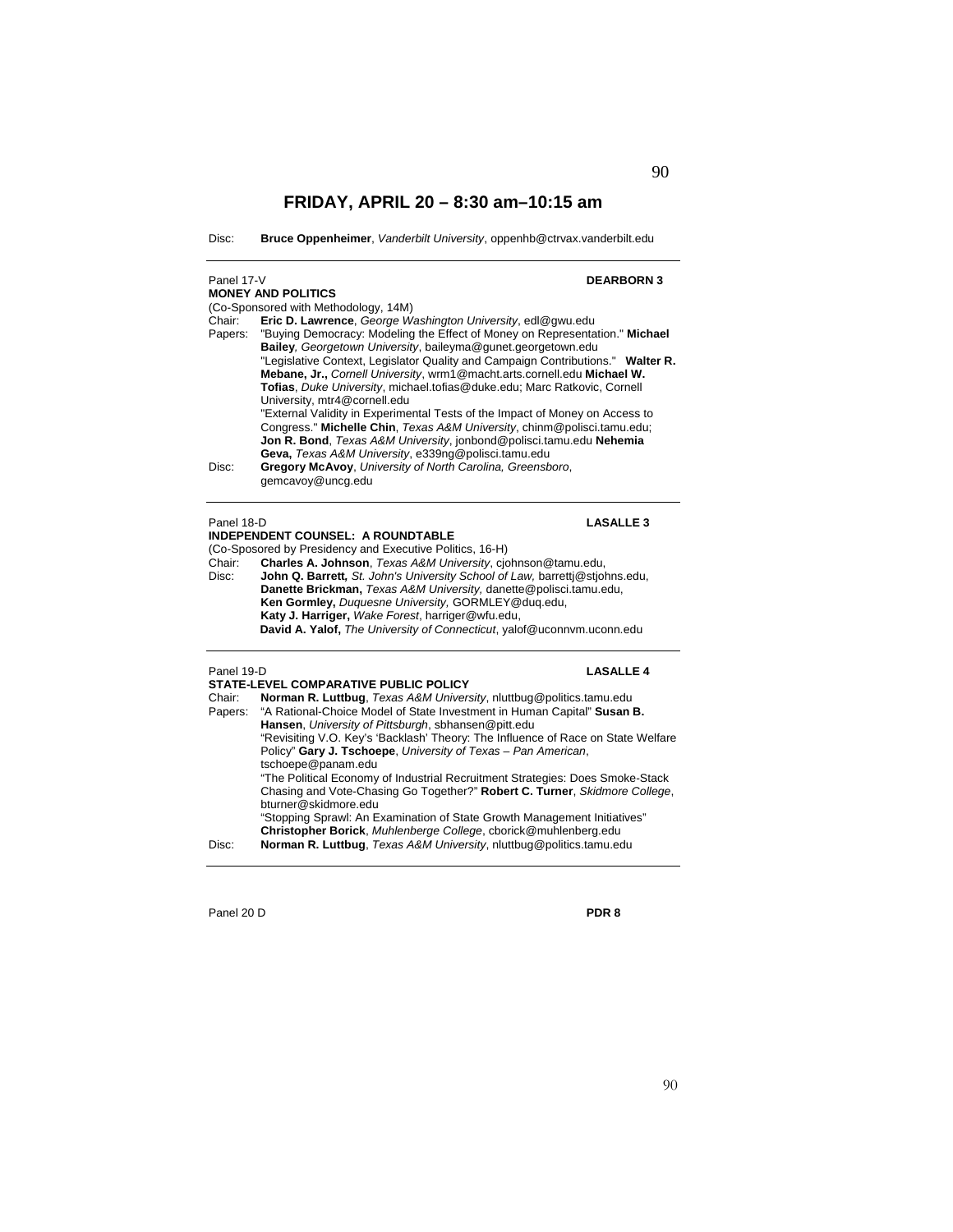## FRIDAY, APRIL 20 – 8:30 am–10:15 am

Disc: **Bruce Oppenheimer**, *Vanderbilt University*, oppenhb@ctrvax.vanderbilt.edu

---

Panel 17-V **DEARBORN 3**

**MONEY AND POLITICS**

(Co-Sponsored with Methodology, 14M)

Chair: **Eric D. Lawrence**, *George Washington University*, edl@gwu.edu

Papers: "Buying Democracy: Modeling the Effect of Money on Representation." **Michael Bailey**, *Georgetown University*, baileyma@gunet.georgetown.edu

"Legislative Context, Legislator Quality and Campaign Contributions." **Walter R. Mebane, Jr.,** *Cornell University*, wrm1@macht.arts.cornell.edu **Michael W. Tofias**, *Duke University*, michael.tofias@duke.edu; Marc Ratkovic, Cornell University, mtr4@cornell.edu

"External Validity in Experimental Tests of the Impact of Money on Access to Congress." **Michelle Chin**, *Texas A&M University*, chinm@polisci.tamu.edu; **Jon R. Bond**, *Texas A&M University*, jonbond@polisci.tamu.edu **Nehemia Geva,** *Texas A&M University*, e339ng@polisci.tamu.edu

Disc: **Gregory McAvoy**, *University of North Carolina, Greensboro*, gemcavoy@uncg.edu

---

Panel 18-D **LASALLE 3**

**INDEPENDENT COUNSEL: A ROUNDTABLE**

(Co-Sposored by Presidency and Executive Politics, 16-H)

Chair: **Charles A. Johnson**, *Texas A&M University*, cjohnson@tamu.edu,

Disc: **John Q. Barrett,** *St. John's University School of Law,* barrettj@stjohns.edu,
**Danette Brickman,** *Texas A&M University,* danette@polisci.tamu.edu,
**Ken Gormley,** *Duquesne University,* GORMLEY@duq.edu,
**Katy J. Harriger,** *Wake Forest*, harriger@wfu.edu,
**David A. Yalof,** *The University of Connecticut*, yalof@uconnvm.uconn.edu

---

Panel 19-D **LASALLE 4**

**STATE-LEVEL COMPARATIVE PUBLIC POLICY**

Chair: **Norman R. Luttbug**, *Texas A&M University*, nluttbug@politics.tamu.edu

Papers: "A Rational-Choice Model of State Investment in Human Capital" **Susan B. Hansen**, *University of Pittsburgh*, sbhansen@pitt.edu

"Revisiting V.O. Key's 'Backlash' Theory: The Influence of Race on State Welfare Policy" **Gary J. Tschoepe**, *University of Texas – Pan American*, tschoepe@panam.edu

"The Political Economy of Industrial Recruitment Strategies: Does Smoke-Stack Chasing and Vote-Chasing Go Together?" **Robert C. Turner**, *Skidmore College*, bturner@skidmore.edu

"Stopping Sprawl: An Examination of State Growth Management Initiatives" **Christopher Borick**, *Muhlenberge College*, cborick@muhlenberg.edu

Disc: **Norman R. Luttbug**, *Texas A&M University*, nluttbug@politics.tamu.edu

---

Panel 20 D **PDR 8**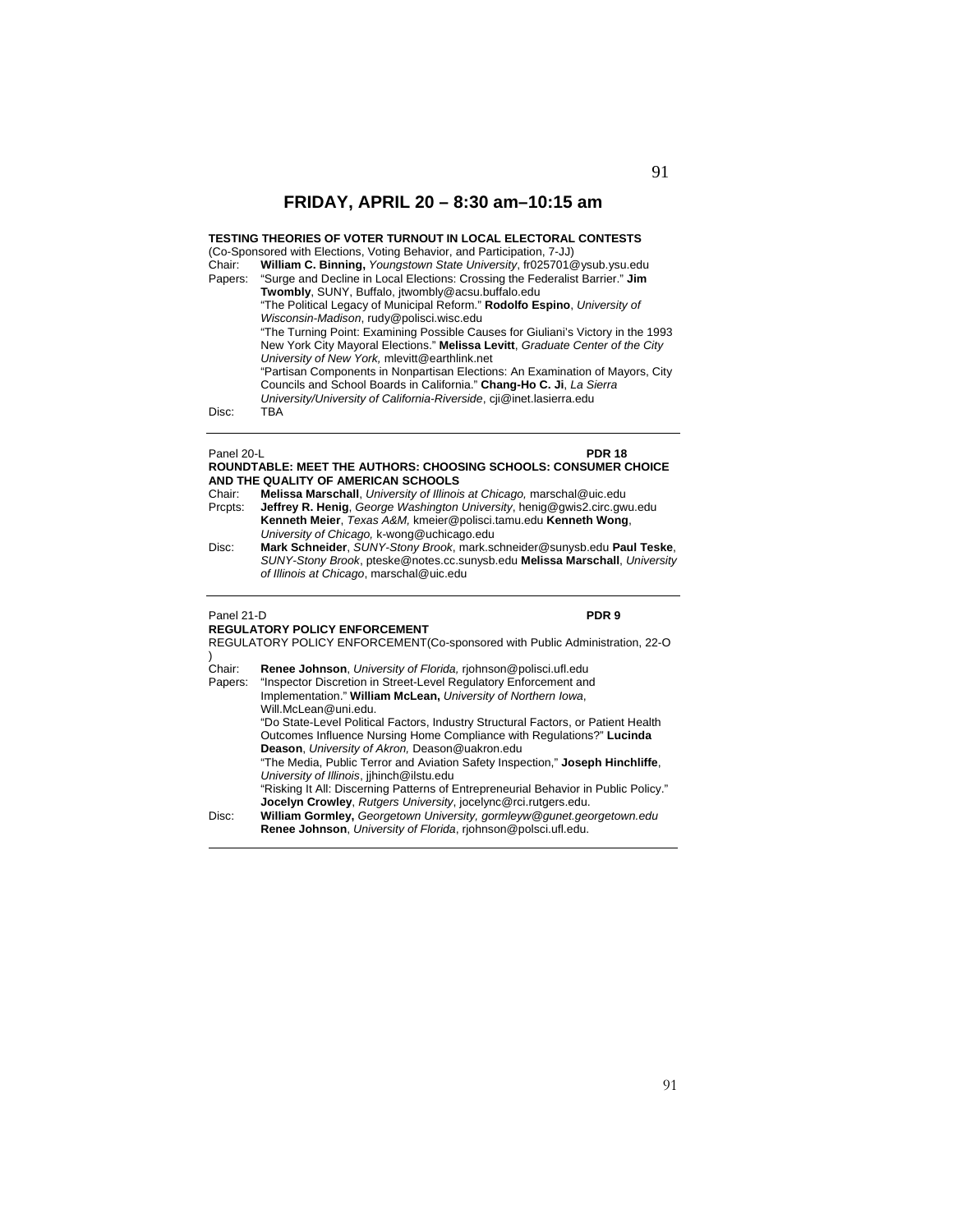## FRIDAY, APRIL 20 – 8:30 am–10:15 am

**TESTING THEORIES OF VOTER TURNOUT IN LOCAL ELECTORAL CONTESTS**
(Co-Sponsored with Elections, Voting Behavior, and Participation, 7-JJ)

Chair: **William C. Binning,** *Youngstown State University*, fr025701@ysub.ysu.edu

Papers: "Surge and Decline in Local Elections: Crossing the Federalist Barrier." **Jim Twombly**, SUNY, Buffalo, jtwombly@acsu.buffalo.edu
"The Political Legacy of Municipal Reform." **Rodolfo Espino**, *University of Wisconsin-Madison*, rudy@polisci.wisc.edu
"The Turning Point: Examining Possible Causes for Giuliani's Victory in the 1993 New York City Mayoral Elections." **Melissa Levitt**, *Graduate Center of the City University of New York,* mlevitt@earthlink.net
"Partisan Components in Nonpartisan Elections: An Examination of Mayors, City Councils and School Boards in California." **Chang-Ho C. Ji**, *La Sierra University/University of California-Riverside*, cji@inet.lasierra.edu

Disc: TBA

---

Panel 20-L **PDR 18**

**ROUNDTABLE: MEET THE AUTHORS: CHOOSING SCHOOLS: CONSUMER CHOICE AND THE QUALITY OF AMERICAN SCHOOLS**

Chair: **Melissa Marschall**, *University of Illinois at Chicago,* marschal@uic.edu

Prcpts: **Jeffrey R. Henig**, *George Washington University*, henig@gwis2.circ.gwu.edu **Kenneth Meier**, *Texas A&M,* kmeier@polisci.tamu.edu **Kenneth Wong**, *University of Chicago,* k-wong@uchicago.edu

Disc: **Mark Schneider**, *SUNY-Stony Brook*, mark.schneider@sunysb.edu **Paul Teske**, *SUNY-Stony Brook*, pteske@notes.cc.sunysb.edu **Melissa Marschall**, *University of Illinois at Chicago*, marschal@uic.edu

---

Panel 21-D **PDR 9**

**REGULATORY POLICY ENFORCEMENT**
REGULATORY POLICY ENFORCEMENT(Co-sponsored with Public Administration, 22-O )

Chair: **Renee Johnson**, *University of Florida,* rjohnson@polisci.ufl.edu

Papers: "Inspector Discretion in Street-Level Regulatory Enforcement and Implementation." **William McLean,** *University of Northern Iowa*, Will.McLean@uni.edu.
"Do State-Level Political Factors, Industry Structural Factors, or Patient Health Outcomes Influence Nursing Home Compliance with Regulations?" **Lucinda Deason**, *University of Akron,* Deason@uakron.edu
"The Media, Public Terror and Aviation Safety Inspection," **Joseph Hinchliffe**, *University of Illinois*, jjhinch@ilstu.edu
"Risking It All: Discerning Patterns of Entrepreneurial Behavior in Public Policy." **Jocelyn Crowley**, *Rutgers University*, jocelync@rci.rutgers.edu.

Disc: **William Gormley,** *Georgetown University, gormleyw@gunet.georgetown.edu* **Renee Johnson**, *University of Florida*, rjohnson@polsci.ufl.edu.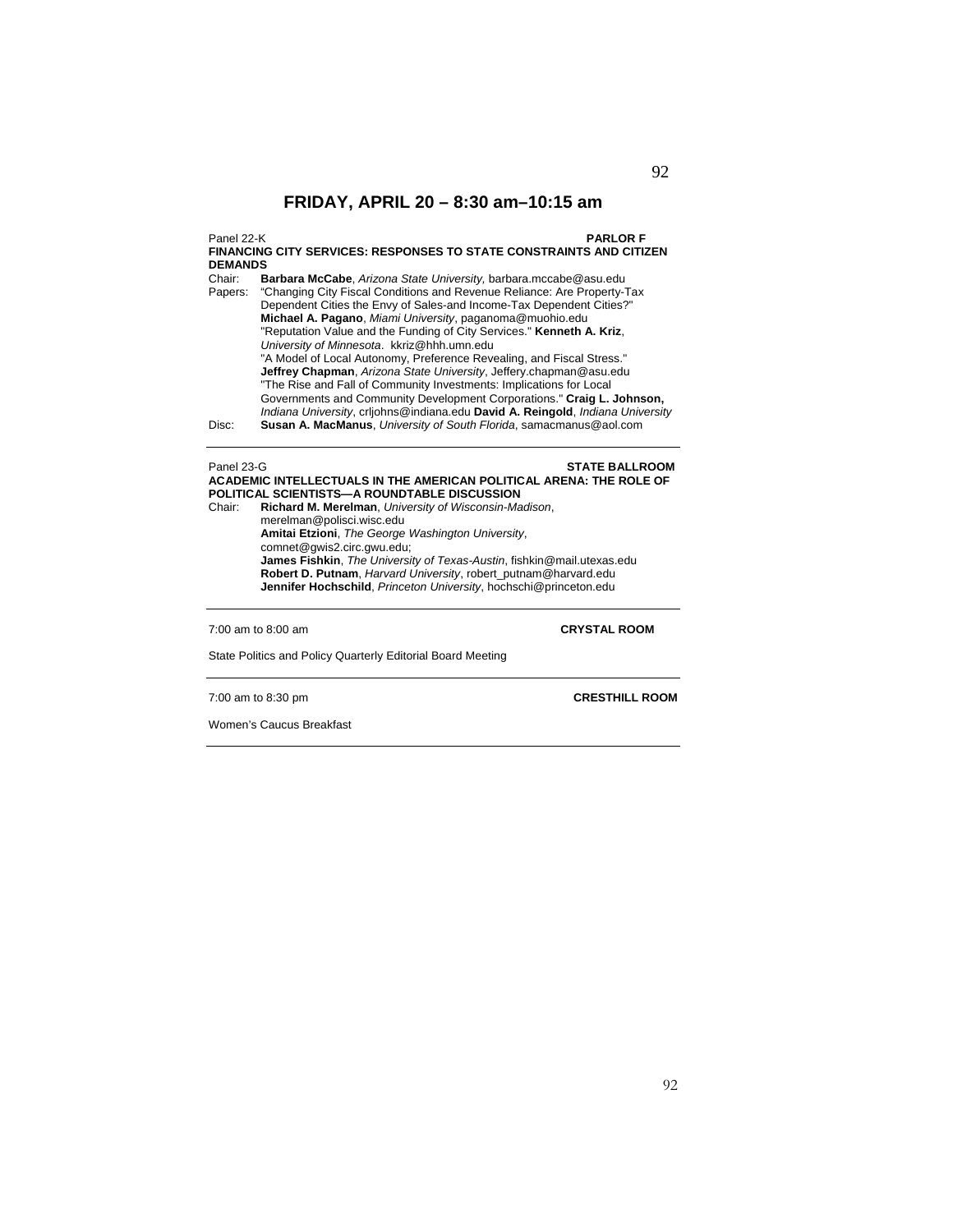# FRIDAY, APRIL 20 – 8:30 am–10:15 am

Panel 22-K **PARLOR F**

**FINANCING CITY SERVICES: RESPONSES TO STATE CONSTRAINTS AND CITIZEN DEMANDS**

Chair: **Barbara McCabe**, *Arizona State University,* barbara.mccabe@asu.edu

Papers: "Changing City Fiscal Conditions and Revenue Reliance: Are Property-Tax Dependent Cities the Envy of Sales-and Income-Tax Dependent Cities?" **Michael A. Pagano**, *Miami University*, paganoma@muohio.edu

"Reputation Value and the Funding of City Services." **Kenneth A. Kriz**, *University of Minnesota*. kkriz@hhh.umn.edu

"A Model of Local Autonomy, Preference Revealing, and Fiscal Stress." **Jeffrey Chapman**, *Arizona State University*, Jeffery.chapman@asu.edu

"The Rise and Fall of Community Investments: Implications for Local Governments and Community Development Corporations." **Craig L. Johnson,** *Indiana University*, crljohns@indiana.edu **David A. Reingold**, *Indiana University*

Disc: **Susan A. MacManus**, *University of South Florida*, samacmanus@aol.com

---

Panel 23-G **STATE BALLROOM**

**ACADEMIC INTELLECTUALS IN THE AMERICAN POLITICAL ARENA: THE ROLE OF POLITICAL SCIENTISTS—A ROUNDTABLE DISCUSSION**

Chair: **Richard M. Merelman**, *University of Wisconsin-Madison*, merelman@polisci.wisc.edu

**Amitai Etzioni**, *The George Washington University*, comnet@gwis2.circ.gwu.edu;

**James Fishkin**, *The University of Texas-Austin*, fishkin@mail.utexas.edu

**Robert D. Putnam**, *Harvard University*, robert_putnam@harvard.edu

**Jennifer Hochschild**, *Princeton University*, hochschi@princeton.edu

---

7:00 am to 8:00 am **CRYSTAL ROOM**

State Politics and Policy Quarterly Editorial Board Meeting

---

7:00 am to 8:30 pm **CRESTHILL ROOM**

Women's Caucus Breakfast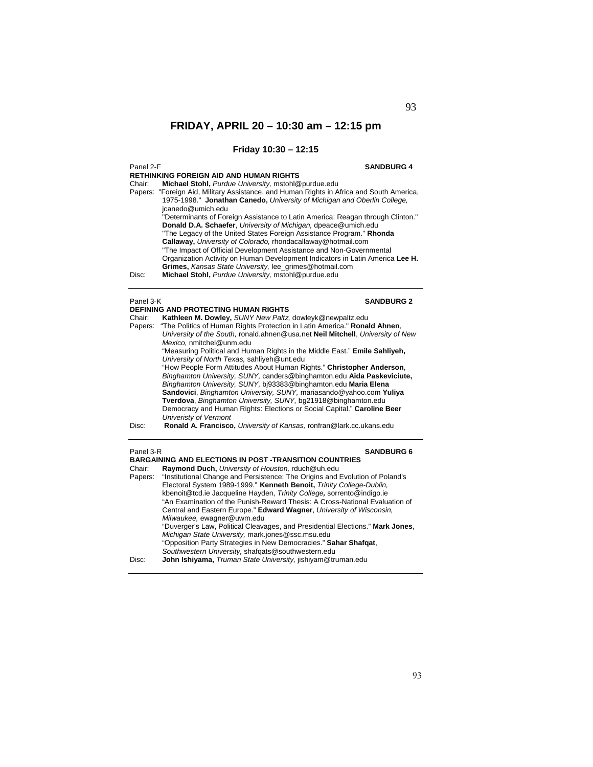# FRIDAY, APRIL 20 – 10:30 am – 12:15 pm

## Friday 10:30 – 12:15

Panel 2-F **SANDBURG 4**

**RETHINKING FOREIGN AID AND HUMAN RIGHTS**

Chair: **Michael Stohl,** *Purdue University,* mstohl@purdue.edu

Papers: "Foreign Aid, Military Assistance, and Human Rights in Africa and South America, 1975-1998." **Jonathan Canedo,** *University of Michigan and Oberlin College,* jcanedo@umich.edu

"Determinants of Foreign Assistance to Latin America: Reagan through Clinton." **Donald D.A. Schaefer**, *University of Michigan,* dpeace@umich.edu

"The Legacy of the United States Foreign Assistance Program." **Rhonda Callaway,** *University of Colorado,* rhondacallaway@hotmail.com

"The Impact of Official Development Assistance and Non-Governmental Organization Activity on Human Development Indicators in Latin America **Lee H. Grimes,** *Kansas State University,* lee_grimes@hotmail.com

Disc: **Michael Stohl,** *Purdue University,* mstohl@purdue.edu

---

Panel 3-K **SANDBURG 2**

**DEFINING AND PROTECTING HUMAN RIGHTS**

Chair: **Kathleen M. Dowley,** *SUNY New Paltz,* dowleyk@newpaltz.edu

Papers: "The Politics of Human Rights Protection in Latin America." **Ronald Ahnen**, *University of the South,* ronald.ahnen@usa.net **Neil Mitchell**, *University of New Mexico,* nmitchel@unm.edu

"Measuring Political and Human Rights in the Middle East." **Emile Sahliyeh,** *University of North Texas,* sahliyeh@unt.edu

"How People Form Attitudes About Human Rights." **Christopher Anderson**, *Binghamton University, SUNY,* canders@binghamton.edu **Aida Paskeviciute,** *Binghamton University, SUNY,* bj93383@binghamton.edu **Maria Elena Sandovici**, *Binghamton University, SUNY,* mariasando@yahoo.com **Yuliya Tverdova**, *Binghamton University, SUNY,* bg21918@binghamton.edu

Democracy and Human Rights: Elections or Social Capital." **Caroline Beer** *Univeristy of Vermont*

Disc: **Ronald A. Francisco,** *University of Kansas,* ronfran@lark.cc.ukans.edu

---

Panel 3-R **SANDBURG 6**

**BARGAINING AND ELECTIONS IN POST -TRANSITION COUNTRIES**

Chair: **Raymond Duch,** *University of Houston,* rduch@uh.edu

Papers: "Institutional Change and Persistence: The Origins and Evolution of Poland's Electoral System 1989-1999." **Kenneth Benoit,** *Trinity College-Dublin,* kbenoit@tcd.ie Jacqueline Hayden, *Trinity College***,** sorrento@indigo.ie

"An Examination of the Punish-Reward Thesis: A Cross-National Evaluation of Central and Eastern Europe." **Edward Wagner**, *University of Wisconsin, Milwaukee,* ewagner@uwm.edu

"Duverger's Law, Political Cleavages, and Presidential Elections." **Mark Jones**, *Michigan State University,* mark.jones@ssc.msu.edu

"Opposition Party Strategies in New Democracies." **Sahar Shafqat**, *Southwestern University,* shafqats@southwestern.edu

Disc: **John Ishiyama,** *Truman State University,* jishiyam@truman.edu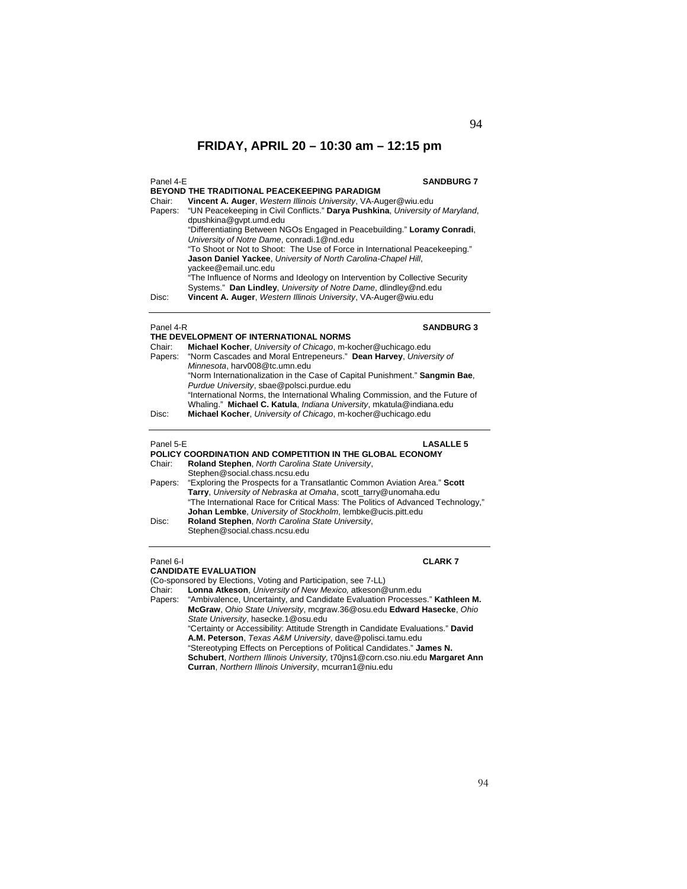# FRIDAY, APRIL 20 – 10:30 am – 12:15 pm

Panel 4-E **SANDBURG 7**

**BEYOND THE TRADITIONAL PEACEKEEPING PARADIGM**

Chair: **Vincent A. Auger**, *Western Illinois University*, VA-Auger@wiu.edu

Papers: "UN Peacekeeping in Civil Conflicts." **Darya Pushkina**, *University of Maryland*, dpushkina@gvpt.umd.edu

"Differentiating Between NGOs Engaged in Peacebuilding." **Loramy Conradi**, *University of Notre Dame*, conradi.1@nd.edu

"To Shoot or Not to Shoot: The Use of Force in International Peacekeeping." **Jason Daniel Yackee**, *University of North Carolina-Chapel Hill*, yackee@email.unc.edu

"The Influence of Norms and Ideology on Intervention by Collective Security Systems." **Dan Lindley**, *University of Notre Dame*, dlindley@nd.edu

Disc: **Vincent A. Auger**, *Western Illinois University*, VA-Auger@wiu.edu

---

Panel 4-R **SANDBURG 3**

**THE DEVELOPMENT OF INTERNATIONAL NORMS**

Chair: **Michael Kocher**, *University of Chicago*, m-kocher@uchicago.edu

Papers: "Norm Cascades and Moral Entrepeneurs." **Dean Harvey**, *University of Minnesota*, harv008@tc.umn.edu

"Norm Internationalization in the Case of Capital Punishment." **Sangmin Bae**, *Purdue University*, sbae@polsci.purdue.edu

"International Norms, the International Whaling Commission, and the Future of Whaling." **Michael C. Katula**, *Indiana University*, mkatula@indiana.edu

Disc: **Michael Kocher**, *University of Chicago*, m-kocher@uchicago.edu

---

Panel 5-E **LASALLE 5**

**POLICY COORDINATION AND COMPETITION IN THE GLOBAL ECONOMY**

Chair: **Roland Stephen**, *North Carolina State University*, Stephen@social.chass.ncsu.edu

Papers: "Exploring the Prospects for a Transatlantic Common Aviation Area." **Scott Tarry**, *University of Nebraska at Omaha*, scott_tarry@unomaha.edu

"The International Race for Critical Mass: The Politics of Advanced Technology," **Johan Lembke**, *University of Stockholm*, lembke@ucis.pitt.edu

Disc: **Roland Stephen**, *North Carolina State University*, Stephen@social.chass.ncsu.edu

---

Panel 6-I **CLARK 7**

**CANDIDATE EVALUATION**

(Co-sponsored by Elections, Voting and Participation, see 7-LL)

Chair: **Lonna Atkeson**, *University of New Mexico,* atkeson@unm.edu

Papers: "Ambivalence, Uncertainty, and Candidate Evaluation Processes." **Kathleen M. McGraw**, *Ohio State University*, mcgraw.36@osu.edu **Edward Hasecke**, *Ohio State University*, hasecke.1@osu.edu

"Certainty or Accessibility: Attitude Strength in Candidate Evaluations." **David A.M. Peterson**, *Texas A&M University*, dave@polisci.tamu.edu

"Stereotyping Effects on Perceptions of Political Candidates." **James N. Schubert**, *Northern Illinois University,* t70jns1@corn.cso.niu.edu **Margaret Ann Curran**, *Northern Illinois University*, mcurran1@niu.edu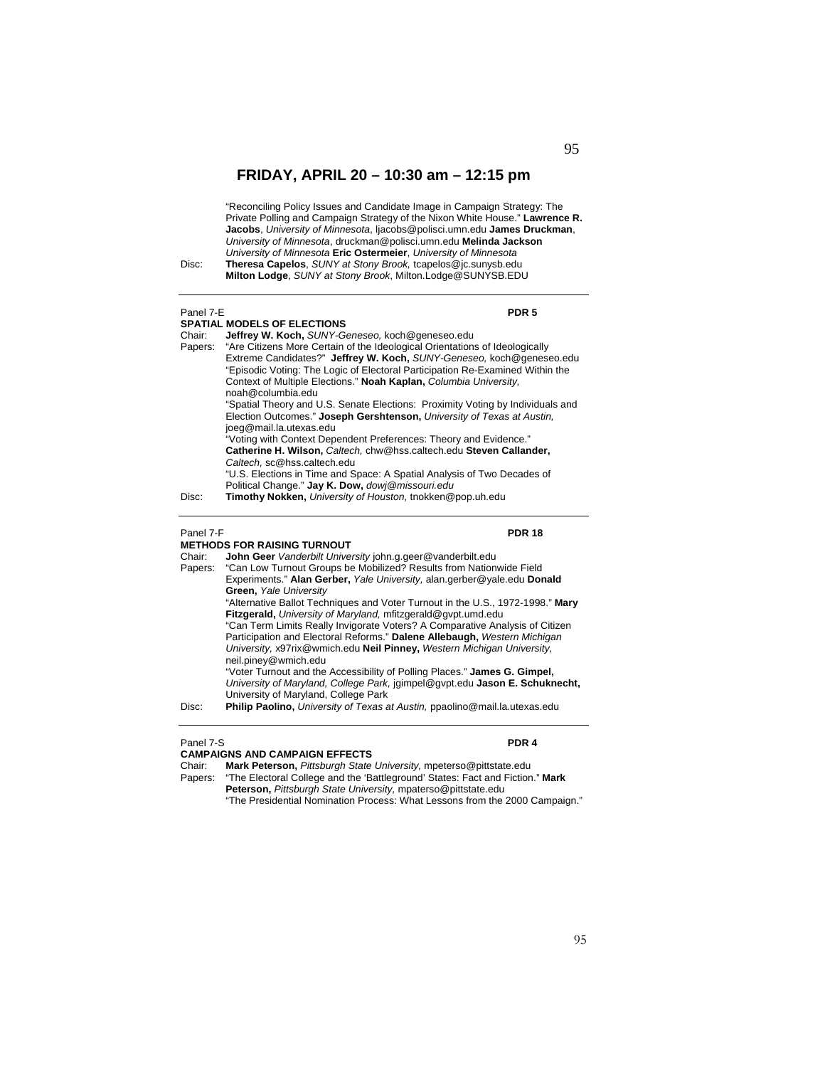## FRIDAY, APRIL 20 – 10:30 am – 12:15 pm

"Reconciling Policy Issues and Candidate Image in Campaign Strategy: The Private Polling and Campaign Strategy of the Nixon White House." **Lawrence R. Jacobs**, *University of Minnesota*, ljacobs@polisci.umn.edu **James Druckman**, *University of Minnesota*, druckman@polisci.umn.edu **Melinda Jackson** *University of Minnesota* **Eric Ostermeier**, *University of Minnesota*

Disc: **Theresa Capelos**, *SUNY at Stony Brook,* tcapelos@jc.sunysb.edu **Milton Lodge**, *SUNY at Stony Brook*, Milton.Lodge@SUNYSB.EDU

---

Panel 7-E **PDR 5**

**SPATIAL MODELS OF ELECTIONS**

Chair: **Jeffrey W. Koch,** *SUNY-Geneseo,* koch@geneseo.edu

Papers: "Are Citizens More Certain of the Ideological Orientations of Ideologically Extreme Candidates?" **Jeffrey W. Koch,** *SUNY-Geneseo,* koch@geneseo.edu

"Episodic Voting: The Logic of Electoral Participation Re-Examined Within the Context of Multiple Elections." **Noah Kaplan,** *Columbia University,* noah@columbia.edu

"Spatial Theory and U.S. Senate Elections: Proximity Voting by Individuals and Election Outcomes." **Joseph Gershtenson,** *University of Texas at Austin,* joeg@mail.la.utexas.edu

"Voting with Context Dependent Preferences: Theory and Evidence." **Catherine H. Wilson,** *Caltech,* chw@hss.caltech.edu **Steven Callander,** *Caltech,* sc@hss.caltech.edu

"U.S. Elections in Time and Space: A Spatial Analysis of Two Decades of Political Change." **Jay K. Dow,** *dowj@missouri.edu*

Disc: **Timothy Nokken,** *University of Houston,* tnokken@pop.uh.edu

---

Panel 7-F **PDR 18**

**METHODS FOR RAISING TURNOUT**

Chair: **John Geer** *Vanderbilt University* john.g.geer@vanderbilt.edu

Papers: "Can Low Turnout Groups be Mobilized? Results from Nationwide Field Experiments." **Alan Gerber,** *Yale University,* alan.gerber@yale.edu **Donald Green,** *Yale University*

"Alternative Ballot Techniques and Voter Turnout in the U.S., 1972-1998." **Mary Fitzgerald,** *University of Maryland,* mfitzgerald@gvpt.umd.edu

"Can Term Limits Really Invigorate Voters? A Comparative Analysis of Citizen Participation and Electoral Reforms." **Dalene Allebaugh,** *Western Michigan University,* x97rix@wmich.edu **Neil Pinney,** *Western Michigan University,* neil.piney@wmich.edu

"Voter Turnout and the Accessibility of Polling Places." **James G. Gimpel,** *University of Maryland, College Park,* jgimpel@gvpt.edu **Jason E. Schuknecht,** University of Maryland, College Park

Disc: **Philip Paolino,** *University of Texas at Austin,* ppaolino@mail.la.utexas.edu

---

Panel 7-S **PDR 4**

**CAMPAIGNS AND CAMPAIGN EFFECTS**

Chair: **Mark Peterson,** *Pittsburgh State University,* mpeterso@pittstate.edu

Papers: "The Electoral College and the 'Battleground' States: Fact and Fiction." **Mark Peterson,** *Pittsburgh State University,* mpaterso@pittstate.edu

"The Presidential Nomination Process: What Lessons from the 2000 Campaign."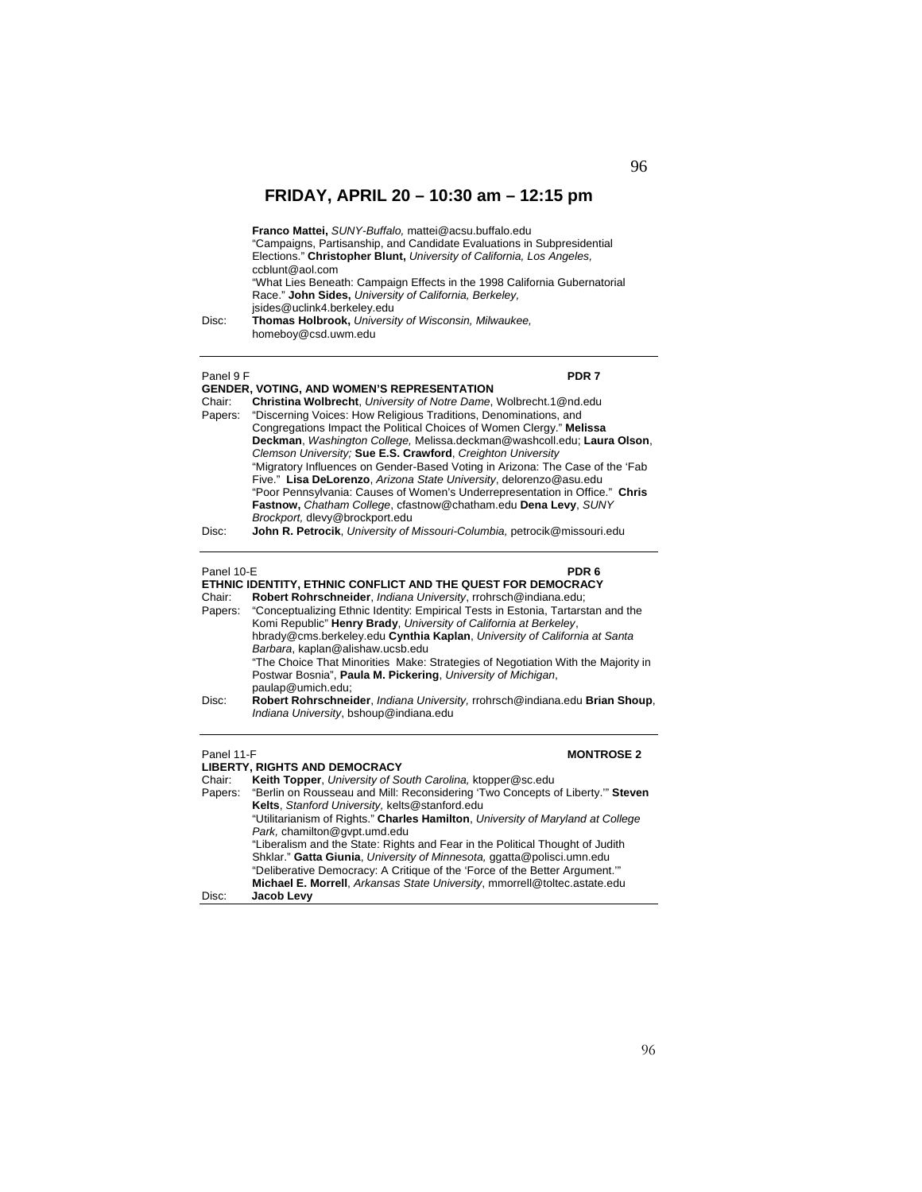## FRIDAY, APRIL 20 – 10:30 am – 12:15 pm

**Franco Mattei,** *SUNY-Buffalo,* mattei@acsu.buffalo.edu
"Campaigns, Partisanship, and Candidate Evaluations in Subpresidential Elections." **Christopher Blunt,** *University of California, Los Angeles,* ccblunt@aol.com
"What Lies Beneath: Campaign Effects in the 1998 California Gubernatorial Race." **John Sides,** *University of California, Berkeley,* jsides@uclink4.berkeley.edu

Disc: **Thomas Holbrook,** *University of Wisconsin, Milwaukee,* homeboy@csd.uwm.edu

---

Panel 9 F — **PDR 7**

**GENDER, VOTING, AND WOMEN'S REPRESENTATION**

Chair: **Christina Wolbrecht**, *University of Notre Dame*, Wolbrecht.1@nd.edu

Papers: "Discerning Voices: How Religious Traditions, Denominations, and Congregations Impact the Political Choices of Women Clergy." **Melissa Deckman**, *Washington College,* Melissa.deckman@washcoll.edu; **Laura Olson**, *Clemson University;* **Sue E.S. Crawford**, *Creighton University*
"Migratory Influences on Gender-Based Voting in Arizona: The Case of the 'Fab Five." **Lisa DeLorenzo**, *Arizona State University*, delorenzo@asu.edu
"Poor Pennsylvania: Causes of Women's Underrepresentation in Office." **Chris Fastnow,** *Chatham College*, cfastnow@chatham.edu **Dena Levy**, *SUNY Brockport,* dlevy@brockport.edu

Disc: **John R. Petrocik**, *University of Missouri-Columbia,* petrocik@missouri.edu

---

Panel 10-E — **PDR 6**

**ETHNIC IDENTITY, ETHNIC CONFLICT AND THE QUEST FOR DEMOCRACY**

Chair: **Robert Rohrschneider**, *Indiana University*, rrohrsch@indiana.edu;

Papers: "Conceptualizing Ethnic Identity: Empirical Tests in Estonia, Tartarstan and the Komi Republic" **Henry Brady**, *University of California at Berkeley*, hbrady@cms.berkeley.edu **Cynthia Kaplan**, *University of California at Santa Barbara*, kaplan@alishaw.ucsb.edu
"The Choice That Minorities Make: Strategies of Negotiation With the Majority in Postwar Bosnia", **Paula M. Pickering**, *University of Michigan*, paulap@umich.edu;

Disc: **Robert Rohrschneider**, *Indiana University,* rrohrsch@indiana.edu **Brian Shoup**, *Indiana University*, bshoup@indiana.edu

---

Panel 11-F — **MONTROSE 2**

**LIBERTY, RIGHTS AND DEMOCRACY**

Chair: **Keith Topper**, *University of South Carolina,* ktopper@sc.edu

Papers: "Berlin on Rousseau and Mill: Reconsidering 'Two Concepts of Liberty.'" **Steven Kelts**, *Stanford University,* kelts@stanford.edu
"Utilitarianism of Rights." **Charles Hamilton**, *University of Maryland at College Park,* chamilton@gvpt.umd.edu
"Liberalism and the State: Rights and Fear in the Political Thought of Judith Shklar." **Gatta Giunia**, *University of Minnesota,* ggatta@polisci.umn.edu
"Deliberative Democracy: A Critique of the 'Force of the Better Argument.'" **Michael E. Morrell**, *Arkansas State University*, mmorrell@toltec.astate.edu

Disc: **Jacob Levy**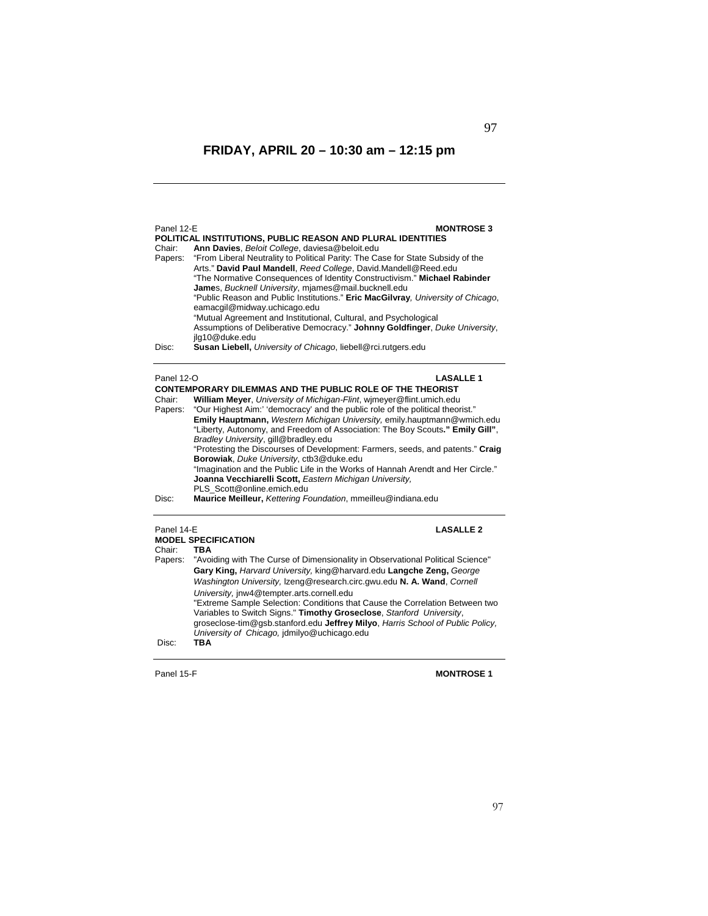# FRIDAY, APRIL 20 – 10:30 am – 12:15 pm

Panel 12-E **MONTROSE 3**

**POLITICAL INSTITUTIONS, PUBLIC REASON AND PLURAL IDENTITIES**

Chair: **Ann Davies**, *Beloit College*, daviesa@beloit.edu

Papers: "From Liberal Neutrality to Political Parity: The Case for State Subsidy of the Arts." **David Paul Mandell**, *Reed College*, David.Mandell@Reed.edu

"The Normative Consequences of Identity Constructivism." **Michael Rabinder James**, *Bucknell University*, mjames@mail.bucknell.edu

"Public Reason and Public Institutions." **Eric MacGilvray***, University of Chicago*, eamacgil@midway.uchicago.edu

"Mutual Agreement and Institutional, Cultural, and Psychological Assumptions of Deliberative Democracy." **Johnny Goldfinger**, *Duke University*, jlg10@duke.edu

Disc: **Susan Liebell,** *University of Chicago*, liebell@rci.rutgers.edu

---

Panel 12-O **LASALLE 1**

**CONTEMPORARY DILEMMAS AND THE PUBLIC ROLE OF THE THEORIST**

Chair: **William Meyer**, *University of Michigan-Flint*, wjmeyer@flint.umich.edu

Papers: "Our Highest Aim:' 'democracy' and the public role of the political theorist." **Emily Hauptmann,** *Western Michigan University,* emily.hauptmann@wmich.edu

"Liberty, Autonomy, and Freedom of Association: The Boy Scouts**." Emily Gill"**, *Bradley University*, gill@bradley.edu

"Protesting the Discourses of Development: Farmers, seeds, and patents." **Craig Borowiak**, *Duke University*, ctb3@duke.edu

"Imagination and the Public Life in the Works of Hannah Arendt and Her Circle." **Joanna Vecchiarelli Scott,** *Eastern Michigan University,* PLS_Scott@online.emich.edu

Disc: **Maurice Meilleur,** *Kettering Foundation*, mmeilleu@indiana.edu

---

Panel 14-E **LASALLE 2**

**MODEL SPECIFICATION**

Chair: **TBA**

Papers: "Avoiding with The Curse of Dimensionality in Observational Political Science" **Gary King,** *Harvard University,* king@harvard.edu **Langche Zeng,** *George Washington University,* lzeng@research.circ.gwu.edu **N. A. Wand**, *Cornell University,* jnw4@tempter.arts.cornell.edu

"Extreme Sample Selection: Conditions that Cause the Correlation Between two Variables to Switch Signs." **Timothy Groseclose**, *Stanford University*, groseclose-tim@gsb.stanford.edu **Jeffrey Milyo**, *Harris School of Public Policy, University of Chicago,* jdmilyo@uchicago.edu

Disc: **TBA**

---

Panel 15-F **MONTROSE 1**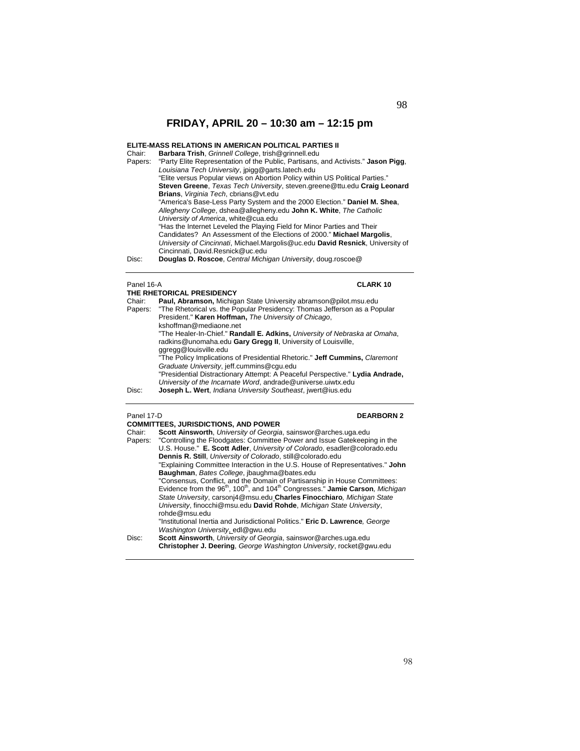# FRIDAY, APRIL 20 – 10:30 am – 12:15 pm

**ELITE-MASS RELATIONS IN AMERICAN POLITICAL PARTIES II**

Chair: **Barbara Trish**, *Grinnell College*, trish@grinnell.edu

Papers: "Party Elite Representation of the Public, Partisans, and Activists." **Jason Pigg**, *Louisiana Tech University*, jpigg@garts.latech.edu

"Elite versus Popular views on Abortion Policy within US Political Parties." **Steven Greene**, *Texas Tech University*, steven.greene@ttu.edu **Craig Leonard Brians**, *Virginia Tech*, cbrians@vt.edu

"America's Base-Less Party System and the 2000 Election." **Daniel M. Shea**, *Allegheny College*, dshea@allegheny.edu **John K. White**, *The Catholic University of America*, white@cua.edu

"Has the Internet Leveled the Playing Field for Minor Parties and Their Candidates? An Assessment of the Elections of 2000." **Michael Margolis**, *University of Cincinnati*, Michael.Margolis@uc.edu **David Resnick**, University of Cincinnati, David.Resnick@uc.edu

Disc: **Douglas D. Roscoe**, *Central Michigan University*, doug.roscoe@

---

Panel 16-A **CLARK 10**

**THE RHETORICAL PRESIDENCY**

Chair: **Paul, Abramson,** Michigan State University abramson@pilot.msu.edu

Papers: "The Rhetorical vs. the Popular Presidency: Thomas Jefferson as a Popular President." **Karen Hoffman,** *The University of Chicago*, kshoffman@mediaone.net

"The Healer-In-Chief." **Randall E. Adkins,** *University of Nebraska at Omaha*, radkins@unomaha.edu **Gary Gregg II**, University of Louisville, ggregg@louisville.edu

"The Policy Implications of Presidential Rhetoric." **Jeff Cummins,** *Claremont Graduate University*, jeff.cummins@cgu.edu

"Presidential Distractionary Attempt: A Peaceful Perspective." **Lydia Andrade,** *University of the Incarnate Word*, andrade@universe.uiwtx.edu

Disc: **Joseph L. Wert**, *Indiana University Southeast*, jwert@ius.edu

---

Panel 17-D **DEARBORN 2**

**COMMITTEES, JURISDICTIONS, AND POWER**

Chair: **Scott Ainsworth**, *University of Georgia*, sainswor@arches.uga.edu

Papers: "Controlling the Floodgates: Committee Power and Issue Gatekeeping in the U.S. House." **E. Scott Adler**, *University of Colorado*, esadler@colorado.edu **Dennis R. Still**, *University of Colorado*, still@colorado.edu

"Explaining Committee Interaction in the U.S. House of Representatives." **John Baughman**, *Bates College*, jbaughma@bates.edu

"Consensus, Conflict, and the Domain of Partisanship in House Committees: Evidence from the 96th, 100th, and 104th Congresses." **Jamie Carson**, *Michigan State University*, carsonj4@msu.edu **Charles Finocchiaro**, *Michigan State University*, finocchi@msu.edu **David Rohde**, *Michigan State University*, rohde@msu.edu

"Institutional Inertia and Jurisdictional Politics." **Eric D. Lawrence**, *George Washington University*, edl@gwu.edu

Disc: **Scott Ainsworth**, *University of Georgia*, sainswor@arches.uga.edu
**Christopher J. Deering**, *George Washington University*, rocket@gwu.edu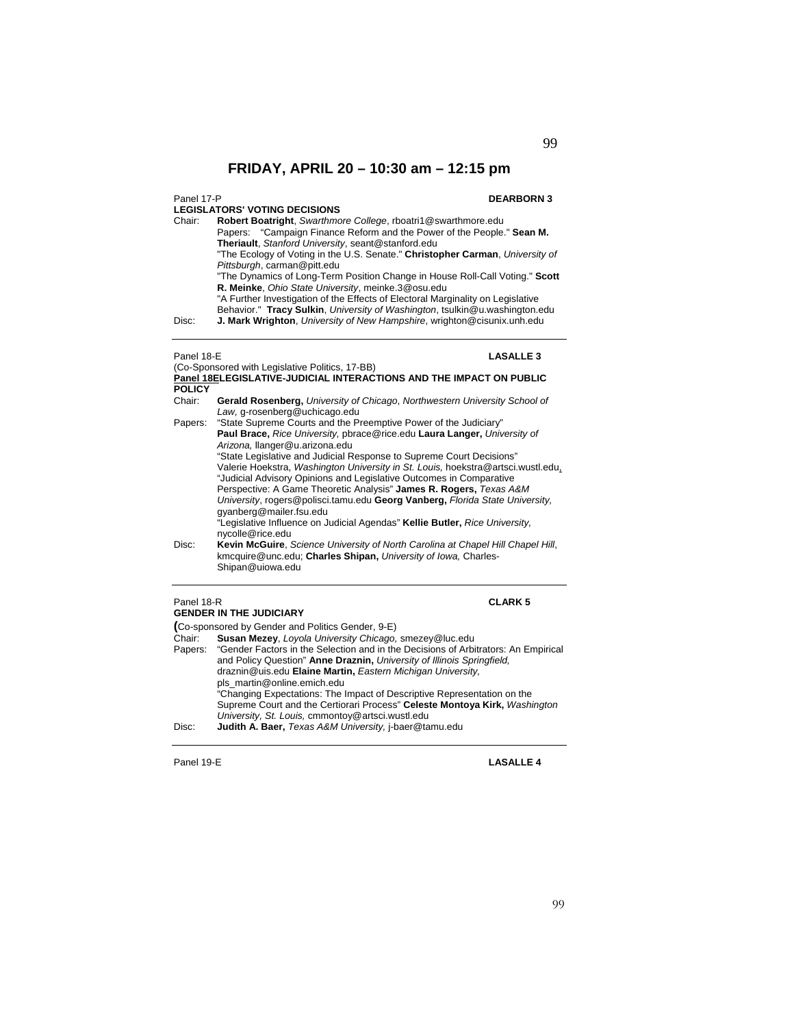# FRIDAY, APRIL 20 – 10:30 am – 12:15 pm

Panel 17-P **DEARBORN 3**

**LEGISLATORS' VOTING DECISIONS**

Chair: **Robert Boatright**, *Swarthmore College*, rboatri1@swarthmore.edu

Papers: "Campaign Finance Reform and the Power of the People." **Sean M. Theriault**, *Stanford University*, seant@stanford.edu

"The Ecology of Voting in the U.S. Senate." **Christopher Carman**, *University of Pittsburgh*, carman@pitt.edu

"The Dynamics of Long-Term Position Change in House Roll-Call Voting." **Scott R. Meinke**, *Ohio State University*, meinke.3@osu.edu

"A Further Investigation of the Effects of Electoral Marginality on Legislative Behavior." **Tracy Sulkin**, *University of Washington*, tsulkin@u.washington.edu

Disc: **J. Mark Wrighton**, *University of New Hampshire*, wrighton@cisunix.unh.edu

---

Panel 18-E **LASALLE 3**

(Co-Sponsored with Legislative Politics, 17-BB)

**Panel 18ELEGISLATIVE-JUDICIAL INTERACTIONS AND THE IMPACT ON PUBLIC POLICY**

Chair: **Gerald Rosenberg,** *University of Chicago*, *Northwestern University School of Law,* g-rosenberg@uchicago.edu

Papers: "State Supreme Courts and the Preemptive Power of the Judiciary" **Paul Brace,** *Rice University,* pbrace@rice.edu **Laura Langer,** *University of Arizona,* llanger@u.arizona.edu

"State Legislative and Judicial Response to Supreme Court Decisions" Valerie Hoekstra, *Washington University in St. Louis,* hoekstra@artsci.wustl.edu,

"Judicial Advisory Opinions and Legislative Outcomes in Comparative Perspective: A Game Theoretic Analysis" **James R. Rogers,** *Texas A&M University*, rogers@polisci.tamu.edu **Georg Vanberg,** *Florida State University,* gyanberg@mailer.fsu.edu

"Legislative Influence on Judicial Agendas" **Kellie Butler,** *Rice University,* nycolle@rice.edu

Disc: **Kevin McGuire**, *Science University of North Carolina at Chapel Hill Chapel Hill*, kmcquire@unc.edu; **Charles Shipan,** *University of Iowa,* Charles-Shipan@uiowa.edu

---

Panel 18-R **CLARK 5**

**GENDER IN THE JUDICIARY**

(Co-sponsored by Gender and Politics Gender, 9-E)

Chair: **Susan Mezey**, *Loyola University Chicago,* smezey@luc.edu

Papers: "Gender Factors in the Selection and in the Decisions of Arbitrators: An Empirical and Policy Question" **Anne Draznin,** *University of Illinois Springfield,* draznin@uis.edu **Elaine Martin,** *Eastern Michigan University,* pls_martin@online.emich.edu

"Changing Expectations: The Impact of Descriptive Representation on the Supreme Court and the Certiorari Process" **Celeste Montoya Kirk,** *Washington University, St. Louis,* cmmontoy@artsci.wustl.edu

Disc: **Judith A. Baer,** *Texas A&M University,* j-baer@tamu.edu

---

Panel 19-E **LASALLE 4**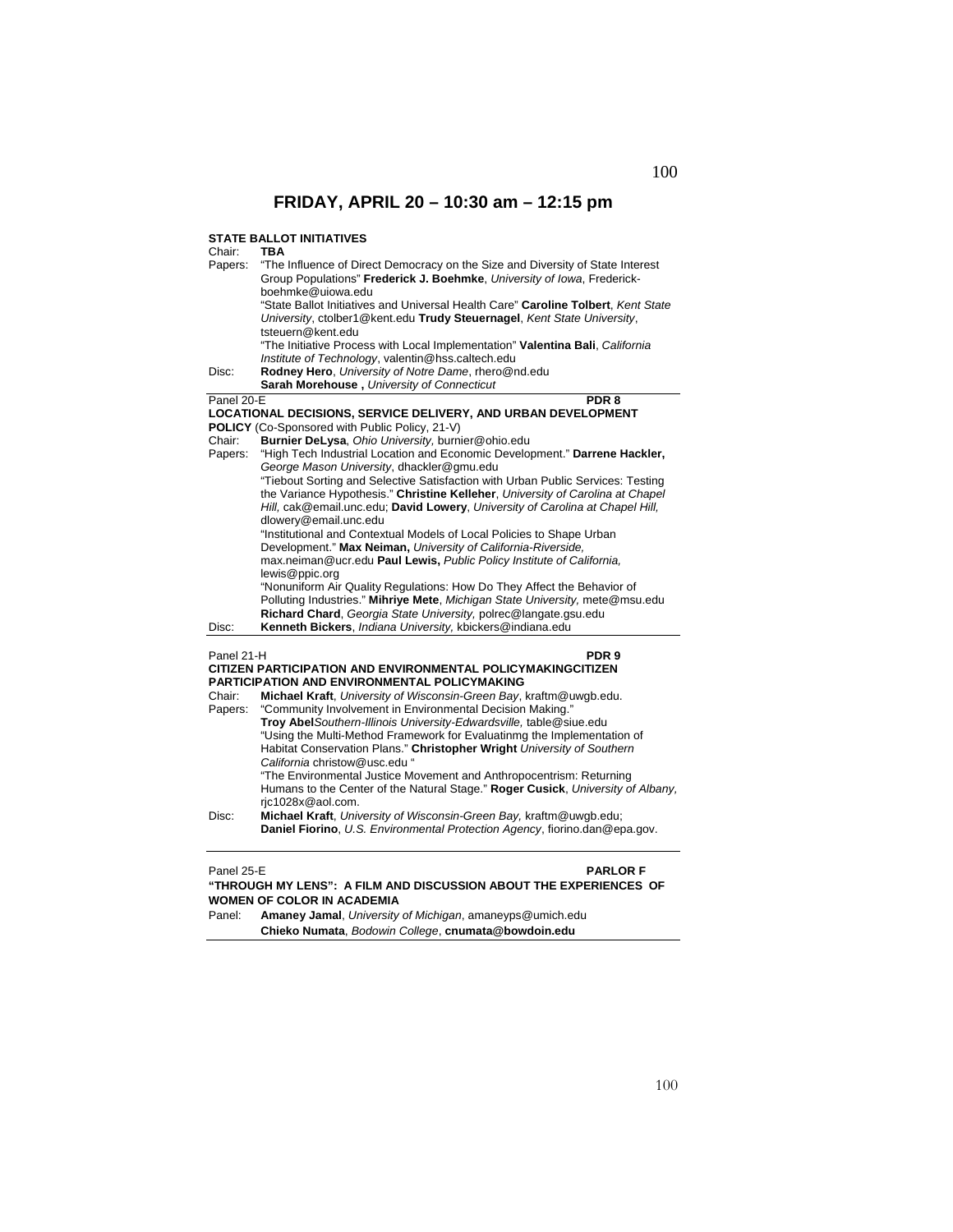# FRIDAY, APRIL 20 – 10:30 am – 12:15 pm

**STATE BALLOT INITIATIVES**

Chair: **TBA**

Papers: "The Influence of Direct Democracy on the Size and Diversity of State Interest Group Populations" **Frederick J. Boehmke**, *University of Iowa*, Frederick-boehmke@uiowa.edu

"State Ballot Initiatives and Universal Health Care" **Caroline Tolbert**, *Kent State University*, ctolber1@kent.edu **Trudy Steuernagel**, *Kent State University*, tsteuern@kent.edu

"The Initiative Process with Local Implementation" **Valentina Bali**, *California Institute of Technology*, valentin@hss.caltech.edu

Disc: **Rodney Hero**, *University of Notre Dame*, rhero@nd.edu
**Sarah Morehouse ,** *University of Connecticut*

---

Panel 20-E **PDR 8**

**LOCATIONAL DECISIONS, SERVICE DELIVERY, AND URBAN DEVELOPMENT POLICY** (Co-Sponsored with Public Policy, 21-V)

Chair: **Burnier DeLysa**, *Ohio University,* burnier@ohio.edu

Papers: "High Tech Industrial Location and Economic Development." **Darrene Hackler,** *George Mason University*, dhackler@gmu.edu

"Tiebout Sorting and Selective Satisfaction with Urban Public Services: Testing the Variance Hypothesis." **Christine Kelleher**, *University of Carolina at Chapel Hill,* cak@email.unc.edu; **David Lowery**, *University of Carolina at Chapel Hill,* dlowery@email.unc.edu

"Institutional and Contextual Models of Local Policies to Shape Urban Development." **Max Neiman,** *University of California-Riverside,* max.neiman@ucr.edu **Paul Lewis,** *Public Policy Institute of California,* lewis@ppic.org

"Nonuniform Air Quality Regulations: How Do They Affect the Behavior of Polluting Industries." **Mihriye Mete**, *Michigan State University,* mete@msu.edu **Richard Chard**, *Georgia State University,* polrec@langate.gsu.edu

Disc: **Kenneth Bickers**, *Indiana University,* kbickers@indiana.edu

---

Panel 21-H **PDR 9**

**CITIZEN PARTICIPATION AND ENVIRONMENTAL POLICYMAKINGCITIZEN PARTICIPATION AND ENVIRONMENTAL POLICYMAKING**

Chair: **Michael Kraft**, *University of Wisconsin-Green Bay*, kraftm@uwgb.edu.

Papers: "Community Involvement in Environmental Decision Making." **Troy Abel***Southern-Illinois University-Edwardsville,* table@siue.edu

"Using the Multi-Method Framework for Evaluatinmg the Implementation of Habitat Conservation Plans." **Christopher Wright** *University of Southern California* christow@usc.edu "

"The Environmental Justice Movement and Anthropocentrism: Returning Humans to the Center of the Natural Stage." **Roger Cusick**, *University of Albany*, rjc1028x@aol.com.

Disc: **Michael Kraft**, *University of Wisconsin-Green Bay,* kraftm@uwgb.edu; **Daniel Fiorino**, *U.S. Environmental Protection Agency*, fiorino.dan@epa.gov.

---

Panel 25-E **PARLOR F**

**"THROUGH MY LENS": A FILM AND DISCUSSION ABOUT THE EXPERIENCES OF WOMEN OF COLOR IN ACADEMIA**

Panel: **Amaney Jamal**, *University of Michigan*, amaneyps@umich.edu
**Chieko Numata**, *Bodowin College*, **cnumata@bowdoin.edu**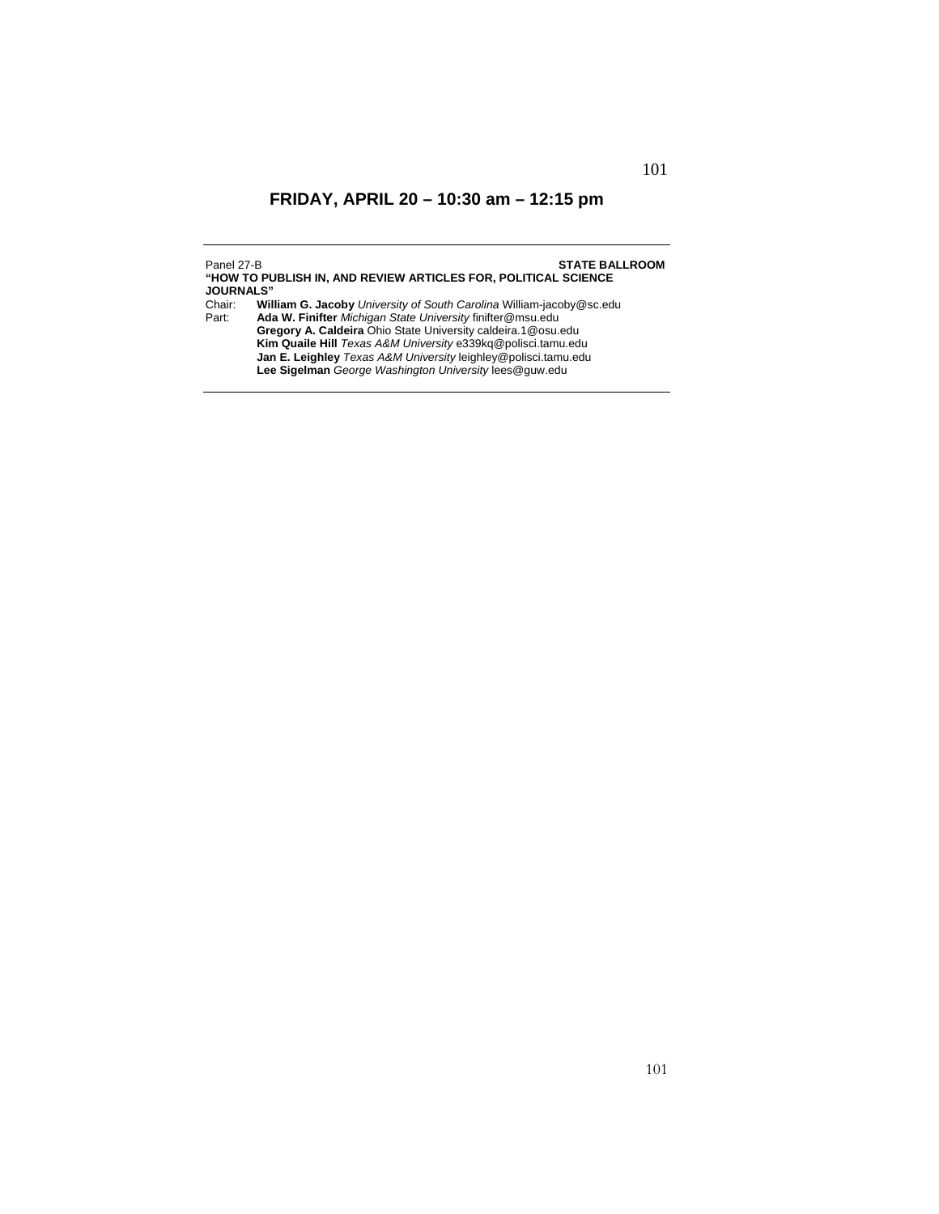# FRIDAY, APRIL 20 – 10:30 am – 12:15 pm

---

Panel 27-B **STATE BALLROOM**

**"HOW TO PUBLISH IN, AND REVIEW ARTICLES FOR, POLITICAL SCIENCE JOURNALS"**

Chair: **William G. Jacoby** *University of South Carolina* William-jacoby@sc.edu

Part: **Ada W. Finifter** *Michigan State University* finifter@msu.edu
**Gregory A. Caldeira** Ohio State University caldeira.1@osu.edu
**Kim Quaile Hill** *Texas A&M University* e339kq@polisci.tamu.edu
**Jan E. Leighley** *Texas A&M University* leighley@polisci.tamu.edu
**Lee Sigelman** *George Washington University* lees@guw.edu

---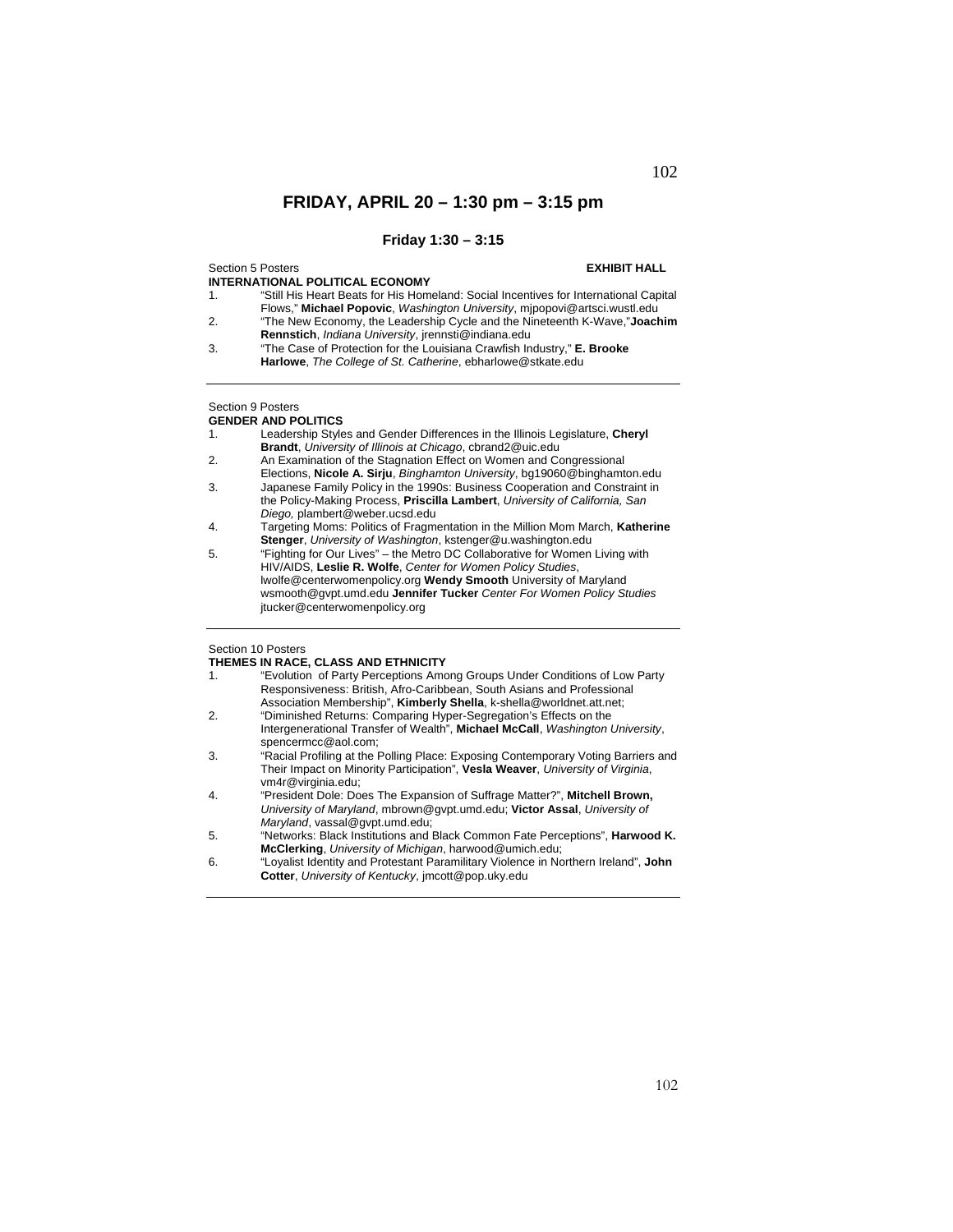# FRIDAY, APRIL 20 – 1:30 pm – 3:15 pm

## Friday 1:30 – 3:15

Section 5 Posters **EXHIBIT HALL**

**INTERNATIONAL POLITICAL ECONOMY**

1. "Still His Heart Beats for His Homeland: Social Incentives for International Capital Flows," **Michael Popovic**, *Washington University*, mjpopovi@artsci.wustl.edu
2. "The New Economy, the Leadership Cycle and the Nineteenth K-Wave,"**Joachim Rennstich**, *Indiana University*, jrennsti@indiana.edu
3. "The Case of Protection for the Louisiana Crawfish Industry," **E. Brooke Harlowe**, *The College of St. Catherine*, ebharlowe@stkate.edu

---

Section 9 Posters

**GENDER AND POLITICS**

1. Leadership Styles and Gender Differences in the Illinois Legislature, **Cheryl Brandt**, *University of Illinois at Chicago*, cbrand2@uic.edu
2. An Examination of the Stagnation Effect on Women and Congressional Elections, **Nicole A. Sirju**, *Binghamton University*, bg19060@binghamton.edu
3. Japanese Family Policy in the 1990s: Business Cooperation and Constraint in the Policy-Making Process, **Priscilla Lambert**, *University of California, San Diego,* plambert@weber.ucsd.edu
4. Targeting Moms: Politics of Fragmentation in the Million Mom March, **Katherine Stenger**, *University of Washington*, kstenger@u.washington.edu
5. "Fighting for Our Lives" – the Metro DC Collaborative for Women Living with HIV/AIDS, **Leslie R. Wolfe**, *Center for Women Policy Studies*, lwolfe@centerwomenpolicy.org **Wendy Smooth** University of Maryland wsmooth@gvpt.umd.edu **Jennifer Tucker** *Center For Women Policy Studies* jtucker@centerwomenpolicy.org

---

Section 10 Posters

**THEMES IN RACE, CLASS AND ETHNICITY**

1. "Evolution of Party Perceptions Among Groups Under Conditions of Low Party Responsiveness: British, Afro-Caribbean, South Asians and Professional Association Membership", **Kimberly Shella**, k-shella@worldnet.att.net;
2. "Diminished Returns: Comparing Hyper-Segregation's Effects on the Intergenerational Transfer of Wealth", **Michael McCall**, *Washington University*, spencermcc@aol.com;
3. "Racial Profiling at the Polling Place: Exposing Contemporary Voting Barriers and Their Impact on Minority Participation", **Vesla Weaver**, *University of Virginia*, vm4r@virginia.edu;
4. "President Dole: Does The Expansion of Suffrage Matter?", **Mitchell Brown,** *University of Maryland*, mbrown@gvpt.umd.edu; **Victor Assal**, *University of Maryland*, vassal@gvpt.umd.edu;
5. "Networks: Black Institutions and Black Common Fate Perceptions", **Harwood K. McClerking**, *University of Michigan*, harwood@umich.edu;
6. "Loyalist Identity and Protestant Paramilitary Violence in Northern Ireland", **John Cotter**, *University of Kentucky*, jmcott@pop.uky.edu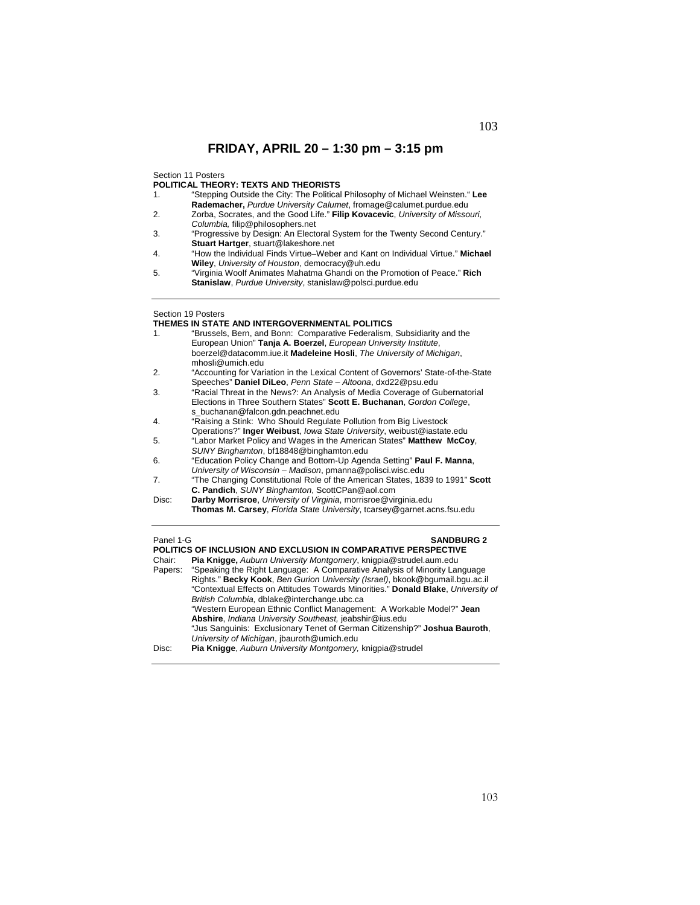# FRIDAY, APRIL 20 – 1:30 pm – 3:15 pm

Section 11 Posters
**POLITICAL THEORY: TEXTS AND THEORISTS**

1. "Stepping Outside the City: The Political Philosophy of Michael Weinsten." **Lee Rademacher,** *Purdue University Calumet*, fromage@calumet.purdue.edu
2. Zorba, Socrates, and the Good Life." **Filip Kovacevic**, *University of Missouri, Columbia,* filip@philosophers.net
3. "Progressive by Design: An Electoral System for the Twenty Second Century." **Stuart Hartger**, stuart@lakeshore.net
4. "How the Individual Finds Virtue–Weber and Kant on Individual Virtue." **Michael Wiley**, *University of Houston*, democracy@uh.edu
5. "Virginia Woolf Animates Mahatma Ghandi on the Promotion of Peace." **Rich Stanislaw**, *Purdue University*, stanislaw@polsci.purdue.edu

---

Section 19 Posters
**THEMES IN STATE AND INTERGOVERNMENTAL POLITICS**

1. "Brussels, Bern, and Bonn: Comparative Federalism, Subsidiarity and the European Union" **Tanja A. Boerzel**, *European University Institute*, boerzel@datacomm.iue.it **Madeleine Hosli**, *The University of Michigan*, mhosli@umich.edu
2. "Accounting for Variation in the Lexical Content of Governors' State-of-the-State Speeches" **Daniel DiLeo**, *Penn State – Altoona*, dxd22@psu.edu
3. "Racial Threat in the News?: An Analysis of Media Coverage of Gubernatorial Elections in Three Southern States" **Scott E. Buchanan**, *Gordon College*, s_buchanan@falcon.gdn.peachnet.edu
4. "Raising a Stink: Who Should Regulate Pollution from Big Livestock Operations?" **Inger Weibust**, *Iowa State University*, weibust@iastate.edu
5. "Labor Market Policy and Wages in the American States" **Matthew McCoy**, *SUNY Binghamton*, bf18848@binghamton.edu
6. "Education Policy Change and Bottom-Up Agenda Setting" **Paul F. Manna**, *University of Wisconsin – Madison*, pmanna@polisci.wisc.edu
7. "The Changing Constitutional Role of the American States, 1839 to 1991" **Scott C. Pandich**, *SUNY Binghamton*, ScottCPan@aol.com

Disc: **Darby Morrisroe**, *University of Virginia*, morrisroe@virginia.edu
**Thomas M. Carsey**, *Florida State University*, tcarsey@garnet.acns.fsu.edu

---

Panel 1-G **SANDBURG 2**
**POLITICS OF INCLUSION AND EXCLUSION IN COMPARATIVE PERSPECTIVE**

Chair: **Pia Knigge,** *Auburn University Montgomery*, knigpia@strudel.aum.edu

Papers: "Speaking the Right Language: A Comparative Analysis of Minority Language Rights." **Becky Kook**, *Ben Gurion University (Israel)*, bkook@bgumail.bgu.ac.il
"Contextual Effects on Attitudes Towards Minorities." **Donald Blake**, *University of British Columbia,* dblake@interchange.ubc.ca
"Western European Ethnic Conflict Management: A Workable Model?" **Jean Abshire**, *Indiana University Southeast,* jeabshir@ius.edu
"Jus Sanguinis: Exclusionary Tenet of German Citizenship?" **Joshua Bauroth**, *University of Michigan*, jbauroth@umich.edu

Disc: **Pia Knigge**, *Auburn University Montgomery,* knigpia@strudel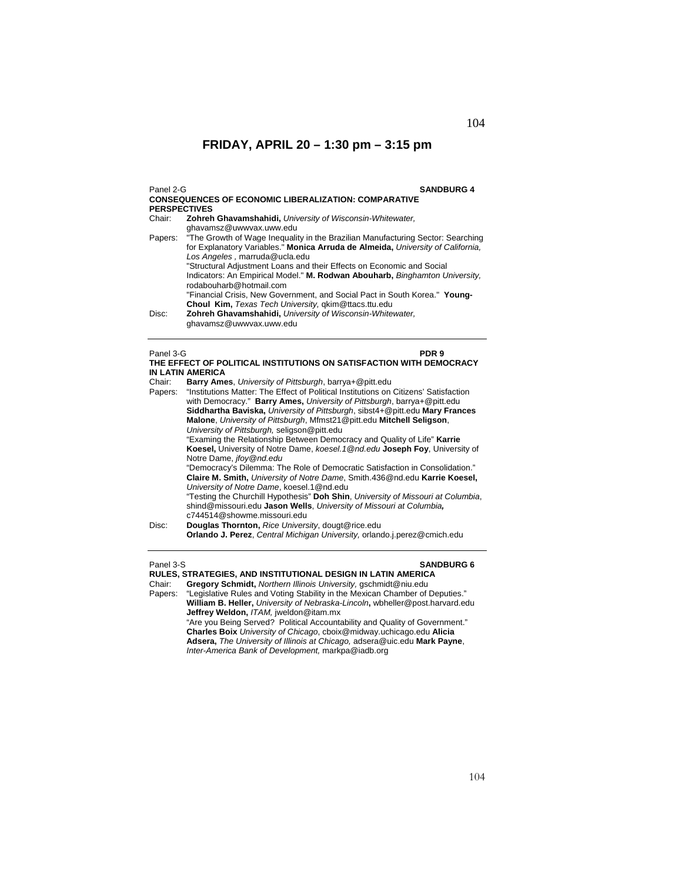# FRIDAY, APRIL 20 – 1:30 pm – 3:15 pm

Panel 2-G **SANDBURG 4**

**CONSEQUENCES OF ECONOMIC LIBERALIZATION: COMPARATIVE PERSPECTIVES**

Chair: **Zohreh Ghavamshahidi,** *University of Wisconsin-Whitewater,* ghavamsz@uwwvax.uww.edu

Papers: "The Growth of Wage Inequality in the Brazilian Manufacturing Sector: Searching for Explanatory Variables." **Monica Arruda de Almeida,** *University of California, Los Angeles ,* marruda@ucla.edu

"Structural Adjustment Loans and their Effects on Economic and Social Indicators: An Empirical Model." **M. Rodwan Abouharb,** *Binghamton University,* rodabouharb@hotmail.com

"Financial Crisis, New Government, and Social Pact in South Korea." **Young-Choul Kim,** *Texas Tech University,* qkim@ttacs.ttu.edu

Disc: **Zohreh Ghavamshahidi,** *University of Wisconsin-Whitewater,* ghavamsz@uwwvax.uww.edu

---

Panel 3-G **PDR 9**

**THE EFFECT OF POLITICAL INSTITUTIONS ON SATISFACTION WITH DEMOCRACY IN LATIN AMERICA**

Chair: **Barry Ames**, *University of Pittsburgh*, barrya+@pitt.edu

Papers: "Institutions Matter: The Effect of Political Institutions on Citizens' Satisfaction with Democracy." **Barry Ames,** *University of Pittsburgh*, barrya+@pitt.edu **Siddhartha Baviska,** *University of Pittsburgh*, sibst4+@pitt.edu **Mary Frances Malone**, *University of Pittsburgh*, Mfmst21@pitt.edu **Mitchell Seligson**, *University of Pittsburgh,* seligson@pitt.edu

"Examing the Relationship Between Democracy and Quality of Life" **Karrie Koesel,** University of Notre Dame, *koesel.1@nd.edu* **Joseph Foy**, University of Notre Dame, *jfoy@nd.edu*

"Democracy's Dilemma: The Role of Democratic Satisfaction in Consolidation." **Claire M. Smith,** *University of Notre Dame*, Smith.436@nd.edu **Karrie Koesel,** *University of Notre Dame*, koesel.1@nd.edu

"Testing the Churchill Hypothesis" **Doh Shin**, *University of Missouri at Columbia*, shind@missouri.edu **Jason Wells**, *University of Missouri at Columbia,* c744514@showme.missouri.edu

Disc: **Douglas Thornton,** *Rice University*, dougt@rice.edu
**Orlando J. Perez**, *Central Michigan University,* orlando.j.perez@cmich.edu

---

Panel 3-S **SANDBURG 6**

**RULES, STRATEGIES, AND INSTITUTIONAL DESIGN IN LATIN AMERICA**

Chair: **Gregory Schmidt,** *Northern Illinois University,* gschmidt@niu.edu

Papers: "Legislative Rules and Voting Stability in the Mexican Chamber of Deputies." **William B. Heller,** *University of Nebraska-Lincoln***,** wbheller@post.harvard.edu **Jeffrey Weldon,** *ITAM,* jweldon@itam.mx

"Are you Being Served? Political Accountability and Quality of Government." **Charles Boix** *University of Chicago*, cboix@midway.uchicago.edu **Alicia Adsera,** *The University of Illinois at Chicago,* adsera@uic.edu **Mark Payne**, *Inter-America Bank of Development,* markpa@iadb.org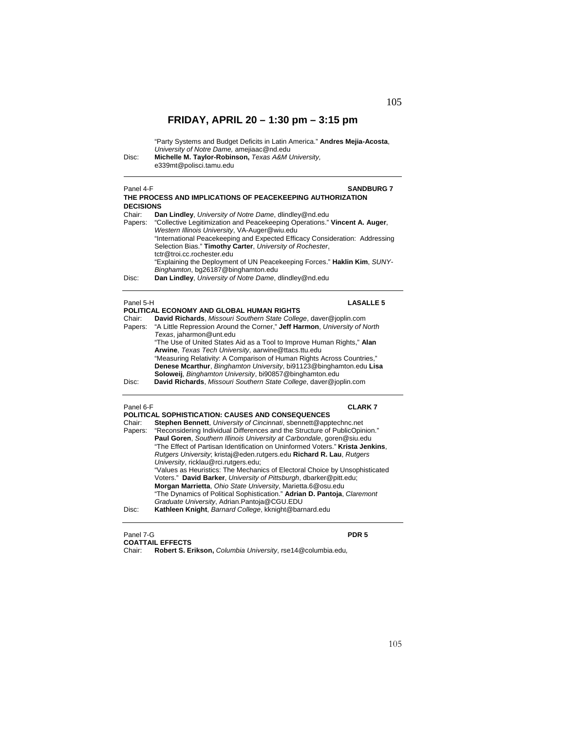## FRIDAY, APRIL 20 – 1:30 pm – 3:15 pm

"Party Systems and Budget Deficits in Latin America." **Andres Mejia-Acosta**, *University of Notre Dame,* amejiaac@nd.edu

Disc: **Michelle M. Taylor-Robinson,** *Texas A&M University,* e339mt@polisci.tamu.edu

---

Panel 4-F **SANDBURG 7**

**THE PROCESS AND IMPLICATIONS OF PEACEKEEPING AUTHORIZATION DECISIONS**

Chair: **Dan Lindley**, *University of Notre Dame*, dlindley@nd.edu

Papers: "Collective Legitimization and Peacekeeping Operations." **Vincent A. Auger**, *Western Illinois University*, VA-Auger@wiu.edu

"International Peacekeeping and Expected Efficacy Consideration: Addressing Selection Bias." **Timothy Carter**, *University of Rochester*, tctr@troi.cc.rochester.edu

"Explaining the Deployment of UN Peacekeeping Forces." **Haklin Kim**, *SUNY-Binghamton*, bg26187@binghamton.edu

Disc: **Dan Lindley**, *University of Notre Dame*, dlindley@nd.edu

---

Panel 5-H **LASALLE 5**

**POLITICAL ECONOMY AND GLOBAL HUMAN RIGHTS**

Chair: **David Richards**, *Missouri Southern State College*, daver@joplin.com

Papers: "A Little Repression Around the Corner," **Jeff Harmon**, *University of North Texas*, jaharmon@unt.edu

"The Use of United States Aid as a Tool to Improve Human Rights," **Alan Arwine**, *Texas Tech University*, aarwine@ttacs.ttu.edu

"Measuring Relativity: A Comparison of Human Rights Across Countries," **Denese Mcarthur**, *Binghamton University*, bi91123@binghamton.edu **Lisa Soloweij**, *Binghamton University*, bi90857@binghamton.edu

Disc: **David Richards**, *Missouri Southern State College*, daver@joplin.com

---

Panel 6-F **CLARK 7**

**POLITICAL SOPHISTICATION: CAUSES AND CONSEQUENCES**

Chair: **Stephen Bennett**, *University of Cincinnati*, sbennett@apptechnc.net

Papers: "Reconsidering Individual Differences and the Structure of PublicOpinion." **Paul Goren**, *Southern Illinois University at Carbondale*, goren@siu.edu

"The Effect of Partisan Identification on Uninformed Voters." **Krista Jenkins**, *Rutgers University*; kristaj@eden.rutgers.edu **Richard R. Lau**, *Rutgers University*, ricklau@rci.rutgers.edu;

"Values as Heuristics: The Mechanics of Electoral Choice by Unsophisticated Voters." **David Barker**, *University of Pittsburgh*, dbarker@pitt.edu; **Morgan Marrietta**, *Ohio State University*, Marietta.6@osu.edu

"The Dynamics of Political Sophistication." **Adrian D. Pantoja**, *Claremont Graduate University*, Adrian.Pantoja@CGU.EDU

Disc: **Kathleen Knight**, *Barnard College*, kknight@barnard.edu

---

Panel 7-G **PDR 5**

**COATTAIL EFFECTS**

Chair: **Robert S. Erikson,** *Columbia University*, rse14@columbia.edu,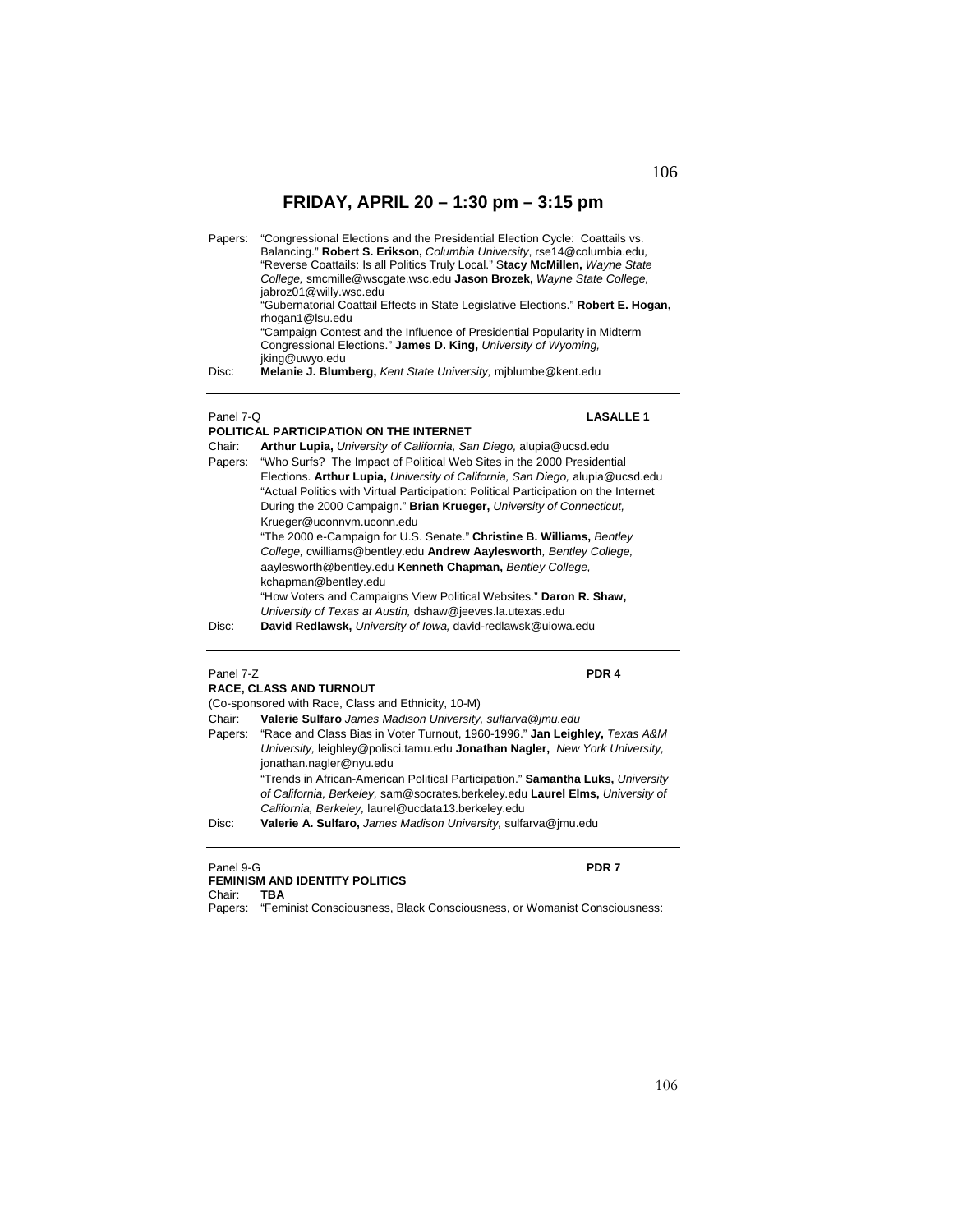## FRIDAY, APRIL 20 – 1:30 pm – 3:15 pm

Papers: "Congressional Elections and the Presidential Election Cycle: Coattails vs. Balancing." **Robert S. Erikson,** *Columbia University*, rse14@columbia.edu,
"Reverse Coattails: Is all Politics Truly Local." S**tacy McMillen,** *Wayne State College,* smcmille@wscgate.wsc.edu **Jason Brozek,** *Wayne State College,* jabroz01@willy.wsc.edu
"Gubernatorial Coattail Effects in State Legislative Elections." **Robert E. Hogan,** rhogan1@lsu.edu
"Campaign Contest and the Influence of Presidential Popularity in Midterm Congressional Elections." **James D. King,** *University of Wyoming,* jking@uwyo.edu

Disc: **Melanie J. Blumberg,** *Kent State University,* mjblumbe@kent.edu

---

Panel 7-Q **LASALLE 1**

**POLITICAL PARTICIPATION ON THE INTERNET**

Chair: **Arthur Lupia,** *University of California, San Diego,* alupia@ucsd.edu

Papers: "Who Surfs? The Impact of Political Web Sites in the 2000 Presidential Elections. **Arthur Lupia,** *University of California, San Diego,* alupia@ucsd.edu
"Actual Politics with Virtual Participation: Political Participation on the Internet During the 2000 Campaign." **Brian Krueger,** *University of Connecticut,* Krueger@uconnvm.uconn.edu
"The 2000 e-Campaign for U.S. Senate." **Christine B. Williams,** *Bentley College,* cwilliams@bentley.edu **Andrew Aaylesworth***, Bentley College,* aaylesworth@bentley.edu **Kenneth Chapman,** *Bentley College,* kchapman@bentley.edu
"How Voters and Campaigns View Political Websites." **Daron R. Shaw,** *University of Texas at Austin,* dshaw@jeeves.la.utexas.edu

Disc: **David Redlawsk,** *University of Iowa,* david-redlawsk@uiowa.edu

---

Panel 7-Z **PDR 4**

**RACE, CLASS AND TURNOUT**

(Co-sponsored with Race, Class and Ethnicity, 10-M)

Chair: **Valerie Sulfaro** *James Madison University, sulfarva@jmu.edu*

Papers: "Race and Class Bias in Voter Turnout, 1960-1996." **Jan Leighley,** *Texas A&M University,* leighley@polisci.tamu.edu **Jonathan Nagler,** *New York University,* jonathan.nagler@nyu.edu
"Trends in African-American Political Participation." **Samantha Luks,** *University of California, Berkeley,* sam@socrates.berkeley.edu **Laurel Elms,** *University of California, Berkeley,* laurel@ucdata13.berkeley.edu

Disc: **Valerie A. Sulfaro,** *James Madison University,* sulfarva@jmu.edu

---

Panel 9-G **PDR 7**

**FEMINISM AND IDENTITY POLITICS**

Chair: **TBA**

Papers: "Feminist Consciousness, Black Consciousness, or Womanist Consciousness: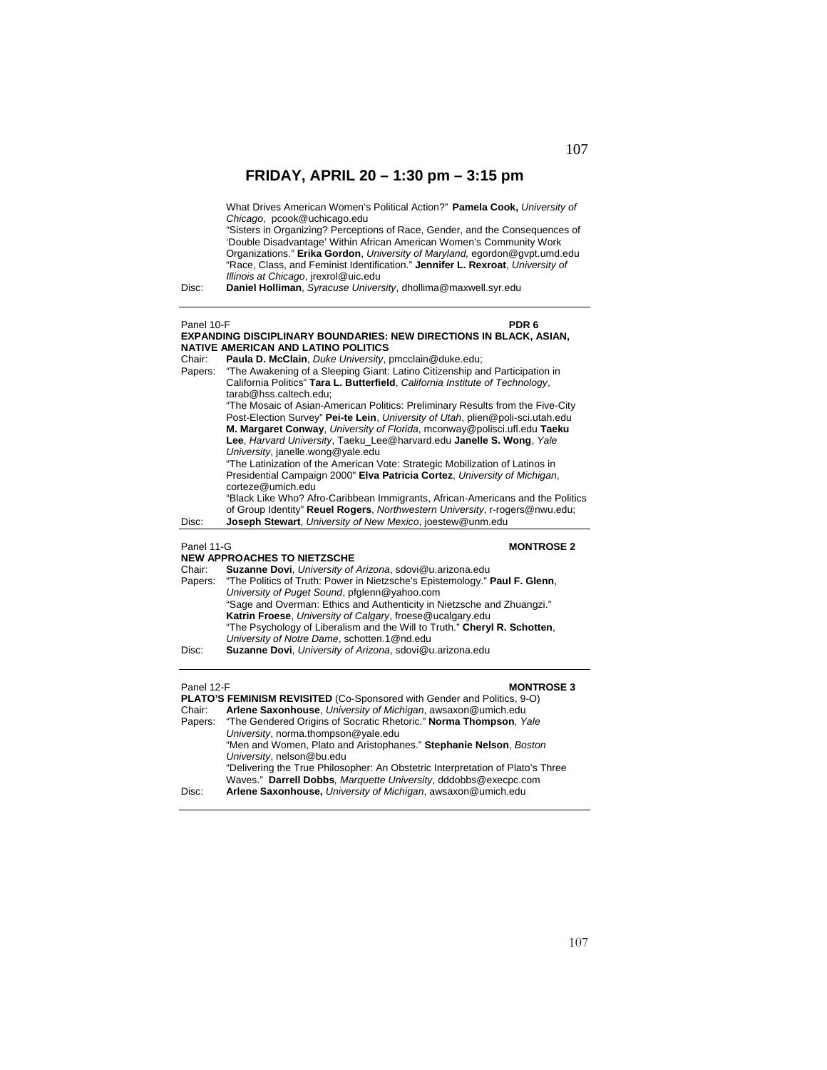# FRIDAY, APRIL 20 – 1:30 pm – 3:15 pm

What Drives American Women's Political Action?" **Pamela Cook,** *University of Chicago*, pcook@uchicago.edu

"Sisters in Organizing? Perceptions of Race, Gender, and the Consequences of 'Double Disadvantage' Within African American Women's Community Work Organizations." **Erika Gordon**, *University of Maryland,* egordon@gvpt.umd.edu

"Race, Class, and Feminist Identification." **Jennifer L. Rexroat**, *University of Illinois at Chicago*, jrexrol@uic.edu

Disc: **Daniel Holliman**, *Syracuse University*, dhollima@maxwell.syr.edu

---

Panel 10-F **PDR 6**

**EXPANDING DISCIPLINARY BOUNDARIES: NEW DIRECTIONS IN BLACK, ASIAN, NATIVE AMERICAN AND LATINO POLITICS**

Chair: **Paula D. McClain**, *Duke University*, pmcclain@duke.edu;

Papers: "The Awakening of a Sleeping Giant: Latino Citizenship and Participation in California Politics" **Tara L. Butterfield**, *California Institute of Technology*, tarab@hss.caltech.edu;

"The Mosaic of Asian-American Politics: Preliminary Results from the Five-City Post-Election Survey" **Pei-te Lein**, *University of Utah*, plien@poli-sci.utah.edu **M. Margaret Conway**, *University of Florida*, mconway@polisci.ufl.edu **Taeku Lee**, *Harvard University*, Taeku_Lee@harvard.edu **Janelle S. Wong**, *Yale University*, janelle.wong@yale.edu

"The Latinization of the American Vote: Strategic Mobilization of Latinos in Presidential Campaign 2000" **Elva Patricia Cortez**, *University of Michigan*, corteze@umich.edu

"Black Like Who? Afro-Caribbean Immigrants, African-Americans and the Politics of Group Identity" **Reuel Rogers**, *Northwestern University*, r-rogers@nwu.edu;

Disc: **Joseph Stewart**, *University of New Mexico*, joestew@unm.edu

---

Panel 11-G **MONTROSE 2**

**NEW APPROACHES TO NIETZSCHE**

Chair: **Suzanne Dovi**, *University of Arizona*, sdovi@u.arizona.edu

Papers: "The Politics of Truth: Power in Nietzsche's Epistemology." **Paul F. Glenn**, *University of Puget Sound*, pfglenn@yahoo.com

"Sage and Overman: Ethics and Authenticity in Nietzsche and Zhuangzi." **Katrin Froese**, *University of Calgary*, froese@ucalgary.edu

"The Psychology of Liberalism and the Will to Truth." **Cheryl R. Schotten**, *University of Notre Dame*, schotten.1@nd.edu

Disc: **Suzanne Dovi**, *University of Arizona*, sdovi@u.arizona.edu

---

Panel 12-F **MONTROSE 3**

**PLATO'S FEMINISM REVISITED** (Co-Sponsored with Gender and Politics, 9-O)

Chair: **Arlene Saxonhouse**, *University of Michigan*, awsaxon@umich.edu

Papers: "The Gendered Origins of Socratic Rhetoric." **Norma Thompson***, Yale University*, norma.thompson@yale.edu

"Men and Women, Plato and Aristophanes." **Stephanie Nelson**, *Boston University*, nelson@bu.edu

"Delivering the True Philosopher: An Obstetric Interpretation of Plato's Three Waves." **Darrell Dobbs***, Marquette University*, dddobbs@execpc.com

Disc: **Arlene Saxonhouse,** *University of Michigan*, awsaxon@umich.edu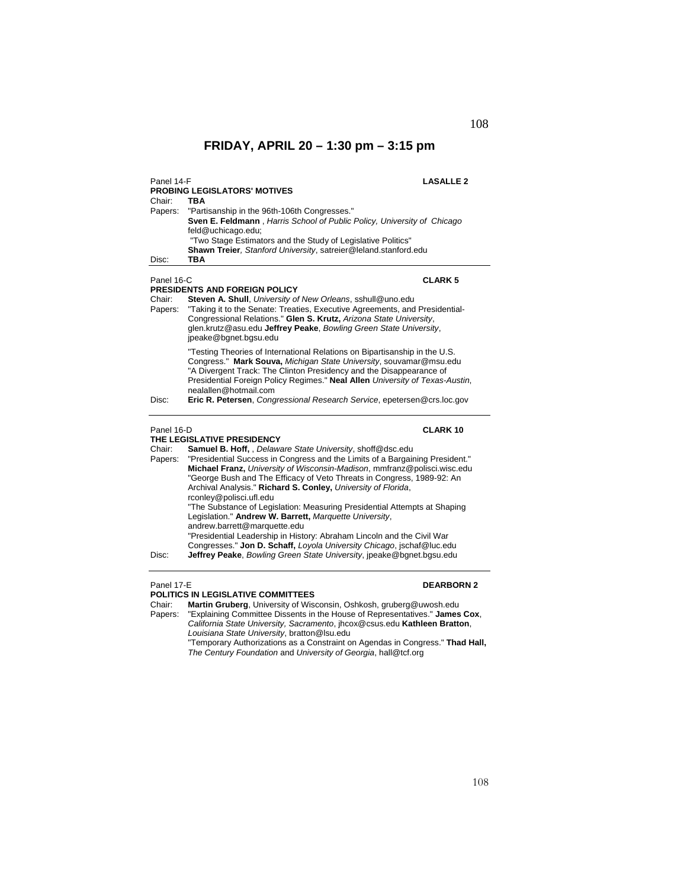# FRIDAY, APRIL 20 – 1:30 pm – 3:15 pm

Panel 14-F **LASALLE 2**

**PROBING LEGISLATORS' MOTIVES**

Chair: **TBA**

Papers: "Partisanship in the 96th-106th Congresses."
**Sven E. Feldmann** , *Harris School of Public Policy, University of Chicago* feld@uchicago.edu;
"Two Stage Estimators and the Study of Legislative Politics"
**Shawn Treier***, Stanford University*, satreier@leland.stanford.edu

Disc: **TBA**

---

Panel 16-C **CLARK 5**

**PRESIDENTS AND FOREIGN POLICY**

Chair: **Steven A. Shull**, *University of New Orleans*, sshull@uno.edu

Papers: "Taking it to the Senate: Treaties, Executive Agreements, and Presidential-Congressional Relations." **Glen S. Krutz,** *Arizona State University*, glen.krutz@asu.edu **Jeffrey Peake**, *Bowling Green State University*, jpeake@bgnet.bgsu.edu

"Testing Theories of International Relations on Bipartisanship in the U.S. Congress." **Mark Souva,** *Michigan State University*, souvamar@msu.edu
"A Divergent Track: The Clinton Presidency and the Disappearance of Presidential Foreign Policy Regimes." **Neal Allen** *University of Texas-Austin*, nealallen@hotmail.com

Disc: **Eric R. Petersen**, *Congressional Research Service*, epetersen@crs.loc.gov

---

Panel 16-D **CLARK 10**

**THE LEGISLATIVE PRESIDENCY**

Chair: **Samuel B. Hoff,** , *Delaware State University*, shoff@dsc.edu

Papers: "Presidential Success in Congress and the Limits of a Bargaining President." **Michael Franz,** *University of Wisconsin-Madison*, mmfranz@polisci.wisc.edu
"George Bush and The Efficacy of Veto Threats in Congress, 1989-92: An Archival Analysis." **Richard S. Conley,** *University of Florida*, rconley@polisci.ufl.edu
"The Substance of Legislation: Measuring Presidential Attempts at Shaping Legislation." **Andrew W. Barrett,** *Marquette University*, andrew.barrett@marquette.edu
"Presidential Leadership in History: Abraham Lincoln and the Civil War Congresses." **Jon D. Schaff,** *Loyola University Chicago*, jschaf@luc.edu

Disc: **Jeffrey Peake**, *Bowling Green State University*, jpeake@bgnet.bgsu.edu

---

Panel 17-E **DEARBORN 2**

**POLITICS IN LEGISLATIVE COMMITTEES**

Chair: **Martin Gruberg**, University of Wisconsin, Oshkosh, gruberg@uwosh.edu

Papers: "Explaining Committee Dissents in the House of Representatives." **James Cox**, *California State University, Sacramento*, jhcox@csus.edu **Kathleen Bratton**, *Louisiana State University*, bratton@lsu.edu
"Temporary Authorizations as a Constraint on Agendas in Congress." **Thad Hall,** *The Century Foundation* and *University of Georgia*, hall@tcf.org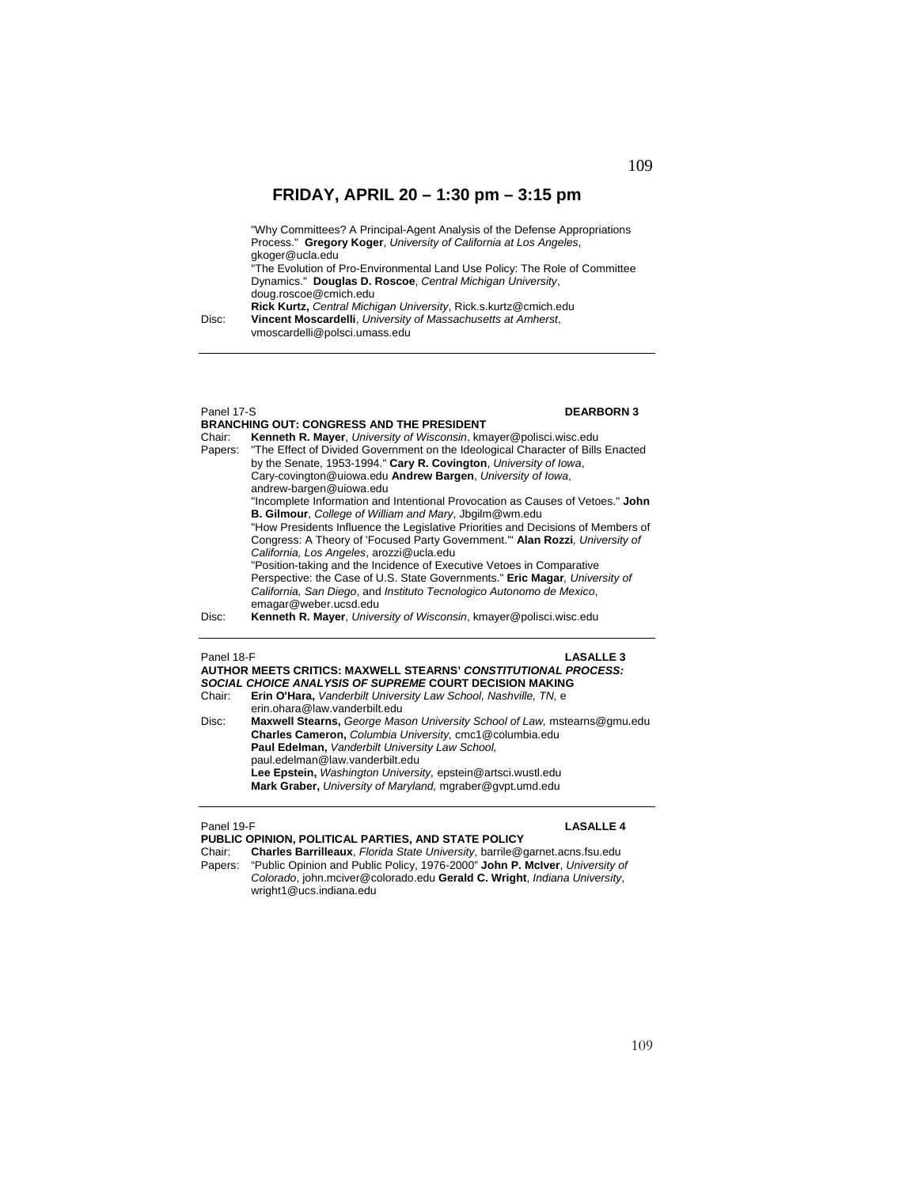## FRIDAY, APRIL 20 – 1:30 pm – 3:15 pm

"Why Committees? A Principal-Agent Analysis of the Defense Appropriations Process." **Gregory Koger**, *University of California at Los Angeles*, gkoger@ucla.edu

"The Evolution of Pro-Environmental Land Use Policy: The Role of Committee Dynamics." **Douglas D. Roscoe**, *Central Michigan University*, doug.roscoe@cmich.edu
**Rick Kurtz,** *Central Michigan University*, Rick.s.kurtz@cmich.edu

Disc: **Vincent Moscardelli**, *University of Massachusetts at Amherst*, vmoscardelli@polsci.umass.edu

---

Panel 17-S **DEARBORN 3**

**BRANCHING OUT: CONGRESS AND THE PRESIDENT**

Chair: **Kenneth R. Mayer**, *University of Wisconsin*, kmayer@polisci.wisc.edu

Papers: "The Effect of Divided Government on the Ideological Character of Bills Enacted by the Senate, 1953-1994." **Cary R. Covington**, *University of Iowa*, Cary-covington@uiowa.edu **Andrew Bargen**, *University of Iowa*, andrew-bargen@uiowa.edu

"Incomplete Information and Intentional Provocation as Causes of Vetoes." **John B. Gilmour**, *College of William and Mary*, Jbgilm@wm.edu

"How Presidents Influence the Legislative Priorities and Decisions of Members of Congress: A Theory of 'Focused Party Government.'" **Alan Rozzi**, *University of California, Los Angeles*, arozzi@ucla.edu

"Position-taking and the Incidence of Executive Vetoes in Comparative Perspective: the Case of U.S. State Governments." **Eric Magar**, *University of California, San Diego*, and *Instituto Tecnologico Autonomo de Mexico*, emagar@weber.ucsd.edu

Disc: **Kenneth R. Mayer**, *University of Wisconsin*, kmayer@polisci.wisc.edu

---

Panel 18-F **LASALLE 3**

**AUTHOR MEETS CRITICS: MAXWELL STEARNS' *CONSTITUTIONAL PROCESS: SOCIAL CHOICE ANALYSIS OF SUPREME* COURT DECISION MAKING**

Chair: **Erin O'Hara,** *Vanderbilt University Law School, Nashville, TN,* erin.ohara@law.vanderbilt.edu

Disc: **Maxwell Stearns,** *George Mason University School of Law,* mstearns@gmu.edu
**Charles Cameron,** *Columbia University,* cmc1@columbia.edu
**Paul Edelman,** *Vanderbilt University Law School,* paul.edelman@law.vanderbilt.edu
**Lee Epstein,** *Washington University,* epstein@artsci.wustl.edu
**Mark Graber,** *University of Maryland,* mgraber@gvpt.umd.edu

---

Panel 19-F **LASALLE 4**

**PUBLIC OPINION, POLITICAL PARTIES, AND STATE POLICY**

Chair: **Charles Barrilleaux**, *Florida State University*, barrile@garnet.acns.fsu.edu

Papers: "Public Opinion and Public Policy, 1976-2000" **John P. McIver**, *University of Colorado*, john.mciver@colorado.edu **Gerald C. Wright**, *Indiana University*, wright1@ucs.indiana.edu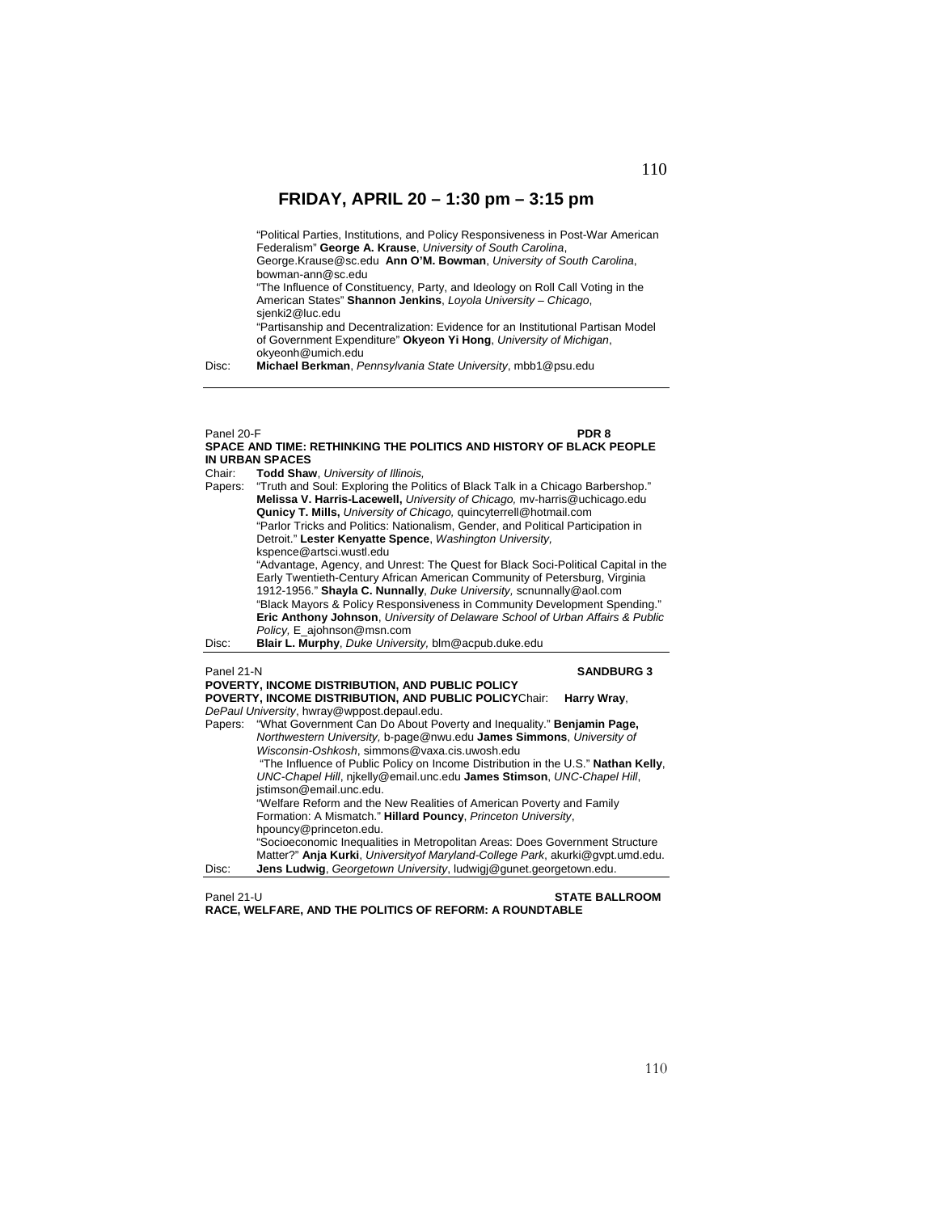## FRIDAY, APRIL 20 – 1:30 pm – 3:15 pm

"Political Parties, Institutions, and Policy Responsiveness in Post-War American Federalism" **George A. Krause**, *University of South Carolina*, George.Krause@sc.edu **Ann O'M. Bowman**, *University of South Carolina*, bowman-ann@sc.edu

"The Influence of Constituency, Party, and Ideology on Roll Call Voting in the American States" **Shannon Jenkins**, *Loyola University – Chicago*, sjenki2@luc.edu

"Partisanship and Decentralization: Evidence for an Institutional Partisan Model of Government Expenditure" **Okyeon Yi Hong**, *University of Michigan*, okyeonh@umich.edu

Disc: **Michael Berkman**, *Pennsylvania State University*, mbb1@psu.edu

---

Panel 20-F **PDR 8**

**SPACE AND TIME: RETHINKING THE POLITICS AND HISTORY OF BLACK PEOPLE IN URBAN SPACES**

Chair: **Todd Shaw**, *University of Illinois,*

Papers: "Truth and Soul: Exploring the Politics of Black Talk in a Chicago Barbershop." **Melissa V. Harris-Lacewell,** *University of Chicago,* mv-harris@uchicago.edu **Qunicy T. Mills,** *University of Chicago,* quincyterrell@hotmail.com

"Parlor Tricks and Politics: Nationalism, Gender, and Political Participation in Detroit." **Lester Kenyatte Spence**, *Washington University,* kspence@artsci.wustl.edu

"Advantage, Agency, and Unrest: The Quest for Black Soci-Political Capital in the Early Twentieth-Century African American Community of Petersburg, Virginia 1912-1956." **Shayla C. Nunnally**, *Duke University,* scnunnally@aol.com

"Black Mayors & Policy Responsiveness in Community Development Spending." **Eric Anthony Johnson**, *University of Delaware School of Urban Affairs & Public Policy,* E_ajohnson@msn.com

Disc: **Blair L. Murphy**, *Duke University,* blm@acpub.duke.edu

---

Panel 21-N **SANDBURG 3**

**POVERTY, INCOME DISTRIBUTION, AND PUBLIC POLICY**

**POVERTY, INCOME DISTRIBUTION, AND PUBLIC POLICY**Chair: **Harry Wray**, *DePaul University*, hwray@wppost.depaul.edu.

Papers: "What Government Can Do About Poverty and Inequality." **Benjamin Page,** *Northwestern University,* b-page@nwu.edu **James Simmons**, *University of Wisconsin-Oshkosh*, simmons@vaxa.cis.uwosh.edu

"The Influence of Public Policy on Income Distribution in the U.S." **Nathan Kelly**, *UNC-Chapel Hill*, njkelly@email.unc.edu **James Stimson**, *UNC-Chapel Hill*, jstimson@email.unc.edu.

"Welfare Reform and the New Realities of American Poverty and Family Formation: A Mismatch." **Hillard Pouncy**, *Princeton University*, hpouncy@princeton.edu.

"Socioeconomic Inequalities in Metropolitan Areas: Does Government Structure Matter?" **Anja Kurki**, *Universityof Maryland-College Park*, akurki@gvpt.umd.edu.

Disc: **Jens Ludwig**, *Georgetown University*, ludwigj@gunet.georgetown.edu.

---

Panel 21-U **STATE BALLROOM**

**RACE, WELFARE, AND THE POLITICS OF REFORM: A ROUNDTABLE**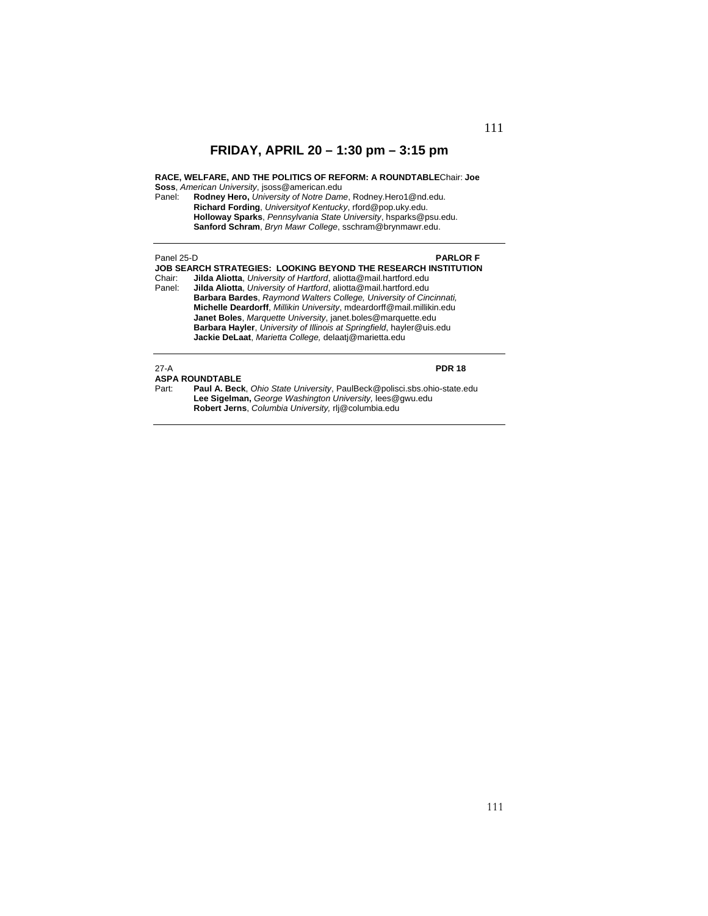## FRIDAY, APRIL 20 – 1:30 pm – 3:15 pm

**RACE, WELFARE, AND THE POLITICS OF REFORM: A ROUNDTABLE** Chair: **Joe Soss**, *American University*, jsoss@american.edu

Panel: **Rodney Hero,** *University of Notre Dame*, Rodney.Hero1@nd.edu.
**Richard Fording**, *Universityof Kentucky*, rford@pop.uky.edu.
**Holloway Sparks**, *Pennsylvania State University*, hsparks@psu.edu.
**Sanford Schram**, *Bryn Mawr College*, sschram@brynmawr.edu.

---

Panel 25-D **PARLOR F**

**JOB SEARCH STRATEGIES: LOOKING BEYOND THE RESEARCH INSTITUTION**

Chair: **Jilda Aliotta**, *University of Hartford*, aliotta@mail.hartford.edu

Panel: **Jilda Aliotta**, *University of Hartford*, aliotta@mail.hartford.edu
**Barbara Bardes**, *Raymond Walters College, University of Cincinnati,*
**Michelle Deardorff**, *Millikin University*, mdeardorff@mail.millikin.edu
**Janet Boles**, *Marquette University*, janet.boles@marquette.edu
**Barbara Hayler**, *University of Illinois at Springfield*, hayler@uis.edu
**Jackie DeLaat**, *Marietta College,* delaatj@marietta.edu

---

27-A **PDR 18**

**ASPA ROUNDTABLE**

Part: **Paul A. Beck**, *Ohio State University*, PaulBeck@polisci.sbs.ohio-state.edu
**Lee Sigelman,** *George Washington University,* lees@gwu.edu
**Robert Jerns**, *Columbia University,* rlj@columbia.edu

---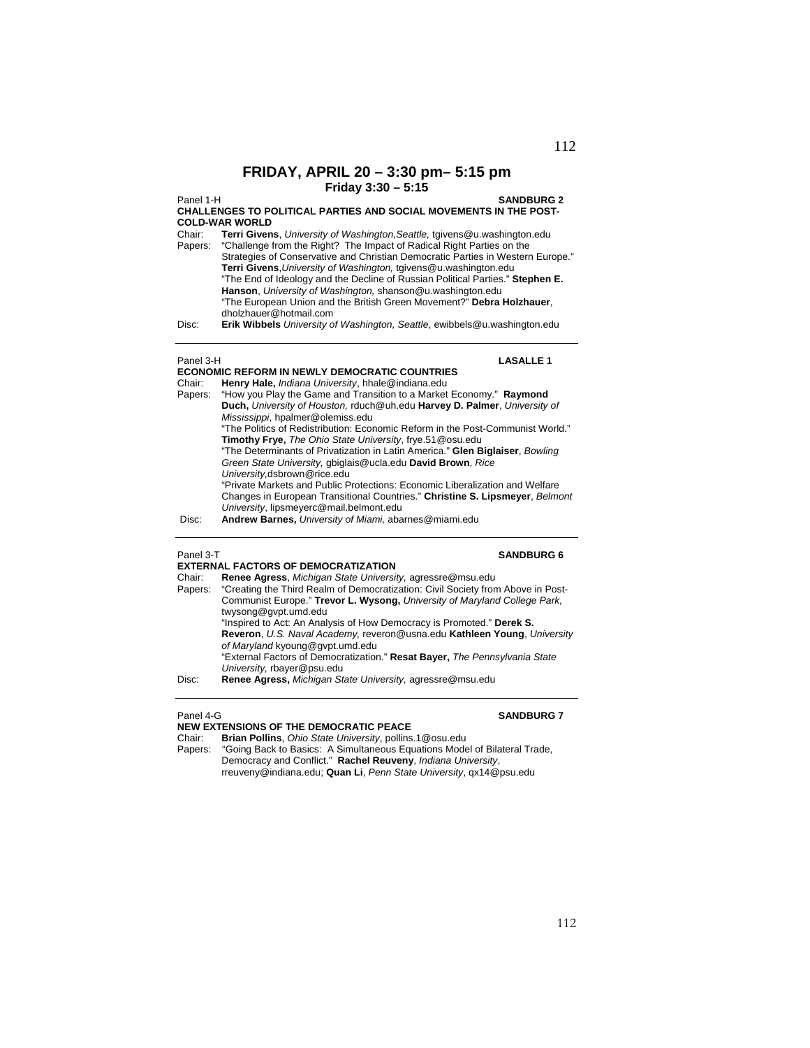# FRIDAY, APRIL 20 – 3:30 pm– 5:15 pm

**Friday 3:30 – 5:15**

Panel 1-H **SANDBURG 2**

**CHALLENGES TO POLITICAL PARTIES AND SOCIAL MOVEMENTS IN THE POST-COLD-WAR WORLD**

Chair: **Terri Givens**, *University of Washington,Seattle,* tgivens@u.washington.edu

Papers: "Challenge from the Right? The Impact of Radical Right Parties on the Strategies of Conservative and Christian Democratic Parties in Western Europe." **Terri Givens**,*University of Washington,* tgivens@u.washington.edu

"The End of Ideology and the Decline of Russian Political Parties." **Stephen E. Hanson**, *University of Washington,* shanson@u.washington.edu

"The European Union and the British Green Movement?" **Debra Holzhauer**, dholzhauer@hotmail.com

Disc: **Erik Wibbels** *University of Washington, Seattle*, ewibbels@u.washington.edu

---

Panel 3-H **LASALLE 1**

**ECONOMIC REFORM IN NEWLY DEMOCRATIC COUNTRIES**

Chair: **Henry Hale,** *Indiana University*, hhale@indiana.edu

Papers: "How you Play the Game and Transition to a Market Economy." **Raymond Duch,** *University of Houston,* rduch@uh.edu **Harvey D. Palmer**, *University of Mississippi*, hpalmer@olemiss.edu

"The Politics of Redistribution: Economic Reform in the Post-Communist World." **Timothy Frye,** *The Ohio State University*, frye.51@osu.edu

"The Determinants of Privatization in Latin America." **Glen Biglaiser**, *Bowling Green State University,* gbiglais@ucla.edu **David Brown**, *Rice University,*dsbrown@rice.edu

"Private Markets and Public Protections: Economic Liberalization and Welfare Changes in European Transitional Countries." **Christine S. Lipsmeyer**, *Belmont University*, lipsmeyerc@mail.belmont.edu

Disc: **Andrew Barnes,** *University of Miami,* abarnes@miami.edu

---

Panel 3-T **SANDBURG 6**

**EXTERNAL FACTORS OF DEMOCRATIZATION**

Chair: **Renee Agress**, *Michigan State University,* agressre@msu.edu

Papers: "Creating the Third Realm of Democratization: Civil Society from Above in Post-Communist Europe." **Trevor L. Wysong,** *University of Maryland College Park,* twysong@gvpt.umd.edu

"Inspired to Act: An Analysis of How Democracy is Promoted." **Derek S. Reveron**, *U.S. Naval Academy,* reveron@usna.edu **Kathleen Young**, *University of Maryland* kyoung@gvpt.umd.edu

"External Factors of Democratization." **Resat Bayer,** *The Pennsylvania State University,* rbayer@psu.edu

Disc: **Renee Agress,** *Michigan State University,* agressre@msu.edu

---

Panel 4-G **SANDBURG 7**

**NEW EXTENSIONS OF THE DEMOCRATIC PEACE**

Chair: **Brian Pollins**, *Ohio State University*, pollins.1@osu.edu

Papers: "Going Back to Basics: A Simultaneous Equations Model of Bilateral Trade, Democracy and Conflict." **Rachel Reuveny**, *Indiana University*, rreuveny@indiana.edu; **Quan Li**, *Penn State University*, qx14@psu.edu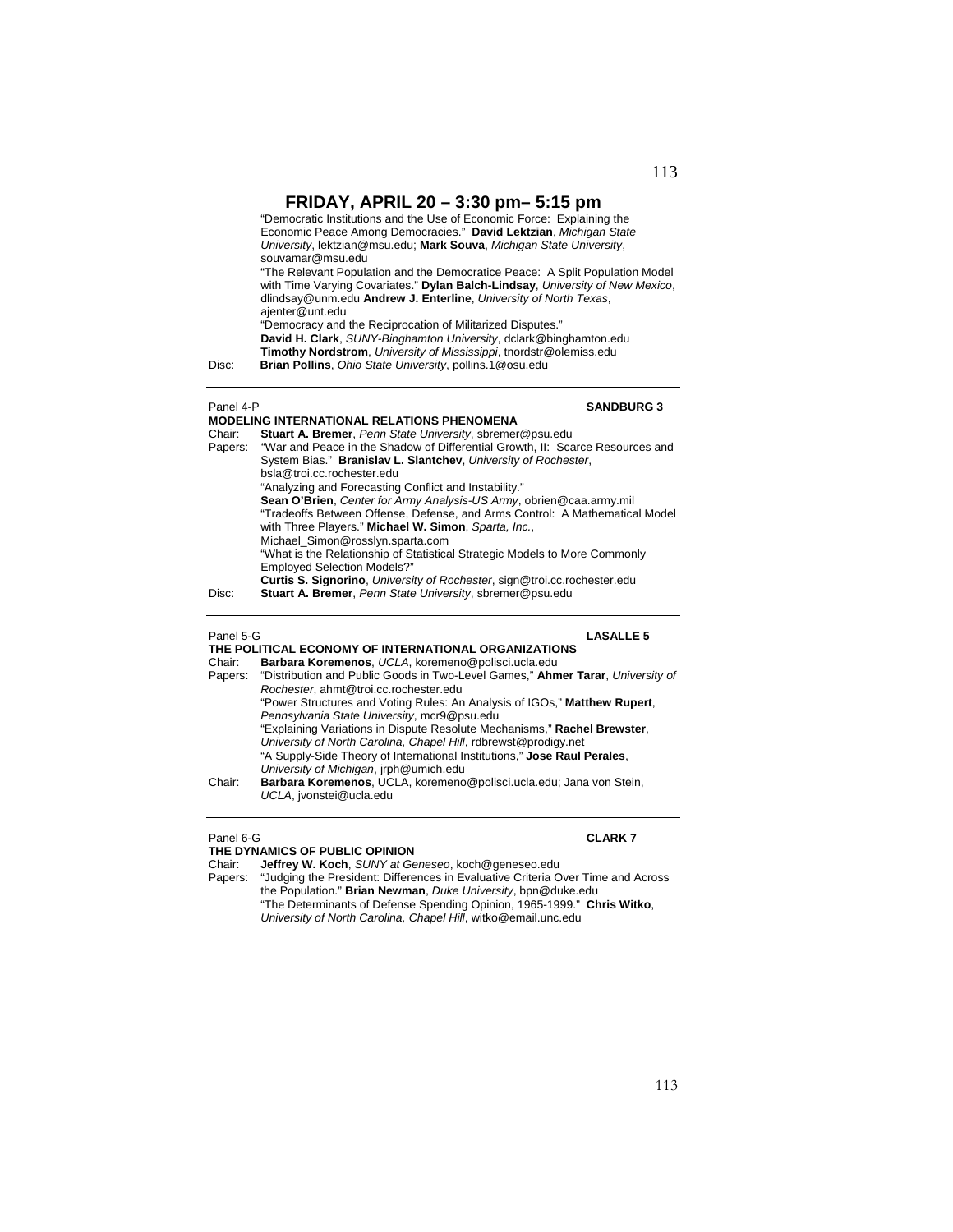## FRIDAY, APRIL 20 – 3:30 pm– 5:15 pm

"Democratic Institutions and the Use of Economic Force: Explaining the Economic Peace Among Democracies." **David Lektzian**, *Michigan State University*, lektzian@msu.edu; **Mark Souva**, *Michigan State University*, souvamar@msu.edu

"The Relevant Population and the Democratice Peace: A Split Population Model with Time Varying Covariates." **Dylan Balch-Lindsay**, *University of New Mexico*, dlindsay@unm.edu **Andrew J. Enterline**, *University of North Texas*, ajenter@unt.edu

"Democracy and the Reciprocation of Militarized Disputes."
**David H. Clark**, *SUNY-Binghamton University*, dclark@binghamton.edu
**Timothy Nordstrom**, *University of Mississippi*, tnordstr@olemiss.edu

Disc: **Brian Pollins**, *Ohio State University*, pollins.1@osu.edu

---

Panel 4-P **SANDBURG 3**

### MODELING INTERNATIONAL RELATIONS PHENOMENA

Chair: **Stuart A. Bremer**, *Penn State University*, sbremer@psu.edu

Papers: "War and Peace in the Shadow of Differential Growth, II: Scarce Resources and System Bias." **Branislav L. Slantchev**, *University of Rochester*, bsla@troi.cc.rochester.edu

"Analyzing and Forecasting Conflict and Instability."
**Sean O'Brien**, *Center for Army Analysis-US Army*, obrien@caa.army.mil

"Tradeoffs Between Offense, Defense, and Arms Control: A Mathematical Model with Three Players." **Michael W. Simon**, *Sparta, Inc.*, Michael_Simon@rosslyn.sparta.com

"What is the Relationship of Statistical Strategic Models to More Commonly Employed Selection Models?"
**Curtis S. Signorino**, *University of Rochester*, sign@troi.cc.rochester.edu

Disc: **Stuart A. Bremer**, *Penn State University*, sbremer@psu.edu

---

Panel 5-G **LASALLE 5**

### THE POLITICAL ECONOMY OF INTERNATIONAL ORGANIZATIONS

Chair: **Barbara Koremenos**, *UCLA*, koremeno@polisci.ucla.edu

Papers: "Distribution and Public Goods in Two-Level Games," **Ahmer Tarar**, *University of Rochester*, ahmt@troi.cc.rochester.edu

"Power Structures and Voting Rules: An Analysis of IGOs," **Matthew Rupert**, *Pennsylvania State University*, mcr9@psu.edu

"Explaining Variations in Dispute Resolute Mechanisms," **Rachel Brewster**, *University of North Carolina, Chapel Hill*, rdbrewst@prodigy.net

"A Supply-Side Theory of International Institutions," **Jose Raul Perales**, *University of Michigan*, jrph@umich.edu

Chair: **Barbara Koremenos**, UCLA, koremeno@polisci.ucla.edu; Jana von Stein, *UCLA*, jvonstei@ucla.edu

---

Panel 6-G **CLARK 7**

### THE DYNAMICS OF PUBLIC OPINION

Chair: **Jeffrey W. Koch**, *SUNY at Geneseo*, koch@geneseo.edu

Papers: "Judging the President: Differences in Evaluative Criteria Over Time and Across the Population." **Brian Newman**, *Duke University*, bpn@duke.edu

"The Determinants of Defense Spending Opinion, 1965-1999." **Chris Witko**, *University of North Carolina, Chapel Hill*, witko@email.unc.edu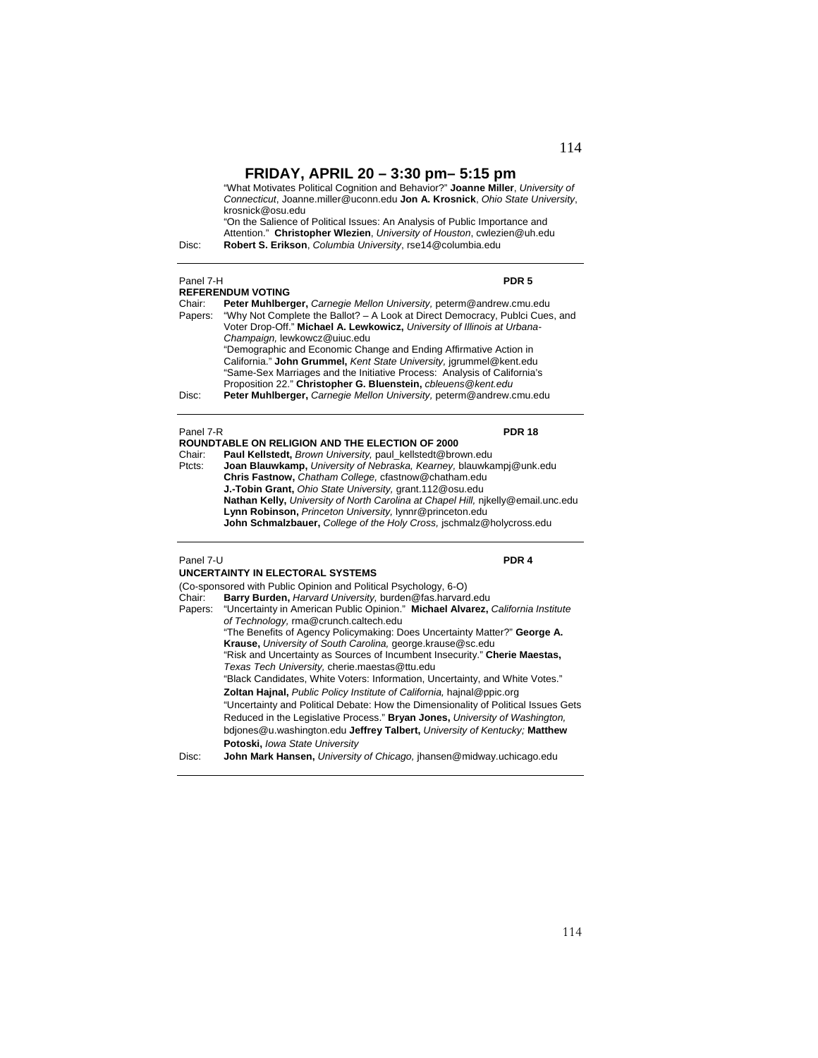# FRIDAY, APRIL 20 – 3:30 pm– 5:15 pm

"What Motivates Political Cognition and Behavior?" **Joanne Miller**, *University of Connecticut*, Joanne.miller@uconn.edu **Jon A. Krosnick**, *Ohio State University*, krosnick@osu.edu
"On the Salience of Political Issues: An Analysis of Public Importance and Attention." **Christopher Wlezien**, *University of Houston*, cwlezien@uh.edu

Disc: **Robert S. Erikson**, *Columbia University*, rse14@columbia.edu

---

Panel 7-H **PDR 5**

**REFERENDUM VOTING**

Chair: **Peter Muhlberger,** *Carnegie Mellon University,* peterm@andrew.cmu.edu

Papers: "Why Not Complete the Ballot? – A Look at Direct Democracy, Publci Cues, and Voter Drop-Off." **Michael A. Lewkowicz,** *University of Illinois at Urbana-Champaign,* lewkowcz@uiuc.edu
"Demographic and Economic Change and Ending Affirmative Action in California." **John Grummel,** *Kent State University,* jgrummel@kent.edu
"Same-Sex Marriages and the Initiative Process: Analysis of California's Proposition 22." **Christopher G. Bluenstein,** *cbleuens@kent.edu*

Disc: **Peter Muhlberger,** *Carnegie Mellon University,* peterm@andrew.cmu.edu

---

Panel 7-R **PDR 18**

**ROUNDTABLE ON RELIGION AND THE ELECTION OF 2000**

Chair: **Paul Kellstedt,** *Brown University,* paul_kellstedt@brown.edu

Ptcts: **Joan Blauwkamp,** *University of Nebraska, Kearney,* blauwkampj@unk.edu
**Chris Fastnow,** *Chatham College,* cfastnow@chatham.edu
**J.-Tobin Grant,** *Ohio State University,* grant.112@osu.edu
**Nathan Kelly,** *University of North Carolina at Chapel Hill,* njkelly@email.unc.edu
**Lynn Robinson,** *Princeton University,* lynnr@princeton.edu
**John Schmalzbauer,** *College of the Holy Cross,* jschmalz@holycross.edu

---

Panel 7-U **PDR 4**

**UNCERTAINTY IN ELECTORAL SYSTEMS**

(Co-sponsored with Public Opinion and Political Psychology, 6-O)

Chair: **Barry Burden,** *Harvard University,* burden@fas.harvard.edu

Papers: "Uncertainty in American Public Opinion." **Michael Alvarez,** *California Institute of Technology,* rma@crunch.caltech.edu
"The Benefits of Agency Policymaking: Does Uncertainty Matter?" **George A. Krause,** *University of South Carolina,* george.krause@sc.edu
"Risk and Uncertainty as Sources of Incumbent Insecurity." **Cherie Maestas,** *Texas Tech University,* cherie.maestas@ttu.edu
"Black Candidates, White Voters: Information, Uncertainty, and White Votes." **Zoltan Hajnal,** *Public Policy Institute of California,* hajnal@ppic.org
"Uncertainty and Political Debate: How the Dimensionality of Political Issues Gets Reduced in the Legislative Process." **Bryan Jones,** *University of Washington,* bdjones@u.washington.edu **Jeffrey Talbert,** *University of Kentucky;* **Matthew Potoski,** *Iowa State University*

Disc: **John Mark Hansen,** *University of Chicago,* jhansen@midway.uchicago.edu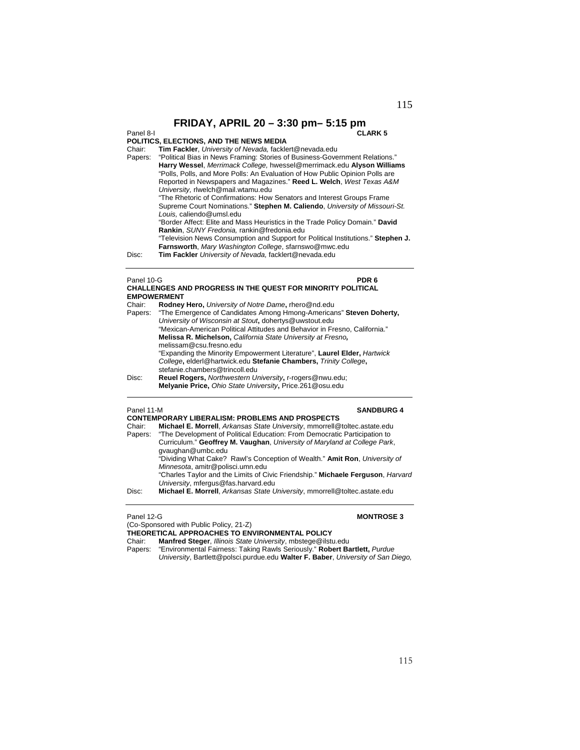# FRIDAY, APRIL 20 – 3:30 pm– 5:15 pm

Panel 8-I **CLARK 5**

**POLITICS, ELECTIONS, AND THE NEWS MEDIA**

Chair: **Tim Fackler**, *University of Nevada,* facklert@nevada.edu

Papers: "Political Bias in News Framing: Stories of Business-Government Relations." **Harry Wessel**, *Merrimack College,* hwessel@merrimack.edu **Alyson Williams**

"Polls, Polls, and More Polls: An Evaluation of How Public Opinion Polls are Reported in Newspapers and Magazines." **Reed L. Welch**, *West Texas A&M University,* rlwelch@mail.wtamu.edu

"The Rhetoric of Confirmations: How Senators and Interest Groups Frame Supreme Court Nominations." **Stephen M. Caliendo**, *University of Missouri-St. Louis,* caliendo@umsl.edu

"Border Affect: Elite and Mass Heuristics in the Trade Policy Domain." **David Rankin**, *SUNY Fredonia,* rankin@fredonia.edu

"Television News Consumption and Support for Political Institutions." **Stephen J. Farnsworth**, *Mary Washington College*, sfarnswo@mwc.edu

Disc: **Tim Fackler** *University of Nevada,* facklert@nevada.edu

---

Panel 10-G **PDR 6**

**CHALLENGES AND PROGRESS IN THE QUEST FOR MINORITY POLITICAL EMPOWERMENT**

Chair: **Rodney Hero,** *University of Notre Dame***,** rhero@nd.edu

Papers: "The Emergence of Candidates Among Hmong-Americans" **Steven Doherty,** *University of Wisconsin at Stout***,** dohertys@uwstout.edu

"Mexican-American Political Attitudes and Behavior in Fresno, California." **Melissa R. Michelson,** *California State University at Fresno,* melissam@csu.fresno.edu

"Expanding the Minority Empowerment Literature", **Laurel Elder,** *Hartwick College***,** elderl@hartwick.edu **Stefanie Chambers,** *Trinity College***,** stefanie.chambers@trincoll.edu

Disc: **Reuel Rogers,** *Northwestern University***,** r-rogers@nwu.edu; **Melyanie Price,** *Ohio State University***,** Price.261@osu.edu

---

Panel 11-M **SANDBURG 4**

**CONTEMPORARY LIBERALISM: PROBLEMS AND PROSPECTS**

Chair: **Michael E. Morrell**, *Arkansas State University*, mmorrell@toltec.astate.edu

Papers: "The Development of Political Education: From Democratic Participation to Curriculum." **Geoffrey M. Vaughan**, *University of Maryland at College Park*, gvaughan@umbc.edu

"Dividing What Cake? Rawl's Conception of Wealth." **Amit Ron**, *University of Minnesota*, amitr@polisci.umn.edu

"Charles Taylor and the Limits of Civic Friendship." **Michaele Ferguson**, *Harvard University*, mfergus@fas.harvard.edu

Disc: **Michael E. Morrell**, *Arkansas State University*, mmorrell@toltec.astate.edu

---

Panel 12-G **MONTROSE 3**

(Co-Sponsored with Public Policy, 21-Z)

**THEORETICAL APPROACHES TO ENVIRONMENTAL POLICY**

Chair: **Manfred Steger**, *Illinois State University*, mbstege@ilstu.edu

Papers: "Environmental Fairness: Taking Rawls Seriously." **Robert Bartlett,** *Purdue University*, Bartlett@polsci.purdue.edu **Walter F. Baber**, *University of San Diego,*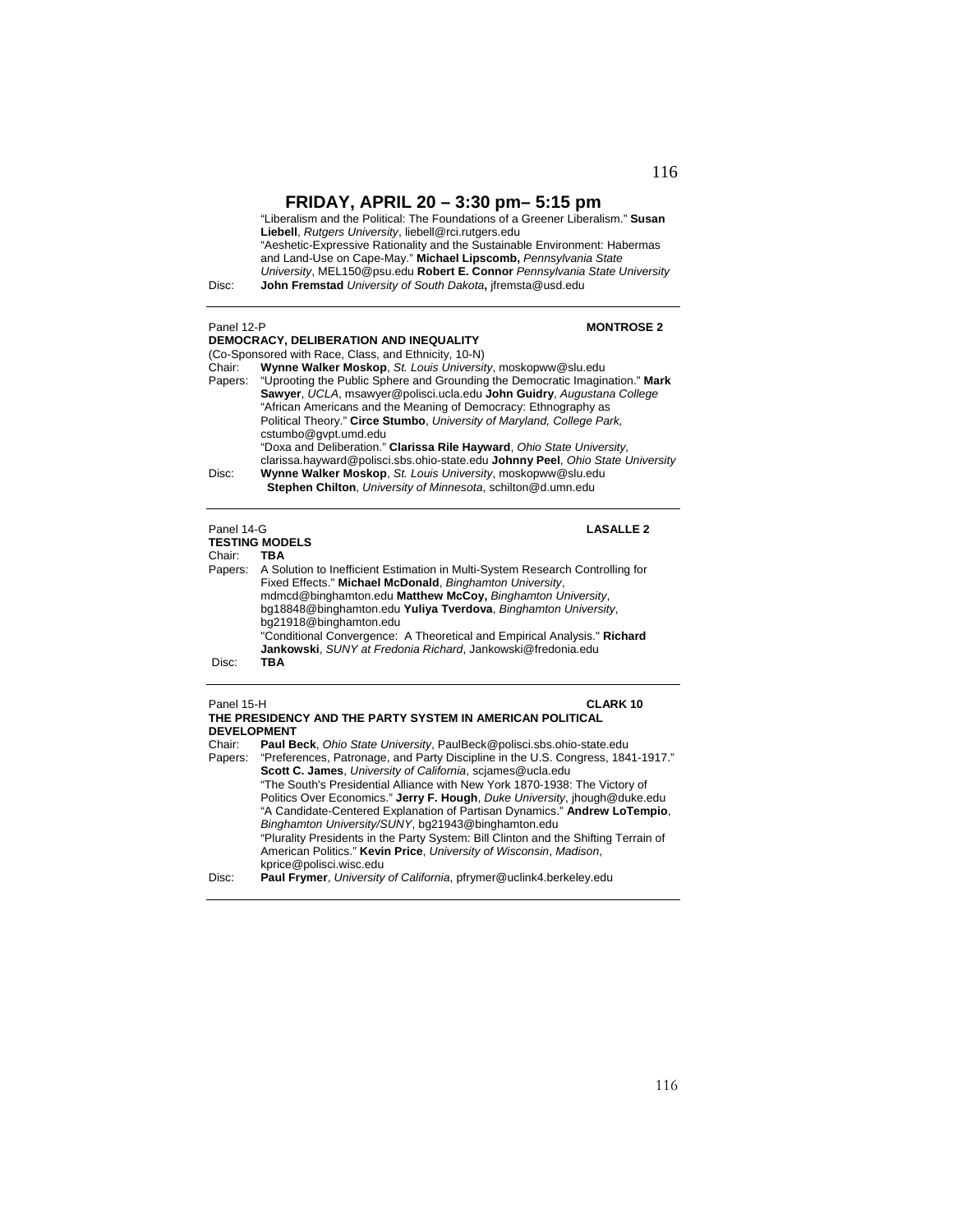## FRIDAY, APRIL 20 – 3:30 pm– 5:15 pm

"Liberalism and the Political: The Foundations of a Greener Liberalism." **Susan Liebell**, *Rutgers University*, liebell@rci.rutgers.edu
"Aeshetic-Expressive Rationality and the Sustainable Environment: Habermas and Land-Use on Cape-May." **Michael Lipscomb,** *Pennsylvania State University*, MEL150@psu.edu **Robert E. Connor** *Pennsylvania State University*
Disc: **John Fremstad** *University of South Dakota***,** jfremsta@usd.edu

---

Panel 12-P **MONTROSE 2**
**DEMOCRACY, DELIBERATION AND INEQUALITY**
(Co-Sponsored with Race, Class, and Ethnicity, 10-N)
Chair: **Wynne Walker Moskop**, *St. Louis University*, moskopww@slu.edu
Papers: "Uprooting the Public Sphere and Grounding the Democratic Imagination." **Mark Sawyer**, *UCLA*, msawyer@polisci.ucla.edu **John Guidry**, *Augustana College*
"African Americans and the Meaning of Democracy: Ethnography as Political Theory." **Circe Stumbo**, *University of Maryland, College Park,* cstumbo@gvpt.umd.edu
"Doxa and Deliberation." **Clarissa Rile Hayward**, *Ohio State University,* clarissa.hayward@polisci.sbs.ohio-state.edu **Johnny Peel**, *Ohio State University*
Disc: **Wynne Walker Moskop**, *St. Louis University*, moskopww@slu.edu
**Stephen Chilton**, *University of Minnesota*, schilton@d.umn.edu

---

Panel 14-G **LASALLE 2**
**TESTING MODELS**
Chair: **TBA**
Papers: A Solution to Inefficient Estimation in Multi-System Research Controlling for Fixed Effects." **Michael McDonald**, *Binghamton University*, mdmcd@binghamton.edu **Matthew McCoy,** *Binghamton University*, bg18848@binghamton.edu **Yuliya Tverdova**, *Binghamton University*, bg21918@binghamton.edu
"Conditional Convergence: A Theoretical and Empirical Analysis." **Richard Jankowski**, *SUNY at Fredonia Richard*, Jankowski@fredonia.edu
Disc: **TBA**

---

Panel 15-H **CLARK 10**
**THE PRESIDENCY AND THE PARTY SYSTEM IN AMERICAN POLITICAL DEVELOPMENT**
Chair: **Paul Beck**, *Ohio State University*, PaulBeck@polisci.sbs.ohio-state.edu
Papers: "Preferences, Patronage, and Party Discipline in the U.S. Congress, 1841-1917." **Scott C. James**, *University of California*, scjames@ucla.edu
"The South's Presidential Alliance with New York 1870-1938: The Victory of Politics Over Economics." **Jerry F. Hough**, *Duke University*, jhough@duke.edu
"A Candidate-Centered Explanation of Partisan Dynamics." **Andrew LoTempio**, *Binghamton University/SUNY*, bg21943@binghamton.edu
"Plurality Presidents in the Party System: Bill Clinton and the Shifting Terrain of American Politics." **Kevin Price**, *University of Wisconsin*, *Madison*, kprice@polisci.wisc.edu
Disc: **Paul Frymer**, *University of California*, pfrymer@uclink4.berkeley.edu

---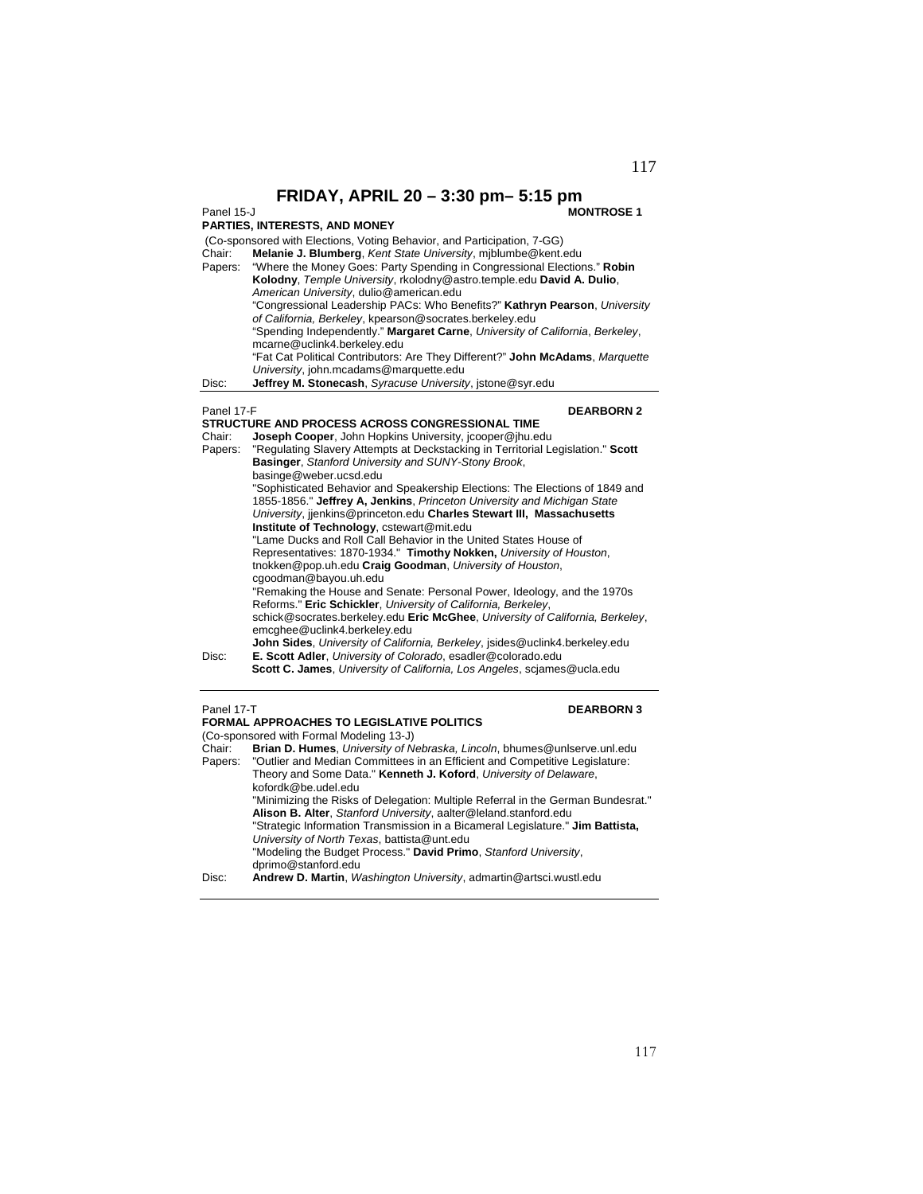# FRIDAY, APRIL 20 – 3:30 pm– 5:15 pm

Panel 15-J **MONTROSE 1**

**PARTIES, INTERESTS, AND MONEY**

(Co-sponsored with Elections, Voting Behavior, and Participation, 7-GG)

Chair: **Melanie J. Blumberg**, *Kent State University*, mjblumbe@kent.edu

Papers: "Where the Money Goes: Party Spending in Congressional Elections." **Robin Kolodny**, *Temple University*, rkolodny@astro.temple.edu **David A. Dulio**, *American University*, dulio@american.edu

"Congressional Leadership PACs: Who Benefits?" **Kathryn Pearson**, *University of California, Berkeley*, kpearson@socrates.berkeley.edu

"Spending Independently." **Margaret Carne**, *University of California*, *Berkeley*, mcarne@uclink4.berkeley.edu

"Fat Cat Political Contributors: Are They Different?" **John McAdams**, *Marquette University*, john.mcadams@marquette.edu

Disc: **Jeffrey M. Stonecash**, *Syracuse University*, jstone@syr.edu

---

Panel 17-F **DEARBORN 2**

**STRUCTURE AND PROCESS ACROSS CONGRESSIONAL TIME**

Chair: **Joseph Cooper**, John Hopkins University, jcooper@jhu.edu

Papers: "Regulating Slavery Attempts at Deckstacking in Territorial Legislation." **Scott Basinger**, *Stanford University and SUNY-Stony Brook*, basinge@weber.ucsd.edu

"Sophisticated Behavior and Speakership Elections: The Elections of 1849 and 1855-1856." **Jeffrey A, Jenkins**, *Princeton University and Michigan State University*, jjenkins@princeton.edu **Charles Stewart III, Massachusetts Institute of Technology**, cstewart@mit.edu

"Lame Ducks and Roll Call Behavior in the United States House of Representatives: 1870-1934." **Timothy Nokken,** *University of Houston*, tnokken@pop.uh.edu **Craig Goodman**, *University of Houston*, cgoodman@bayou.uh.edu

"Remaking the House and Senate: Personal Power, Ideology, and the 1970s Reforms." **Eric Schickler**, *University of California, Berkeley*, schick@socrates.berkeley.edu **Eric McGhee**, *University of California, Berkeley*, emcghee@uclink4.berkeley.edu

**John Sides**, *University of California, Berkeley*, jsides@uclink4.berkeley.edu

Disc: **E. Scott Adler**, *University of Colorado*, esadler@colorado.edu

**Scott C. James**, *University of California, Los Angeles*, scjames@ucla.edu

---

Panel 17-T **DEARBORN 3**

**FORMAL APPROACHES TO LEGISLATIVE POLITICS**

(Co-sponsored with Formal Modeling 13-J)

Chair: **Brian D. Humes**, *University of Nebraska, Lincoln*, bhumes@unlserve.unl.edu

Papers: "Outlier and Median Committees in an Efficient and Competitive Legislature: Theory and Some Data." **Kenneth J. Koford**, *University of Delaware*, kofordk@be.udel.edu

"Minimizing the Risks of Delegation: Multiple Referral in the German Bundesrat." **Alison B. Alter**, *Stanford University*, aalter@leland.stanford.edu

"Strategic Information Transmission in a Bicameral Legislature." **Jim Battista,** *University of North Texas*, battista@unt.edu

"Modeling the Budget Process." **David Primo**, *Stanford University*, dprimo@stanford.edu

Disc: **Andrew D. Martin**, *Washington University*, admartin@artsci.wustl.edu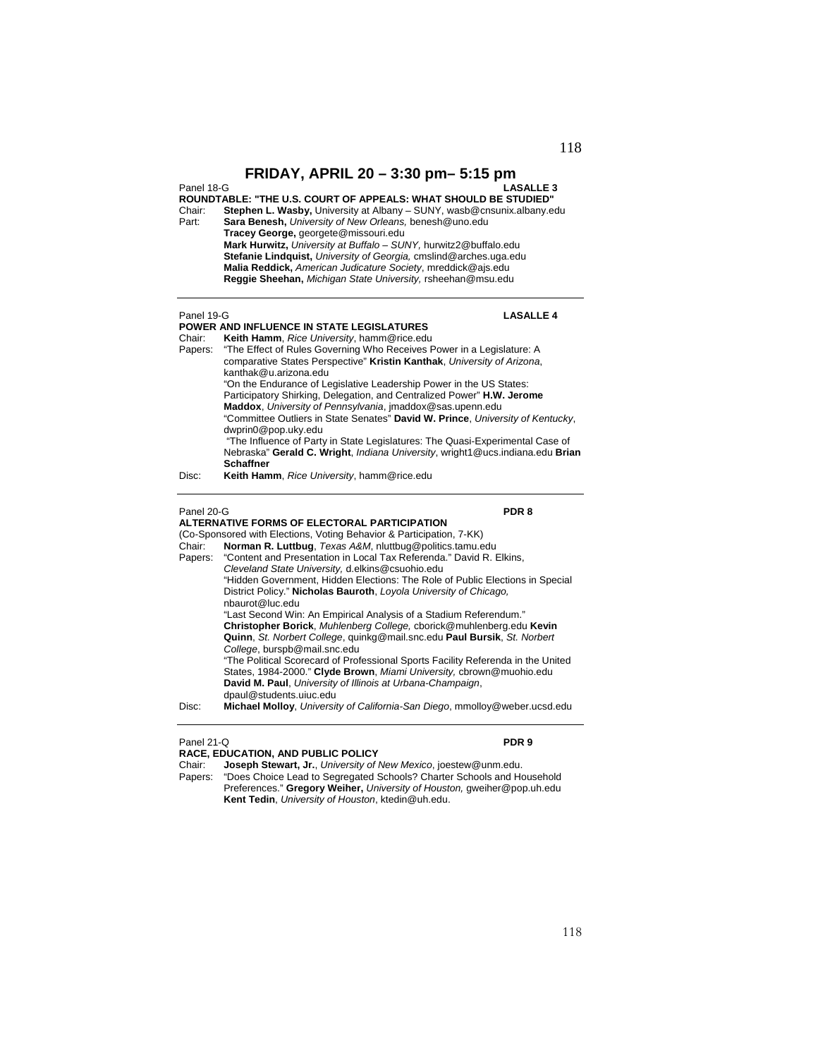# FRIDAY, APRIL 20 – 3:30 pm– 5:15 pm

Panel 18-G **LASALLE 3**

**ROUNDTABLE: "THE U.S. COURT OF APPEALS: WHAT SHOULD BE STUDIED"**

Chair: **Stephen L. Wasby,** University at Albany – SUNY, wasb@cnsunix.albany.edu

Part: **Sara Benesh,** *University of New Orleans,* benesh@uno.edu
**Tracey George,** georgete@missouri.edu
**Mark Hurwitz,** *University at Buffalo – SUNY,* hurwitz2@buffalo.edu
**Stefanie Lindquist,** *University of Georgia,* cmslind@arches.uga.edu
**Malia Reddick,** *American Judicature Society*, mreddick@ajs.edu
**Reggie Sheehan,** *Michigan State University,* rsheehan@msu.edu

---

Panel 19-G **LASALLE 4**

**POWER AND INFLUENCE IN STATE LEGISLATURES**

Chair: **Keith Hamm**, *Rice University*, hamm@rice.edu

Papers: "The Effect of Rules Governing Who Receives Power in a Legislature: A comparative States Perspective" **Kristin Kanthak**, *University of Arizona*, kanthak@u.arizona.edu
"On the Endurance of Legislative Leadership Power in the US States: Participatory Shirking, Delegation, and Centralized Power" **H.W. Jerome Maddox**, *University of Pennsylvania*, jmaddox@sas.upenn.edu
"Committee Outliers in State Senates" **David W. Prince**, *University of Kentucky*, dwprin0@pop.uky.edu
"The Influence of Party in State Legislatures: The Quasi-Experimental Case of Nebraska" **Gerald C. Wright**, *Indiana University*, wright1@ucs.indiana.edu **Brian Schaffner**

Disc: **Keith Hamm**, *Rice University*, hamm@rice.edu

---

Panel 20-G **PDR 8**

**ALTERNATIVE FORMS OF ELECTORAL PARTICIPATION**

(Co-Sponsored with Elections, Voting Behavior & Participation, 7-KK)

Chair: **Norman R. Luttbug**, *Texas A&M*, nluttbug@politics.tamu.edu

Papers: "Content and Presentation in Local Tax Referenda." David R. Elkins, *Cleveland State University,* d.elkins@csuohio.edu
"Hidden Government, Hidden Elections: The Role of Public Elections in Special District Policy." **Nicholas Bauroth**, *Loyola University of Chicago,* nbaurot@luc.edu
"Last Second Win: An Empirical Analysis of a Stadium Referendum." **Christopher Borick**, *Muhlenberg College,* cborick@muhlenberg.edu **Kevin Quinn**, *St. Norbert College*, quinkg@mail.snc.edu **Paul Bursik**, *St. Norbert College*, burspb@mail.snc.edu
"The Political Scorecard of Professional Sports Facility Referenda in the United States, 1984-2000." **Clyde Brown**, *Miami University,* cbrown@muohio.edu **David M. Paul**, *University of Illinois at Urbana-Champaign*, dpaul@students.uiuc.edu

Disc: **Michael Molloy**, *University of California-San Diego*, mmolloy@weber.ucsd.edu

---

Panel 21-Q **PDR 9**

**RACE, EDUCATION, AND PUBLIC POLICY**

Chair: **Joseph Stewart, Jr.**, *University of New Mexico*, joestew@unm.edu.

Papers: "Does Choice Lead to Segregated Schools? Charter Schools and Household Preferences." **Gregory Weiher,** *University of Houston,* gweiher@pop.uh.edu **Kent Tedin**, *University of Houston*, ktedin@uh.edu.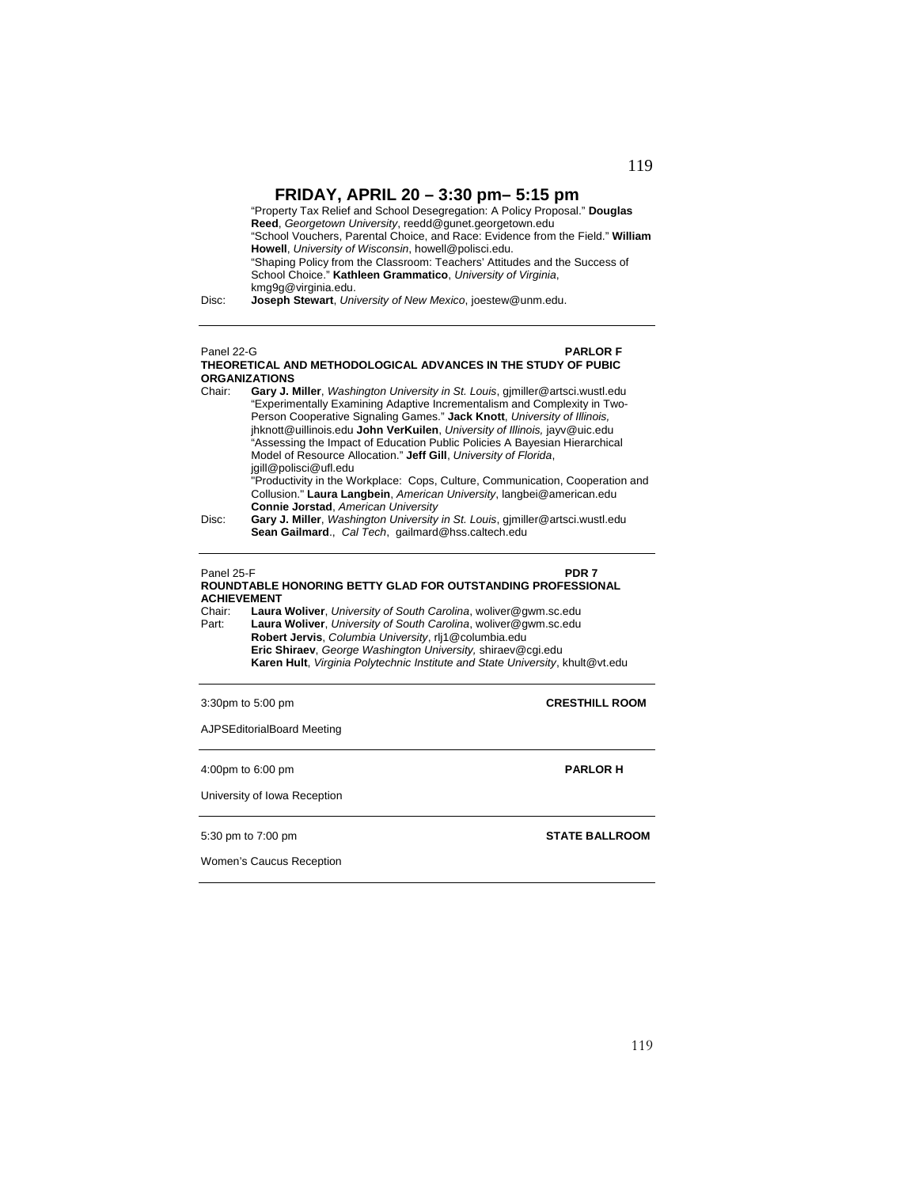## FRIDAY, APRIL 20 – 3:30 pm– 5:15 pm

"Property Tax Relief and School Desegregation: A Policy Proposal." **Douglas Reed**, *Georgetown University*, reedd@gunet.georgetown.edu
"School Vouchers, Parental Choice, and Race: Evidence from the Field." **William Howell**, *University of Wisconsin*, howell@polisci.edu.
"Shaping Policy from the Classroom: Teachers' Attitudes and the Success of School Choice." **Kathleen Grammatico**, *University of Virginia*, kmg9g@virginia.edu.

Disc: **Joseph Stewart**, *University of New Mexico*, joestew@unm.edu.

---

Panel 22-G **PARLOR F**

**THEORETICAL AND METHODOLOGICAL ADVANCES IN THE STUDY OF PUBIC ORGANIZATIONS**

Chair: **Gary J. Miller**, *Washington University in St. Louis*, gjmiller@artsci.wustl.edu
"Experimentally Examining Adaptive Incrementalism and Complexity in Two-Person Cooperative Signaling Games." **Jack Knott**, *University of Illinois,* jhknott@uillinois.edu **John VerKuilen**, *University of Illinois,* jayv@uic.edu
"Assessing the Impact of Education Public Policies A Bayesian Hierarchical Model of Resource Allocation." **Jeff Gill**, *University of Florida*, jgill@polisci@ufl.edu
"Productivity in the Workplace: Cops, Culture, Communication, Cooperation and Collusion." **Laura Langbein**, *American University*, langbei@american.edu **Connie Jorstad**, *American University*

Disc: **Gary J. Miller**, *Washington University in St. Louis*, gjmiller@artsci.wustl.edu
**Sean Gailmard**., *Cal Tech*, gailmard@hss.caltech.edu

---

Panel 25-F **PDR 7**

**ROUNDTABLE HONORING BETTY GLAD FOR OUTSTANDING PROFESSIONAL ACHIEVEMENT**

Chair: **Laura Woliver**, *University of South Carolina*, woliver@gwm.sc.edu

Part: **Laura Woliver**, *University of South Carolina*, woliver@gwm.sc.edu
**Robert Jervis**, *Columbia University*, rlj1@columbia.edu
**Eric Shiraev**, *George Washington University,* shiraev@cgi.edu
**Karen Hult**, *Virginia Polytechnic Institute and State University*, khult@vt.edu

---

3:30pm to 5:00 pm **CRESTHILL ROOM**

AJPSEditorialBoard Meeting

---

4:00pm to 6:00 pm **PARLOR H**

University of Iowa Reception

---

5:30 pm to 7:00 pm **STATE BALLROOM**

Women's Caucus Reception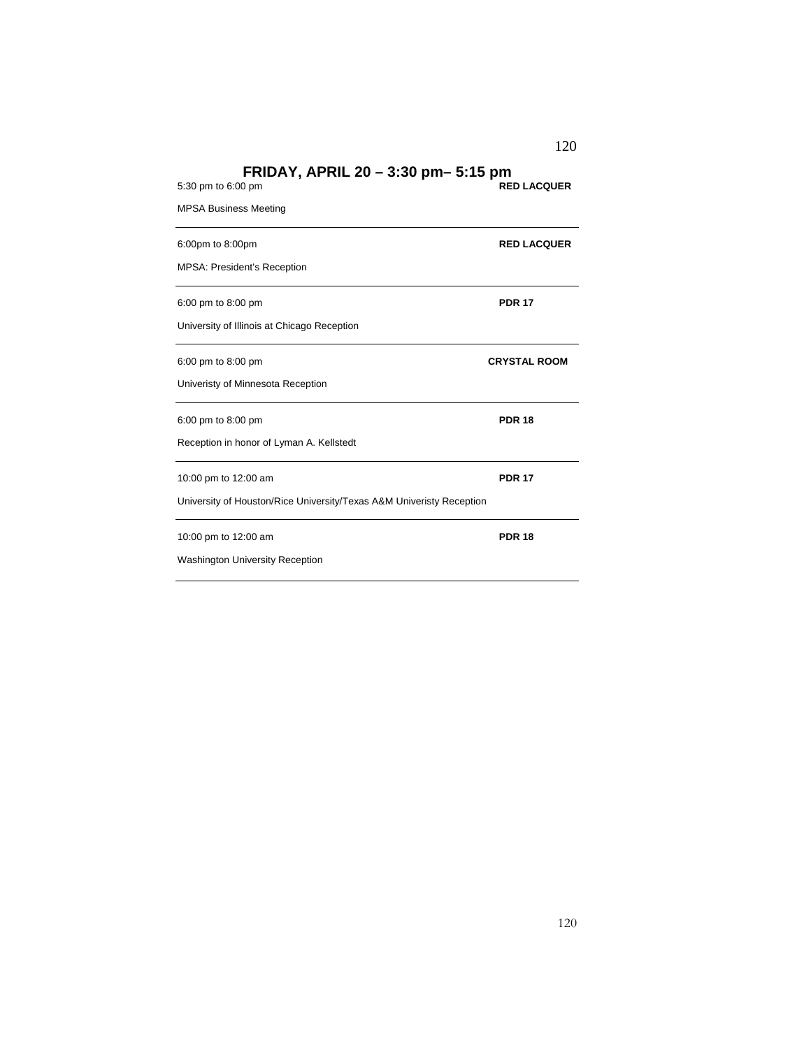## FRIDAY, APRIL 20 – 3:30 pm– 5:15 pm

5:30 pm to 6:00 pm **RED LACQUER**

MPSA Business Meeting

---

6:00pm to 8:00pm **RED LACQUER**

MPSA: President's Reception

---

6:00 pm to 8:00 pm **PDR 17**

University of Illinois at Chicago Reception

---

6:00 pm to 8:00 pm **CRYSTAL ROOM**

Univeristy of Minnesota Reception

---

6:00 pm to 8:00 pm **PDR 18**

Reception in honor of Lyman A. Kellstedt

---

10:00 pm to 12:00 am **PDR 17**

University of Houston/Rice University/Texas A&M Univeristy Reception

---

10:00 pm to 12:00 am **PDR 18**

Washington University Reception

---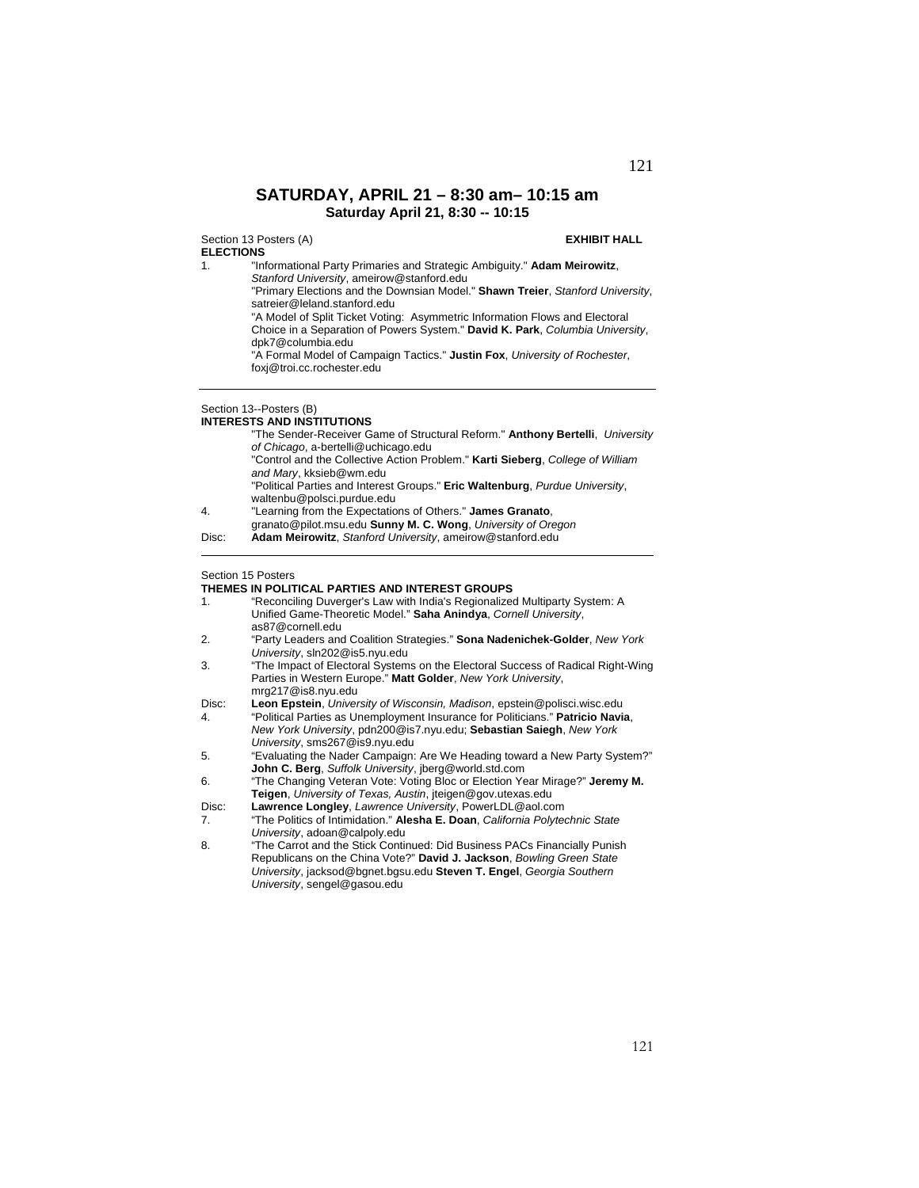## SATURDAY, APRIL 21 – 8:30 am– 10:15 am

**Saturday April 21, 8:30 -- 10:15**

Section 13 Posters (A) **EXHIBIT HALL**

**ELECTIONS**

1. "Informational Party Primaries and Strategic Ambiguity." **Adam Meirowitz**, *Stanford University*, ameirow@stanford.edu
   "Primary Elections and the Downsian Model." **Shawn Treier**, *Stanford University*, satreier@leland.stanford.edu
   "A Model of Split Ticket Voting: Asymmetric Information Flows and Electoral Choice in a Separation of Powers System." **David K. Park**, *Columbia University*, dpk7@columbia.edu
   "A Formal Model of Campaign Tactics." **Justin Fox**, *University of Rochester*, foxj@troi.cc.rochester.edu

---

Section 13--Posters (B)

**INTERESTS AND INSTITUTIONS**

"The Sender-Receiver Game of Structural Reform." **Anthony Bertelli**, *University of Chicago*, a-bertelli@uchicago.edu
"Control and the Collective Action Problem." **Karti Sieberg**, *College of William and Mary*, kksieb@wm.edu
"Political Parties and Interest Groups." **Eric Waltenburg**, *Purdue University*, waltenbu@polsci.purdue.edu

4. "Learning from the Expectations of Others." **James Granato**, granato@pilot.msu.edu **Sunny M. C. Wong**, *University of Oregon*

Disc: **Adam Meirowitz**, *Stanford University*, ameirow@stanford.edu

---

Section 15 Posters

**THEMES IN POLITICAL PARTIES AND INTEREST GROUPS**

1. "Reconciling Duverger's Law with India's Regionalized Multiparty System: A Unified Game-Theoretic Model." **Saha Anindya**, *Cornell University*, as87@cornell.edu
2. "Party Leaders and Coalition Strategies." **Sona Nadenichek-Golder**, *New York University*, sln202@is5.nyu.edu
3. "The Impact of Electoral Systems on the Electoral Success of Radical Right-Wing Parties in Western Europe." **Matt Golder**, *New York University*, mrg217@is8.nyu.edu

Disc: **Leon Epstein**, *University of Wisconsin, Madison*, epstein@polisci.wisc.edu

4. "Political Parties as Unemployment Insurance for Politicians." **Patricio Navia**, *New York University*, pdn200@is7.nyu.edu; **Sebastian Saiegh**, *New York University*, sms267@is9.nyu.edu
5. "Evaluating the Nader Campaign: Are We Heading toward a New Party System?" **John C. Berg**, *Suffolk University*, jberg@world.std.com
6. "The Changing Veteran Vote: Voting Bloc or Election Year Mirage?" **Jeremy M. Teigen**, *University of Texas, Austin*, jteigen@gov.utexas.edu

Disc: **Lawrence Longley**, *Lawrence University*, PowerLDL@aol.com

7. "The Politics of Intimidation." **Alesha E. Doan**, *California Polytechnic State University*, adoan@calpoly.edu
8. "The Carrot and the Stick Continued: Did Business PACs Financially Punish Republicans on the China Vote?" **David J. Jackson**, *Bowling Green State University*, jacksod@bgnet.bgsu.edu **Steven T. Engel**, *Georgia Southern University*, sengel@gasou.edu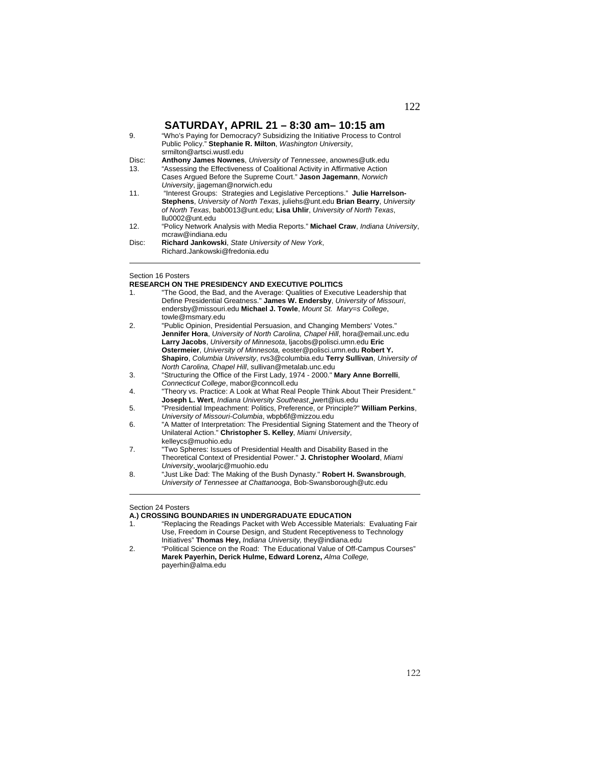## SATURDAY, APRIL 21 – 8:30 am– 10:15 am

9. "Who's Paying for Democracy? Subsidizing the Initiative Process to Control Public Policy." **Stephanie R. Milton**, *Washington University*, srmilton@artsci.wustl.edu

Disc: **Anthony James Nownes**, *University of Tennessee*, anownes@utk.edu

13. "Assessing the Effectiveness of Coalitional Activity in Affirmative Action Cases Argued Before the Supreme Court." **Jason Jagemann**, *Norwich University*, jjageman@norwich.edu

11. "Interest Groups: Strategies and Legislative Perceptions." **Julie Harrelson-Stephens**, *University of North Texas*, juliehs@unt.edu **Brian Bearry**, *University of North Texas*, bab0013@unt.edu; **Lisa Uhlir**, *University of North Texas*, llu0002@unt.edu

12. "Policy Network Analysis with Media Reports." **Michael Craw**, *Indiana University*, mcraw@indiana.edu

Disc: **Richard Jankowski**, *State University of New York*, Richard.Jankowski@fredonia.edu

---

Section 16 Posters

### RESEARCH ON THE PRESIDENCY AND EXECUTIVE POLITICS

1. "The Good, the Bad, and the Average: Qualities of Executive Leadership that Define Presidential Greatness." **James W. Endersby**, *University of Missouri*, endersby@missouri.edu **Michael J. Towle**, *Mount St. Mary=s College*, towle@msmary.edu
2. "Public Opinion, Presidential Persuasion, and Changing Members' Votes." **Jennifer Hora**, *University of North Carolina, Chapel Hill*, hora@email.unc.edu **Larry Jacobs**, *University of Minnesota*, ljacobs@polisci.umn.edu **Eric Ostermeier**, *University of Minnesota,* eoster@polisci.umn.edu **Robert Y. Shapiro**, *Columbia University*, rvs3@columbia.edu **Terry Sullivan**, *University of North Carolina, Chapel Hill*, sullivan@metalab.unc.edu
3. "Structuring the Office of the First Lady, 1974 - 2000." **Mary Anne Borrelli**, *Connecticut College*, mabor@conncoll.edu
4. "Theory vs. Practice: A Look at What Real People Think About Their President." **Joseph L. Wert**, *Indiana University Southeast*, jwert@ius.edu
5. "Presidential Impeachment: Politics, Preference, or Principle?" **William Perkins**, *University of Missouri-Columbia*, wbpb6f@mizzou.edu
6. "A Matter of Interpretation: The Presidential Signing Statement and the Theory of Unilateral Action." **Christopher S. Kelley**, *Miami University*, kelleycs@muohio.edu
7. "Two Spheres: Issues of Presidential Health and Disability Based in the Theoretical Context of Presidential Power." **J. Christopher Woolard**, *Miami University*, woolarjc@muohio.edu
8. "Just Like Dad: The Making of the Bush Dynasty." **Robert H. Swansbrough**, *University of Tennessee at Chattanooga*, Bob-Swansborough@utc.edu

---

Section 24 Posters

### A.) CROSSING BOUNDARIES IN UNDERGRADUATE EDUCATION

1. "Replacing the Readings Packet with Web Accessible Materials: Evaluating Fair Use, Freedom in Course Design, and Student Receptiveness to Technology Initiatives" **Thomas Hey,** *Indiana University,* they@indiana.edu
2. "Political Science on the Road: The Educational Value of Off-Campus Courses" **Marek Payerhin, Derick Hulme, Edward Lorenz,** *Alma College,* payerhin@alma.edu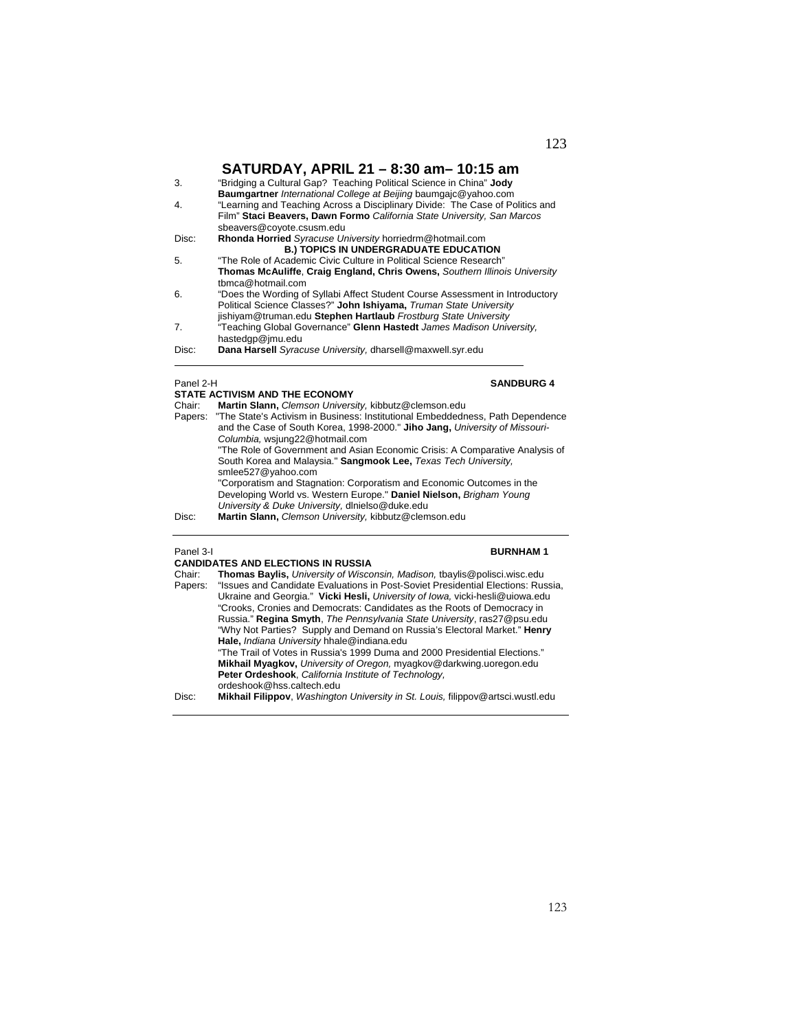## SATURDAY, APRIL 21 – 8:30 am– 10:15 am

3. "Bridging a Cultural Gap? Teaching Political Science in China" **Jody Baumgartner** *International College at Beijing* baumgajc@yahoo.com
4. "Learning and Teaching Across a Disciplinary Divide: The Case of Politics and Film" **Staci Beavers, Dawn Formo** *California State University, San Marcos* sbeavers@coyote.csusm.edu

Disc: **Rhonda Horried** *Syracuse University* horriedrm@hotmail.com

**B.) TOPICS IN UNDERGRADUATE EDUCATION**

5. "The Role of Academic Civic Culture in Political Science Research" **Thomas McAuliffe**, **Craig England, Chris Owens,** *Southern Illinois University* tbmca@hotmail.com
6. "Does the Wording of Syllabi Affect Student Course Assessment in Introductory Political Science Classes?" **John Ishiyama,** *Truman State University* jishiyam@truman.edu **Stephen Hartlaub** *Frostburg State University*
7. "Teaching Global Governance" **Glenn Hastedt** *James Madison University,* hastedgp@jmu.edu

Disc: **Dana Harsell** *Syracuse University,* dharsell@maxwell.syr.edu

---

Panel 2-H **SANDBURG 4**

**STATE ACTIVISM AND THE ECONOMY**

Chair: **Martin Slann,** *Clemson University,* kibbutz@clemson.edu

Papers: "The State's Activism in Business: Institutional Embeddedness, Path Dependence and the Case of South Korea, 1998-2000." **Jiho Jang,** *University of Missouri-Columbia,* wsjung22@hotmail.com

"The Role of Government and Asian Economic Crisis: A Comparative Analysis of South Korea and Malaysia." **Sangmook Lee,** *Texas Tech University,* smlee527@yahoo.com

"Corporatism and Stagnation: Corporatism and Economic Outcomes in the Developing World vs. Western Europe." **Daniel Nielson,** *Brigham Young University & Duke University,* dlnielso@duke.edu

Disc: **Martin Slann,** *Clemson University,* kibbutz@clemson.edu

---

Panel 3-I **BURNHAM 1**

**CANDIDATES AND ELECTIONS IN RUSSIA**

Chair: **Thomas Baylis,** *University of Wisconsin, Madison,* tbaylis@polisci.wisc.edu

Papers: "Issues and Candidate Evaluations in Post-Soviet Presidential Elections: Russia, Ukraine and Georgia." **Vicki Hesli,** *University of Iowa,* vicki-hesli@uiowa.edu

"Crooks, Cronies and Democrats: Candidates as the Roots of Democracy in Russia." **Regina Smyth**, *The Pennsylvania State University*, ras27@psu.edu

"Why Not Parties? Supply and Demand on Russia's Electoral Market." **Henry Hale,** *Indiana University* hhale@indiana.edu

"The Trail of Votes in Russia's 1999 Duma and 2000 Presidential Elections." **Mikhail Myagkov,** *University of Oregon,* myagkov@darkwing.uoregon.edu **Peter Ordeshook**, *California Institute of Technology,* ordeshook@hss.caltech.edu

Disc: **Mikhail Filippov**, *Washington University in St. Louis,* filippov@artsci.wustl.edu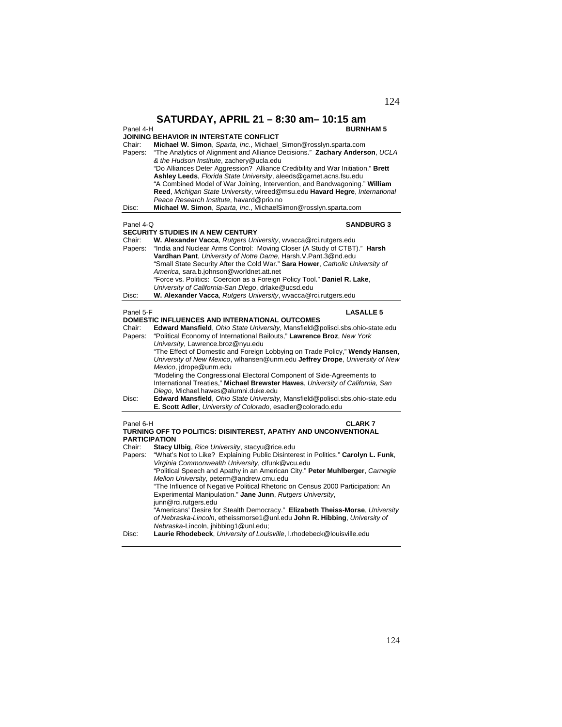# SATURDAY, APRIL 21 – 8:30 am– 10:15 am

Panel 4-H **BURNHAM 5**

**JOINING BEHAVIOR IN INTERSTATE CONFLICT**

Chair: **Michael W. Simon**, *Sparta, Inc.*, Michael_Simon@rosslyn.sparta.com

Papers: "The Analytics of Alignment and Alliance Decisions." **Zachary Anderson**, *UCLA & the Hudson Institute*, zachery@ucla.edu

"Do Alliances Deter Aggression? Alliance Credibility and War Initiation." **Brett Ashley Leeds**, *Florida State University*, aleeds@garnet.acns.fsu.edu

"A Combined Model of War Joining, Intervention, and Bandwagoning." **William Reed**, *Michigan State University*, wlreed@msu.edu **Havard Hegre**, *International Peace Research Institute*, havard@prio.no

Disc: **Michael W. Simon**, *Sparta, Inc.*, MichaelSimon@rosslyn.sparta.com

---

Panel 4-Q **SANDBURG 3**

**SECURITY STUDIES IN A NEW CENTURY**

Chair: **W. Alexander Vacca**, *Rutgers University*, wvacca@rci.rutgers.edu

Papers: "India and Nuclear Arms Control: Moving Closer (A Study of CTBT)." **Harsh Vardhan Pant**, *University of Notre Dame*, Harsh.V.Pant.3@nd.edu

"Small State Security After the Cold War." **Sara Hower**, *Catholic University of America*, sara.b.johnson@worldnet.att.net

"Force vs. Politics: Coercion as a Foreign Policy Tool." **Daniel R. Lake**, *University of California-San Diego*, drlake@ucsd.edu

Disc: **W. Alexander Vacca**, *Rutgers University*, wvacca@rci.rutgers.edu

---

Panel 5-F **LASALLE 5**

**DOMESTIC INFLUENCES AND INTERNATIONAL OUTCOMES**

Chair: **Edward Mansfield**, *Ohio State University*, Mansfield@polisci.sbs.ohio-state.edu

Papers: "Political Economy of International Bailouts," **Lawrence Broz**, *New York University*, Lawrence.broz@nyu.edu

"The Effect of Domestic and Foreign Lobbying on Trade Policy," **Wendy Hansen**, *University of New Mexico*, wlhansen@unm.edu **Jeffrey Drope**, *University of New Mexico*, jdrope@unm.edu

"Modeling the Congressional Electoral Component of Side-Agreements to International Treaties," **Michael Brewster Hawes**, *University of California, San Diego*, Michael.hawes@alumni.duke.edu

Disc: **Edward Mansfield**, *Ohio State University*, Mansfield@polisci.sbs.ohio-state.edu
**E. Scott Adler**, *University of Colorado*, esadler@colorado.edu

---

Panel 6-H **CLARK 7**

**TURNING OFF TO POLITICS: DISINTEREST, APATHY AND UNCONVENTIONAL PARTICIPATION**

Chair: **Stacy Ulbig**, *Rice University*, stacyu@rice.edu

Papers: "What's Not to Like? Explaining Public Disinterest in Politics." **Carolyn L. Funk**, *Virginia Commonwealth University*, clfunk@vcu.edu

"Political Speech and Apathy in an American City." **Peter Muhlberger**, *Carnegie Mellon University*, peterm@andrew.cmu.edu

"The Influence of Negative Political Rhetoric on Census 2000 Participation: An Experimental Manipulation." **Jane Junn**, *Rutgers University*, junn@rci.rutgers.edu

"Americans' Desire for Stealth Democracy." **Elizabeth Theiss-Morse**, *University of Nebraska-Lincoln*, etheissmorse1@unl.edu **John R. Hibbing**, *University of Nebraska*-Lincoln, jhibbing1@unl.edu;

Disc: **Laurie Rhodebeck**, *University of Louisville*, l.rhodebeck@louisville.edu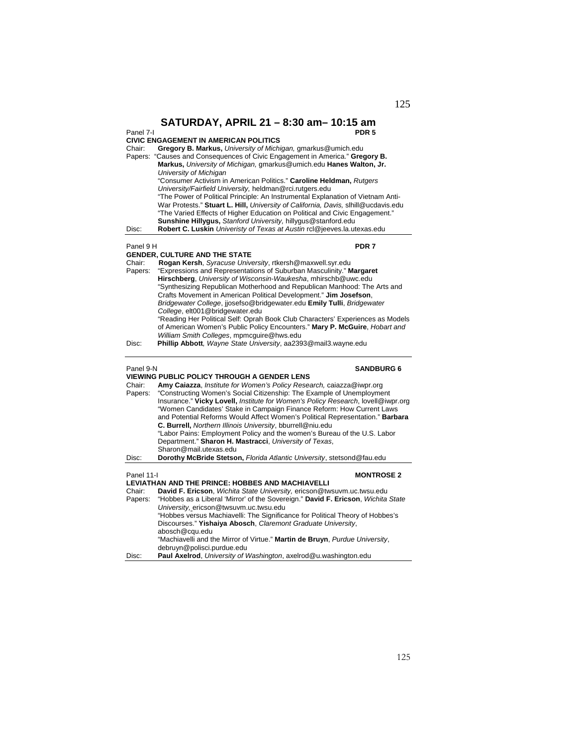## SATURDAY, APRIL 21 – 8:30 am– 10:15 am

Panel 7-I **PDR 5**

**CIVIC ENGAGEMENT IN AMERICAN POLITICS**

Chair: **Gregory B. Markus,** *University of Michigan,* gmarkus@umich.edu

Papers: "Causes and Consequences of Civic Engagement in America." **Gregory B. Markus,** *University of Michigan,* gmarkus@umich.edu **Hanes Walton, Jr.** *University of Michigan*

"Consumer Activism in American Politics." **Caroline Heldman,** *Rutgers University/Fairfield University,* heldman@rci.rutgers.edu

"The Power of Political Principle: An Instrumental Explanation of Vietnam Anti-War Protests." **Stuart L. Hill,** *University of California, Davis,* slhill@ucdavis.edu

"The Varied Effects of Higher Education on Political and Civic Engagement." **Sunshine Hillygus,** *Stanford University,* hillygus@stanford.edu

Disc: **Robert C. Luskin** *Univeristy of Texas at Austin* rcl@jeeves.la.utexas.edu

---

Panel 9 H **PDR 7**

**GENDER, CULTURE AND THE STATE**

Chair: **Rogan Kersh**, *Syracuse University*, rtkersh@maxwell.syr.edu

Papers: "Expressions and Representations of Suburban Masculinity." **Margaret Hirschberg**, *University of Wisconsin-Waukesha*, mhirschb@uwc.edu

"Synthesizing Republican Motherhood and Republican Manhood: The Arts and Crafts Movement in American Political Development." **Jim Josefson**, *Bridgewater College*, jjosefso@bridgewater.edu **Emily Tulli**, *Bridgewater College*, elt001@bridgewater.edu

"Reading Her Political Self: Oprah Book Club Characters' Experiences as Models of American Women's Public Policy Encounters." **Mary P. McGuire**, *Hobart and William Smith Colleges*, mpmcguire@hws.edu

Disc: **Phillip Abbott**, *Wayne State University*, aa2393@mail3.wayne.edu

---

Panel 9-N **SANDBURG 6**

**VIEWING PUBLIC POLICY THROUGH A GENDER LENS**

Chair: **Amy Caiazza**, *Institute for Women's Policy Research,* caiazza@iwpr.org

Papers: "Constructing Women's Social Citizenship: The Example of Unemployment Insurance." **Vicky Lovell,** *Institute for Women's Policy Research*, lovell@iwpr.org

"Women Candidates' Stake in Campaign Finance Reform: How Current Laws and Potential Reforms Would Affect Women's Political Representation." **Barbara C. Burrell,** *Northern Illinois University*, bburrell@niu.edu

"Labor Pains: Employment Policy and the women's Bureau of the U.S. Labor Department." **Sharon H. Mastracci**, *University of Texas*, Sharon@mail.utexas.edu

Disc: **Dorothy McBride Stetson,** *Florida Atlantic University*, stetsond@fau.edu

---

Panel 11-I **MONTROSE 2**

**LEVIATHAN AND THE PRINCE: HOBBES AND MACHIAVELLI**

Chair: **David F. Ericson**, *Wichita State University,* ericson@twsuvm.uc.twsu.edu

Papers: "Hobbes as a Liberal 'Mirror' of the Sovereign." **David F. Ericson**, *Wichita State University,* ericson@twsuvm.uc.twsu.edu

"Hobbes versus Machiavelli: The Significance for Political Theory of Hobbes's Discourses." **Yishaiya Abosch**, *Claremont Graduate University*, abosch@cqu.edu

"Machiavelli and the Mirror of Virtue." **Martin de Bruyn**, *Purdue University*, debruyn@polisci.purdue.edu

Disc: **Paul Axelrod**, *University of Washington*, axelrod@u.washington.edu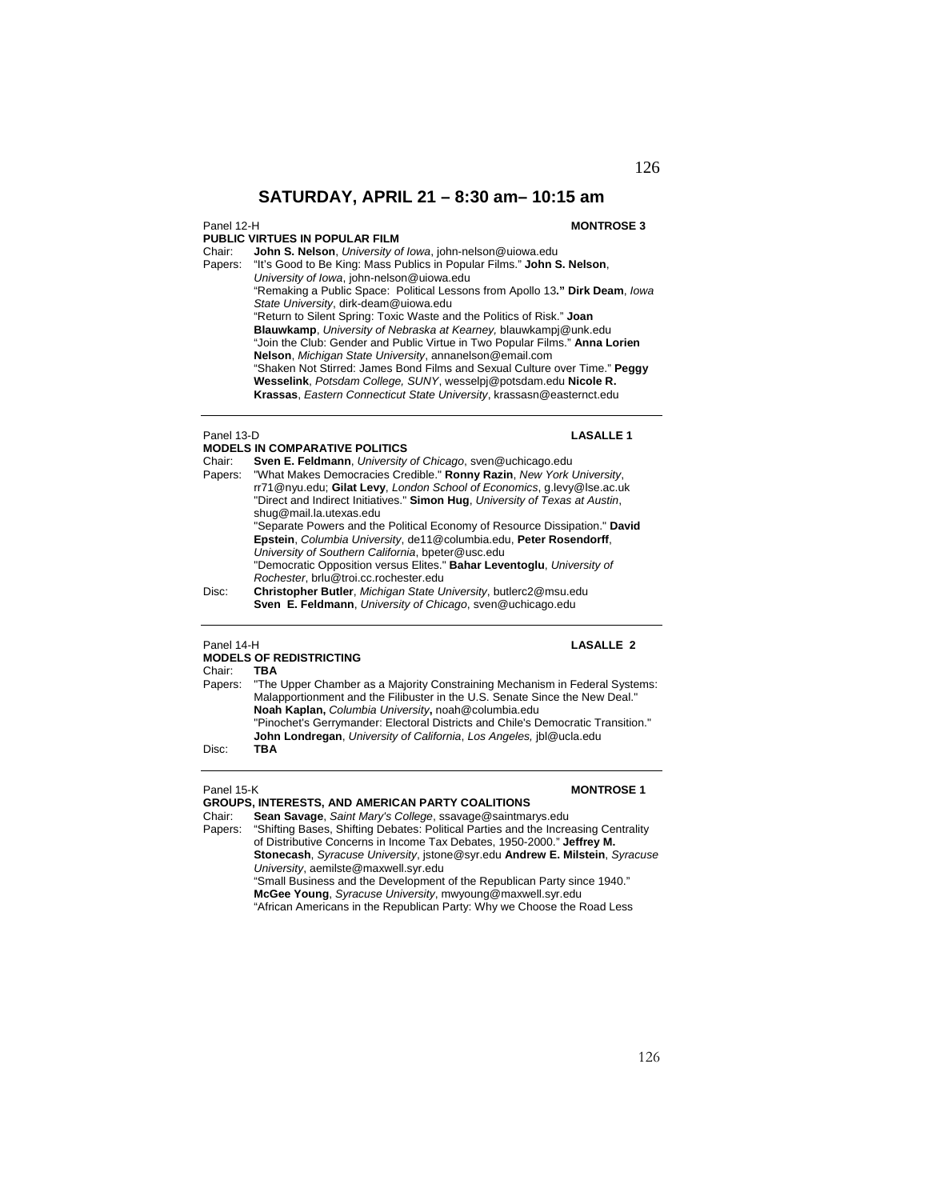## SATURDAY, APRIL 21 – 8:30 am– 10:15 am

Panel 12-H **MONTROSE 3**

**PUBLIC VIRTUES IN POPULAR FILM**

Chair: **John S. Nelson**, *University of Iowa*, john-nelson@uiowa.edu

Papers: "It's Good to Be King: Mass Publics in Popular Films." **John S. Nelson**, *University of Iowa*, john-nelson@uiowa.edu

"Remaking a Public Space: Political Lessons from Apollo 13**." Dirk Deam**, *Iowa State University*, dirk-deam@uiowa.edu

"Return to Silent Spring: Toxic Waste and the Politics of Risk." **Joan Blauwkamp**, *University of Nebraska at Kearney,* blauwkampj@unk.edu

"Join the Club: Gender and Public Virtue in Two Popular Films." **Anna Lorien Nelson**, *Michigan State University*, annanelson@email.com

"Shaken Not Stirred: James Bond Films and Sexual Culture over Time." **Peggy Wesselink**, *Potsdam College, SUNY*, wesselpj@potsdam.edu **Nicole R. Krassas**, *Eastern Connecticut State University*, krassasn@easternct.edu

---

Panel 13-D **LASALLE 1**

**MODELS IN COMPARATIVE POLITICS**

Chair: **Sven E. Feldmann**, *University of Chicago*, sven@uchicago.edu

Papers: "What Makes Democracies Credible." **Ronny Razin**, *New York University*, rr71@nyu.edu; **Gilat Levy**, *London School of Economics*, g.levy@lse.ac.uk

"Direct and Indirect Initiatives." **Simon Hug**, *University of Texas at Austin*, shug@mail.la.utexas.edu

"Separate Powers and the Political Economy of Resource Dissipation." **David Epstein**, *Columbia University*, de11@columbia.edu, **Peter Rosendorff**, *University of Southern California*, bpeter@usc.edu

"Democratic Opposition versus Elites." **Bahar Leventoglu**, *University of Rochester*, brlu@troi.cc.rochester.edu

Disc: **Christopher Butler**, *Michigan State University*, butlerc2@msu.edu
**Sven E. Feldmann**, *University of Chicago*, sven@uchicago.edu

---

Panel 14-H **LASALLE 2**

**MODELS OF REDISTRICTING**

Chair: **TBA**

Papers: "The Upper Chamber as a Majority Constraining Mechanism in Federal Systems: Malapportionment and the Filibuster in the U.S. Senate Since the New Deal." **Noah Kaplan,** *Columbia University***,** noah@columbia.edu

"Pinochet's Gerrymander: Electoral Districts and Chile's Democratic Transition." **John Londregan**, *University of California*, *Los Angeles,* jbl@ucla.edu

Disc: **TBA**

---

Panel 15-K **MONTROSE 1**

**GROUPS, INTERESTS, AND AMERICAN PARTY COALITIONS**

Chair: **Sean Savage**, *Saint Mary's College*, ssavage@saintmarys.edu

Papers: "Shifting Bases, Shifting Debates: Political Parties and the Increasing Centrality of Distributive Concerns in Income Tax Debates, 1950-2000." **Jeffrey M. Stonecash**, *Syracuse University*, jstone@syr.edu **Andrew E. Milstein**, *Syracuse University*, aemilste@maxwell.syr.edu

"Small Business and the Development of the Republican Party since 1940." **McGee Young**, *Syracuse University*, mwyoung@maxwell.syr.edu

"African Americans in the Republican Party: Why we Choose the Road Less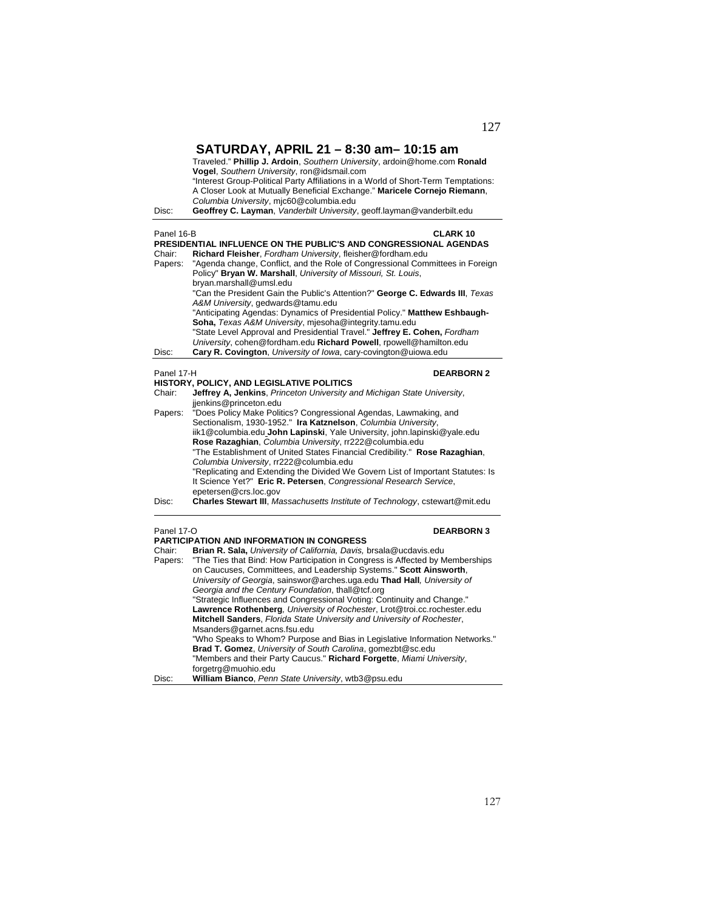## SATURDAY, APRIL 21 – 8:30 am– 10:15 am

Traveled." **Phillip J. Ardoin**, *Southern University*, ardoin@home.com **Ronald Vogel**, *Southern University*, ron@idsmail.com
"Interest Group-Political Party Affiliations in a World of Short-Term Temptations: A Closer Look at Mutually Beneficial Exchange." **Maricele Cornejo Riemann**, *Columbia University*, mjc60@columbia.edu

Disc: **Geoffrey C. Layman**, *Vanderbilt University*, geoff.layman@vanderbilt.edu

---

Panel 16-B **CLARK 10**

**PRESIDENTIAL INFLUENCE ON THE PUBLIC'S AND CONGRESSIONAL AGENDAS**

Chair: **Richard Fleisher**, *Fordham University*, fleisher@fordham.edu

Papers: "Agenda change, Conflict, and the Role of Congressional Committees in Foreign Policy" **Bryan W. Marshall**, *University of Missouri, St. Louis*, bryan.marshall@umsl.edu
"Can the President Gain the Public's Attention?" **George C. Edwards III**, *Texas A&M University*, gedwards@tamu.edu
"Anticipating Agendas: Dynamics of Presidential Policy." **Matthew Eshbaugh-Soha,** *Texas A&M University*, mjesoha@integrity.tamu.edu
"State Level Approval and Presidential Travel." **Jeffrey E. Cohen,** *Fordham University*, cohen@fordham.edu **Richard Powell**, rpowell@hamilton.edu

Disc: **Cary R. Covington**, *University of Iowa*, cary-covington@uiowa.edu

---

Panel 17-H **DEARBORN 2**

**HISTORY, POLICY, AND LEGISLATIVE POLITICS**

Chair: **Jeffrey A, Jenkins**, *Princeton University and Michigan State University*, jjenkins@princeton.edu

Papers: "Does Policy Make Politics? Congressional Agendas, Lawmaking, and Sectionalism, 1930-1952." **Ira Katznelson**, *Columbia University*, iik1@columbia.edu **John Lapinski**, Yale University, john.lapinski@yale.edu **Rose Razaghian**, *Columbia University*, rr222@columbia.edu
"The Establishment of United States Financial Credibility." **Rose Razaghian**, *Columbia University*, rr222@columbia.edu
"Replicating and Extending the Divided We Govern List of Important Statutes: Is It Science Yet?" **Eric R. Petersen**, *Congressional Research Service*, epetersen@crs.loc.gov

Disc: **Charles Stewart III**, *Massachusetts Institute of Technology*, cstewart@mit.edu

---

Panel 17-O **DEARBORN 3**

**PARTICIPATION AND INFORMATION IN CONGRESS**

Chair: **Brian R. Sala,** *University of California, Davis,* brsala@ucdavis.edu

Papers: "The Ties that Bind: How Participation in Congress is Affected by Memberships on Caucuses, Committees, and Leadership Systems." **Scott Ainsworth**, *University of Georgia*, sainswor@arches.uga.edu **Thad Hall***, University of Georgia and the Century Foundation*, thall@tcf.org
"Strategic Influences and Congressional Voting: Continuity and Change." **Lawrence Rothenberg***, University of Rochester*, Lrot@troi.cc.rochester.edu **Mitchell Sanders**, *Florida State University and University of Rochester*, Msanders@garnet.acns.fsu.edu
"Who Speaks to Whom? Purpose and Bias in Legislative Information Networks." **Brad T. Gomez**, *University of South Carolina*, gomezbt@sc.edu
"Members and their Party Caucus." **Richard Forgette**, *Miami University*, forgetrg@muohio.edu

Disc: **William Bianco**, *Penn State University*, wtb3@psu.edu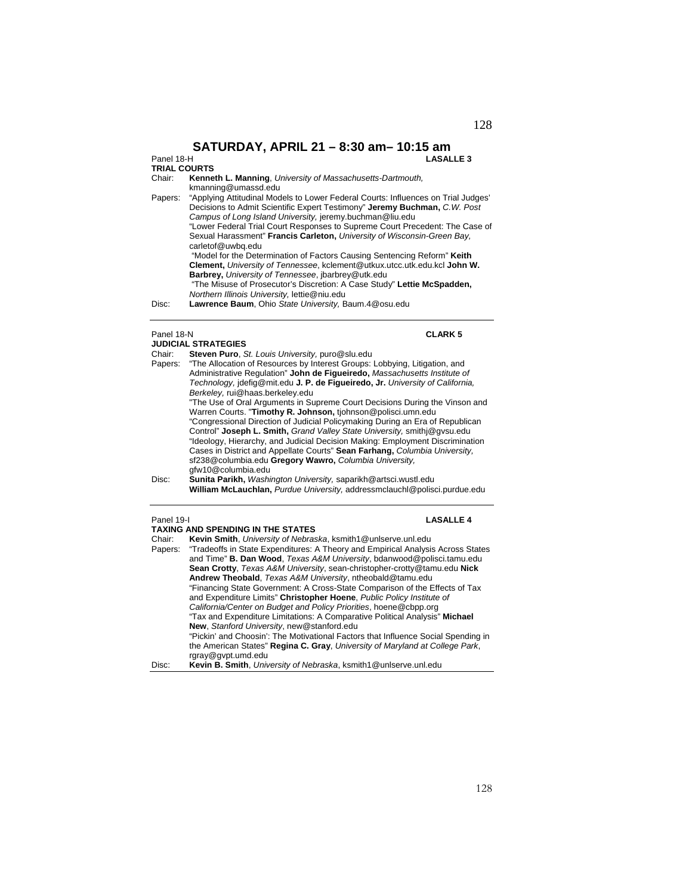## SATURDAY, APRIL 21 – 8:30 am– 10:15 am

Panel 18-H **LASALLE 3**

**TRIAL COURTS**

Chair: **Kenneth L. Manning**, *University of Massachusetts-Dartmouth,* kmanning@umassd.edu

Papers: "Applying Attitudinal Models to Lower Federal Courts: Influences on Trial Judges' Decisions to Admit Scientific Expert Testimony" **Jeremy Buchman,** *C.W. Post Campus of Long Island University,* jeremy.buchman@liu.edu

"Lower Federal Trial Court Responses to Supreme Court Precedent: The Case of Sexual Harassment" **Francis Carleton,** *University of Wisconsin-Green Bay,* carletof@uwbq.edu

"Model for the Determination of Factors Causing Sentencing Reform" **Keith Clement,** *University of Tennessee*, kclement@utkux.utcc.utk.edu.kcl **John W. Barbrey,** *University of Tennessee*, jbarbrey@utk.edu

"The Misuse of Prosecutor's Discretion: A Case Study" **Lettie McSpadden,** *Northern Illinois University,* lettie@niu.edu

Disc: **Lawrence Baum**, Ohio *State University,* Baum.4@osu.edu

---

Panel 18-N **CLARK 5**

**JUDICIAL STRATEGIES**

Chair: **Steven Puro**, *St. Louis University,* puro@slu.edu

Papers: "The Allocation of Resources by Interest Groups: Lobbying, Litigation, and Administrative Regulation" **John de Figueiredo,** *Massachusetts Institute of Technology,* jdefig@mit.edu **J. P. de Figueiredo, Jr.** *University of California, Berkeley,* rui@haas.berkeley.edu

"The Use of Oral Arguments in Supreme Court Decisions During the Vinson and Warren Courts. "**Timothy R. Johnson,** tjohnson@polisci.umn.edu

"Congressional Direction of Judicial Policymaking During an Era of Republican Control" **Joseph L. Smith,** *Grand Valley State University,* smithj@gvsu.edu

"Ideology, Hierarchy, and Judicial Decision Making: Employment Discrimination Cases in District and Appellate Courts" **Sean Farhang,** *Columbia University,* sf238@columbia.edu **Gregory Wawro,** *Columbia University,* gfw10@columbia.edu

Disc: **Sunita Parikh,** *Washington University,* saparikh@artsci.wustl.edu
**William McLauchlan,** *Purdue University,* addressmclauchl@polisci.purdue.edu

---

Panel 19-I **LASALLE 4**

**TAXING AND SPENDING IN THE STATES**

Chair: **Kevin Smith**, *University of Nebraska*, ksmith1@unlserve.unl.edu

Papers: "Tradeoffs in State Expenditures: A Theory and Empirical Analysis Across States and Time" **B. Dan Wood**, *Texas A&M University*, bdanwood@polisci.tamu.edu **Sean Crotty**, *Texas A&M University*, sean-christopher-crotty@tamu.edu **Nick Andrew Theobald**, *Texas A&M University*, ntheobald@tamu.edu

"Financing State Government: A Cross-State Comparison of the Effects of Tax and Expenditure Limits" **Christopher Hoene**, *Public Policy Institute of California/Center on Budget and Policy Priorities*, hoene@cbpp.org

"Tax and Expenditure Limitations: A Comparative Political Analysis" **Michael New**, *Stanford University*, new@stanford.edu

"Pickin' and Choosin': The Motivational Factors that Influence Social Spending in the American States" **Regina C. Gray**, *University of Maryland at College Park*, rgray@gvpt.umd.edu

Disc: **Kevin B. Smith**, *University of Nebraska*, ksmith1@unlserve.unl.edu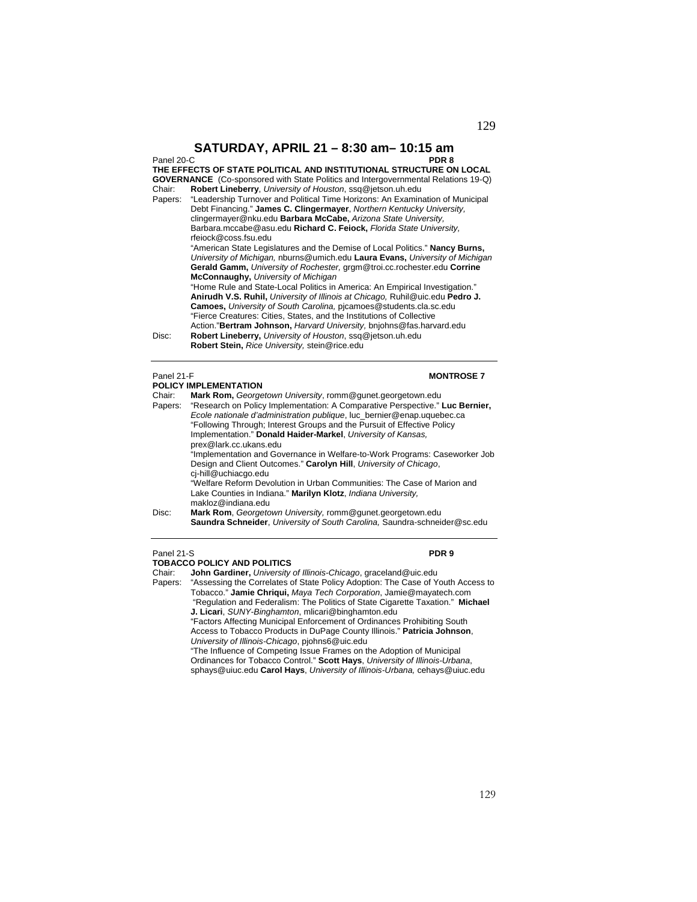# SATURDAY, APRIL 21 – 8:30 am– 10:15 am

Panel 20-C **PDR 8**

**THE EFFECTS OF STATE POLITICAL AND INSTITUTIONAL STRUCTURE ON LOCAL GOVERNANCE** (Co-sponsored with State Politics and Intergovernmental Relations 19-Q)

Chair: **Robert Lineberry**, *University of Houston*, ssq@jetson.uh.edu

Papers: "Leadership Turnover and Political Time Horizons: An Examination of Municipal Debt Financing." **James C. Clingermayer**, *Northern Kentucky University,* clingermayer@nku.edu **Barbara McCabe,** *Arizona State University,* Barbara.mccabe@asu.edu **Richard C. Feiock,** *Florida State University,* rfeiock@coss.fsu.edu

"American State Legislatures and the Demise of Local Politics." **Nancy Burns,** *University of Michigan,* nburns@umich.edu **Laura Evans,** *University of Michigan* **Gerald Gamm,** *University of Rochester,* grgm@troi.cc.rochester.edu **Corrine McConnaughy,** *University of Michigan*

"Home Rule and State-Local Politics in America: An Empirical Investigation." **Anirudh V.S. Ruhil,** *University of Illinois at Chicago,* Ruhil@uic.edu **Pedro J. Camoes,** *University of South Carolina,* pjcamoes@students.cla.sc.edu

"Fierce Creatures: Cities, States, and the Institutions of Collective Action."**Bertram Johnson,** *Harvard University,* bnjohns@fas.harvard.edu

Disc: **Robert Lineberry,** *University of Houston*, ssq@jetson.uh.edu
**Robert Stein,** *Rice University,* stein@rice.edu

---

Panel 21-F **MONTROSE 7**

**POLICY IMPLEMENTATION**

Chair: **Mark Rom,** *Georgetown University*, romm@gunet.georgetown.edu

Papers: "Research on Policy Implementation: A Comparative Perspective." **Luc Bernier,** *Ecole nationale d'administration publique*, luc_bernier@enap.uquebec.ca

"Following Through; Interest Groups and the Pursuit of Effective Policy Implementation." **Donald Haider-Markel**, *University of Kansas,* prex@lark.cc.ukans.edu

"Implementation and Governance in Welfare-to-Work Programs: Caseworker Job Design and Client Outcomes." **Carolyn Hill**, *University of Chicago*, cj-hill@uchiacgo.edu

"Welfare Reform Devolution in Urban Communities: The Case of Marion and Lake Counties in Indiana." **Marilyn Klotz**, *Indiana University,* makloz@indiana.edu

Disc: **Mark Rom**, *Georgetown University,* romm@gunet.georgetown.edu
**Saundra Schneider**, *University of South Carolina,* Saundra-schneider@sc.edu

---

Panel 21-S **PDR 9**

**TOBACCO POLICY AND POLITICS**

Chair: **John Gardiner,** *University of Illinois-Chicago*, graceland@uic.edu

Papers: "Assessing the Correlates of State Policy Adoption: The Case of Youth Access to Tobacco." **Jamie Chriqui,** *Maya Tech Corporation*, Jamie@mayatech.com

"Regulation and Federalism: The Politics of State Cigarette Taxation." **Michael J. Licari**, *SUNY-Binghamton*, mlicari@binghamton.edu

"Factors Affecting Municipal Enforcement of Ordinances Prohibiting South Access to Tobacco Products in DuPage County Illinois." **Patricia Johnson**, *University of Illinois-Chicago*, pjohns6@uic.edu

"The Influence of Competing Issue Frames on the Adoption of Municipal Ordinances for Tobacco Control." **Scott Hays**, *University of Illinois-Urbana*, sphays@uiuc.edu **Carol Hays**, *University of Illinois-Urbana,* cehays@uiuc.edu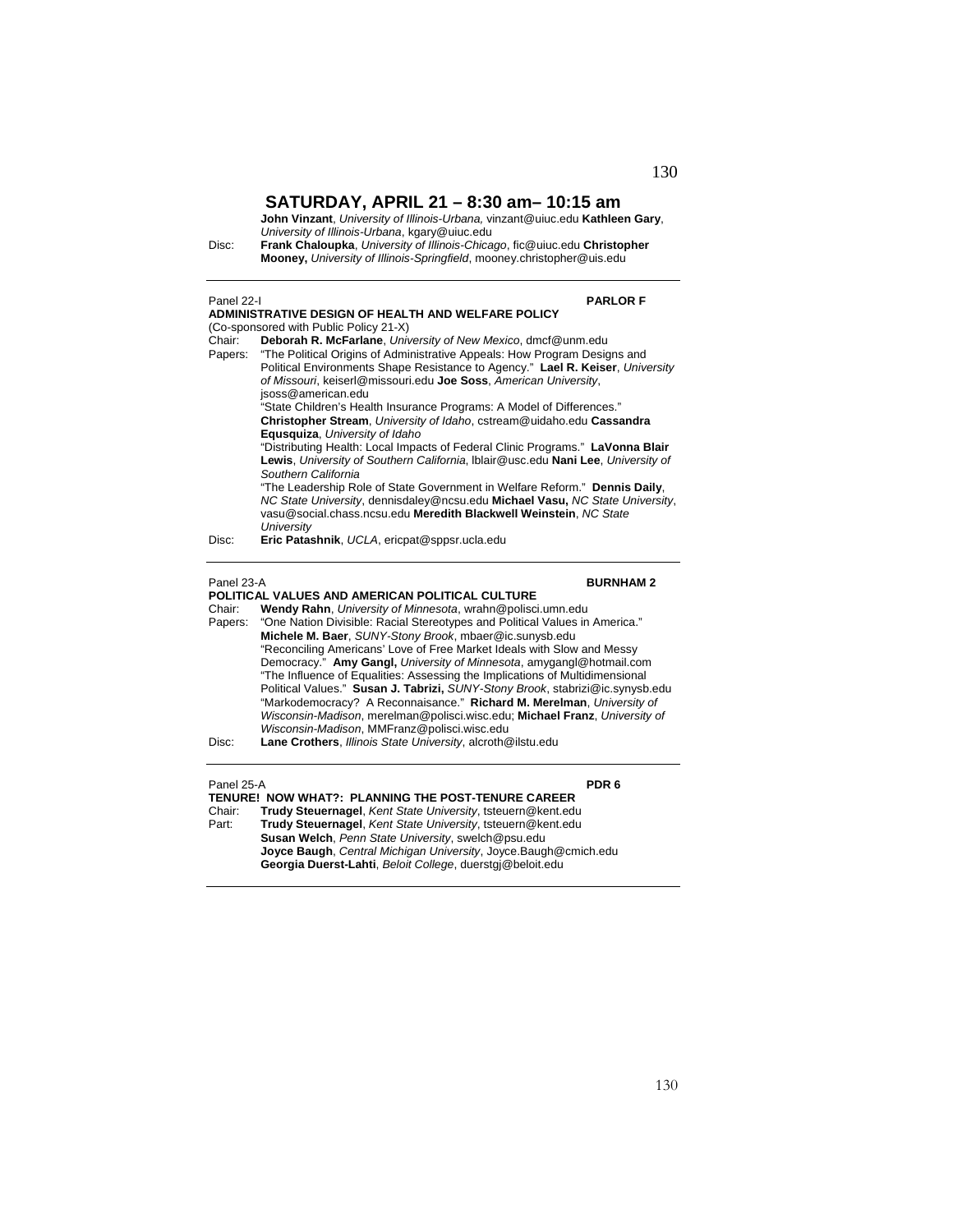## SATURDAY, APRIL 21 – 8:30 am– 10:15 am

**John Vinzant**, *University of Illinois-Urbana,* vinzant@uiuc.edu **Kathleen Gary**, *University of Illinois-Urbana*, kgary@uiuc.edu
Disc: **Frank Chaloupka**, *University of Illinois-Chicago*, fic@uiuc.edu **Christopher Mooney,** *University of Illinois-Springfield*, mooney.christopher@uis.edu

---

Panel 22-I **PARLOR F**
**ADMINISTRATIVE DESIGN OF HEALTH AND WELFARE POLICY**
(Co-sponsored with Public Policy 21-X)
Chair: **Deborah R. McFarlane**, *University of New Mexico*, dmcf@unm.edu
Papers: "The Political Origins of Administrative Appeals: How Program Designs and Political Environments Shape Resistance to Agency." **Lael R. Keiser**, *University of Missouri*, keiserl@missouri.edu **Joe Soss**, *American University*, jsoss@american.edu
"State Children's Health Insurance Programs: A Model of Differences." **Christopher Stream**, *University of Idaho*, cstream@uidaho.edu **Cassandra Equsquiza**, *University of Idaho*
"Distributing Health: Local Impacts of Federal Clinic Programs." **LaVonna Blair Lewis**, *University of Southern California*, lblair@usc.edu **Nani Lee**, *University of Southern California*
"The Leadership Role of State Government in Welfare Reform." **Dennis Daily**, *NC State University*, dennisdaley@ncsu.edu **Michael Vasu,** *NC State University*, vasu@social.chass.ncsu.edu **Meredith Blackwell Weinstein**, *NC State University*
Disc: **Eric Patashnik**, *UCLA*, ericpat@sppsr.ucla.edu

---

Panel 23-A **BURNHAM 2**
**POLITICAL VALUES AND AMERICAN POLITICAL CULTURE**
Chair: **Wendy Rahn**, *University of Minnesota*, wrahn@polisci.umn.edu
Papers: "One Nation Divisible: Racial Stereotypes and Political Values in America." **Michele M. Baer**, *SUNY-Stony Brook*, mbaer@ic.sunysb.edu
"Reconciling Americans' Love of Free Market Ideals with Slow and Messy Democracy." **Amy Gangl,** *University of Minnesota*, amygangl@hotmail.com
"The Influence of Equalities: Assessing the Implications of Multidimensional Political Values." **Susan J. Tabrizi,** *SUNY-Stony Brook*, stabrizi@ic.synysb.edu
"Markodemocracy? A Reconnaisance." **Richard M. Merelman**, *University of Wisconsin-Madison*, merelman@polisci.wisc.edu; **Michael Franz**, *University of Wisconsin-Madison*, MMFranz@polisci.wisc.edu
Disc: **Lane Crothers**, *Illinois State University*, alcroth@ilstu.edu

---

Panel 25-A **PDR 6**
**TENURE! NOW WHAT?: PLANNING THE POST-TENURE CAREER**
Chair: **Trudy Steuernagel**, *Kent State University*, tsteuern@kent.edu
Part: **Trudy Steuernagel**, *Kent State University*, tsteuern@kent.edu
**Susan Welch**, *Penn State University*, swelch@psu.edu
**Joyce Baugh**, *Central Michigan University*, Joyce.Baugh@cmich.edu
**Georgia Duerst-Lahti**, *Beloit College*, duerstgj@beloit.edu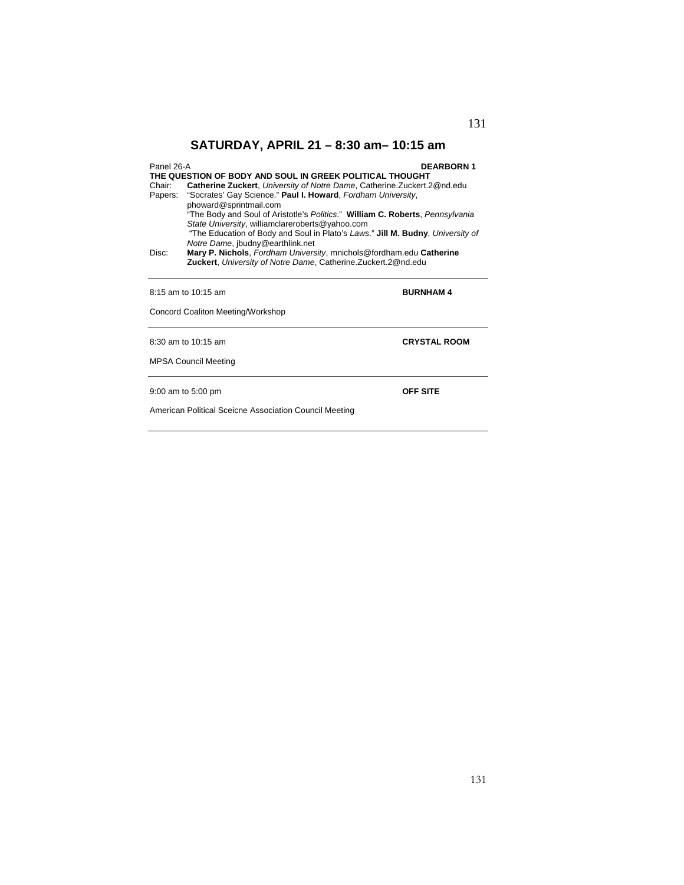# SATURDAY, APRIL 21 – 8:30 am– 10:15 am

Panel 26-A **DEARBORN 1**

**THE QUESTION OF BODY AND SOUL IN GREEK POLITICAL THOUGHT**

Chair: **Catherine Zuckert**, *University of Notre Dame*, Catherine.Zuckert.2@nd.edu

Papers: "Socrates' Gay Science." **Paul I. Howard**, *Fordham University*, phoward@sprintmail.com

"The Body and Soul of Aristotle's *Politics*." **William C. Roberts**, *Pennsylvania State University*, williamclareroberts@yahoo.com

"The Education of Body and Soul in Plato's *Laws*." **Jill M. Budny**, *University of Notre Dame*, jbudny@earthlink.net

Disc: **Mary P. Nichols**, *Fordham University*, mnichols@fordham.edu **Catherine Zuckert**, *University of Notre Dame*, Catherine.Zuckert.2@nd.edu

---

8:15 am to 10:15 am **BURNHAM 4**

Concord Coaliton Meeting/Workshop

---

8:30 am to 10:15 am **CRYSTAL ROOM**

MPSA Council Meeting

---

9:00 am to 5:00 pm **OFF SITE**

American Political Sceicne Association Council Meeting

---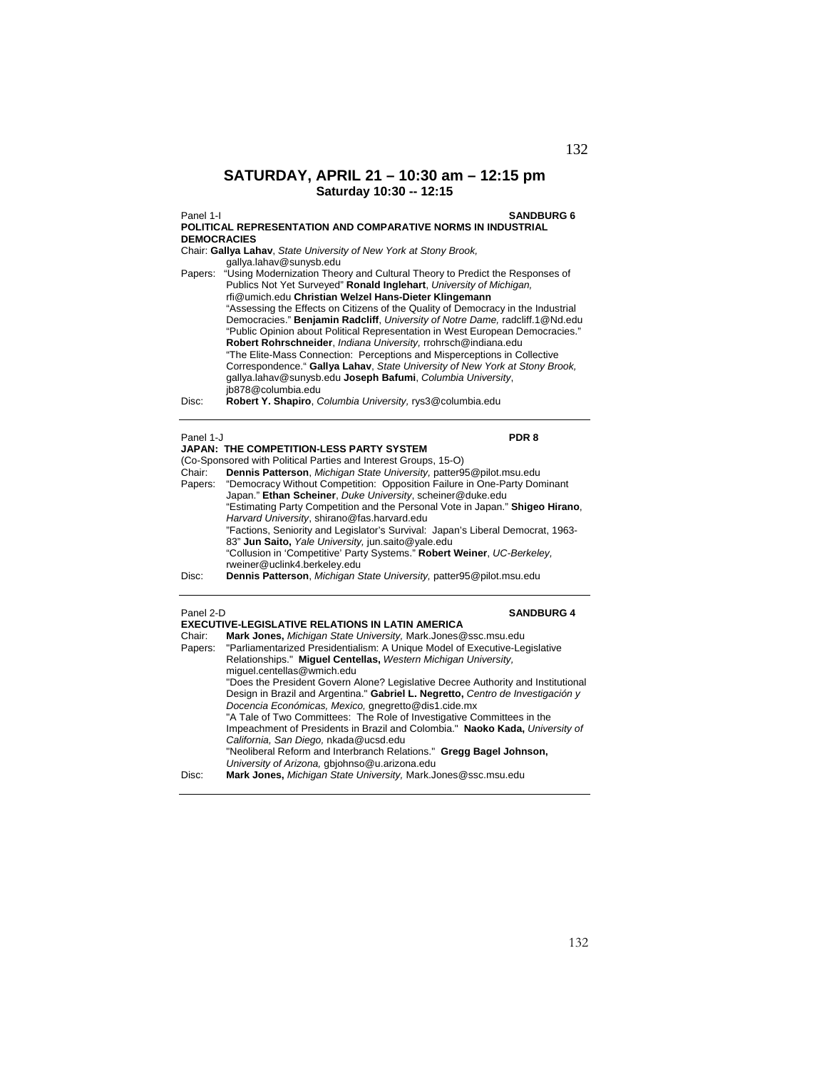## SATURDAY, APRIL 21 – 10:30 am – 12:15 pm

**Saturday 10:30 -- 12:15**

Panel 1-I **SANDBURG 6**

**POLITICAL REPRESENTATION AND COMPARATIVE NORMS IN INDUSTRIAL DEMOCRACIES**

Chair: **Gallya Lahav**, *State University of New York at Stony Brook,* gallya.lahav@sunysb.edu

Papers: "Using Modernization Theory and Cultural Theory to Predict the Responses of Publics Not Yet Surveyed" **Ronald Inglehart**, *University of Michigan,* rfi@umich.edu **Christian Welzel Hans-Dieter Klingemann**
"Assessing the Effects on Citizens of the Quality of Democracy in the Industrial Democracies." **Benjamin Radcliff**, *University of Notre Dame,* radcliff.1@Nd.edu
"Public Opinion about Political Representation in West European Democracies." **Robert Rohrschneider**, *Indiana University,* rrohrsch@indiana.edu
"The Elite-Mass Connection: Perceptions and Misperceptions in Collective Correspondence." **Gallya Lahav**, *State University of New York at Stony Brook,* gallya.lahav@sunysb.edu **Joseph Bafumi**, *Columbia University*, jb878@columbia.edu

Disc: **Robert Y. Shapiro**, *Columbia University,* rys3@columbia.edu

---

Panel 1-J **PDR 8**

**JAPAN: THE COMPETITION-LESS PARTY SYSTEM**

(Co-Sponsored with Political Parties and Interest Groups, 15-O)

Chair: **Dennis Patterson**, *Michigan State University,* patter95@pilot.msu.edu

Papers: "Democracy Without Competition: Opposition Failure in One-Party Dominant Japan." **Ethan Scheiner**, *Duke University*, scheiner@duke.edu
"Estimating Party Competition and the Personal Vote in Japan." **Shigeo Hirano**, *Harvard University*, shirano@fas.harvard.edu
"Factions, Seniority and Legislator's Survival: Japan's Liberal Democrat, 1963-83" **Jun Saito,** *Yale University,* jun.saito@yale.edu
"Collusion in 'Competitive' Party Systems." **Robert Weiner**, *UC-Berkeley,* rweiner@uclink4.berkeley.edu

Disc: **Dennis Patterson**, *Michigan State University,* patter95@pilot.msu.edu

---

Panel 2-D **SANDBURG 4**

**EXECUTIVE-LEGISLATIVE RELATIONS IN LATIN AMERICA**

Chair: **Mark Jones,** *Michigan State University,* Mark.Jones@ssc.msu.edu

Papers: "Parliamentarized Presidentialism: A Unique Model of Executive-Legislative Relationships." **Miguel Centellas,** *Western Michigan University,* miguel.centellas@wmich.edu
"Does the President Govern Alone? Legislative Decree Authority and Institutional Design in Brazil and Argentina." **Gabriel L. Negretto,** *Centro de Investigación y Docencia Económicas, Mexico,* gnegretto@dis1.cide.mx
"A Tale of Two Committees: The Role of Investigative Committees in the Impeachment of Presidents in Brazil and Colombia." **Naoko Kada,** *University of California, San Diego,* nkada@ucsd.edu
"Neoliberal Reform and Interbranch Relations." **Gregg Bagel Johnson,** *University of Arizona,* gbjohnso@u.arizona.edu

Disc: **Mark Jones,** *Michigan State University,* Mark.Jones@ssc.msu.edu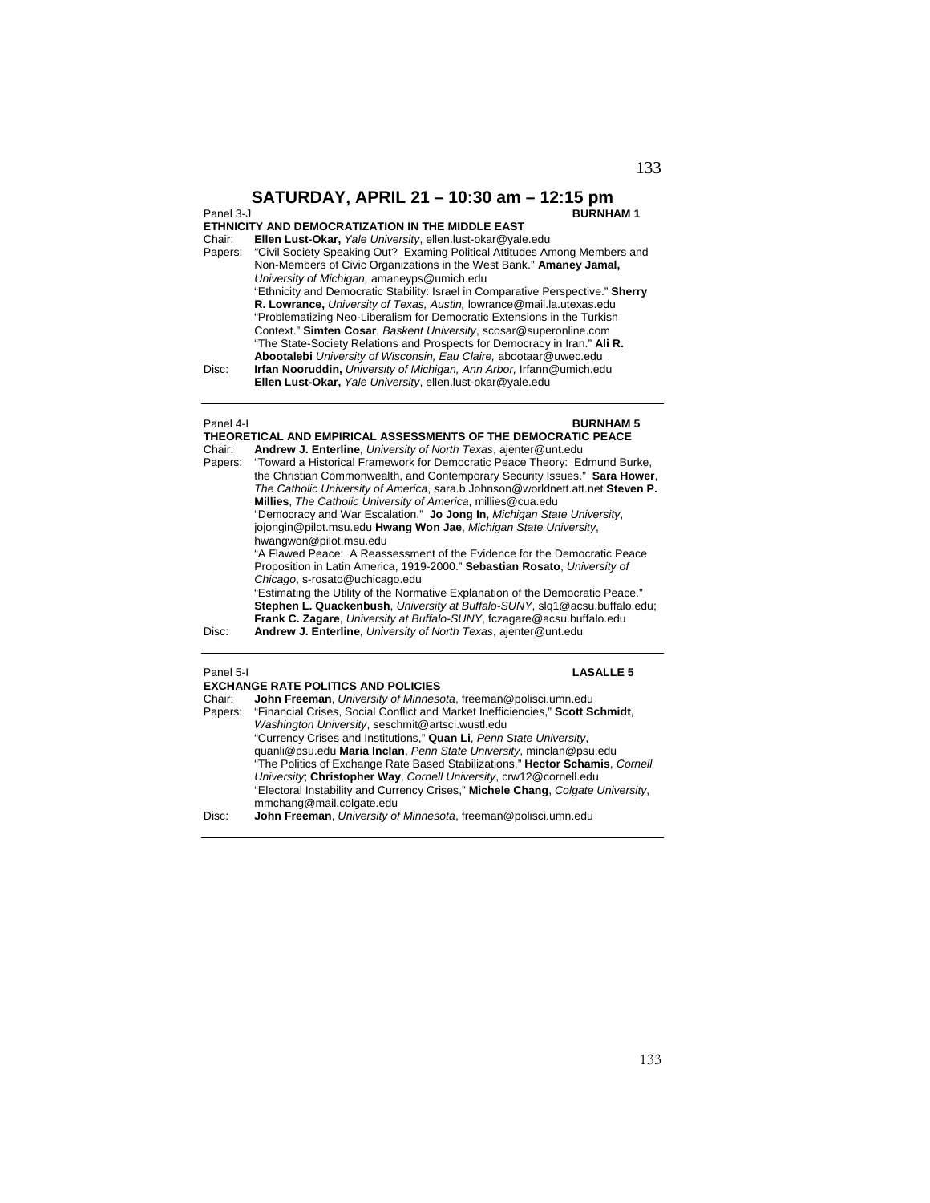## SATURDAY, APRIL 21 – 10:30 am – 12:15 pm

Panel 3-J **BURNHAM 1**

**ETHNICITY AND DEMOCRATIZATION IN THE MIDDLE EAST**

Chair: **Ellen Lust-Okar,** *Yale University*, ellen.lust-okar@yale.edu

Papers: "Civil Society Speaking Out? Examing Political Attitudes Among Members and Non-Members of Civic Organizations in the West Bank." **Amaney Jamal,** *University of Michigan,* amaneyps@umich.edu

"Ethnicity and Democratic Stability: Israel in Comparative Perspective." **Sherry R. Lowrance,** *University of Texas, Austin,* lowrance@mail.la.utexas.edu

"Problematizing Neo-Liberalism for Democratic Extensions in the Turkish Context." **Simten Cosar**, *Baskent University*, scosar@superonline.com

"The State-Society Relations and Prospects for Democracy in Iran." **Ali R. Abootalebi** *University of Wisconsin, Eau Claire,* abootaar@uwec.edu

Disc: **Irfan Nooruddin,** *University of Michigan, Ann Arbor,* Irfann@umich.edu
**Ellen Lust-Okar,** *Yale University*, ellen.lust-okar@yale.edu

---

Panel 4-I **BURNHAM 5**

**THEORETICAL AND EMPIRICAL ASSESSMENTS OF THE DEMOCRATIC PEACE**

Chair: **Andrew J. Enterline**, *University of North Texas*, ajenter@unt.edu

Papers: "Toward a Historical Framework for Democratic Peace Theory: Edmund Burke, the Christian Commonwealth, and Contemporary Security Issues." **Sara Hower**, *The Catholic University of America*, sara.b.Johnson@worldnett.att.net **Steven P. Millies**, *The Catholic University of America*, millies@cua.edu

"Democracy and War Escalation." **Jo Jong In**, *Michigan State University*, jojongin@pilot.msu.edu **Hwang Won Jae**, *Michigan State University*, hwangwon@pilot.msu.edu

"A Flawed Peace: A Reassessment of the Evidence for the Democratic Peace Proposition in Latin America, 1919-2000." **Sebastian Rosato**, *University of Chicago*, s-rosato@uchicago.edu

"Estimating the Utility of the Normative Explanation of the Democratic Peace." **Stephen L. Quackenbush**, *University at Buffalo-SUNY*, slq1@acsu.buffalo.edu; **Frank C. Zagare**, *University at Buffalo-SUNY*, fczagare@acsu.buffalo.edu

Disc: **Andrew J. Enterline**, *University of North Texas*, ajenter@unt.edu

---

Panel 5-I **LASALLE 5**

**EXCHANGE RATE POLITICS AND POLICIES**

Chair: **John Freeman**, *University of Minnesota*, freeman@polisci.umn.edu

Papers: "Financial Crises, Social Conflict and Market Inefficiencies," **Scott Schmidt**, *Washington University*, seschmit@artsci.wustl.edu

"Currency Crises and Institutions," **Quan Li**, *Penn State University*, quanli@psu.edu **Maria Inclan**, *Penn State University*, minclan@psu.edu

"The Politics of Exchange Rate Based Stabilizations," **Hector Schamis**, *Cornell University*; **Christopher Way**, *Cornell University*, crw12@cornell.edu

"Electoral Instability and Currency Crises," **Michele Chang**, *Colgate University*, mmchang@mail.colgate.edu

Disc: **John Freeman**, *University of Minnesota*, freeman@polisci.umn.edu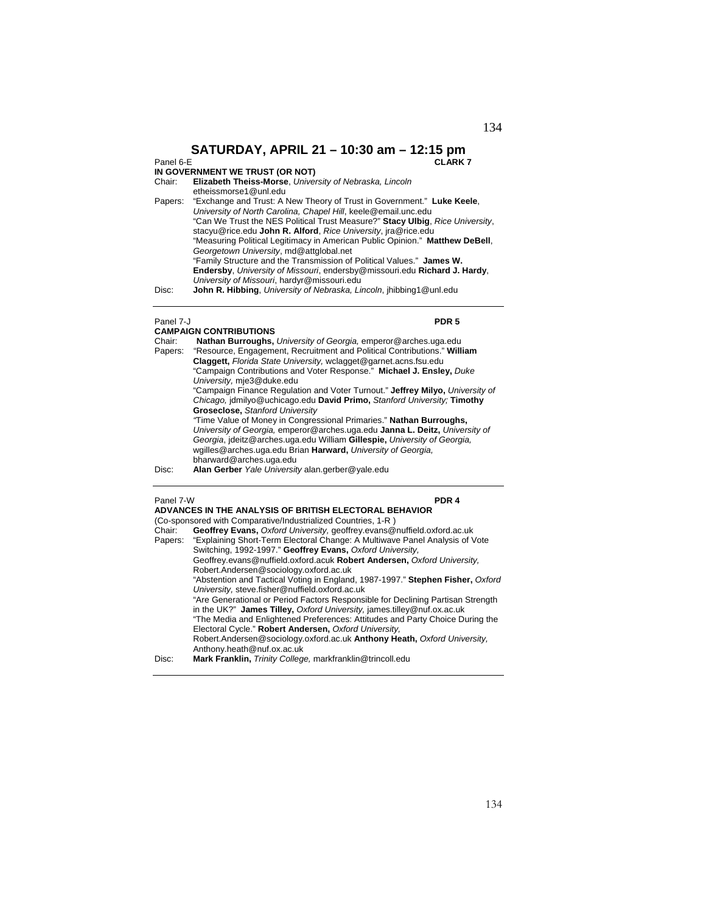# SATURDAY, APRIL 21 – 10:30 am – 12:15 pm

Panel 6-E **CLARK 7**

**IN GOVERNMENT WE TRUST (OR NOT)**

Chair: **Elizabeth Theiss-Morse**, *University of Nebraska, Lincoln* etheissmorse1@unl.edu

Papers: "Exchange and Trust: A New Theory of Trust in Government." **Luke Keele**, *University of North Carolina, Chapel Hill*, keele@email.unc.edu

"Can We Trust the NES Political Trust Measure?" **Stacy Ulbig**, *Rice University*, stacyu@rice.edu **John R. Alford**, *Rice University*, jra@rice.edu

"Measuring Political Legitimacy in American Public Opinion." **Matthew DeBell**, *Georgetown University*, md@attglobal.net

"Family Structure and the Transmission of Political Values." **James W. Endersby**, *University of Missouri*, endersby@missouri.edu **Richard J. Hardy**, *University of Missouri*, hardyr@missouri.edu

Disc: **John R. Hibbing**, *University of Nebraska, Lincoln*, jhibbing1@unl.edu

---

Panel 7-J **PDR 5**

**CAMPAIGN CONTRIBUTIONS**

Chair: **Nathan Burroughs,** *University of Georgia,* emperor@arches.uga.edu

Papers: "Resource, Engagement, Recruitment and Political Contributions." **William Claggett,** *Florida State University,* wclagget@garnet.acns.fsu.edu

"Campaign Contributions and Voter Response." **Michael J. Ensley,** *Duke University,* mje3@duke.edu

"Campaign Finance Regulation and Voter Turnout." **Jeffrey Milyo,** *University of Chicago,* jdmilyo@uchicago.edu **David Primo,** *Stanford University;* **Timothy Groseclose,** *Stanford University*

"Time Value of Money in Congressional Primaries." **Nathan Burroughs,** *University of Georgia,* emperor@arches.uga.edu **Janna L. Deitz,** *University of Georgia*, jdeitz@arches.uga.edu William **Gillespie,** *University of Georgia,* wgilles@arches.uga.edu Brian **Harward,** *University of Georgia,* bharward@arches.uga.edu

Disc: **Alan Gerber** *Yale University* alan.gerber@yale.edu

---

Panel 7-W **PDR 4**

**ADVANCES IN THE ANALYSIS OF BRITISH ELECTORAL BEHAVIOR**

(Co-sponsored with Comparative/Industrialized Countries, 1-R )

Chair: **Geoffrey Evans,** *Oxford University,* geoffrey.evans@nuffield.oxford.ac.uk

Papers: "Explaining Short-Term Electoral Change: A Multiwave Panel Analysis of Vote Switching, 1992-1997." **Geoffrey Evans,** *Oxford University,* Geoffrey.evans@nuffield.oxford.acuk **Robert Andersen,** *Oxford University,* Robert.Andersen@sociology.oxford.ac.uk

"Abstention and Tactical Voting in England, 1987-1997." **Stephen Fisher,** *Oxford University,* steve.fisher@nuffield.oxford.ac.uk

"Are Generational or Period Factors Responsible for Declining Partisan Strength in the UK?" **James Tilley,** *Oxford University,* james.tilley@nuf.ox.ac.uk

"The Media and Enlightened Preferences: Attitudes and Party Choice During the Electoral Cycle." **Robert Andersen,** *Oxford University,* Robert.Andersen@sociology.oxford.ac.uk **Anthony Heath,** *Oxford University,* Anthony.heath@nuf.ox.ac.uk

Disc: **Mark Franklin,** *Trinity College,* markfranklin@trincoll.edu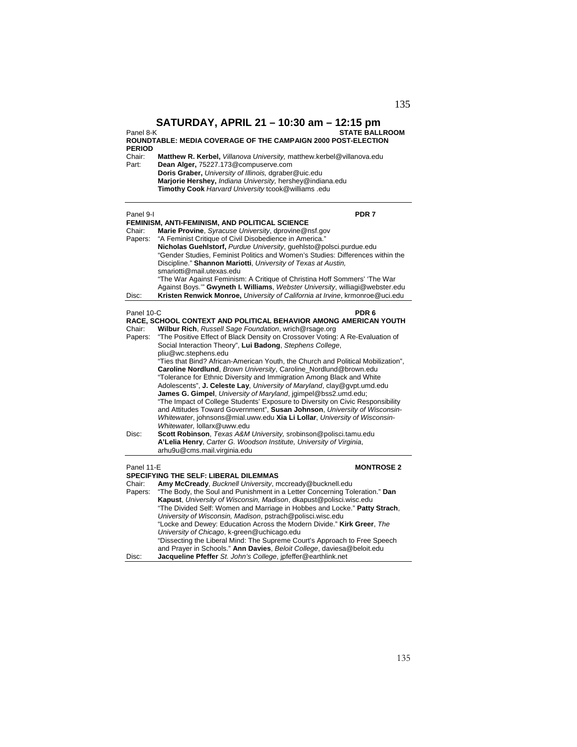# SATURDAY, APRIL 21 – 10:30 am – 12:15 pm

Panel 8-K **STATE BALLROOM**

**ROUNDTABLE: MEDIA COVERAGE OF THE CAMPAIGN 2000 POST-ELECTION PERIOD**

Chair: **Matthew R. Kerbel,** *Villanova University,* matthew.kerbel@villanova.edu

Part: **Dean Alger,** 75227.173@compuserve.com
**Doris Graber,** *University of Illinois,* dgraber@uic.edu
**Marjorie Hershey,** *Indiana University,* hershey@indiana.edu
**Timothy Cook** *Harvard University* tcook@williams .edu

---

Panel 9-I **PDR 7**

**FEMINISM, ANTI-FEMINISM, AND POLITICAL SCIENCE**

Chair: **Marie Provine**, *Syracuse University*, dprovine@nsf.gov

Papers: "A Feminist Critique of Civil Disobedience in America." **Nicholas Guehlstorf,** *Purdue University*, guehlsto@polsci.purdue.edu
"Gender Studies, Feminist Politics and Women's Studies: Differences within the Discipline." **Shannon Mariotti**, *University of Texas at Austin,* smariotti@mail.utexas.edu
"The War Against Feminism: A Critique of Christina Hoff Sommers' 'The War Against Boys.'" **Gwyneth I. Williams**, *Webster University*, williagi@webster.edu

Disc: **Kristen Renwick Monroe,** *University of California at Irvine*, krmonroe@uci.edu

---

Panel 10-C **PDR 6**

**RACE, SCHOOL CONTEXT AND POLITICAL BEHAVIOR AMONG AMERICAN YOUTH**

Chair: **Wilbur Rich**, *Russell Sage Foundation*, wrich@rsage.org

Papers: "The Positive Effect of Black Density on Crossover Voting: A Re-Evaluation of Social Interaction Theory", **Lui Badong**, *Stephens College*, pliu@wc.stephens.edu
"Ties that Bind? African-American Youth, the Church and Political Mobilization", **Caroline Nordlund**, *Brown University*, Caroline_Nordlund@brown.edu
"Tolerance for Ethnic Diversity and Immigration Among Black and White Adolescents", **J. Celeste Lay**, *University of Maryland*, clay@gvpt.umd.edu **James G. Gimpel**, *University of Maryland*, jgimpel@bss2.umd.edu;
"The Impact of College Students' Exposure to Diversity on Civic Responsibility and Attitudes Toward Government", **Susan Johnson**, *University of Wisconsin-Whitewater*, johnsons@mial.uww.edu **Xia Li Lollar**, *University of Wisconsin-Whitewater,* lollarx@uww.edu

Disc: **Scott Robinson**, *Texas A&M University,* srobinson@polisci.tamu.edu
**A'Lelia Henry**, *Carter G. Woodson Institute, University of Virginia*, arhu9u@cms.mail.virginia.edu

---

Panel 11-E **MONTROSE 2**

**SPECIFYING THE SELF: LIBERAL DILEMMAS**

Chair: **Amy McCready**, *Bucknell University*, mccready@bucknell.edu

Papers: "The Body, the Soul and Punishment in a Letter Concerning Toleration." **Dan Kapust**, *University of Wisconsin, Madison*, dkapust@polisci.wisc.edu
"The Divided Self: Women and Marriage in Hobbes and Locke." **Patty Strach**, *University of Wisconsin, Madison*, pstrach@polisci.wisc.edu
"Locke and Dewey: Education Across the Modern Divide." **Kirk Greer**, *The University of Chicago*, k-green@uchicago.edu
"Dissecting the Liberal Mind: The Supreme Court's Approach to Free Speech and Prayer in Schools." **Ann Davies**, *Beloit College*, daviesa@beloit.edu

Disc: **Jacqueline Pfeffer** *St. John's College*, jpfeffer@earthlink.net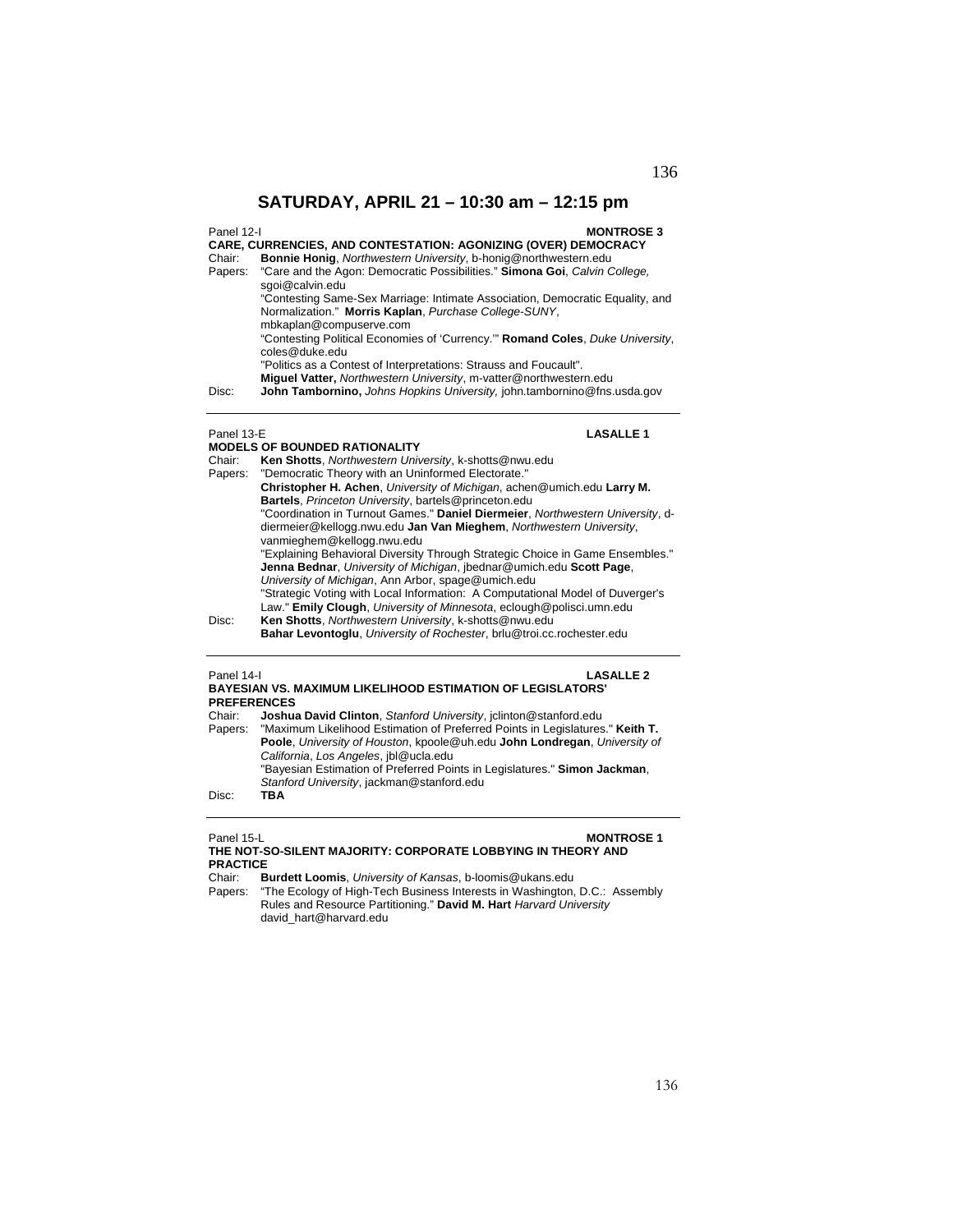## SATURDAY, APRIL 21 – 10:30 am – 12:15 pm

Panel 12-I **MONTROSE 3**

**CARE, CURRENCIES, AND CONTESTATION: AGONIZING (OVER) DEMOCRACY**

Chair: **Bonnie Honig**, *Northwestern University*, b-honig@northwestern.edu

Papers: "Care and the Agon: Democratic Possibilities." **Simona Goi**, *Calvin College,* sgoi@calvin.edu

"Contesting Same-Sex Marriage: Intimate Association, Democratic Equality, and Normalization." **Morris Kaplan**, *Purchase College-SUNY*, mbkaplan@compuserve.com

"Contesting Political Economies of 'Currency.'" **Romand Coles**, *Duke University*, coles@duke.edu

"Politics as a Contest of Interpretations: Strauss and Foucault". **Miguel Vatter,** *Northwestern University*, m-vatter@northwestern.edu

Disc: **John Tambornino,** *Johns Hopkins University,* john.tambornino@fns.usda.gov

---

Panel 13-E **LASALLE 1**

**MODELS OF BOUNDED RATIONALITY**

Chair: **Ken Shotts**, *Northwestern University*, k-shotts@nwu.edu

Papers: "Democratic Theory with an Uninformed Electorate." **Christopher H. Achen**, *University of Michigan*, achen@umich.edu **Larry M. Bartels**, *Princeton University*, bartels@princeton.edu

"Coordination in Turnout Games." **Daniel Diermeier**, *Northwestern University*, d-diermeier@kellogg.nwu.edu **Jan Van Mieghem**, *Northwestern University*, vanmieghem@kellogg.nwu.edu

"Explaining Behavioral Diversity Through Strategic Choice in Game Ensembles." **Jenna Bednar**, *University of Michigan*, jbednar@umich.edu **Scott Page**, *University of Michigan*, Ann Arbor, spage@umich.edu

"Strategic Voting with Local Information: A Computational Model of Duverger's Law." **Emily Clough**, *University of Minnesota*, eclough@polisci.umn.edu

Disc: **Ken Shotts**, *Northwestern University*, k-shotts@nwu.edu
**Bahar Levontoglu**, *University of Rochester*, brlu@troi.cc.rochester.edu

---

Panel 14-I **LASALLE 2**

**BAYESIAN VS. MAXIMUM LIKELIHOOD ESTIMATION OF LEGISLATORS' PREFERENCES**

Chair: **Joshua David Clinton**, *Stanford University*, jclinton@stanford.edu

Papers: "Maximum Likelihood Estimation of Preferred Points in Legislatures." **Keith T. Poole**, *University of Houston*, kpoole@uh.edu **John Londregan**, *University of California*, *Los Angeles*, jbl@ucla.edu

"Bayesian Estimation of Preferred Points in Legislatures." **Simon Jackman**, *Stanford University*, jackman@stanford.edu

Disc: **TBA**

---

Panel 15-L **MONTROSE 1**

**THE NOT-SO-SILENT MAJORITY: CORPORATE LOBBYING IN THEORY AND PRACTICE**

Chair: **Burdett Loomis**, *University of Kansas*, b-loomis@ukans.edu

Papers: "The Ecology of High-Tech Business Interests in Washington, D.C.: Assembly Rules and Resource Partitioning." **David M. Hart** *Harvard University* david_hart@harvard.edu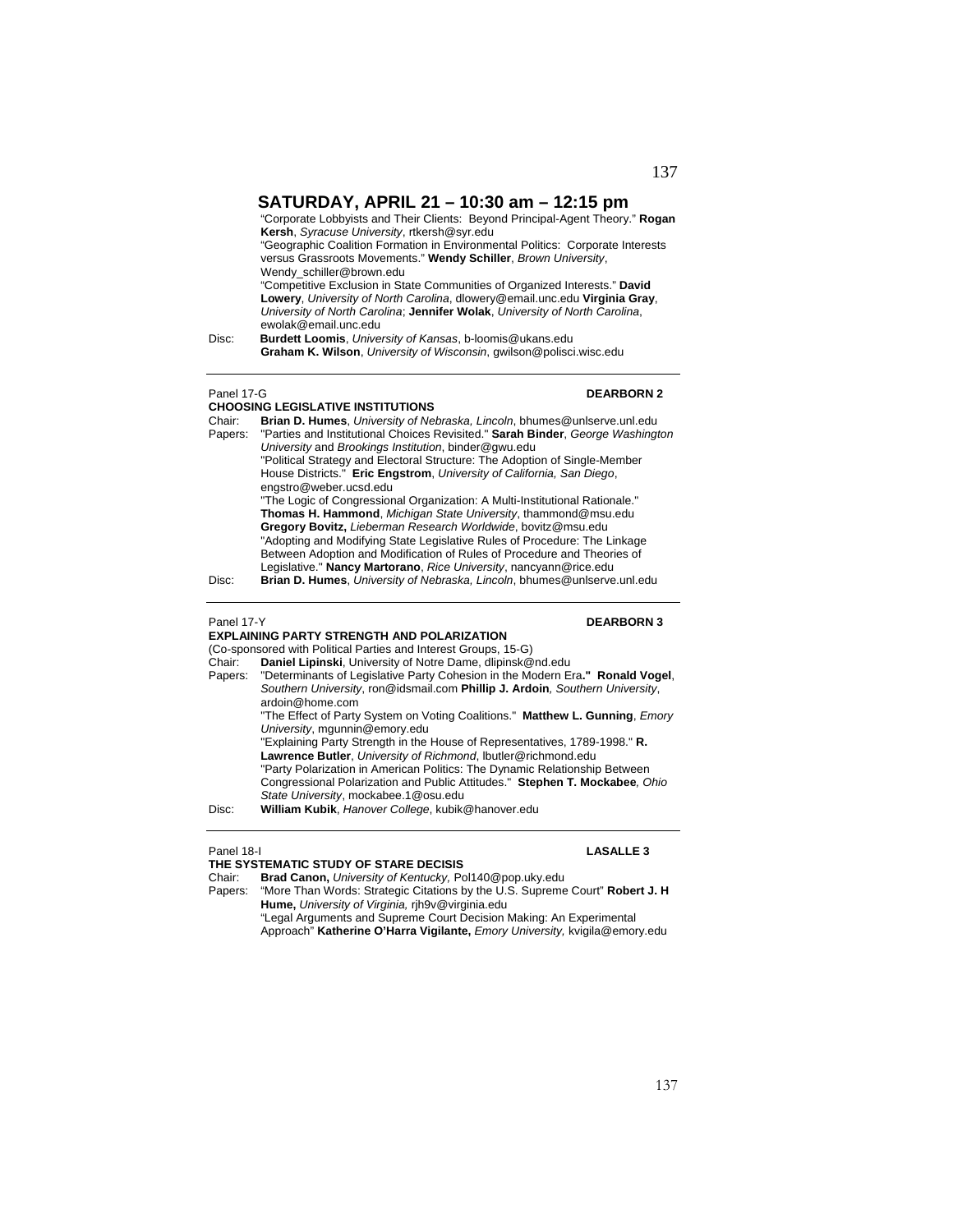## SATURDAY, APRIL 21 – 10:30 am – 12:15 pm

"Corporate Lobbyists and Their Clients: Beyond Principal-Agent Theory." **Rogan Kersh**, *Syracuse University*, rtkersh@syr.edu
"Geographic Coalition Formation in Environmental Politics: Corporate Interests versus Grassroots Movements." **Wendy Schiller**, *Brown University*, Wendy_schiller@brown.edu
"Competitive Exclusion in State Communities of Organized Interests." **David Lowery**, *University of North Carolina*, dlowery@email.unc.edu **Virginia Gray**, *University of North Carolina*; **Jennifer Wolak**, *University of North Carolina*, ewolak@email.unc.edu

Disc: **Burdett Loomis**, *University of Kansas*, b-loomis@ukans.edu
**Graham K. Wilson**, *University of Wisconsin*, gwilson@polisci.wisc.edu

---

Panel 17-G **DEARBORN 2**

**CHOOSING LEGISLATIVE INSTITUTIONS**

Chair: **Brian D. Humes**, *University of Nebraska, Lincoln*, bhumes@unlserve.unl.edu

Papers: "Parties and Institutional Choices Revisited." **Sarah Binder**, *George Washington University* and *Brookings Institution*, binder@gwu.edu
"Political Strategy and Electoral Structure: The Adoption of Single-Member House Districts." **Eric Engstrom**, *University of California, San Diego*, engstro@weber.ucsd.edu
"The Logic of Congressional Organization: A Multi-Institutional Rationale." **Thomas H. Hammond**, *Michigan State University*, thammond@msu.edu **Gregory Bovitz,** *Lieberman Research Worldwide*, bovitz@msu.edu
"Adopting and Modifying State Legislative Rules of Procedure: The Linkage Between Adoption and Modification of Rules of Procedure and Theories of Legislative." **Nancy Martorano**, *Rice University*, nancyann@rice.edu

Disc: **Brian D. Humes**, *University of Nebraska, Lincoln*, bhumes@unlserve.unl.edu

---

Panel 17-Y **DEARBORN 3**

**EXPLAINING PARTY STRENGTH AND POLARIZATION**

(Co-sponsored with Political Parties and Interest Groups, 15-G)

Chair: **Daniel Lipinski**, University of Notre Dame, dlipinsk@nd.edu

Papers: "Determinants of Legislative Party Cohesion in the Modern Era." **Ronald Vogel**, *Southern University*, ron@idsmail.com **Phillip J. Ardoin***, Southern University*, ardoin@home.com
"The Effect of Party System on Voting Coalitions." **Matthew L. Gunning**, *Emory University*, mgunnin@emory.edu
"Explaining Party Strength in the House of Representatives, 1789-1998." **R. Lawrence Butler**, *University of Richmond*, lbutler@richmond.edu
"Party Polarization in American Politics: The Dynamic Relationship Between Congressional Polarization and Public Attitudes." **Stephen T. Mockabee***, Ohio State University*, mockabee.1@osu.edu

Disc: **William Kubik**, *Hanover College*, kubik@hanover.edu

---

Panel 18-I **LASALLE 3**

**THE SYSTEMATIC STUDY OF STARE DECISIS**

Chair: **Brad Canon,** *University of Kentucky,* Pol140@pop.uky.edu

Papers: "More Than Words: Strategic Citations by the U.S. Supreme Court" **Robert J. H Hume,** *University of Virginia,* rjh9v@virginia.edu
"Legal Arguments and Supreme Court Decision Making: An Experimental Approach" **Katherine O'Harra Vigilante,** *Emory University,* kvigila@emory.edu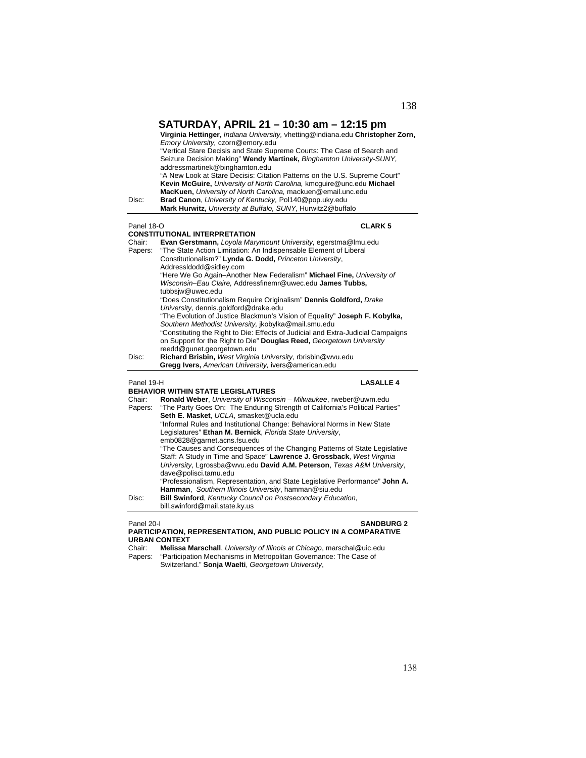## SATURDAY, APRIL 21 – 10:30 am – 12:15 pm

**Virginia Hettinger,** *Indiana University,* vhetting@indiana.edu **Christopher Zorn,** *Emory University,* czorn@emory.edu
"Vertical Stare Decisis and State Supreme Courts: The Case of Search and Seizure Decision Making" **Wendy Martinek,** *Binghamton University-SUNY,* addressmartinek@binghamton.edu
"A New Look at Stare Decisis: Citation Patterns on the U.S. Supreme Court" **Kevin McGuire,** *University of North Carolina,* kmcguire@unc.edu **Michael MacKuen,** *University of North Carolina,* mackuen@email.unc.edu

Disc: **Brad Canon**, *University of Kentucky,* Pol140@pop.uky.edu
**Mark Hurwitz,** *University at Buffalo, SUNY,* Hurwitz2@buffalo

---

Panel 18-O **CLARK 5**

**CONSTITUTIONAL INTERPRETATION**

Chair: **Evan Gerstmann,** *Loyola Marymount University,* egerstma@lmu.edu

Papers: "The State Action Limitation: An Indispensable Element of Liberal Constitutionalism?" **Lynda G. Dodd,** *Princeton University*, Addressldodd@sidley.com
"Here We Go Again–Another New Federalism" **Michael Fine,** *University of Wisconsin–Eau Claire,* Addressfinemr@uwec.edu **James Tubbs,** tubbsjw@uwec.edu
"Does Constitutionalism Require Originalism" **Dennis Goldford,** *Drake University,* dennis.goldford@drake.edu
"The Evolution of Justice Blackmun's Vision of Equality" **Joseph F. Kobylka,** *Southern Methodist University,* jkobylka@mail.smu.edu
"Constituting the Right to Die: Effects of Judicial and Extra-Judicial Campaigns on Support for the Right to Die" **Douglas Reed,** *Georgetown University* reedd@gunet.georgetown.edu

Disc: **Richard Brisbin,** *West Virginia University,* rbrisbin@wvu.edu
**Gregg Ivers,** *American University,* ivers@american.edu

---

Panel 19-H **LASALLE 4**

**BEHAVIOR WITHIN STATE LEGISLATURES**

Chair: **Ronald Weber**, *University of Wisconsin – Milwaukee*, rweber@uwm.edu

Papers: "The Party Goes On: The Enduring Strength of California's Political Parties" **Seth E. Masket**, *UCLA*, smasket@ucla.edu
"Informal Rules and Institutional Change: Behavioral Norms in New State Legislatures" **Ethan M. Bernick**, *Florida State University*, emb0828@garnet.acns.fsu.edu
"The Causes and Consequences of the Changing Patterns of State Legislative Staff: A Study in Time and Space" **Lawrence J. Grossback**, *West Virginia University*, Lgrossba@wvu.edu **David A.M. Peterson**, *Texas A&M University*, dave@polisci.tamu.edu
"Professionalism, Representation, and State Legislative Performance" **John A. Hamman**, *Southern Illinois University*, hamman@siu.edu

Disc: **Bill Swinford**, *Kentucky Council on Postsecondary Education*, bill.swinford@mail.state.ky.us

---

Panel 20-I **SANDBURG 2**

**PARTICIPATION, REPRESENTATION, AND PUBLIC POLICY IN A COMPARATIVE URBAN CONTEXT**

Chair: **Melissa Marschall**, *University of Illinois at Chicago*, marschal@uic.edu

Papers: "Participation Mechanisms in Metropolitan Governance: The Case of Switzerland." **Sonja Waelti**, *Georgetown University*,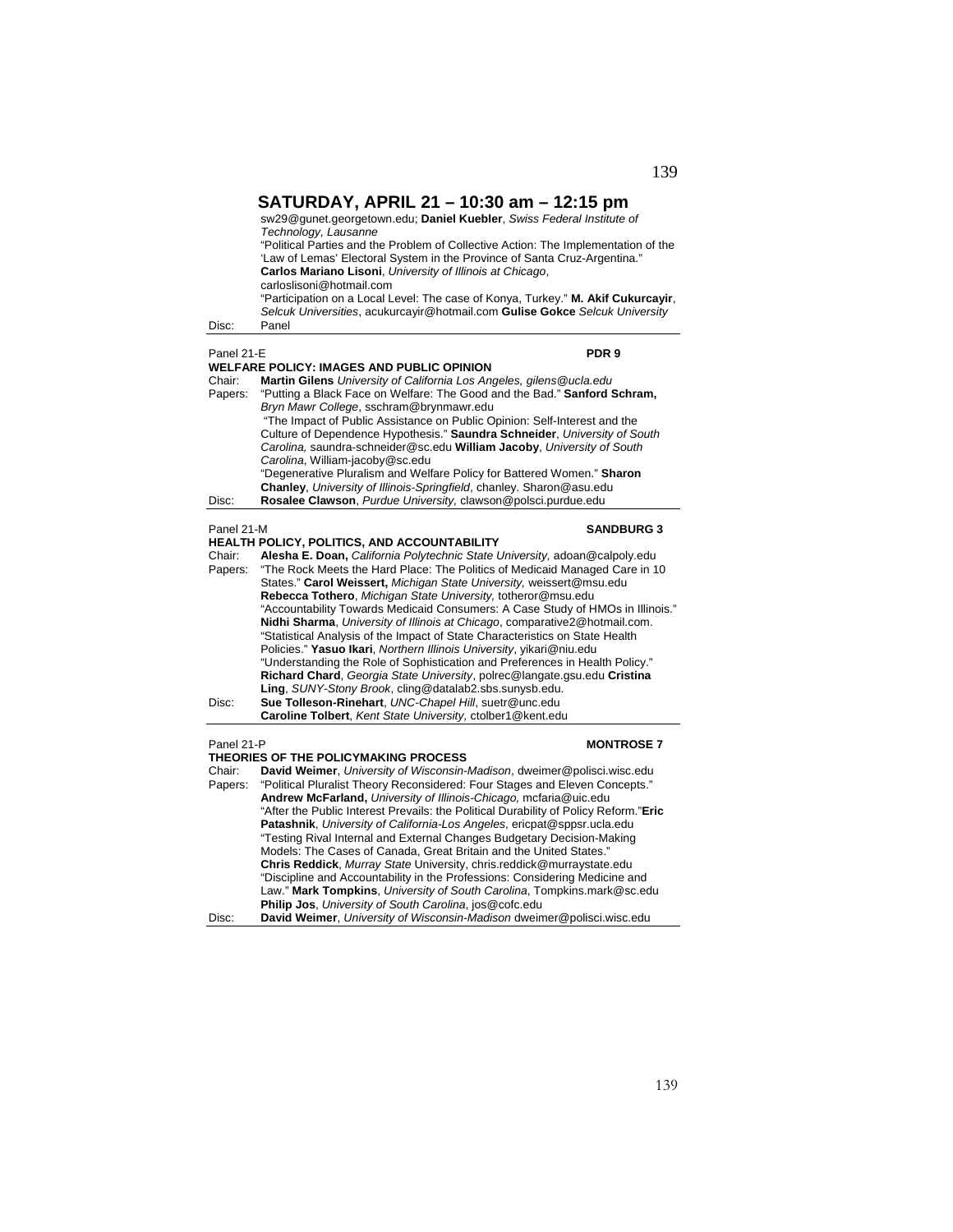## SATURDAY, APRIL 21 – 10:30 am – 12:15 pm

sw29@gunet.georgetown.edu; **Daniel Kuebler**, *Swiss Federal Institute of Technology, Lausanne*

"Political Parties and the Problem of Collective Action: The Implementation of the 'Law of Lemas' Electoral System in the Province of Santa Cruz-Argentina." **Carlos Mariano Lisoni**, *University of Illinois at Chicago*, carloslisoni@hotmail.com

"Participation on a Local Level: The case of Konya, Turkey." **M. Akif Cukurcayir**, *Selcuk Universities*, acukurcayir@hotmail.com **Gulise Gokce** *Selcuk University*

Disc: Panel

---

Panel 21-E **PDR 9**

**WELFARE POLICY: IMAGES AND PUBLIC OPINION**

Chair: **Martin Gilens** *University of California Los Angeles, gilens@ucla.edu*

Papers: "Putting a Black Face on Welfare: The Good and the Bad." **Sanford Schram,** *Bryn Mawr College*, sschram@brynmawr.edu

"The Impact of Public Assistance on Public Opinion: Self-Interest and the Culture of Dependence Hypothesis." **Saundra Schneider**, *University of South Carolina,* saundra-schneider@sc.edu **William Jacoby**, *University of South Carolina*, William-jacoby@sc.edu

"Degenerative Pluralism and Welfare Policy for Battered Women." **Sharon Chanley**, *University of Illinois-Springfield*, chanley. Sharon@asu.edu

Disc: **Rosalee Clawson**, *Purdue University,* clawson@polsci.purdue.edu

---

Panel 21-M **SANDBURG 3**

**HEALTH POLICY, POLITICS, AND ACCOUNTABILITY**

Chair: **Alesha E. Doan,** *California Polytechnic State University,* adoan@calpoly.edu

Papers: "The Rock Meets the Hard Place: The Politics of Medicaid Managed Care in 10 States." **Carol Weissert,** *Michigan State University,* weissert@msu.edu **Rebecca Tothero**, *Michigan State University,* totheror@msu.edu

"Accountability Towards Medicaid Consumers: A Case Study of HMOs in Illinois." **Nidhi Sharma**, *University of Illinois at Chicago*, comparative2@hotmail.com.

"Statistical Analysis of the Impact of State Characteristics on State Health Policies." **Yasuo Ikari**, *Northern Illinois University*, yikari@niu.edu

"Understanding the Role of Sophistication and Preferences in Health Policy." **Richard Chard**, *Georgia State University*, polrec@langate.gsu.edu **Cristina Ling**, *SUNY-Stony Brook*, cling@datalab2.sbs.sunysb.edu.

Disc: **Sue Tolleson-Rinehart**, *UNC-Chapel Hill*, suetr@unc.edu **Caroline Tolbert**, *Kent State University,* ctolber1@kent.edu

---

Panel 21-P **MONTROSE 7**

**THEORIES OF THE POLICYMAKING PROCESS**

Chair: **David Weimer**, *University of Wisconsin-Madison*, dweimer@polisci.wisc.edu

Papers: "Political Pluralist Theory Reconsidered: Four Stages and Eleven Concepts." **Andrew McFarland,** *University of Illinois-Chicago,* mcfaria@uic.edu

"After the Public Interest Prevails: the Political Durability of Policy Reform."**Eric Patashnik**, *University of California-Los Angeles*, ericpat@sppsr.ucla.edu

"Testing Rival Internal and External Changes Budgetary Decision-Making Models: The Cases of Canada, Great Britain and the United States." **Chris Reddick**, *Murray State* University, chris.reddick@murraystate.edu

"Discipline and Accountability in the Professions: Considering Medicine and Law." **Mark Tompkins**, *University of South Carolina*, Tompkins.mark@sc.edu **Philip Jos**, *University of South Carolina*, jos@cofc.edu

Disc: **David Weimer**, *University of Wisconsin-Madison* dweimer@polisci.wisc.edu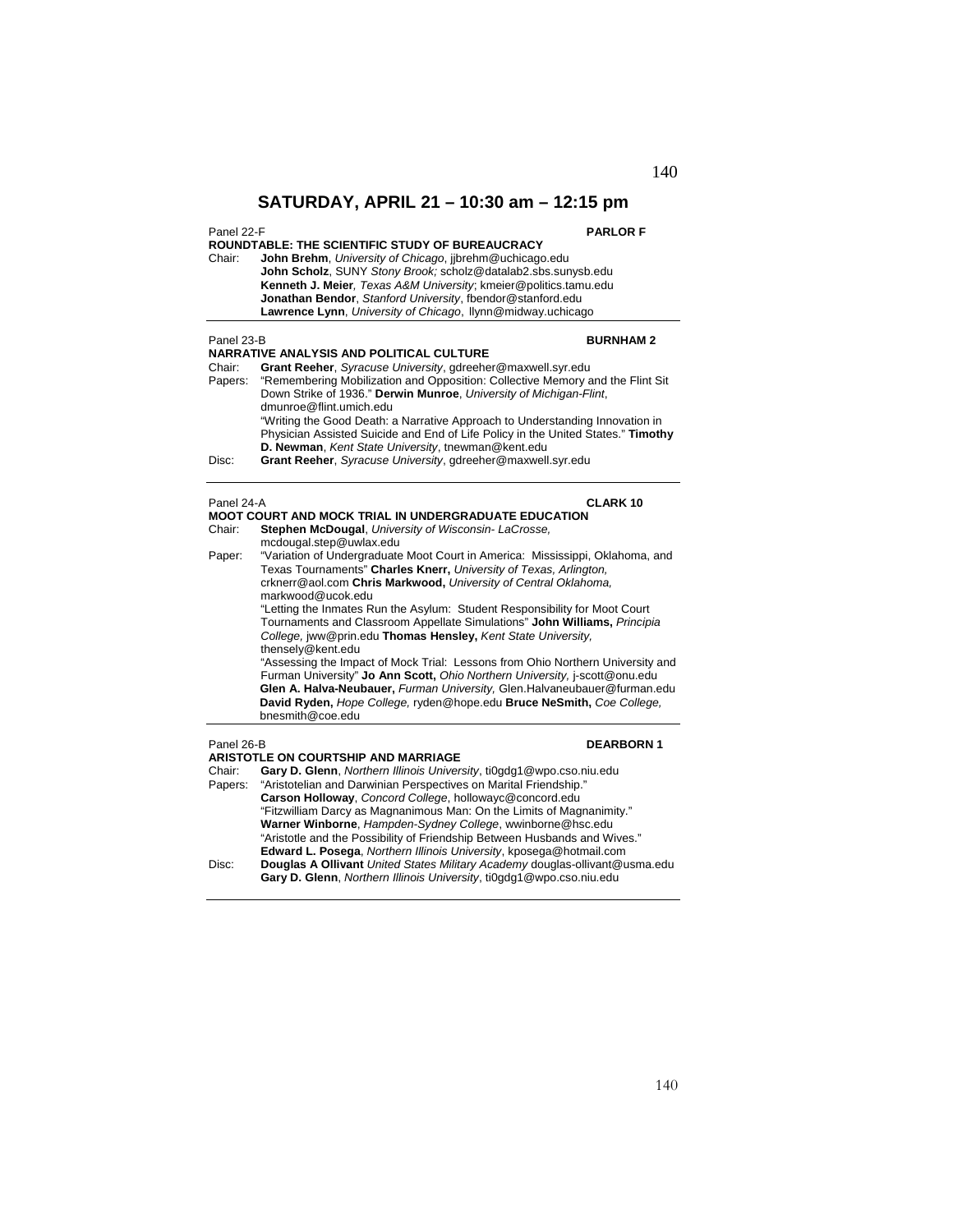# SATURDAY, APRIL 21 – 10:30 am – 12:15 pm

Panel 22-F **PARLOR F**

**ROUNDTABLE: THE SCIENTIFIC STUDY OF BUREAUCRACY**

Chair: **John Brehm**, *University of Chicago*, jjbrehm@uchicago.edu
**John Scholz**, SUNY *Stony Brook;* scholz@datalab2.sbs.sunysb.edu
**Kenneth J. Meier***, Texas A&M University*; kmeier@politics.tamu.edu
**Jonathan Bendor**, *Stanford University*, fbendor@stanford.edu
**Lawrence Lynn**, *University of Chicago*, llynn@midway.uchicago

---

Panel 23-B **BURNHAM 2**

**NARRATIVE ANALYSIS AND POLITICAL CULTURE**

Chair: **Grant Reeher**, *Syracuse University*, gdreeher@maxwell.syr.edu

Papers: "Remembering Mobilization and Opposition: Collective Memory and the Flint Sit Down Strike of 1936." **Derwin Munroe**, *University of Michigan-Flint*, dmunroe@flint.umich.edu
"Writing the Good Death: a Narrative Approach to Understanding Innovation in Physician Assisted Suicide and End of Life Policy in the United States." **Timothy D. Newman**, *Kent State University*, tnewman@kent.edu

Disc: **Grant Reeher**, *Syracuse University*, gdreeher@maxwell.syr.edu

---

Panel 24-A **CLARK 10**

**MOOT COURT AND MOCK TRIAL IN UNDERGRADUATE EDUCATION**

Chair: **Stephen McDougal**, *University of Wisconsin- LaCrosse,* mcdougal.step@uwlax.edu

Paper: "Variation of Undergraduate Moot Court in America: Mississippi, Oklahoma, and Texas Tournaments" **Charles Knerr,** *University of Texas, Arlington,* crknerr@aol.com **Chris Markwood,** *University of Central Oklahoma,* markwood@ucok.edu
"Letting the Inmates Run the Asylum: Student Responsibility for Moot Court Tournaments and Classroom Appellate Simulations" **John Williams,** *Principia College,* jww@prin.edu **Thomas Hensley,** *Kent State University,* thensely@kent.edu
"Assessing the Impact of Mock Trial: Lessons from Ohio Northern University and Furman University" **Jo Ann Scott,** *Ohio Northern University,* j-scott@onu.edu **Glen A. Halva-Neubauer,** *Furman University,* Glen.Halvaneubauer@furman.edu **David Ryden,** *Hope College,* ryden@hope.edu **Bruce NeSmith,** *Coe College,* bnesmith@coe.edu

---

Panel 26-B **DEARBORN 1**

**ARISTOTLE ON COURTSHIP AND MARRIAGE**

Chair: **Gary D. Glenn**, *Northern Illinois University*, ti0gdg1@wpo.cso.niu.edu

Papers: "Aristotelian and Darwinian Perspectives on Marital Friendship." **Carson Holloway**, *Concord College*, hollowayc@concord.edu
"Fitzwilliam Darcy as Magnanimous Man: On the Limits of Magnanimity." **Warner Winborne**, *Hampden-Sydney College*, wwinborne@hsc.edu
"Aristotle and the Possibility of Friendship Between Husbands and Wives." **Edward L. Posega**, *Northern Illinois University*, kposega@hotmail.com

Disc: **Douglas A Ollivant** *United States Military Academy* douglas-ollivant@usma.edu
**Gary D. Glenn**, *Northern Illinois University*, ti0gdg1@wpo.cso.niu.edu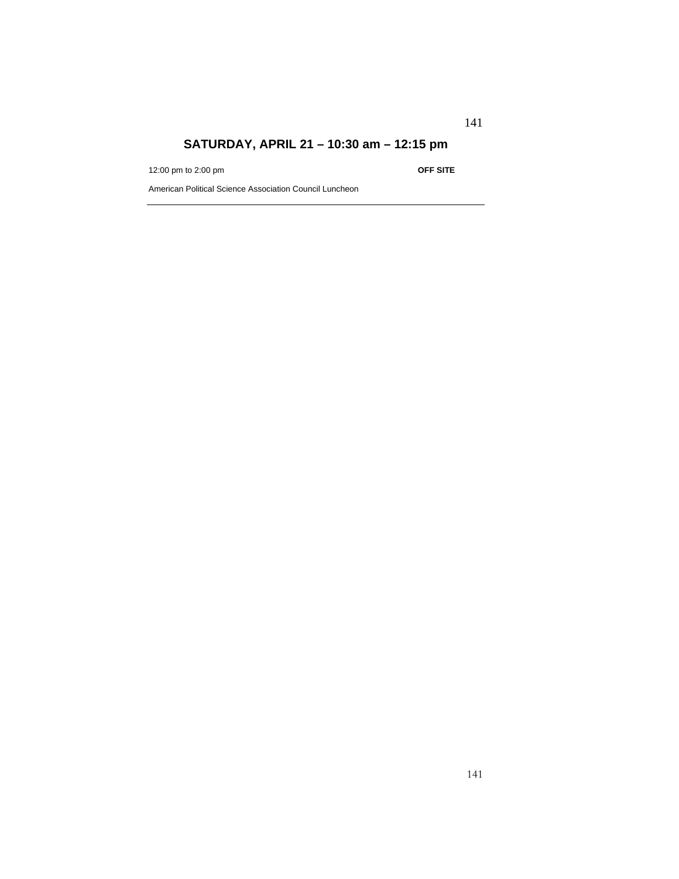## SATURDAY, APRIL 21 – 10:30 am – 12:15 pm

12:00 pm to 2:00 pm **OFF SITE**

American Political Science Association Council Luncheon

---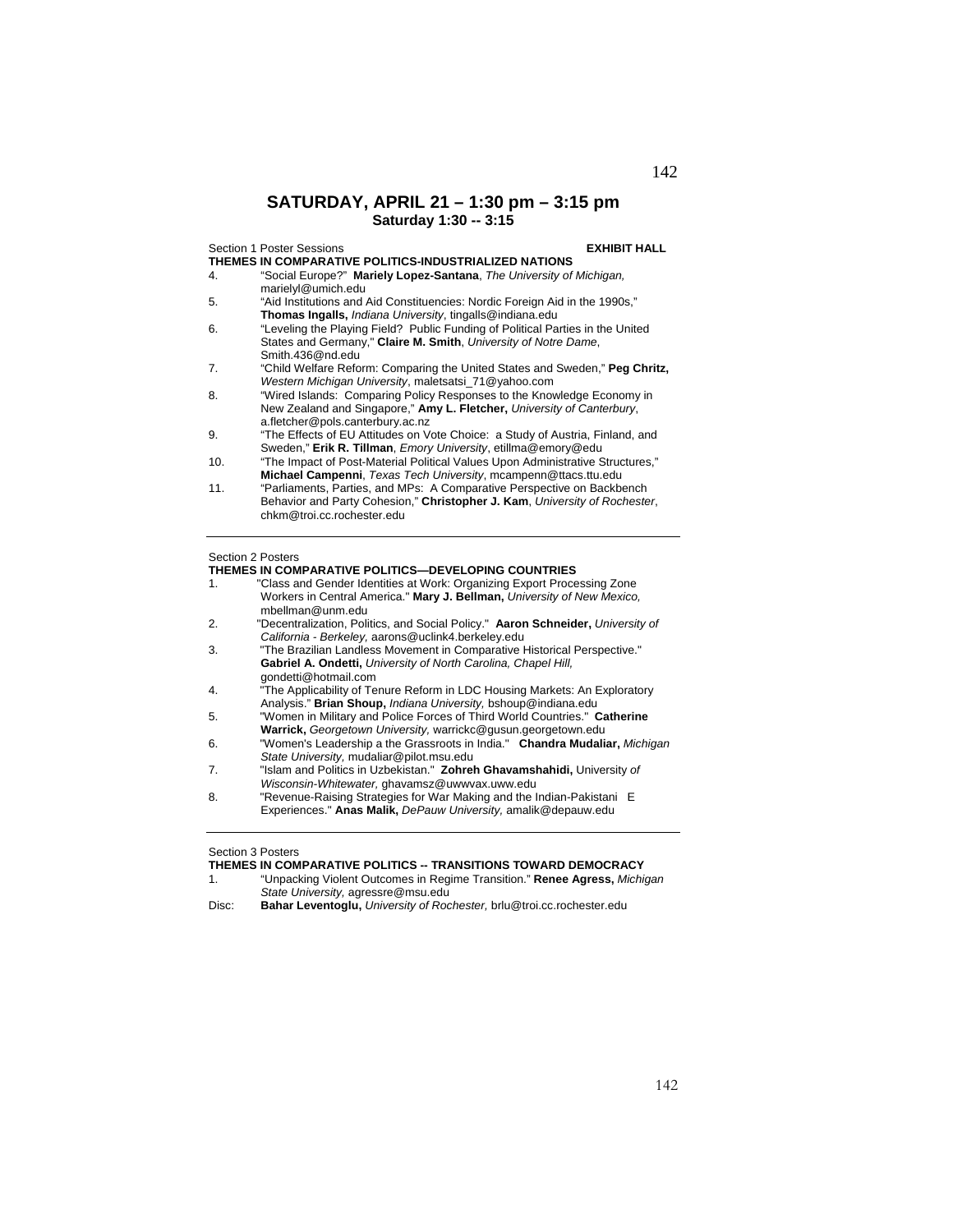# SATURDAY, APRIL 21 – 1:30 pm – 3:15 pm

**Saturday 1:30 -- 3:15**

Section 1 Poster Sessions **EXHIBIT HALL**

**THEMES IN COMPARATIVE POLITICS-INDUSTRIALIZED NATIONS**

4. "Social Europe?" **Mariely Lopez-Santana**, *The University of Michigan,* marielyl@umich.edu
5. "Aid Institutions and Aid Constituencies: Nordic Foreign Aid in the 1990s," **Thomas Ingalls,** *Indiana University*, tingalls@indiana.edu
6. "Leveling the Playing Field? Public Funding of Political Parties in the United States and Germany," **Claire M. Smith**, *University of Notre Dame*, Smith.436@nd.edu
7. "Child Welfare Reform: Comparing the United States and Sweden," **Peg Chritz,** *Western Michigan University*, maletsatsi_71@yahoo.com
8. "Wired Islands: Comparing Policy Responses to the Knowledge Economy in New Zealand and Singapore," **Amy L. Fletcher,** *University of Canterbury*, a.fletcher@pols.canterbury.ac.nz
9. "The Effects of EU Attitudes on Vote Choice: a Study of Austria, Finland, and Sweden," **Erik R. Tillman**, *Emory University*, etillma@emory@edu
10. "The Impact of Post-Material Political Values Upon Administrative Structures," **Michael Campenni**, *Texas Tech University*, mcampenn@ttacs.ttu.edu
11. "Parliaments, Parties, and MPs: A Comparative Perspective on Backbench Behavior and Party Cohesion," **Christopher J. Kam**, *University of Rochester*, chkm@troi.cc.rochester.edu

---

Section 2 Posters

**THEMES IN COMPARATIVE POLITICS—DEVELOPING COUNTRIES**

1. "Class and Gender Identities at Work: Organizing Export Processing Zone Workers in Central America." **Mary J. Bellman,** *University of New Mexico,* mbellman@unm.edu
2. "Decentralization, Politics, and Social Policy." **Aaron Schneider,** *University of California - Berkeley,* aarons@uclink4.berkeley.edu
3. "The Brazilian Landless Movement in Comparative Historical Perspective." **Gabriel A. Ondetti,** *University of North Carolina, Chapel Hill,* gondetti@hotmail.com
4. "The Applicability of Tenure Reform in LDC Housing Markets: An Exploratory Analysis." **Brian Shoup,** *Indiana University,* bshoup@indiana.edu
5. "Women in Military and Police Forces of Third World Countries." **Catherine Warrick,** *Georgetown University,* warrickc@gusun.georgetown.edu
6. "Women's Leadership a the Grassroots in India." **Chandra Mudaliar,** *Michigan State University,* mudaliar@pilot.msu.edu
7. "Islam and Politics in Uzbekistan." **Zohreh Ghavamshahidi,** University *of Wisconsin-Whitewater,* ghavamsz@uwwvax.uww.edu
8. "Revenue-Raising Strategies for War Making and the Indian-Pakistani E Experiences." **Anas Malik,** *DePauw University,* amalik@depauw.edu

---

Section 3 Posters

**THEMES IN COMPARATIVE POLITICS -- TRANSITIONS TOWARD DEMOCRACY**

1. "Unpacking Violent Outcomes in Regime Transition." **Renee Agress,** *Michigan State University,* agressre@msu.edu

Disc: **Bahar Leventoglu,** *University of Rochester,* brlu@troi.cc.rochester.edu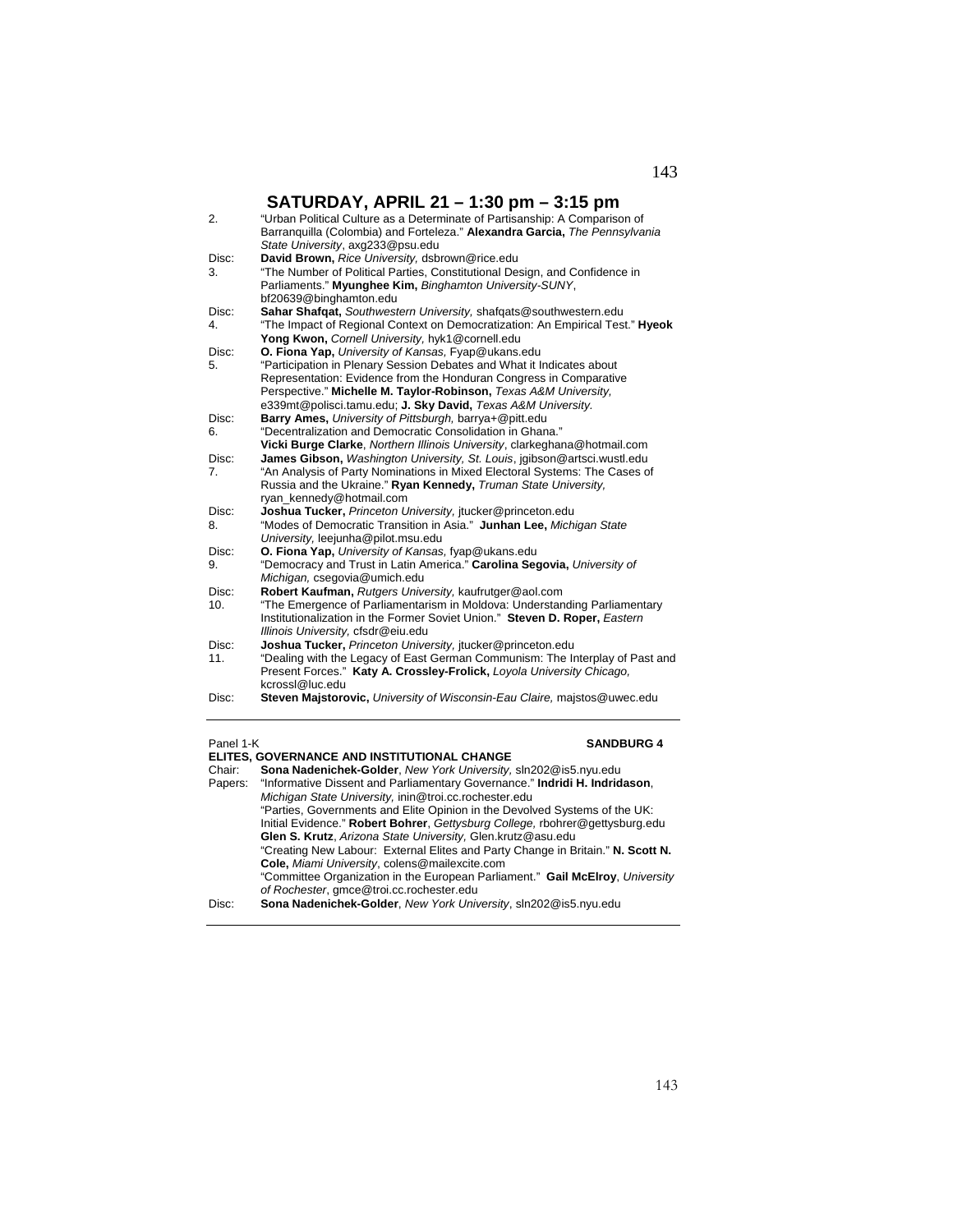## SATURDAY, APRIL 21 – 1:30 pm – 3:15 pm

2. "Urban Political Culture as a Determinate of Partisanship: A Comparison of Barranquilla (Colombia) and Forteleza." **Alexandra Garcia,** *The Pennsylvania State University*, axg233@psu.edu

Disc: **David Brown,** *Rice University,* dsbrown@rice.edu

3. "The Number of Political Parties, Constitutional Design, and Confidence in Parliaments." **Myunghee Kim,** *Binghamton University-SUNY*, bf20639@binghamton.edu

Disc: **Sahar Shafqat,** *Southwestern University,* shafqats@southwestern.edu

4. "The Impact of Regional Context on Democratization: An Empirical Test." **Hyeok Yong Kwon,** *Cornell University,* hyk1@cornell.edu

Disc: **O. Fiona Yap,** *University of Kansas,* Fyap@ukans.edu

5. "Participation in Plenary Session Debates and What it Indicates about Representation: Evidence from the Honduran Congress in Comparative Perspective." **Michelle M. Taylor-Robinson,** *Texas A&M University,* e339mt@polisci.tamu.edu; **J. Sky David,** *Texas A&M University.*

Disc: **Barry Ames,** *University of Pittsburgh,* barrya+@pitt.edu

6. "Decentralization and Democratic Consolidation in Ghana." **Vicki Burge Clarke**, *Northern Illinois University*, clarkeghana@hotmail.com

Disc: **James Gibson,** *Washington University, St. Louis*, jgibson@artsci.wustl.edu

7. "An Analysis of Party Nominations in Mixed Electoral Systems: The Cases of Russia and the Ukraine." **Ryan Kennedy,** *Truman State University,* ryan_kennedy@hotmail.com

Disc: **Joshua Tucker,** *Princeton University,* jtucker@princeton.edu

8. "Modes of Democratic Transition in Asia." **Junhan Lee,** *Michigan State University,* leejunha@pilot.msu.edu

Disc: **O. Fiona Yap,** *University of Kansas,* fyap@ukans.edu

9. "Democracy and Trust in Latin America." **Carolina Segovia,** *University of Michigan,* csegovia@umich.edu

Disc: **Robert Kaufman,** *Rutgers University,* kaufrutger@aol.com

10. "The Emergence of Parliamentarism in Moldova: Understanding Parliamentary Institutionalization in the Former Soviet Union." **Steven D. Roper,** *Eastern Illinois University,* cfsdr@eiu.edu

Disc: **Joshua Tucker,** *Princeton University,* jtucker@princeton.edu

11. "Dealing with the Legacy of East German Communism: The Interplay of Past and Present Forces." **Katy A. Crossley-Frolick,** *Loyola University Chicago,* kcrossl@luc.edu

Disc: **Steven Majstorovic,** *University of Wisconsin-Eau Claire,* majstos@uwec.edu

---

Panel 1-K **SANDBURG 4**

### ELITES, GOVERNANCE AND INSTITUTIONAL CHANGE

Chair: **Sona Nadenichek-Golder**, *New York University,* sln202@is5.nyu.edu

Papers: "Informative Dissent and Parliamentary Governance." **Indridi H. Indridason**, *Michigan State University,* inin@troi.cc.rochester.edu

"Parties, Governments and Elite Opinion in the Devolved Systems of the UK: Initial Evidence." **Robert Bohrer**, *Gettysburg College,* rbohrer@gettysburg.edu **Glen S. Krutz**, *Arizona State University,* Glen.krutz@asu.edu

"Creating New Labour: External Elites and Party Change in Britain." **N. Scott N. Cole,** *Miami University*, colens@mailexcite.com

"Committee Organization in the European Parliament." **Gail McElroy**, *University of Rochester*, gmce@troi.cc.rochester.edu

Disc: **Sona Nadenichek-Golder**, *New York University*, sln202@is5.nyu.edu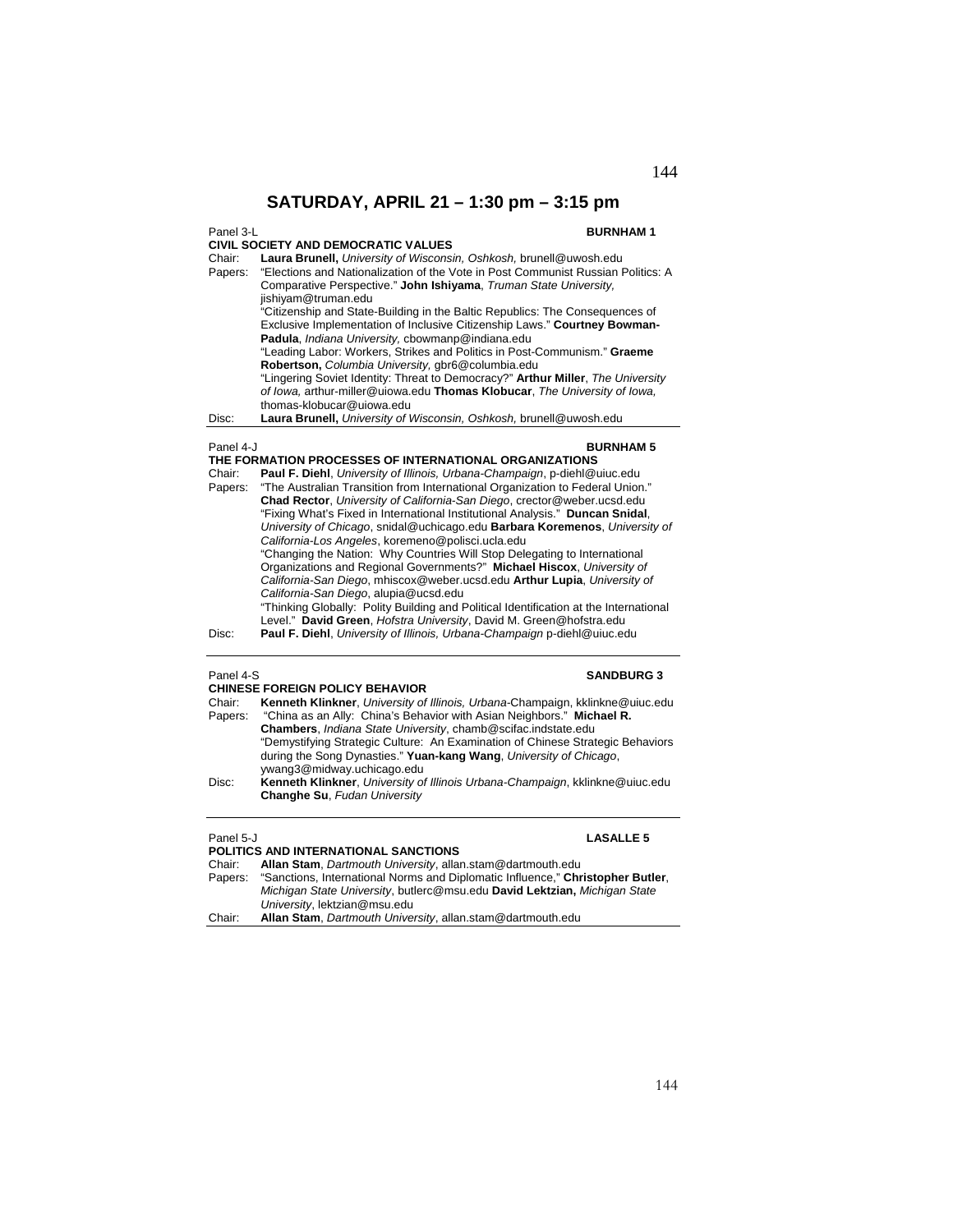# SATURDAY, APRIL 21 – 1:30 pm – 3:15 pm

Panel 3-L **BURNHAM 1**

**CIVIL SOCIETY AND DEMOCRATIC VALUES**

Chair: **Laura Brunell,** *University of Wisconsin, Oshkosh,* brunell@uwosh.edu

Papers: "Elections and Nationalization of the Vote in Post Communist Russian Politics: A Comparative Perspective." **John Ishiyama**, *Truman State University,* jishiyam@truman.edu

"Citizenship and State-Building in the Baltic Republics: The Consequences of Exclusive Implementation of Inclusive Citizenship Laws." **Courtney Bowman-Padula**, *Indiana University,* cbowmanp@indiana.edu

"Leading Labor: Workers, Strikes and Politics in Post-Communism." **Graeme Robertson,** *Columbia University,* gbr6@columbia.edu

"Lingering Soviet Identity: Threat to Democracy?" **Arthur Miller**, *The University of Iowa,* arthur-miller@uiowa.edu **Thomas Klobucar**, *The University of Iowa,* thomas-klobucar@uiowa.edu

Disc: **Laura Brunell,** *University of Wisconsin, Oshkosh,* brunell@uwosh.edu

---

Panel 4-J **BURNHAM 5**

**THE FORMATION PROCESSES OF INTERNATIONAL ORGANIZATIONS**

Chair: **Paul F. Diehl**, *University of Illinois, Urbana-Champaign*, p-diehl@uiuc.edu

Papers: "The Australian Transition from International Organization to Federal Union." **Chad Rector**, *University of California-San Diego*, crector@weber.ucsd.edu

"Fixing What's Fixed in International Institutional Analysis." **Duncan Snidal**, *University of Chicago*, snidal@uchicago.edu **Barbara Koremenos**, *University of California-Los Angeles*, koremeno@polisci.ucla.edu

"Changing the Nation: Why Countries Will Stop Delegating to International Organizations and Regional Governments?" **Michael Hiscox**, *University of California-San Diego*, mhiscox@weber.ucsd.edu **Arthur Lupia**, *University of California-San Diego*, alupia@ucsd.edu

"Thinking Globally: Polity Building and Political Identification at the International Level." **David Green**, *Hofstra University*, David M. Green@hofstra.edu

Disc: **Paul F. Diehl**, *University of Illinois, Urbana-Champaign* p-diehl@uiuc.edu

---

Panel 4-S **SANDBURG 3**

**CHINESE FOREIGN POLICY BEHAVIOR**

Chair: **Kenneth Klinkner**, *University of Illinois, Urbana-*Champaign, kklinkne@uiuc.edu

Papers: "China as an Ally: China's Behavior with Asian Neighbors." **Michael R. Chambers**, *Indiana State University*, chamb@scifac.indstate.edu

"Demystifying Strategic Culture: An Examination of Chinese Strategic Behaviors during the Song Dynasties." **Yuan-kang Wang**, *University of Chicago*, ywang3@midway.uchicago.edu

Disc: **Kenneth Klinkner**, *University of Illinois Urbana-Champaign*, kklinkne@uiuc.edu **Changhe Su**, *Fudan University*

---

Panel 5-J **LASALLE 5**

**POLITICS AND INTERNATIONAL SANCTIONS**

Chair: **Allan Stam**, *Dartmouth University*, allan.stam@dartmouth.edu

Papers: "Sanctions, International Norms and Diplomatic Influence," **Christopher Butler**, *Michigan State University*, butlerc@msu.edu **David Lektzian,** *Michigan State University*, lektzian@msu.edu

Chair: **Allan Stam**, *Dartmouth University*, allan.stam@dartmouth.edu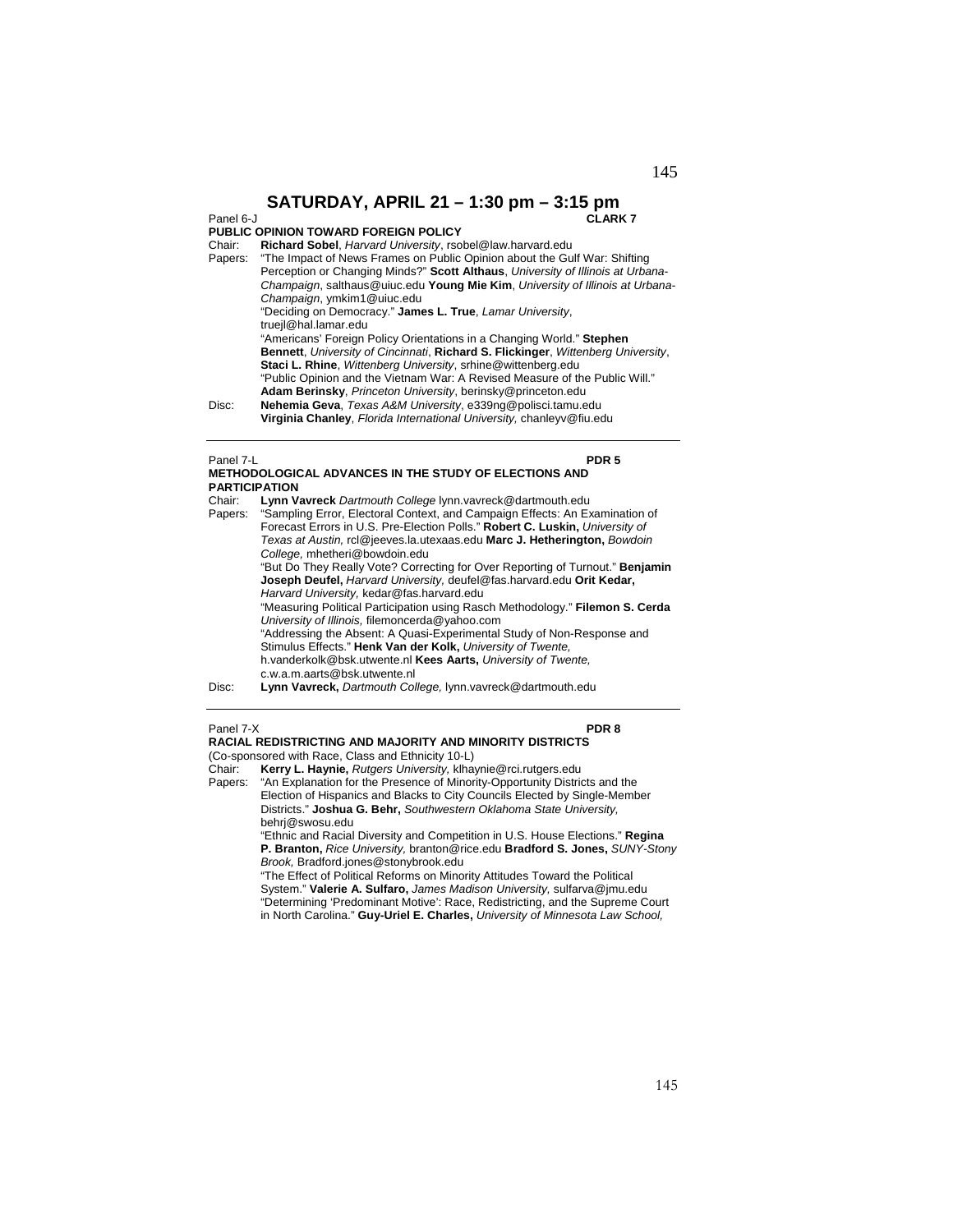# SATURDAY, APRIL 21 – 1:30 pm – 3:15 pm

Panel 6-J **CLARK 7**

**PUBLIC OPINION TOWARD FOREIGN POLICY**

Chair: **Richard Sobel**, *Harvard University*, rsobel@law.harvard.edu

Papers: "The Impact of News Frames on Public Opinion about the Gulf War: Shifting Perception or Changing Minds?" **Scott Althaus**, *University of Illinois at Urbana-Champaign*, salthaus@uiuc.edu **Young Mie Kim**, *University of Illinois at Urbana-Champaign*, ymkim1@uiuc.edu

"Deciding on Democracy." **James L. True**, *Lamar University*, truejl@hal.lamar.edu

"Americans' Foreign Policy Orientations in a Changing World." **Stephen Bennett**, *University of Cincinnati*, **Richard S. Flickinger**, *Wittenberg University*, **Staci L. Rhine**, *Wittenberg University*, srhine@wittenberg.edu

"Public Opinion and the Vietnam War: A Revised Measure of the Public Will." **Adam Berinsky**, *Princeton University*, berinsky@princeton.edu

Disc: **Nehemia Geva**, *Texas A&M University*, e339ng@polisci.tamu.edu
**Virginia Chanley**, *Florida International University,* chanleyv@fiu.edu

---

Panel 7-L **PDR 5**

**METHODOLOGICAL ADVANCES IN THE STUDY OF ELECTIONS AND PARTICIPATION**

Chair: **Lynn Vavreck** *Dartmouth College* lynn.vavreck@dartmouth.edu

Papers: "Sampling Error, Electoral Context, and Campaign Effects: An Examination of Forecast Errors in U.S. Pre-Election Polls." **Robert C. Luskin,** *University of Texas at Austin,* rcl@jeeves.la.utexaas.edu **Marc J. Hetherington,** *Bowdoin College,* mhetheri@bowdoin.edu

"But Do They Really Vote? Correcting for Over Reporting of Turnout." **Benjamin Joseph Deufel,** *Harvard University,* deufel@fas.harvard.edu **Orit Kedar,** *Harvard University,* kedar@fas.harvard.edu

"Measuring Political Participation using Rasch Methodology." **Filemon S. Cerda** *University of Illinois,* filemoncerda@yahoo.com

"Addressing the Absent: A Quasi-Experimental Study of Non-Response and Stimulus Effects." **Henk Van der Kolk,** *University of Twente,* h.vanderkolk@bsk.utwente.nl **Kees Aarts,** *University of Twente,* c.w.a.m.aarts@bsk.utwente.nl

Disc: **Lynn Vavreck,** *Dartmouth College,* lynn.vavreck@dartmouth.edu

---

Panel 7-X **PDR 8**

**RACIAL REDISTRICTING AND MAJORITY AND MINORITY DISTRICTS**

(Co-sponsored with Race, Class and Ethnicity 10-L)

Chair: **Kerry L. Haynie,** *Rutgers University,* klhaynie@rci.rutgers.edu

Papers: "An Explanation for the Presence of Minority-Opportunity Districts and the Election of Hispanics and Blacks to City Councils Elected by Single-Member Districts." **Joshua G. Behr,** *Southwestern Oklahoma State University,* behrj@swosu.edu

"Ethnic and Racial Diversity and Competition in U.S. House Elections." **Regina P. Branton,** *Rice University,* branton@rice.edu **Bradford S. Jones,** *SUNY-Stony Brook,* Bradford.jones@stonybrook.edu

"The Effect of Political Reforms on Minority Attitudes Toward the Political System." **Valerie A. Sulfaro,** *James Madison University,* sulfarva@jmu.edu

"Determining 'Predominant Motive': Race, Redistricting, and the Supreme Court in North Carolina." **Guy-Uriel E. Charles,** *University of Minnesota Law School,*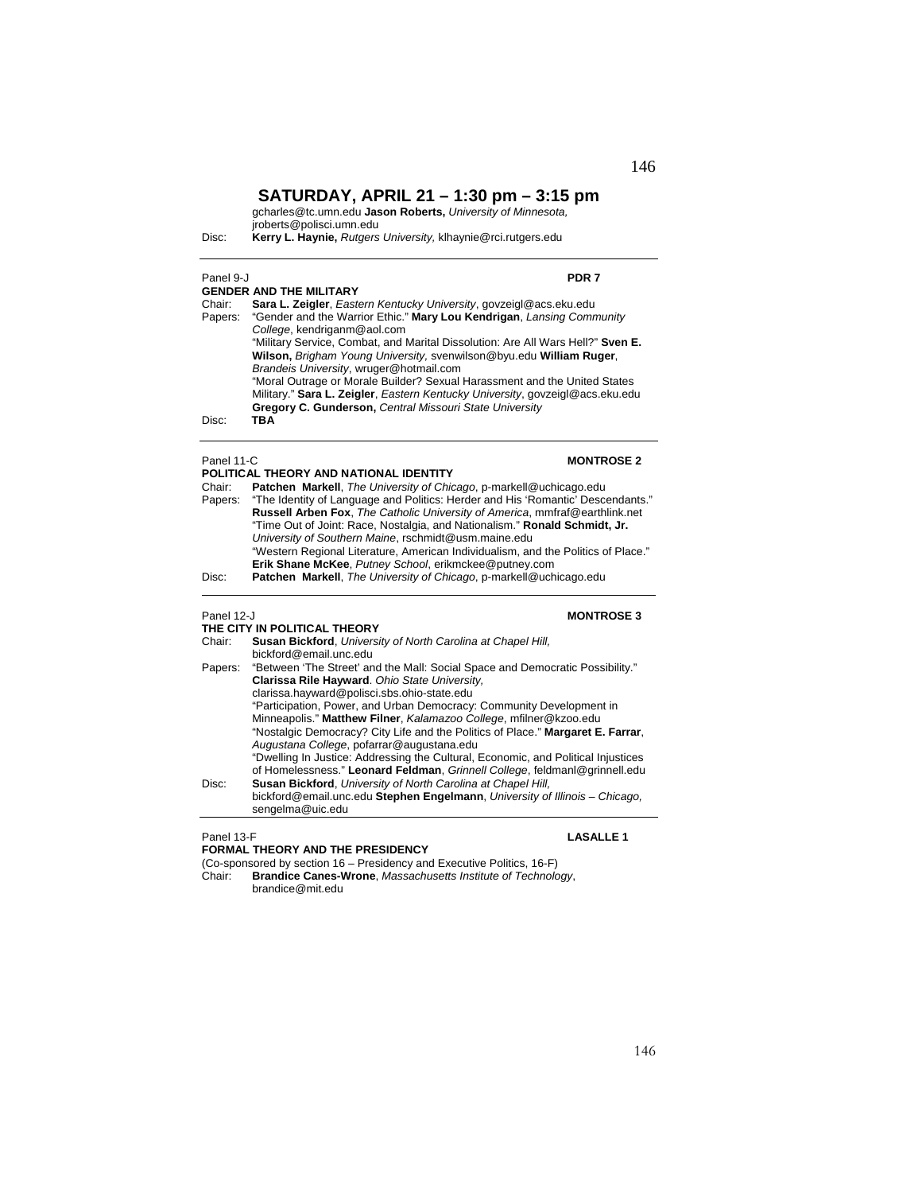## SATURDAY, APRIL 21 – 1:30 pm – 3:15 pm

gcharles@tc.umn.edu **Jason Roberts,** *University of Minnesota,* jroberts@polisci.umn.edu

Disc: **Kerry L. Haynie,** *Rutgers University,* klhaynie@rci.rutgers.edu

---

Panel 9-J **PDR 7**

**GENDER AND THE MILITARY**

Chair: **Sara L. Zeigler**, *Eastern Kentucky University*, govzeigl@acs.eku.edu

Papers: "Gender and the Warrior Ethic." **Mary Lou Kendrigan**, *Lansing Community College*, kendriganm@aol.com

"Military Service, Combat, and Marital Dissolution: Are All Wars Hell?" **Sven E. Wilson,** *Brigham Young University,* svenwilson@byu.edu **William Ruger**, *Brandeis University*, wruger@hotmail.com

"Moral Outrage or Morale Builder? Sexual Harassment and the United States Military." **Sara L. Zeigler**, *Eastern Kentucky University*, govzeigl@acs.eku.edu **Gregory C. Gunderson,** *Central Missouri State University*

Disc: **TBA**

---

Panel 11-C **MONTROSE 2**

**POLITICAL THEORY AND NATIONAL IDENTITY**

Chair: **Patchen Markell**, *The University of Chicago*, p-markell@uchicago.edu

Papers: "The Identity of Language and Politics: Herder and His 'Romantic' Descendants." **Russell Arben Fox**, *The Catholic University of America*, mmfraf@earthlink.net

"Time Out of Joint: Race, Nostalgia, and Nationalism." **Ronald Schmidt, Jr.** *University of Southern Maine*, rschmidt@usm.maine.edu

"Western Regional Literature, American Individualism, and the Politics of Place." **Erik Shane McKee**, *Putney School*, erikmckee@putney.com

Disc: **Patchen Markell**, *The University of Chicago*, p-markell@uchicago.edu

---

Panel 12-J **MONTROSE 3**

**THE CITY IN POLITICAL THEORY**

Chair: **Susan Bickford**, *University of North Carolina at Chapel Hill,* bickford@email.unc.edu

Papers: "Between 'The Street' and the Mall: Social Space and Democratic Possibility." **Clarissa Rile Hayward**. *Ohio State University,* clarissa.hayward@polisci.sbs.ohio-state.edu

"Participation, Power, and Urban Democracy: Community Development in Minneapolis." **Matthew Filner**, *Kalamazoo College*, mfilner@kzoo.edu

"Nostalgic Democracy? City Life and the Politics of Place." **Margaret E. Farrar**, *Augustana College*, pofarrar@augustana.edu

"Dwelling In Justice: Addressing the Cultural, Economic, and Political Injustices of Homelessness." **Leonard Feldman**, *Grinnell College*, feldmanl@grinnell.edu

Disc: **Susan Bickford**, *University of North Carolina at Chapel Hill,* bickford@email.unc.edu **Stephen Engelmann**, *University of Illinois – Chicago,* sengelma@uic.edu

---

Panel 13-F **LASALLE 1**

**FORMAL THEORY AND THE PRESIDENCY**

(Co-sponsored by section 16 – Presidency and Executive Politics, 16-F)

Chair: **Brandice Canes-Wrone**, *Massachusetts Institute of Technology*, brandice@mit.edu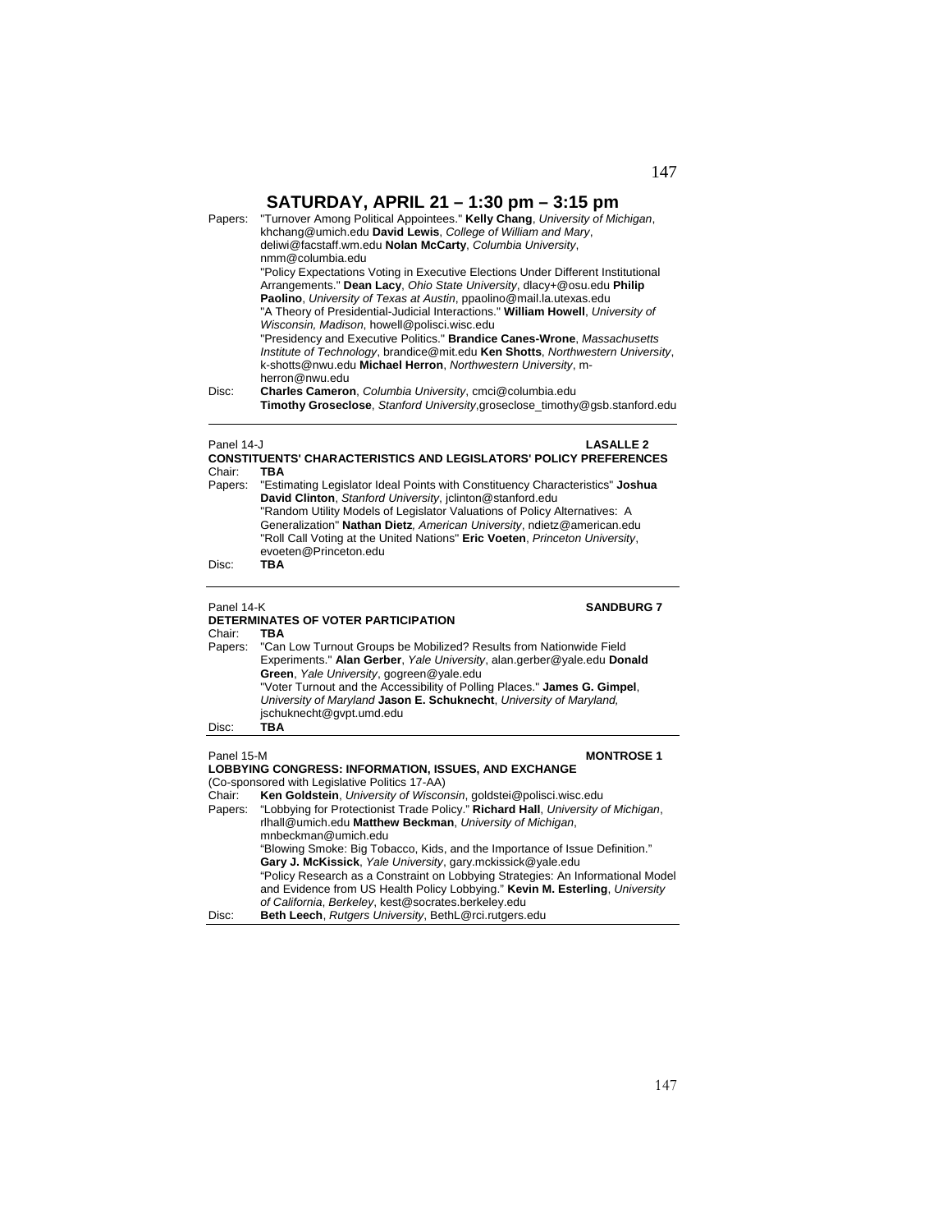## SATURDAY, APRIL 21 – 1:30 pm – 3:15 pm

Papers: "Turnover Among Political Appointees." **Kelly Chang**, *University of Michigan*, khchang@umich.edu **David Lewis**, *College of William and Mary*, deliwi@facstaff.wm.edu **Nolan McCarty**, *Columbia University*, nmm@columbia.edu
"Policy Expectations Voting in Executive Elections Under Different Institutional Arrangements." **Dean Lacy**, *Ohio State University*, dlacy+@osu.edu **Philip Paolino**, *University of Texas at Austin*, ppaolino@mail.la.utexas.edu
"A Theory of Presidential-Judicial Interactions." **William Howell**, *University of Wisconsin, Madison*, howell@polisci.wisc.edu
"Presidency and Executive Politics." **Brandice Canes-Wrone**, *Massachusetts Institute of Technology*, brandice@mit.edu **Ken Shotts**, *Northwestern University*, k-shotts@nwu.edu **Michael Herron**, *Northwestern University*, m-herron@nwu.edu

Disc: **Charles Cameron**, *Columbia University*, cmci@columbia.edu
**Timothy Groseclose**, *Stanford University*,groseclose_timothy@gsb.stanford.edu

---

Panel 14-J **LASALLE 2**

### CONSTITUENTS' CHARACTERISTICS AND LEGISLATORS' POLICY PREFERENCES

Chair: **TBA**

Papers: "Estimating Legislator Ideal Points with Constituency Characteristics" **Joshua David Clinton**, *Stanford University*, jclinton@stanford.edu
"Random Utility Models of Legislator Valuations of Policy Alternatives: A Generalization" **Nathan Dietz**, *American University*, ndietz@american.edu
"Roll Call Voting at the United Nations" **Eric Voeten**, *Princeton University*, evoeten@Princeton.edu

Disc: **TBA**

---

Panel 14-K **SANDBURG 7**

### DETERMINATES OF VOTER PARTICIPATION

Chair: **TBA**

Papers: "Can Low Turnout Groups be Mobilized? Results from Nationwide Field Experiments." **Alan Gerber**, *Yale University*, alan.gerber@yale.edu **Donald Green**, *Yale University*, gogreen@yale.edu
"Voter Turnout and the Accessibility of Polling Places." **James G. Gimpel**, *University of Maryland* **Jason E. Schuknecht**, *University of Maryland,* jschuknecht@gvpt.umd.edu

Disc: **TBA**

---

Panel 15-M **MONTROSE 1**

### LOBBYING CONGRESS: INFORMATION, ISSUES, AND EXCHANGE

(Co-sponsored with Legislative Politics 17-AA)

Chair: **Ken Goldstein**, *University of Wisconsin*, goldstei@polisci.wisc.edu

Papers: "Lobbying for Protectionist Trade Policy." **Richard Hall**, *University of Michigan*, rlhall@umich.edu **Matthew Beckman**, *University of Michigan*, mnbeckman@umich.edu
"Blowing Smoke: Big Tobacco, Kids, and the Importance of Issue Definition." **Gary J. McKissick**, *Yale University*, gary.mckissick@yale.edu
"Policy Research as a Constraint on Lobbying Strategies: An Informational Model and Evidence from US Health Policy Lobbying." **Kevin M. Esterling**, *University of California*, *Berkeley*, kest@socrates.berkeley.edu

Disc: **Beth Leech**, *Rutgers University*, BethL@rci.rutgers.edu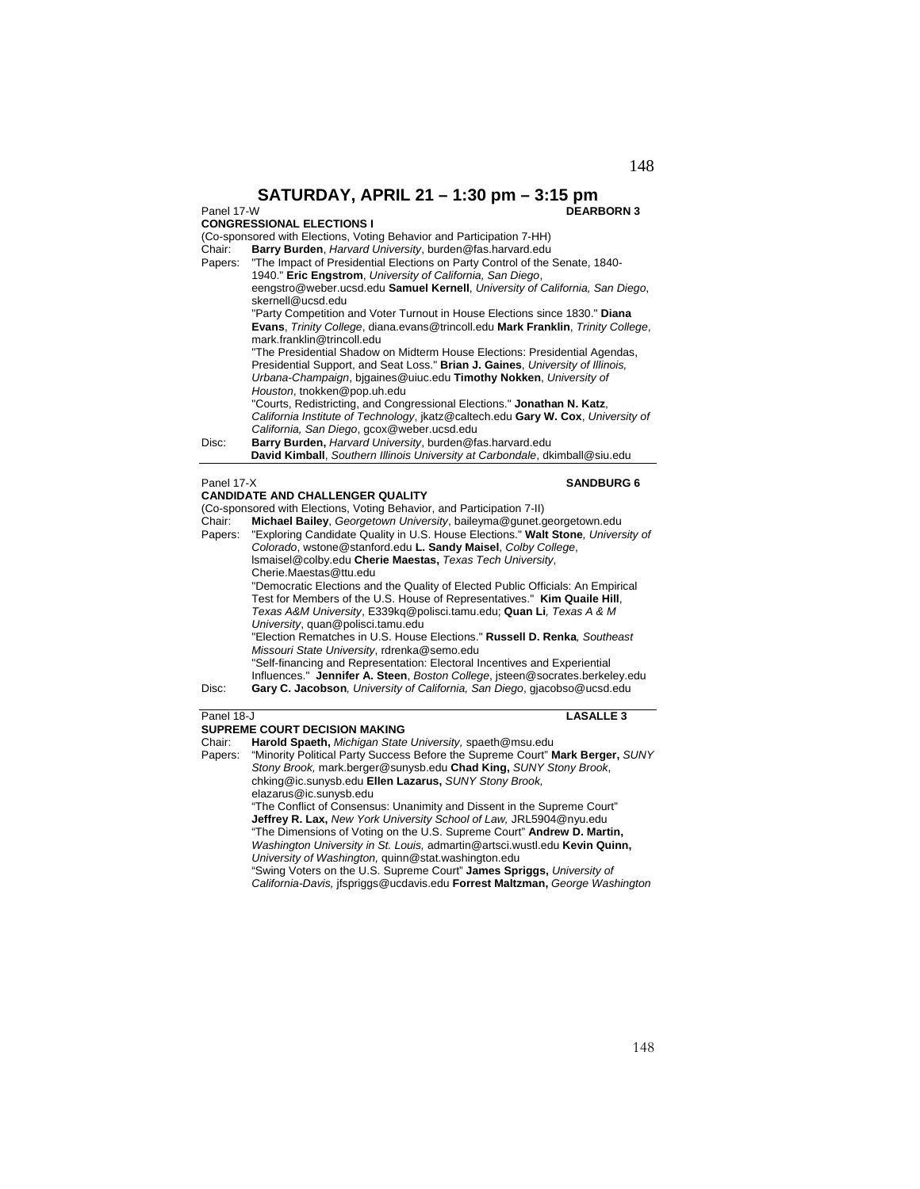## SATURDAY, APRIL 21 – 1:30 pm – 3:15 pm

Panel 17-W **DEARBORN 3**

**CONGRESSIONAL ELECTIONS I**

(Co-sponsored with Elections, Voting Behavior and Participation 7-HH)

Chair: **Barry Burden**, *Harvard University*, burden@fas.harvard.edu

Papers: "The Impact of Presidential Elections on Party Control of the Senate, 1840-1940." **Eric Engstrom**, *University of California, San Diego*, eengstro@weber.ucsd.edu **Samuel Kernell**, *University of California, San Diego*, skernell@ucsd.edu

"Party Competition and Voter Turnout in House Elections since 1830." **Diana Evans**, *Trinity College*, diana.evans@trincoll.edu **Mark Franklin**, *Trinity College*, mark.franklin@trincoll.edu

"The Presidential Shadow on Midterm House Elections: Presidential Agendas, Presidential Support, and Seat Loss." **Brian J. Gaines**, *University of Illinois, Urbana-Champaign*, bjgaines@uiuc.edu **Timothy Nokken**, *University of Houston*, tnokken@pop.uh.edu

"Courts, Redistricting, and Congressional Elections." **Jonathan N. Katz**, *California Institute of Technology*, jkatz@caltech.edu **Gary W. Cox**, *University of California, San Diego*, gcox@weber.ucsd.edu

Disc: **Barry Burden,** *Harvard University*, burden@fas.harvard.edu
**David Kimball**, *Southern Illinois University at Carbondale*, dkimball@siu.edu

---

Panel 17-X **SANDBURG 6**

**CANDIDATE AND CHALLENGER QUALITY**

(Co-sponsored with Elections, Voting Behavior, and Participation 7-II)

Chair: **Michael Bailey**, *Georgetown University*, baileyma@gunet.georgetown.edu

Papers: "Exploring Candidate Quality in U.S. House Elections." **Walt Stone***, University of Colorado*, wstone@stanford.edu **L. Sandy Maisel**, *Colby College*, lsmaisel@colby.edu **Cherie Maestas,** *Texas Tech University*, Cherie.Maestas@ttu.edu

"Democratic Elections and the Quality of Elected Public Officials: An Empirical Test for Members of the U.S. House of Representatives." **Kim Quaile Hill**, *Texas A&M University*, E339kq@polisci.tamu.edu; **Quan Li***, Texas A & M University*, quan@polisci.tamu.edu

"Election Rematches in U.S. House Elections." **Russell D. Renka***, Southeast Missouri State University*, rdrenka@semo.edu

"Self-financing and Representation: Electoral Incentives and Experiential Influences." **Jennifer A. Steen**, *Boston College*, jsteen@socrates.berkeley.edu

Disc: **Gary C. Jacobson***, University of California, San Diego*, gjacobso@ucsd.edu

---

Panel 18-J **LASALLE 3**

**SUPREME COURT DECISION MAKING**

Chair: **Harold Spaeth,** *Michigan State University,* spaeth@msu.edu

Papers: "Minority Political Party Success Before the Supreme Court" **Mark Berger,** *SUNY Stony Brook,* mark.berger@sunysb.edu **Chad King,** *SUNY Stony Brook*, chking@ic.sunysb.edu **Ellen Lazarus,** *SUNY Stony Brook,* elazarus@ic.sunysb.edu

"The Conflict of Consensus: Unanimity and Dissent in the Supreme Court" **Jeffrey R. Lax,** *New York University School of Law,* JRL5904@nyu.edu

"The Dimensions of Voting on the U.S. Supreme Court" **Andrew D. Martin,** *Washington University in St. Louis,* admartin@artsci.wustl.edu **Kevin Quinn,** *University of Washington,* quinn@stat.washington.edu

"Swing Voters on the U.S. Supreme Court" **James Spriggs,** *University of California-Davis,* jfspriggs@ucdavis.edu **Forrest Maltzman,** *George Washington*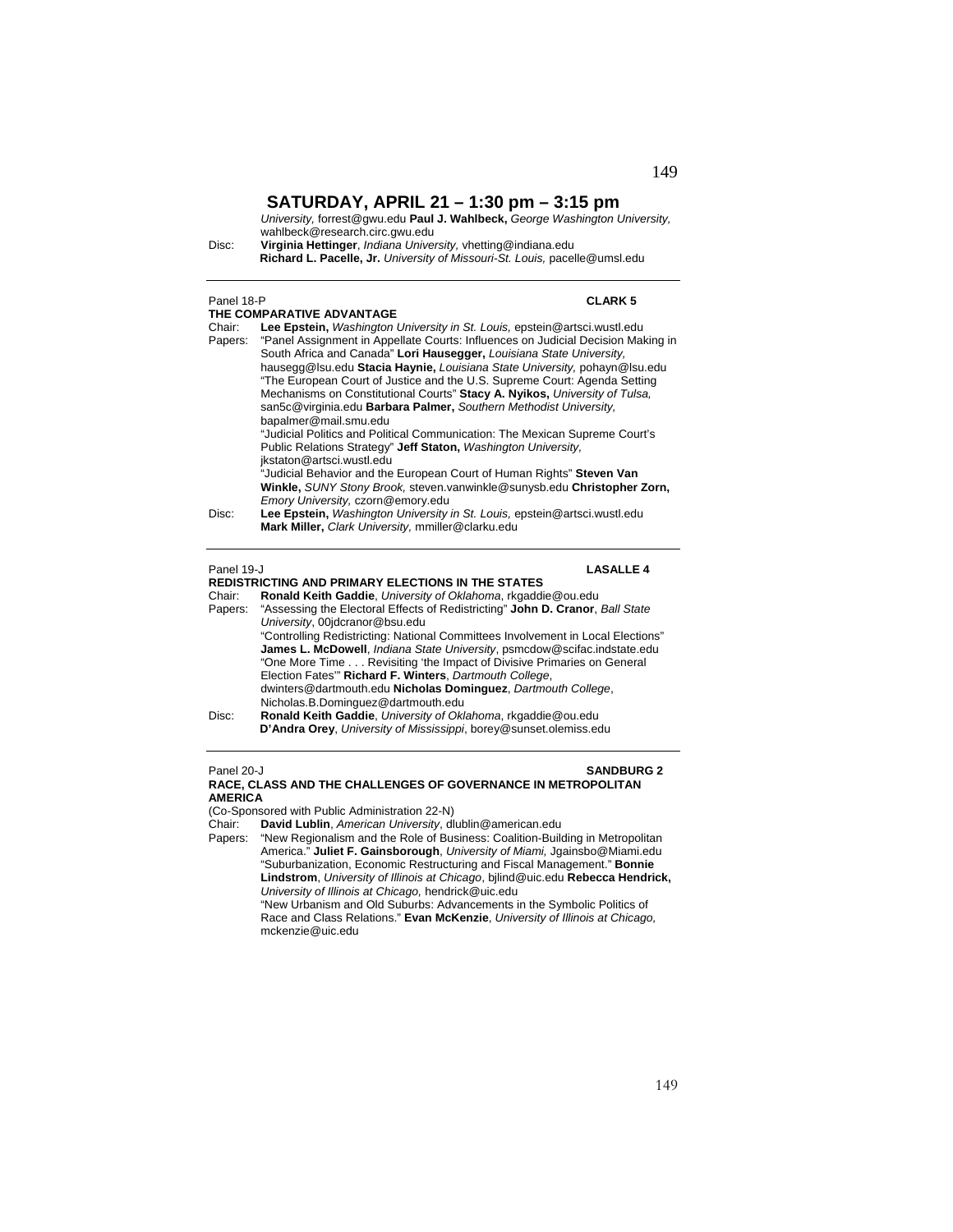## SATURDAY, APRIL 21 – 1:30 pm – 3:15 pm

*University,* forrest@gwu.edu **Paul J. Wahlbeck,** *George Washington University,* wahlbeck@research.circ.gwu.edu

Disc: **Virginia Hettinger**, *Indiana University,* vhetting@indiana.edu
**Richard L. Pacelle, Jr.** *University of Missouri-St. Louis,* pacelle@umsl.edu

---

Panel 18-P **CLARK 5**

**THE COMPARATIVE ADVANTAGE**

Chair: **Lee Epstein,** *Washington University in St. Louis,* epstein@artsci.wustl.edu

Papers: "Panel Assignment in Appellate Courts: Influences on Judicial Decision Making in South Africa and Canada" **Lori Hausegger,** *Louisiana State University,* hausegg@lsu.edu **Stacia Haynie,** *Louisiana State University,* pohayn@lsu.edu

"The European Court of Justice and the U.S. Supreme Court: Agenda Setting Mechanisms on Constitutional Courts" **Stacy A. Nyikos,** *University of Tulsa,* san5c@virginia.edu **Barbara Palmer,** *Southern Methodist University,* bapalmer@mail.smu.edu

"Judicial Politics and Political Communication: The Mexican Supreme Court's Public Relations Strategy" **Jeff Staton,** *Washington University,* jkstaton@artsci.wustl.edu

"Judicial Behavior and the European Court of Human Rights" **Steven Van Winkle,** *SUNY Stony Brook,* steven.vanwinkle@sunysb.edu **Christopher Zorn,** *Emory University,* czorn@emory.edu

Disc: **Lee Epstein,** *Washington University in St. Louis,* epstein@artsci.wustl.edu
**Mark Miller,** *Clark University,* mmiller@clarku.edu

---

Panel 19-J **LASALLE 4**

**REDISTRICTING AND PRIMARY ELECTIONS IN THE STATES**

Chair: **Ronald Keith Gaddie**, *University of Oklahoma*, rkgaddie@ou.edu

Papers: "Assessing the Electoral Effects of Redistricting" **John D. Cranor**, *Ball State University*, 00jdcranor@bsu.edu

"Controlling Redistricting: National Committees Involvement in Local Elections" **James L. McDowell**, *Indiana State University*, psmcdow@scifac.indstate.edu

"One More Time . . . Revisiting 'the Impact of Divisive Primaries on General Election Fates'" **Richard F. Winters**, *Dartmouth College*, dwinters@dartmouth.edu **Nicholas Dominguez**, *Dartmouth College*, Nicholas.B.Dominguez@dartmouth.edu

Disc: **Ronald Keith Gaddie**, *University of Oklahoma*, rkgaddie@ou.edu
**D'Andra Orey**, *University of Mississippi*, borey@sunset.olemiss.edu

---

Panel 20-J **SANDBURG 2**

**RACE, CLASS AND THE CHALLENGES OF GOVERNANCE IN METROPOLITAN AMERICA**

(Co-Sponsored with Public Administration 22-N)

Chair: **David Lublin**, *American University*, dlublin@american.edu

Papers: "New Regionalism and the Role of Business: Coalition-Building in Metropolitan America." **Juliet F. Gainsborough**, *University of Miami,* Jgainsbo@Miami.edu

"Suburbanization, Economic Restructuring and Fiscal Management." **Bonnie Lindstrom**, *University of Illinois at Chicago*, bjlind@uic.edu **Rebecca Hendrick,** *University of Illinois at Chicago,* hendrick@uic.edu

"New Urbanism and Old Suburbs: Advancements in the Symbolic Politics of Race and Class Relations." **Evan McKenzie**, *University of Illinois at Chicago,* mckenzie@uic.edu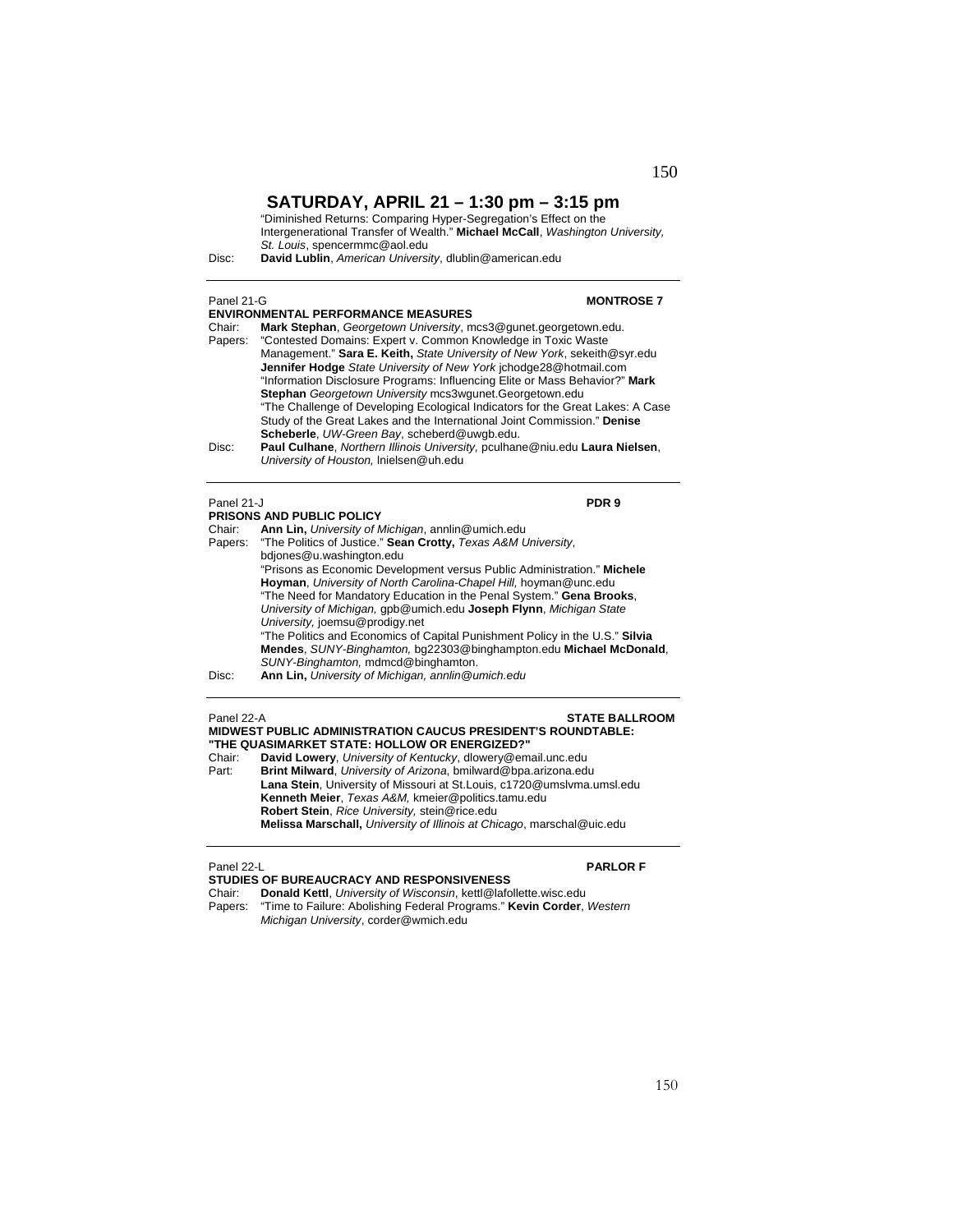## SATURDAY, APRIL 21 – 1:30 pm – 3:15 pm

"Diminished Returns: Comparing Hyper-Segregation's Effect on the Intergenerational Transfer of Wealth." **Michael McCall**, *Washington University, St. Louis*, spencermmc@aol.edu

Disc: **David Lublin**, *American University*, dlublin@american.edu

---

Panel 21-G **MONTROSE 7**

**ENVIRONMENTAL PERFORMANCE MEASURES**

Chair: **Mark Stephan**, *Georgetown University*, mcs3@gunet.georgetown.edu.

Papers: "Contested Domains: Expert v. Common Knowledge in Toxic Waste Management." **Sara E. Keith,** *State University of New York*, sekeith@syr.edu **Jennifer Hodge** *State University of New York* jchodge28@hotmail.com
"Information Disclosure Programs: Influencing Elite or Mass Behavior?" **Mark Stephan** *Georgetown University* mcs3wgunet.Georgetown.edu
"The Challenge of Developing Ecological Indicators for the Great Lakes: A Case Study of the Great Lakes and the International Joint Commission." **Denise Scheberle**, *UW-Green Bay*, scheberd@uwgb.edu.

Disc: **Paul Culhane**, *Northern Illinois University,* pculhane@niu.edu **Laura Nielsen**, *University of Houston,* lnielsen@uh.edu

---

Panel 21-J **PDR 9**

**PRISONS AND PUBLIC POLICY**

Chair: **Ann Lin,** *University of Michigan*, annlin@umich.edu

Papers: "The Politics of Justice." **Sean Crotty,** *Texas A&M University*, bdjones@u.washington.edu
"Prisons as Economic Development versus Public Administration." **Michele Hoyman**, *University of North Carolina-Chapel Hill,* hoyman@unc.edu
"The Need for Mandatory Education in the Penal System." **Gena Brooks**, *University of Michigan,* gpb@umich.edu **Joseph Flynn**, *Michigan State University,* joemsu@prodigy.net
"The Politics and Economics of Capital Punishment Policy in the U.S." **Silvia Mendes**, *SUNY-Binghamton,* bg22303@binghampton.edu **Michael McDonald**, *SUNY-Binghamton,* mdmcd@binghamton.

Disc: **Ann Lin,** *University of Michigan, annlin@umich.edu*

---

Panel 22-A **STATE BALLROOM**

**MIDWEST PUBLIC ADMINISTRATION CAUCUS PRESIDENT'S ROUNDTABLE: "THE QUASIMARKET STATE: HOLLOW OR ENERGIZED?"**

Chair: **David Lowery**, *University of Kentucky*, dlowery@email.unc.edu

Part: **Brint Milward**, *University of Arizona*, bmilward@bpa.arizona.edu
**Lana Stein**, University of Missouri at St.Louis, c1720@umslvma.umsl.edu
**Kenneth Meier**, *Texas A&M,* kmeier@politics.tamu.edu
**Robert Stein**, *Rice University,* stein@rice.edu
**Melissa Marschall,** *University of Illinois at Chicago*, marschal@uic.edu

---

Panel 22-L **PARLOR F**

**STUDIES OF BUREAUCRACY AND RESPONSIVENESS**

Chair: **Donald Kettl**, *University of Wisconsin*, kettl@lafollette.wisc.edu

Papers: "Time to Failure: Abolishing Federal Programs." **Kevin Corder**, *Western Michigan University*, corder@wmich.edu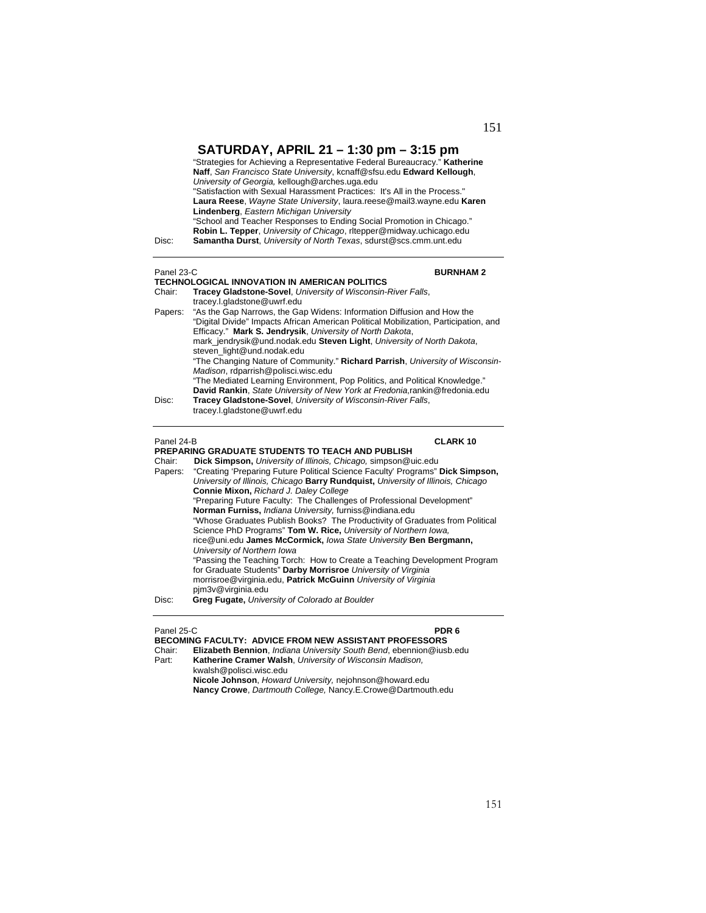## SATURDAY, APRIL 21 – 1:30 pm – 3:15 pm

"Strategies for Achieving a Representative Federal Bureaucracy." **Katherine Naff**, *San Francisco State University*, kcnaff@sfsu.edu **Edward Kellough**, *University of Georgia,* kellough@arches.uga.edu
"Satisfaction with Sexual Harassment Practices: It's All in the Process." **Laura Reese**, *Wayne State University*, laura.reese@mail3.wayne.edu **Karen Lindenberg**, *Eastern Michigan University*
"School and Teacher Responses to Ending Social Promotion in Chicago." **Robin L. Tepper**, *University of Chicago*, rltepper@midway.uchicago.edu

Disc: **Samantha Durst**, *University of North Texas*, sdurst@scs.cmm.unt.edu

---

Panel 23-C **BURNHAM 2**

**TECHNOLOGICAL INNOVATION IN AMERICAN POLITICS**

Chair: **Tracey Gladstone-Sovel**, *University of Wisconsin-River Falls*, tracey.l.gladstone@uwrf.edu

Papers: "As the Gap Narrows, the Gap Widens: Information Diffusion and How the "Digital Divide" Impacts African American Political Mobilization, Participation, and Efficacy." **Mark S. Jendrysik**, *University of North Dakota*, mark_jendrysik@und.nodak.edu **Steven Light**, *University of North Dakota*, steven_light@und.nodak.edu
"The Changing Nature of Community." **Richard Parrish**, *University of Wisconsin-Madison*, rdparrish@polisci.wisc.edu
"The Mediated Learning Environment, Pop Politics, and Political Knowledge." **David Rankin**, *State University of New York at Fredonia*,rankin@fredonia.edu

Disc: **Tracey Gladstone-Sovel**, *University of Wisconsin-River Falls*, tracey.l.gladstone@uwrf.edu

---

Panel 24-B **CLARK 10**

**PREPARING GRADUATE STUDENTS TO TEACH AND PUBLISH**

Chair: **Dick Simpson,** *University of Illinois, Chicago,* simpson@uic.edu

Papers: "Creating 'Preparing Future Political Science Faculty' Programs" **Dick Simpson,** *University of Illinois, Chicago* **Barry Rundquist,** *University of Illinois, Chicago* **Connie Mixon,** *Richard J. Daley College*
"Preparing Future Faculty: The Challenges of Professional Development" **Norman Furniss,** *Indiana University,* furniss@indiana.edu
"Whose Graduates Publish Books? The Productivity of Graduates from Political Science PhD Programs" **Tom W. Rice,** *University of Northern Iowa,* rice@uni.edu **James McCormick,** *Iowa State University* **Ben Bergmann,** *University of Northern Iowa*
"Passing the Teaching Torch: How to Create a Teaching Development Program for Graduate Students" **Darby Morrisroe** *University of Virginia* morrisroe@virginia.edu, **Patrick McGuinn** *University of Virginia* pjm3v@virginia.edu

Disc: **Greg Fugate,** *University of Colorado at Boulder*

---

Panel 25-C **PDR 6**

**BECOMING FACULTY: ADVICE FROM NEW ASSISTANT PROFESSORS**

Chair: **Elizabeth Bennion**, *Indiana University South Bend*, ebennion@iusb.edu

Part: **Katherine Cramer Walsh**, *University of Wisconsin Madison,* kwalsh@polisci.wisc.edu
**Nicole Johnson**, *Howard University,* nejohnson@howard.edu
**Nancy Crowe**, *Dartmouth College,* Nancy.E.Crowe@Dartmouth.edu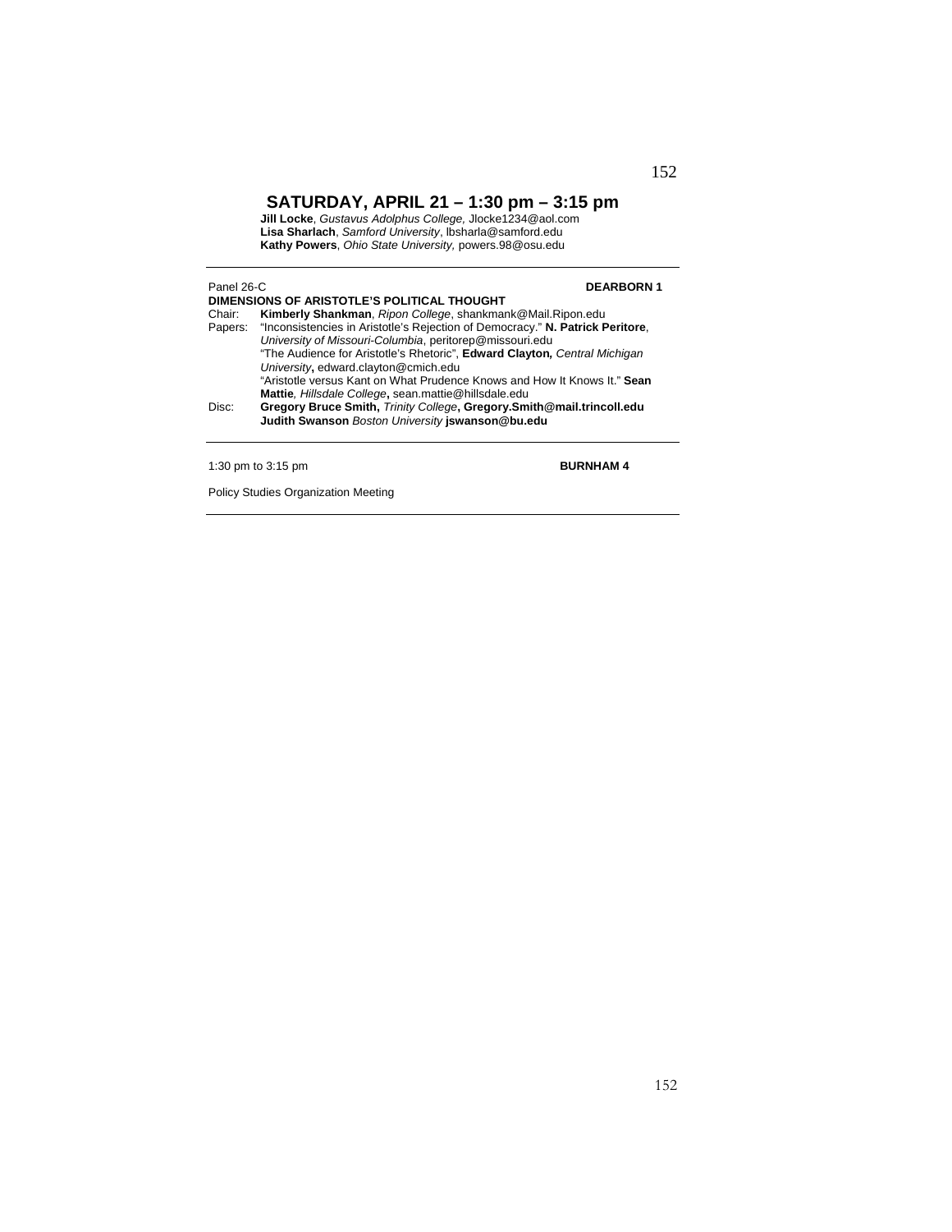## SATURDAY, APRIL 21 – 1:30 pm – 3:15 pm

**Jill Locke**, *Gustavus Adolphus College,* Jlocke1234@aol.com
**Lisa Sharlach**, *Samford University*, lbsharla@samford.edu
**Kathy Powers**, *Ohio State University,* powers.98@osu.edu

---

Panel 26-C **DEARBORN 1**

**DIMENSIONS OF ARISTOTLE'S POLITICAL THOUGHT**

Chair: **Kimberly Shankman**, *Ripon College*, shankmank@Mail.Ripon.edu

Papers: "Inconsistencies in Aristotle's Rejection of Democracy." **N. Patrick Peritore**, *University of Missouri-Columbia*, peritorep@missouri.edu
"The Audience for Aristotle's Rhetoric", **Edward Clayton***, Central Michigan University***,** edward.clayton@cmich.edu
"Aristotle versus Kant on What Prudence Knows and How It Knows It." **Sean Mattie***, Hillsdale College***,** sean.mattie@hillsdale.edu

Disc: **Gregory Bruce Smith,** *Trinity College***, Gregory.Smith@mail.trincoll.edu**
**Judith Swanson** *Boston University* **jswanson@bu.edu**

---

1:30 pm to 3:15 pm **BURNHAM 4**

Policy Studies Organization Meeting

---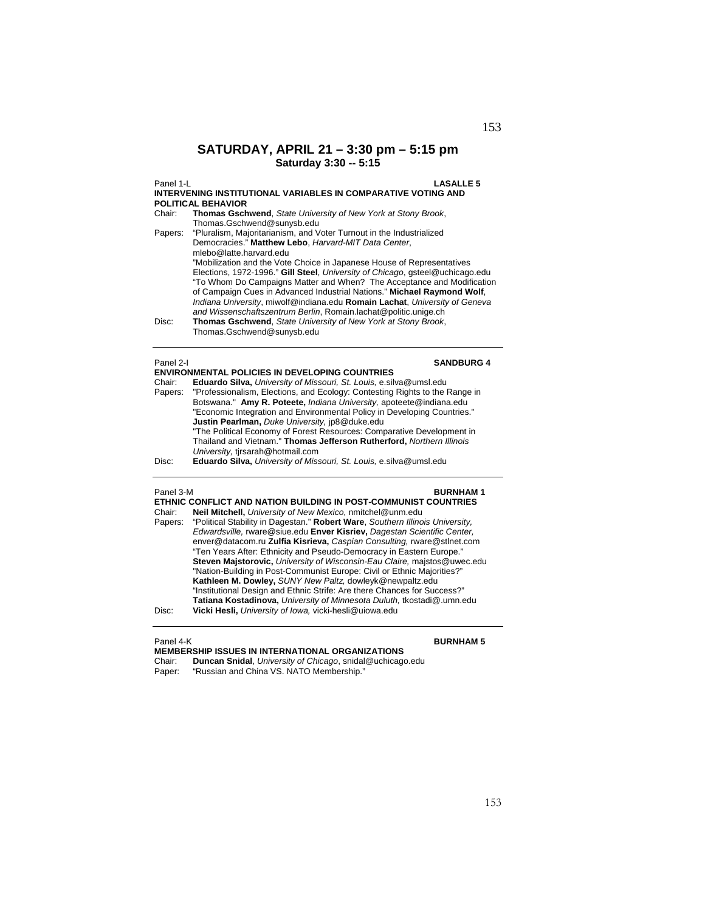## SATURDAY, APRIL 21 – 3:30 pm – 5:15 pm
### Saturday 3:30 -- 5:15

Panel 1-L **LASALLE 5**

**INTERVENING INSTITUTIONAL VARIABLES IN COMPARATIVE VOTING AND POLITICAL BEHAVIOR**

Chair: **Thomas Gschwend**, *State University of New York at Stony Brook*, Thomas.Gschwend@sunysb.edu

Papers: "Pluralism, Majoritarianism, and Voter Turnout in the Industrialized Democracies." **Matthew Lebo**, *Harvard-MIT Data Center*, mlebo@latte.harvard.edu

"Mobilization and the Vote Choice in Japanese House of Representatives Elections, 1972-1996." **Gill Steel**, *University of Chicago*, gsteel@uchicago.edu

"To Whom Do Campaigns Matter and When? The Acceptance and Modification of Campaign Cues in Advanced Industrial Nations." **Michael Raymond Wolf**, *Indiana University*, miwolf@indiana.edu **Romain Lachat**, *University of Geneva and Wissenschaftszentrum Berlin*, Romain.lachat@politic.unige.ch

Disc: **Thomas Gschwend**, *State University of New York at Stony Brook*, Thomas.Gschwend@sunysb.edu

---

Panel 2-I **SANDBURG 4**

**ENVIRONMENTAL POLICIES IN DEVELOPING COUNTRIES**

Chair: **Eduardo Silva,** *University of Missouri, St. Louis,* e.silva@umsl.edu

Papers: "Professionalism, Elections, and Ecology: Contesting Rights to the Range in Botswana." **Amy R. Poteete,** *Indiana University,* apoteete@indiana.edu

"Economic Integration and Environmental Policy in Developing Countries." **Justin Pearlman,** *Duke University,* jp8@duke.edu

"The Political Economy of Forest Resources: Comparative Development in Thailand and Vietnam." **Thomas Jefferson Rutherford,** *Northern Illinois University,* tjrsarah@hotmail.com

Disc: **Eduardo Silva,** *University of Missouri, St. Louis,* e.silva@umsl.edu

---

Panel 3-M **BURNHAM 1**

**ETHNIC CONFLICT AND NATION BUILDING IN POST-COMMUNIST COUNTRIES**

Chair: **Neil Mitchell,** *University of New Mexico,* nmitchel@unm.edu

Papers: "Political Stability in Dagestan." **Robert Ware**, *Southern Illinois University, Edwardsville,* rware@siue.edu **Enver Kisriev,** *Dagestan Scientific Center,* enver@datacom.ru **Zulfia Kisrieva,** *Caspian Consulting,* rware@stlnet.com

"Ten Years After: Ethnicity and Pseudo-Democracy in Eastern Europe." **Steven Majstorovic,** *University of Wisconsin-Eau Claire,* majstos@uwec.edu

"Nation-Building in Post-Communist Europe: Civil or Ethnic Majorities?" **Kathleen M. Dowley,** *SUNY New Paltz,* dowleyk@newpaltz.edu

"Institutional Design and Ethnic Strife: Are there Chances for Success?" **Tatiana Kostadinova,** *University of Minnesota Duluth,* tkostadi@.umn.edu

Disc: **Vicki Hesli,** *University of Iowa,* vicki-hesli@uiowa.edu

---

Panel 4-K **BURNHAM 5**

**MEMBERSHIP ISSUES IN INTERNATIONAL ORGANIZATIONS**

Chair: **Duncan Snidal**, *University of Chicago*, snidal@uchicago.edu

Paper: "Russian and China VS. NATO Membership."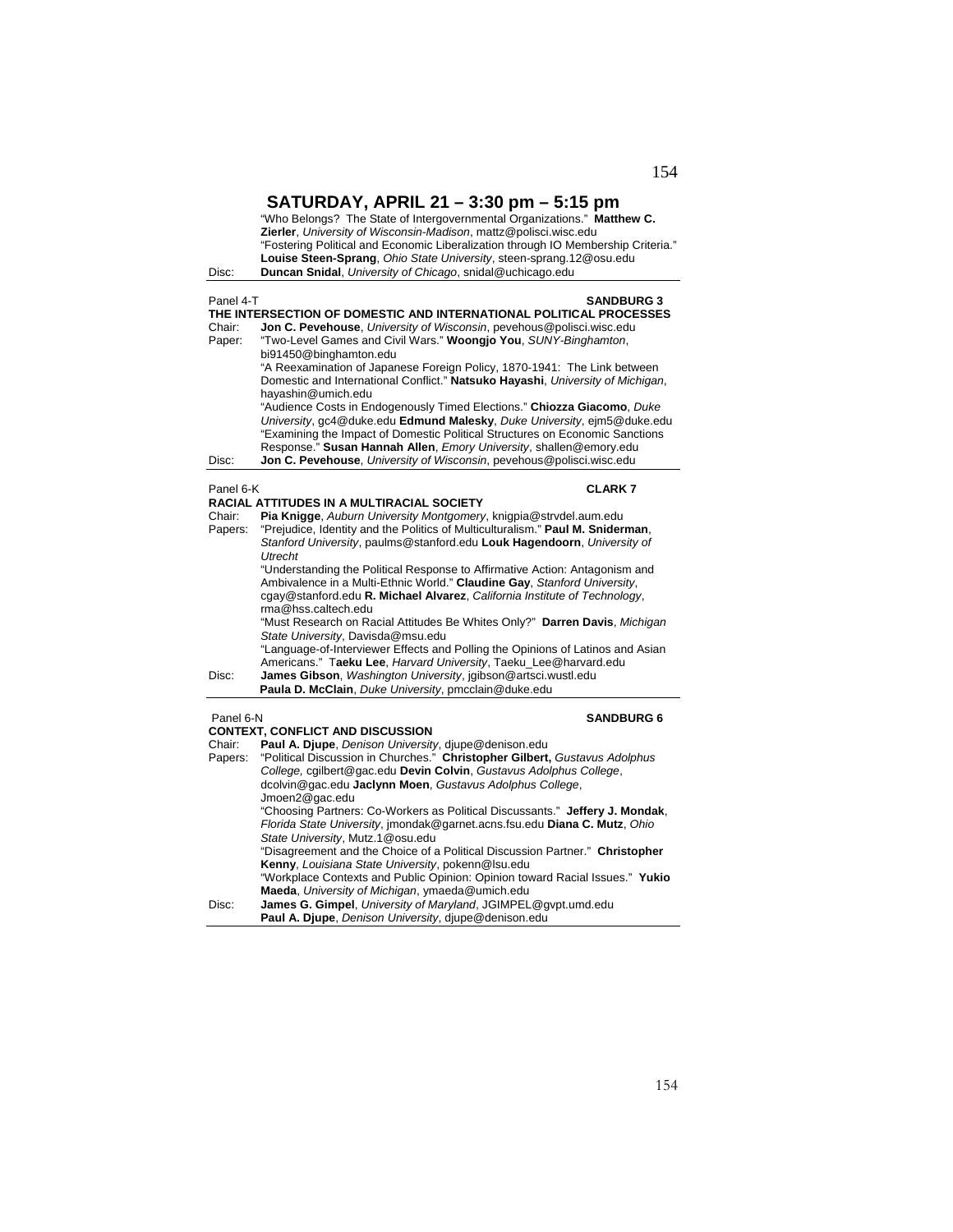## SATURDAY, APRIL 21 – 3:30 pm – 5:15 pm

"Who Belongs? The State of Intergovernmental Organizations." **Matthew C. Zierler**, *University of Wisconsin-Madison*, mattz@polisci.wisc.edu
"Fostering Political and Economic Liberalization through IO Membership Criteria." **Louise Steen-Sprang**, *Ohio State University*, steen-sprang.12@osu.edu

Disc: **Duncan Snidal**, *University of Chicago*, snidal@uchicago.edu

---

Panel 4-T **SANDBURG 3**

### THE INTERSECTION OF DOMESTIC AND INTERNATIONAL POLITICAL PROCESSES

Chair: **Jon C. Pevehouse**, *University of Wisconsin*, pevehous@polisci.wisc.edu

Paper: "Two-Level Games and Civil Wars." **Woongjo You**, *SUNY-Binghamton*, bi91450@binghamton.edu
"A Reexamination of Japanese Foreign Policy, 1870-1941: The Link between Domestic and International Conflict." **Natsuko Hayashi**, *University of Michigan*, hayashin@umich.edu
"Audience Costs in Endogenously Timed Elections." **Chiozza Giacomo**, *Duke University*, gc4@duke.edu **Edmund Malesky**, *Duke University*, ejm5@duke.edu
"Examining the Impact of Domestic Political Structures on Economic Sanctions Response." **Susan Hannah Allen**, *Emory University*, shallen@emory.edu

Disc: **Jon C. Pevehouse**, *University of Wisconsin*, pevehous@polisci.wisc.edu

---

Panel 6-K **CLARK 7**

### RACIAL ATTITUDES IN A MULTIRACIAL SOCIETY

Chair: **Pia Knigge**, *Auburn University Montgomery*, knigpia@strvdel.aum.edu

Papers: "Prejudice, Identity and the Politics of Multiculturalism." **Paul M. Sniderman**, *Stanford University*, paulms@stanford.edu **Louk Hagendoorn**, *University of Utrecht*
"Understanding the Political Response to Affirmative Action: Antagonism and Ambivalence in a Multi-Ethnic World." **Claudine Gay**, *Stanford University*, cgay@stanford.edu **R. Michael Alvarez**, *California Institute of Technology*, rma@hss.caltech.edu
"Must Research on Racial Attitudes Be Whites Only?" **Darren Davis**, *Michigan State University*, Davisda@msu.edu
"Language-of-Interviewer Effects and Polling the Opinions of Latinos and Asian Americans." **Taeku Lee**, *Harvard University*, Taeku_Lee@harvard.edu

Disc: **James Gibson**, *Washington University*, jgibson@artsci.wustl.edu
**Paula D. McClain**, *Duke University*, pmcclain@duke.edu

---

Panel 6-N **SANDBURG 6**

### CONTEXT, CONFLICT AND DISCUSSION

Chair: **Paul A. Djupe**, *Denison University*, djupe@denison.edu

Papers: "Political Discussion in Churches." **Christopher Gilbert,** *Gustavus Adolphus College,* cgilbert@gac.edu **Devin Colvin**, *Gustavus Adolphus College*, dcolvin@gac.edu **Jaclynn Moen**, *Gustavus Adolphus College*, Jmoen2@gac.edu
"Choosing Partners: Co-Workers as Political Discussants." **Jeffery J. Mondak**, *Florida State University*, jmondak@garnet.acns.fsu.edu **Diana C. Mutz**, *Ohio State University*, Mutz.1@osu.edu
"Disagreement and the Choice of a Political Discussion Partner." **Christopher Kenny**, *Louisiana State University*, pokenn@lsu.edu
"Workplace Contexts and Public Opinion: Opinion toward Racial Issues." **Yukio Maeda**, *University of Michigan*, ymaeda@umich.edu

Disc: **James G. Gimpel**, *University of Maryland*, JGIMPEL@gvpt.umd.edu
**Paul A. Djupe**, *Denison University*, djupe@denison.edu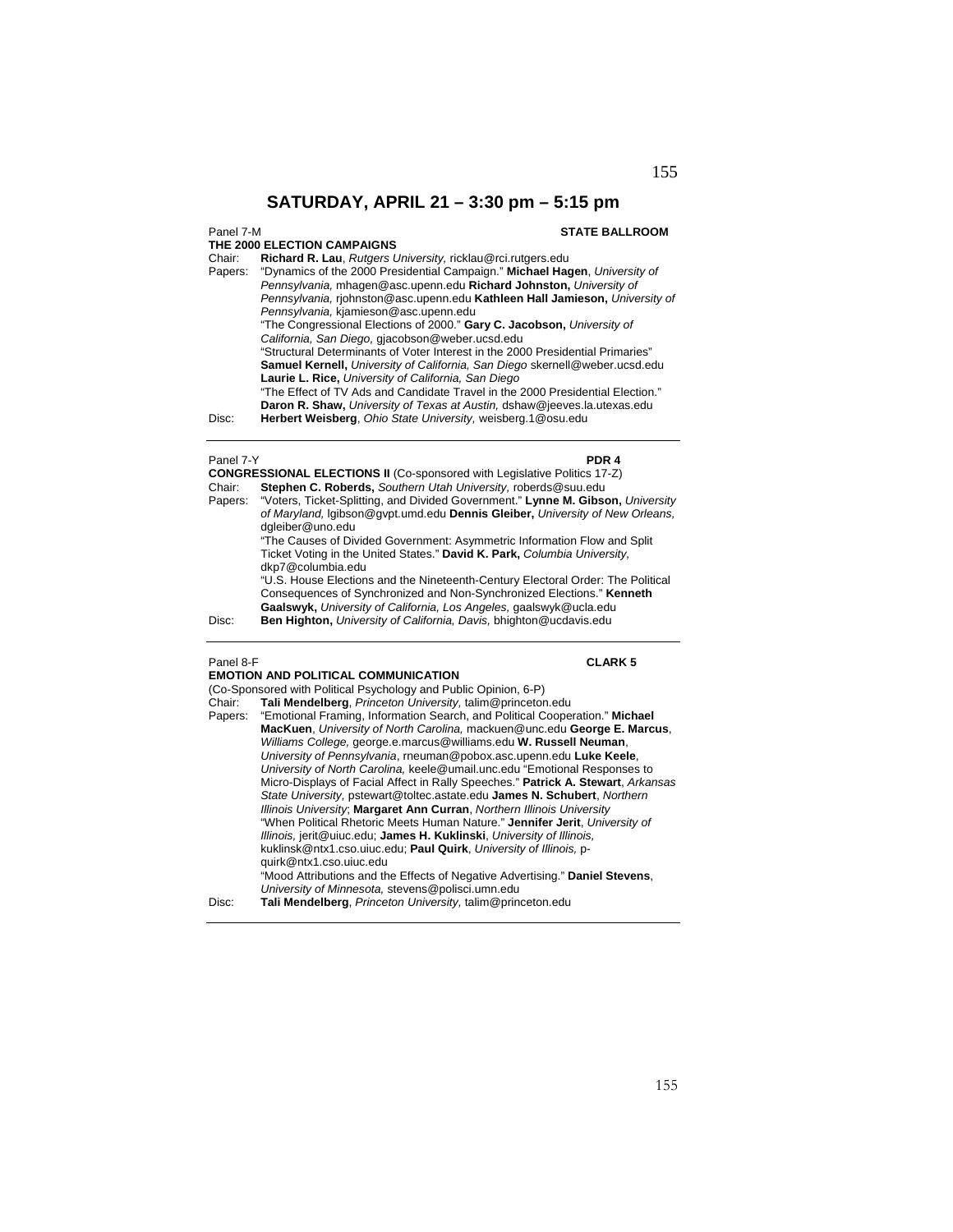# SATURDAY, APRIL 21 – 3:30 pm – 5:15 pm

Panel 7-M **STATE BALLROOM**

**THE 2000 ELECTION CAMPAIGNS**

Chair: **Richard R. Lau**, *Rutgers University,* ricklau@rci.rutgers.edu

Papers: "Dynamics of the 2000 Presidential Campaign." **Michael Hagen**, *University of Pennsylvania,* mhagen@asc.upenn.edu **Richard Johnston,** *University of Pennsylvania,* rjohnston@asc.upenn.edu **Kathleen Hall Jamieson,** *University of Pennsylvania,* kjamieson@asc.upenn.edu

"The Congressional Elections of 2000." **Gary C. Jacobson,** *University of California, San Diego,* gjacobson@weber.ucsd.edu

"Structural Determinants of Voter Interest in the 2000 Presidential Primaries" **Samuel Kernell,** *University of California, San Diego* skernell@weber.ucsd.edu **Laurie L. Rice,** *University of California, San Diego*

"The Effect of TV Ads and Candidate Travel in the 2000 Presidential Election." **Daron R. Shaw,** *University of Texas at Austin,* dshaw@jeeves.la.utexas.edu

Disc: **Herbert Weisberg**, *Ohio State University,* weisberg.1@osu.edu

---

Panel 7-Y **PDR 4**

**CONGRESSIONAL ELECTIONS II** (Co-sponsored with Legislative Politics 17-Z)

Chair: **Stephen C. Roberds,** *Southern Utah University,* roberds@suu.edu

Papers: "Voters, Ticket-Splitting, and Divided Government." **Lynne M. Gibson,** *University of Maryland,* lgibson@gvpt.umd.edu **Dennis Gleiber,** *University of New Orleans,* dgleiber@uno.edu

"The Causes of Divided Government: Asymmetric Information Flow and Split Ticket Voting in the United States." **David K. Park,** *Columbia University,* dkp7@columbia.edu

"U.S. House Elections and the Nineteenth-Century Electoral Order: The Political Consequences of Synchronized and Non-Synchronized Elections." **Kenneth Gaalswyk,** *University of California, Los Angeles,* gaalswyk@ucla.edu

Disc: **Ben Highton,** *University of California, Davis,* bhighton@ucdavis.edu

---

Panel 8-F **CLARK 5**

**EMOTION AND POLITICAL COMMUNICATION**

(Co-Sponsored with Political Psychology and Public Opinion, 6-P)

Chair: **Tali Mendelberg**, *Princeton University,* talim@princeton.edu

Papers: "Emotional Framing, Information Search, and Political Cooperation." **Michael MacKuen**, *University of North Carolina,* mackuen@unc.edu **George E. Marcus**, *Williams College,* george.e.marcus@williams.edu **W. Russell Neuman**, *University of Pennsylvania*, rneuman@pobox.asc.upenn.edu **Luke Keele**, *University of North Carolina,* keele@umail.unc.edu "Emotional Responses to Micro-Displays of Facial Affect in Rally Speeches." **Patrick A. Stewart**, *Arkansas State University,* pstewart@toltec.astate.edu **James N. Schubert**, *Northern Illinois University*; **Margaret Ann Curran**, *Northern Illinois University*

"When Political Rhetoric Meets Human Nature." **Jennifer Jerit**, *University of Illinois,* jerit@uiuc.edu; **James H. Kuklinski**, *University of Illinois,* kuklinsk@ntx1.cso.uiuc.edu; **Paul Quirk**, *University of Illinois,* p-quirk@ntx1.cso.uiuc.edu

"Mood Attributions and the Effects of Negative Advertising." **Daniel Stevens**, *University of Minnesota,* stevens@polisci.umn.edu

Disc: **Tali Mendelberg**, *Princeton University,* talim@princeton.edu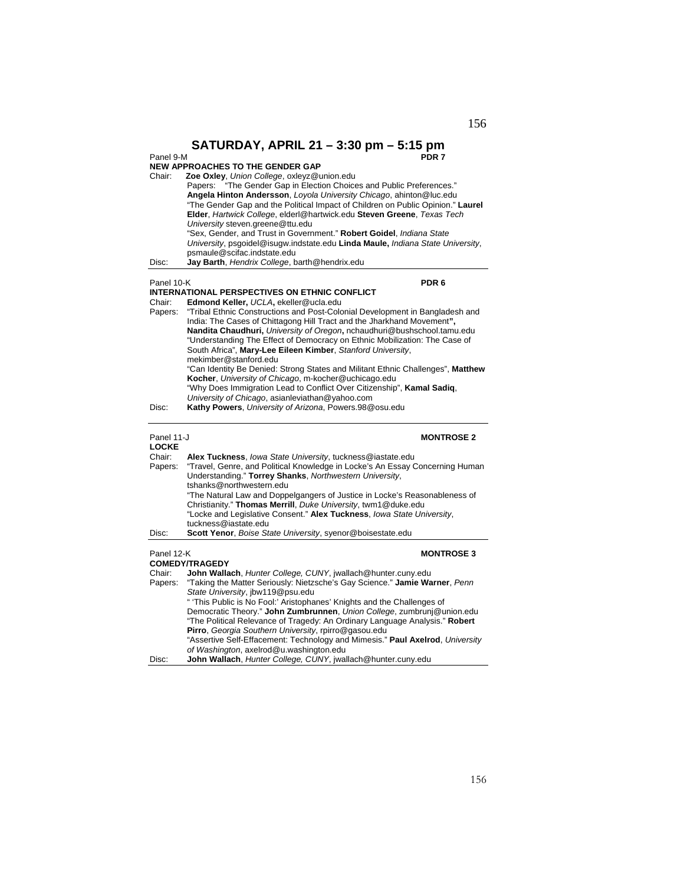## SATURDAY, APRIL 21 – 3:30 pm – 5:15 pm

Panel 9-M **PDR 7**

**NEW APPROACHES TO THE GENDER GAP**

Chair: **Zoe Oxley**, *Union College*, oxleyz@union.edu

Papers: "The Gender Gap in Election Choices and Public Preferences." **Angela Hinton Andersson**, *Loyola University Chicago*, ahinton@luc.edu

"The Gender Gap and the Political Impact of Children on Public Opinion." **Laurel Elder**, *Hartwick College*, elderl@hartwick.edu **Steven Greene**, *Texas Tech University* steven.greene@ttu.edu

"Sex, Gender, and Trust in Government." **Robert Goidel**, *Indiana State University*, psgoidel@isugw.indstate.edu **Linda Maule,** *Indiana State University*, psmaule@scifac.indstate.edu

Disc: **Jay Barth**, *Hendrix College*, barth@hendrix.edu

---

Panel 10-K **PDR 6**

**INTERNATIONAL PERSPECTIVES ON ETHNIC CONFLICT**

Chair: **Edmond Keller,** *UCLA***,** ekeller@ucla.edu

Papers: "Tribal Ethnic Constructions and Post-Colonial Development in Bangladesh and India: The Cases of Chittagong Hill Tract and the Jharkhand Movement**",** **Nandita Chaudhuri,** *University of Oregon***,** nchaudhuri@bushschool.tamu.edu

"Understanding The Effect of Democracy on Ethnic Mobilization: The Case of South Africa", **Mary-Lee Eileen Kimber**, *Stanford University*, mekimber@stanford.edu

"Can Identity Be Denied: Strong States and Militant Ethnic Challenges", **Matthew Kocher**, *University of Chicago*, m-kocher@uchicago.edu

"Why Does Immigration Lead to Conflict Over Citizenship", **Kamal Sadiq**, *University of Chicago*, asianleviathan@yahoo.com

Disc: **Kathy Powers**, *University of Arizona*, Powers.98@osu.edu

---

Panel 11-J **MONTROSE 2**

**LOCKE**

Chair: **Alex Tuckness**, *Iowa State University*, tuckness@iastate.edu

Papers: "Travel, Genre, and Political Knowledge in Locke's An Essay Concerning Human Understanding." **Torrey Shanks**, *Northwestern University*, tshanks@northwestern.edu

"The Natural Law and Doppelgangers of Justice in Locke's Reasonableness of Christianity." **Thomas Merrill**, *Duke University*, twm1@duke.edu

"Locke and Legislative Consent." **Alex Tuckness**, *Iowa State University*, tuckness@iastate.edu

Disc: **Scott Yenor**, *Boise State University*, syenor@boisestate.edu

---

Panel 12-K **MONTROSE 3**

**COMEDY/TRAGEDY**

Chair: **John Wallach**, *Hunter College, CUNY*, jwallach@hunter.cuny.edu

Papers: "Taking the Matter Seriously: Nietzsche's Gay Science." **Jamie Warner**, *Penn State University*, jbw119@psu.edu

" 'This Public is No Fool:' Aristophanes' Knights and the Challenges of Democratic Theory." **John Zumbrunnen**, *Union College*, zumbrunj@union.edu

"The Political Relevance of Tragedy: An Ordinary Language Analysis." **Robert Pirro**, *Georgia Southern University*, rpirro@gasou.edu

"Assertive Self-Effacement: Technology and Mimesis." **Paul Axelrod**, *University of Washington*, axelrod@u.washington.edu

Disc: **John Wallach**, *Hunter College, CUNY*, jwallach@hunter.cuny.edu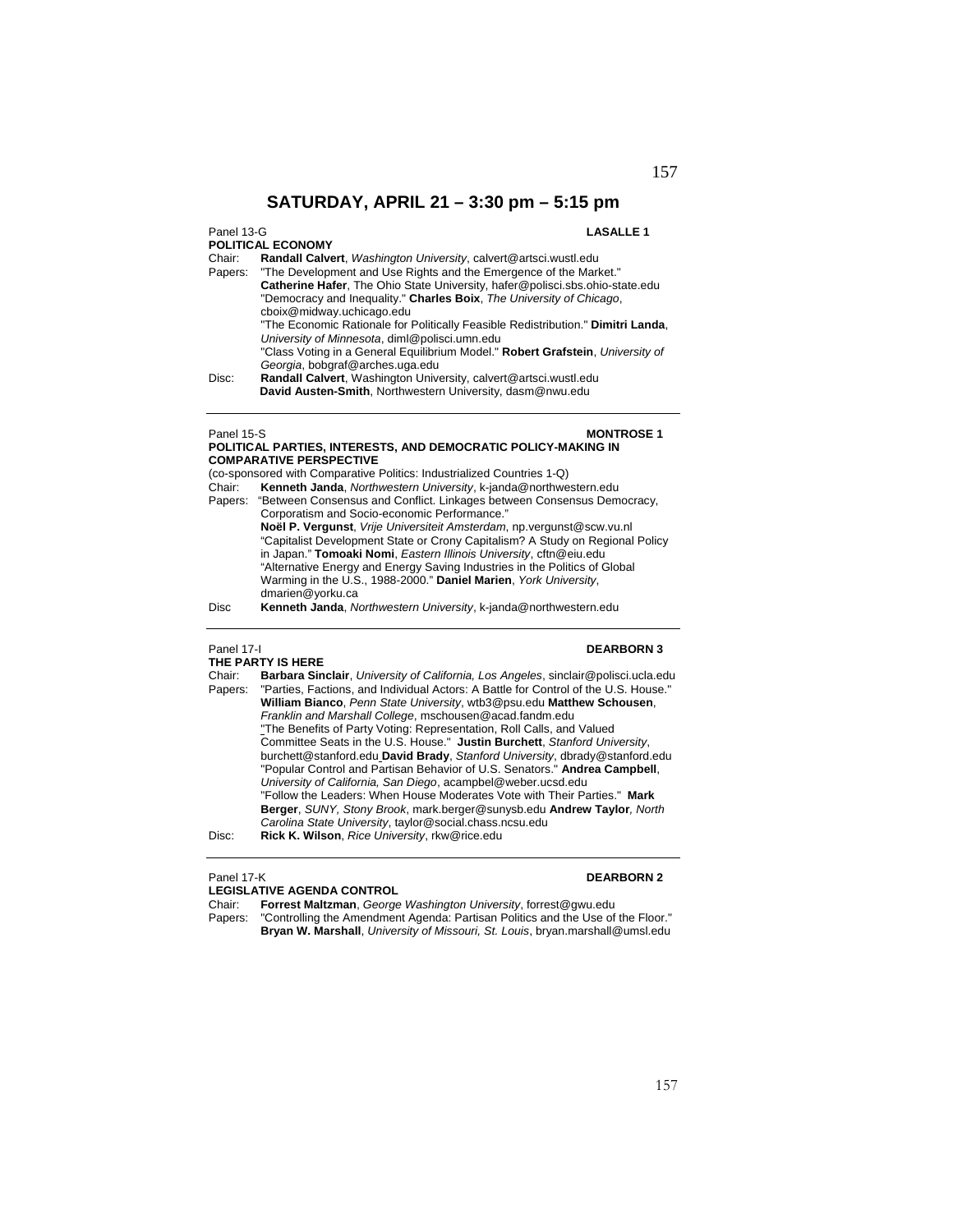# SATURDAY, APRIL 21 – 3:30 pm – 5:15 pm

Panel 13-G **LASALLE 1**

**POLITICAL ECONOMY**

Chair: **Randall Calvert**, *Washington University*, calvert@artsci.wustl.edu

Papers: "The Development and Use Rights and the Emergence of the Market." **Catherine Hafer**, The Ohio State University, hafer@polisci.sbs.ohio-state.edu

"Democracy and Inequality." **Charles Boix**, *The University of Chicago*, cboix@midway.uchicago.edu

"The Economic Rationale for Politically Feasible Redistribution." **Dimitri Landa**, *University of Minnesota*, diml@polisci.umn.edu

"Class Voting in a General Equilibrium Model." **Robert Grafstein**, *University of Georgia*, bobgraf@arches.uga.edu

Disc: **Randall Calvert**, Washington University, calvert@artsci.wustl.edu
**David Austen-Smith**, Northwestern University, dasm@nwu.edu

---

Panel 15-S **MONTROSE 1**

**POLITICAL PARTIES, INTERESTS, AND DEMOCRATIC POLICY-MAKING IN COMPARATIVE PERSPECTIVE**

(co-sponsored with Comparative Politics: Industrialized Countries 1-Q)

Chair: **Kenneth Janda**, *Northwestern University*, k-janda@northwestern.edu

Papers: "Between Consensus and Conflict. Linkages between Consensus Democracy, Corporatism and Socio-economic Performance." **Noël P. Vergunst**, *Vrije Universiteit Amsterdam*, np.vergunst@scw.vu.nl

"Capitalist Development State or Crony Capitalism? A Study on Regional Policy in Japan." **Tomoaki Nomi**, *Eastern Illinois University*, cftn@eiu.edu

"Alternative Energy and Energy Saving Industries in the Politics of Global Warming in the U.S., 1988-2000." **Daniel Marien**, *York University*, dmarien@yorku.ca

Disc **Kenneth Janda**, *Northwestern University*, k-janda@northwestern.edu

---

Panel 17-I **DEARBORN 3**

**THE PARTY IS HERE**

Chair: **Barbara Sinclair**, *University of California, Los Angeles*, sinclair@polisci.ucla.edu

Papers: "Parties, Factions, and Individual Actors: A Battle for Control of the U.S. House." **William Bianco**, *Penn State University*, wtb3@psu.edu **Matthew Schousen**, *Franklin and Marshall College*, mschousen@acad.fandm.edu

"The Benefits of Party Voting: Representation, Roll Calls, and Valued Committee Seats in the U.S. House." **Justin Burchett**, *Stanford University*, burchett@stanford.edu **David Brady**, *Stanford University*, dbrady@stanford.edu

"Popular Control and Partisan Behavior of U.S. Senators." **Andrea Campbell**, *University of California, San Diego*, acampbel@weber.ucsd.edu

"Follow the Leaders: When House Moderates Vote with Their Parties." **Mark Berger**, *SUNY, Stony Brook*, mark.berger@sunysb.edu **Andrew Taylor**, *North Carolina State University*, taylor@social.chass.ncsu.edu

Disc: **Rick K. Wilson**, *Rice University*, rkw@rice.edu

---

Panel 17-K **DEARBORN 2**

**LEGISLATIVE AGENDA CONTROL**

Chair: **Forrest Maltzman**, *George Washington University*, forrest@gwu.edu

Papers: "Controlling the Amendment Agenda: Partisan Politics and the Use of the Floor." **Bryan W. Marshall**, *University of Missouri, St. Louis*, bryan.marshall@umsl.edu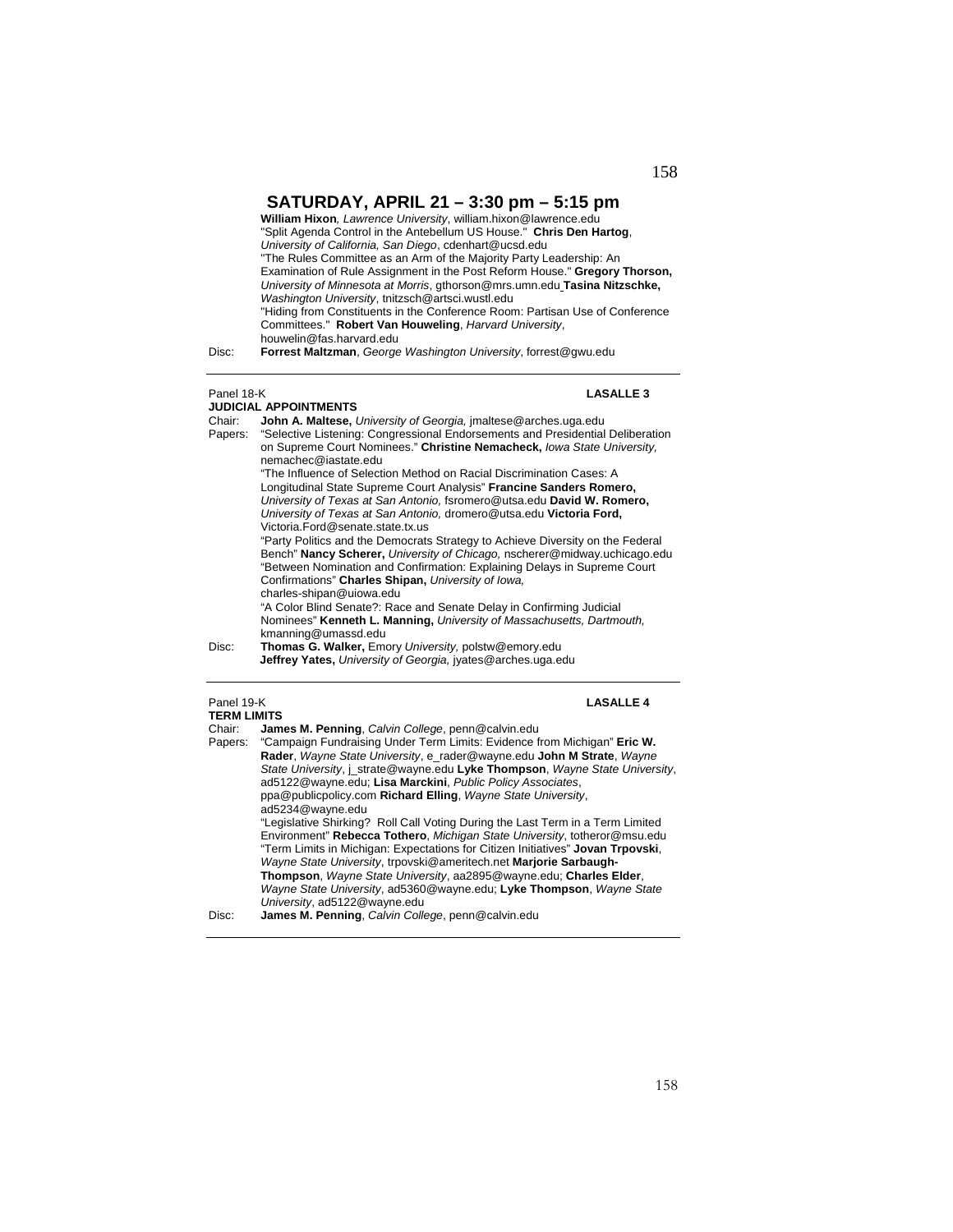## SATURDAY, APRIL 21 – 3:30 pm – 5:15 pm

**William Hixon**, *Lawrence University*, william.hixon@lawrence.edu
"Split Agenda Control in the Antebellum US House." **Chris Den Hartog**, *University of California, San Diego*, cdenhart@ucsd.edu
"The Rules Committee as an Arm of the Majority Party Leadership: An Examination of Rule Assignment in the Post Reform House." **Gregory Thorson,** *University of Minnesota at Morris*, gthorson@mrs.umn.edu **Tasina Nitzschke,** *Washington University*, tnitzsch@artsci.wustl.edu
"Hiding from Constituents in the Conference Room: Partisan Use of Conference Committees." **Robert Van Houweling**, *Harvard University*, houwelin@fas.harvard.edu

Disc: **Forrest Maltzman**, *George Washington University*, forrest@gwu.edu

---

Panel 18-K **LASALLE 3**

**JUDICIAL APPOINTMENTS**

Chair: **John A. Maltese,** *University of Georgia,* jmaltese@arches.uga.edu

Papers: "Selective Listening: Congressional Endorsements and Presidential Deliberation on Supreme Court Nominees." **Christine Nemacheck,** *Iowa State University,* nemachec@iastate.edu
"The Influence of Selection Method on Racial Discrimination Cases: A Longitudinal State Supreme Court Analysis" **Francine Sanders Romero,** *University of Texas at San Antonio,* fsromero@utsa.edu **David W. Romero,** *University of Texas at San Antonio,* dromero@utsa.edu **Victoria Ford,** Victoria.Ford@senate.state.tx.us
"Party Politics and the Democrats Strategy to Achieve Diversity on the Federal Bench" **Nancy Scherer,** *University of Chicago,* nscherer@midway.uchicago.edu
"Between Nomination and Confirmation: Explaining Delays in Supreme Court Confirmations" **Charles Shipan,** *University of Iowa,* charles-shipan@uiowa.edu
"A Color Blind Senate?: Race and Senate Delay in Confirming Judicial Nominees" **Kenneth L. Manning,** *University of Massachusetts, Dartmouth,* kmanning@umassd.edu

Disc: **Thomas G. Walker,** Emory *University,* polstw@emory.edu
**Jeffrey Yates,** *University of Georgia,* jyates@arches.uga.edu

---

Panel 19-K **LASALLE 4**

**TERM LIMITS**

Chair: **James M. Penning**, *Calvin College*, penn@calvin.edu

Papers: "Campaign Fundraising Under Term Limits: Evidence from Michigan" **Eric W. Rader**, *Wayne State University*, e_rader@wayne.edu **John M Strate**, *Wayne State University*, j_strate@wayne.edu **Lyke Thompson**, *Wayne State University*, ad5122@wayne.edu; **Lisa Marckini**, *Public Policy Associates*, ppa@publicpolicy.com **Richard Elling**, *Wayne State University*, ad5234@wayne.edu
"Legislative Shirking? Roll Call Voting During the Last Term in a Term Limited Environment" **Rebecca Tothero**, *Michigan State University*, totheror@msu.edu
"Term Limits in Michigan: Expectations for Citizen Initiatives" **Jovan Trpovski**, *Wayne State University*, trpovski@ameritech.net **Marjorie Sarbaugh-Thompson**, *Wayne State University*, aa2895@wayne.edu; **Charles Elder**, *Wayne State University*, ad5360@wayne.edu; **Lyke Thompson**, *Wayne State University*, ad5122@wayne.edu

Disc: **James M. Penning**, *Calvin College*, penn@calvin.edu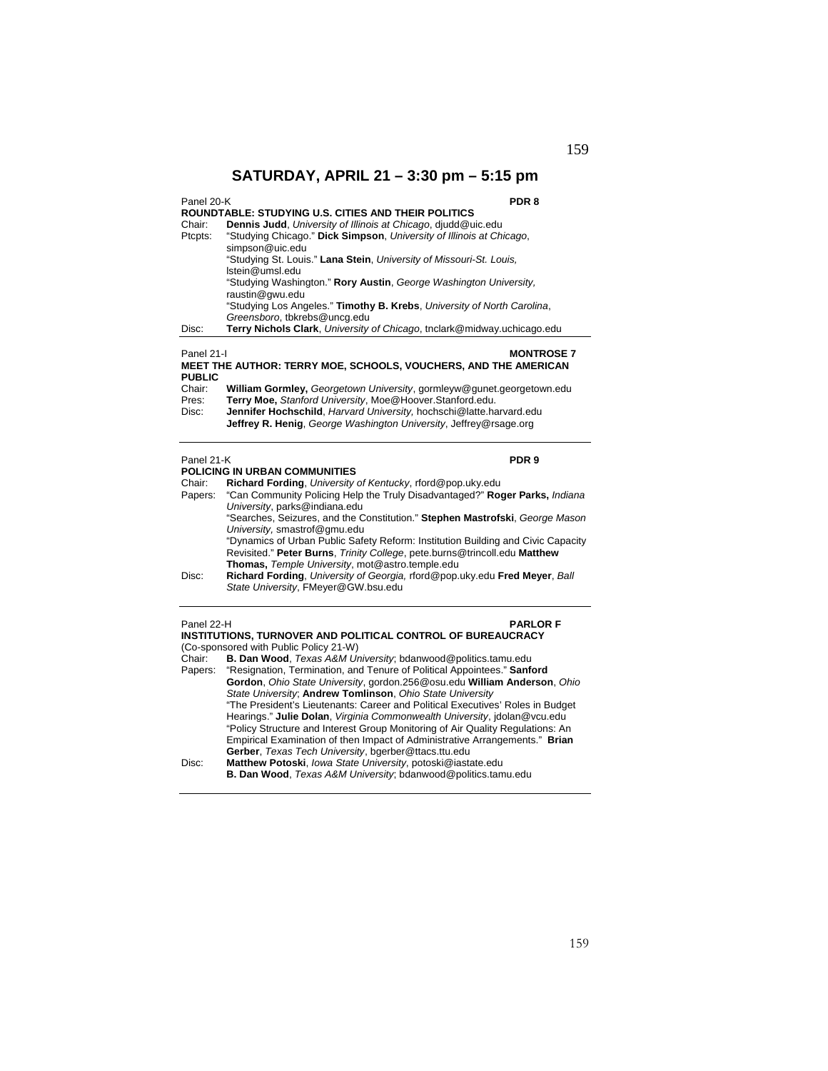## SATURDAY, APRIL 21 – 3:30 pm – 5:15 pm

Panel 20-K **PDR 8**

**ROUNDTABLE: STUDYING U.S. CITIES AND THEIR POLITICS**

Chair: **Dennis Judd**, *University of Illinois at Chicago*, djudd@uic.edu

Ptcpts: "Studying Chicago." **Dick Simpson**, *University of Illinois at Chicago*, simpson@uic.edu

"Studying St. Louis." **Lana Stein**, *University of Missouri-St. Louis,* lstein@umsl.edu

"Studying Washington." **Rory Austin**, *George Washington University,* raustin@gwu.edu

"Studying Los Angeles." **Timothy B. Krebs**, *University of North Carolina*, *Greensboro*, tbkrebs@uncg.edu

Disc: **Terry Nichols Clark**, *University of Chicago*, tnclark@midway.uchicago.edu

---

Panel 21-I **MONTROSE 7**

**MEET THE AUTHOR: TERRY MOE, SCHOOLS, VOUCHERS, AND THE AMERICAN PUBLIC**

Chair: **William Gormley,** *Georgetown University*, gormleyw@gunet.georgetown.edu

Pres: **Terry Moe,** *Stanford University*, Moe@Hoover.Stanford.edu.

Disc: **Jennifer Hochschild**, *Harvard University,* hochschi@latte.harvard.edu
**Jeffrey R. Henig**, *George Washington University*, Jeffrey@rsage.org

---

Panel 21-K **PDR 9**

**POLICING IN URBAN COMMUNITIES**

Chair: **Richard Fording**, *University of Kentucky*, rford@pop.uky.edu

Papers: "Can Community Policing Help the Truly Disadvantaged?" **Roger Parks,** *Indiana University*, parks@indiana.edu

"Searches, Seizures, and the Constitution." **Stephen Mastrofski**, *George Mason University,* smastrof@gmu.edu

"Dynamics of Urban Public Safety Reform: Institution Building and Civic Capacity Revisited." **Peter Burns**, *Trinity College*, pete.burns@trincoll.edu **Matthew Thomas,** *Temple University*, mot@astro.temple.edu

Disc: **Richard Fording**, *University of Georgia,* rford@pop.uky.edu **Fred Meyer**, *Ball State University*, FMeyer@GW.bsu.edu

---

Panel 22-H **PARLOR F**

**INSTITUTIONS, TURNOVER AND POLITICAL CONTROL OF BUREAUCRACY**

(Co-sponsored with Public Policy 21-W)

Chair: **B. Dan Wood**, *Texas A&M University*; bdanwood@politics.tamu.edu

Papers: "Resignation, Termination, and Tenure of Political Appointees." **Sanford Gordon**, *Ohio State University*, gordon.256@osu.edu **William Anderson**, *Ohio State University*; **Andrew Tomlinson**, *Ohio State University*

"The President's Lieutenants: Career and Political Executives' Roles in Budget Hearings." **Julie Dolan**, *Virginia Commonwealth University*, jdolan@vcu.edu

"Policy Structure and Interest Group Monitoring of Air Quality Regulations: An Empirical Examination of then Impact of Administrative Arrangements." **Brian Gerber**, *Texas Tech University*, bgerber@ttacs.ttu.edu

Disc: **Matthew Potoski**, *Iowa State University*, potoski@iastate.edu
**B. Dan Wood**, *Texas A&M University*; bdanwood@politics.tamu.edu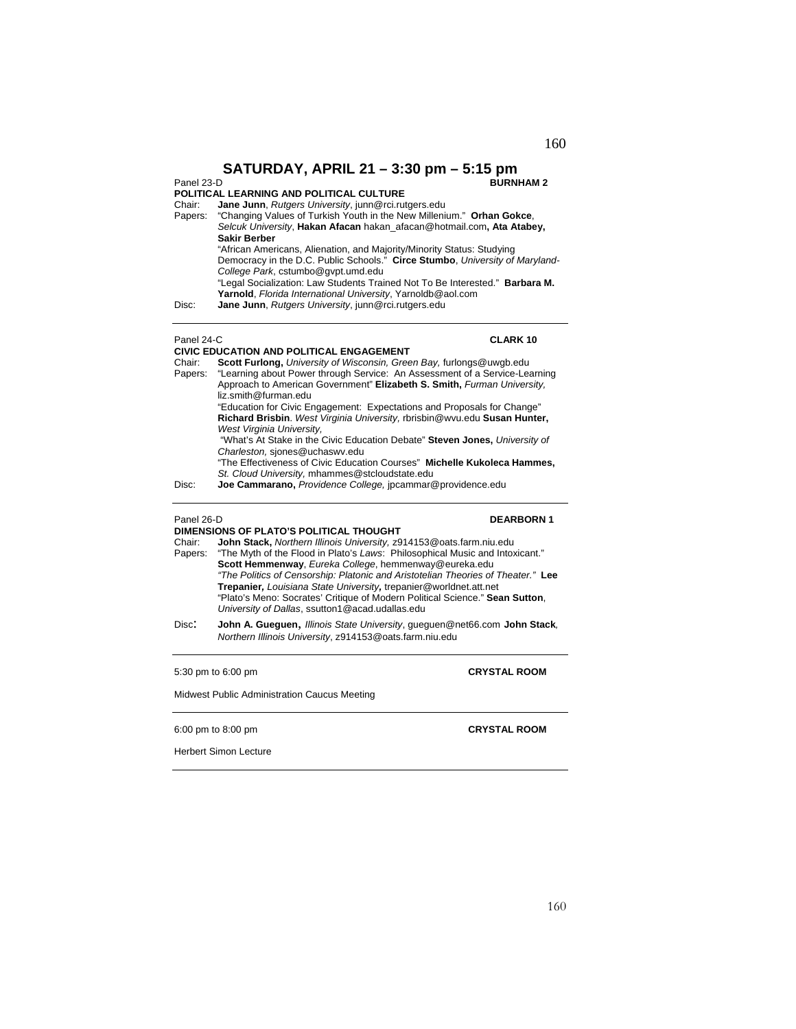# SATURDAY, APRIL 21 – 3:30 pm – 5:15 pm

Panel 23-D **BURNHAM 2**

**POLITICAL LEARNING AND POLITICAL CULTURE**

Chair: **Jane Junn**, *Rutgers University*, junn@rci.rutgers.edu

Papers: "Changing Values of Turkish Youth in the New Millenium." **Orhan Gokce**, *Selcuk University*, **Hakan Afacan** hakan_afacan@hotmail.com**, Ata Atabey, Sakir Berber**

"African Americans, Alienation, and Majority/Minority Status: Studying Democracy in the D.C. Public Schools." **Circe Stumbo**, *University of Maryland-College Park*, cstumbo@gvpt.umd.edu

"Legal Socialization: Law Students Trained Not To Be Interested." **Barbara M. Yarnold**, *Florida International University*, Yarnoldb@aol.com

Disc: **Jane Junn**, *Rutgers University*, junn@rci.rutgers.edu

---

Panel 24-C **CLARK 10**

**CIVIC EDUCATION AND POLITICAL ENGAGEMENT**

Chair: **Scott Furlong,** *University of Wisconsin, Green Bay,* furlongs@uwgb.edu

Papers: "Learning about Power through Service: An Assessment of a Service-Learning Approach to American Government" **Elizabeth S. Smith,** *Furman University,* liz.smith@furman.edu

"Education for Civic Engagement: Expectations and Proposals for Change" **Richard Brisbin**. *West Virginia University,* rbrisbin@wvu.edu **Susan Hunter,** *West Virginia University,*

"What's At Stake in the Civic Education Debate" **Steven Jones,** *University of Charleston,* sjones@uchaswv.edu

"The Effectiveness of Civic Education Courses" **Michelle Kukoleca Hammes,** *St. Cloud University,* mhammes@stcloudstate.edu

Disc: **Joe Cammarano,** *Providence College,* jpcammar@providence.edu

---

Panel 26-D **DEARBORN 1**

**DIMENSIONS OF PLATO'S POLITICAL THOUGHT**

Chair: **John Stack,** *Northern Illinois University,* z914153@oats.farm.niu.edu

Papers: "The Myth of the Flood in Plato's *Laws*: Philosophical Music and Intoxicant." **Scott Hemmenway**, *Eureka College*, hemmenway@eureka.edu

*"The Politics of Censorship: Platonic and Aristotelian Theories of Theater."* **Lee Trepanier,** *Louisiana State University***,** trepanier@worldnet.att.net

"Plato's Meno: Socrates' Critique of Modern Political Science." **Sean Sutton**, *University of Dallas*, ssutton1@acad.udallas.edu

Disc: **John A. Gueguen,** *Illinois State University*, gueguen@net66.com **John Stack**, *Northern Illinois University*, z914153@oats.farm.niu.edu

---

5:30 pm to 6:00 pm **CRYSTAL ROOM**

Midwest Public Administration Caucus Meeting

---

6:00 pm to 8:00 pm **CRYSTAL ROOM**

Herbert Simon Lecture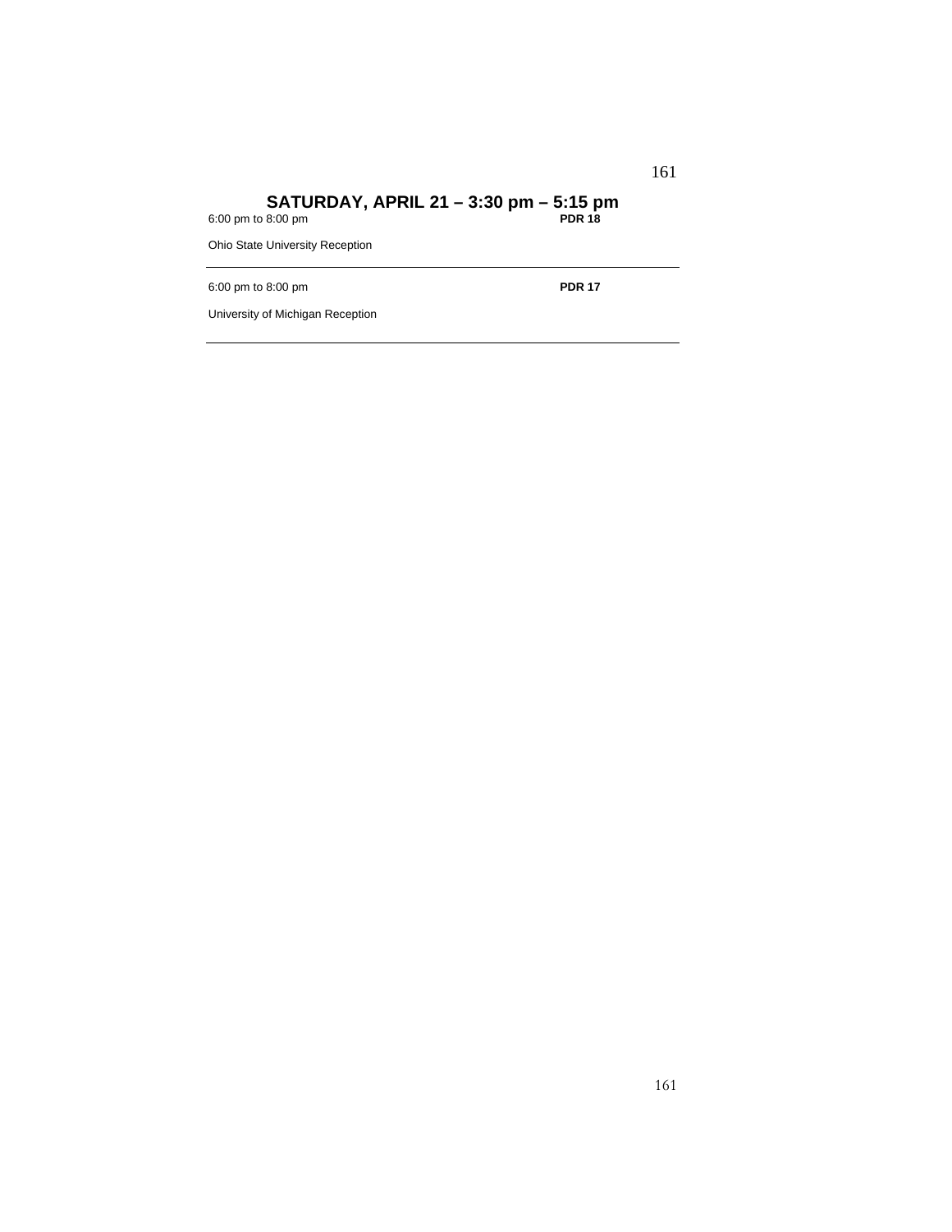# SATURDAY, APRIL 21 – 3:30 pm – 5:15 pm

6:00 pm to 8:00 pm **PDR 18**

Ohio State University Reception

---

6:00 pm to 8:00 pm **PDR 17**

University of Michigan Reception

---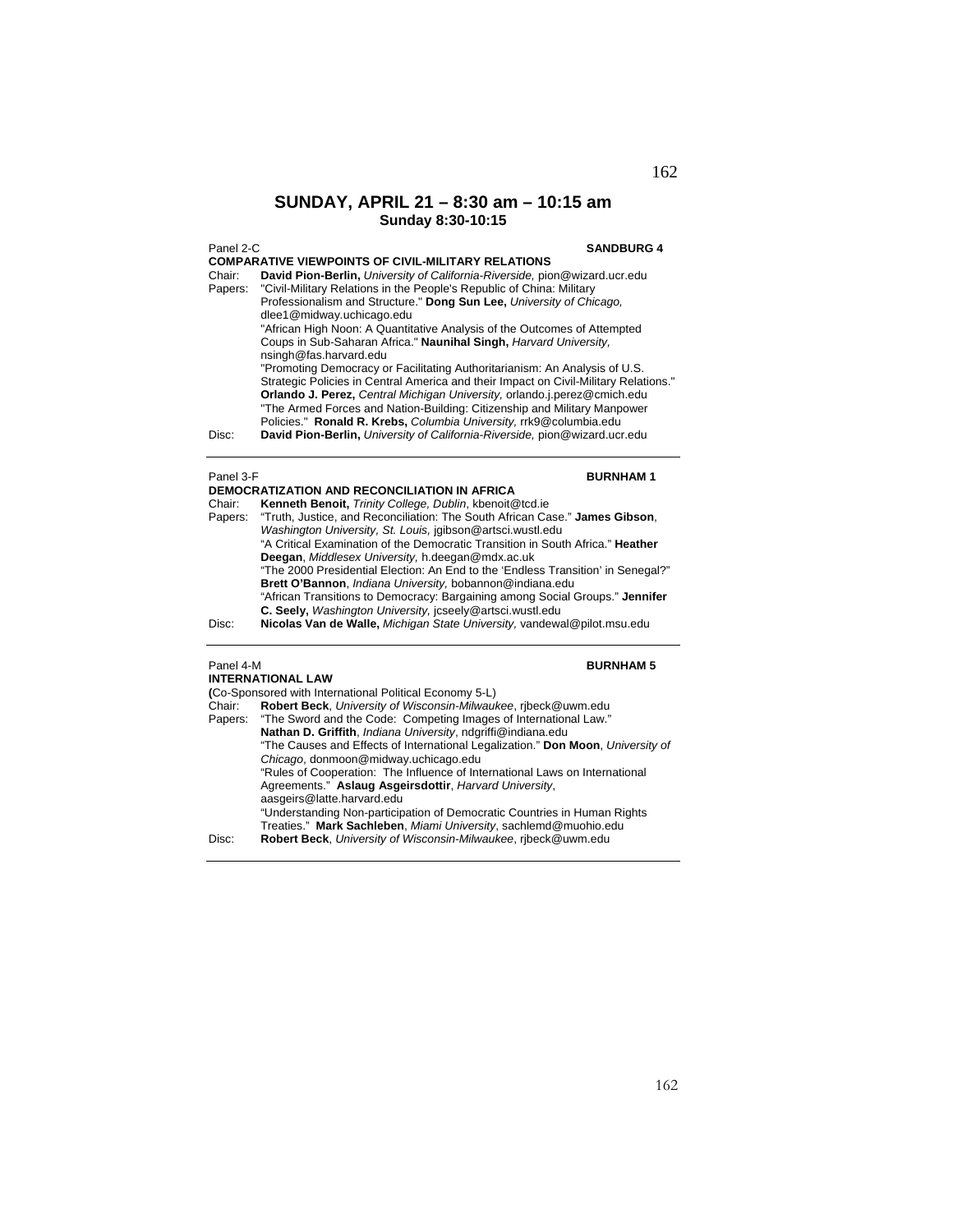## SUNDAY, APRIL 21 – 8:30 am – 10:15 am
**Sunday 8:30-10:15**

Panel 2-C **SANDBURG 4**

**COMPARATIVE VIEWPOINTS OF CIVIL-MILITARY RELATIONS**

Chair: **David Pion-Berlin,** *University of California-Riverside,* pion@wizard.ucr.edu

Papers: "Civil-Military Relations in the People's Republic of China: Military Professionalism and Structure." **Dong Sun Lee,** *University of Chicago,* dlee1@midway.uchicago.edu

"African High Noon: A Quantitative Analysis of the Outcomes of Attempted Coups in Sub-Saharan Africa." **Naunihal Singh,** *Harvard University,* nsingh@fas.harvard.edu

"Promoting Democracy or Facilitating Authoritarianism: An Analysis of U.S. Strategic Policies in Central America and their Impact on Civil-Military Relations." **Orlando J. Perez,** *Central Michigan University,* orlando.j.perez@cmich.edu

"The Armed Forces and Nation-Building: Citizenship and Military Manpower Policies." **Ronald R. Krebs,** *Columbia University,* rrk9@columbia.edu

Disc: **David Pion-Berlin,** *University of California-Riverside,* pion@wizard.ucr.edu

---

Panel 3-F **BURNHAM 1**

**DEMOCRATIZATION AND RECONCILIATION IN AFRICA**

Chair: **Kenneth Benoit,** *Trinity College, Dublin*, kbenoit@tcd.ie

Papers: "Truth, Justice, and Reconciliation: The South African Case." **James Gibson**, *Washington University, St. Louis,* jgibson@artsci.wustl.edu

"A Critical Examination of the Democratic Transition in South Africa." **Heather Deegan**, *Middlesex University,* h.deegan@mdx.ac.uk

"The 2000 Presidential Election: An End to the 'Endless Transition' in Senegal?" **Brett O'Bannon**, *Indiana University,* bobannon@indiana.edu

"African Transitions to Democracy: Bargaining among Social Groups." **Jennifer C. Seely,** *Washington University,* jcseely@artsci.wustl.edu

Disc: **Nicolas Van de Walle,** *Michigan State University,* vandewal@pilot.msu.edu

---

Panel 4-M **BURNHAM 5**

**INTERNATIONAL LAW**

**(**Co-Sponsored with International Political Economy 5-L)

Chair: **Robert Beck**, *University of Wisconsin-Milwaukee*, rjbeck@uwm.edu

Papers: "The Sword and the Code: Competing Images of International Law." **Nathan D. Griffith**, *Indiana University*, ndgriffi@indiana.edu

"The Causes and Effects of International Legalization." **Don Moon**, *University of Chicago*, donmoon@midway.uchicago.edu

"Rules of Cooperation: The Influence of International Laws on International Agreements." **Aslaug Asgeirsdottir**, *Harvard University*, aasgeirs@latte.harvard.edu

"Understanding Non-participation of Democratic Countries in Human Rights Treaties." **Mark Sachleben**, *Miami University*, sachlemd@muohio.edu

Disc: **Robert Beck**, *University of Wisconsin-Milwaukee*, rjbeck@uwm.edu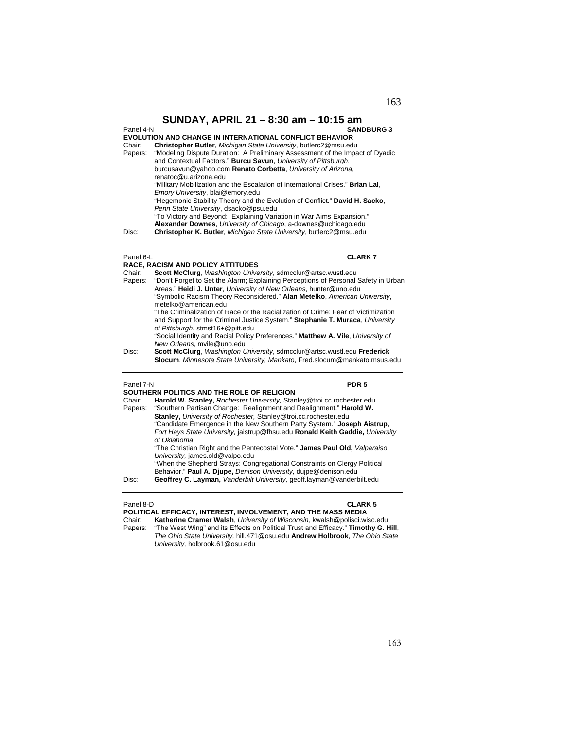## SUNDAY, APRIL 21 – 8:30 am – 10:15 am

Panel 4-N **SANDBURG 3**

**EVOLUTION AND CHANGE IN INTERNATIONAL CONFLICT BEHAVIOR**

Chair: **Christopher Butler**, *Michigan State University*, butlerc2@msu.edu

Papers: "Modeling Dispute Duration: A Preliminary Assessment of the Impact of Dyadic and Contextual Factors." **Burcu Savun**, *University of Pittsburgh*, burcusavun@yahoo.com **Renato Corbetta**, *University of Arizona*, renatoc@u.arizona.edu

"Military Mobilization and the Escalation of International Crises." **Brian Lai**, *Emory University*, blai@emory.edu

"Hegemonic Stability Theory and the Evolution of Conflict." **David H. Sacko**, *Penn State University*, dsacko@psu.edu

"To Victory and Beyond: Explaining Variation in War Aims Expansion." **Alexander Downes**, *University of Chicago*, a-downes@uchicago.edu

Disc: **Christopher K. Butler**, *Michigan State University*, butlerc2@msu.edu

---

Panel 6-L **CLARK 7**

**RACE, RACISM AND POLICY ATTITUDES**

Chair: **Scott McClurg**, *Washington University*, sdmcclur@artsc.wustl.edu

Papers: "Don't Forget to Set the Alarm; Explaining Perceptions of Personal Safety in Urban Areas." **Heidi J. Unter**, *University of New Orleans*, hunter@uno.edu

"Symbolic Racism Theory Reconsidered." **Alan Metelko**, *American University*, metelko@american.edu

"The Criminalization of Race or the Racialization of Crime: Fear of Victimization and Support for the Criminal Justice System." **Stephanie T. Muraca**, *University of Pittsburgh*, stmst16+@pitt.edu

"Social Identity and Racial Policy Preferences." **Matthew A. Vile**, *University of New Orleans*, mvile@uno.edu

Disc: **Scott McClurg**, *Washington University*, sdmcclur@artsc.wustl.edu **Frederick Slocum**, *Minnesota State University, Mankato*, Fred.slocum@mankato.msus.edu

---

Panel 7-N **PDR 5**

**SOUTHERN POLITICS AND THE ROLE OF RELIGION**

Chair: **Harold W. Stanley,** *Rochester University,* Stanley@troi.cc.rochester.edu

Papers: "Southern Partisan Change: Realignment and Dealignment." **Harold W. Stanley,** *University of Rochester,* Stanley@troi.cc.rochester.edu

"Candidate Emergence in the New Southern Party System." **Joseph Aistrup,** *Fort Hays State University,* jaistrup@fhsu.edu **Ronald Keith Gaddie,** *University of Oklahoma*

"The Christian Right and the Pentecostal Vote." **James Paul Old,** *Valparaiso University,* james.old@valpo.edu

"When the Shepherd Strays: Congregational Constraints on Clergy Political Behavior." **Paul A. Djupe,** *Denison University,* dujpe@denison.edu

Disc: **Geoffrey C. Layman,** *Vanderbilt University,* geoff.layman@vanderbilt.edu

---

Panel 8-D **CLARK 5**

**POLITICAL EFFICACY, INTEREST, INVOLVEMENT, AND THE MASS MEDIA**

Chair: **Katherine Cramer Walsh**, *University of Wisconsin,* kwalsh@polisci.wisc.edu

Papers: "The West Wing" and its Effects on Political Trust and Efficacy." **Timothy G. Hill**, *The Ohio State University,* hill.471@osu.edu **Andrew Holbrook**, *The Ohio State University,* holbrook.61@osu.edu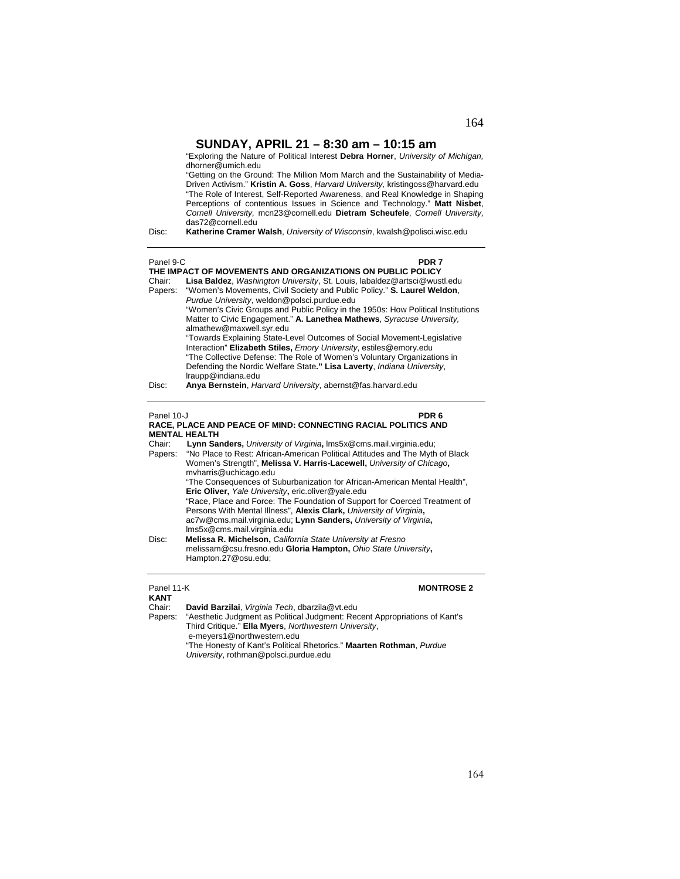## SUNDAY, APRIL 21 – 8:30 am – 10:15 am

"Exploring the Nature of Political Interest **Debra Horner**, *University of Michigan,* dhorner@umich.edu
"Getting on the Ground: The Million Mom March and the Sustainability of Media-Driven Activism." **Kristin A. Goss**, *Harvard University,* kristingoss@harvard.edu
"The Role of Interest, Self-Reported Awareness, and Real Knowledge in Shaping Perceptions of contentious Issues in Science and Technology." **Matt Nisbet**, *Cornell University,* mcn23@cornell.edu **Dietram Scheufele**, *Cornell University,* das72@cornell.edu

Disc: **Katherine Cramer Walsh**, *University of Wisconsin*, kwalsh@polisci.wisc.edu

---

Panel 9-C **PDR 7**

**THE IMPACT OF MOVEMENTS AND ORGANIZATIONS ON PUBLIC POLICY**

Chair: **Lisa Baldez**, *Washington University*, St. Louis, labaldez@artsci@wustl.edu

Papers: "Women's Movements, Civil Society and Public Policy." **S. Laurel Weldon**, *Purdue University*, weldon@polsci.purdue.edu
"Women's Civic Groups and Public Policy in the 1950s: How Political Institutions Matter to Civic Engagement." **A. Lanethea Mathews**, *Syracuse University,* almathew@maxwell.syr.edu
"Towards Explaining State-Level Outcomes of Social Movement-Legislative Interaction" **Elizabeth Stiles,** *Emory University*, estiles@emory.edu
"The Collective Defense: The Role of Women's Voluntary Organizations in Defending the Nordic Welfare State**." Lisa Laverty**, *Indiana University*, lraupp@indiana.edu

Disc: **Anya Bernstein**, *Harvard University*, abernst@fas.harvard.edu

---

Panel 10-J **PDR 6**

**RACE, PLACE AND PEACE OF MIND: CONNECTING RACIAL POLITICS AND MENTAL HEALTH**

Chair: **Lynn Sanders,** *University of Virginia***,** lms5x@cms.mail.virginia.edu;

Papers: "No Place to Rest: African-American Political Attitudes and The Myth of Black Women's Strength", **Melissa V. Harris-Lacewell,** *University of Chicago***,** mvharris@uchicago.edu
"The Consequences of Suburbanization for African-American Mental Health", **Eric Oliver,** *Yale University***,** eric.oliver@yale.edu
"Race, Place and Force: The Foundation of Support for Coerced Treatment of Persons With Mental Illness", **Alexis Clark,** *University of Virginia***,** ac7w@cms.mail.virginia.edu; **Lynn Sanders,** *University of Virginia***,** lms5x@cms.mail.virginia.edu

Disc: **Melissa R. Michelson,** *California State University at Fresno* melissam@csu.fresno.edu **Gloria Hampton,** *Ohio State University***,** Hampton.27@osu.edu;

---

Panel 11-K **MONTROSE 2**

**KANT**

Chair: **David Barzilai**, *Virginia Tech*, dbarzila@vt.edu

Papers: "Aesthetic Judgment as Political Judgment: Recent Appropriations of Kant's Third Critique." **Ella Myers**, *Northwestern University*, e-meyers1@northwestern.edu
"The Honesty of Kant's Political Rhetorics." **Maarten Rothman**, *Purdue University*, rothman@polsci.purdue.edu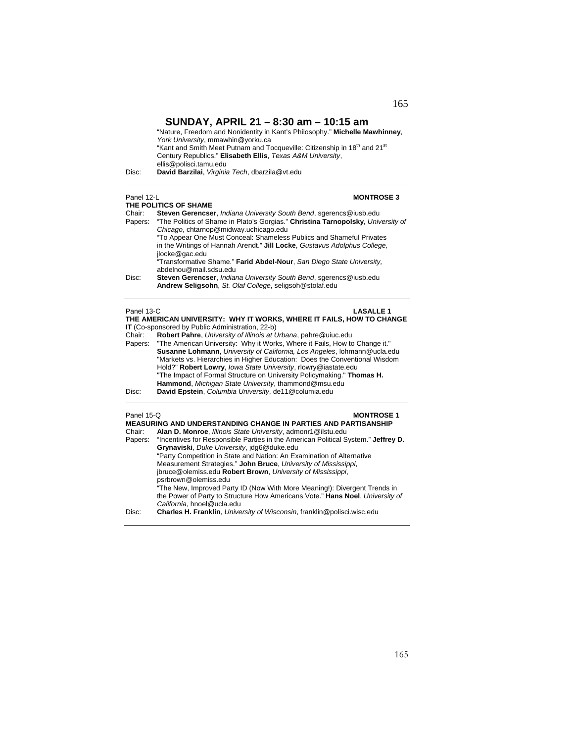## SUNDAY, APRIL 21 – 8:30 am – 10:15 am

"Nature, Freedom and Nonidentity in Kant's Philosophy." **Michelle Mawhinney**, *York University*, mmawhin@yorku.ca
"Kant and Smith Meet Putnam and Tocqueville: Citizenship in 18th and 21st Century Republics." **Elisabeth Ellis**, *Texas A&M University*, ellis@polisci.tamu.edu

Disc: **David Barzilai**, *Virginia Tech*, dbarzila@vt.edu

---

Panel 12-L **MONTROSE 3**

**THE POLITICS OF SHAME**

Chair: **Steven Gerencser**, *Indiana University South Bend*, sgerencs@iusb.edu

Papers: "The Politics of Shame in Plato's Gorgias." **Christina Tarnopolsky**, *University of Chicago*, chtarnop@midway.uchicago.edu
"To Appear One Must Conceal: Shameless Publics and Shameful Privates in the Writings of Hannah Arendt." **Jill Locke**, *Gustavus Adolphus College,* jlocke@gac.edu
"Transformative Shame." **Farid Abdel-Nour**, *San Diego State University,* abdelnou@mail.sdsu.edu

Disc: **Steven Gerencser**, *Indiana University South Bend*, sgerencs@iusb.edu
**Andrew Seligsohn**, *St. Olaf College*, seligsoh@stolaf.edu

---

Panel 13-C **LASALLE 1**

**THE AMERICAN UNIVERSITY: WHY IT WORKS, WHERE IT FAILS, HOW TO CHANGE IT** (Co-sponsored by Public Administration, 22-b)

Chair: **Robert Pahre**, *University of Illinois at Urbana*, pahre@uiuc.edu

Papers: "The American University: Why it Works, Where it Fails, How to Change it." **Susanne Lohmann**, *University of California, Los Angeles*, lohmann@ucla.edu
"Markets vs. Hierarchies in Higher Education: Does the Conventional Wisdom Hold?" **Robert Lowry**, *Iowa State University*, rlowry@iastate.edu
"The Impact of Formal Structure on University Policymaking." **Thomas H. Hammond**, *Michigan State University*, thammond@msu.edu

Disc: **David Epstein**, *Columbia University*, de11@columia.edu

---

Panel 15-Q **MONTROSE 1**

**MEASURING AND UNDERSTANDING CHANGE IN PARTIES AND PARTISANSHIP**

Chair: **Alan D. Monroe**, *Illinois State University*, admonr1@ilstu.edu

Papers: "Incentives for Responsible Parties in the American Political System." **Jeffrey D. Grynaviski**, *Duke University*, jdg6@duke.edu
"Party Competition in State and Nation: An Examination of Alternative Measurement Strategies." **John Bruce**, *University of Mississippi*, jbruce@olemiss.edu **Robert Brown**, *University of Mississippi*, psrbrown@olemiss.edu
"The New, Improved Party ID (Now With More Meaning!): Divergent Trends in the Power of Party to Structure How Americans Vote." **Hans Noel**, *University of California*, hnoel@ucla.edu

Disc: **Charles H. Franklin**, *University of Wisconsin*, franklin@polisci.wisc.edu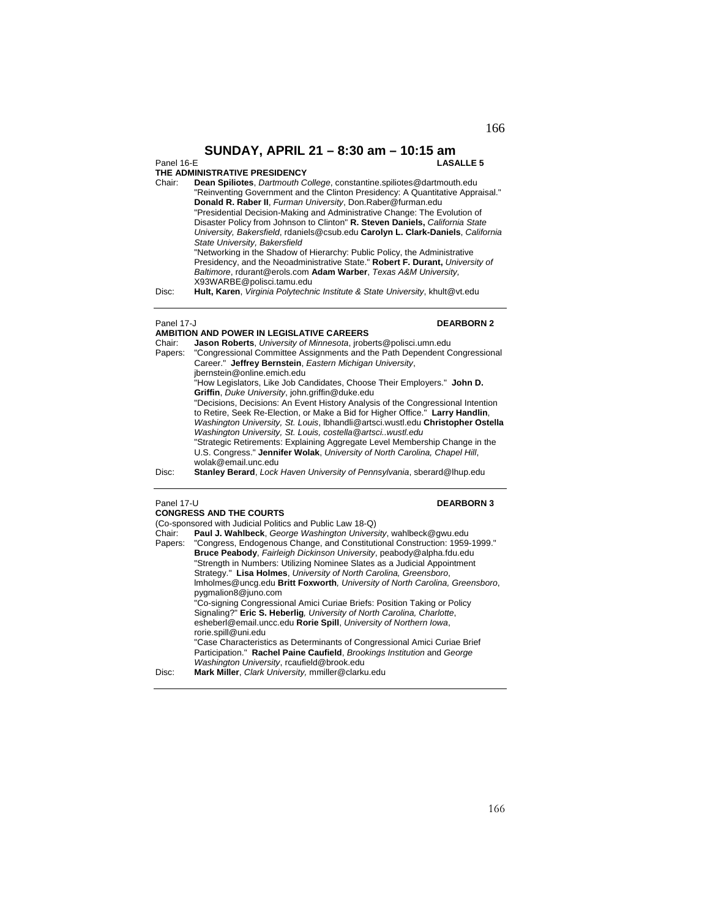# SUNDAY, APRIL 21 – 8:30 am – 10:15 am

Panel 16-E **LASALLE 5**

**THE ADMINISTRATIVE PRESIDENCY**

Chair: **Dean Spiliotes**, *Dartmouth College*, constantine.spiliotes@dartmouth.edu

"Reinventing Government and the Clinton Presidency: A Quantitative Appraisal." **Donald R. Raber II**, *Furman University*, Don.Raber@furman.edu

"Presidential Decision-Making and Administrative Change: The Evolution of Disaster Policy from Johnson to Clinton" **R. Steven Daniels,** *California State University, Bakersfield*, rdaniels@csub.edu **Carolyn L. Clark-Daniels**, *California State University, Bakersfield*

"Networking in the Shadow of Hierarchy: Public Policy, the Administrative Presidency, and the Neoadministrative State." **Robert F. Durant,** *University of Baltimore*, rdurant@erols.com **Adam Warber**, *Texas A&M University,* X93WARBE@polisci.tamu.edu

Disc: **Hult, Karen**, *Virginia Polytechnic Institute & State University*, khult@vt.edu

---

Panel 17-J **DEARBORN 2**

**AMBITION AND POWER IN LEGISLATIVE CAREERS**

Chair: **Jason Roberts**, *University of Minnesota*, jroberts@polisci.umn.edu

Papers: "Congressional Committee Assignments and the Path Dependent Congressional Career." **Jeffrey Bernstein**, *Eastern Michigan University*, jbernstein@online.emich.edu

"How Legislators, Like Job Candidates, Choose Their Employers." **John D. Griffin**, *Duke University*, john.griffin@duke.edu

"Decisions, Decisions: An Event History Analysis of the Congressional Intention to Retire, Seek Re-Election, or Make a Bid for Higher Office." **Larry Handlin**, *Washington University, St. Louis*, lbhandli@artsci.wustl.edu **Christopher Ostella** *Washington University, St. Louis, costella@artsci..wustl.edu*

"Strategic Retirements: Explaining Aggregate Level Membership Change in the U.S. Congress." **Jennifer Wolak**, *University of North Carolina, Chapel Hill*, wolak@email.unc.edu

Disc: **Stanley Berard**, *Lock Haven University of Pennsylvania*, sberard@lhup.edu

---

Panel 17-U **DEARBORN 3**

**CONGRESS AND THE COURTS**

(Co-sponsored with Judicial Politics and Public Law 18-Q)

Chair: **Paul J. Wahlbeck**, *George Washington University*, wahlbeck@gwu.edu

Papers: "Congress, Endogenous Change, and Constitutional Construction: 1959-1999." **Bruce Peabody**, *Fairleigh Dickinson University*, peabody@alpha.fdu.edu

"Strength in Numbers: Utilizing Nominee Slates as a Judicial Appointment Strategy." **Lisa Holmes**, *University of North Carolina, Greensboro*, lmholmes@uncg.edu **Britt Foxworth***, University of North Carolina, Greensboro*, pygmalion8@juno.com

"Co-signing Congressional Amici Curiae Briefs: Position Taking or Policy Signaling?" **Eric S. Heberlig***, University of North Carolina, Charlotte*, esheberl@email.uncc.edu **Rorie Spill**, *University of Northern Iowa*, rorie.spill@uni.edu

"Case Characteristics as Determinants of Congressional Amici Curiae Brief Participation." **Rachel Paine Caufield**, *Brookings Institution* and *George Washington University*, rcaufield@brook.edu

Disc: **Mark Miller**, *Clark University,* mmiller@clarku.edu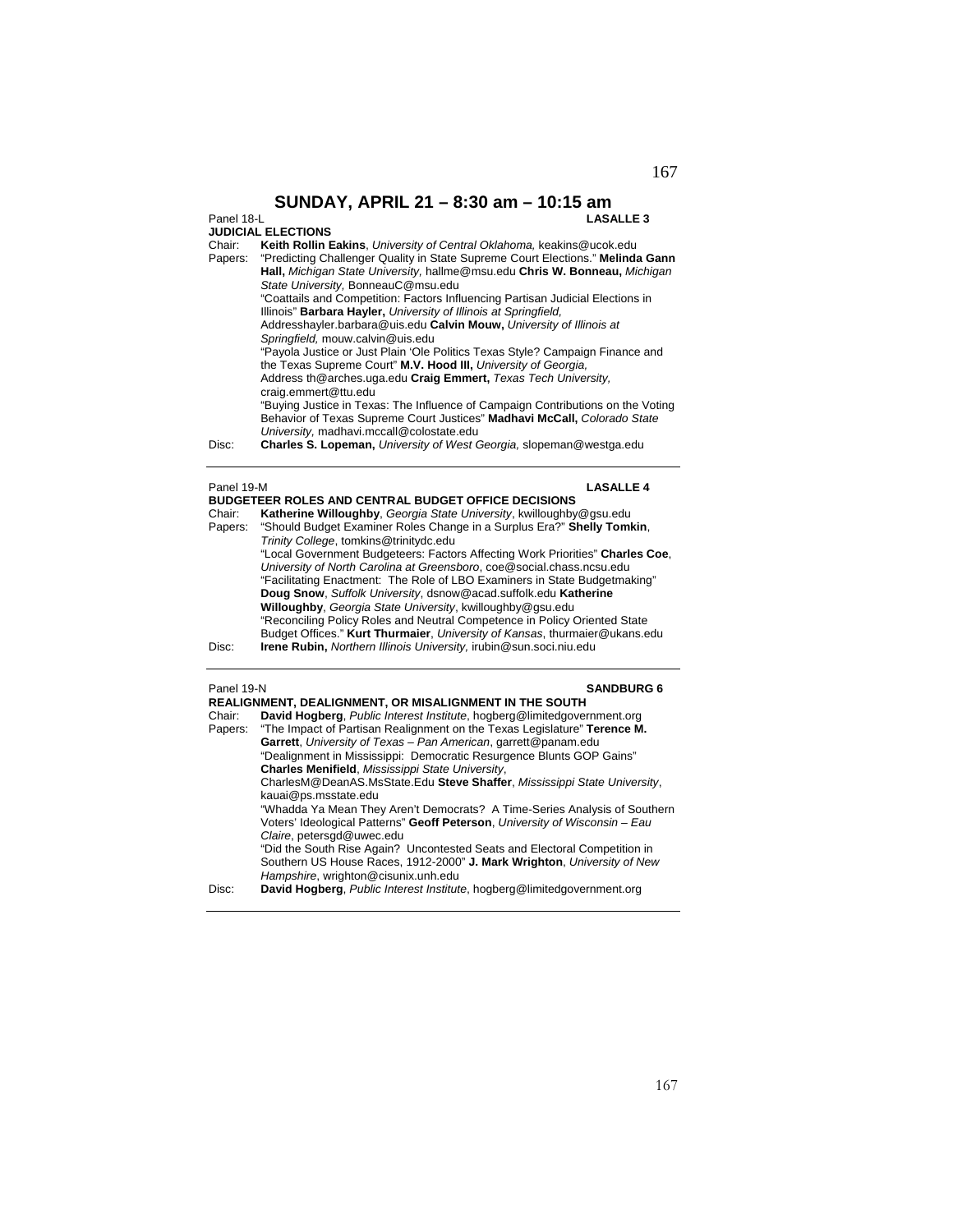# SUNDAY, APRIL 21 – 8:30 am – 10:15 am

Panel 18-L **LASALLE 3**

**JUDICIAL ELECTIONS**

Chair: **Keith Rollin Eakins**, *University of Central Oklahoma,* keakins@ucok.edu

Papers: "Predicting Challenger Quality in State Supreme Court Elections." **Melinda Gann Hall,** *Michigan State University,* hallme@msu.edu **Chris W. Bonneau,** *Michigan State University,* BonneauC@msu.edu

"Coattails and Competition: Factors Influencing Partisan Judicial Elections in Illinois" **Barbara Hayler,** *University of Illinois at Springfield,* Addresshayler.barbara@uis.edu **Calvin Mouw,** *University of Illinois at Springfield,* mouw.calvin@uis.edu

"Payola Justice or Just Plain 'Ole Politics Texas Style? Campaign Finance and the Texas Supreme Court" **M.V. Hood III,** *University of Georgia,* Address th@arches.uga.edu **Craig Emmert,** *Texas Tech University,* craig.emmert@ttu.edu

"Buying Justice in Texas: The Influence of Campaign Contributions on the Voting Behavior of Texas Supreme Court Justices" **Madhavi McCall,** *Colorado State University,* madhavi.mccall@colostate.edu

Disc: **Charles S. Lopeman,** *University of West Georgia,* slopeman@westga.edu

---

Panel 19-M **LASALLE 4**

**BUDGETEER ROLES AND CENTRAL BUDGET OFFICE DECISIONS**

Chair: **Katherine Willoughby**, *Georgia State University*, kwilloughby@gsu.edu

Papers: "Should Budget Examiner Roles Change in a Surplus Era?" **Shelly Tomkin**, *Trinity College*, tomkins@trinitydc.edu

"Local Government Budgeteers: Factors Affecting Work Priorities" **Charles Coe**, *University of North Carolina at Greensboro*, coe@social.chass.ncsu.edu

"Facilitating Enactment: The Role of LBO Examiners in State Budgetmaking" **Doug Snow**, *Suffolk University*, dsnow@acad.suffolk.edu **Katherine Willoughby**, *Georgia State University*, kwilloughby@gsu.edu

"Reconciling Policy Roles and Neutral Competence in Policy Oriented State Budget Offices." **Kurt Thurmaier**, *University of Kansas*, thurmaier@ukans.edu

Disc: **Irene Rubin,** *Northern Illinois University,* irubin@sun.soci.niu.edu

---

Panel 19-N **SANDBURG 6**

**REALIGNMENT, DEALIGNMENT, OR MISALIGNMENT IN THE SOUTH**

Chair: **David Hogberg**, *Public Interest Institute*, hogberg@limitedgovernment.org

Papers: "The Impact of Partisan Realignment on the Texas Legislature" **Terence M. Garrett**, *University of Texas – Pan American*, garrett@panam.edu

"Dealignment in Mississippi: Democratic Resurgence Blunts GOP Gains" **Charles Menifield**, *Mississippi State University*, CharlesM@DeanAS.MsState.Edu **Steve Shaffer**, *Mississippi State University*, kauai@ps.msstate.edu

"Whadda Ya Mean They Aren't Democrats? A Time-Series Analysis of Southern Voters' Ideological Patterns" **Geoff Peterson**, *University of Wisconsin – Eau Claire*, petersgd@uwec.edu

"Did the South Rise Again? Uncontested Seats and Electoral Competition in Southern US House Races, 1912-2000" **J. Mark Wrighton**, *University of New Hampshire*, wrighton@cisunix.unh.edu

Disc: **David Hogberg**, *Public Interest Institute*, hogberg@limitedgovernment.org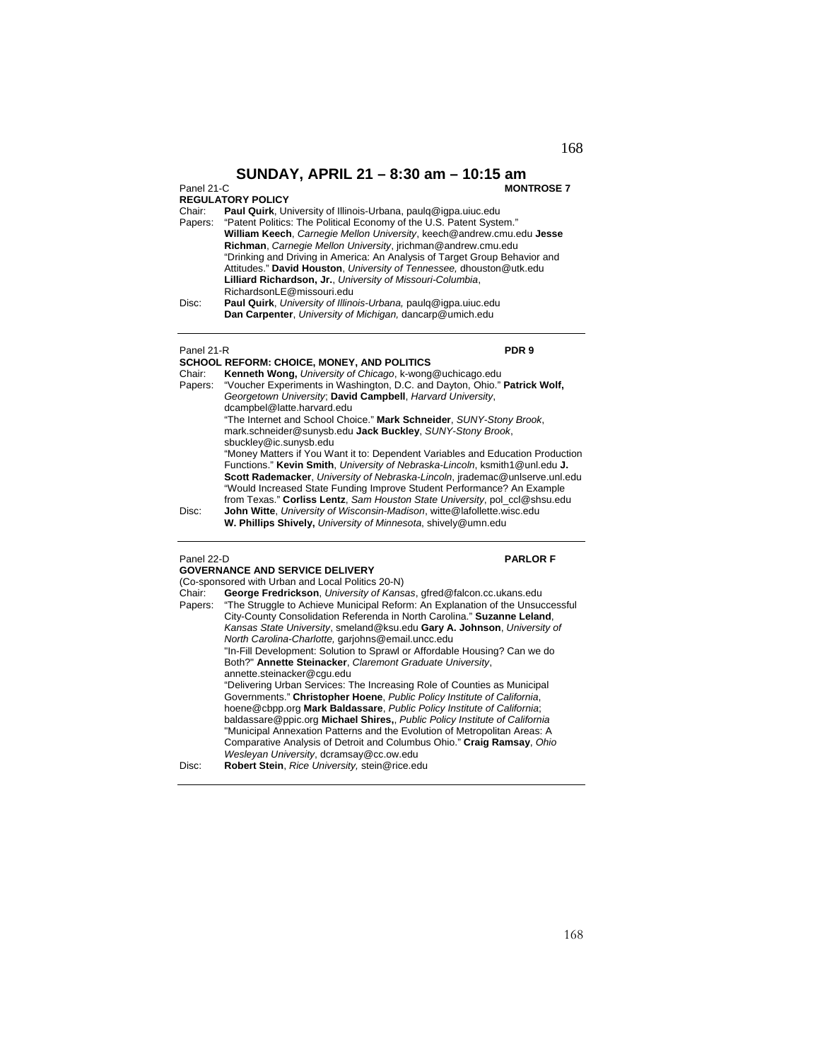## SUNDAY, APRIL 21 – 8:30 am – 10:15 am

Panel 21-C **MONTROSE 7**

**REGULATORY POLICY**

Chair: **Paul Quirk**, University of Illinois-Urbana, paulq@igpa.uiuc.edu

Papers: "Patent Politics: The Political Economy of the U.S. Patent System." **William Keech**, *Carnegie Mellon University*, keech@andrew.cmu.edu **Jesse Richman**, *Carnegie Mellon University*, jrichman@andrew.cmu.edu

"Drinking and Driving in America: An Analysis of Target Group Behavior and Attitudes." **David Houston**, *University of Tennessee,* dhouston@utk.edu **Lilliard Richardson, Jr.**, *University of Missouri-Columbia*, RichardsonLE@missouri.edu

Disc: **Paul Quirk**, *University of Illinois-Urbana,* paulq@igpa.uiuc.edu
**Dan Carpenter**, *University of Michigan,* dancarp@umich.edu

---

Panel 21-R **PDR 9**

**SCHOOL REFORM: CHOICE, MONEY, AND POLITICS**

Chair: **Kenneth Wong,** *University of Chicago*, k-wong@uchicago.edu

Papers: "Voucher Experiments in Washington, D.C. and Dayton, Ohio." **Patrick Wolf,** *Georgetown University*; **David Campbell**, *Harvard University*, dcampbel@latte.harvard.edu

"The Internet and School Choice." **Mark Schneider**, *SUNY-Stony Brook*, mark.schneider@sunysb.edu **Jack Buckley**, *SUNY-Stony Brook*, sbuckley@ic.sunysb.edu

"Money Matters if You Want it to: Dependent Variables and Education Production Functions." **Kevin Smith**, *University of Nebraska-Lincoln*, ksmith1@unl.edu **J. Scott Rademacker**, *University of Nebraska-Lincoln*, jrademac@unlserve.unl.edu

"Would Increased State Funding Improve Student Performance? An Example from Texas." **Corliss Lentz**, *Sam Houston State University*, pol_ccl@shsu.edu

Disc: **John Witte**, *University of Wisconsin-Madison*, witte@lafollette.wisc.edu
**W. Phillips Shively,** *University of Minnesota*, shively@umn.edu

---

Panel 22-D **PARLOR F**

**GOVERNANCE AND SERVICE DELIVERY**

(Co-sponsored with Urban and Local Politics 20-N)

Chair: **George Fredrickson**, *University of Kansas*, gfred@falcon.cc.ukans.edu

Papers: "The Struggle to Achieve Municipal Reform: An Explanation of the Unsuccessful City-County Consolidation Referenda in North Carolina." **Suzanne Leland**, *Kansas State University*, smeland@ksu.edu **Gary A. Johnson**, *University of North Carolina-Charlotte,* garjohns@email.uncc.edu

"In-Fill Development: Solution to Sprawl or Affordable Housing? Can we do Both?" **Annette Steinacker**, *Claremont Graduate University*, annette.steinacker@cgu.edu

"Delivering Urban Services: The Increasing Role of Counties as Municipal Governments." **Christopher Hoene**, *Public Policy Institute of California*, hoene@cbpp.org **Mark Baldassare**, *Public Policy Institute of California*; baldassare@ppic.org **Michael Shires,**, *Public Policy Institute of California*

"Municipal Annexation Patterns and the Evolution of Metropolitan Areas: A Comparative Analysis of Detroit and Columbus Ohio." **Craig Ramsay**, *Ohio Wesleyan University*, dcramsay@cc.ow.edu

Disc: **Robert Stein**, *Rice University,* stein@rice.edu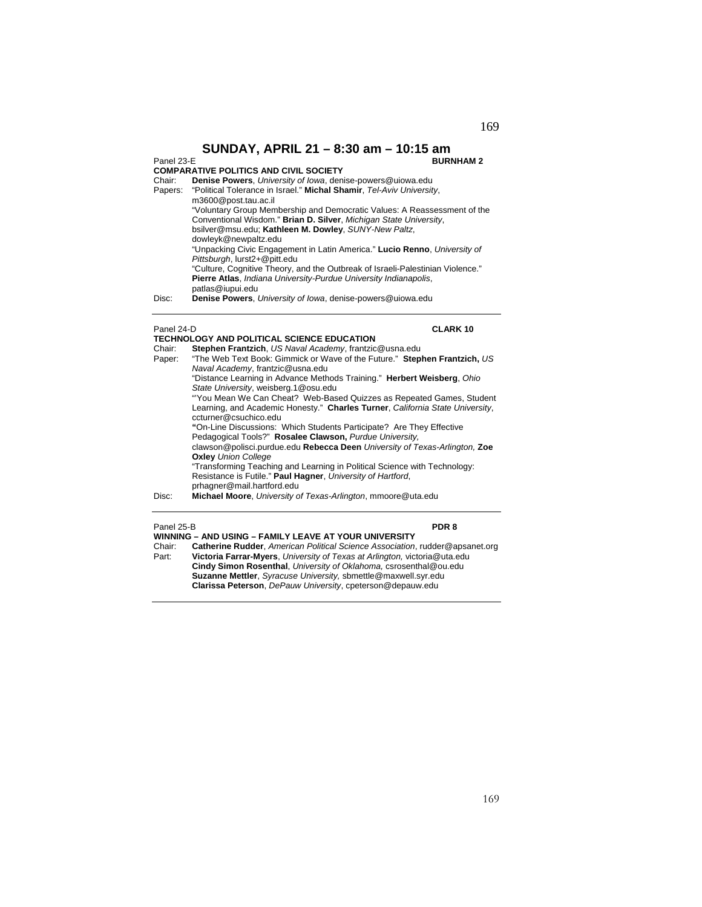## SUNDAY, APRIL 21 – 8:30 am – 10:15 am

Panel 23-E **BURNHAM 2**

**COMPARATIVE POLITICS AND CIVIL SOCIETY**

Chair: **Denise Powers**, *University of Iowa*, denise-powers@uiowa.edu

Papers: "Political Tolerance in Israel." **Michal Shamir**, *Tel-Aviv University*, m3600@post.tau.ac.il

"Voluntary Group Membership and Democratic Values: A Reassessment of the Conventional Wisdom." **Brian D. Silver**, *Michigan State University*, bsilver@msu.edu; **Kathleen M. Dowley**, *SUNY-New Paltz*, dowleyk@newpaltz.edu

"Unpacking Civic Engagement in Latin America." **Lucio Renno**, *University of Pittsburgh*, lurst2+@pitt.edu

"Culture, Cognitive Theory, and the Outbreak of Israeli-Palestinian Violence." **Pierre Atlas**, *Indiana University-Purdue University Indianapolis*, patlas@iupui.edu

Disc: **Denise Powers**, *University of Iowa*, denise-powers@uiowa.edu

---

Panel 24-D **CLARK 10**

**TECHNOLOGY AND POLITICAL SCIENCE EDUCATION**

Chair: **Stephen Frantzich**, *US Naval Academy*, frantzic@usna.edu

Paper: "The Web Text Book: Gimmick or Wave of the Future." **Stephen Frantzich,** *US Naval Academy*, frantzic@usna.edu

"Distance Learning in Advance Methods Training." **Herbert Weisberg**, *Ohio State University*, weisberg.1@osu.edu

"'You Mean We Can Cheat? Web-Based Quizzes as Repeated Games, Student Learning, and Academic Honesty." **Charles Turner**, *California State University*, ccturner@csuchico.edu

**"**On-Line Discussions: Which Students Participate? Are They Effective Pedagogical Tools?" **Rosalee Clawson,** *Purdue University,* clawson@polisci.purdue.edu **Rebecca Deen** *University of Texas-Arlington,* **Zoe Oxley** *Union College*

"Transforming Teaching and Learning in Political Science with Technology: Resistance is Futile." **Paul Hagner**, *University of Hartford*, prhagner@mail.hartford.edu

Disc: **Michael Moore**, *University of Texas-Arlington*, mmoore@uta.edu

---

Panel 25-B **PDR 8**

**WINNING – AND USING – FAMILY LEAVE AT YOUR UNIVERSITY**

Chair: **Catherine Rudder**, *American Political Science Association*, rudder@apsanet.org

Part: **Victoria Farrar-Myers**, *University of Texas at Arlington,* victoria@uta.edu
**Cindy Simon Rosenthal**, *University of Oklahoma,* csrosenthal@ou.edu
**Suzanne Mettler**, *Syracuse University,* sbmettle@maxwell.syr.edu
**Clarissa Peterson**, *DePauw University*, cpeterson@depauw.edu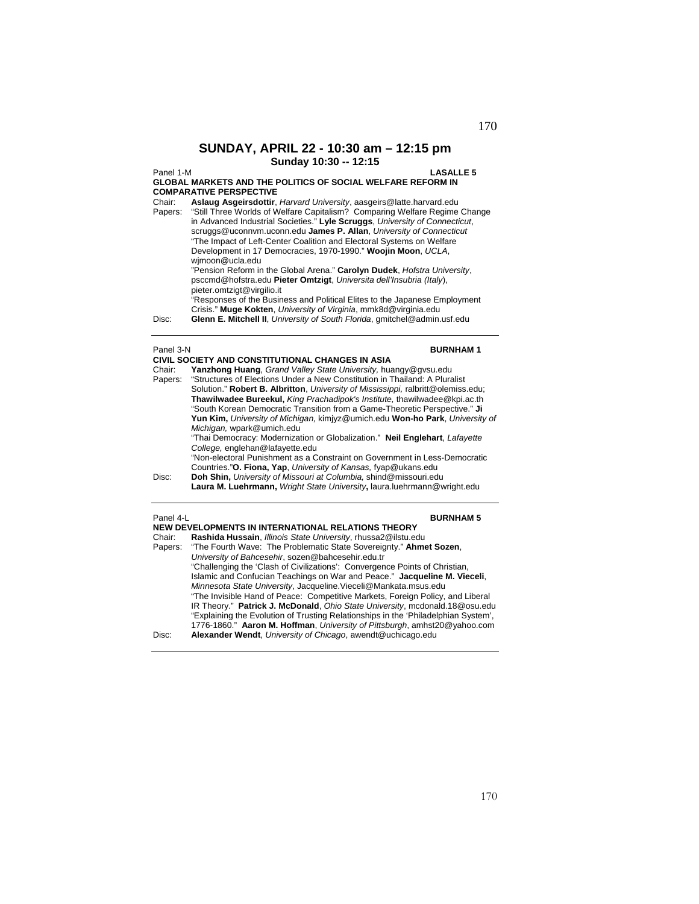## SUNDAY, APRIL 22 - 10:30 am – 12:15 pm

**Sunday 10:30 -- 12:15**

Panel 1-M **LASALLE 5**

**GLOBAL MARKETS AND THE POLITICS OF SOCIAL WELFARE REFORM IN COMPARATIVE PERSPECTIVE**

Chair: **Aslaug Asgeirsdottir**, *Harvard University*, aasgeirs@latte.harvard.edu

Papers: "Still Three Worlds of Welfare Capitalism? Comparing Welfare Regime Change in Advanced Industrial Societies." **Lyle Scruggs**, *University of Connecticut*, scruggs@uconnvm.uconn.edu **James P. Allan**, *University of Connecticut*

"The Impact of Left-Center Coalition and Electoral Systems on Welfare Development in 17 Democracies, 1970-1990." **Woojin Moon**, *UCLA*, wjmoon@ucla.edu

"Pension Reform in the Global Arena." **Carolyn Dudek**, *Hofstra University*, psccmd@hofstra.edu **Pieter Omtzigt**, *Universita dell'Insubria (Italy)*, pieter.omtzigt@virgilio.it

"Responses of the Business and Political Elites to the Japanese Employment Crisis." **Muge Kokten**, *University of Virginia*, mmk8d@virginia.edu

Disc: **Glenn E. Mitchell II**, *University of South Florida*, gmitchel@admin.usf.edu

---

Panel 3-N **BURNHAM 1**

**CIVIL SOCIETY AND CONSTITUTIONAL CHANGES IN ASIA**

Chair: **Yanzhong Huang**, *Grand Valley State University,* huangy@gvsu.edu

Papers: "Structures of Elections Under a New Constitution in Thailand: A Pluralist Solution." **Robert B. Albritton**, *University of Mississippi,* ralbritt@olemiss.edu; **Thawilwadee Bureekul,** *King Prachadipok's Institute,* thawilwadee@kpi.ac.th

"South Korean Democratic Transition from a Game-Theoretic Perspective." **Ji Yun Kim,** *University of Michigan,* kimjyz@umich.edu **Won-ho Park**, *University of Michigan,* wpark@umich.edu

"Thai Democracy: Modernization or Globalization." **Neil Englehart**, *Lafayette College,* englehan@lafayette.edu

"Non-electoral Punishment as a Constraint on Government in Less-Democratic Countries."**O. Fiona, Yap**, *University of Kansas,* fyap@ukans.edu

Disc: **Doh Shin,** *University of Missouri at Columbia,* shind@missouri.edu
**Laura M. Luehrmann,** *Wright State University***,** laura.luehrmann@wright.edu

---

Panel 4-L **BURNHAM 5**

**NEW DEVELOPMENTS IN INTERNATIONAL RELATIONS THEORY**

Chair: **Rashida Hussain**, *Illinois State University*, rhussa2@ilstu.edu

Papers: "The Fourth Wave: The Problematic State Sovereignty." **Ahmet Sozen**, *University of Bahcesehir*, sozen@bahcesehir.edu.tr

"Challenging the 'Clash of Civilizations': Convergence Points of Christian, Islamic and Confucian Teachings on War and Peace." **Jacqueline M. Vieceli**, *Minnesota State University*, Jacqueline.Vieceli@Mankata.msus.edu

"The Invisible Hand of Peace: Competitive Markets, Foreign Policy, and Liberal IR Theory." **Patrick J. McDonald**, *Ohio State University*, mcdonald.18@osu.edu

"Explaining the Evolution of Trusting Relationships in the 'Philadelphian System', 1776-1860." **Aaron M. Hoffman**, *University of Pittsburgh*, amhst20@yahoo.com

Disc: **Alexander Wendt**, *University of Chicago*, awendt@uchicago.edu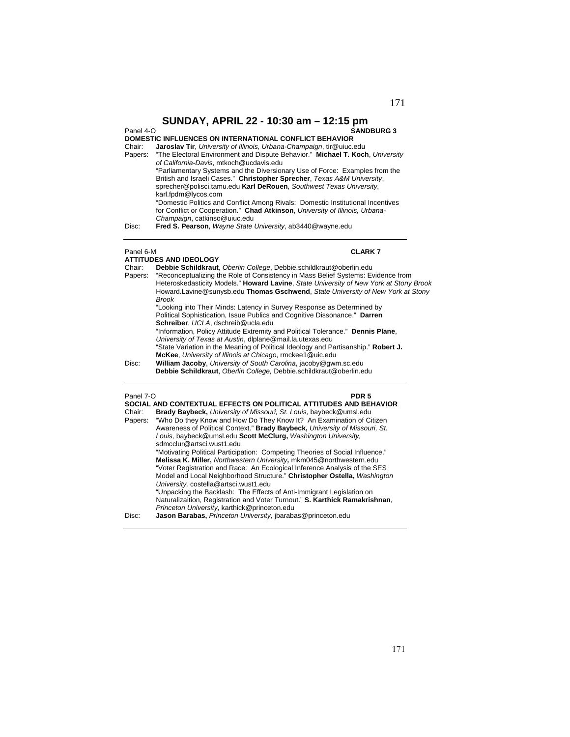# SUNDAY, APRIL 22 - 10:30 am – 12:15 pm

Panel 4-O **SANDBURG 3**

**DOMESTIC INFLUENCES ON INTERNATIONAL CONFLICT BEHAVIOR**

Chair: **Jaroslav Tir**, *University of Illinois, Urbana-Champaign*, tir@uiuc.edu

Papers: "The Electoral Environment and Dispute Behavior." **Michael T. Koch**, *University of California-Davis*, mtkoch@ucdavis.edu

"Parliamentary Systems and the Diversionary Use of Force: Examples from the British and Israeli Cases." **Christopher Sprecher**, *Texas A&M University*, sprecher@polisci.tamu.edu **Karl DeRouen**, *Southwest Texas University*, karl.fpdm@lycos.com

"Domestic Politics and Conflict Among Rivals: Domestic Institutional Incentives for Conflict or Cooperation." **Chad Atkinson**, *University of Illinois, Urbana-Champaign*, catkinso@uiuc.edu

Disc: **Fred S. Pearson**, *Wayne State University*, ab3440@wayne.edu

---

Panel 6-M **CLARK 7**

**ATTITUDES AND IDEOLOGY**

Chair: **Debbie Schildkraut**, *Oberlin College*, Debbie.schildkraut@oberlin.edu

Papers: "Reconceptualizing the Role of Consistency in Mass Belief Systems: Evidence from Heteroskedasticity Models." **Howard Lavine**, *State University of New York at Stony Brook* Howard.Lavine@sunysb.edu **Thomas Gschwend**, *State University of New York at Stony Brook*

"Looking into Their Minds: Latency in Survey Response as Determined by Political Sophistication, Issue Publics and Cognitive Dissonance." **Darren Schreiber**, *UCLA*, dschreib@ucla.edu

"Information, Policy Attitude Extremity and Political Tolerance." **Dennis Plane**, *University of Texas at Austin*, dlplane@mail.la.utexas.edu

"State Variation in the Meaning of Political Ideology and Partisanship." **Robert J. McKee**, *University of Illinois at Chicago*, rmckee1@uic.edu

Disc: **William Jacoby**, *University of South Carolina*, jacoby@gwm.sc.edu
**Debbie Schildkraut**, *Oberlin College,* Debbie.schildkraut@oberlin.edu

---

Panel 7-O **PDR 5**

**SOCIAL AND CONTEXTUAL EFFECTS ON POLITICAL ATTITUDES AND BEHAVIOR**

Chair: **Brady Baybeck,** *University of Missouri, St. Louis,* baybeck@umsl.edu

Papers: "Who Do they Know and How Do They Know It? An Examination of Citizen Awareness of Political Context." **Brady Baybeck,** *University of Missouri, St. Louis,* baybeck@umsl.edu **Scott McClurg,** *Washington University,* sdmcclur@artsci.wust1.edu

"Motivating Political Participation: Competing Theories of Social Influence." **Melissa K. Miller,** *Northwestern University,* mkm045@northwestern.edu

"Voter Registration and Race: An Ecological Inference Analysis of the SES Model and Local Neighborhood Structure." **Christopher Ostella,** *Washington University,* costella@artsci.wust1.edu

"Unpacking the Backlash: The Effects of Anti-Immigrant Legislation on Naturalizaition, Registration and Voter Turnout." **S. Karthick Ramakrishnan**, *Princeton University,* karthick@princeton.edu

Disc: **Jason Barabas,** *Princeton University,* jbarabas@princeton.edu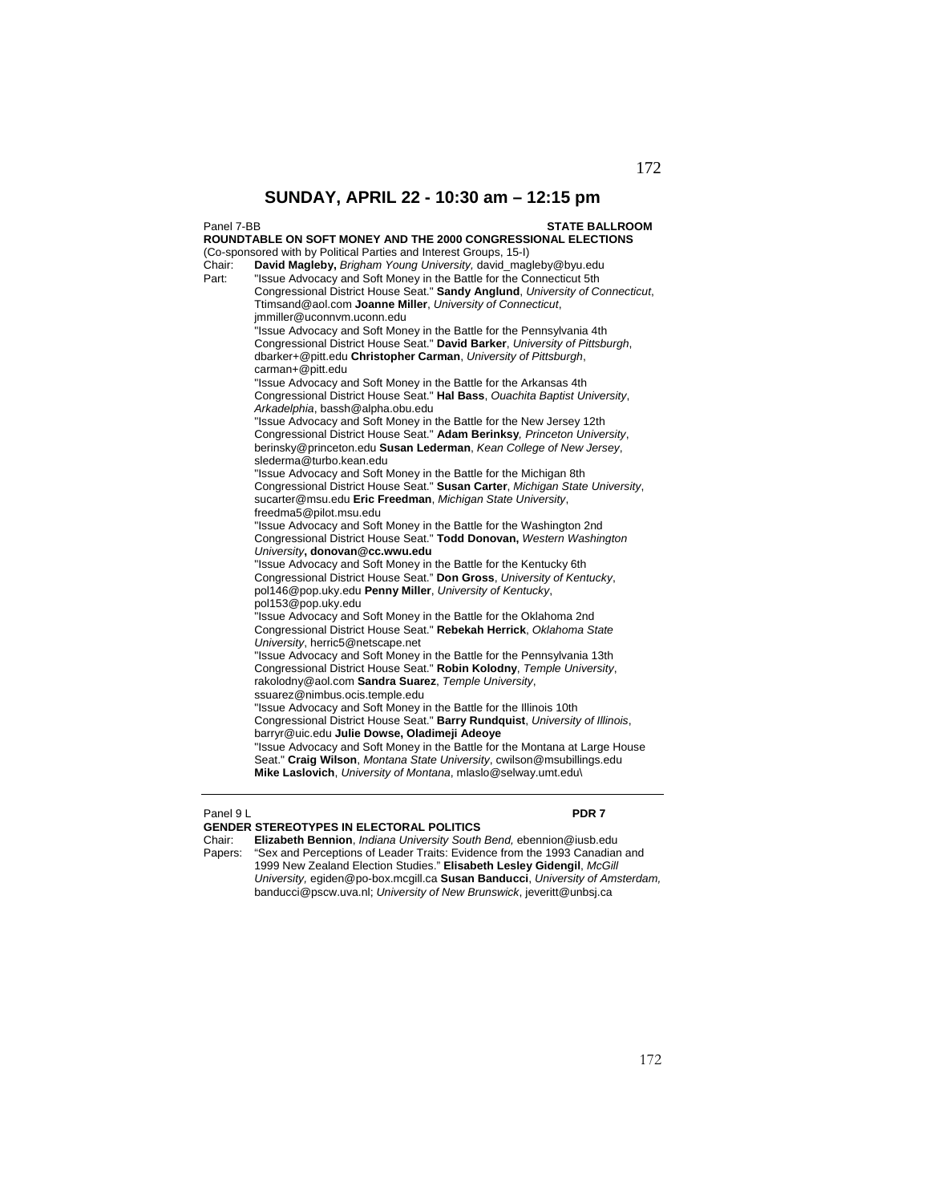## SUNDAY, APRIL 22 - 10:30 am – 12:15 pm

Panel 7-BB **STATE BALLROOM**

**ROUNDTABLE ON SOFT MONEY AND THE 2000 CONGRESSIONAL ELECTIONS**
(Co-sponsored with by Political Parties and Interest Groups, 15-I)

Chair: **David Magleby,** *Brigham Young University,* david_magleby@byu.edu

Part: "Issue Advocacy and Soft Money in the Battle for the Connecticut 5th Congressional District House Seat." **Sandy Anglund**, *University of Connecticut*, Ttimsand@aol.com **Joanne Miller**, *University of Connecticut*, jmmiller@uconnvm.uconn.edu

"Issue Advocacy and Soft Money in the Battle for the Pennsylvania 4th Congressional District House Seat." **David Barker**, *University of Pittsburgh*, dbarker+@pitt.edu **Christopher Carman**, *University of Pittsburgh*, carman+@pitt.edu

"Issue Advocacy and Soft Money in the Battle for the Arkansas 4th Congressional District House Seat." **Hal Bass**, *Ouachita Baptist University*, *Arkadelphia*, bassh@alpha.obu.edu

"Issue Advocacy and Soft Money in the Battle for the New Jersey 12th Congressional District House Seat." **Adam Berinksy***, Princeton University*, berinsky@princeton.edu **Susan Lederman**, *Kean College of New Jersey*, slederma@turbo.kean.edu

"Issue Advocacy and Soft Money in the Battle for the Michigan 8th Congressional District House Seat." **Susan Carter**, *Michigan State University*, sucarter@msu.edu **Eric Freedman**, *Michigan State University*, freedma5@pilot.msu.edu

"Issue Advocacy and Soft Money in the Battle for the Washington 2nd Congressional District House Seat." **Todd Donovan,** *Western Washington University***, donovan@cc.wwu.edu**

"Issue Advocacy and Soft Money in the Battle for the Kentucky 6th Congressional District House Seat." **Don Gross**, *University of Kentucky*, pol146@pop.uky.edu **Penny Miller**, *University of Kentucky*, pol153@pop.uky.edu

"Issue Advocacy and Soft Money in the Battle for the Oklahoma 2nd Congressional District House Seat." **Rebekah Herrick**, *Oklahoma State University*, herric5@netscape.net

"Issue Advocacy and Soft Money in the Battle for the Pennsylvania 13th Congressional District House Seat." **Robin Kolodny**, *Temple University*, rakolodny@aol.com **Sandra Suarez**, *Temple University*, ssuarez@nimbus.ocis.temple.edu

"Issue Advocacy and Soft Money in the Battle for the Illinois 10th Congressional District House Seat." **Barry Rundquist**, *University of Illinois*, barryr@uic.edu **Julie Dowse, Oladimeji Adeoye**

"Issue Advocacy and Soft Money in the Battle for the Montana at Large House Seat." **Craig Wilson**, *Montana State University*, cwilson@msubillings.edu **Mike Laslovich**, *University of Montana*, mlaslo@selway.umt.edu\

---

Panel 9 L **PDR 7**

**GENDER STEREOTYPES IN ELECTORAL POLITICS**

Chair: **Elizabeth Bennion**, *Indiana University South Bend,* ebennion@iusb.edu

Papers: "Sex and Perceptions of Leader Traits: Evidence from the 1993 Canadian and 1999 New Zealand Election Studies." **Elisabeth Lesley Gidengil**, *McGill University,* egiden@po-box.mcgill.ca **Susan Banducci**, *University of Amsterdam,* banducci@pscw.uva.nl; *University of New Brunswick*, jeveritt@unbsj.ca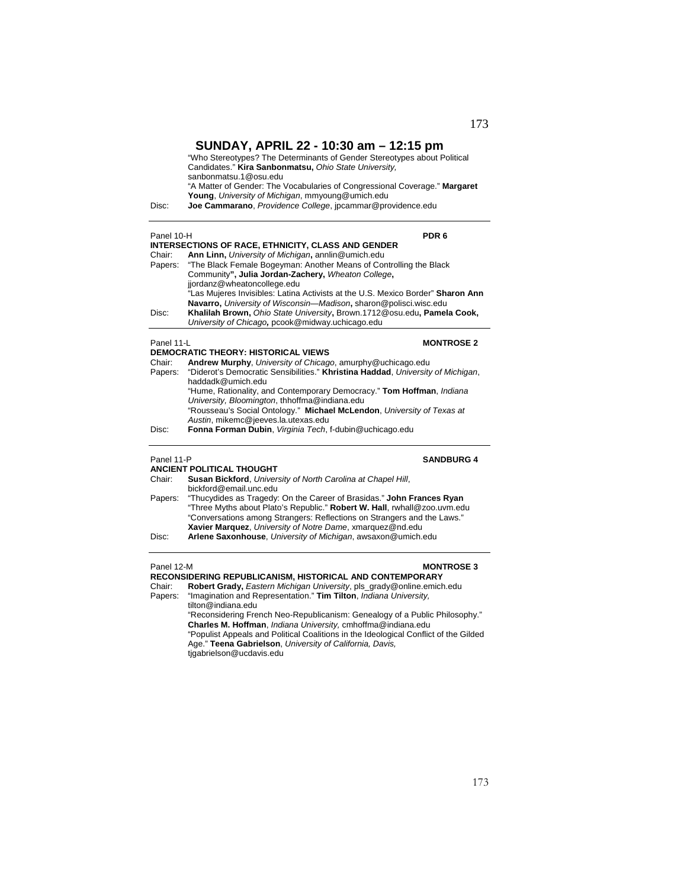## SUNDAY, APRIL 22 - 10:30 am – 12:15 pm

"Who Stereotypes? The Determinants of Gender Stereotypes about Political Candidates." **Kira Sanbonmatsu,** *Ohio State University,* sanbonmatsu.1@osu.edu

"A Matter of Gender: The Vocabularies of Congressional Coverage." **Margaret Young**, *University of Michigan*, mmyoung@umich.edu

Disc: **Joe Cammarano**, *Providence College*, jpcammar@providence.edu

---

Panel 10-H **PDR 6**

**INTERSECTIONS OF RACE, ETHNICITY, CLASS AND GENDER**

Chair: **Ann Linn,** *University of Michigan***,** annlin@umich.edu

Papers: "The Black Female Bogeyman: Another Means of Controlling the Black Community**", Julia Jordan-Zachery,** *Wheaton College***,** jjordanz@wheatoncollege.edu

"Las Mujeres Invisibles: Latina Activists at the U.S. Mexico Border" **Sharon Ann Navarro,** *University of Wisconsin—Madison***,** sharon@polisci.wisc.edu

Disc: **Khalilah Brown,** *Ohio State University***,** Brown.1712@osu.edu**, Pamela Cook,** *University of Chicago,* pcook@midway.uchicago.edu

---

Panel 11-L **MONTROSE 2**

**DEMOCRATIC THEORY: HISTORICAL VIEWS**

Chair: **Andrew Murphy**, *University of Chicago*, amurphy@uchicago.edu

Papers: "Diderot's Democratic Sensibilities." **Khristina Haddad**, *University of Michigan*, haddadk@umich.edu

"Hume, Rationality, and Contemporary Democracy." **Tom Hoffman**, *Indiana University, Bloomington*, thhoffma@indiana.edu

"Rousseau's Social Ontology." **Michael McLendon**, *University of Texas at Austin*, mikemc@jeeves.la.utexas.edu

Disc: **Fonna Forman Dubin**, *Virginia Tech*, f-dubin@uchicago.edu

---

Panel 11-P **SANDBURG 4**

**ANCIENT POLITICAL THOUGHT**

Chair: **Susan Bickford**, *University of North Carolina at Chapel Hill*, bickford@email.unc.edu

Papers: "Thucydides as Tragedy: On the Career of Brasidas." **John Frances Ryan**

"Three Myths about Plato's Republic." **Robert W. Hall**, rwhall@zoo.uvm.edu

"Conversations among Strangers: Reflections on Strangers and the Laws." **Xavier Marquez**, *University of Notre Dame*, xmarquez@nd.edu

Disc: **Arlene Saxonhouse**, *University of Michigan*, awsaxon@umich.edu

---

Panel 12-M **MONTROSE 3**

**RECONSIDERING REPUBLICANISM, HISTORICAL AND CONTEMPORARY**

Chair: **Robert Grady,** *Eastern Michigan University*, pls_grady@online.emich.edu

Papers: "Imagination and Representation." **Tim Tilton**, *Indiana University,* tilton@indiana.edu

"Reconsidering French Neo-Republicanism: Genealogy of a Public Philosophy." **Charles M. Hoffman**, *Indiana University,* cmhoffma@indiana.edu

"Populist Appeals and Political Coalitions in the Ideological Conflict of the Gilded Age." **Teena Gabrielson**, *University of California, Davis,* tjgabrielson@ucdavis.edu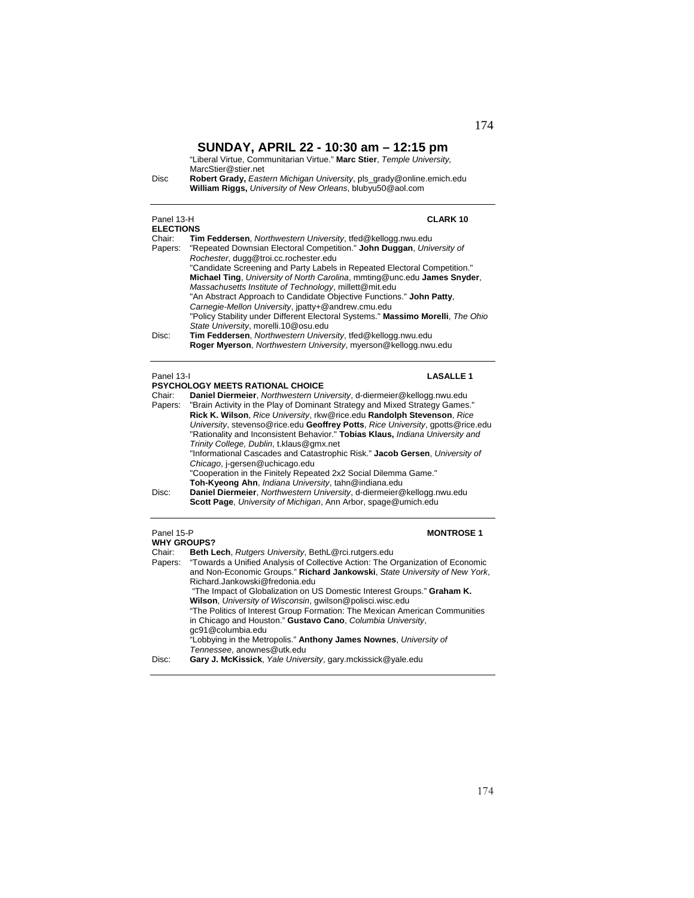## SUNDAY, APRIL 22 - 10:30 am – 12:15 pm

"Liberal Virtue, Communitarian Virtue." **Marc Stier**, *Temple University*, MarcStier@stier.net

Disc **Robert Grady,** *Eastern Michigan University*, pls_grady@online.emich.edu
**William Riggs,** *University of New Orleans*, blubyu50@aol.com

---

Panel 13-H **CLARK 10**

**ELECTIONS**

Chair: **Tim Feddersen**, *Northwestern University*, tfed@kellogg.nwu.edu

Papers: "Repeated Downsian Electoral Competition." **John Duggan**, *University of Rochester*, dugg@troi.cc.rochester.edu

"Candidate Screening and Party Labels in Repeated Electoral Competition." **Michael Ting**, *University of North Carolina*, mmting@unc.edu **James Snyder**, *Massachusetts Institute of Technology*, millett@mit.edu

"An Abstract Approach to Candidate Objective Functions." **John Patty**, *Carnegie-Mellon University*, jpatty+@andrew.cmu.edu

"Policy Stability under Different Electoral Systems." **Massimo Morelli**, *The Ohio State University*, morelli.10@osu.edu

Disc: **Tim Feddersen**, *Northwestern University*, tfed@kellogg.nwu.edu
**Roger Myerson**, *Northwestern University*, myerson@kellogg.nwu.edu

---

Panel 13-I **LASALLE 1**

**PSYCHOLOGY MEETS RATIONAL CHOICE**

Chair: **Daniel Diermeier**, *Northwestern University*, d-diermeier@kellogg.nwu.edu

Papers: "Brain Activity in the Play of Dominant Strategy and Mixed Strategy Games." **Rick K. Wilson**, *Rice University*, rkw@rice.edu **Randolph Stevenson**, *Rice University*, stevenso@rice.edu **Geoffrey Potts**, *Rice University*, gpotts@rice.edu

"Rationality and Inconsistent Behavior." **Tobias Klaus,** *Indiana University and Trinity College, Dublin*, t.klaus@gmx.net

"Informational Cascades and Catastrophic Risk." **Jacob Gersen**, *University of Chicago*, j-gersen@uchicago.edu

"Cooperation in the Finitely Repeated 2x2 Social Dilemma Game." **Toh-Kyeong Ahn**, *Indiana University*, tahn@indiana.edu

Disc: **Daniel Diermeier**, *Northwestern University*, d-diermeier@kellogg.nwu.edu
**Scott Page**, *University of Michigan*, Ann Arbor, spage@umich.edu

---

Panel 15-P **MONTROSE 1**

**WHY GROUPS?**

Chair: **Beth Lech**, *Rutgers University*, BethL@rci.rutgers.edu

Papers: "Towards a Unified Analysis of Collective Action: The Organization of Economic and Non-Economic Groups." **Richard Jankowski**, *State University of New York*, Richard.Jankowski@fredonia.edu

"The Impact of Globalization on US Domestic Interest Groups." **Graham K. Wilson**, *University of Wisconsin*, gwilson@polisci.wisc.edu

"The Politics of Interest Group Formation: The Mexican American Communities in Chicago and Houston." **Gustavo Cano**, *Columbia University*, gc91@columbia.edu

"Lobbying in the Metropolis." **Anthony James Nownes**, *University of Tennessee*, anownes@utk.edu

Disc: **Gary J. McKissick**, *Yale University*, gary.mckissick@yale.edu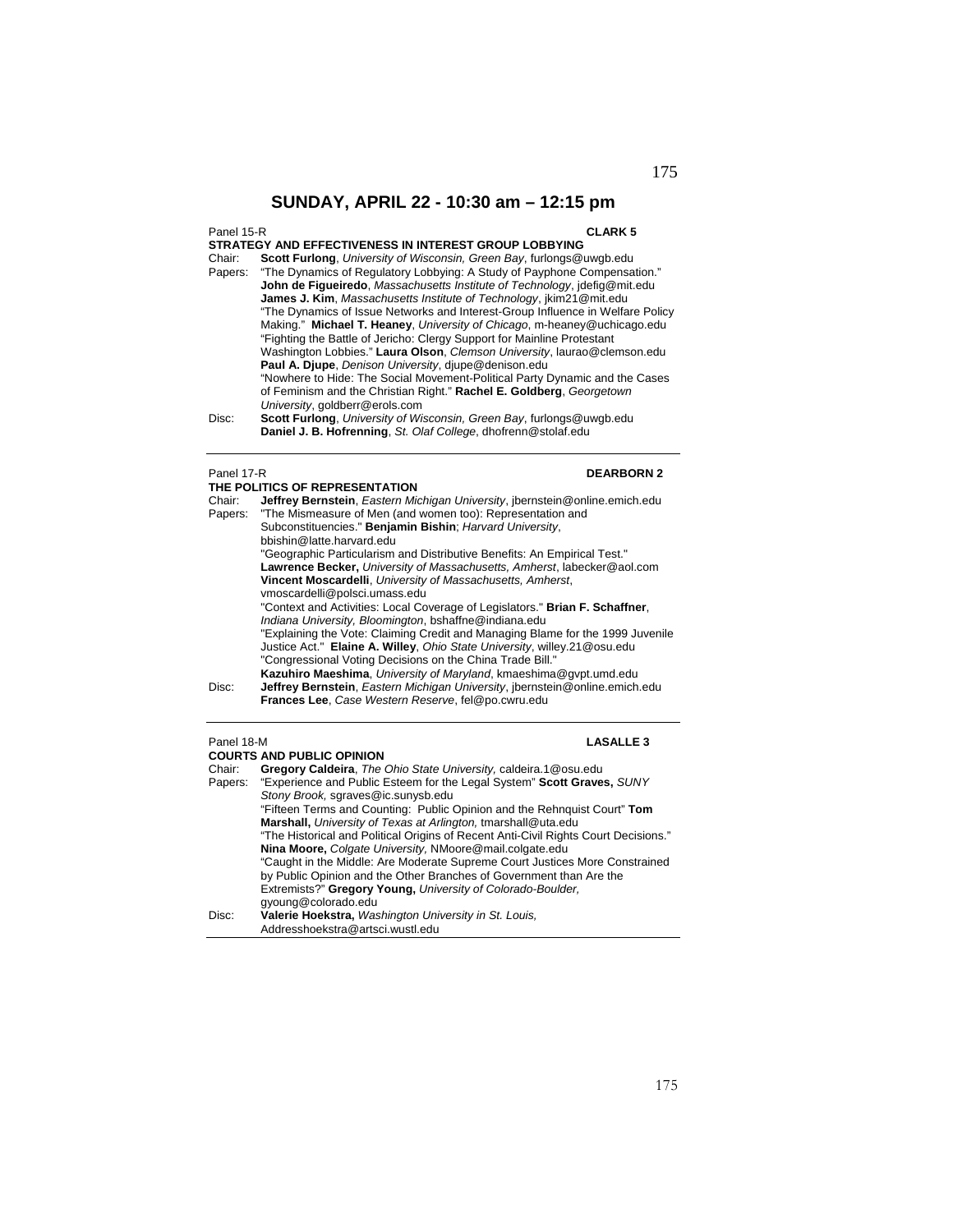## SUNDAY, APRIL 22 - 10:30 am – 12:15 pm

Panel 15-R **CLARK 5**

**STRATEGY AND EFFECTIVENESS IN INTEREST GROUP LOBBYING**

Chair: **Scott Furlong**, *University of Wisconsin, Green Bay*, furlongs@uwgb.edu

Papers: "The Dynamics of Regulatory Lobbying: A Study of Payphone Compensation." **John de Figueiredo**, *Massachusetts Institute of Technology*, jdefig@mit.edu **James J. Kim**, *Massachusetts Institute of Technology*, jkim21@mit.edu

"The Dynamics of Issue Networks and Interest-Group Influence in Welfare Policy Making." **Michael T. Heaney**, *University of Chicago*, m-heaney@uchicago.edu

"Fighting the Battle of Jericho: Clergy Support for Mainline Protestant Washington Lobbies." **Laura Olson**, *Clemson University*, laurao@clemson.edu **Paul A. Djupe**, *Denison University*, djupe@denison.edu

"Nowhere to Hide: The Social Movement-Political Party Dynamic and the Cases of Feminism and the Christian Right." **Rachel E. Goldberg**, *Georgetown University*, goldberr@erols.com

Disc: **Scott Furlong**, *University of Wisconsin, Green Bay*, furlongs@uwgb.edu **Daniel J. B. Hofrenning**, *St. Olaf College*, dhofrenn@stolaf.edu

---

Panel 17-R **DEARBORN 2**

**THE POLITICS OF REPRESENTATION**

Chair: **Jeffrey Bernstein**, *Eastern Michigan University*, jbernstein@online.emich.edu

Papers: "The Mismeasure of Men (and women too): Representation and Subconstituencies." **Benjamin Bishin**; *Harvard University*, bbishin@latte.harvard.edu

"Geographic Particularism and Distributive Benefits: An Empirical Test." **Lawrence Becker,** *University of Massachusetts, Amherst*, labecker@aol.com **Vincent Moscardelli**, *University of Massachusetts, Amherst*, vmoscardelli@polsci.umass.edu

"Context and Activities: Local Coverage of Legislators." **Brian F. Schaffner**, *Indiana University, Bloomington*, bshaffne@indiana.edu

"Explaining the Vote: Claiming Credit and Managing Blame for the 1999 Juvenile Justice Act." **Elaine A. Willey**, *Ohio State University*, willey.21@osu.edu

"Congressional Voting Decisions on the China Trade Bill." **Kazuhiro Maeshima**, *University of Maryland*, kmaeshima@gvpt.umd.edu

Disc: **Jeffrey Bernstein**, *Eastern Michigan University*, jbernstein@online.emich.edu **Frances Lee**, *Case Western Reserve*, fel@po.cwru.edu

---

Panel 18-M **LASALLE 3**

**COURTS AND PUBLIC OPINION**

Chair: **Gregory Caldeira**, *The Ohio State University,* caldeira.1@osu.edu

Papers: "Experience and Public Esteem for the Legal System" **Scott Graves,** *SUNY Stony Brook,* sgraves@ic.sunysb.edu

"Fifteen Terms and Counting: Public Opinion and the Rehnquist Court" **Tom Marshall,** *University of Texas at Arlington,* tmarshall@uta.edu

"The Historical and Political Origins of Recent Anti-Civil Rights Court Decisions." **Nina Moore,** *Colgate University,* NMoore@mail.colgate.edu

"Caught in the Middle: Are Moderate Supreme Court Justices More Constrained by Public Opinion and the Other Branches of Government than Are the Extremists?" **Gregory Young,** *University of Colorado-Boulder,* gyoung@colorado.edu

Disc: **Valerie Hoekstra,** *Washington University in St. Louis,* Addresshoekstra@artsci.wustl.edu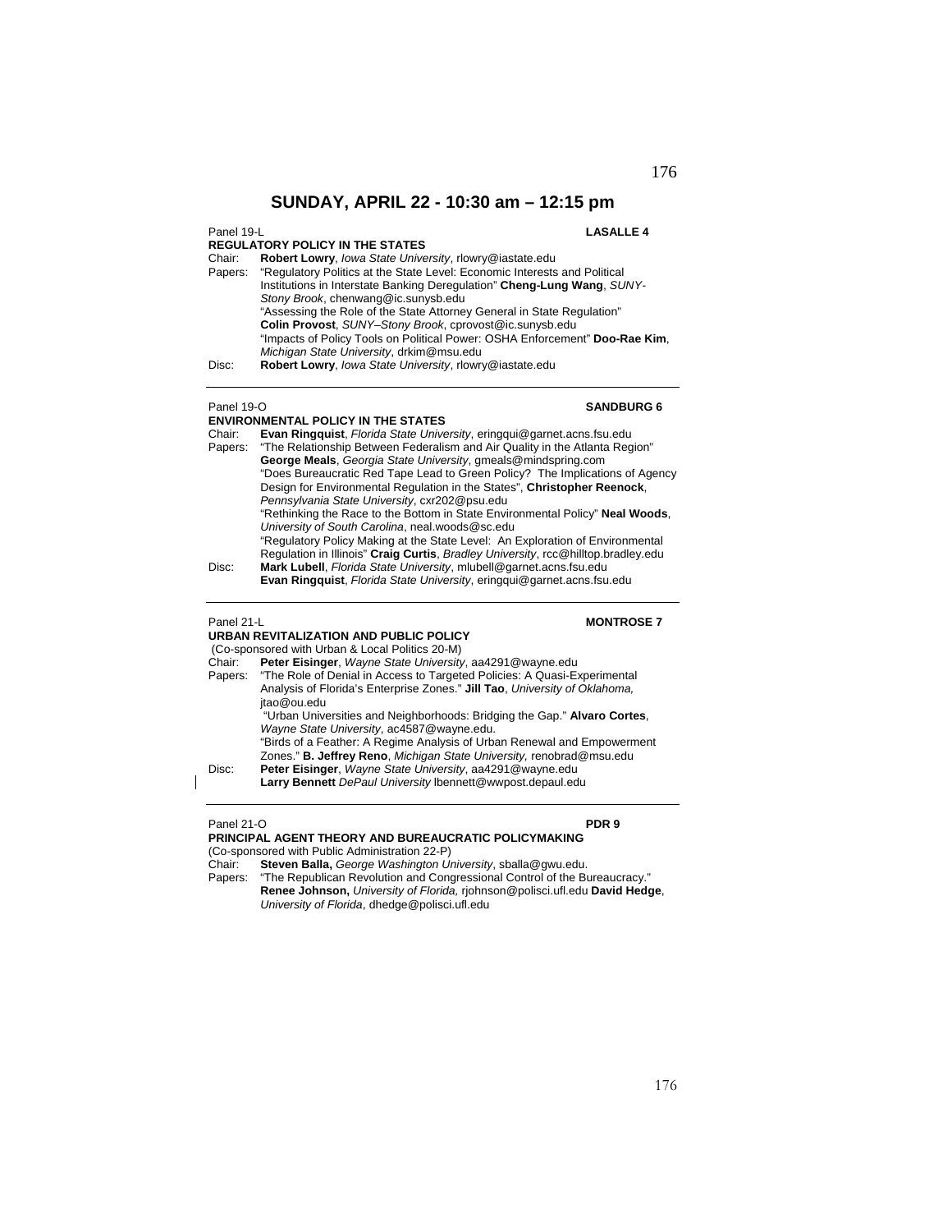# SUNDAY, APRIL 22 - 10:30 am – 12:15 pm

Panel 19-L **LASALLE 4**

**REGULATORY POLICY IN THE STATES**

Chair: **Robert Lowry**, *Iowa State University*, rlowry@iastate.edu

Papers: "Regulatory Politics at the State Level: Economic Interests and Political Institutions in Interstate Banking Deregulation" **Cheng-Lung Wang**, *SUNY-Stony Brook*, chenwang@ic.sunysb.edu

"Assessing the Role of the State Attorney General in State Regulation" **Colin Provost**, *SUNY–Stony Brook*, cprovost@ic.sunysb.edu

"Impacts of Policy Tools on Political Power: OSHA Enforcement" **Doo-Rae Kim**, *Michigan State University*, drkim@msu.edu

Disc: **Robert Lowry**, *Iowa State University*, rlowry@iastate.edu

---

Panel 19-O **SANDBURG 6**

**ENVIRONMENTAL POLICY IN THE STATES**

Chair: **Evan Ringquist**, *Florida State University*, eringqui@garnet.acns.fsu.edu

Papers: "The Relationship Between Federalism and Air Quality in the Atlanta Region" **George Meals**, *Georgia State University*, gmeals@mindspring.com

"Does Bureaucratic Red Tape Lead to Green Policy? The Implications of Agency Design for Environmental Regulation in the States", **Christopher Reenock**, *Pennsylvania State University*, cxr202@psu.edu

"Rethinking the Race to the Bottom in State Environmental Policy" **Neal Woods**, *University of South Carolina*, neal.woods@sc.edu

"Regulatory Policy Making at the State Level: An Exploration of Environmental Regulation in Illinois" **Craig Curtis**, *Bradley University*, rcc@hilltop.bradley.edu

Disc: **Mark Lubell**, *Florida State University*, mlubell@garnet.acns.fsu.edu
**Evan Ringquist**, *Florida State University*, eringqui@garnet.acns.fsu.edu

---

Panel 21-L **MONTROSE 7**

**URBAN REVITALIZATION AND PUBLIC POLICY**

(Co-sponsored with Urban & Local Politics 20-M)

Chair: **Peter Eisinger**, *Wayne State University*, aa4291@wayne.edu

Papers: "The Role of Denial in Access to Targeted Policies: A Quasi-Experimental Analysis of Florida's Enterprise Zones." **Jill Tao**, *University of Oklahoma,* jtao@ou.edu

"Urban Universities and Neighborhoods: Bridging the Gap." **Alvaro Cortes**, *Wayne State University*, ac4587@wayne.edu.

"Birds of a Feather: A Regime Analysis of Urban Renewal and Empowerment Zones." **B. Jeffrey Reno**, *Michigan State University,* renobrad@msu.edu

Disc: **Peter Eisinger**, *Wayne State University*, aa4291@wayne.edu
**Larry Bennett** *DePaul University* lbennett@wwpost.depaul.edu

---

Panel 21-O **PDR 9**

**PRINCIPAL AGENT THEORY AND BUREAUCRATIC POLICYMAKING**

(Co-sponsored with Public Administration 22-P)

Chair: **Steven Balla,** *George Washington University*, sballa@gwu.edu.

Papers: "The Republican Revolution and Congressional Control of the Bureaucracy." **Renee Johnson,** *University of Florida,* rjohnson@polisci.ufl.edu **David Hedge**, *University of Florida*, dhedge@polisci.ufl.edu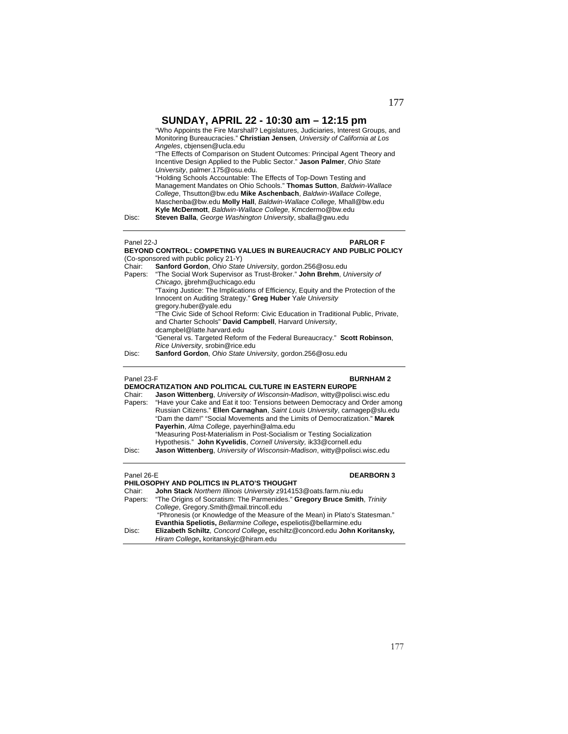## SUNDAY, APRIL 22 - 10:30 am – 12:15 pm

"Who Appoints the Fire Marshall? Legislatures, Judiciaries, Interest Groups, and Monitoring Bureaucracies." **Christian Jensen**, *University of California at Los Angeles*, cbjensen@ucla.edu

"The Effects of Comparison on Student Outcomes: Principal Agent Theory and Incentive Design Applied to the Public Sector." **Jason Palmer**, *Ohio State University*, palmer.175@osu.edu.

"Holding Schools Accountable: The Effects of Top-Down Testing and Management Mandates on Ohio Schools." **Thomas Sutton**, *Baldwin-Wallace College*, Thsutton@bw.edu **Mike Aschenbach**, *Baldwin-Wallace College*, Maschenba@bw.edu **Molly Hall**, *Baldwin-Wallace College,* Mhall@bw.edu **Kyle McDermott**, *Baldwin-Wallace College,* Kmcdermo@bw.edu

Disc: **Steven Balla**, *George Washington University*, sballa@gwu.edu

---

Panel 22-J **PARLOR F**

**BEYOND CONTROL: COMPETING VALUES IN BUREAUCRACY AND PUBLIC POLICY**

(Co-sponsored with public policy 21-Y)

Chair: **Sanford Gordon**, *Ohio State University*, gordon.256@osu.edu

Papers: "The Social Work Supervisor as Trust-Broker." **John Brehm**, *University of Chicago*, jjbrehm@uchicago.edu

"Taxing Justice: The Implications of Efficiency, Equity and the Protection of the Innocent on Auditing Strategy." **Greg Huber** *Yale University* gregory.huber@yale.edu

"The Civic Side of School Reform: Civic Education in Traditional Public, Private, and Charter Schools" **David Campbell**, Harvard *University*, dcampbel@latte.harvard.edu

"General vs. Targeted Reform of the Federal Bureaucracy." **Scott Robinson**, *Rice University*, srobin@rice.edu

Disc: **Sanford Gordon**, *Ohio State University*, gordon.256@osu.edu

---

Panel 23-F **BURNHAM 2**

**DEMOCRATIZATION AND POLITICAL CULTURE IN EASTERN EUROPE**

Chair: **Jason Wittenberg**, *University of Wisconsin-Madison*, witty@polisci.wisc.edu

Papers: "Have your Cake and Eat it too: Tensions between Democracy and Order among Russian Citizens." **Ellen Carnaghan**, *Saint Louis University*, carnagep@slu.edu

"Dam the dam!" "Social Movements and the Limits of Democratization." **Marek Payerhin**, *Alma College*, payerhin@alma.edu

"Measuring Post-Materialism in Post-Socialism or Testing Socialization Hypothesis." **John Kyvelidis**, *Cornell University,* ik33@cornell.edu

Disc: **Jason Wittenberg**, *University of Wisconsin-Madison*, witty@polisci.wisc.edu

---

Panel 26-E **DEARBORN 3**

**PHILOSOPHY AND POLITICS IN PLATO'S THOUGHT**

Chair: **John Stack** *Northern Illinois University* z914153@oats.farm.niu.edu

Papers: "The Origins of Socratism: The Parmenides." **Gregory Bruce Smith**, *Trinity College*, Gregory.Smith@mail.trincoll.edu

"Phronesis (or Knowledge of the Measure of the Mean) in Plato's Statesman." **Evanthia Speliotis,** *Bellarmine College***,** espeliotis@bellarmine.edu

Disc: **Elizabeth Schiltz***, Concord College***,** eschiltz@concord.edu **John Koritansky,** *Hiram College***,** koritanskyjc@hiram.edu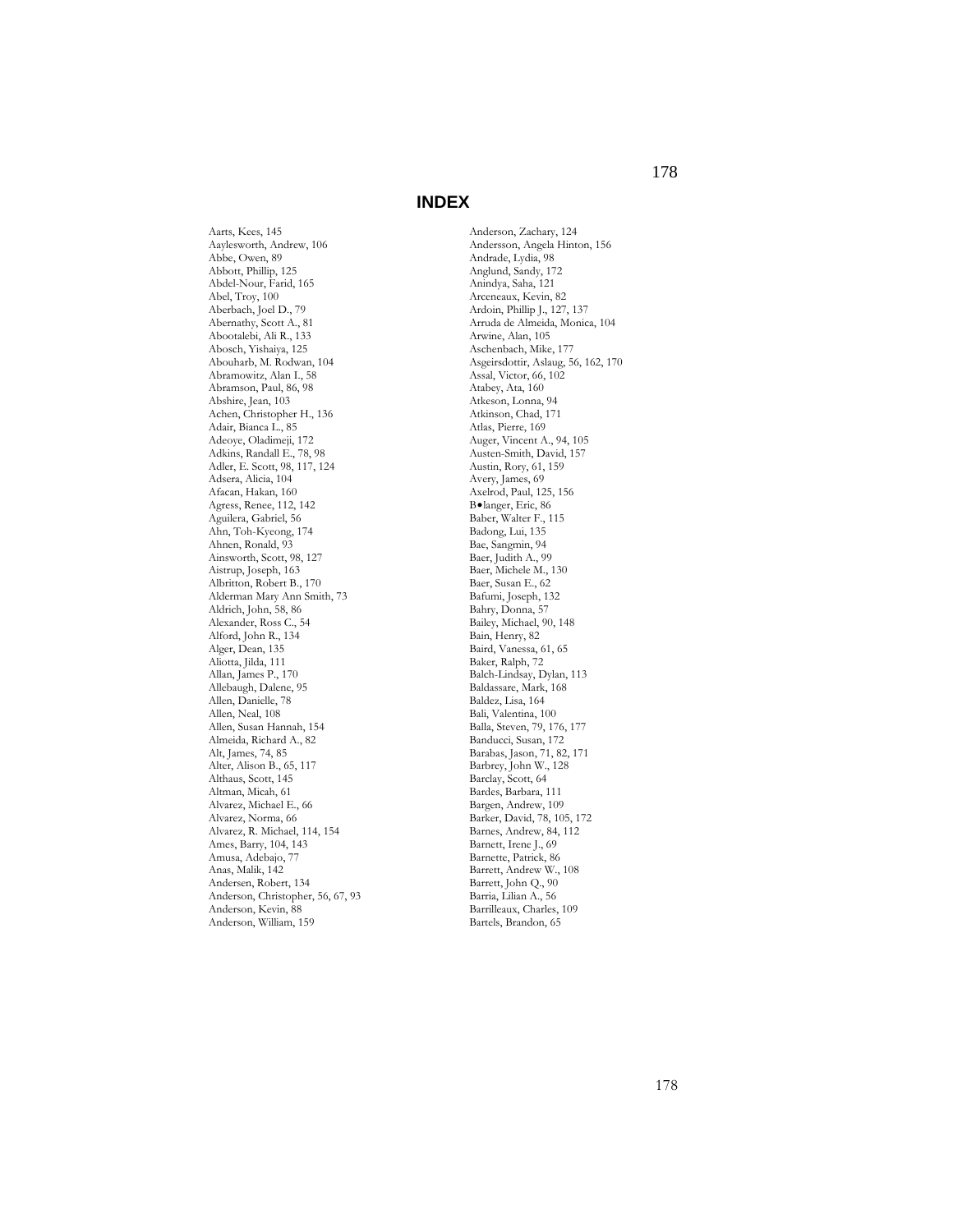# INDEX

Aarts, Kees, 145
Aaylesworth, Andrew, 106
Abbe, Owen, 89
Abbott, Phillip, 125
Abdel-Nour, Farid, 165
Abel, Troy, 100
Aberbach, Joel D., 79
Abernathy, Scott A., 81
Abootalebi, Ali R., 133
Abosch, Yishaiya, 125
Abouharb, M. Rodwan, 104
Abramowitz, Alan I., 58
Abramson, Paul, 86, 98
Abshire, Jean, 103
Achen, Christopher H., 136
Adair, Bianca L., 85
Adeoye, Oladimeji, 172
Adkins, Randall E., 78, 98
Adler, E. Scott, 98, 117, 124
Adsera, Alicia, 104
Afacan, Hakan, 160
Agress, Renee, 112, 142
Aguilera, Gabriel, 56
Ahn, Toh-Kyeong, 174
Ahnen, Ronald, 93
Ainsworth, Scott, 98, 127
Aistrup, Joseph, 163
Albritton, Robert B., 170
Alderman Mary Ann Smith, 73
Aldrich, John, 58, 86
Alexander, Ross C., 54
Alford, John R., 134
Alger, Dean, 135
Aliotta, Jilda, 111
Allan, James P., 170
Allebaugh, Dalene, 95
Allen, Danielle, 78
Allen, Neal, 108
Allen, Susan Hannah, 154
Almeida, Richard A., 82
Alt, James, 74, 85
Alter, Alison B., 65, 117
Althaus, Scott, 145
Altman, Micah, 61
Alvarez, Michael E., 66
Alvarez, Norma, 66
Alvarez, R. Michael, 114, 154
Ames, Barry, 104, 143
Amusa, Adebajo, 77
Anas, Malik, 142
Andersen, Robert, 134
Anderson, Christopher, 56, 67, 93
Anderson, Kevin, 88
Anderson, William, 159
Anderson, Zachary, 124
Andersson, Angela Hinton, 156
Andrade, Lydia, 98
Anglund, Sandy, 172
Anindya, Saha, 121
Arceneaux, Kevin, 82
Ardoin, Phillip J., 127, 137
Arruda de Almeida, Monica, 104
Arwine, Alan, 105
Aschenbach, Mike, 177
Asgeirsdottir, Aslaug, 56, 162, 170
Assal, Victor, 66, 102
Atabey, Ata, 160
Atkeson, Lonna, 94
Atkinson, Chad, 171
Atlas, Pierre, 169
Auger, Vincent A., 94, 105
Austen-Smith, David, 157
Austin, Rory, 61, 159
Avery, James, 69
Axelrod, Paul, 125, 156
B•langer, Eric, 86
Baber, Walter F., 115
Badong, Lui, 135
Bae, Sangmin, 94
Baer, Judith A., 99
Baer, Michele M., 130
Baer, Susan E., 62
Bafumi, Joseph, 132
Bahry, Donna, 57
Bailey, Michael, 90, 148
Bain, Henry, 82
Baird, Vanessa, 61, 65
Baker, Ralph, 72
Balch-Lindsay, Dylan, 113
Baldassare, Mark, 168
Baldez, Lisa, 164
Bali, Valentina, 100
Balla, Steven, 79, 176, 177
Banducci, Susan, 172
Barabas, Jason, 71, 82, 171
Barbrey, John W., 128
Barclay, Scott, 64
Bardes, Barbara, 111
Bargen, Andrew, 109
Barker, David, 78, 105, 172
Barnes, Andrew, 84, 112
Barnett, Irene J., 69
Barnette, Patrick, 86
Barrett, Andrew W., 108
Barrett, John Q., 90
Barria, Lilian A., 56
Barrilleaux, Charles, 109
Bartels, Brandon, 65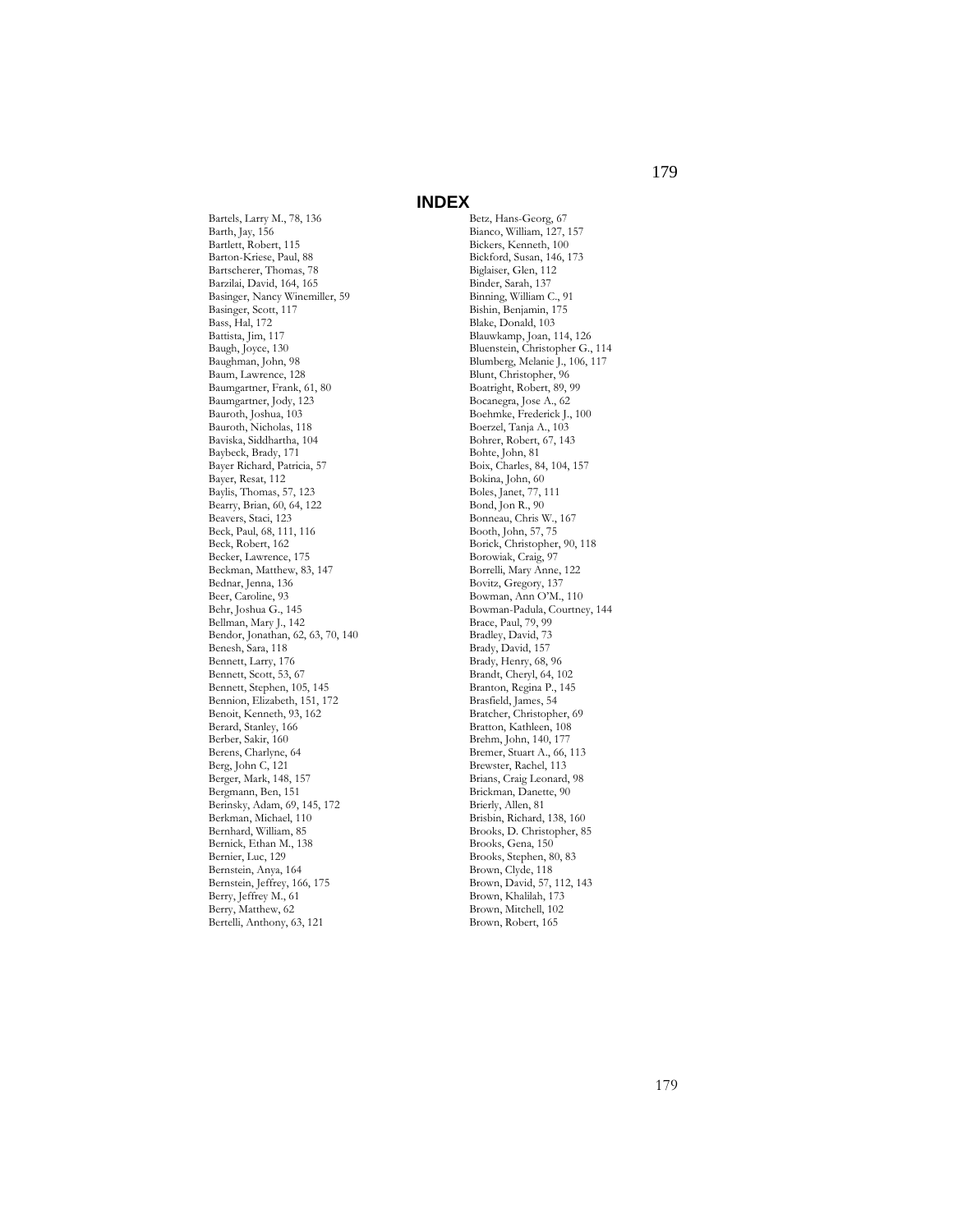# INDEX

Bartels, Larry M., 78, 136
Barth, Jay, 156
Bartlett, Robert, 115
Barton-Kriese, Paul, 88
Bartscherer, Thomas, 78
Barzilai, David, 164, 165
Basinger, Nancy Winemiller, 59
Basinger, Scott, 117
Bass, Hal, 172
Battista, Jim, 117
Baugh, Joyce, 130
Baughman, John, 98
Baum, Lawrence, 128
Baumgartner, Frank, 61, 80
Baumgartner, Jody, 123
Bauroth, Joshua, 103
Bauroth, Nicholas, 118
Baviska, Siddhartha, 104
Baybeck, Brady, 171
Bayer Richard, Patricia, 57
Bayer, Resat, 112
Baylis, Thomas, 57, 123
Bearry, Brian, 60, 64, 122
Beavers, Staci, 123
Beck, Paul, 68, 111, 116
Beck, Robert, 162
Becker, Lawrence, 175
Beckman, Matthew, 83, 147
Bednar, Jenna, 136
Beer, Caroline, 93
Behr, Joshua G., 145
Bellman, Mary J., 142
Bendor, Jonathan, 62, 63, 70, 140
Benesh, Sara, 118
Bennett, Larry, 176
Bennett, Scott, 53, 67
Bennett, Stephen, 105, 145
Bennion, Elizabeth, 151, 172
Benoit, Kenneth, 93, 162
Berard, Stanley, 166
Berber, Sakir, 160
Berens, Charlyne, 64
Berg, John C, 121
Berger, Mark, 148, 157
Bergmann, Ben, 151
Berinsky, Adam, 69, 145, 172
Berkman, Michael, 110
Bernhard, William, 85
Bernick, Ethan M., 138
Bernier, Luc, 129
Bernstein, Anya, 164
Bernstein, Jeffrey, 166, 175
Berry, Jeffrey M., 61
Berry, Matthew, 62
Bertelli, Anthony, 63, 121
Betz, Hans-Georg, 67
Bianco, William, 127, 157
Bickers, Kenneth, 100
Bickford, Susan, 146, 173
Biglaiser, Glen, 112
Binder, Sarah, 137
Binning, William C., 91
Bishin, Benjamin, 175
Blake, Donald, 103
Blauwkamp, Joan, 114, 126
Bluenstein, Christopher G., 114
Blumberg, Melanie J., 106, 117
Blunt, Christopher, 96
Boatright, Robert, 89, 99
Bocanegra, Jose A., 62
Boehmke, Frederick J., 100
Boerzel, Tanja A., 103
Bohrer, Robert, 67, 143
Bohte, John, 81
Boix, Charles, 84, 104, 157
Bokina, John, 60
Boles, Janet, 77, 111
Bond, Jon R., 90
Bonneau, Chris W., 167
Booth, John, 57, 75
Borick, Christopher, 90, 118
Borowiak, Craig, 97
Borrelli, Mary Anne, 122
Bovitz, Gregory, 137
Bowman, Ann O'M., 110
Bowman-Padula, Courtney, 144
Brace, Paul, 79, 99
Bradley, David, 73
Brady, David, 157
Brady, Henry, 68, 96
Brandt, Cheryl, 64, 102
Branton, Regina P., 145
Brasfield, James, 54
Bratcher, Christopher, 69
Bratton, Kathleen, 108
Brehm, John, 140, 177
Bremer, Stuart A., 66, 113
Brewster, Rachel, 113
Brians, Craig Leonard, 98
Brickman, Danette, 90
Brierly, Allen, 81
Brisbin, Richard, 138, 160
Brooks, D. Christopher, 85
Brooks, Gena, 150
Brooks, Stephen, 80, 83
Brown, Clyde, 118
Brown, David, 57, 112, 143
Brown, Khalilah, 173
Brown, Mitchell, 102
Brown, Robert, 165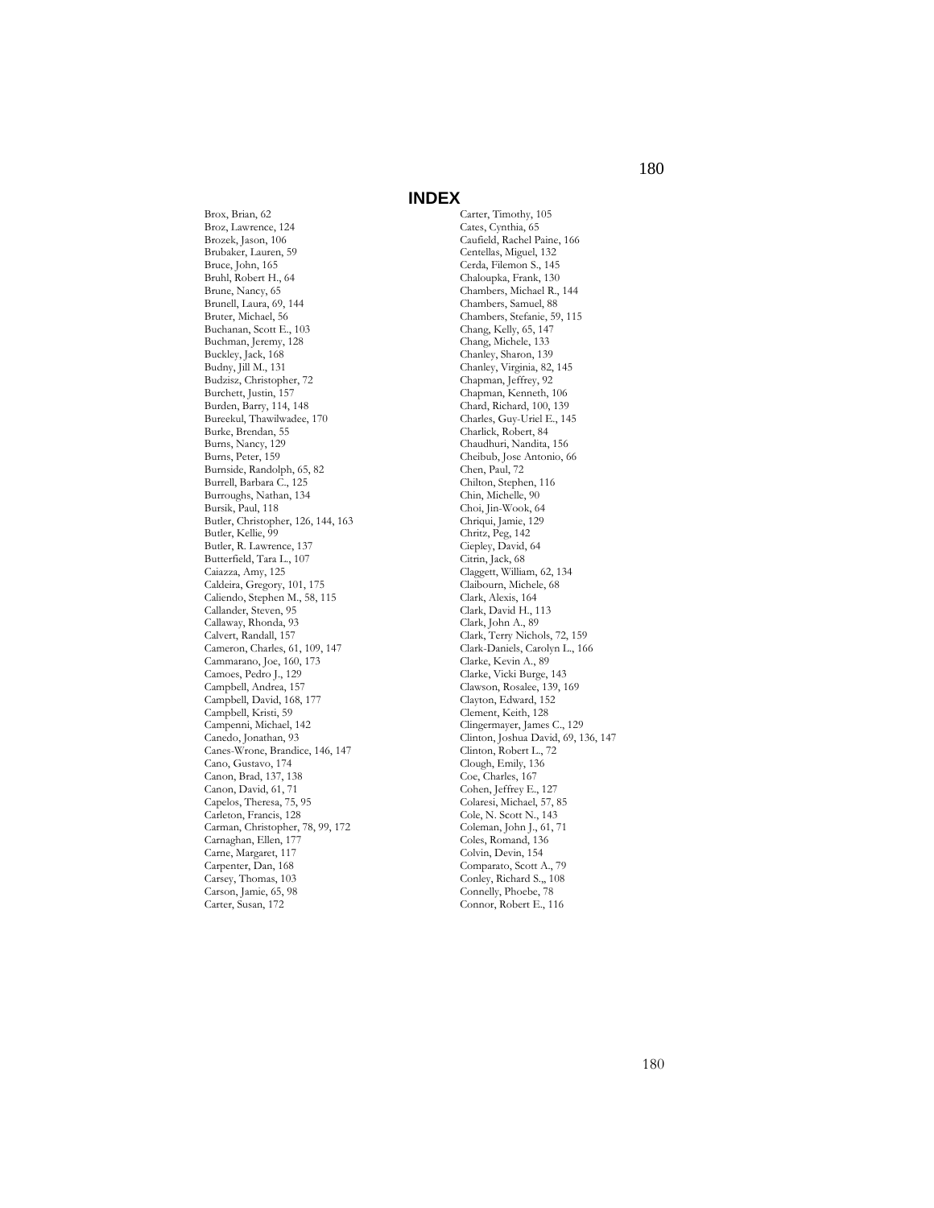# INDEX

Brox, Brian, 62
Broz, Lawrence, 124
Brozek, Jason, 106
Brubaker, Lauren, 59
Bruce, John, 165
Bruhl, Robert H., 64
Brune, Nancy, 65
Brunell, Laura, 69, 144
Bruter, Michael, 56
Buchanan, Scott E., 103
Buchman, Jeremy, 128
Buckley, Jack, 168
Budny, Jill M., 131
Budzisz, Christopher, 72
Burchett, Justin, 157
Burden, Barry, 114, 148
Bureekul, Thawilwadee, 170
Burke, Brendan, 55
Burns, Nancy, 129
Burns, Peter, 159
Burnside, Randolph, 65, 82
Burrell, Barbara C., 125
Burroughs, Nathan, 134
Bursik, Paul, 118
Butler, Christopher, 126, 144, 163
Butler, Kellie, 99
Butler, R. Lawrence, 137
Butterfield, Tara L., 107
Caiazza, Amy, 125
Caldeira, Gregory, 101, 175
Caliendo, Stephen M., 58, 115
Callander, Steven, 95
Callaway, Rhonda, 93
Calvert, Randall, 157
Cameron, Charles, 61, 109, 147
Cammarano, Joe, 160, 173
Camoes, Pedro J., 129
Campbell, Andrea, 157
Campbell, David, 168, 177
Campbell, Kristi, 59
Campenni, Michael, 142
Canedo, Jonathan, 93
Canes-Wrone, Brandice, 146, 147
Cano, Gustavo, 174
Canon, Brad, 137, 138
Canon, David, 61, 71
Capelos, Theresa, 75, 95
Carleton, Francis, 128
Carman, Christopher, 78, 99, 172
Carnaghan, Ellen, 177
Carne, Margaret, 117
Carpenter, Dan, 168
Carsey, Thomas, 103
Carson, Jamie, 65, 98
Carter, Susan, 172
Carter, Timothy, 105
Cates, Cynthia, 65
Caufield, Rachel Paine, 166
Centellas, Miguel, 132
Cerda, Filemon S., 145
Chaloupka, Frank, 130
Chambers, Michael R., 144
Chambers, Samuel, 88
Chambers, Stefanie, 59, 115
Chang, Kelly, 65, 147
Chang, Michele, 133
Chanley, Sharon, 139
Chanley, Virginia, 82, 145
Chapman, Jeffrey, 92
Chapman, Kenneth, 106
Chard, Richard, 100, 139
Charles, Guy-Uriel E., 145
Charlick, Robert, 84
Chaudhuri, Nandita, 156
Cheibub, Jose Antonio, 66
Chen, Paul, 72
Chilton, Stephen, 116
Chin, Michelle, 90
Choi, Jin-Wook, 64
Chriqui, Jamie, 129
Chritz, Peg, 142
Ciepley, David, 64
Citrin, Jack, 68
Claggett, William, 62, 134
Claibourn, Michele, 68
Clark, Alexis, 164
Clark, David H., 113
Clark, John A., 89
Clark, Terry Nichols, 72, 159
Clark-Daniels, Carolyn L., 166
Clarke, Kevin A., 89
Clarke, Vicki Burge, 143
Clawson, Rosalee, 139, 169
Clayton, Edward, 152
Clement, Keith, 128
Clingermayer, James C., 129
Clinton, Joshua David, 69, 136, 147
Clinton, Robert L., 72
Clough, Emily, 136
Coe, Charles, 167
Cohen, Jeffrey E., 127
Colaresi, Michael, 57, 85
Cole, N. Scott N., 143
Coleman, John J., 61, 71
Coles, Romand, 136
Colvin, Devin, 154
Comparato, Scott A., 79
Conley, Richard S.,, 108
Connelly, Phoebe, 78
Connor, Robert E., 116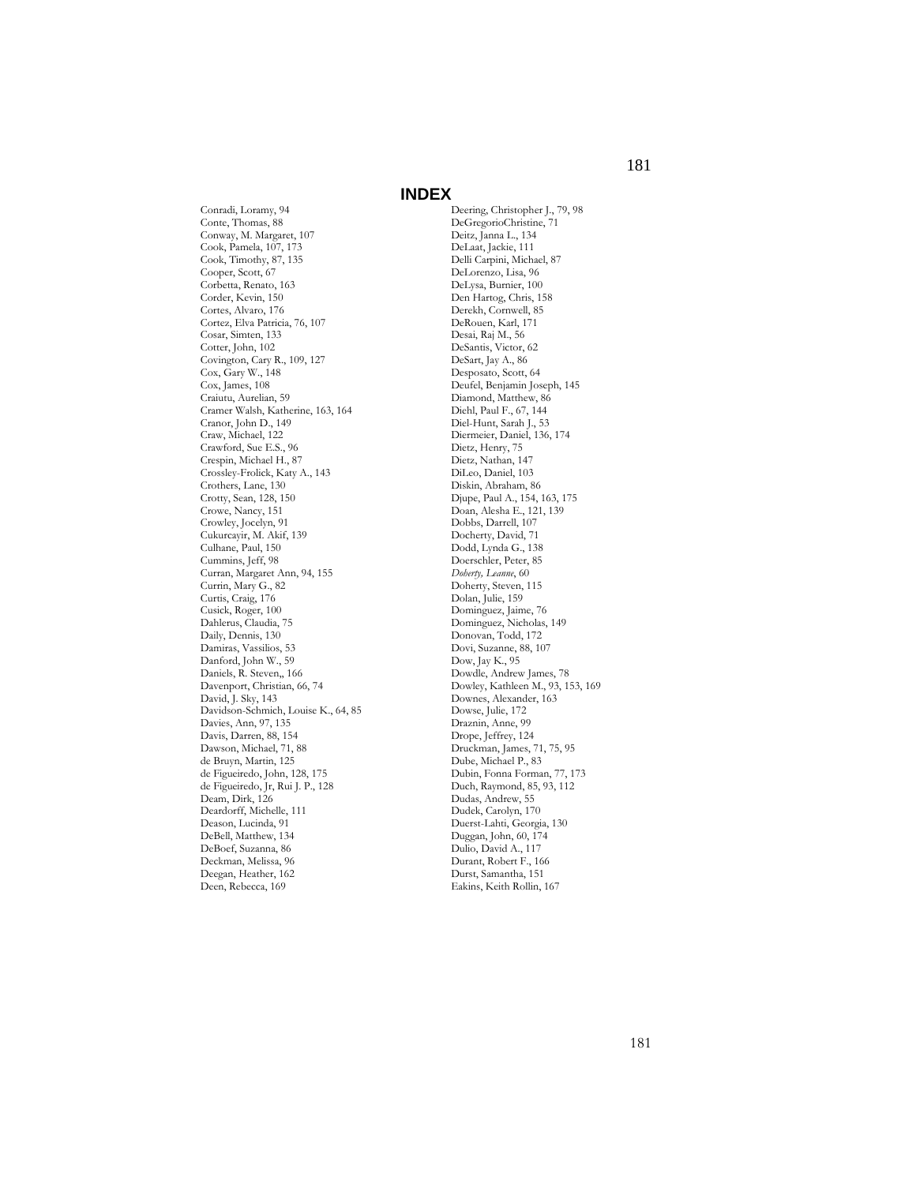# INDEX

Conradi, Loramy, 94
Conte, Thomas, 88
Conway, M. Margaret, 107
Cook, Pamela, 107, 173
Cook, Timothy, 87, 135
Cooper, Scott, 67
Corbetta, Renato, 163
Corder, Kevin, 150
Cortes, Alvaro, 176
Cortez, Elva Patricia, 76, 107
Cosar, Simten, 133
Cotter, John, 102
Covington, Cary R., 109, 127
Cox, Gary W., 148
Cox, James, 108
Craiutu, Aurelian, 59
Cramer Walsh, Katherine, 163, 164
Cranor, John D., 149
Craw, Michael, 122
Crawford, Sue E.S., 96
Crespin, Michael H., 87
Crossley-Frolick, Katy A., 143
Crothers, Lane, 130
Crotty, Sean, 128, 150
Crowe, Nancy, 151
Crowley, Jocelyn, 91
Cukurcayir, M. Akif, 139
Culhane, Paul, 150
Cummins, Jeff, 98
Curran, Margaret Ann, 94, 155
Currin, Mary G., 82
Curtis, Craig, 176
Cusick, Roger, 100
Dahlerus, Claudia, 75
Daily, Dennis, 130
Damiras, Vassilios, 53
Danford, John W., 59
Daniels, R. Steven,, 166
Davenport, Christian, 66, 74
David, J. Sky, 143
Davidson-Schmich, Louise K., 64, 85
Davies, Ann, 97, 135
Davis, Darren, 88, 154
Dawson, Michael, 71, 88
de Bruyn, Martin, 125
de Figueiredo, John, 128, 175
de Figueiredo, Jr, Rui J. P., 128
Deam, Dirk, 126
Deardorff, Michelle, 111
Deason, Lucinda, 91
DeBell, Matthew, 134
DeBoef, Suzanna, 86
Deckman, Melissa, 96
Deegan, Heather, 162
Deen, Rebecca, 169
Deering, Christopher J., 79, 98
DeGregorioChristine, 71
Deitz, Janna L., 134
DeLaat, Jackie, 111
Delli Carpini, Michael, 87
DeLorenzo, Lisa, 96
DeLysa, Burnier, 100
Den Hartog, Chris, 158
Derekh, Cornwell, 85
DeRouen, Karl, 171
Desai, Raj M., 56
DeSantis, Victor, 62
DeSart, Jay A., 86
Desposato, Scott, 64
Deufel, Benjamin Joseph, 145
Diamond, Matthew, 86
Diehl, Paul F., 67, 144
Diel-Hunt, Sarah J., 53
Diermeier, Daniel, 136, 174
Dietz, Henry, 75
Dietz, Nathan, 147
DiLeo, Daniel, 103
Diskin, Abraham, 86
Djupe, Paul A., 154, 163, 175
Doan, Alesha E., 121, 139
Dobbs, Darrell, 107
Docherty, David, 71
Dodd, Lynda G., 138
Doerschler, Peter, 85
*Doherty, Leanne*, 60
Doherty, Steven, 115
Dolan, Julie, 159
Dominguez, Jaime, 76
Dominguez, Nicholas, 149
Donovan, Todd, 172
Dovi, Suzanne, 88, 107
Dow, Jay K., 95
Dowdle, Andrew James, 78
Dowley, Kathleen M., 93, 153, 169
Downes, Alexander, 163
Dowse, Julie, 172
Draznin, Anne, 99
Drope, Jeffrey, 124
Druckman, James, 71, 75, 95
Dube, Michael P., 83
Dubin, Fonna Forman, 77, 173
Duch, Raymond, 85, 93, 112
Dudas, Andrew, 55
Dudek, Carolyn, 170
Duerst-Lahti, Georgia, 130
Duggan, John, 60, 174
Dulio, David A., 117
Durant, Robert F., 166
Durst, Samantha, 151
Eakins, Keith Rollin, 167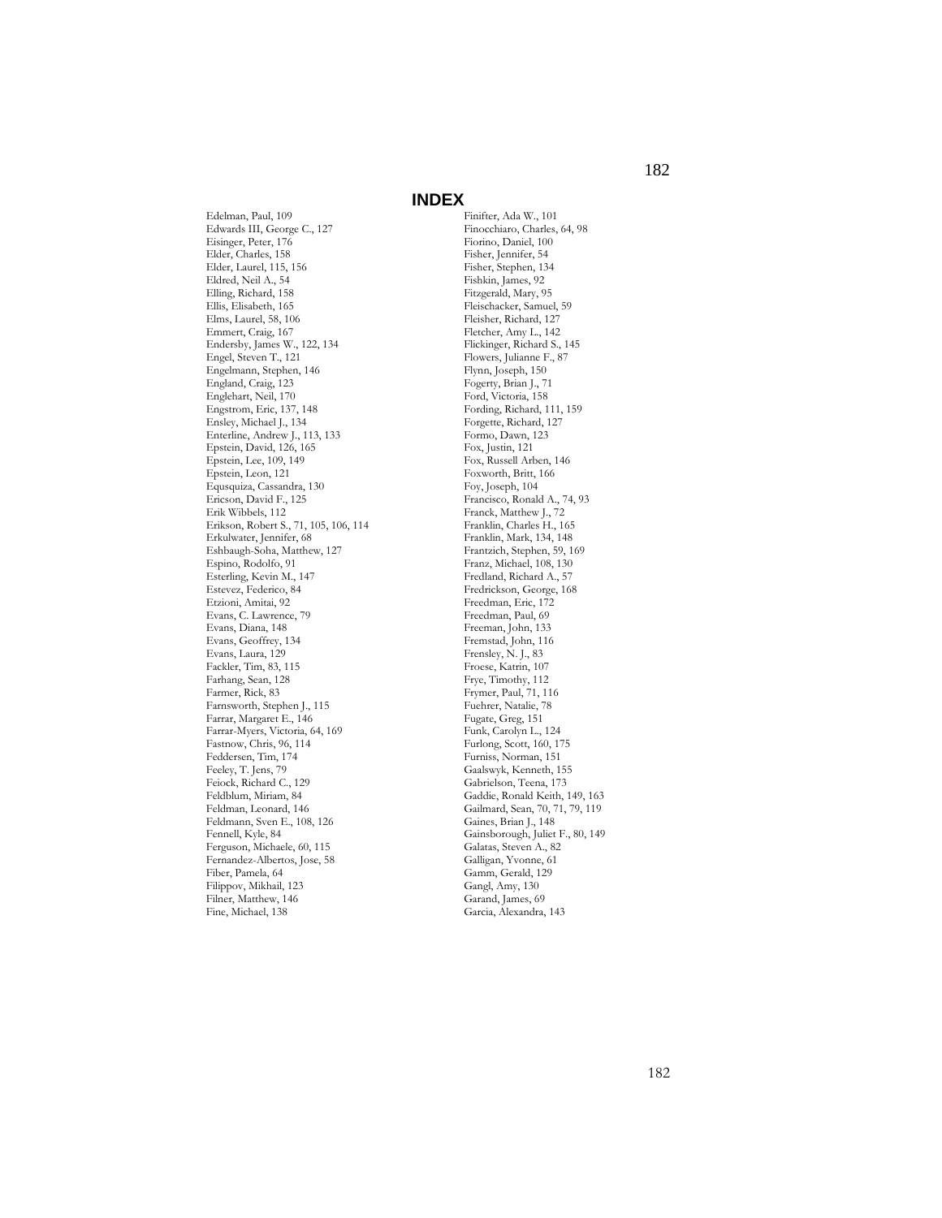# INDEX

Edelman, Paul, 109
Edwards III, George C., 127
Eisinger, Peter, 176
Elder, Charles, 158
Elder, Laurel, 115, 156
Eldred, Neil A., 54
Elling, Richard, 158
Ellis, Elisabeth, 165
Elms, Laurel, 58, 106
Emmert, Craig, 167
Endersby, James W., 122, 134
Engel, Steven T., 121
Engelmann, Stephen, 146
England, Craig, 123
Englehart, Neil, 170
Engstrom, Eric, 137, 148
Ensley, Michael J., 134
Enterline, Andrew J., 113, 133
Epstein, David, 126, 165
Epstein, Lee, 109, 149
Epstein, Leon, 121
Equsquiza, Cassandra, 130
Ericson, David F., 125
Erik Wibbels, 112
Erikson, Robert S., 71, 105, 106, 114
Erkulwater, Jennifer, 68
Eshbaugh-Soha, Matthew, 127
Espino, Rodolfo, 91
Esterling, Kevin M., 147
Estevez, Federico, 84
Etzioni, Amitai, 92
Evans, C. Lawrence, 79
Evans, Diana, 148
Evans, Geoffrey, 134
Evans, Laura, 129
Fackler, Tim, 83, 115
Farhang, Sean, 128
Farmer, Rick, 83
Farnsworth, Stephen J., 115
Farrar, Margaret E., 146
Farrar-Myers, Victoria, 64, 169
Fastnow, Chris, 96, 114
Feddersen, Tim, 174
Feeley, T. Jens, 79
Feiock, Richard C., 129
Feldblum, Miriam, 84
Feldman, Leonard, 146
Feldmann, Sven E., 108, 126
Fennell, Kyle, 84
Ferguson, Michaele, 60, 115
Fernandez-Albertos, Jose, 58
Fiber, Pamela, 64
Filippov, Mikhail, 123
Filner, Matthew, 146
Fine, Michael, 138
Finifter, Ada W., 101
Finocchiaro, Charles, 64, 98
Fiorino, Daniel, 100
Fisher, Jennifer, 54
Fisher, Stephen, 134
Fishkin, James, 92
Fitzgerald, Mary, 95
Fleischacker, Samuel, 59
Fleisher, Richard, 127
Fletcher, Amy L., 142
Flickinger, Richard S., 145
Flowers, Julianne F., 87
Flynn, Joseph, 150
Fogerty, Brian J., 71
Ford, Victoria, 158
Fording, Richard, 111, 159
Forgette, Richard, 127
Formo, Dawn, 123
Fox, Justin, 121
Fox, Russell Arben, 146
Foxworth, Britt, 166
Foy, Joseph, 104
Francisco, Ronald A., 74, 93
Franck, Matthew J., 72
Franklin, Charles H., 165
Franklin, Mark, 134, 148
Frantzich, Stephen, 59, 169
Franz, Michael, 108, 130
Fredland, Richard A., 57
Fredrickson, George, 168
Freedman, Eric, 172
Freedman, Paul, 69
Freeman, John, 133
Fremstad, John, 116
Frensley, N. J., 83
Froese, Katrin, 107
Frye, Timothy, 112
Frymer, Paul, 71, 116
Fuehrer, Natalie, 78
Fugate, Greg, 151
Funk, Carolyn L., 124
Furlong, Scott, 160, 175
Furniss, Norman, 151
Gaalswyk, Kenneth, 155
Gabrielson, Teena, 173
Gaddie, Ronald Keith, 149, 163
Gailmard, Sean, 70, 71, 79, 119
Gaines, Brian J., 148
Gainsborough, Juliet F., 80, 149
Galatas, Steven A., 82
Galligan, Yvonne, 61
Gamm, Gerald, 129
Gangl, Amy, 130
Garand, James, 69
Garcia, Alexandra, 143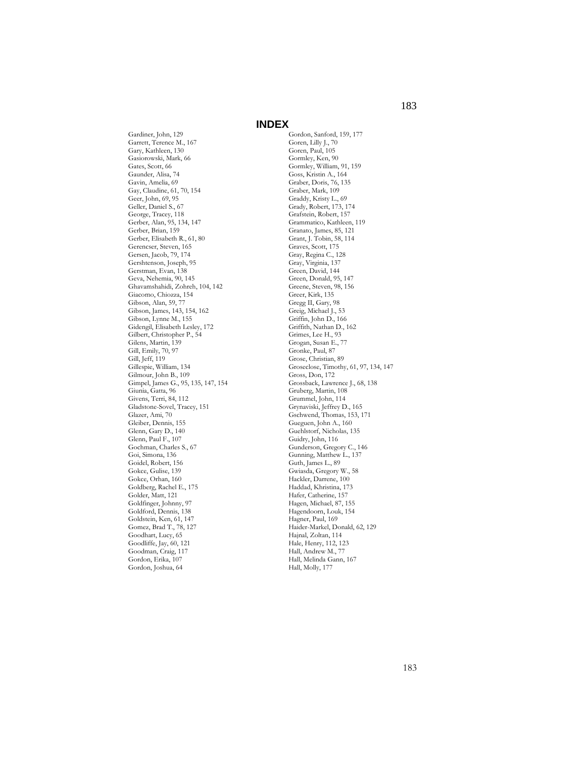# INDEX

Gardiner, John, 129
Garrett, Terence M., 167
Gary, Kathleen, 130
Gasiorowski, Mark, 66
Gates, Scott, 66
Gaunder, Alisa, 74
Gavin, Amelia, 69
Gay, Claudine, 61, 70, 154
Geer, John, 69, 95
Geller, Daniel S., 67
George, Tracey, 118
Gerber, Alan, 95, 134, 147
Gerber, Brian, 159
Gerber, Elisabeth R., 61, 80
Gerencser, Steven, 165
Gersen, Jacob, 79, 174
Gershtenson, Joseph, 95
Gerstman, Evan, 138
Geva, Nehemia, 90, 145
Ghavamshahidi, Zohreh, 104, 142
Giacomo, Chiozza, 154
Gibson, Alan, 59, 77
Gibson, James, 143, 154, 162
Gibson, Lynne M., 155
Gidengil, Elisabeth Lesley, 172
Gilbert, Christopher P., 54
Gilens, Martin, 139
Gill, Emily, 70, 97
Gill, Jeff, 119
Gillespie, William, 134
Gilmour, John B., 109
Gimpel, James G., 95, 135, 147, 154
Giunia, Gatta, 96
Givens, Terri, 84, 112
Gladstone-Sovel, Tracey, 151
Glazer, Ami, 70
Gleiber, Dennis, 155
Glenn, Gary D., 140
Glenn, Paul F., 107
Gochman, Charles S., 67
Goi, Simona, 136
Goidel, Robert, 156
Gokce, Gulise, 139
Gokce, Orhan, 160
Goldberg, Rachel E., 175
Golder, Matt, 121
Goldfinger, Johnny, 97
Goldford, Dennis, 138
Goldstein, Ken, 61, 147
Gomez, Brad T., 78, 127
Goodhart, Lucy, 65
Goodliffe, Jay, 60, 121
Goodman, Craig, 117
Gordon, Erika, 107
Gordon, Joshua, 64
Gordon, Sanford, 159, 177
Goren, Lilly J., 70
Goren, Paul, 105
Gormley, Ken, 90
Gormley, William, 91, 159
Goss, Kristin A., 164
Graber, Doris, 76, 135
Graber, Mark, 109
Graddy, Kristy L., 69
Grady, Robert, 173, 174
Grafstein, Robert, 157
Grammatico, Kathleen, 119
Granato, James, 85, 121
Grant, J. Tobin, 58, 114
Graves, Scott, 175
Gray, Regina C., 128
Gray, Virginia, 137
Green, David, 144
Green, Donald, 95, 147
Greene, Steven, 98, 156
Greer, Kirk, 135
Gregg II, Gary, 98
Greig, Michael J., 53
Griffin, John D., 166
Griffith, Nathan D., 162
Grimes, Lee H., 93
Grogan, Susan E., 77
Gronke, Paul, 87
Grose, Christian, 89
Groseclose, Timothy, 61, 97, 134, 147
Gross, Don, 172
Grossback, Lawrence J., 68, 138
Gruberg, Martin, 108
Grummel, John, 114
Grynaviski, Jeffrey D., 165
Gschwend, Thomas, 153, 171
Gueguen, John A., 160
Guehlstorf, Nicholas, 135
Guidry, John, 116
Gunderson, Gregory C., 146
Gunning, Matthew L., 137
Guth, James L., 89
Gwiasda, Gregory W., 58
Hackler, Darrene, 100
Haddad, Khristina, 173
Hafer, Catherine, 157
Hagen, Michael, 87, 155
Hagendoorn, Louk, 154
Hagner, Paul, 169
Haider-Markel, Donald, 62, 129
Hajnal, Zoltan, 114
Hale, Henry, 112, 123
Hall, Andrew M., 77
Hall, Melinda Gann, 167
Hall, Molly, 177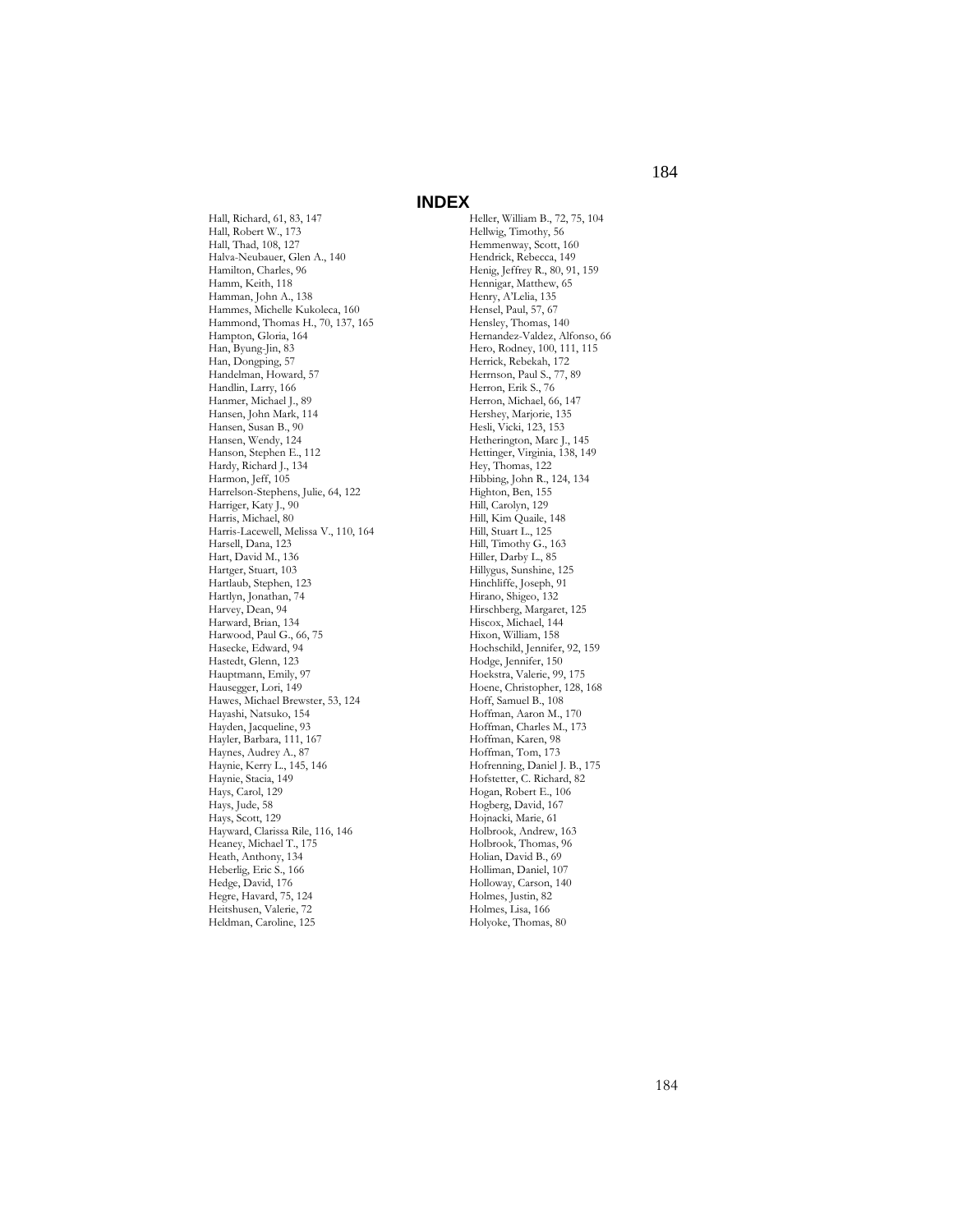# INDEX

Hall, Richard, 61, 83, 147
Hall, Robert W., 173
Hall, Thad, 108, 127
Halva-Neubauer, Glen A., 140
Hamilton, Charles, 96
Hamm, Keith, 118
Hamman, John A., 138
Hammes, Michelle Kukoleca, 160
Hammond, Thomas H., 70, 137, 165
Hampton, Gloria, 164
Han, Byung-Jin, 83
Han, Dongping, 57
Handelman, Howard, 57
Handlin, Larry, 166
Hanmer, Michael J., 89
Hansen, John Mark, 114
Hansen, Susan B., 90
Hansen, Wendy, 124
Hanson, Stephen E., 112
Hardy, Richard J., 134
Harmon, Jeff, 105
Harrelson-Stephens, Julie, 64, 122
Harriger, Katy J., 90
Harris, Michael, 80
Harris-Lacewell, Melissa V., 110, 164
Harsell, Dana, 123
Hart, David M., 136
Hartger, Stuart, 103
Hartlaub, Stephen, 123
Hartlyn, Jonathan, 74
Harvey, Dean, 94
Harward, Brian, 134
Harwood, Paul G., 66, 75
Hasecke, Edward, 94
Hastedt, Glenn, 123
Hauptmann, Emily, 97
Hausegger, Lori, 149
Hawes, Michael Brewster, 53, 124
Hayashi, Natsuko, 154
Hayden, Jacqueline, 93
Hayler, Barbara, 111, 167
Haynes, Audrey A., 87
Haynie, Kerry L., 145, 146
Haynie, Stacia, 149
Hays, Carol, 129
Hays, Jude, 58
Hays, Scott, 129
Hayward, Clarissa Rile, 116, 146
Heaney, Michael T., 175
Heath, Anthony, 134
Heberlig, Eric S., 166
Hedge, David, 176
Hegre, Havard, 75, 124
Heitshusen, Valerie, 72
Heldman, Caroline, 125
Heller, William B., 72, 75, 104
Hellwig, Timothy, 56
Hemmenway, Scott, 160
Hendrick, Rebecca, 149
Henig, Jeffrey R., 80, 91, 159
Hennigar, Matthew, 65
Henry, A'Lelia, 135
Hensel, Paul, 57, 67
Hensley, Thomas, 140
Hernandez-Valdez, Alfonso, 66
Hero, Rodney, 100, 111, 115
Herrick, Rebekah, 172
Herrnson, Paul S., 77, 89
Herron, Erik S., 76
Herron, Michael, 66, 147
Hershey, Marjorie, 135
Hesli, Vicki, 123, 153
Hetherington, Marc J., 145
Hettinger, Virginia, 138, 149
Hey, Thomas, 122
Hibbing, John R., 124, 134
Highton, Ben, 155
Hill, Carolyn, 129
Hill, Kim Quaile, 148
Hill, Stuart L., 125
Hill, Timothy G., 163
Hiller, Darby L., 85
Hillygus, Sunshine, 125
Hinchliffe, Joseph, 91
Hirano, Shigeo, 132
Hirschberg, Margaret, 125
Hiscox, Michael, 144
Hixon, William, 158
Hochschild, Jennifer, 92, 159
Hodge, Jennifer, 150
Hoekstra, Valerie, 99, 175
Hoene, Christopher, 128, 168
Hoff, Samuel B., 108
Hoffman, Aaron M., 170
Hoffman, Charles M., 173
Hoffman, Karen, 98
Hoffman, Tom, 173
Hofrenning, Daniel J. B., 175
Hofstetter, C. Richard, 82
Hogan, Robert E., 106
Hogberg, David, 167
Hojnacki, Marie, 61
Holbrook, Andrew, 163
Holbrook, Thomas, 96
Holian, David B., 69
Holliman, Daniel, 107
Holloway, Carson, 140
Holmes, Justin, 82
Holmes, Lisa, 166
Holyoke, Thomas, 80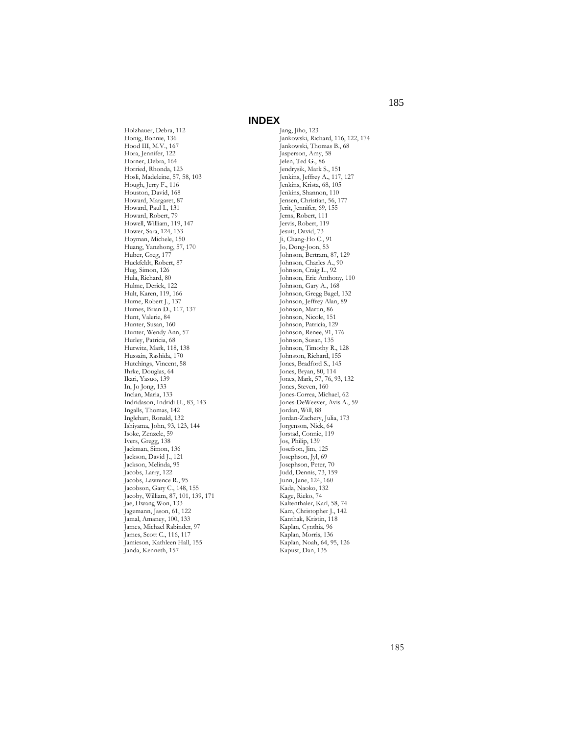# INDEX

Holzhauer, Debra, 112
Honig, Bonnie, 136
Hood III, M.V., 167
Hora, Jennifer, 122
Horner, Debra, 164
Horried, Rhonda, 123
Hosli, Madeleine, 57, 58, 103
Hough, Jerry F., 116
Houston, David, 168
Howard, Margaret, 87
Howard, Paul L., 131
Howard, Robert, 79
Howell, William, 119, 147
Hower, Sara, 124, 133
Hoyman, Michele, 150
Huang, Yanzhong, 57, 170
Huber, Greg, 177
Huckfeldt, Robert, 87
Hug, Simon, 126
Hula, Richard, 80
Hulme, Derick, 122
Hult, Karen, 119, 166
Hume, Robert J., 137
Humes, Brian D., 117, 137
Hunt, Valerie, 84
Hunter, Susan, 160
Hunter, Wendy Ann, 57
Hurley, Patricia, 68
Hurwitz, Mark, 118, 138
Hussain, Rashida, 170
Hutchings, Vincent, 58
Ihrke, Douglas, 64
Ikari, Yasuo, 139
In, Jo Jong, 133
Inclan, Maria, 133
Indridason, Indridi H., 83, 143
Ingalls, Thomas, 142
Inglehart, Ronald, 132
Ishiyama, John, 93, 123, 144
Isoke, Zenzele, 59
Ivers, Gregg, 138
Jackman, Simon, 136
Jackson, David J., 121
Jackson, Melinda, 95
Jacobs, Larry, 122
Jacobs, Lawrence R., 95
Jacobson, Gary C., 148, 155
Jacoby, William, 87, 101, 139, 171
Jae, Hwang Won, 133
Jagemann, Jason, 61, 122
Jamal, Amaney, 100, 133
James, Michael Rabinder, 97
James, Scott C., 116, 117
Jamieson, Kathleen Hall, 155
Janda, Kenneth, 157
Jang, Jiho, 123
Jankowski, Richard, 116, 122, 174
Jankowski, Thomas B., 68
Jasperson, Amy, 58
Jelen, Ted G., 86
Jendrysik, Mark S., 151
Jenkins, Jeffrey A., 117, 127
Jenkins, Krista, 68, 105
Jenkins, Shannon, 110
Jensen, Christian, 56, 177
Jerit, Jennifer, 69, 155
Jerns, Robert, 111
Jervis, Robert, 119
Jesuit, David, 73
Ji, Chang-Ho C., 91
Jo, Dong-Joon, 53
Johnson, Bertram, 87, 129
Johnson, Charles A., 90
Johnson, Craig L., 92
Johnson, Eric Anthony, 110
Johnson, Gary A., 168
Johnson, Gregg Bagel, 132
Johnson, Jeffrey Alan, 89
Johnson, Martin, 86
Johnson, Nicole, 151
Johnson, Patricia, 129
Johnson, Renee, 91, 176
Johnson, Susan, 135
Johnson, Timothy R., 128
Johnston, Richard, 155
Jones, Bradford S., 145
Jones, Bryan, 80, 114
Jones, Mark, 57, 76, 93, 132
Jones, Steven, 160
Jones-Correa, Michael, 62
Jones-DeWeever, Avis A., 59
Jordan, Will, 88
Jordan-Zachery, Julia, 173
Jorgenson, Nick, 64
Jorstad, Connie, 119
Jos, Philip, 139
Josefson, Jim, 125
Josephson, Jyl, 69
Josephson, Peter, 70
Judd, Dennis, 73, 159
Junn, Jane, 124, 160
Kada, Naoko, 132
Kage, Rieko, 74
Kaltenthaler, Karl, 58, 74
Kam, Christopher J., 142
Kanthak, Kristin, 118
Kaplan, Cynthia, 96
Kaplan, Morris, 136
Kaplan, Noah, 64, 95, 126
Kapust, Dan, 135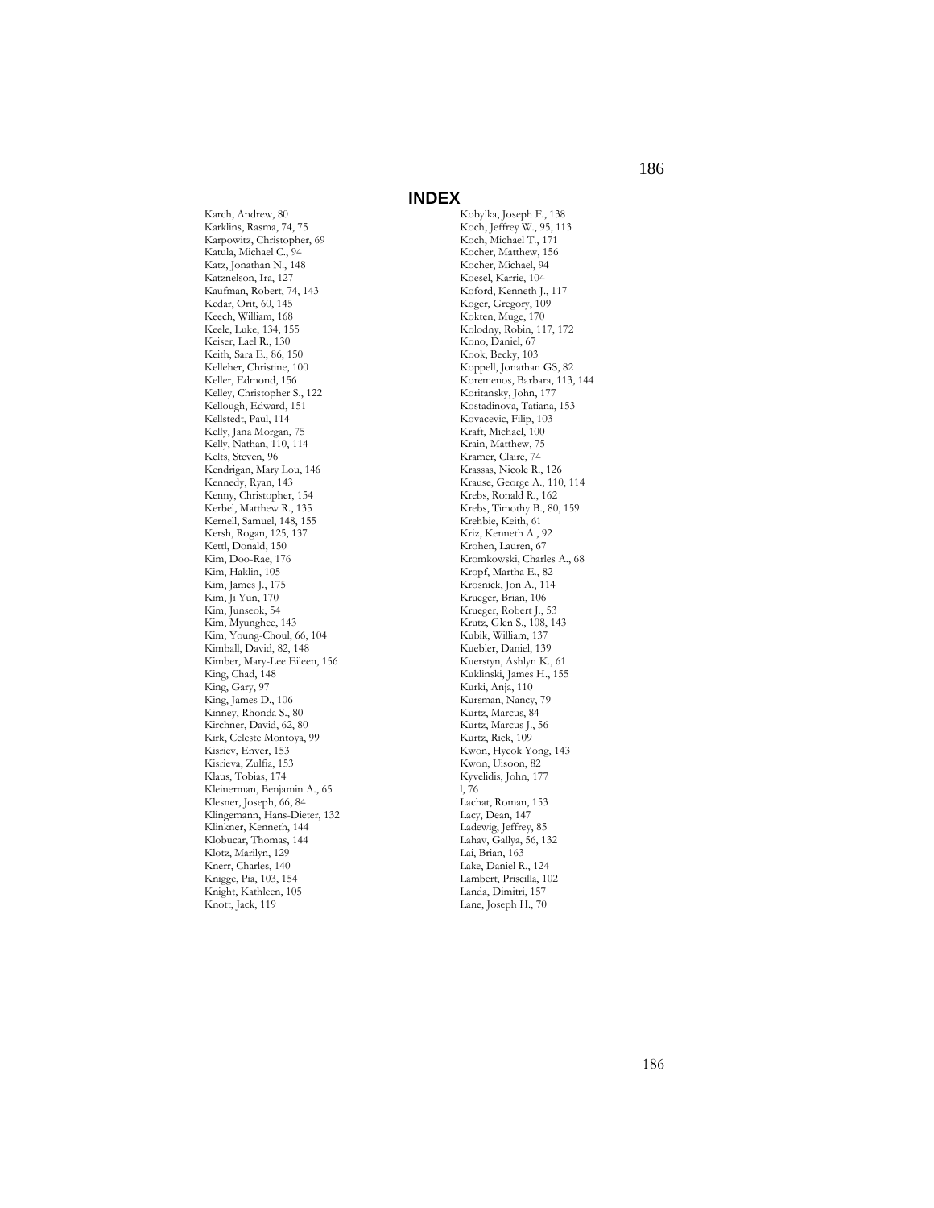# INDEX

Karch, Andrew, 80
Karklins, Rasma, 74, 75
Karpowitz, Christopher, 69
Katula, Michael C., 94
Katz, Jonathan N., 148
Katznelson, Ira, 127
Kaufman, Robert, 74, 143
Kedar, Orit, 60, 145
Keech, William, 168
Keele, Luke, 134, 155
Keiser, Lael R., 130
Keith, Sara E., 86, 150
Kelleher, Christine, 100
Keller, Edmond, 156
Kelley, Christopher S., 122
Kellough, Edward, 151
Kellstedt, Paul, 114
Kelly, Jana Morgan, 75
Kelly, Nathan, 110, 114
Kelts, Steven, 96
Kendrigan, Mary Lou, 146
Kennedy, Ryan, 143
Kenny, Christopher, 154
Kerbel, Matthew R., 135
Kernell, Samuel, 148, 155
Kersh, Rogan, 125, 137
Kettl, Donald, 150
Kim, Doo-Rae, 176
Kim, Haklin, 105
Kim, James J., 175
Kim, Ji Yun, 170
Kim, Junseok, 54
Kim, Myunghee, 143
Kim, Young-Choul, 66, 104
Kimball, David, 82, 148
Kimber, Mary-Lee Eileen, 156
King, Chad, 148
King, Gary, 97
King, James D., 106
Kinney, Rhonda S., 80
Kirchner, David, 62, 80
Kirk, Celeste Montoya, 99
Kisriev, Enver, 153
Kisrieva, Zulfia, 153
Klaus, Tobias, 174
Kleinerman, Benjamin A., 65
Klesner, Joseph, 66, 84
Klingemann, Hans-Dieter, 132
Klinkner, Kenneth, 144
Klobucar, Thomas, 144
Klotz, Marilyn, 129
Knerr, Charles, 140
Knigge, Pia, 103, 154
Knight, Kathleen, 105
Knott, Jack, 119
Kobylka, Joseph F., 138
Koch, Jeffrey W., 95, 113
Koch, Michael T., 171
Kocher, Matthew, 156
Kocher, Michael, 94
Koesel, Karrie, 104
Koford, Kenneth J., 117
Koger, Gregory, 109
Kokten, Muge, 170
Kolodny, Robin, 117, 172
Kono, Daniel, 67
Kook, Becky, 103
Koppell, Jonathan GS, 82
Koremenos, Barbara, 113, 144
Koritansky, John, 177
Kostadinova, Tatiana, 153
Kovacevic, Filip, 103
Kraft, Michael, 100
Krain, Matthew, 75
Kramer, Claire, 74
Krassas, Nicole R., 126
Krause, George A., 110, 114
Krebs, Ronald R., 162
Krebs, Timothy B., 80, 159
Krehbie, Keith, 61
Kriz, Kenneth A., 92
Krohen, Lauren, 67
Kromkowski, Charles A., 68
Kropf, Martha E., 82
Krosnick, Jon A., 114
Krueger, Brian, 106
Krueger, Robert J., 53
Krutz, Glen S., 108, 143
Kubik, William, 137
Kuebler, Daniel, 139
Kuerstyn, Ashlyn K., 61
Kuklinski, James H., 155
Kurki, Anja, 110
Kursman, Nancy, 79
Kurtz, Marcus, 84
Kurtz, Marcus J., 56
Kurtz, Rick, 109
Kwon, Hyeok Yong, 143
Kwon, Uisoon, 82
Kyvelidis, John, 177
l, 76
Lachat, Roman, 153
Lacy, Dean, 147
Ladewig, Jeffrey, 85
Lahav, Gallya, 56, 132
Lai, Brian, 163
Lake, Daniel R., 124
Lambert, Priscilla, 102
Landa, Dimitri, 157
Lane, Joseph H., 70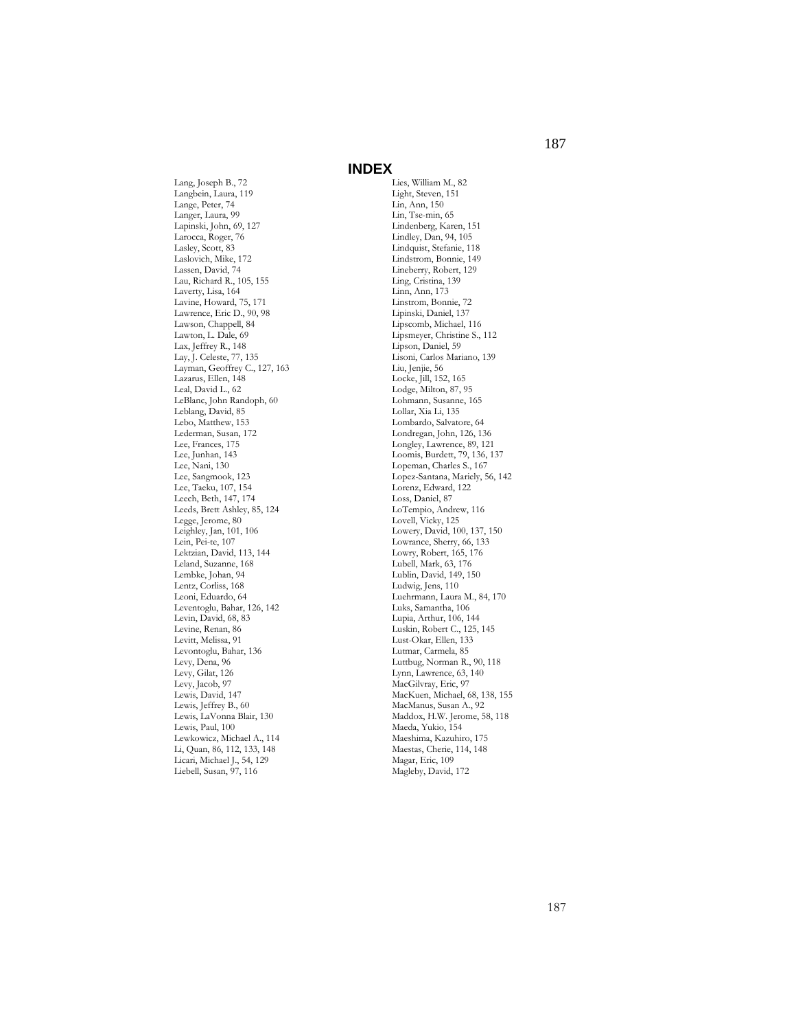# INDEX

Lang, Joseph B., 72
Langbein, Laura, 119
Lange, Peter, 74
Langer, Laura, 99
Lapinski, John, 69, 127
Larocca, Roger, 76
Lasley, Scott, 83
Laslovich, Mike, 172
Lassen, David, 74
Lau, Richard R., 105, 155
Laverty, Lisa, 164
Lavine, Howard, 75, 171
Lawrence, Eric D., 90, 98
Lawson, Chappell, 84
Lawton, L. Dale, 69
Lax, Jeffrey R., 148
Lay, J. Celeste, 77, 135
Layman, Geoffrey C., 127, 163
Lazarus, Ellen, 148
Leal, David L., 62
LeBlanc, John Randoph, 60
Leblang, David, 85
Lebo, Matthew, 153
Lederman, Susan, 172
Lee, Frances, 175
Lee, Junhan, 143
Lee, Nani, 130
Lee, Sangmook, 123
Lee, Taeku, 107, 154
Leech, Beth, 147, 174
Leeds, Brett Ashley, 85, 124
Legge, Jerome, 80
Leighley, Jan, 101, 106
Lein, Pei-te, 107
Lektzian, David, 113, 144
Leland, Suzanne, 168
Lembke, Johan, 94
Lentz, Corliss, 168
Leoni, Eduardo, 64
Leventoglu, Bahar, 126, 142
Levin, David, 68, 83
Levine, Renan, 86
Levitt, Melissa, 91
Levontoglu, Bahar, 136
Levy, Dena, 96
Levy, Gilat, 126
Levy, Jacob, 97
Lewis, David, 147
Lewis, Jeffrey B., 60
Lewis, LaVonna Blair, 130
Lewis, Paul, 100
Lewkowicz, Michael A., 114
Li, Quan, 86, 112, 133, 148
Licari, Michael J., 54, 129
Liebell, Susan, 97, 116
Lies, William M., 82
Light, Steven, 151
Lin, Ann, 150
Lin, Tse-min, 65
Lindenberg, Karen, 151
Lindley, Dan, 94, 105
Lindquist, Stefanie, 118
Lindstrom, Bonnie, 149
Lineberry, Robert, 129
Ling, Cristina, 139
Linn, Ann, 173
Linstrom, Bonnie, 72
Lipinski, Daniel, 137
Lipscomb, Michael, 116
Lipsmeyer, Christine S., 112
Lipson, Daniel, 59
Lisoni, Carlos Mariano, 139
Liu, Jenjie, 56
Locke, Jill, 152, 165
Lodge, Milton, 87, 95
Lohmann, Susanne, 165
Lollar, Xia Li, 135
Lombardo, Salvatore, 64
Londregan, John, 126, 136
Longley, Lawrence, 89, 121
Loomis, Burdett, 79, 136, 137
Lopeman, Charles S., 167
Lopez-Santana, Mariely, 56, 142
Lorenz, Edward, 122
Loss, Daniel, 87
LoTempio, Andrew, 116
Lovell, Vicky, 125
Lowery, David, 100, 137, 150
Lowrance, Sherry, 66, 133
Lowry, Robert, 165, 176
Lubell, Mark, 63, 176
Lublin, David, 149, 150
Ludwig, Jens, 110
Luehrmann, Laura M., 84, 170
Luks, Samantha, 106
Lupia, Arthur, 106, 144
Luskin, Robert C., 125, 145
Lust-Okar, Ellen, 133
Lutmar, Carmela, 85
Luttbug, Norman R., 90, 118
Lynn, Lawrence, 63, 140
MacGilvray, Eric, 97
MacKuen, Michael, 68, 138, 155
MacManus, Susan A., 92
Maddox, H.W. Jerome, 58, 118
Maeda, Yukio, 154
Maeshima, Kazuhiro, 175
Maestas, Cherie, 114, 148
Magar, Eric, 109
Magleby, David, 172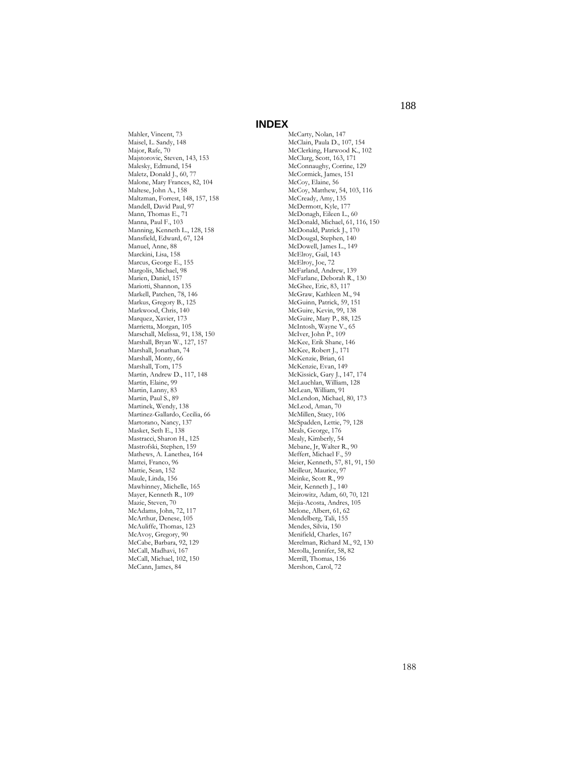# INDEX

Mahler, Vincent, 73
Maisel, L. Sandy, 148
Major, Rafe, 70
Majstorovic, Steven, 143, 153
Malesky, Edmund, 154
Maletz, Donald J., 60, 77
Malone, Mary Frances, 82, 104
Maltese, John A., 158
Maltzman, Forrest, 148, 157, 158
Mandell, David Paul, 97
Mann, Thomas E., 71
Manna, Paul F., 103
Manning, Kenneth L., 128, 158
Mansfield, Edward, 67, 124
Manuel, Anne, 88
Marckini, Lisa, 158
Marcus, George E., 155
Margolis, Michael, 98
Marien, Daniel, 157
Mariotti, Shannon, 135
Markell, Patchen, 78, 146
Markus, Gregory B., 125
Markwood, Chris, 140
Marquez, Xavier, 173
Marrietta, Morgan, 105
Marschall, Melissa, 91, 138, 150
Marshall, Bryan W., 127, 157
Marshall, Jonathan, 74
Marshall, Monty, 66
Marshall, Tom, 175
Martin, Andrew D., 117, 148
Martin, Elaine, 99
Martin, Lanny, 83
Martin, Paul S., 89
Martinek, Wendy, 138
Martinez-Gallardo, Cecilia, 66
Martorano, Nancy, 137
Masket, Seth E., 138
Mastracci, Sharon H., 125
Mastrofski, Stephen, 159
Mathews, A. Lanethea, 164
Mattei, Franco, 96
Mattie, Sean, 152
Maule, Linda, 156
Mawhinney, Michelle, 165
Mayer, Kenneth R., 109
Mazie, Steven, 70
McAdams, John, 72, 117
McArthur, Denese, 105
McAuliffe, Thomas, 123
McAvoy, Gregory, 90
McCabe, Barbara, 92, 129
McCall, Madhavi, 167
McCall, Michael, 102, 150
McCann, James, 84
McCarty, Nolan, 147
McClain, Paula D., 107, 154
McClerking, Harwood K., 102
McClurg, Scott, 163, 171
McConnaughy, Corrine, 129
McCormick, James, 151
McCoy, Elaine, 56
McCoy, Matthew, 54, 103, 116
McCready, Amy, 135
McDermott, Kyle, 177
McDonagh, Eileen L., 60
McDonald, Michael, 61, 116, 150
McDonald, Patrick J., 170
McDougal, Stephen, 140
McDowell, James L., 149
McElroy, Gail, 143
McElroy, Joe, 72
McFarland, Andrew, 139
McFarlane, Deborah R., 130
McGhee, Eric, 83, 117
McGraw, Kathleen M., 94
McGuinn, Patrick, 59, 151
McGuire, Kevin, 99, 138
McGuire, Mary P., 88, 125
McIntosh, Wayne V., 65
McIver, John P., 109
McKee, Erik Shane, 146
McKee, Robert J., 171
McKenzie, Brian, 61
McKenzie, Evan, 149
McKissick, Gary J., 147, 174
McLauchlan, William, 128
McLean, William, 91
McLendon, Michael, 80, 173
McLeod, Aman, 70
McMillen, Stacy, 106
McSpadden, Lettie, 79, 128
Meals, George, 176
Mealy, Kimberly, 54
Mebane, Jr, Walter R., 90
Meffert, Michael F., 59
Meier, Kenneth, 57, 81, 91, 150
Meilleur, Maurice, 97
Meinke, Scott R., 99
Meir, Kenneth J., 140
Meirowitz, Adam, 60, 70, 121
Mejia-Acosta, Andres, 105
Melone, Albert, 61, 62
Mendelberg, Tali, 155
Mendes, Silvia, 150
Menifield, Charles, 167
Merelman, Richard M., 92, 130
Merolla, Jennifer, 58, 82
Merrill, Thomas, 156
Mershon, Carol, 72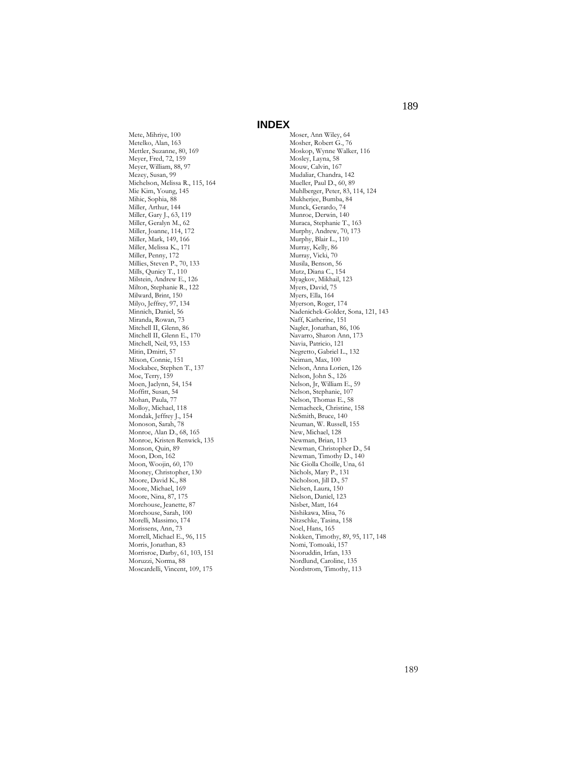# INDEX

Mete, Mihriye, 100
Metelko, Alan, 163
Mettler, Suzanne, 80, 169
Meyer, Fred, 72, 159
Meyer, William, 88, 97
Mezey, Susan, 99
Michelson, Melissa R., 115, 164
Mie Kim, Young, 145
Mihic, Sophia, 88
Miller, Arthur, 144
Miller, Gary J., 63, 119
Miller, Geralyn M., 62
Miller, Joanne, 114, 172
Miller, Mark, 149, 166
Miller, Melissa K., 171
Miller, Penny, 172
Millies, Steven P., 70, 133
Mills, Qunicy T., 110
Milstein, Andrew E., 126
Milton, Stephanie R., 122
Milward, Brint, 150
Milyo, Jeffrey, 97, 134
Minnich, Daniel, 56
Miranda, Rowan, 73
Mitchell II, Glenn, 86
Mitchell II, Glenn E., 170
Mitchell, Neil, 93, 153
Mitin, Dmitri, 57
Mixon, Connie, 151
Mockabee, Stephen T., 137
Moe, Terry, 159
Moen, Jaclynn, 54, 154
Moffitt, Susan, 54
Mohan, Paula, 77
Molloy, Michael, 118
Mondak, Jeffrey J., 154
Monoson, Sarah, 78
Monroe, Alan D., 68, 165
Monroe, Kristen Renwick, 135
Monson, Quin, 89
Moon, Don, 162
Moon, Woojin, 60, 170
Mooney, Christopher, 130
Moore, David K., 88
Moore, Michael, 169
Moore, Nina, 87, 175
Morehouse, Jeanette, 87
Morehouse, Sarah, 100
Morelli, Massimo, 174
Morissens, Ann, 73
Morrell, Michael E., 96, 115
Morris, Jonathan, 83
Morrisroe, Darby, 61, 103, 151
Moruzzi, Norma, 88
Moscardelli, Vincent, 109, 175
Moser, Ann Wiley, 64
Mosher, Robert G., 76
Moskop, Wynne Walker, 116
Mosley, Layna, 58
Mouw, Calvin, 167
Mudaliar, Chandra, 142
Mueller, Paul D., 60, 89
Muhlberger, Peter, 83, 114, 124
Mukherjee, Bumba, 84
Munck, Gerardo, 74
Munroe, Derwin, 140
Muraca, Stephanie T., 163
Murphy, Andrew, 70, 173
Murphy, Blair L., 110
Murray, Kelly, 86
Murray, Vicki, 70
Musila, Benson, 56
Mutz, Diana C., 154
Myagkov, Mikhail, 123
Myers, David, 75
Myers, Ella, 164
Myerson, Roger, 174
Nadenichek-Golder, Sona, 121, 143
Naff, Katherine, 151
Nagler, Jonathan, 86, 106
Navarro, Sharon Ann, 173
Navia, Patricio, 121
Negretto, Gabriel L., 132
Neiman, Max, 100
Nelson, Anna Lorien, 126
Nelson, John S., 126
Nelson, Jr, William E., 59
Nelson, Stephanie, 107
Nelson, Thomas E., 58
Nemacheck, Christine, 158
NeSmith, Bruce, 140
Neuman, W. Russell, 155
New, Michael, 128
Newman, Brian, 113
Newman, Christopher D., 54
Newman, Timothy D., 140
Nic Giolla Choille, Una, 61
Nichols, Mary P., 131
Nicholson, Jill D., 57
Nielsen, Laura, 150
Nielson, Daniel, 123
Nisbet, Matt, 164
Nishikawa, Misa, 76
Nitzschke, Tasina, 158
Noel, Hans, 165
Nokken, Timothy, 89, 95, 117, 148
Nomi, Tomoaki, 157
Nooruddin, Irfan, 133
Nordlund, Caroline, 135
Nordstrom, Timothy, 113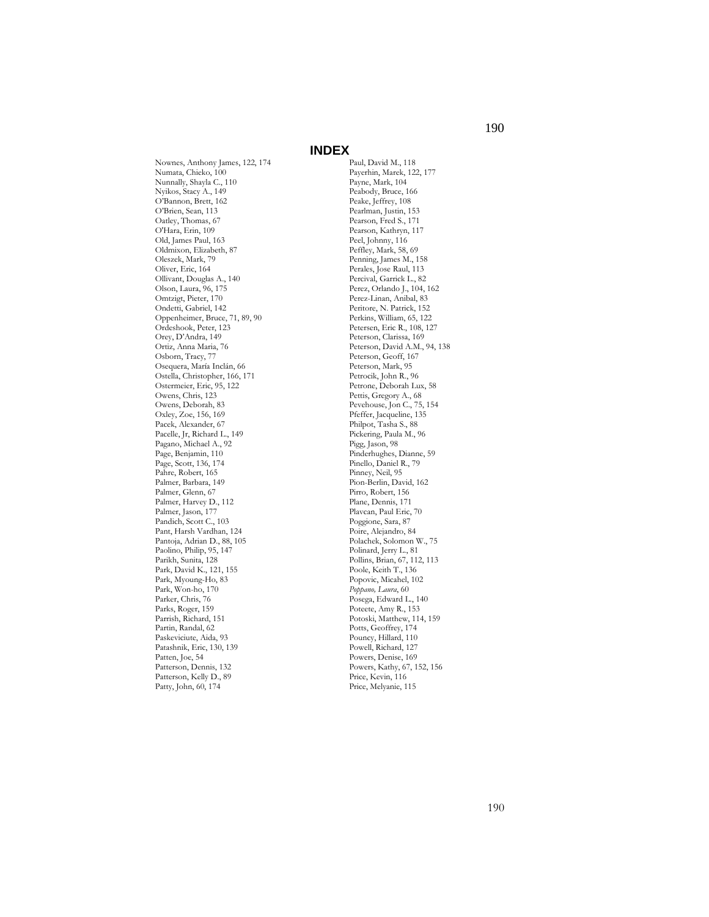# INDEX

Nownes, Anthony James, 122, 174
Numata, Chieko, 100
Nunnally, Shayla C., 110
Nyikos, Stacy A., 149
O'Bannon, Brett, 162
O'Brien, Sean, 113
Oatley, Thomas, 67
O'Hara, Erin, 109
Old, James Paul, 163
Oldmixon, Elizabeth, 87
Oleszek, Mark, 79
Oliver, Eric, 164
Ollivant, Douglas A., 140
Olson, Laura, 96, 175
Omtzigt, Pieter, 170
Ondetti, Gabriel, 142
Oppenheimer, Bruce, 71, 89, 90
Ordeshook, Peter, 123
Orey, D'Andra, 149
Ortiz, Anna Maria, 76
Osborn, Tracy, 77
Osequera, María Inclán, 66
Ostella, Christopher, 166, 171
Ostermeier, Eric, 95, 122
Owens, Chris, 123
Owens, Deborah, 83
Oxley, Zoe, 156, 169
Pacek, Alexander, 67
Pacelle, Jr, Richard L., 149
Pagano, Michael A., 92
Page, Benjamin, 110
Page, Scott, 136, 174
Pahre, Robert, 165
Palmer, Barbara, 149
Palmer, Glenn, 67
Palmer, Harvey D., 112
Palmer, Jason, 177
Pandich, Scott C., 103
Pant, Harsh Vardhan, 124
Pantoja, Adrian D., 88, 105
Paolino, Philip, 95, 147
Parikh, Sunita, 128
Park, David K., 121, 155
Park, Myoung-Ho, 83
Park, Won-ho, 170
Parker, Chris, 76
Parks, Roger, 159
Parrish, Richard, 151
Partin, Randal, 62
Paskeviciute, Aida, 93
Patashnik, Eric, 130, 139
Patten, Joe, 54
Patterson, Dennis, 132
Patterson, Kelly D., 89
Patty, John, 60, 174
Paul, David M., 118
Payerhin, Marek, 122, 177
Payne, Mark, 104
Peabody, Bruce, 166
Peake, Jeffrey, 108
Pearlman, Justin, 153
Pearson, Fred S., 171
Pearson, Kathryn, 117
Peel, Johnny, 116
Peffley, Mark, 58, 69
Penning, James M., 158
Perales, Jose Raul, 113
Percival, Garrick L., 82
Perez, Orlando J., 104, 162
Perez-Linan, Anibal, 83
Peritore, N. Patrick, 152
Perkins, William, 65, 122
Petersen, Eric R., 108, 127
Peterson, Clarissa, 169
Peterson, David A.M., 94, 138
Peterson, Geoff, 167
Peterson, Mark, 95
Petrocik, John R., 96
Petrone, Deborah Lux, 58
Pettis, Gregory A., 68
Pevehouse, Jon C., 75, 154
Pfeffer, Jacqueline, 135
Philpot, Tasha S., 88
Pickering, Paula M., 96
Pigg, Jason, 98
Pinderhughes, Dianne, 59
Pinello, Daniel R., 79
Pinney, Neil, 95
Pion-Berlin, David, 162
Pirro, Robert, 156
Plane, Dennis, 171
Plavcan, Paul Eric, 70
Poggione, Sara, 87
Poire, Alejandro, 84
Polachek, Solomon W., 75
Polinard, Jerry L., 81
Pollins, Brian, 67, 112, 113
Poole, Keith T., 136
Popovic, Micahel, 102
*Poppano, Laura*, 60
Posega, Edward L., 140
Poteete, Amy R., 153
Potoski, Matthew, 114, 159
Potts, Geoffrey, 174
Pouncy, Hillard, 110
Powell, Richard, 127
Powers, Denise, 169
Powers, Kathy, 67, 152, 156
Price, Kevin, 116
Price, Melyanie, 115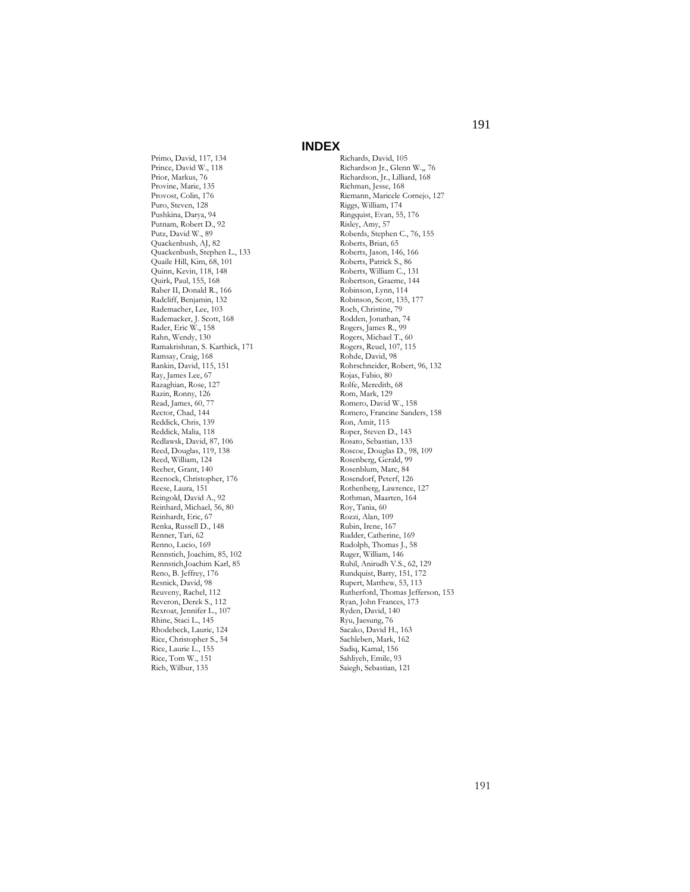# INDEX

Primo, David, 117, 134
Prince, David W., 118
Prior, Markus, 76
Provine, Marie, 135
Provost, Colin, 176
Puro, Steven, 128
Pushkina, Darya, 94
Putnam, Robert D., 92
Putz, David W., 89
Quackenbush, AJ, 82
Quackenbush, Stephen L., 133
Quaile Hill, Kim, 68, 101
Quinn, Kevin, 118, 148
Quirk, Paul, 155, 168
Raber II, Donald R., 166
Radcliff, Benjamin, 132
Rademacher, Lee, 103
Rademacker, J. Scott, 168
Rader, Eric W., 158
Rahn, Wendy, 130
Ramakrishnan, S. Karthick, 171
Ramsay, Craig, 168
Rankin, David, 115, 151
Ray, James Lee, 67
Razaghian, Rose, 127
Razin, Ronny, 126
Read, James, 60, 77
Rector, Chad, 144
Reddick, Chris, 139
Reddick, Malia, 118
Redlawsk, David, 87, 106
Reed, Douglas, 119, 138
Reed, William, 124
Reeher, Grant, 140
Reenock, Christopher, 176
Reese, Laura, 151
Reingold, David A., 92
Reinhard, Michael, 56, 80
Reinhardt, Eric, 67
Renka, Russell D., 148
Renner, Tari, 62
Renno, Lucio, 169
Rennstich, Joachim, 85, 102
Rennstich,Joachim Karl, 85
Reno, B. Jeffrey, 176
Resnick, David, 98
Reuveny, Rachel, 112
Reveron, Derek S., 112
Rexroat, Jennifer L., 107
Rhine, Staci L., 145
Rhodebeck, Laurie, 124
Rice, Christopher S., 54
Rice, Laurie L., 155
Rice, Tom W., 151
Rich, Wilbur, 135
Richards, David, 105
Richardson Jr., Glenn W.,, 76
Richardson, Jr., Lilliard, 168
Richman, Jesse, 168
Riemann, Maricele Cornejo, 127
Riggs, William, 174
Ringquist, Evan, 55, 176
Risley, Amy, 57
Roberds, Stephen C., 76, 155
Roberts, Brian, 65
Roberts, Jason, 146, 166
Roberts, Patrick S., 86
Roberts, William C., 131
Robertson, Graeme, 144
Robinson, Lynn, 114
Robinson, Scott, 135, 177
Roch, Christine, 79
Rodden, Jonathan, 74
Rogers, James R., 99
Rogers, Michael T., 60
Rogers, Reuel, 107, 115
Rohde, David, 98
Rohrschneider, Robert, 96, 132
Rojas, Fabio, 80
Rolfe, Meredith, 68
Rom, Mark, 129
Romero, David W., 158
Romero, Francine Sanders, 158
Ron, Amit, 115
Roper, Steven D., 143
Rosato, Sebastian, 133
Roscoe, Douglas D., 98, 109
Rosenberg, Gerald, 99
Rosenblum, Marc, 84
Rosendorf, Peterf, 126
Rothenberg, Lawrence, 127
Rothman, Maarten, 164
Roy, Tania, 60
Rozzi, Alan, 109
Rubin, Irene, 167
Rudder, Catherine, 169
Rudolph, Thomas J., 58
Ruger, William, 146
Ruhil, Anirudh V.S., 62, 129
Rundquist, Barry, 151, 172
Rupert, Matthew, 53, 113
Rutherford, Thomas Jefferson, 153
Ryan, John Frances, 173
Ryden, David, 140
Ryu, Jaesung, 76
Sacako, David H., 163
Sachleben, Mark, 162
Sadiq, Kamal, 156
Sahliyeh, Emile, 93
Saiegh, Sebastian, 121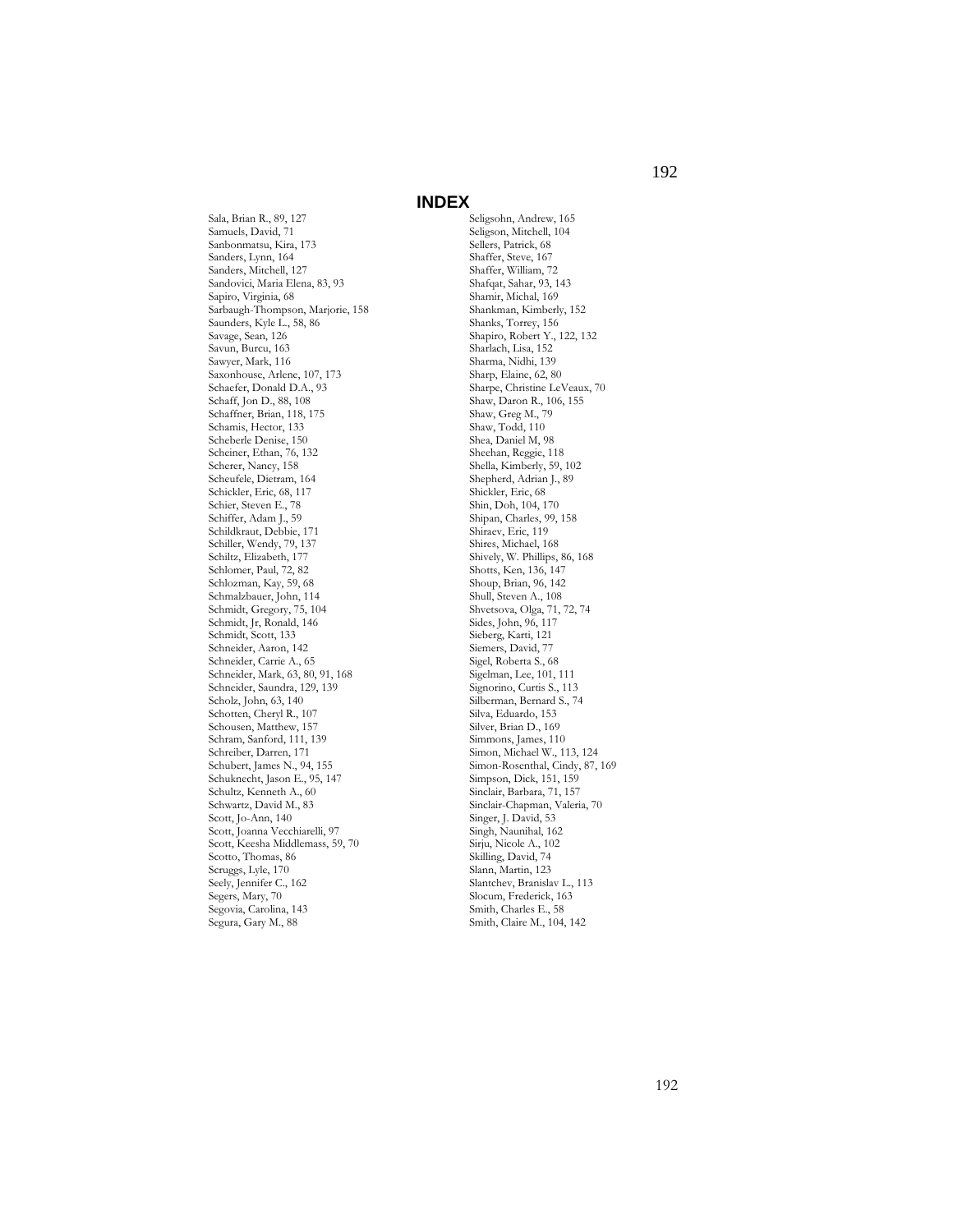# INDEX

Sala, Brian R., 89, 127
Samuels, David, 71
Sanbonmatsu, Kira, 173
Sanders, Lynn, 164
Sanders, Mitchell, 127
Sandovici, Maria Elena, 83, 93
Sapiro, Virginia, 68
Sarbaugh-Thompson, Marjorie, 158
Saunders, Kyle L., 58, 86
Savage, Sean, 126
Savun, Burcu, 163
Sawyer, Mark, 116
Saxonhouse, Arlene, 107, 173
Schaefer, Donald D.A., 93
Schaff, Jon D., 88, 108
Schaffner, Brian, 118, 175
Schamis, Hector, 133
Scheberle Denise, 150
Scheiner, Ethan, 76, 132
Scherer, Nancy, 158
Scheufele, Dietram, 164
Schickler, Eric, 68, 117
Schier, Steven E., 78
Schiffer, Adam J., 59
Schildkraut, Debbie, 171
Schiller, Wendy, 79, 137
Schiltz, Elizabeth, 177
Schlomer, Paul, 72, 82
Schlozman, Kay, 59, 68
Schmalzbauer, John, 114
Schmidt, Gregory, 75, 104
Schmidt, Jr, Ronald, 146
Schmidt, Scott, 133
Schneider, Aaron, 142
Schneider, Carrie A., 65
Schneider, Mark, 63, 80, 91, 168
Schneider, Saundra, 129, 139
Scholz, John, 63, 140
Schotten, Cheryl R., 107
Schousen, Matthew, 157
Schram, Sanford, 111, 139
Schreiber, Darren, 171
Schubert, James N., 94, 155
Schuknecht, Jason E., 95, 147
Schultz, Kenneth A., 60
Schwartz, David M., 83
Scott, Jo-Ann, 140
Scott, Joanna Vecchiarelli, 97
Scott, Keesha Middlemass, 59, 70
Scotto, Thomas, 86
Scruggs, Lyle, 170
Seely, Jennifer C., 162
Segers, Mary, 70
Segovia, Carolina, 143
Segura, Gary M., 88
Seligsohn, Andrew, 165
Seligson, Mitchell, 104
Sellers, Patrick, 68
Shaffer, Steve, 167
Shaffer, William, 72
Shafqat, Sahar, 93, 143
Shamir, Michal, 169
Shankman, Kimberly, 152
Shanks, Torrey, 156
Shapiro, Robert Y., 122, 132
Sharlach, Lisa, 152
Sharma, Nidhi, 139
Sharp, Elaine, 62, 80
Sharpe, Christine LeVeaux, 70
Shaw, Daron R., 106, 155
Shaw, Greg M., 79
Shaw, Todd, 110
Shea, Daniel M, 98
Sheehan, Reggie, 118
Shella, Kimberly, 59, 102
Shepherd, Adrian J., 89
Shickler, Eric, 68
Shin, Doh, 104, 170
Shipan, Charles, 99, 158
Shiraev, Eric, 119
Shires, Michael, 168
Shively, W. Phillips, 86, 168
Shotts, Ken, 136, 147
Shoup, Brian, 96, 142
Shull, Steven A., 108
Shvetsova, Olga, 71, 72, 74
Sides, John, 96, 117
Sieberg, Karti, 121
Siemers, David, 77
Sigel, Roberta S., 68
Sigelman, Lee, 101, 111
Signorino, Curtis S., 113
Silberman, Bernard S., 74
Silva, Eduardo, 153
Silver, Brian D., 169
Simmons, James, 110
Simon, Michael W., 113, 124
Simon-Rosenthal, Cindy, 87, 169
Simpson, Dick, 151, 159
Sinclair, Barbara, 71, 157
Sinclair-Chapman, Valeria, 70
Singer, J. David, 53
Singh, Naunihal, 162
Sirju, Nicole A., 102
Skilling, David, 74
Slann, Martin, 123
Slantchev, Branislav L., 113
Slocum, Frederick, 163
Smith, Charles E., 58
Smith, Claire M., 104, 142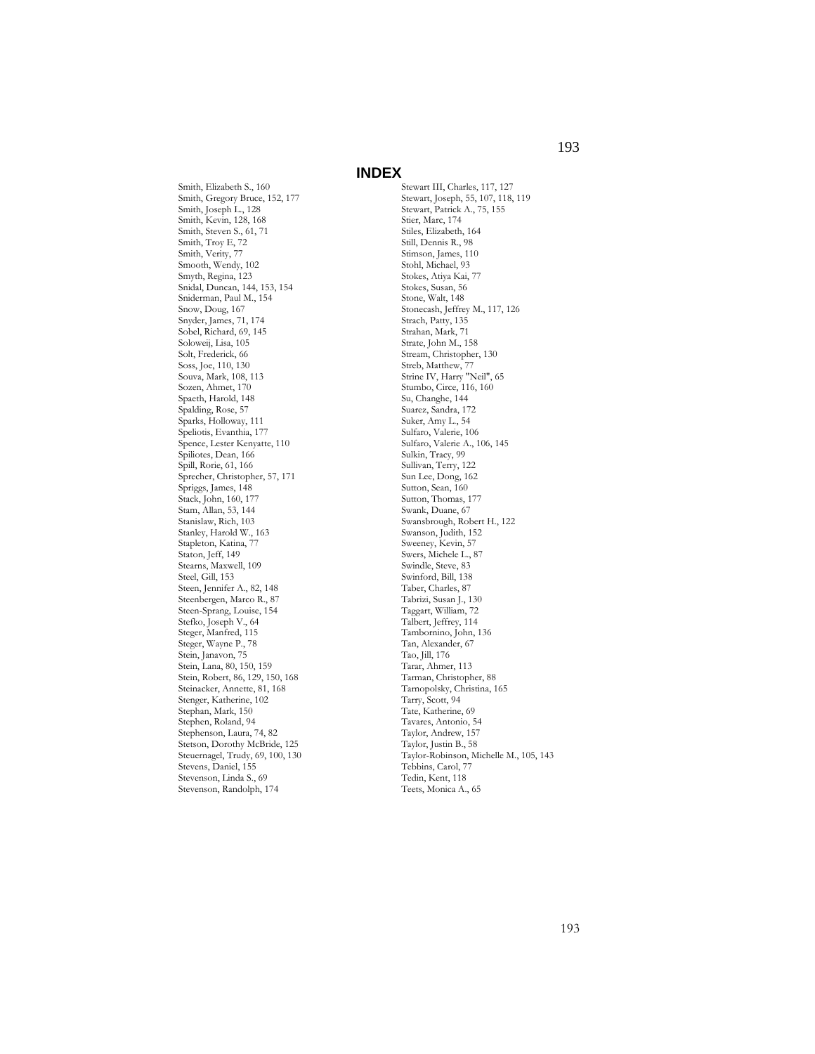# INDEX

Smith, Elizabeth S., 160
Smith, Gregory Bruce, 152, 177
Smith, Joseph L., 128
Smith, Kevin, 128, 168
Smith, Steven S., 61, 71
Smith, Troy E, 72
Smith, Verity, 77
Smooth, Wendy, 102
Smyth, Regina, 123
Snidal, Duncan, 144, 153, 154
Sniderman, Paul M., 154
Snow, Doug, 167
Snyder, James, 71, 174
Sobel, Richard, 69, 145
Soloweij, Lisa, 105
Solt, Frederick, 66
Soss, Joe, 110, 130
Souva, Mark, 108, 113
Sozen, Ahmet, 170
Spaeth, Harold, 148
Spalding, Rose, 57
Sparks, Holloway, 111
Speliotis, Evanthia, 177
Spence, Lester Kenyatte, 110
Spiliotes, Dean, 166
Spill, Rorie, 61, 166
Sprecher, Christopher, 57, 171
Spriggs, James, 148
Stack, John, 160, 177
Stam, Allan, 53, 144
Stanislaw, Rich, 103
Stanley, Harold W., 163
Stapleton, Katina, 77
Staton, Jeff, 149
Stearns, Maxwell, 109
Steel, Gill, 153
Steen, Jennifer A., 82, 148
Steenbergen, Marco R., 87
Steen-Sprang, Louise, 154
Stefko, Joseph V., 64
Steger, Manfred, 115
Steger, Wayne P., 78
Stein, Janavon, 75
Stein, Lana, 80, 150, 159
Stein, Robert, 86, 129, 150, 168
Steinacker, Annette, 81, 168
Stenger, Katherine, 102
Stephan, Mark, 150
Stephen, Roland, 94
Stephenson, Laura, 74, 82
Stetson, Dorothy McBride, 125
Steuernagel, Trudy, 69, 100, 130
Stevens, Daniel, 155
Stevenson, Linda S., 69
Stevenson, Randolph, 174
Stewart III, Charles, 117, 127
Stewart, Joseph, 55, 107, 118, 119
Stewart, Patrick A., 75, 155
Stier, Marc, 174
Stiles, Elizabeth, 164
Still, Dennis R., 98
Stimson, James, 110
Stohl, Michael, 93
Stokes, Atiya Kai, 77
Stokes, Susan, 56
Stone, Walt, 148
Stonecash, Jeffrey M., 117, 126
Strach, Patty, 135
Strahan, Mark, 71
Strate, John M., 158
Stream, Christopher, 130
Streb, Matthew, 77
Strine IV, Harry "Neil", 65
Stumbo, Circe, 116, 160
Su, Changhe, 144
Suarez, Sandra, 172
Suker, Amy L., 54
Sulfaro, Valerie, 106
Sulfaro, Valerie A., 106, 145
Sulkin, Tracy, 99
Sullivan, Terry, 122
Sun Lee, Dong, 162
Sutton, Sean, 160
Sutton, Thomas, 177
Swank, Duane, 67
Swansbrough, Robert H., 122
Swanson, Judith, 152
Sweeney, Kevin, 57
Swers, Michele L., 87
Swindle, Steve, 83
Swinford, Bill, 138
Taber, Charles, 87
Tabrizi, Susan J., 130
Taggart, William, 72
Talbert, Jeffrey, 114
Tambornino, John, 136
Tan, Alexander, 67
Tao, Jill, 176
Tarar, Ahmer, 113
Tarman, Christopher, 88
Tarnopolsky, Christina, 165
Tarry, Scott, 94
Tate, Katherine, 69
Tavares, Antonio, 54
Taylor, Andrew, 157
Taylor, Justin B., 58
Taylor-Robinson, Michelle M., 105, 143
Tebbins, Carol, 77
Tedin, Kent, 118
Teets, Monica A., 65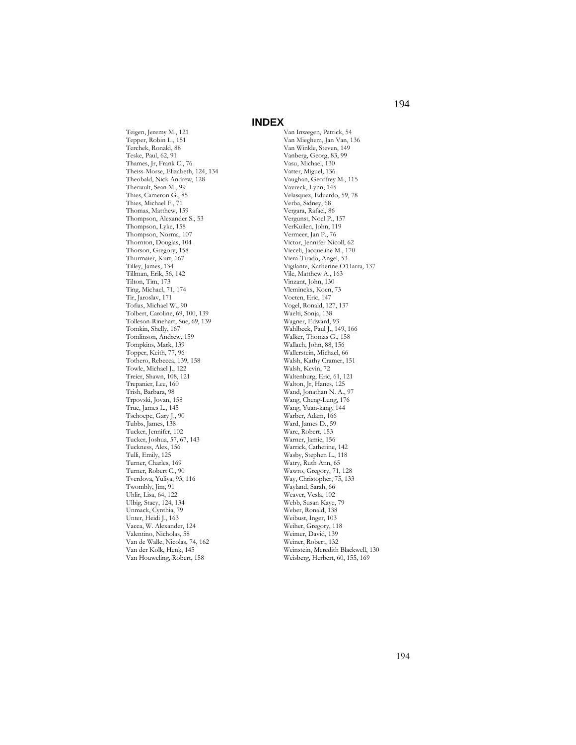# INDEX

Teigen, Jeremy M., 121
Tepper, Robin L., 151
Terchek, Ronald, 88
Teske, Paul, 62, 91
Thames, Jr, Frank C., 76
Theiss-Morse, Elizabeth, 124, 134
Theobald, Nick Andrew, 128
Theriault, Sean M., 99
Thies, Cameron G., 85
Thies, Michael F., 71
Thomas, Matthew, 159
Thompson, Alexander S., 53
Thompson, Lyke, 158
Thompson, Norma, 107
Thornton, Douglas, 104
Thorson, Gregory, 158
Thurmaier, Kurt, 167
Tilley, James, 134
Tillman, Erik, 56, 142
Tilton, Tim, 173
Ting, Michael, 71, 174
Tir, Jaroslav, 171
Tofias, Michael W., 90
Tolbert, Caroline, 69, 100, 139
Tolleson-Rinehart, Sue, 69, 139
Tomkin, Shelly, 167
Tomlinson, Andrew, 159
Tompkins, Mark, 139
Topper, Keith, 77, 96
Tothero, Rebecca, 139, 158
Towle, Michael J., 122
Treier, Shawn, 108, 121
Trepanier, Lee, 160
Trish, Barbara, 98
Trpovski, Jovan, 158
True, James L., 145
Tschoepe, Gary J., 90
Tubbs, James, 138
Tucker, Jennifer, 102
Tucker, Joshua, 57, 67, 143
Tuckness, Alex, 156
Tulli, Emily, 125
Turner, Charles, 169
Turner, Robert C., 90
Tverdova, Yuliya, 93, 116
Twombly, Jim, 91
Uhlir, Lisa, 64, 122
Ulbig, Stacy, 124, 134
Unmack, Cynthia, 79
Unter, Heidi J., 163
Vacca, W. Alexander, 124
Valentino, Nicholas, 58
Van de Walle, Nicolas, 74, 162
Van der Kolk, Henk, 145
Van Houweling, Robert, 158
Van Inwegen, Patrick, 54
Van Mieghem, Jan Van, 136
Van Winkle, Steven, 149
Vanberg, Georg, 83, 99
Vasu, Michael, 130
Vatter, Miguel, 136
Vaughan, Geoffrey M., 115
Vavreck, Lynn, 145
Velasquez, Eduardo, 59, 78
Verba, Sidney, 68
Vergara, Rafael, 86
Vergunst, Noel P., 157
VerKuilen, John, 119
Vermeer, Jan P., 76
Victor, Jennifer Nicoll, 62
Vieceli, Jacqueline M., 170
Viera-Tirado, Angel, 53
Vigilante, Katherine O'Harra, 137
Vile, Matthew A., 163
Vinzant, John, 130
Vleminckx, Koen, 73
Voeten, Eric, 147
Vogel, Ronald, 127, 137
Waelti, Sonja, 138
Wagner, Edward, 93
Wahlbeck, Paul J., 149, 166
Walker, Thomas G., 158
Wallach, John, 88, 156
Wallerstein, Michael, 66
Walsh, Kathy Cramer, 151
Walsh, Kevin, 72
Waltenburg, Eric, 61, 121
Walton, Jr, Hanes, 125
Wand, Jonathan N. A., 97
Wang, Cheng-Lung, 176
Wang, Yuan-kang, 144
Warber, Adam, 166
Ward, James D., 59
Ware, Robert, 153
Warner, Jamie, 156
Warrick, Catherine, 142
Wasby, Stephen L., 118
Watry, Ruth Ann, 65
Wawro, Gregory, 71, 128
Way, Christopher, 75, 133
Wayland, Sarah, 66
Weaver, Vesla, 102
Webb, Susan Kaye, 79
Weber, Ronald, 138
Weibust, Inger, 103
Weiher, Gregory, 118
Weimer, David, 139
Weiner, Robert, 132
Weinstein, Meredith Blackwell, 130
Weisberg, Herbert, 60, 155, 169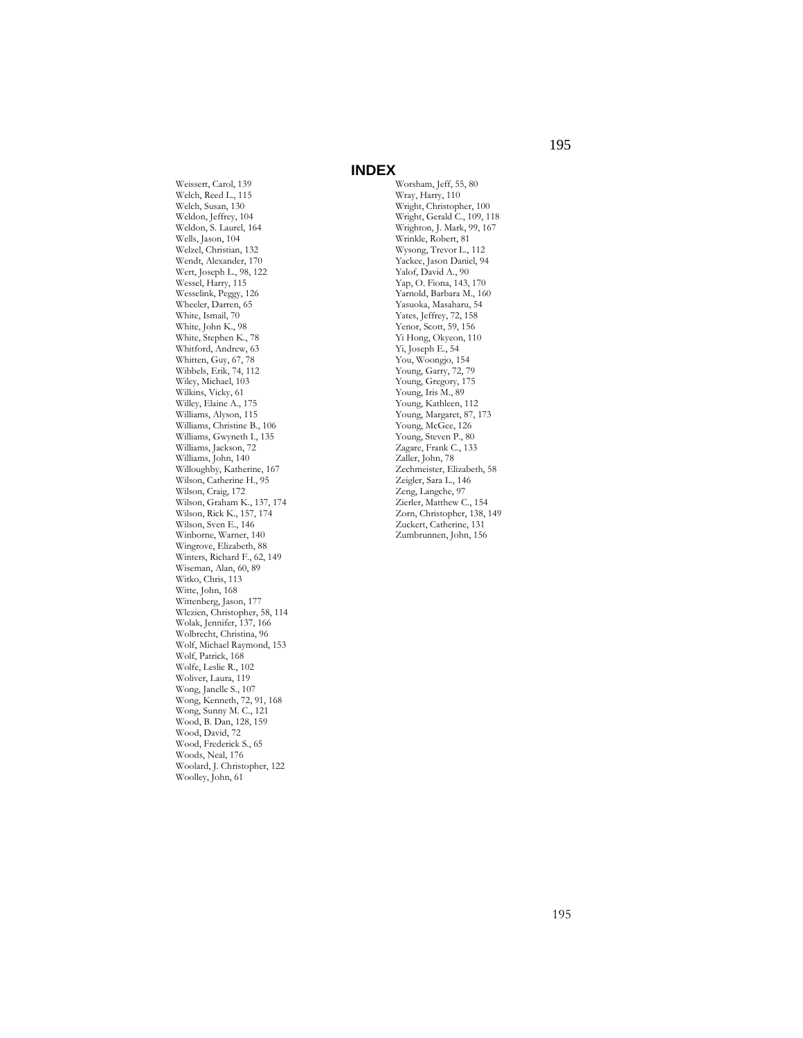# INDEX

Weissert, Carol, 139
Welch, Reed L., 115
Welch, Susan, 130
Weldon, Jeffrey, 104
Weldon, S. Laurel, 164
Wells, Jason, 104
Welzel, Christian, 132
Wendt, Alexander, 170
Wert, Joseph L., 98, 122
Wessel, Harry, 115
Wesselink, Peggy, 126
Wheeler, Darren, 65
White, Ismail, 70
White, John K., 98
White, Stephen K., 78
Whitford, Andrew, 63
Whitten, Guy, 67, 78
Wibbels, Erik, 74, 112
Wiley, Michael, 103
Wilkins, Vicky, 61
Willey, Elaine A., 175
Williams, Alyson, 115
Williams, Christine B., 106
Williams, Gwyneth I., 135
Williams, Jackson, 72
Williams, John, 140
Willoughby, Katherine, 167
Wilson, Catherine H., 95
Wilson, Craig, 172
Wilson, Graham K., 137, 174
Wilson, Rick K., 157, 174
Wilson, Sven E., 146
Winborne, Warner, 140
Wingrove, Elizabeth, 88
Winters, Richard F., 62, 149
Wiseman, Alan, 60, 89
Witko, Chris, 113
Witte, John, 168
Wittenberg, Jason, 177
Wlezien, Christopher, 58, 114
Wolak, Jennifer, 137, 166
Wolbrecht, Christina, 96
Wolf, Michael Raymond, 153
Wolf, Patrick, 168
Wolfe, Leslie R., 102
Woliver, Laura, 119
Wong, Janelle S., 107
Wong, Kenneth, 72, 91, 168
Wong, Sunny M. C., 121
Wood, B. Dan, 128, 159
Wood, David, 72
Wood, Frederick S., 65
Woods, Neal, 176
Woolard, J. Christopher, 122
Woolley, John, 61
Worsham, Jeff, 55, 80
Wray, Harry, 110
Wright, Christopher, 100
Wright, Gerald C., 109, 118
Wrighton, J. Mark, 99, 167
Wrinkle, Robert, 81
Wysong, Trevor L., 112
Yackee, Jason Daniel, 94
Yalof, David A., 90
Yap, O. Fiona, 143, 170
Yarnold, Barbara M., 160
Yasuoka, Masaharu, 54
Yates, Jeffrey, 72, 158
Yenor, Scott, 59, 156
Yi Hong, Okyeon, 110
Yi, Joseph E., 54
You, Woongjo, 154
Young, Garry, 72, 79
Young, Gregory, 175
Young, Iris M., 89
Young, Kathleen, 112
Young, Margaret, 87, 173
Young, McGee, 126
Young, Steven P., 80
Zagare, Frank C., 133
Zaller, John, 78
Zechmeister, Elizabeth, 58
Zeigler, Sara L., 146
Zeng, Langche, 97
Zierler, Matthew C., 154
Zorn, Christopher, 138, 149
Zuckert, Catherine, 131
Zumbrunnen, John, 156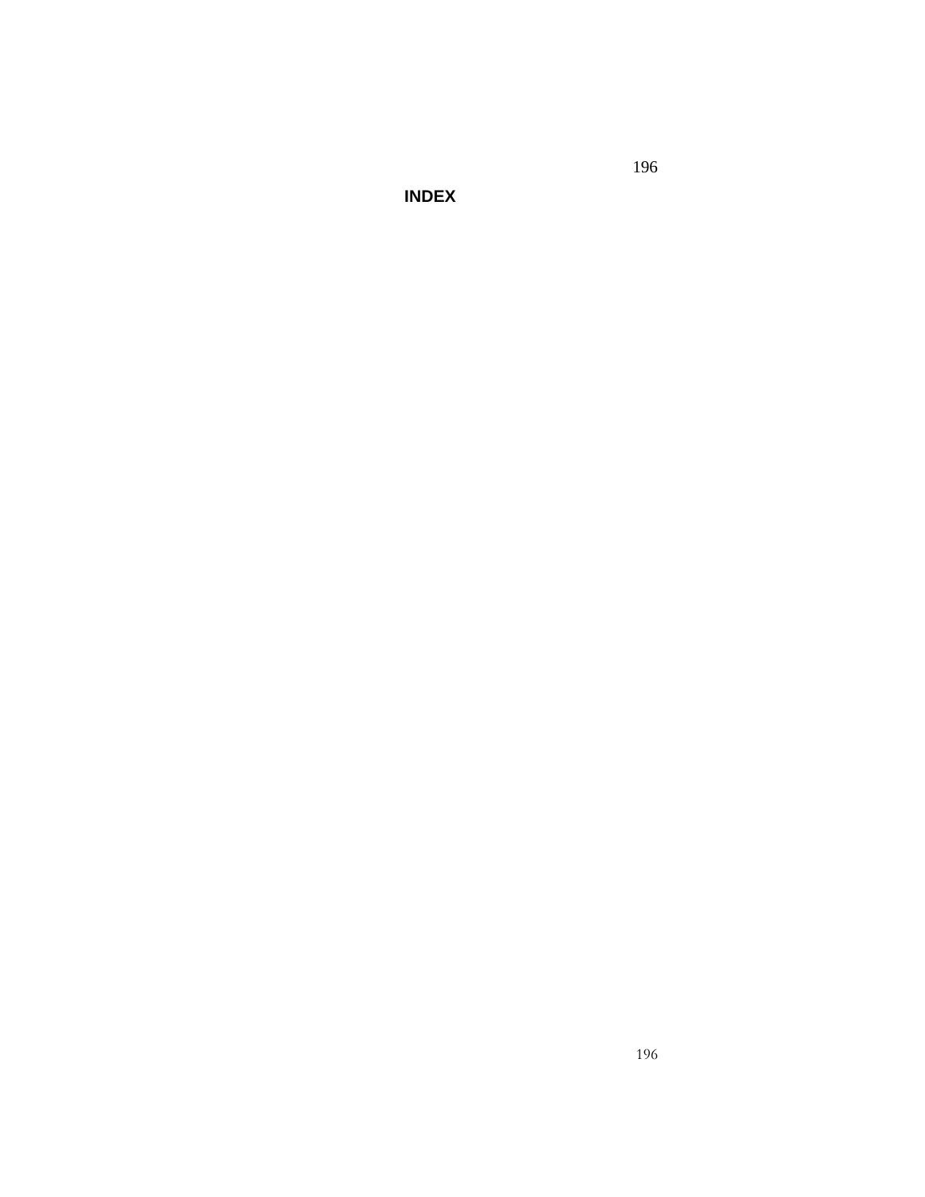# INDEX